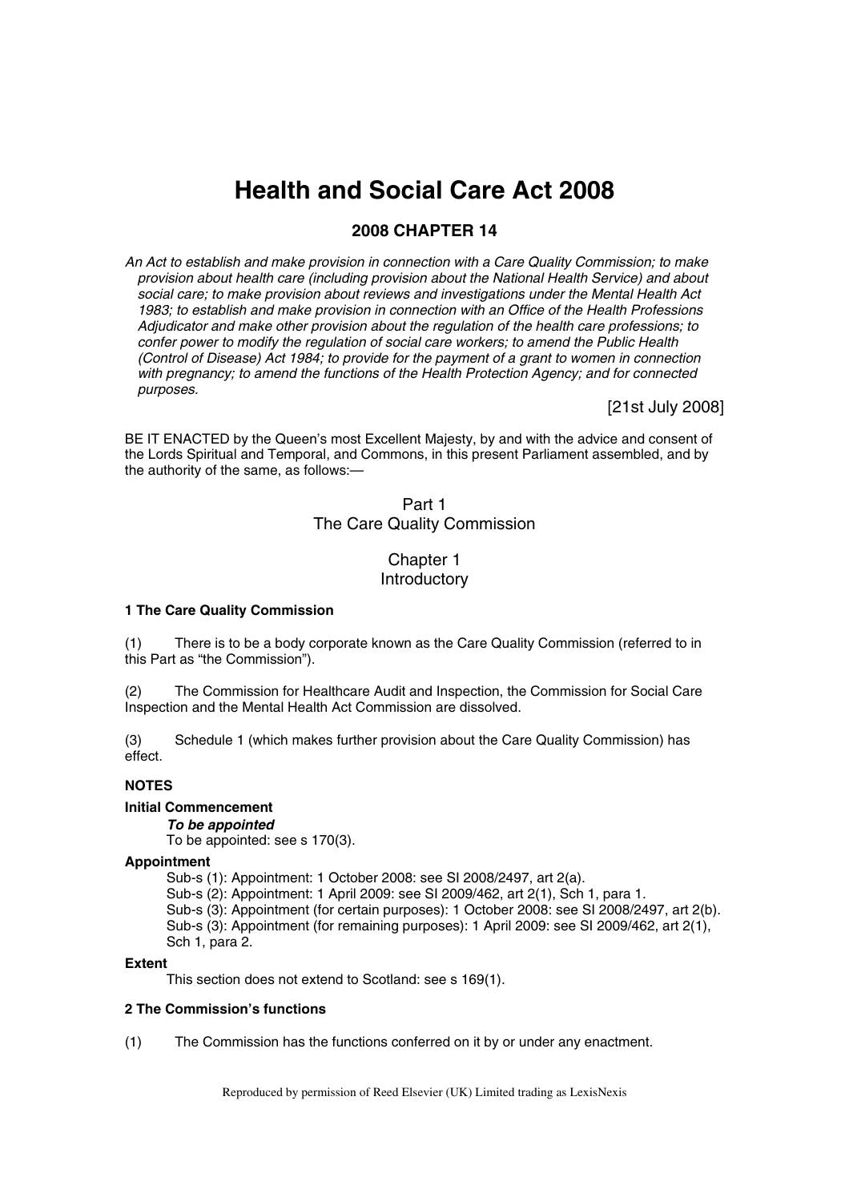# Health and Social Care Act 2008

## 2008 CHAPTER 14

*An Act to establish and make provision in connection with a Care Quality Commission; to make provision about health care (including provision about the National Health Service) and about social care; to make provision about reviews and investigations under the Mental Health Act 1983; to establish and make provision in connection with an Office of the Health Professions Adjudicator and make other provision about the regulation of the health care professions; to confer power to modify the regulation of social care workers; to amend the Public Health (Control of Disease) Act 1984; to provide for the payment of a grant to women in connection with pregnancy; to amend the functions of the Health Protection Agency; and for connected purposes.*

[21st July 2008]

BE IT ENACTED by the Queen's most Excellent Majesty, by and with the advice and consent of the Lords Spiritual and Temporal, and Commons, in this present Parliament assembled, and by the authority of the same, as follows:—

## Part 1
## The Care Quality Commission

### Chapter 1
### Introductory

#### 1 The Care Quality Commission

(1) There is to be a body corporate known as the Care Quality Commission (referred to in this Part as "the Commission").

(2) The Commission for Healthcare Audit and Inspection, the Commission for Social Care Inspection and the Mental Health Act Commission are dissolved.

(3) Schedule 1 (which makes further provision about the Care Quality Commission) has effect.

**NOTES**

**Initial Commencement**

***To be appointed***

To be appointed: see s 170(3).

**Appointment**

Sub-s (1): Appointment: 1 October 2008: see SI 2008/2497, art 2(a).
Sub-s (2): Appointment: 1 April 2009: see SI 2009/462, art 2(1), Sch 1, para 1.
Sub-s (3): Appointment (for certain purposes): 1 October 2008: see SI 2008/2497, art 2(b).
Sub-s (3): Appointment (for remaining purposes): 1 April 2009: see SI 2009/462, art 2(1), Sch 1, para 2.

**Extent**

This section does not extend to Scotland: see s 169(1).

#### 2 The Commission's functions

(1) The Commission has the functions conferred on it by or under any enactment.

Reproduced by permission of Reed Elsevier (UK) Limited trading as LexisNexis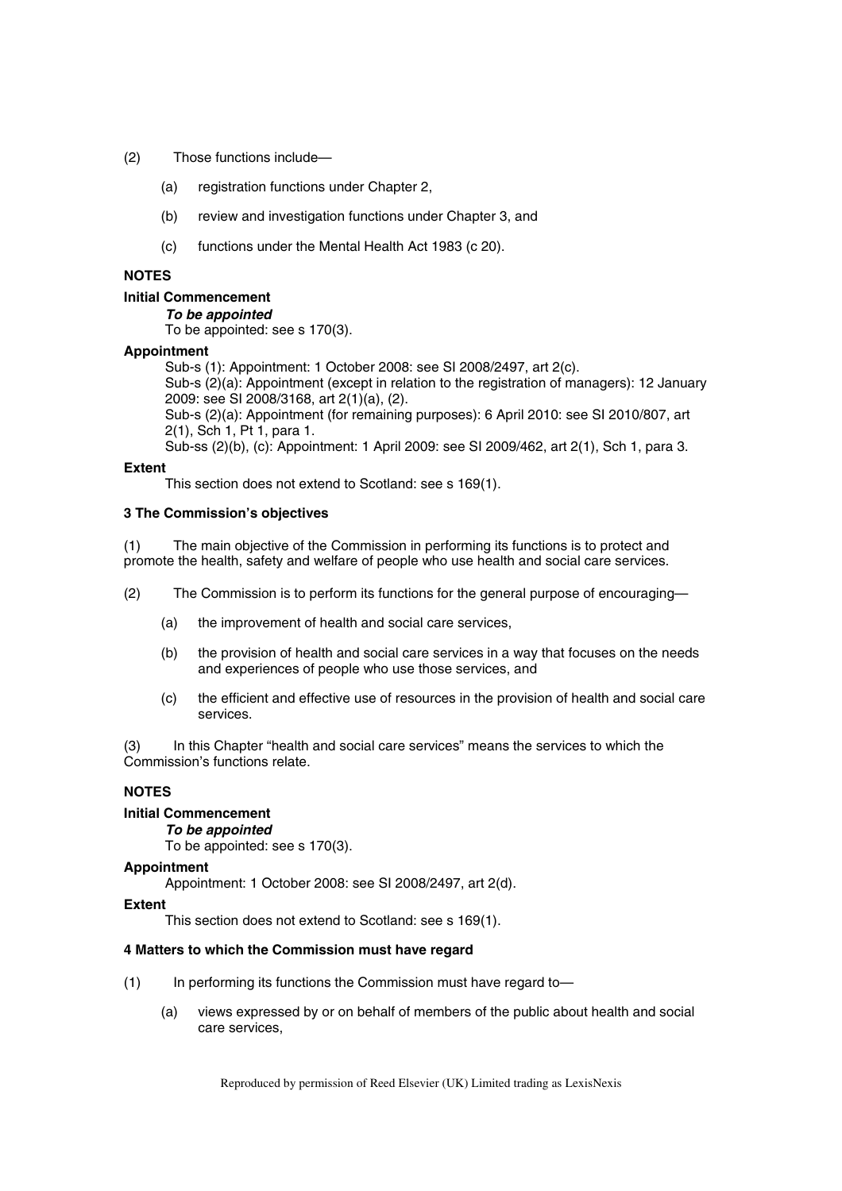(2) Those functions include—

(a) registration functions under Chapter 2,

(b) review and investigation functions under Chapter 3, and

(c) functions under the Mental Health Act 1983 (c 20).

**NOTES**

**Initial Commencement**

***To be appointed***

To be appointed: see s 170(3).

**Appointment**

Sub-s (1): Appointment: 1 October 2008: see SI 2008/2497, art 2(c).

Sub-s (2)(a): Appointment (except in relation to the registration of managers): 12 January 2009: see SI 2008/3168, art 2(1)(a), (2).

Sub-s (2)(a): Appointment (for remaining purposes): 6 April 2010: see SI 2010/807, art 2(1), Sch 1, Pt 1, para 1.

Sub-ss (2)(b), (c): Appointment: 1 April 2009: see SI 2009/462, art 2(1), Sch 1, para 3.

**Extent**

This section does not extend to Scotland: see s 169(1).

**3 The Commission's objectives**

(1) The main objective of the Commission in performing its functions is to protect and promote the health, safety and welfare of people who use health and social care services.

(2) The Commission is to perform its functions for the general purpose of encouraging—

(a) the improvement of health and social care services,

(b) the provision of health and social care services in a way that focuses on the needs and experiences of people who use those services, and

(c) the efficient and effective use of resources in the provision of health and social care services.

(3) In this Chapter "health and social care services" means the services to which the Commission's functions relate.

**NOTES**

**Initial Commencement**

***To be appointed***

To be appointed: see s 170(3).

**Appointment**

Appointment: 1 October 2008: see SI 2008/2497, art 2(d).

**Extent**

This section does not extend to Scotland: see s 169(1).

**4 Matters to which the Commission must have regard**

(1) In performing its functions the Commission must have regard to—

(a) views expressed by or on behalf of members of the public about health and social care services,

Reproduced by permission of Reed Elsevier (UK) Limited trading as LexisNexis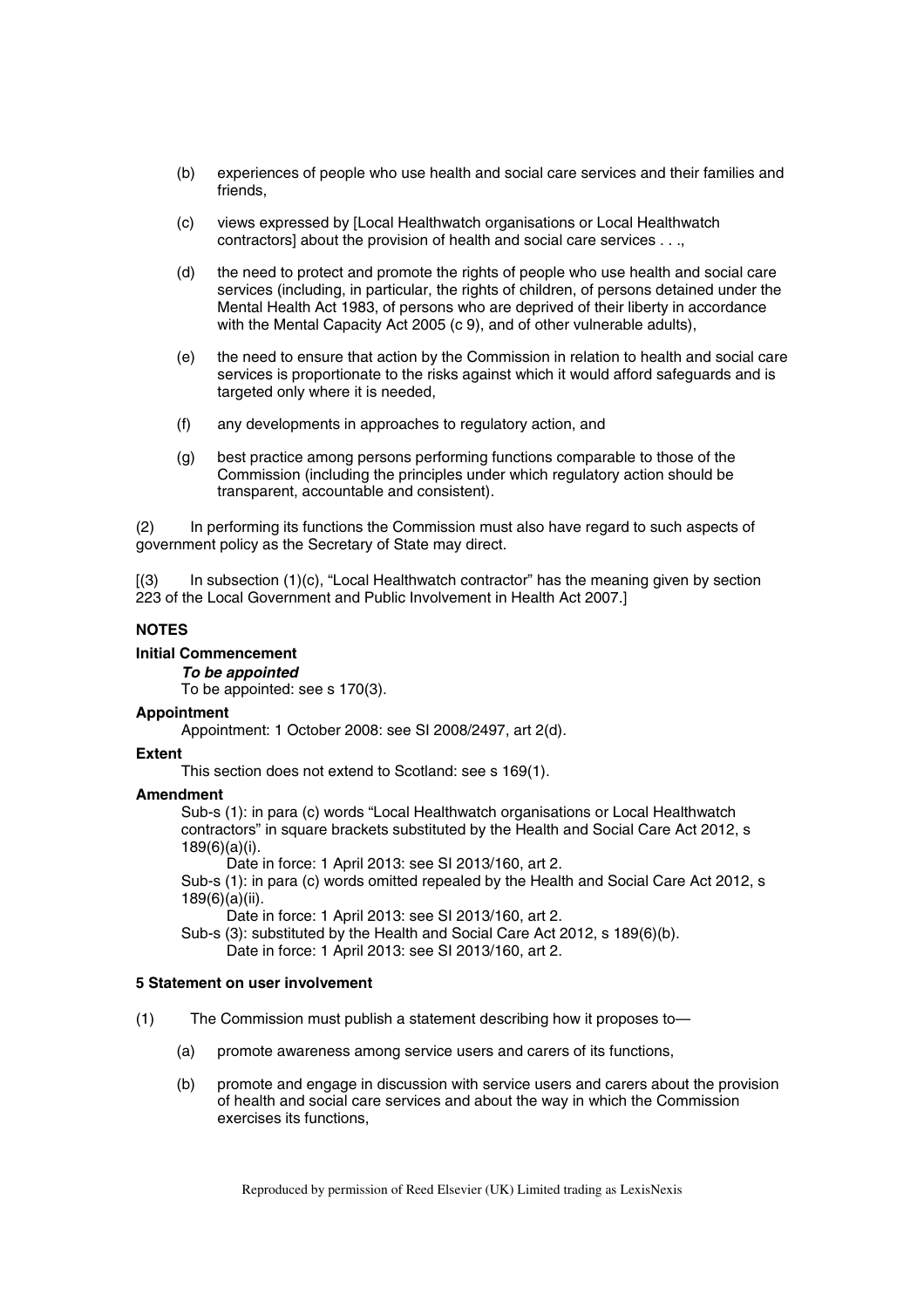(b) experiences of people who use health and social care services and their families and friends,

(c) views expressed by [Local Healthwatch organisations or Local Healthwatch contractors] about the provision of health and social care services . . .,

(d) the need to protect and promote the rights of people who use health and social care services (including, in particular, the rights of children, of persons detained under the Mental Health Act 1983, of persons who are deprived of their liberty in accordance with the Mental Capacity Act 2005 (c 9), and of other vulnerable adults),

(e) the need to ensure that action by the Commission in relation to health and social care services is proportionate to the risks against which it would afford safeguards and is targeted only where it is needed,

(f) any developments in approaches to regulatory action, and

(g) best practice among persons performing functions comparable to those of the Commission (including the principles under which regulatory action should be transparent, accountable and consistent).

(2) In performing its functions the Commission must also have regard to such aspects of government policy as the Secretary of State may direct.

[(3) In subsection (1)(c), "Local Healthwatch contractor" has the meaning given by section 223 of the Local Government and Public Involvement in Health Act 2007.]

**NOTES**

**Initial Commencement**

***To be appointed***

To be appointed: see s 170(3).

**Appointment**

Appointment: 1 October 2008: see SI 2008/2497, art 2(d).

**Extent**

This section does not extend to Scotland: see s 169(1).

**Amendment**

Sub-s (1): in para (c) words "Local Healthwatch organisations or Local Healthwatch contractors" in square brackets substituted by the Health and Social Care Act 2012, s 189(6)(a)(i).

Date in force: 1 April 2013: see SI 2013/160, art 2.

Sub-s (1): in para (c) words omitted repealed by the Health and Social Care Act 2012, s 189(6)(a)(ii).

Date in force: 1 April 2013: see SI 2013/160, art 2.

Sub-s (3): substituted by the Health and Social Care Act 2012, s 189(6)(b).

Date in force: 1 April 2013: see SI 2013/160, art 2.

**5 Statement on user involvement**

(1) The Commission must publish a statement describing how it proposes to—

(a) promote awareness among service users and carers of its functions,

(b) promote and engage in discussion with service users and carers about the provision of health and social care services and about the way in which the Commission exercises its functions,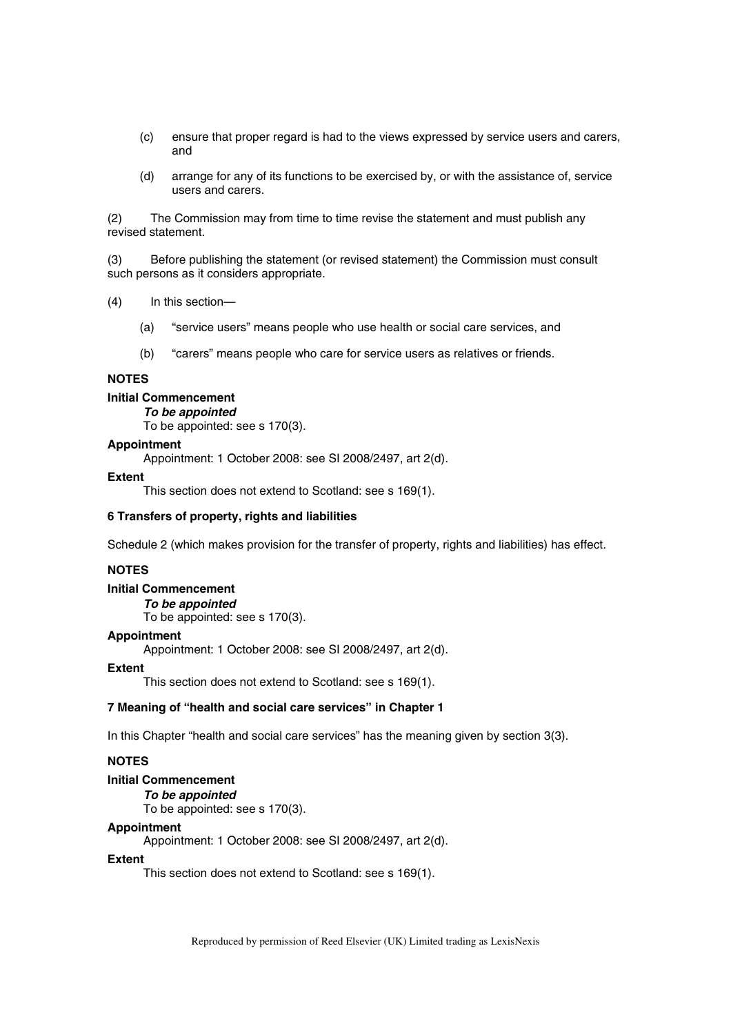(c) ensure that proper regard is had to the views expressed by service users and carers, and

(d) arrange for any of its functions to be exercised by, or with the assistance of, service users and carers.

(2) The Commission may from time to time revise the statement and must publish any revised statement.

(3) Before publishing the statement (or revised statement) the Commission must consult such persons as it considers appropriate.

(4) In this section—

(a) "service users" means people who use health or social care services, and

(b) "carers" means people who care for service users as relatives or friends.

**NOTES**

**Initial Commencement**

***To be appointed***

To be appointed: see s 170(3).

**Appointment**

Appointment: 1 October 2008: see SI 2008/2497, art 2(d).

**Extent**

This section does not extend to Scotland: see s 169(1).

### 6 Transfers of property, rights and liabilities

Schedule 2 (which makes provision for the transfer of property, rights and liabilities) has effect.

**NOTES**

**Initial Commencement**

***To be appointed***

To be appointed: see s 170(3).

**Appointment**

Appointment: 1 October 2008: see SI 2008/2497, art 2(d).

**Extent**

This section does not extend to Scotland: see s 169(1).

### 7 Meaning of "health and social care services" in Chapter 1

In this Chapter "health and social care services" has the meaning given by section 3(3).

**NOTES**

**Initial Commencement**

***To be appointed***

To be appointed: see s 170(3).

**Appointment**

Appointment: 1 October 2008: see SI 2008/2497, art 2(d).

**Extent**

This section does not extend to Scotland: see s 169(1).

Reproduced by permission of Reed Elsevier (UK) Limited trading as LexisNexis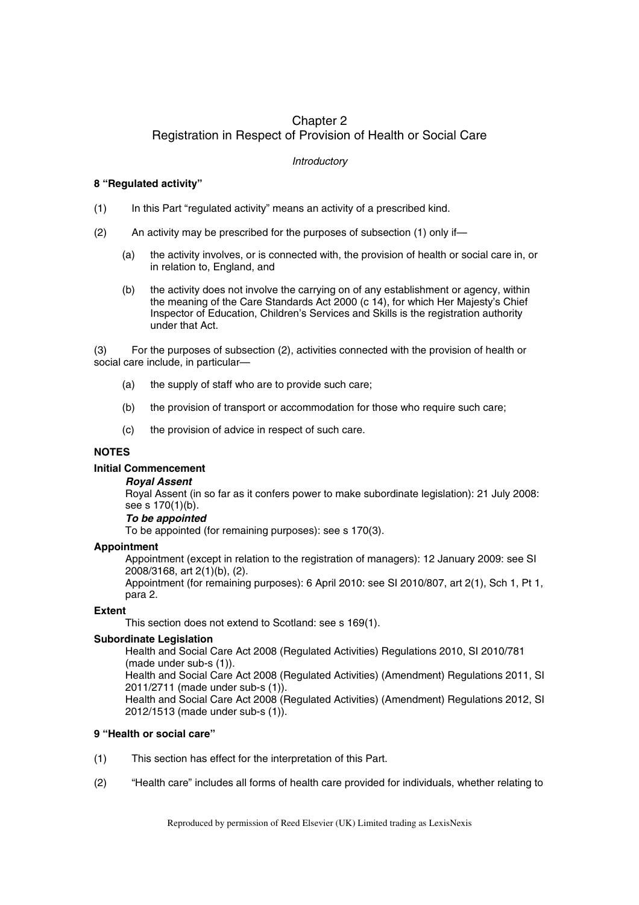# Chapter 2
# Registration in Respect of Provision of Health or Social Care

*Introductory*

### 8 "Regulated activity"

(1) In this Part "regulated activity" means an activity of a prescribed kind.

(2) An activity may be prescribed for the purposes of subsection (1) only if—

(a) the activity involves, or is connected with, the provision of health or social care in, or in relation to, England, and

(b) the activity does not involve the carrying on of any establishment or agency, within the meaning of the Care Standards Act 2000 (c 14), for which Her Majesty's Chief Inspector of Education, Children's Services and Skills is the registration authority under that Act.

(3) For the purposes of subsection (2), activities connected with the provision of health or social care include, in particular—

(a) the supply of staff who are to provide such care;

(b) the provision of transport or accommodation for those who require such care;

(c) the provision of advice in respect of such care.

**NOTES**

**Initial Commencement**

***Royal Assent***

Royal Assent (in so far as it confers power to make subordinate legislation): 21 July 2008: see s 170(1)(b).

***To be appointed***

To be appointed (for remaining purposes): see s 170(3).

**Appointment**

Appointment (except in relation to the registration of managers): 12 January 2009: see SI 2008/3168, art 2(1)(b), (2).

Appointment (for remaining purposes): 6 April 2010: see SI 2010/807, art 2(1), Sch 1, Pt 1, para 2.

**Extent**

This section does not extend to Scotland: see s 169(1).

**Subordinate Legislation**

Health and Social Care Act 2008 (Regulated Activities) Regulations 2010, SI 2010/781 (made under sub-s (1)).

Health and Social Care Act 2008 (Regulated Activities) (Amendment) Regulations 2011, SI 2011/2711 (made under sub-s (1)).

Health and Social Care Act 2008 (Regulated Activities) (Amendment) Regulations 2012, SI 2012/1513 (made under sub-s (1)).

### 9 "Health or social care"

(1) This section has effect for the interpretation of this Part.

(2) "Health care" includes all forms of health care provided for individuals, whether relating to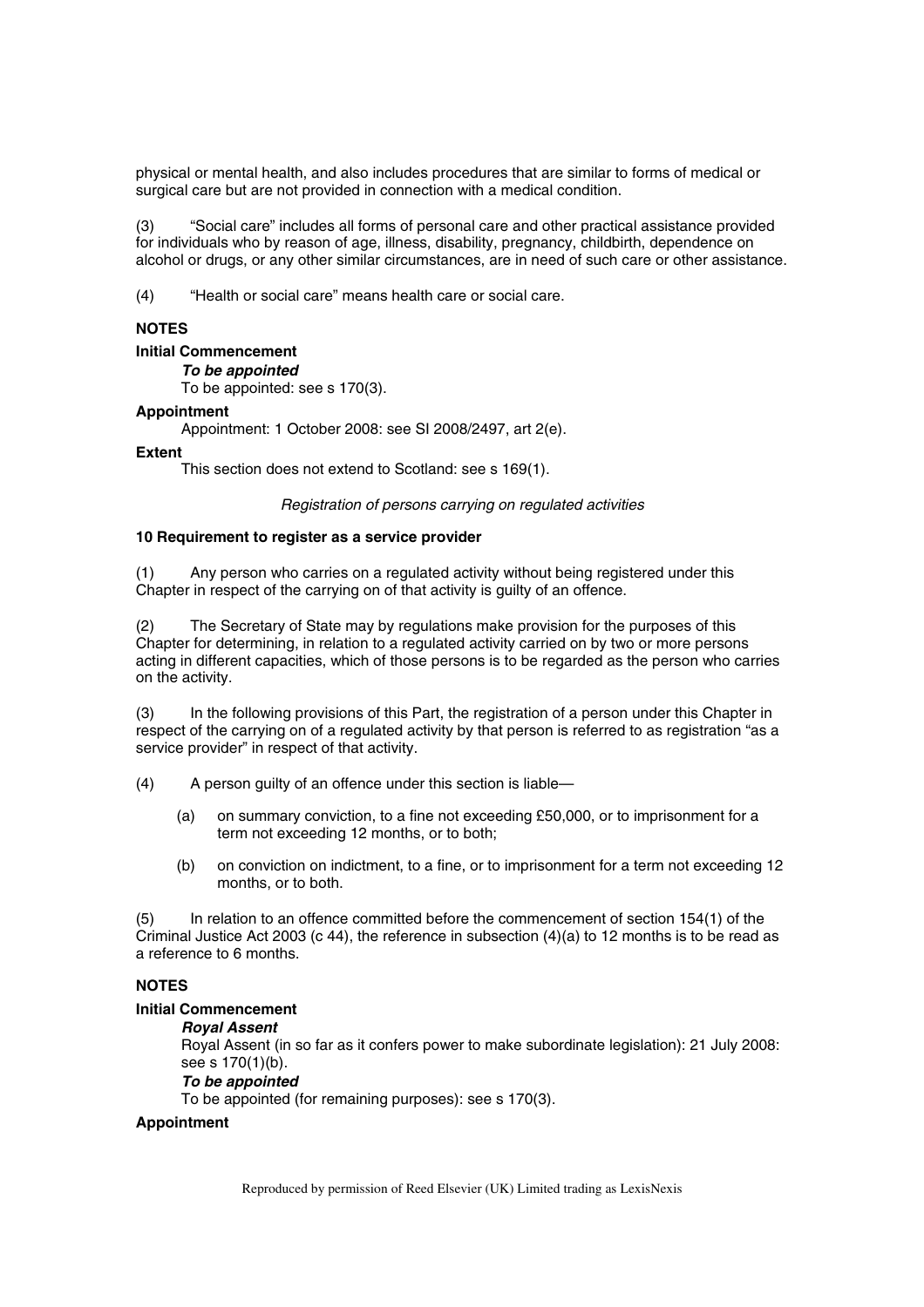physical or mental health, and also includes procedures that are similar to forms of medical or surgical care but are not provided in connection with a medical condition.

(3) "Social care" includes all forms of personal care and other practical assistance provided for individuals who by reason of age, illness, disability, pregnancy, childbirth, dependence on alcohol or drugs, or any other similar circumstances, are in need of such care or other assistance.

(4) "Health or social care" means health care or social care.

**NOTES**

**Initial Commencement**

***To be appointed***

To be appointed: see s 170(3).

**Appointment**

Appointment: 1 October 2008: see SI 2008/2497, art 2(e).

**Extent**

This section does not extend to Scotland: see s 169(1).

*Registration of persons carrying on regulated activities*

**10 Requirement to register as a service provider**

(1) Any person who carries on a regulated activity without being registered under this Chapter in respect of the carrying on of that activity is guilty of an offence.

(2) The Secretary of State may by regulations make provision for the purposes of this Chapter for determining, in relation to a regulated activity carried on by two or more persons acting in different capacities, which of those persons is to be regarded as the person who carries on the activity.

(3) In the following provisions of this Part, the registration of a person under this Chapter in respect of the carrying on of a regulated activity by that person is referred to as registration "as a service provider" in respect of that activity.

(4) A person guilty of an offence under this section is liable—

(a) on summary conviction, to a fine not exceeding £50,000, or to imprisonment for a term not exceeding 12 months, or to both;

(b) on conviction on indictment, to a fine, or to imprisonment for a term not exceeding 12 months, or to both.

(5) In relation to an offence committed before the commencement of section 154(1) of the Criminal Justice Act 2003 (c 44), the reference in subsection (4)(a) to 12 months is to be read as a reference to 6 months.

**NOTES**

**Initial Commencement**

***Royal Assent***

Royal Assent (in so far as it confers power to make subordinate legislation): 21 July 2008: see s 170(1)(b).

***To be appointed***

To be appointed (for remaining purposes): see s 170(3).

**Appointment**

Reproduced by permission of Reed Elsevier (UK) Limited trading as LexisNexis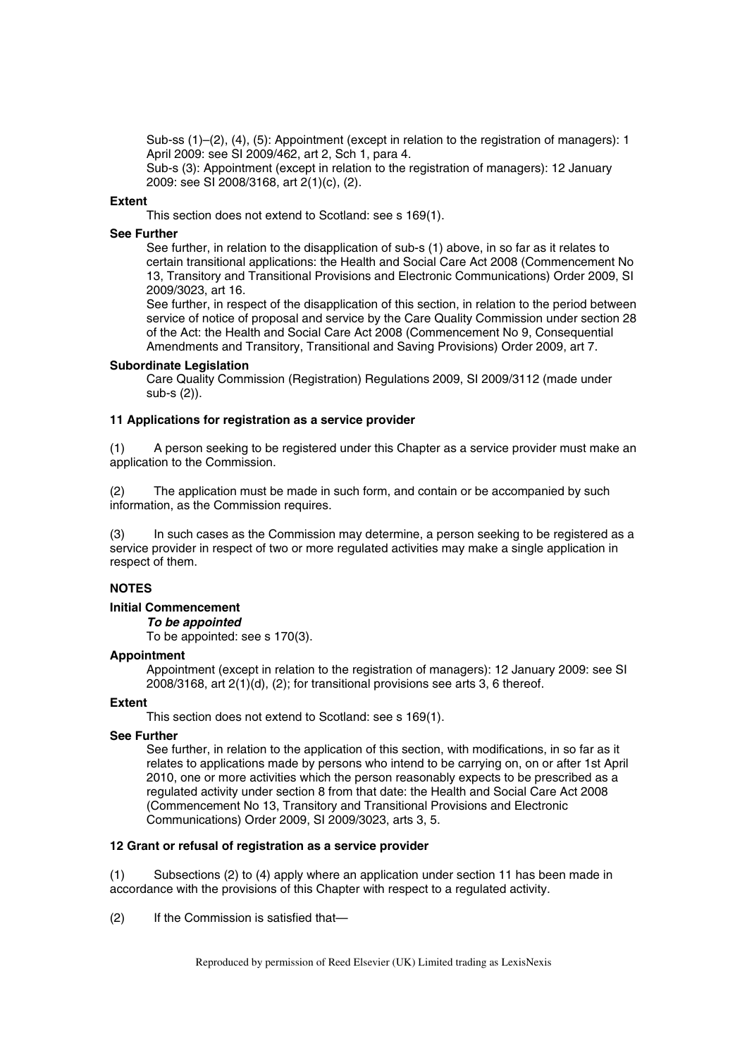Sub-ss (1)–(2), (4), (5): Appointment (except in relation to the registration of managers): 1 April 2009: see SI 2009/462, art 2, Sch 1, para 4.
Sub-s (3): Appointment (except in relation to the registration of managers): 12 January 2009: see SI 2008/3168, art 2(1)(c), (2).

**Extent**

This section does not extend to Scotland: see s 169(1).

**See Further**

See further, in relation to the disapplication of sub-s (1) above, in so far as it relates to certain transitional applications: the Health and Social Care Act 2008 (Commencement No 13, Transitory and Transitional Provisions and Electronic Communications) Order 2009, SI 2009/3023, art 16.
See further, in respect of the disapplication of this section, in relation to the period between service of notice of proposal and service by the Care Quality Commission under section 28 of the Act: the Health and Social Care Act 2008 (Commencement No 9, Consequential Amendments and Transitory, Transitional and Saving Provisions) Order 2009, art 7.

**Subordinate Legislation**

Care Quality Commission (Registration) Regulations 2009, SI 2009/3112 (made under sub-s (2)).

### 11 Applications for registration as a service provider

(1) A person seeking to be registered under this Chapter as a service provider must make an application to the Commission.

(2) The application must be made in such form, and contain or be accompanied by such information, as the Commission requires.

(3) In such cases as the Commission may determine, a person seeking to be registered as a service provider in respect of two or more regulated activities may make a single application in respect of them.

**NOTES**

**Initial Commencement**

***To be appointed***

To be appointed: see s 170(3).

**Appointment**

Appointment (except in relation to the registration of managers): 12 January 2009: see SI 2008/3168, art 2(1)(d), (2); for transitional provisions see arts 3, 6 thereof.

**Extent**

This section does not extend to Scotland: see s 169(1).

**See Further**

See further, in relation to the application of this section, with modifications, in so far as it relates to applications made by persons who intend to be carrying on, on or after 1st April 2010, one or more activities which the person reasonably expects to be prescribed as a regulated activity under section 8 from that date: the Health and Social Care Act 2008 (Commencement No 13, Transitory and Transitional Provisions and Electronic Communications) Order 2009, SI 2009/3023, arts 3, 5.

### 12 Grant or refusal of registration as a service provider

(1) Subsections (2) to (4) apply where an application under section 11 has been made in accordance with the provisions of this Chapter with respect to a regulated activity.

(2) If the Commission is satisfied that—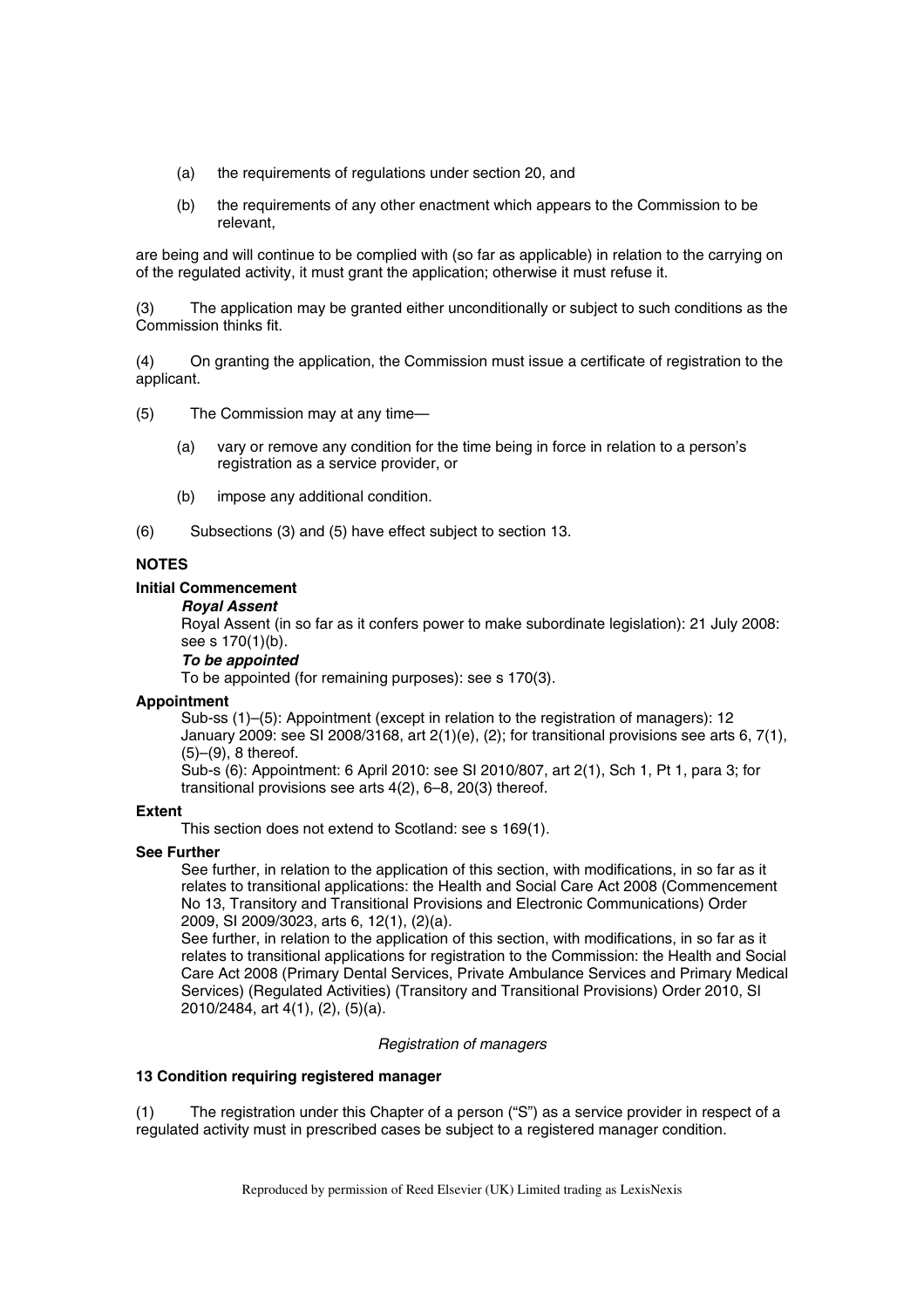(a) the requirements of regulations under section 20, and

(b) the requirements of any other enactment which appears to the Commission to be relevant,

are being and will continue to be complied with (so far as applicable) in relation to the carrying on of the regulated activity, it must grant the application; otherwise it must refuse it.

(3) The application may be granted either unconditionally or subject to such conditions as the Commission thinks fit.

(4) On granting the application, the Commission must issue a certificate of registration to the applicant.

(5) The Commission may at any time—

(a) vary or remove any condition for the time being in force in relation to a person's registration as a service provider, or

(b) impose any additional condition.

(6) Subsections (3) and (5) have effect subject to section 13.

**NOTES**

**Initial Commencement**

***Royal Assent***

Royal Assent (in so far as it confers power to make subordinate legislation): 21 July 2008: see s 170(1)(b).

***To be appointed***

To be appointed (for remaining purposes): see s 170(3).

**Appointment**

Sub-ss (1)–(5): Appointment (except in relation to the registration of managers): 12 January 2009: see SI 2008/3168, art 2(1)(e), (2); for transitional provisions see arts 6, 7(1), (5)–(9), 8 thereof.

Sub-s (6): Appointment: 6 April 2010: see SI 2010/807, art 2(1), Sch 1, Pt 1, para 3; for transitional provisions see arts 4(2), 6–8, 20(3) thereof.

**Extent**

This section does not extend to Scotland: see s 169(1).

**See Further**

See further, in relation to the application of this section, with modifications, in so far as it relates to transitional applications: the Health and Social Care Act 2008 (Commencement No 13, Transitory and Transitional Provisions and Electronic Communications) Order 2009, SI 2009/3023, arts 6, 12(1), (2)(a).

See further, in relation to the application of this section, with modifications, in so far as it relates to transitional applications for registration to the Commission: the Health and Social Care Act 2008 (Primary Dental Services, Private Ambulance Services and Primary Medical Services) (Regulated Activities) (Transitory and Transitional Provisions) Order 2010, SI 2010/2484, art 4(1), (2), (5)(a).

*Registration of managers*

**13 Condition requiring registered manager**

(1) The registration under this Chapter of a person ("S") as a service provider in respect of a regulated activity must in prescribed cases be subject to a registered manager condition.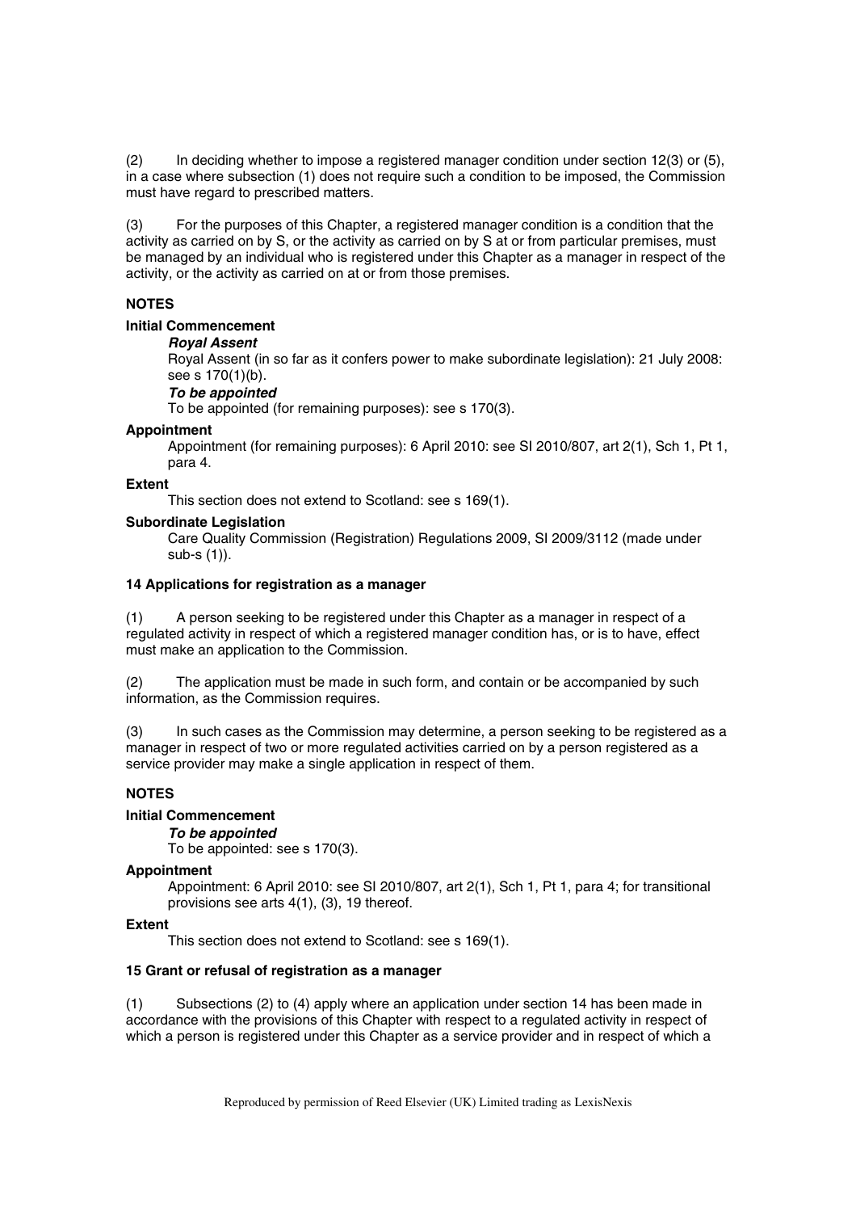(2) In deciding whether to impose a registered manager condition under section 12(3) or (5), in a case where subsection (1) does not require such a condition to be imposed, the Commission must have regard to prescribed matters.

(3) For the purposes of this Chapter, a registered manager condition is a condition that the activity as carried on by S, or the activity as carried on by S at or from particular premises, must be managed by an individual who is registered under this Chapter as a manager in respect of the activity, or the activity as carried on at or from those premises.

**NOTES**

**Initial Commencement**

***Royal Assent***

Royal Assent (in so far as it confers power to make subordinate legislation): 21 July 2008: see s 170(1)(b).

***To be appointed***

To be appointed (for remaining purposes): see s 170(3).

**Appointment**

Appointment (for remaining purposes): 6 April 2010: see SI 2010/807, art 2(1), Sch 1, Pt 1, para 4.

**Extent**

This section does not extend to Scotland: see s 169(1).

**Subordinate Legislation**

Care Quality Commission (Registration) Regulations 2009, SI 2009/3112 (made under sub-s (1)).

**14 Applications for registration as a manager**

(1) A person seeking to be registered under this Chapter as a manager in respect of a regulated activity in respect of which a registered manager condition has, or is to have, effect must make an application to the Commission.

(2) The application must be made in such form, and contain or be accompanied by such information, as the Commission requires.

(3) In such cases as the Commission may determine, a person seeking to be registered as a manager in respect of two or more regulated activities carried on by a person registered as a service provider may make a single application in respect of them.

**NOTES**

**Initial Commencement**

***To be appointed***

To be appointed: see s 170(3).

**Appointment**

Appointment: 6 April 2010: see SI 2010/807, art 2(1), Sch 1, Pt 1, para 4; for transitional provisions see arts 4(1), (3), 19 thereof.

**Extent**

This section does not extend to Scotland: see s 169(1).

**15 Grant or refusal of registration as a manager**

(1) Subsections (2) to (4) apply where an application under section 14 has been made in accordance with the provisions of this Chapter with respect to a regulated activity in respect of which a person is registered under this Chapter as a service provider and in respect of which a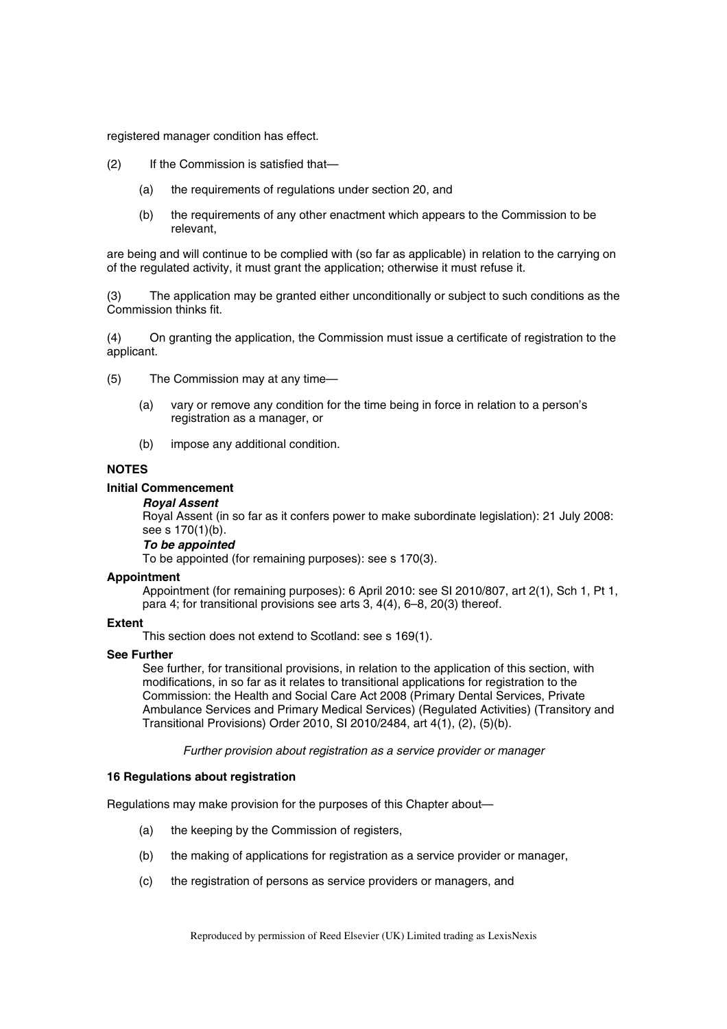registered manager condition has effect.

(2) If the Commission is satisfied that—

(a) the requirements of regulations under section 20, and

(b) the requirements of any other enactment which appears to the Commission to be relevant,

are being and will continue to be complied with (so far as applicable) in relation to the carrying on of the regulated activity, it must grant the application; otherwise it must refuse it.

(3) The application may be granted either unconditionally or subject to such conditions as the Commission thinks fit.

(4) On granting the application, the Commission must issue a certificate of registration to the applicant.

(5) The Commission may at any time—

(a) vary or remove any condition for the time being in force in relation to a person's registration as a manager, or

(b) impose any additional condition.

**NOTES**

**Initial Commencement**

***Royal Assent***

Royal Assent (in so far as it confers power to make subordinate legislation): 21 July 2008: see s 170(1)(b).

***To be appointed***

To be appointed (for remaining purposes): see s 170(3).

**Appointment**

Appointment (for remaining purposes): 6 April 2010: see SI 2010/807, art 2(1), Sch 1, Pt 1, para 4; for transitional provisions see arts 3, 4(4), 6–8, 20(3) thereof.

**Extent**

This section does not extend to Scotland: see s 169(1).

**See Further**

See further, for transitional provisions, in relation to the application of this section, with modifications, in so far as it relates to transitional applications for registration to the Commission: the Health and Social Care Act 2008 (Primary Dental Services, Private Ambulance Services and Primary Medical Services) (Regulated Activities) (Transitory and Transitional Provisions) Order 2010, SI 2010/2484, art 4(1), (2), (5)(b).

*Further provision about registration as a service provider or manager*

**16 Regulations about registration**

Regulations may make provision for the purposes of this Chapter about—

(a) the keeping by the Commission of registers,

(b) the making of applications for registration as a service provider or manager,

(c) the registration of persons as service providers or managers, and

Reproduced by permission of Reed Elsevier (UK) Limited trading as LexisNexis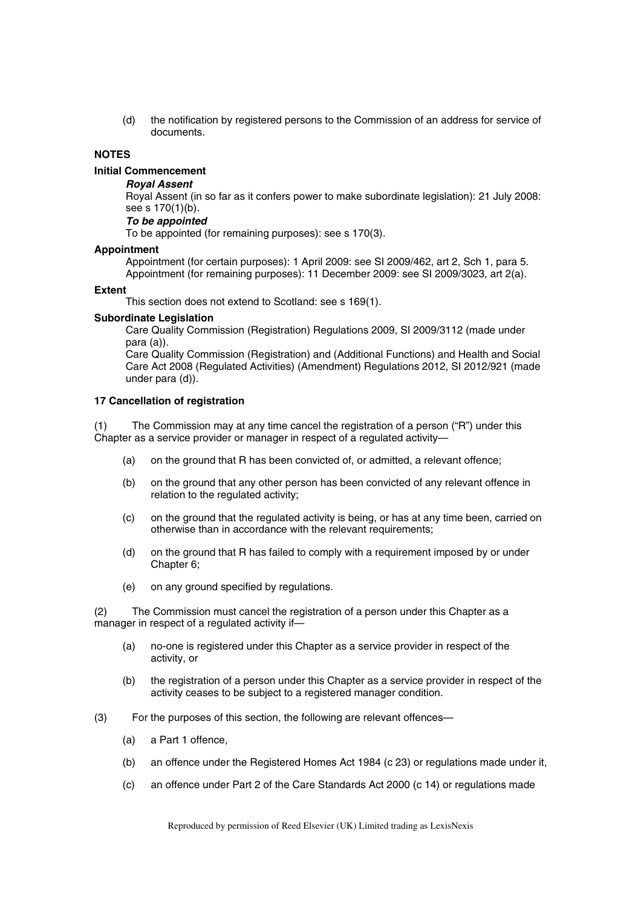(d) the notification by registered persons to the Commission of an address for service of documents.

**NOTES**

**Initial Commencement**

***Royal Assent***

Royal Assent (in so far as it confers power to make subordinate legislation): 21 July 2008: see s 170(1)(b).

***To be appointed***

To be appointed (for remaining purposes): see s 170(3).

**Appointment**

Appointment (for certain purposes): 1 April 2009: see SI 2009/462, art 2, Sch 1, para 5.
Appointment (for remaining purposes): 11 December 2009: see SI 2009/3023, art 2(a).

**Extent**

This section does not extend to Scotland: see s 169(1).

**Subordinate Legislation**

Care Quality Commission (Registration) Regulations 2009, SI 2009/3112 (made under para (a)).
Care Quality Commission (Registration) and (Additional Functions) and Health and Social Care Act 2008 (Regulated Activities) (Amendment) Regulations 2012, SI 2012/921 (made under para (d)).

**17 Cancellation of registration**

(1) The Commission may at any time cancel the registration of a person ("R") under this Chapter as a service provider or manager in respect of a regulated activity—

(a) on the ground that R has been convicted of, or admitted, a relevant offence;

(b) on the ground that any other person has been convicted of any relevant offence in relation to the regulated activity;

(c) on the ground that the regulated activity is being, or has at any time been, carried on otherwise than in accordance with the relevant requirements;

(d) on the ground that R has failed to comply with a requirement imposed by or under Chapter 6;

(e) on any ground specified by regulations.

(2) The Commission must cancel the registration of a person under this Chapter as a manager in respect of a regulated activity if—

(a) no-one is registered under this Chapter as a service provider in respect of the activity, or

(b) the registration of a person under this Chapter as a service provider in respect of the activity ceases to be subject to a registered manager condition.

(3) For the purposes of this section, the following are relevant offences—

(a) a Part 1 offence,

(b) an offence under the Registered Homes Act 1984 (c 23) or regulations made under it,

(c) an offence under Part 2 of the Care Standards Act 2000 (c 14) or regulations made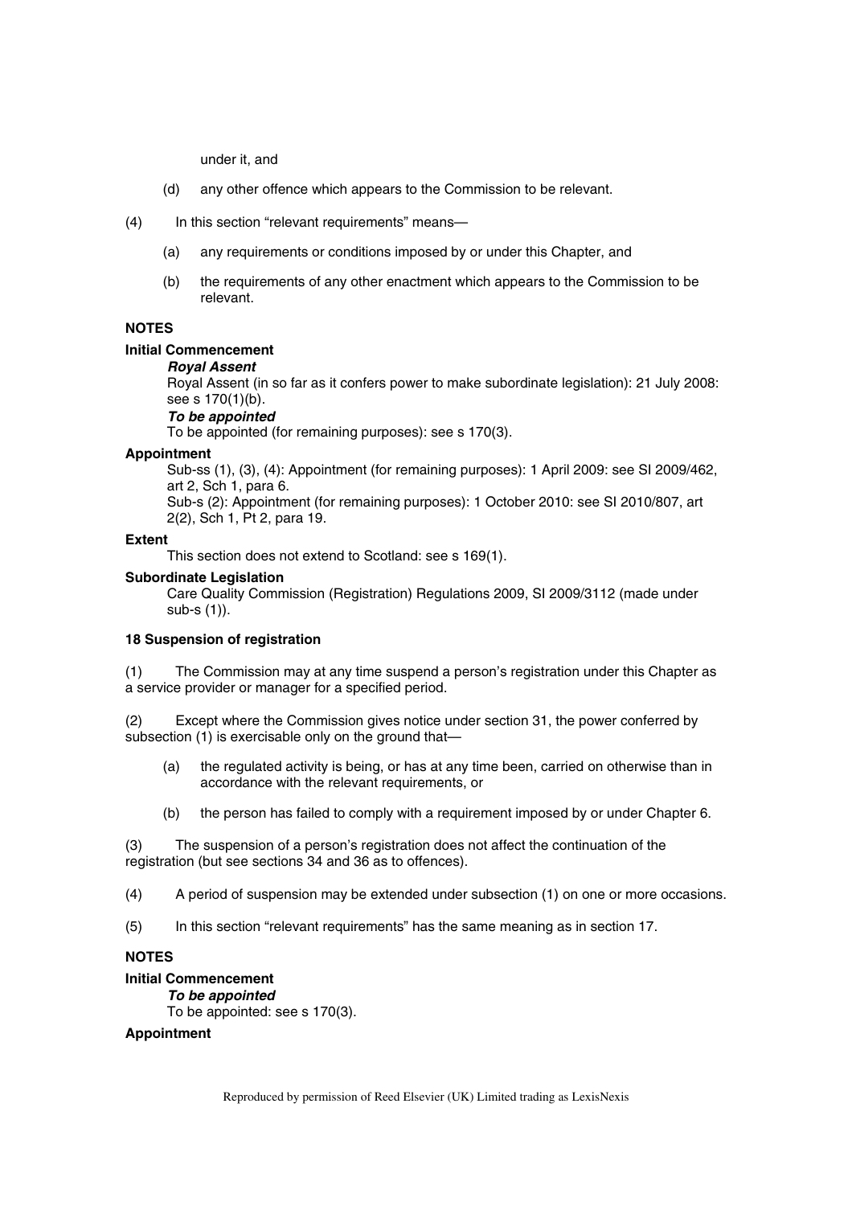under it, and

(d) any other offence which appears to the Commission to be relevant.

(4) In this section "relevant requirements" means—

(a) any requirements or conditions imposed by or under this Chapter, and

(b) the requirements of any other enactment which appears to the Commission to be relevant.

**NOTES**

**Initial Commencement**

***Royal Assent***

Royal Assent (in so far as it confers power to make subordinate legislation): 21 July 2008: see s 170(1)(b).

***To be appointed***

To be appointed (for remaining purposes): see s 170(3).

**Appointment**

Sub-ss (1), (3), (4): Appointment (for remaining purposes): 1 April 2009: see SI 2009/462, art 2, Sch 1, para 6.

Sub-s (2): Appointment (for remaining purposes): 1 October 2010: see SI 2010/807, art 2(2), Sch 1, Pt 2, para 19.

**Extent**

This section does not extend to Scotland: see s 169(1).

**Subordinate Legislation**

Care Quality Commission (Registration) Regulations 2009, SI 2009/3112 (made under sub-s (1)).

**18 Suspension of registration**

(1) The Commission may at any time suspend a person's registration under this Chapter as a service provider or manager for a specified period.

(2) Except where the Commission gives notice under section 31, the power conferred by subsection (1) is exercisable only on the ground that—

(a) the regulated activity is being, or has at any time been, carried on otherwise than in accordance with the relevant requirements, or

(b) the person has failed to comply with a requirement imposed by or under Chapter 6.

(3) The suspension of a person's registration does not affect the continuation of the registration (but see sections 34 and 36 as to offences).

(4) A period of suspension may be extended under subsection (1) on one or more occasions.

(5) In this section "relevant requirements" has the same meaning as in section 17.

**NOTES**

**Initial Commencement**

***To be appointed***

To be appointed: see s 170(3).

**Appointment**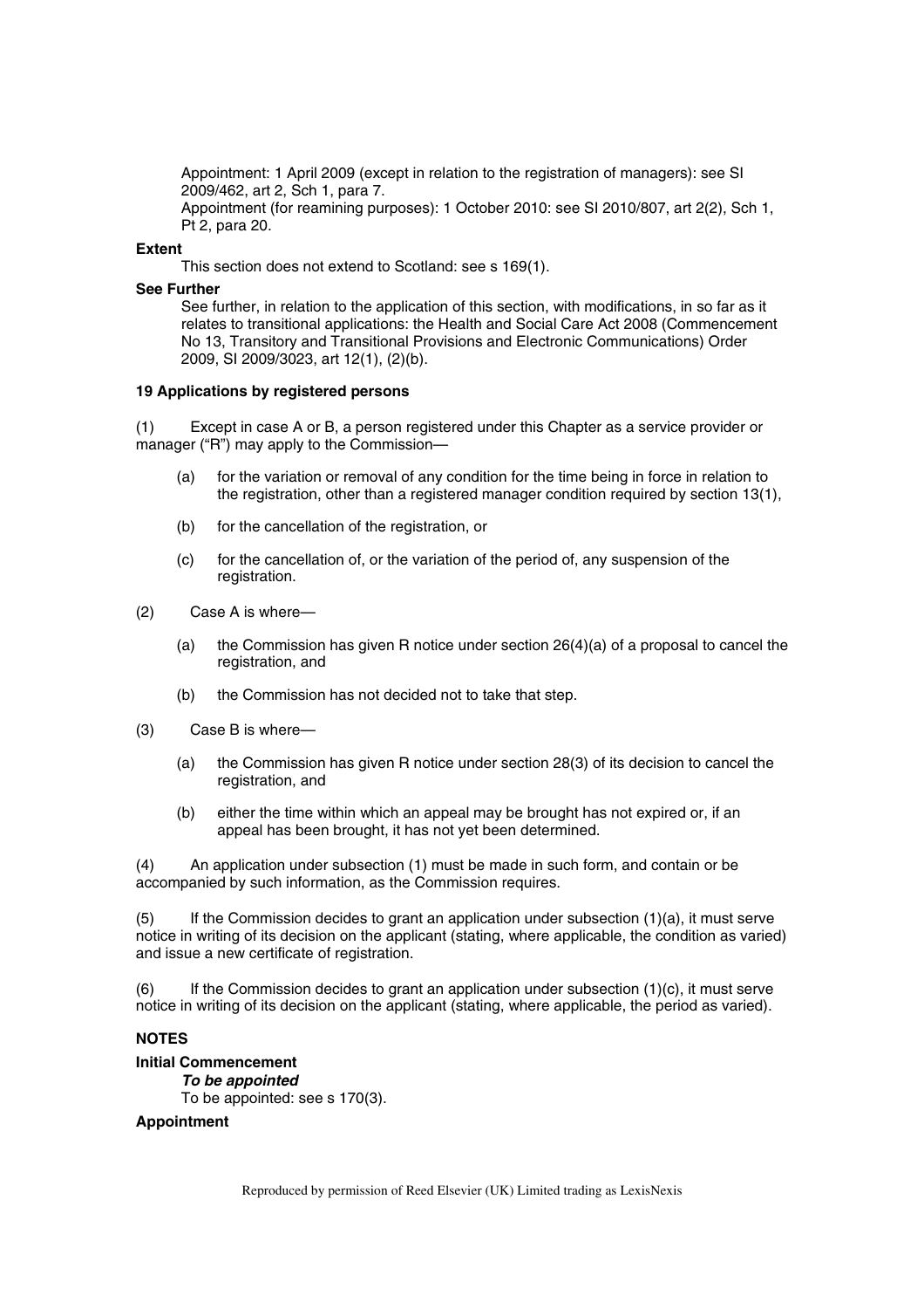Appointment: 1 April 2009 (except in relation to the registration of managers): see SI 2009/462, art 2, Sch 1, para 7.

Appointment (for reamining purposes): 1 October 2010: see SI 2010/807, art 2(2), Sch 1, Pt 2, para 20.

**Extent**

This section does not extend to Scotland: see s 169(1).

**See Further**

See further, in relation to the application of this section, with modifications, in so far as it relates to transitional applications: the Health and Social Care Act 2008 (Commencement No 13, Transitory and Transitional Provisions and Electronic Communications) Order 2009, SI 2009/3023, art 12(1), (2)(b).

**19 Applications by registered persons**

(1) Except in case A or B, a person registered under this Chapter as a service provider or manager ("R") may apply to the Commission—

(a) for the variation or removal of any condition for the time being in force in relation to the registration, other than a registered manager condition required by section 13(1),

(b) for the cancellation of the registration, or

(c) for the cancellation of, or the variation of the period of, any suspension of the registration.

(2) Case A is where—

(a) the Commission has given R notice under section 26(4)(a) of a proposal to cancel the registration, and

(b) the Commission has not decided not to take that step.

(3) Case B is where—

(a) the Commission has given R notice under section 28(3) of its decision to cancel the registration, and

(b) either the time within which an appeal may be brought has not expired or, if an appeal has been brought, it has not yet been determined.

(4) An application under subsection (1) must be made in such form, and contain or be accompanied by such information, as the Commission requires.

(5) If the Commission decides to grant an application under subsection (1)(a), it must serve notice in writing of its decision on the applicant (stating, where applicable, the condition as varied) and issue a new certificate of registration.

(6) If the Commission decides to grant an application under subsection (1)(c), it must serve notice in writing of its decision on the applicant (stating, where applicable, the period as varied).

**NOTES**

**Initial Commencement**

***To be appointed***

To be appointed: see s 170(3).

**Appointment**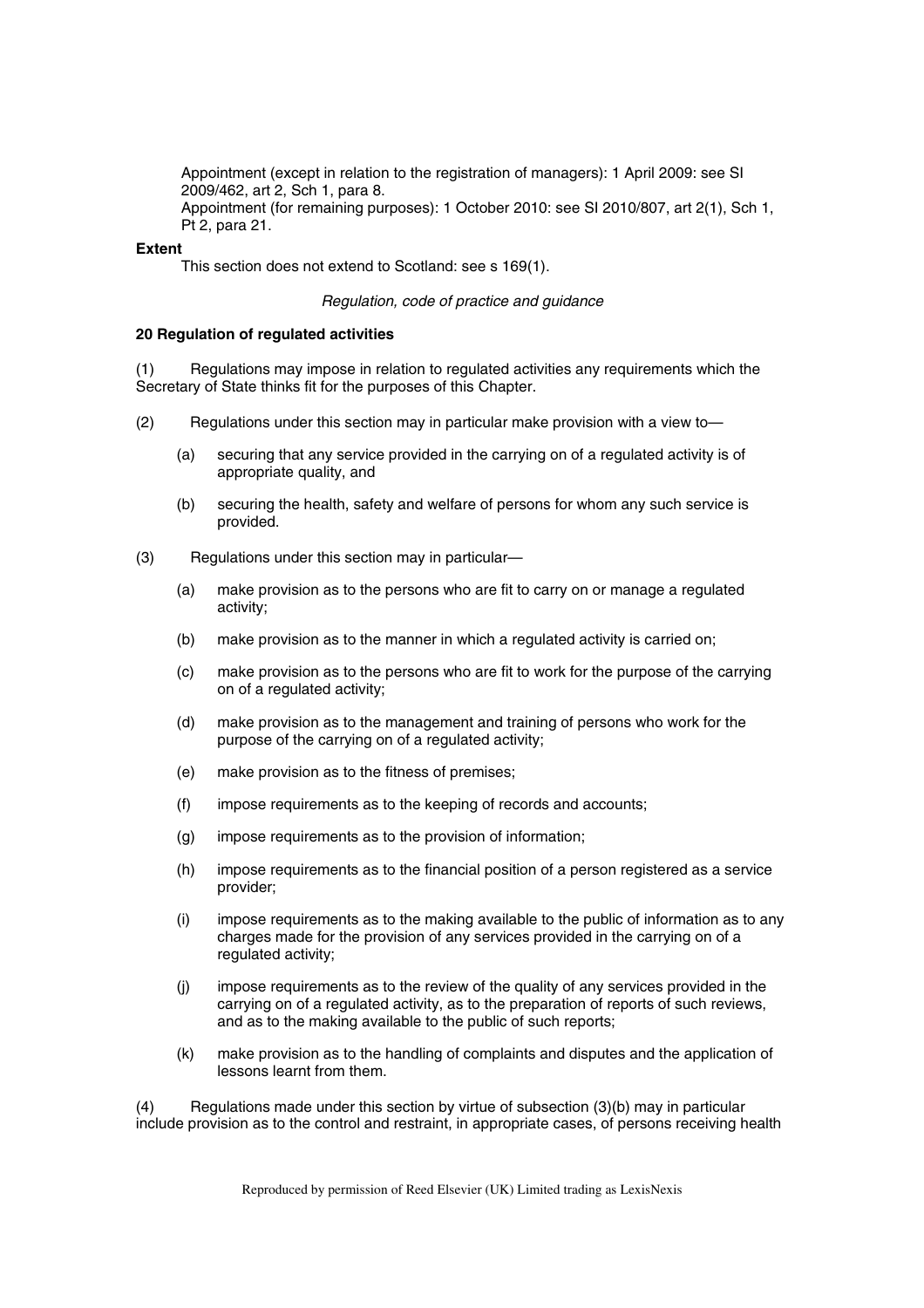Appointment (except in relation to the registration of managers): 1 April 2009: see SI 2009/462, art 2, Sch 1, para 8.
Appointment (for remaining purposes): 1 October 2010: see SI 2010/807, art 2(1), Sch 1, Pt 2, para 21.

**Extent**

This section does not extend to Scotland: see s 169(1).

*Regulation, code of practice and guidance*

**20 Regulation of regulated activities**

(1) Regulations may impose in relation to regulated activities any requirements which the Secretary of State thinks fit for the purposes of this Chapter.

(2) Regulations under this section may in particular make provision with a view to—

(a) securing that any service provided in the carrying on of a regulated activity is of appropriate quality, and

(b) securing the health, safety and welfare of persons for whom any such service is provided.

(3) Regulations under this section may in particular—

(a) make provision as to the persons who are fit to carry on or manage a regulated activity;

(b) make provision as to the manner in which a regulated activity is carried on;

(c) make provision as to the persons who are fit to work for the purpose of the carrying on of a regulated activity;

(d) make provision as to the management and training of persons who work for the purpose of the carrying on of a regulated activity;

(e) make provision as to the fitness of premises;

(f) impose requirements as to the keeping of records and accounts;

(g) impose requirements as to the provision of information;

(h) impose requirements as to the financial position of a person registered as a service provider;

(i) impose requirements as to the making available to the public of information as to any charges made for the provision of any services provided in the carrying on of a regulated activity;

(j) impose requirements as to the review of the quality of any services provided in the carrying on of a regulated activity, as to the preparation of reports of such reviews, and as to the making available to the public of such reports;

(k) make provision as to the handling of complaints and disputes and the application of lessons learnt from them.

(4) Regulations made under this section by virtue of subsection (3)(b) may in particular include provision as to the control and restraint, in appropriate cases, of persons receiving health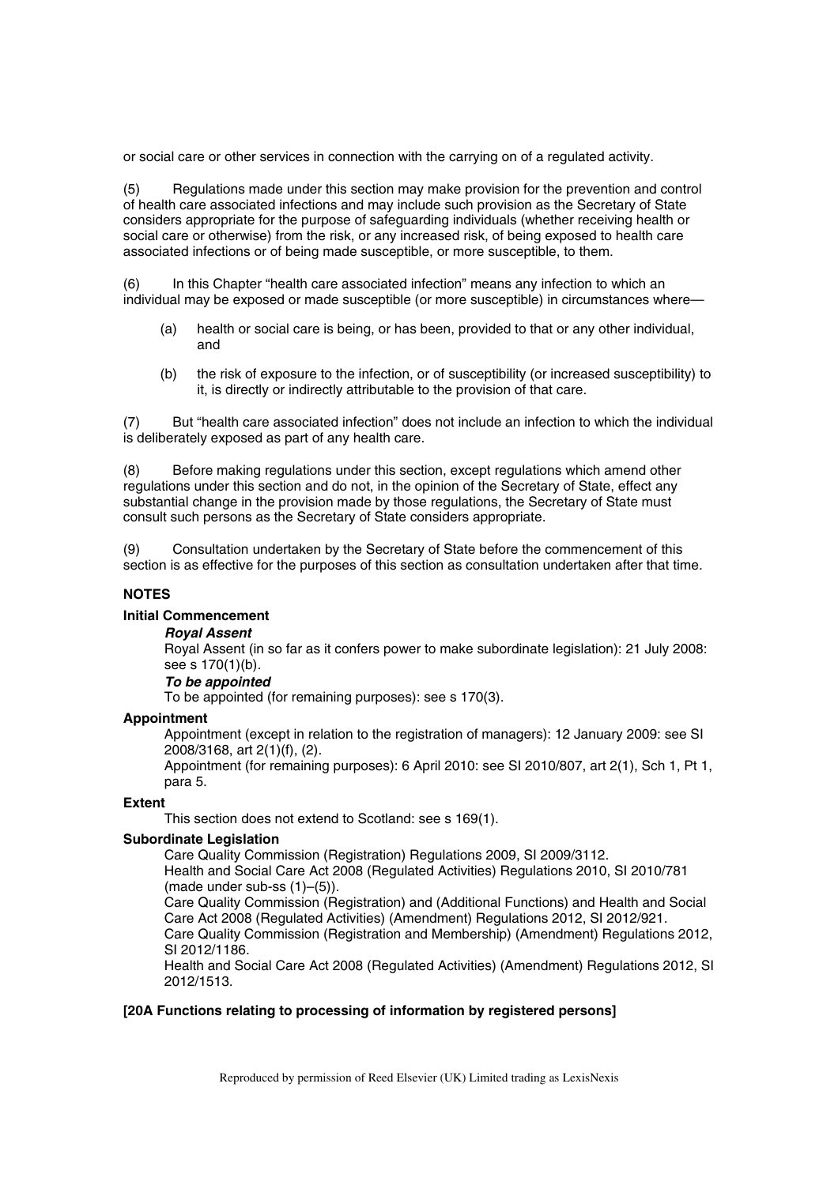or social care or other services in connection with the carrying on of a regulated activity.

(5) Regulations made under this section may make provision for the prevention and control of health care associated infections and may include such provision as the Secretary of State considers appropriate for the purpose of safeguarding individuals (whether receiving health or social care or otherwise) from the risk, or any increased risk, of being exposed to health care associated infections or of being made susceptible, or more susceptible, to them.

(6) In this Chapter "health care associated infection" means any infection to which an individual may be exposed or made susceptible (or more susceptible) in circumstances where—

- (a) health or social care is being, or has been, provided to that or any other individual, and
- (b) the risk of exposure to the infection, or of susceptibility (or increased susceptibility) to it, is directly or indirectly attributable to the provision of that care.

(7) But "health care associated infection" does not include an infection to which the individual is deliberately exposed as part of any health care.

(8) Before making regulations under this section, except regulations which amend other regulations under this section and do not, in the opinion of the Secretary of State, effect any substantial change in the provision made by those regulations, the Secretary of State must consult such persons as the Secretary of State considers appropriate.

(9) Consultation undertaken by the Secretary of State before the commencement of this section is as effective for the purposes of this section as consultation undertaken after that time.

**NOTES**

**Initial Commencement**

***Royal Assent***

Royal Assent (in so far as it confers power to make subordinate legislation): 21 July 2008: see s 170(1)(b).

***To be appointed***

To be appointed (for remaining purposes): see s 170(3).

**Appointment**

Appointment (except in relation to the registration of managers): 12 January 2009: see SI 2008/3168, art 2(1)(f), (2).

Appointment (for remaining purposes): 6 April 2010: see SI 2010/807, art 2(1), Sch 1, Pt 1, para 5.

**Extent**

This section does not extend to Scotland: see s 169(1).

**Subordinate Legislation**

Care Quality Commission (Registration) Regulations 2009, SI 2009/3112.

Health and Social Care Act 2008 (Regulated Activities) Regulations 2010, SI 2010/781 (made under sub-ss (1)–(5)).

Care Quality Commission (Registration) and (Additional Functions) and Health and Social Care Act 2008 (Regulated Activities) (Amendment) Regulations 2012, SI 2012/921.

Care Quality Commission (Registration and Membership) (Amendment) Regulations 2012, SI 2012/1186.

Health and Social Care Act 2008 (Regulated Activities) (Amendment) Regulations 2012, SI 2012/1513.

**[20A Functions relating to processing of information by registered persons]**

Reproduced by permission of Reed Elsevier (UK) Limited trading as LexisNexis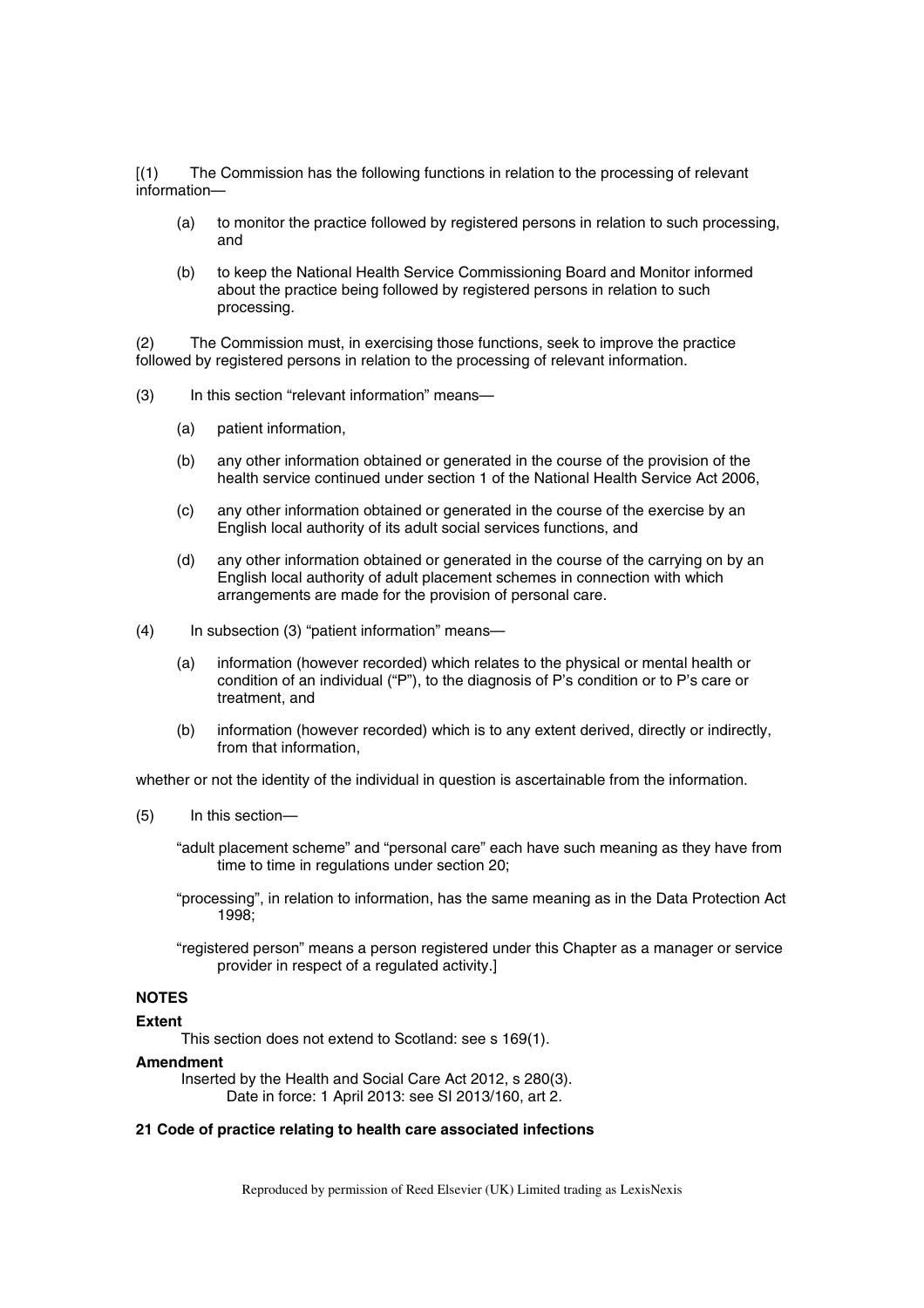[(1) The Commission has the following functions in relation to the processing of relevant information—

(a) to monitor the practice followed by registered persons in relation to such processing, and

(b) to keep the National Health Service Commissioning Board and Monitor informed about the practice being followed by registered persons in relation to such processing.

(2) The Commission must, in exercising those functions, seek to improve the practice followed by registered persons in relation to the processing of relevant information.

(3) In this section "relevant information" means—

(a) patient information,

(b) any other information obtained or generated in the course of the provision of the health service continued under section 1 of the National Health Service Act 2006,

(c) any other information obtained or generated in the course of the exercise by an English local authority of its adult social services functions, and

(d) any other information obtained or generated in the course of the carrying on by an English local authority of adult placement schemes in connection with which arrangements are made for the provision of personal care.

(4) In subsection (3) "patient information" means—

(a) information (however recorded) which relates to the physical or mental health or condition of an individual ("P"), to the diagnosis of P's condition or to P's care or treatment, and

(b) information (however recorded) which is to any extent derived, directly or indirectly, from that information,

whether or not the identity of the individual in question is ascertainable from the information.

(5) In this section—

"adult placement scheme" and "personal care" each have such meaning as they have from time to time in regulations under section 20;

"processing", in relation to information, has the same meaning as in the Data Protection Act 1998;

"registered person" means a person registered under this Chapter as a manager or service provider in respect of a regulated activity.]

**NOTES**

**Extent**

This section does not extend to Scotland: see s 169(1).

**Amendment**

Inserted by the Health and Social Care Act 2012, s 280(3).
Date in force: 1 April 2013: see SI 2013/160, art 2.

**21 Code of practice relating to health care associated infections**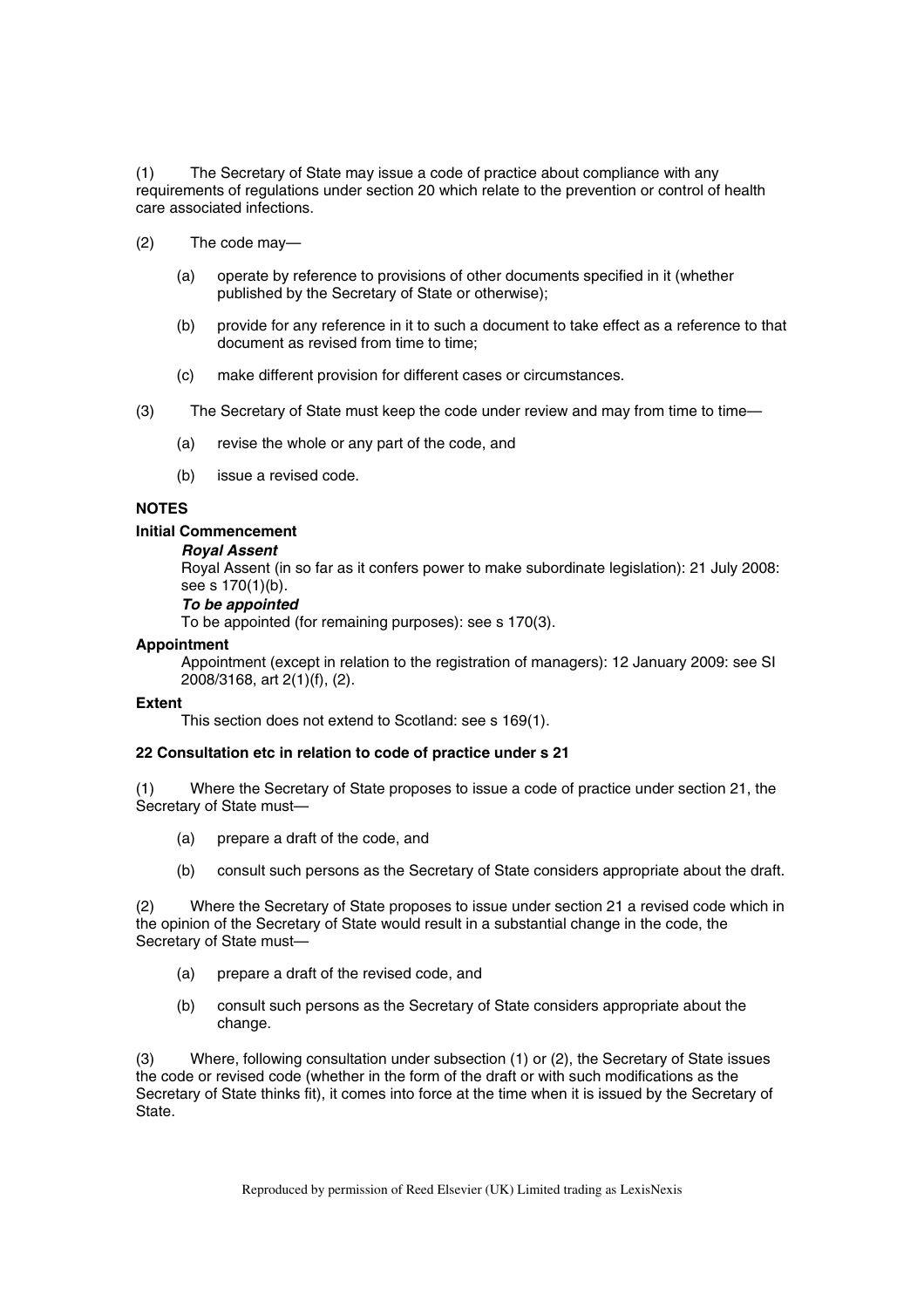(1) The Secretary of State may issue a code of practice about compliance with any requirements of regulations under section 20 which relate to the prevention or control of health care associated infections.

(2) The code may—

(a) operate by reference to provisions of other documents specified in it (whether published by the Secretary of State or otherwise);

(b) provide for any reference in it to such a document to take effect as a reference to that document as revised from time to time;

(c) make different provision for different cases or circumstances.

(3) The Secretary of State must keep the code under review and may from time to time—

(a) revise the whole or any part of the code, and

(b) issue a revised code.

**NOTES**

**Initial Commencement**

***Royal Assent***

Royal Assent (in so far as it confers power to make subordinate legislation): 21 July 2008: see s 170(1)(b).

***To be appointed***

To be appointed (for remaining purposes): see s 170(3).

**Appointment**

Appointment (except in relation to the registration of managers): 12 January 2009: see SI 2008/3168, art 2(1)(f), (2).

**Extent**

This section does not extend to Scotland: see s 169(1).

**22 Consultation etc in relation to code of practice under s 21**

(1) Where the Secretary of State proposes to issue a code of practice under section 21, the Secretary of State must—

(a) prepare a draft of the code, and

(b) consult such persons as the Secretary of State considers appropriate about the draft.

(2) Where the Secretary of State proposes to issue under section 21 a revised code which in the opinion of the Secretary of State would result in a substantial change in the code, the Secretary of State must—

(a) prepare a draft of the revised code, and

(b) consult such persons as the Secretary of State considers appropriate about the change.

(3) Where, following consultation under subsection (1) or (2), the Secretary of State issues the code or revised code (whether in the form of the draft or with such modifications as the Secretary of State thinks fit), it comes into force at the time when it is issued by the Secretary of State.

Reproduced by permission of Reed Elsevier (UK) Limited trading as LexisNexis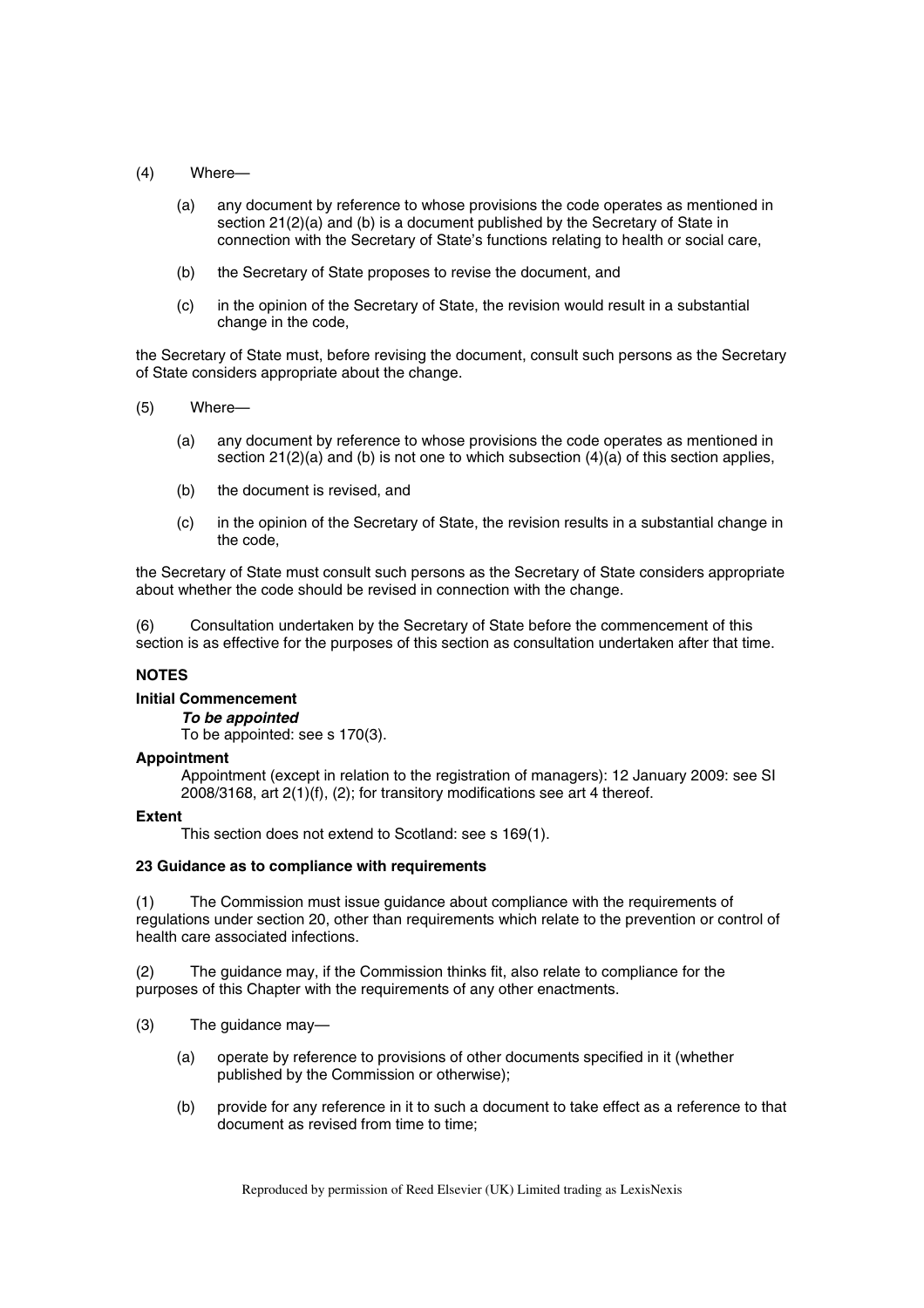(4) Where—

(a) any document by reference to whose provisions the code operates as mentioned in section 21(2)(a) and (b) is a document published by the Secretary of State in connection with the Secretary of State's functions relating to health or social care,

(b) the Secretary of State proposes to revise the document, and

(c) in the opinion of the Secretary of State, the revision would result in a substantial change in the code,

the Secretary of State must, before revising the document, consult such persons as the Secretary of State considers appropriate about the change.

(5) Where—

(a) any document by reference to whose provisions the code operates as mentioned in section 21(2)(a) and (b) is not one to which subsection (4)(a) of this section applies,

(b) the document is revised, and

(c) in the opinion of the Secretary of State, the revision results in a substantial change in the code,

the Secretary of State must consult such persons as the Secretary of State considers appropriate about whether the code should be revised in connection with the change.

(6) Consultation undertaken by the Secretary of State before the commencement of this section is as effective for the purposes of this section as consultation undertaken after that time.

**NOTES**

**Initial Commencement**

***To be appointed***

To be appointed: see s 170(3).

**Appointment**

Appointment (except in relation to the registration of managers): 12 January 2009: see SI 2008/3168, art 2(1)(f), (2); for transitory modifications see art 4 thereof.

**Extent**

This section does not extend to Scotland: see s 169(1).

**23 Guidance as to compliance with requirements**

(1) The Commission must issue guidance about compliance with the requirements of regulations under section 20, other than requirements which relate to the prevention or control of health care associated infections.

(2) The guidance may, if the Commission thinks fit, also relate to compliance for the purposes of this Chapter with the requirements of any other enactments.

(3) The guidance may—

(a) operate by reference to provisions of other documents specified in it (whether published by the Commission or otherwise);

(b) provide for any reference in it to such a document to take effect as a reference to that document as revised from time to time;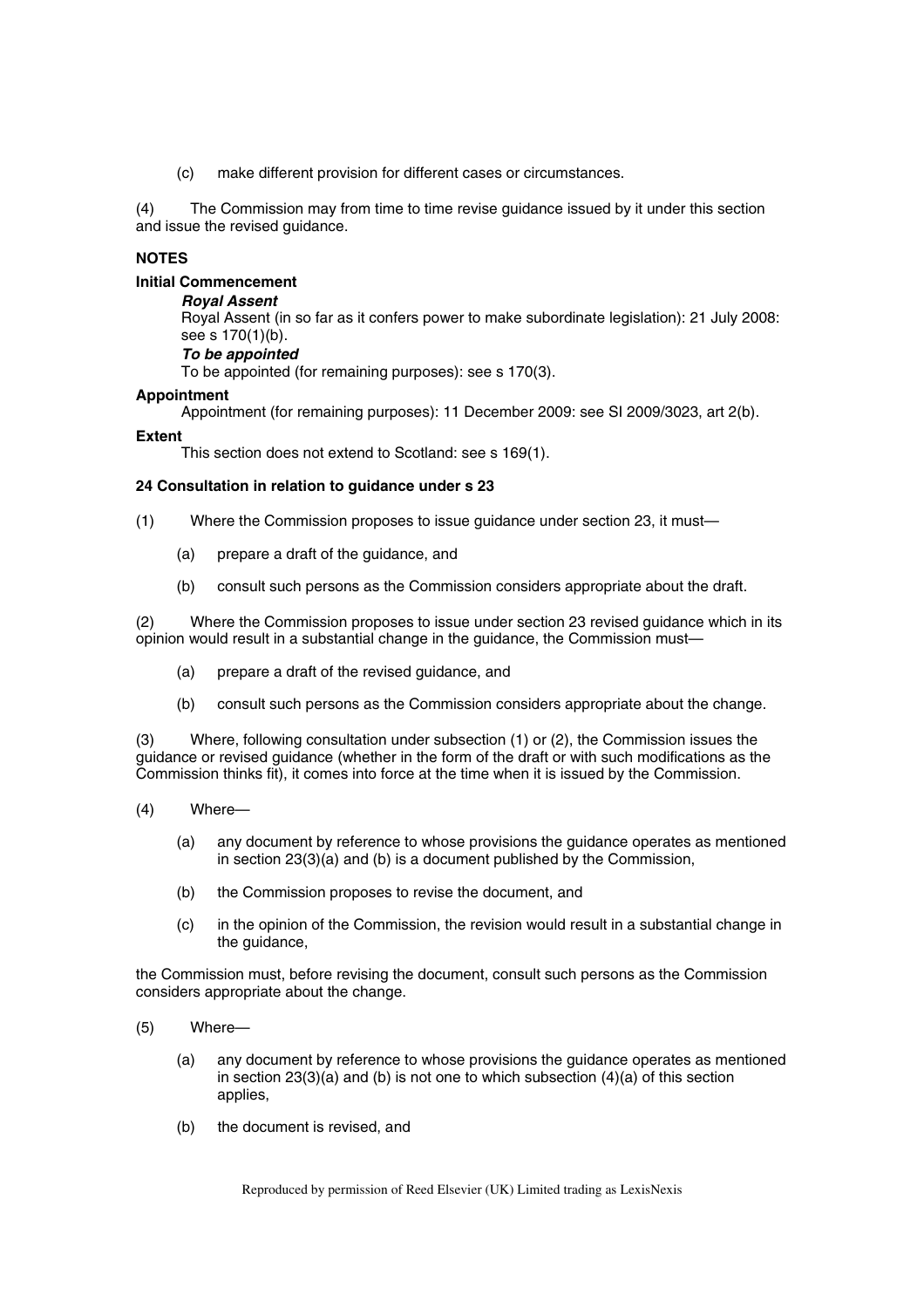(c) make different provision for different cases or circumstances.

(4) The Commission may from time to time revise guidance issued by it under this section and issue the revised guidance.

**NOTES**

**Initial Commencement**

***Royal Assent***

Royal Assent (in so far as it confers power to make subordinate legislation): 21 July 2008: see s 170(1)(b).

***To be appointed***

To be appointed (for remaining purposes): see s 170(3).

**Appointment**

Appointment (for remaining purposes): 11 December 2009: see SI 2009/3023, art 2(b).

**Extent**

This section does not extend to Scotland: see s 169(1).

**24 Consultation in relation to guidance under s 23**

(1) Where the Commission proposes to issue guidance under section 23, it must—

(a) prepare a draft of the guidance, and

(b) consult such persons as the Commission considers appropriate about the draft.

(2) Where the Commission proposes to issue under section 23 revised guidance which in its opinion would result in a substantial change in the guidance, the Commission must—

(a) prepare a draft of the revised guidance, and

(b) consult such persons as the Commission considers appropriate about the change.

(3) Where, following consultation under subsection (1) or (2), the Commission issues the guidance or revised guidance (whether in the form of the draft or with such modifications as the Commission thinks fit), it comes into force at the time when it is issued by the Commission.

(4) Where—

(a) any document by reference to whose provisions the guidance operates as mentioned in section 23(3)(a) and (b) is a document published by the Commission,

(b) the Commission proposes to revise the document, and

(c) in the opinion of the Commission, the revision would result in a substantial change in the guidance,

the Commission must, before revising the document, consult such persons as the Commission considers appropriate about the change.

(5) Where—

(a) any document by reference to whose provisions the guidance operates as mentioned in section 23(3)(a) and (b) is not one to which subsection (4)(a) of this section applies,

(b) the document is revised, and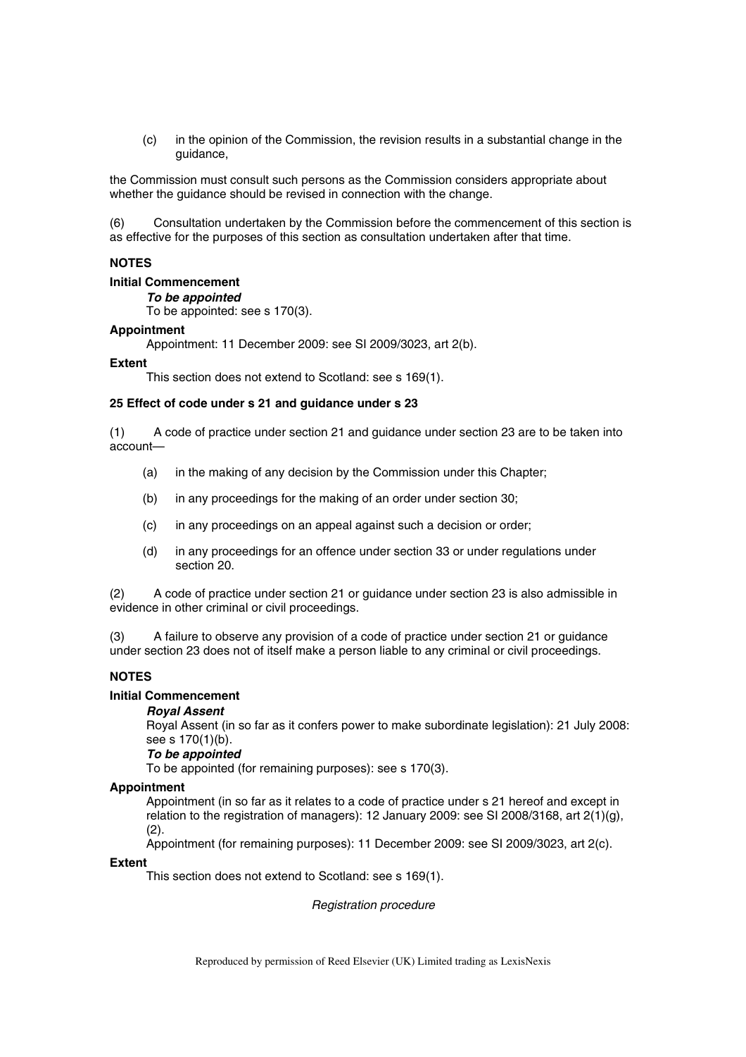(c) in the opinion of the Commission, the revision results in a substantial change in the guidance,

the Commission must consult such persons as the Commission considers appropriate about whether the guidance should be revised in connection with the change.

(6) Consultation undertaken by the Commission before the commencement of this section is as effective for the purposes of this section as consultation undertaken after that time.

**NOTES**

**Initial Commencement**

***To be appointed***

To be appointed: see s 170(3).

**Appointment**

Appointment: 11 December 2009: see SI 2009/3023, art 2(b).

**Extent**

This section does not extend to Scotland: see s 169(1).

**25 Effect of code under s 21 and guidance under s 23**

(1) A code of practice under section 21 and guidance under section 23 are to be taken into account—

- (a) in the making of any decision by the Commission under this Chapter;
- (b) in any proceedings for the making of an order under section 30;
- (c) in any proceedings on an appeal against such a decision or order;
- (d) in any proceedings for an offence under section 33 or under regulations under section 20.

(2) A code of practice under section 21 or guidance under section 23 is also admissible in evidence in other criminal or civil proceedings.

(3) A failure to observe any provision of a code of practice under section 21 or guidance under section 23 does not of itself make a person liable to any criminal or civil proceedings.

**NOTES**

**Initial Commencement**

***Royal Assent***

Royal Assent (in so far as it confers power to make subordinate legislation): 21 July 2008: see s 170(1)(b).

***To be appointed***

To be appointed (for remaining purposes): see s 170(3).

**Appointment**

Appointment (in so far as it relates to a code of practice under s 21 hereof and except in relation to the registration of managers): 12 January 2009: see SI 2008/3168, art 2(1)(g), (2).

Appointment (for remaining purposes): 11 December 2009: see SI 2009/3023, art 2(c).

**Extent**

This section does not extend to Scotland: see s 169(1).

*Registration procedure*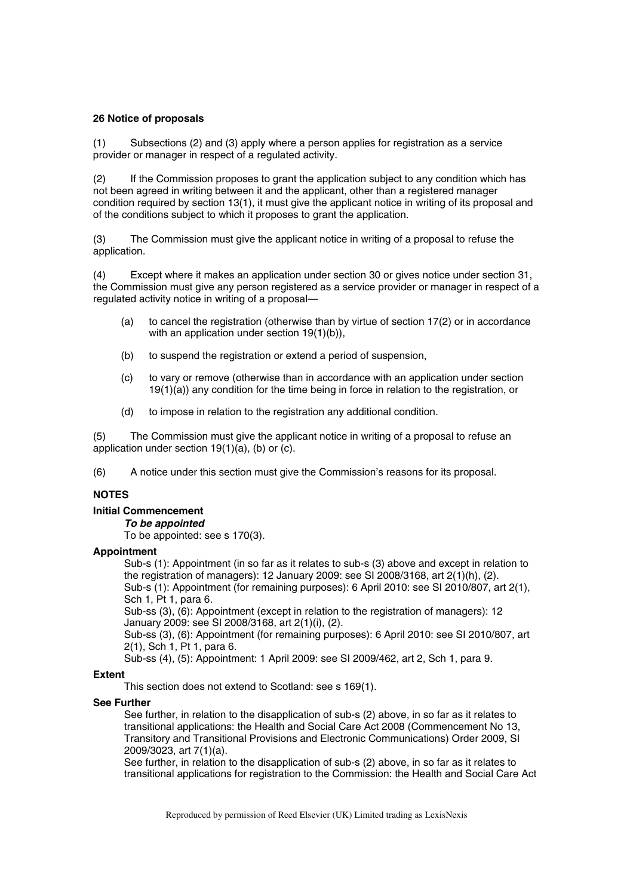**26 Notice of proposals**

(1) Subsections (2) and (3) apply where a person applies for registration as a service provider or manager in respect of a regulated activity.

(2) If the Commission proposes to grant the application subject to any condition which has not been agreed in writing between it and the applicant, other than a registered manager condition required by section 13(1), it must give the applicant notice in writing of its proposal and of the conditions subject to which it proposes to grant the application.

(3) The Commission must give the applicant notice in writing of a proposal to refuse the application.

(4) Except where it makes an application under section 30 or gives notice under section 31, the Commission must give any person registered as a service provider or manager in respect of a regulated activity notice in writing of a proposal—

- (a) to cancel the registration (otherwise than by virtue of section 17(2) or in accordance with an application under section 19(1)(b)),
- (b) to suspend the registration or extend a period of suspension,
- (c) to vary or remove (otherwise than in accordance with an application under section 19(1)(a)) any condition for the time being in force in relation to the registration, or
- (d) to impose in relation to the registration any additional condition.

(5) The Commission must give the applicant notice in writing of a proposal to refuse an application under section 19(1)(a), (b) or (c).

(6) A notice under this section must give the Commission's reasons for its proposal.

**NOTES**

**Initial Commencement**

***To be appointed***

To be appointed: see s 170(3).

**Appointment**

Sub-s (1): Appointment (in so far as it relates to sub-s (3) above and except in relation to the registration of managers): 12 January 2009: see SI 2008/3168, art 2(1)(h), (2).
Sub-s (1): Appointment (for remaining purposes): 6 April 2010: see SI 2010/807, art 2(1), Sch 1, Pt 1, para 6.
Sub-ss (3), (6): Appointment (except in relation to the registration of managers): 12 January 2009: see SI 2008/3168, art 2(1)(i), (2).
Sub-ss (3), (6): Appointment (for remaining purposes): 6 April 2010: see SI 2010/807, art 2(1), Sch 1, Pt 1, para 6.
Sub-ss (4), (5): Appointment: 1 April 2009: see SI 2009/462, art 2, Sch 1, para 9.

**Extent**

This section does not extend to Scotland: see s 169(1).

**See Further**

See further, in relation to the disapplication of sub-s (2) above, in so far as it relates to transitional applications: the Health and Social Care Act 2008 (Commencement No 13, Transitory and Transitional Provisions and Electronic Communications) Order 2009, SI 2009/3023, art 7(1)(a).
See further, in relation to the disapplication of sub-s (2) above, in so far as it relates to transitional applications for registration to the Commission: the Health and Social Care Act

Reproduced by permission of Reed Elsevier (UK) Limited trading as LexisNexis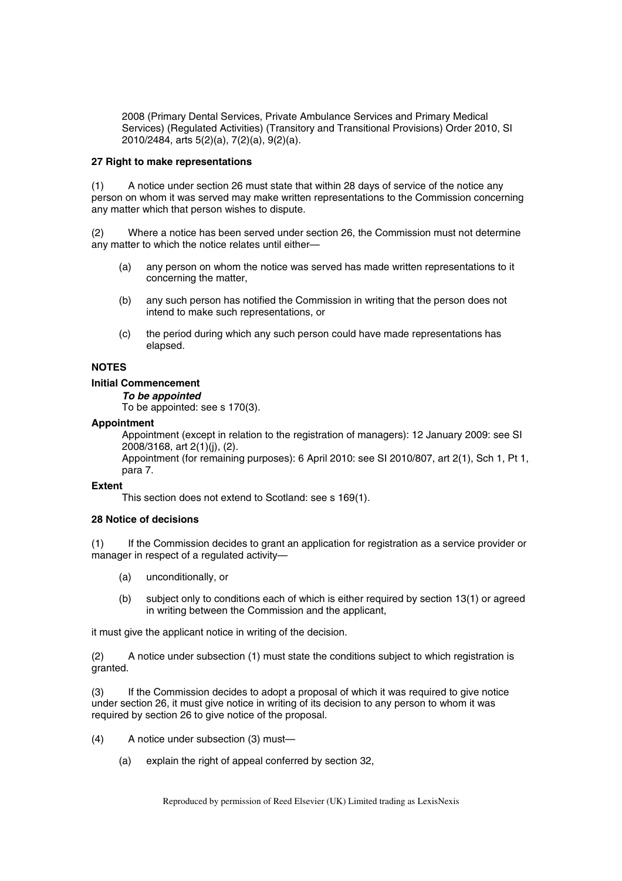2008 (Primary Dental Services, Private Ambulance Services and Primary Medical Services) (Regulated Activities) (Transitory and Transitional Provisions) Order 2010, SI 2010/2484, arts 5(2)(a), 7(2)(a), 9(2)(a).

**27 Right to make representations**

(1) A notice under section 26 must state that within 28 days of service of the notice any person on whom it was served may make written representations to the Commission concerning any matter which that person wishes to dispute.

(2) Where a notice has been served under section 26, the Commission must not determine any matter to which the notice relates until either—

(a) any person on whom the notice was served has made written representations to it concerning the matter,

(b) any such person has notified the Commission in writing that the person does not intend to make such representations, or

(c) the period during which any such person could have made representations has elapsed.

**NOTES**

**Initial Commencement**

***To be appointed***

To be appointed: see s 170(3).

**Appointment**

Appointment (except in relation to the registration of managers): 12 January 2009: see SI 2008/3168, art 2(1)(j), (2).

Appointment (for remaining purposes): 6 April 2010: see SI 2010/807, art 2(1), Sch 1, Pt 1, para 7.

**Extent**

This section does not extend to Scotland: see s 169(1).

**28 Notice of decisions**

(1) If the Commission decides to grant an application for registration as a service provider or manager in respect of a regulated activity—

(a) unconditionally, or

(b) subject only to conditions each of which is either required by section 13(1) or agreed in writing between the Commission and the applicant,

it must give the applicant notice in writing of the decision.

(2) A notice under subsection (1) must state the conditions subject to which registration is granted.

(3) If the Commission decides to adopt a proposal of which it was required to give notice under section 26, it must give notice in writing of its decision to any person to whom it was required by section 26 to give notice of the proposal.

(4) A notice under subsection (3) must—

(a) explain the right of appeal conferred by section 32,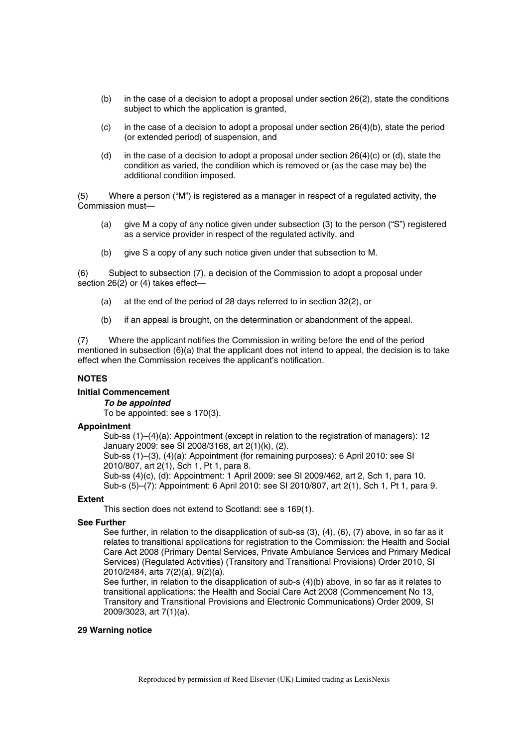(b) in the case of a decision to adopt a proposal under section 26(2), state the conditions subject to which the application is granted,

(c) in the case of a decision to adopt a proposal under section 26(4)(b), state the period (or extended period) of suspension, and

(d) in the case of a decision to adopt a proposal under section 26(4)(c) or (d), state the condition as varied, the condition which is removed or (as the case may be) the additional condition imposed.

(5) Where a person ("M") is registered as a manager in respect of a regulated activity, the Commission must—

(a) give M a copy of any notice given under subsection (3) to the person ("S") registered as a service provider in respect of the regulated activity, and

(b) give S a copy of any such notice given under that subsection to M.

(6) Subject to subsection (7), a decision of the Commission to adopt a proposal under section 26(2) or (4) takes effect—

(a) at the end of the period of 28 days referred to in section 32(2), or

(b) if an appeal is brought, on the determination or abandonment of the appeal.

(7) Where the applicant notifies the Commission in writing before the end of the period mentioned in subsection (6)(a) that the applicant does not intend to appeal, the decision is to take effect when the Commission receives the applicant's notification.

**NOTES**

**Initial Commencement**

***To be appointed***

To be appointed: see s 170(3).

**Appointment**

Sub-ss (1)–(4)(a): Appointment (except in relation to the registration of managers): 12 January 2009: see SI 2008/3168, art 2(1)(k), (2).

Sub-ss (1)–(3), (4)(a): Appointment (for remaining purposes): 6 April 2010: see SI 2010/807, art 2(1), Sch 1, Pt 1, para 8.

Sub-ss (4)(c), (d): Appointment: 1 April 2009: see SI 2009/462, art 2, Sch 1, para 10.

Sub-s (5)–(7): Appointment: 6 April 2010: see SI 2010/807, art 2(1), Sch 1, Pt 1, para 9.

**Extent**

This section does not extend to Scotland: see s 169(1).

**See Further**

See further, in relation to the disapplication of sub-ss (3), (4), (6), (7) above, in so far as it relates to transitional applications for registration to the Commission: the Health and Social Care Act 2008 (Primary Dental Services, Private Ambulance Services and Primary Medical Services) (Regulated Activities) (Transitory and Transitional Provisions) Order 2010, SI 2010/2484, arts 7(2)(a), 9(2)(a).

See further, in relation to the disapplication of sub-s (4)(b) above, in so far as it relates to transitional applications: the Health and Social Care Act 2008 (Commencement No 13, Transitory and Transitional Provisions and Electronic Communications) Order 2009, SI 2009/3023, art 7(1)(a).

**29 Warning notice**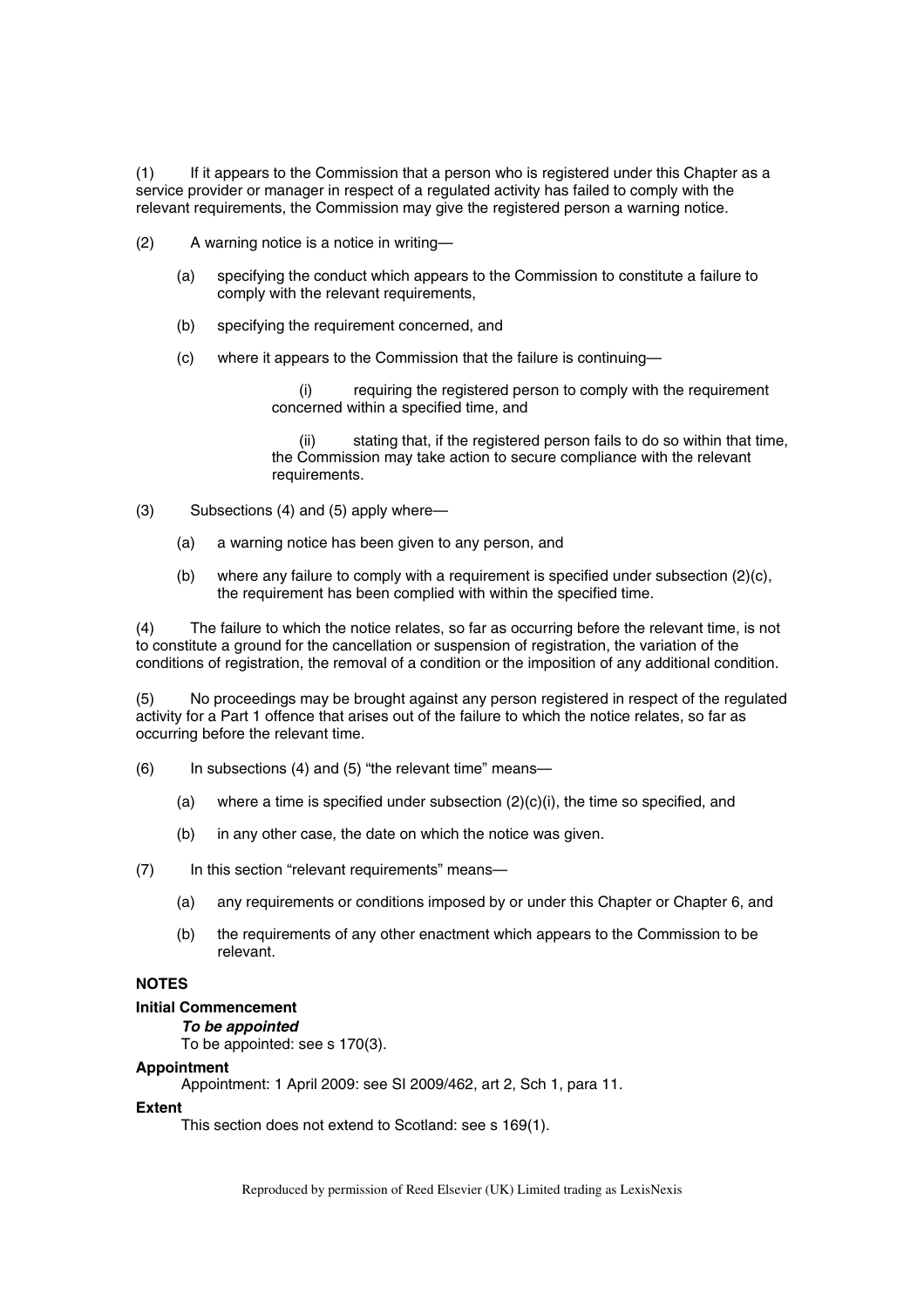(1) If it appears to the Commission that a person who is registered under this Chapter as a service provider or manager in respect of a regulated activity has failed to comply with the relevant requirements, the Commission may give the registered person a warning notice.

(2) A warning notice is a notice in writing—

- (a) specifying the conduct which appears to the Commission to constitute a failure to comply with the relevant requirements,
- (b) specifying the requirement concerned, and
- (c) where it appears to the Commission that the failure is continuing—
  - (i) requiring the registered person to comply with the requirement concerned within a specified time, and
  - (ii) stating that, if the registered person fails to do so within that time, the Commission may take action to secure compliance with the relevant requirements.

(3) Subsections (4) and (5) apply where—

- (a) a warning notice has been given to any person, and
- (b) where any failure to comply with a requirement is specified under subsection (2)(c), the requirement has been complied with within the specified time.

(4) The failure to which the notice relates, so far as occurring before the relevant time, is not to constitute a ground for the cancellation or suspension of registration, the variation of the conditions of registration, the removal of a condition or the imposition of any additional condition.

(5) No proceedings may be brought against any person registered in respect of the regulated activity for a Part 1 offence that arises out of the failure to which the notice relates, so far as occurring before the relevant time.

(6) In subsections (4) and (5) "the relevant time" means—

- (a) where a time is specified under subsection (2)(c)(i), the time so specified, and
- (b) in any other case, the date on which the notice was given.

(7) In this section "relevant requirements" means—

- (a) any requirements or conditions imposed by or under this Chapter or Chapter 6, and
- (b) the requirements of any other enactment which appears to the Commission to be relevant.

**NOTES**

**Initial Commencement**

***To be appointed***

To be appointed: see s 170(3).

**Appointment**

Appointment: 1 April 2009: see SI 2009/462, art 2, Sch 1, para 11.

**Extent**

This section does not extend to Scotland: see s 169(1).

Reproduced by permission of Reed Elsevier (UK) Limited trading as LexisNexis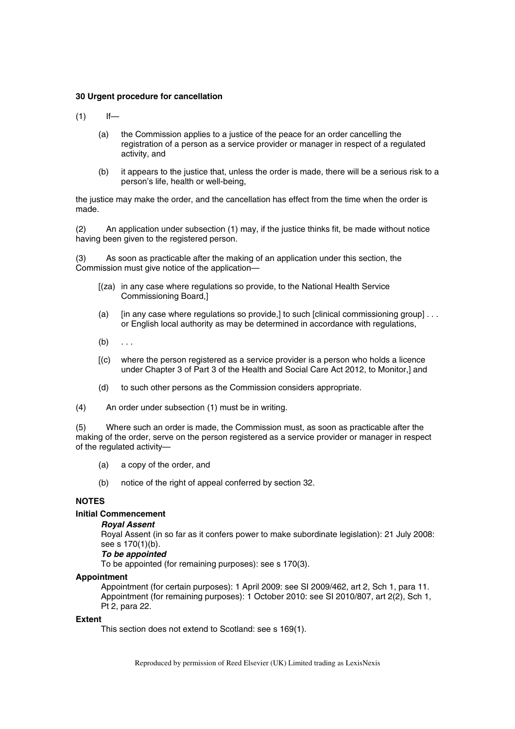**30 Urgent procedure for cancellation**

(1) If—

(a) the Commission applies to a justice of the peace for an order cancelling the registration of a person as a service provider or manager in respect of a regulated activity, and

(b) it appears to the justice that, unless the order is made, there will be a serious risk to a person's life, health or well-being,

the justice may make the order, and the cancellation has effect from the time when the order is made.

(2) An application under subsection (1) may, if the justice thinks fit, be made without notice having been given to the registered person.

(3) As soon as practicable after the making of an application under this section, the Commission must give notice of the application—

[(za) in any case where regulations so provide, to the National Health Service Commissioning Board,]

(a) [in any case where regulations so provide,] to such [clinical commissioning group] . . . or English local authority as may be determined in accordance with regulations,

(b) . . .

[(c) where the person registered as a service provider is a person who holds a licence under Chapter 3 of Part 3 of the Health and Social Care Act 2012, to Monitor,] and

(d) to such other persons as the Commission considers appropriate.

(4) An order under subsection (1) must be in writing.

(5) Where such an order is made, the Commission must, as soon as practicable after the making of the order, serve on the person registered as a service provider or manager in respect of the regulated activity—

(a) a copy of the order, and

(b) notice of the right of appeal conferred by section 32.

**NOTES**

**Initial Commencement**

***Royal Assent***

Royal Assent (in so far as it confers power to make subordinate legislation): 21 July 2008: see s 170(1)(b).

***To be appointed***

To be appointed (for remaining purposes): see s 170(3).

**Appointment**

Appointment (for certain purposes): 1 April 2009: see SI 2009/462, art 2, Sch 1, para 11.
Appointment (for remaining purposes): 1 October 2010: see SI 2010/807, art 2(2), Sch 1, Pt 2, para 22.

**Extent**

This section does not extend to Scotland: see s 169(1).

Reproduced by permission of Reed Elsevier (UK) Limited trading as LexisNexis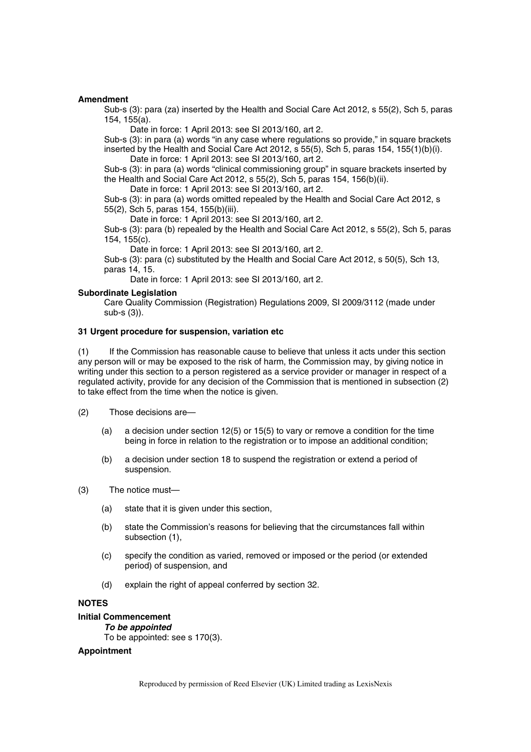**Amendment**

Sub-s (3): para (za) inserted by the Health and Social Care Act 2012, s 55(2), Sch 5, paras 154, 155(a).

Date in force: 1 April 2013: see SI 2013/160, art 2.

Sub-s (3): in para (a) words "in any case where regulations so provide," in square brackets inserted by the Health and Social Care Act 2012, s 55(5), Sch 5, paras 154, 155(1)(b)(i).

Date in force: 1 April 2013: see SI 2013/160, art 2.

Sub-s (3): in para (a) words "clinical commissioning group" in square brackets inserted by the Health and Social Care Act 2012, s 55(2), Sch 5, paras 154, 156(b)(ii).

Date in force: 1 April 2013: see SI 2013/160, art 2.

Sub-s (3): in para (a) words omitted repealed by the Health and Social Care Act 2012, s 55(2), Sch 5, paras 154, 155(b)(iii).

Date in force: 1 April 2013: see SI 2013/160, art 2.

Sub-s (3): para (b) repealed by the Health and Social Care Act 2012, s 55(2), Sch 5, paras 154, 155(c).

Date in force: 1 April 2013: see SI 2013/160, art 2.

Sub-s (3): para (c) substituted by the Health and Social Care Act 2012, s 50(5), Sch 13, paras 14, 15.

Date in force: 1 April 2013: see SI 2013/160, art 2.

**Subordinate Legislation**

Care Quality Commission (Registration) Regulations 2009, SI 2009/3112 (made under sub-s (3)).

**31 Urgent procedure for suspension, variation etc**

(1) If the Commission has reasonable cause to believe that unless it acts under this section any person will or may be exposed to the risk of harm, the Commission may, by giving notice in writing under this section to a person registered as a service provider or manager in respect of a regulated activity, provide for any decision of the Commission that is mentioned in subsection (2) to take effect from the time when the notice is given.

(2) Those decisions are—

(a) a decision under section 12(5) or 15(5) to vary or remove a condition for the time being in force in relation to the registration or to impose an additional condition;

(b) a decision under section 18 to suspend the registration or extend a period of suspension.

(3) The notice must—

(a) state that it is given under this section,

(b) state the Commission's reasons for believing that the circumstances fall within subsection (1),

(c) specify the condition as varied, removed or imposed or the period (or extended period) of suspension, and

(d) explain the right of appeal conferred by section 32.

**NOTES**

**Initial Commencement**

***To be appointed***

To be appointed: see s 170(3).

**Appointment**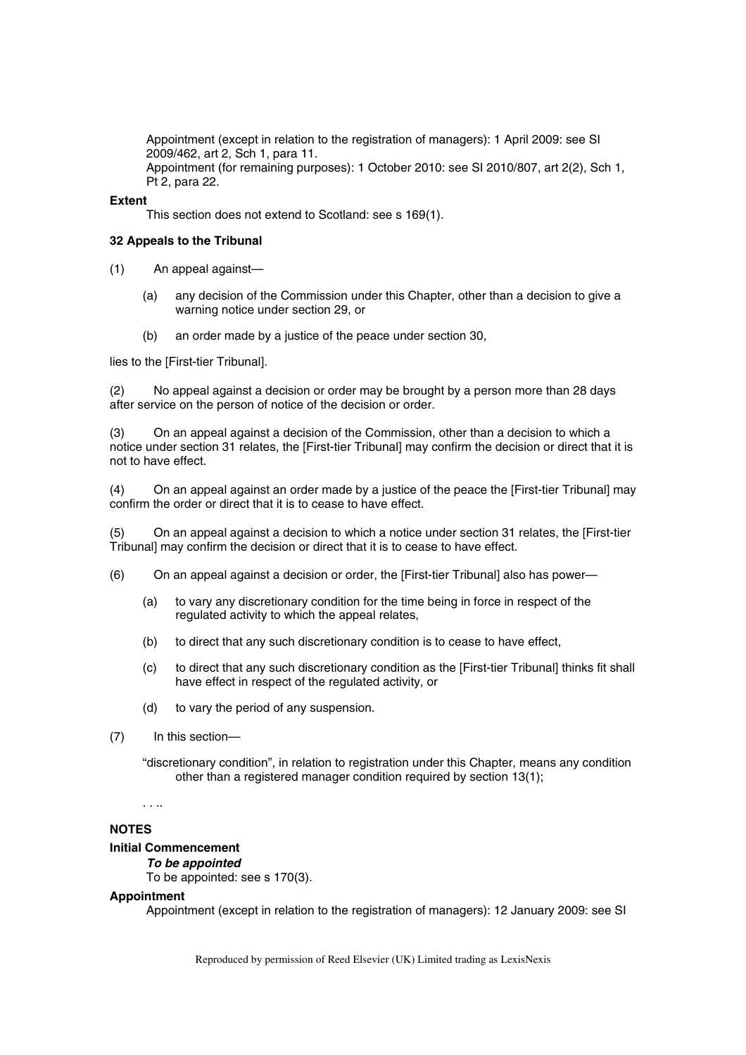Appointment (except in relation to the registration of managers): 1 April 2009: see SI 2009/462, art 2, Sch 1, para 11.
Appointment (for remaining purposes): 1 October 2010: see SI 2010/807, art 2(2), Sch 1, Pt 2, para 22.

**Extent**

This section does not extend to Scotland: see s 169(1).

**32 Appeals to the Tribunal**

(1) An appeal against—

(a) any decision of the Commission under this Chapter, other than a decision to give a warning notice under section 29, or

(b) an order made by a justice of the peace under section 30,

lies to the [First-tier Tribunal].

(2) No appeal against a decision or order may be brought by a person more than 28 days after service on the person of notice of the decision or order.

(3) On an appeal against a decision of the Commission, other than a decision to which a notice under section 31 relates, the [First-tier Tribunal] may confirm the decision or direct that it is not to have effect.

(4) On an appeal against an order made by a justice of the peace the [First-tier Tribunal] may confirm the order or direct that it is to cease to have effect.

(5) On an appeal against a decision to which a notice under section 31 relates, the [First-tier Tribunal] may confirm the decision or direct that it is to cease to have effect.

(6) On an appeal against a decision or order, the [First-tier Tribunal] also has power—

(a) to vary any discretionary condition for the time being in force in respect of the regulated activity to which the appeal relates,

(b) to direct that any such discretionary condition is to cease to have effect,

(c) to direct that any such discretionary condition as the [First-tier Tribunal] thinks fit shall have effect in respect of the regulated activity, or

(d) to vary the period of any suspension.

(7) In this section—

"discretionary condition", in relation to registration under this Chapter, means any condition other than a registered manager condition required by section 13(1);

. . ..

**NOTES**

**Initial Commencement**

***To be appointed***

To be appointed: see s 170(3).

**Appointment**

Appointment (except in relation to the registration of managers): 12 January 2009: see SI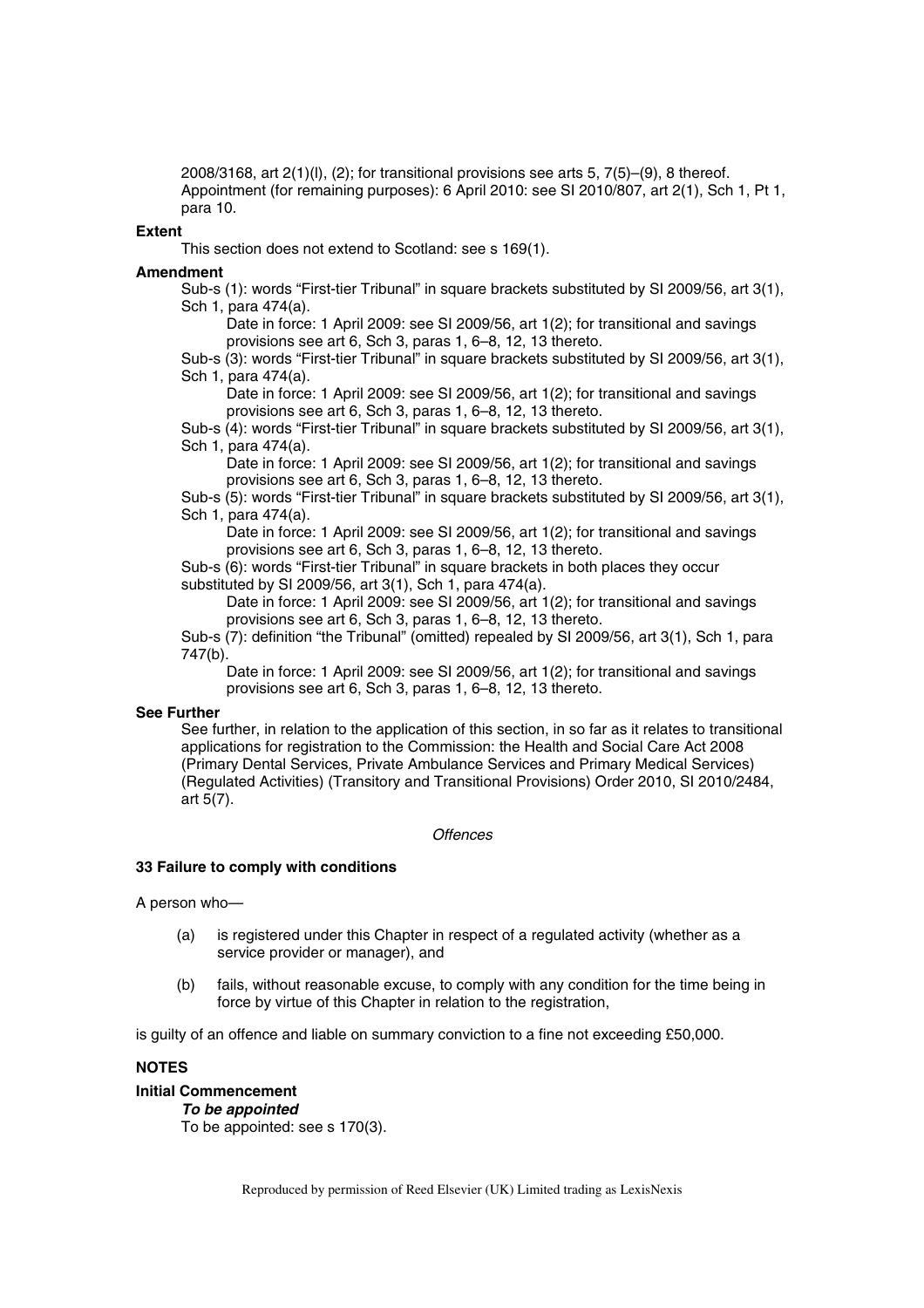2008/3168, art 2(1)(l), (2); for transitional provisions see arts 5, 7(5)–(9), 8 thereof.
Appointment (for remaining purposes): 6 April 2010: see SI 2010/807, art 2(1), Sch 1, Pt 1, para 10.

**Extent**

This section does not extend to Scotland: see s 169(1).

**Amendment**

Sub-s (1): words "First-tier Tribunal" in square brackets substituted by SI 2009/56, art 3(1), Sch 1, para 474(a).

Date in force: 1 April 2009: see SI 2009/56, art 1(2); for transitional and savings provisions see art 6, Sch 3, paras 1, 6–8, 12, 13 thereto.

Sub-s (3): words "First-tier Tribunal" in square brackets substituted by SI 2009/56, art 3(1), Sch 1, para 474(a).

Date in force: 1 April 2009: see SI 2009/56, art 1(2); for transitional and savings provisions see art 6, Sch 3, paras 1, 6–8, 12, 13 thereto.

Sub-s (4): words "First-tier Tribunal" in square brackets substituted by SI 2009/56, art 3(1), Sch 1, para 474(a).

Date in force: 1 April 2009: see SI 2009/56, art 1(2); for transitional and savings provisions see art 6, Sch 3, paras 1, 6–8, 12, 13 thereto.

Sub-s (5): words "First-tier Tribunal" in square brackets substituted by SI 2009/56, art 3(1), Sch 1, para 474(a).

Date in force: 1 April 2009: see SI 2009/56, art 1(2); for transitional and savings provisions see art 6, Sch 3, paras 1, 6–8, 12, 13 thereto.

Sub-s (6): words "First-tier Tribunal" in square brackets in both places they occur substituted by SI 2009/56, art 3(1), Sch 1, para 474(a).

Date in force: 1 April 2009: see SI 2009/56, art 1(2); for transitional and savings provisions see art 6, Sch 3, paras 1, 6–8, 12, 13 thereto.

Sub-s (7): definition "the Tribunal" (omitted) repealed by SI 2009/56, art 3(1), Sch 1, para 747(b).

Date in force: 1 April 2009: see SI 2009/56, art 1(2); for transitional and savings provisions see art 6, Sch 3, paras 1, 6–8, 12, 13 thereto.

**See Further**

See further, in relation to the application of this section, in so far as it relates to transitional applications for registration to the Commission: the Health and Social Care Act 2008 (Primary Dental Services, Private Ambulance Services and Primary Medical Services) (Regulated Activities) (Transitory and Transitional Provisions) Order 2010, SI 2010/2484, art 5(7).

*Offences*

**33 Failure to comply with conditions**

A person who—

(a) is registered under this Chapter in respect of a regulated activity (whether as a service provider or manager), and

(b) fails, without reasonable excuse, to comply with any condition for the time being in force by virtue of this Chapter in relation to the registration,

is guilty of an offence and liable on summary conviction to a fine not exceeding £50,000.

**NOTES**

**Initial Commencement**

***To be appointed***

To be appointed: see s 170(3).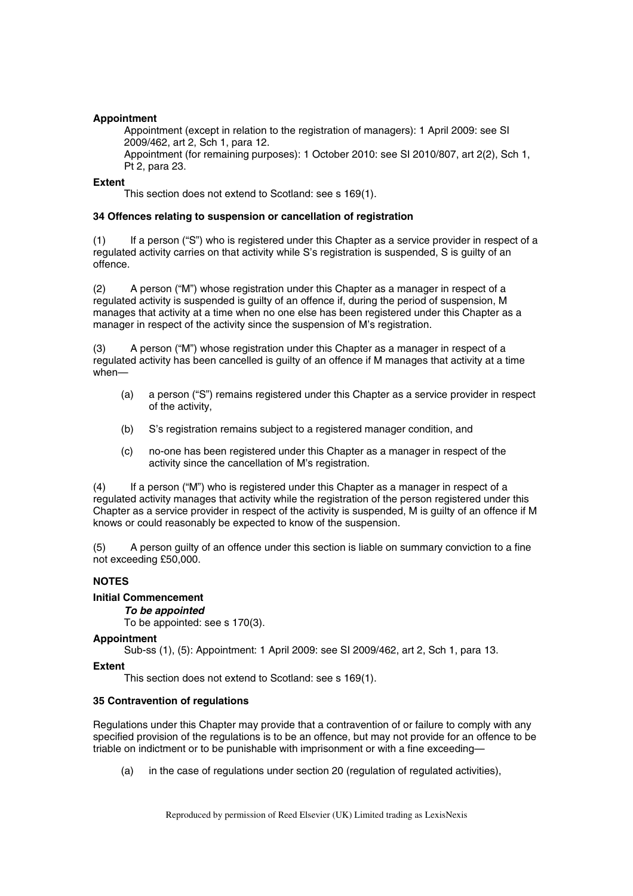**Appointment**

Appointment (except in relation to the registration of managers): 1 April 2009: see SI 2009/462, art 2, Sch 1, para 12.

Appointment (for remaining purposes): 1 October 2010: see SI 2010/807, art 2(2), Sch 1, Pt 2, para 23.

**Extent**

This section does not extend to Scotland: see s 169(1).

**34 Offences relating to suspension or cancellation of registration**

(1) If a person ("S") who is registered under this Chapter as a service provider in respect of a regulated activity carries on that activity while S's registration is suspended, S is guilty of an offence.

(2) A person ("M") whose registration under this Chapter as a manager in respect of a regulated activity is suspended is guilty of an offence if, during the period of suspension, M manages that activity at a time when no one else has been registered under this Chapter as a manager in respect of the activity since the suspension of M's registration.

(3) A person ("M") whose registration under this Chapter as a manager in respect of a regulated activity has been cancelled is guilty of an offence if M manages that activity at a time when—

- (a) a person ("S") remains registered under this Chapter as a service provider in respect of the activity,
- (b) S's registration remains subject to a registered manager condition, and
- (c) no-one has been registered under this Chapter as a manager in respect of the activity since the cancellation of M's registration.

(4) If a person ("M") who is registered under this Chapter as a manager in respect of a regulated activity manages that activity while the registration of the person registered under this Chapter as a service provider in respect of the activity is suspended, M is guilty of an offence if M knows or could reasonably be expected to know of the suspension.

(5) A person guilty of an offence under this section is liable on summary conviction to a fine not exceeding £50,000.

**NOTES**

**Initial Commencement**

***To be appointed***

To be appointed: see s 170(3).

**Appointment**

Sub-ss (1), (5): Appointment: 1 April 2009: see SI 2009/462, art 2, Sch 1, para 13.

**Extent**

This section does not extend to Scotland: see s 169(1).

**35 Contravention of regulations**

Regulations under this Chapter may provide that a contravention of or failure to comply with any specified provision of the regulations is to be an offence, but may not provide for an offence to be triable on indictment or to be punishable with imprisonment or with a fine exceeding—

- (a) in the case of regulations under section 20 (regulation of regulated activities),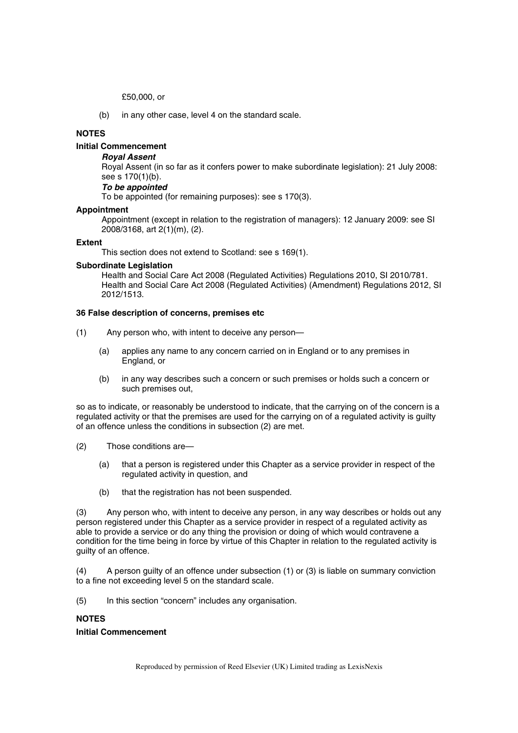£50,000, or

(b) in any other case, level 4 on the standard scale.

**NOTES**

**Initial Commencement**

***Royal Assent***

Royal Assent (in so far as it confers power to make subordinate legislation): 21 July 2008: see s 170(1)(b).

***To be appointed***

To be appointed (for remaining purposes): see s 170(3).

**Appointment**

Appointment (except in relation to the registration of managers): 12 January 2009: see SI 2008/3168, art 2(1)(m), (2).

**Extent**

This section does not extend to Scotland: see s 169(1).

**Subordinate Legislation**

Health and Social Care Act 2008 (Regulated Activities) Regulations 2010, SI 2010/781.
Health and Social Care Act 2008 (Regulated Activities) (Amendment) Regulations 2012, SI 2012/1513.

**36 False description of concerns, premises etc**

(1) Any person who, with intent to deceive any person—

(a) applies any name to any concern carried on in England or to any premises in England, or

(b) in any way describes such a concern or such premises or holds such a concern or such premises out,

so as to indicate, or reasonably be understood to indicate, that the carrying on of the concern is a regulated activity or that the premises are used for the carrying on of a regulated activity is guilty of an offence unless the conditions in subsection (2) are met.

(2) Those conditions are—

(a) that a person is registered under this Chapter as a service provider in respect of the regulated activity in question, and

(b) that the registration has not been suspended.

(3) Any person who, with intent to deceive any person, in any way describes or holds out any person registered under this Chapter as a service provider in respect of a regulated activity as able to provide a service or do any thing the provision or doing of which would contravene a condition for the time being in force by virtue of this Chapter in relation to the regulated activity is guilty of an offence.

(4) A person guilty of an offence under subsection (1) or (3) is liable on summary conviction to a fine not exceeding level 5 on the standard scale.

(5) In this section "concern" includes any organisation.

**NOTES**

**Initial Commencement**

Reproduced by permission of Reed Elsevier (UK) Limited trading as LexisNexis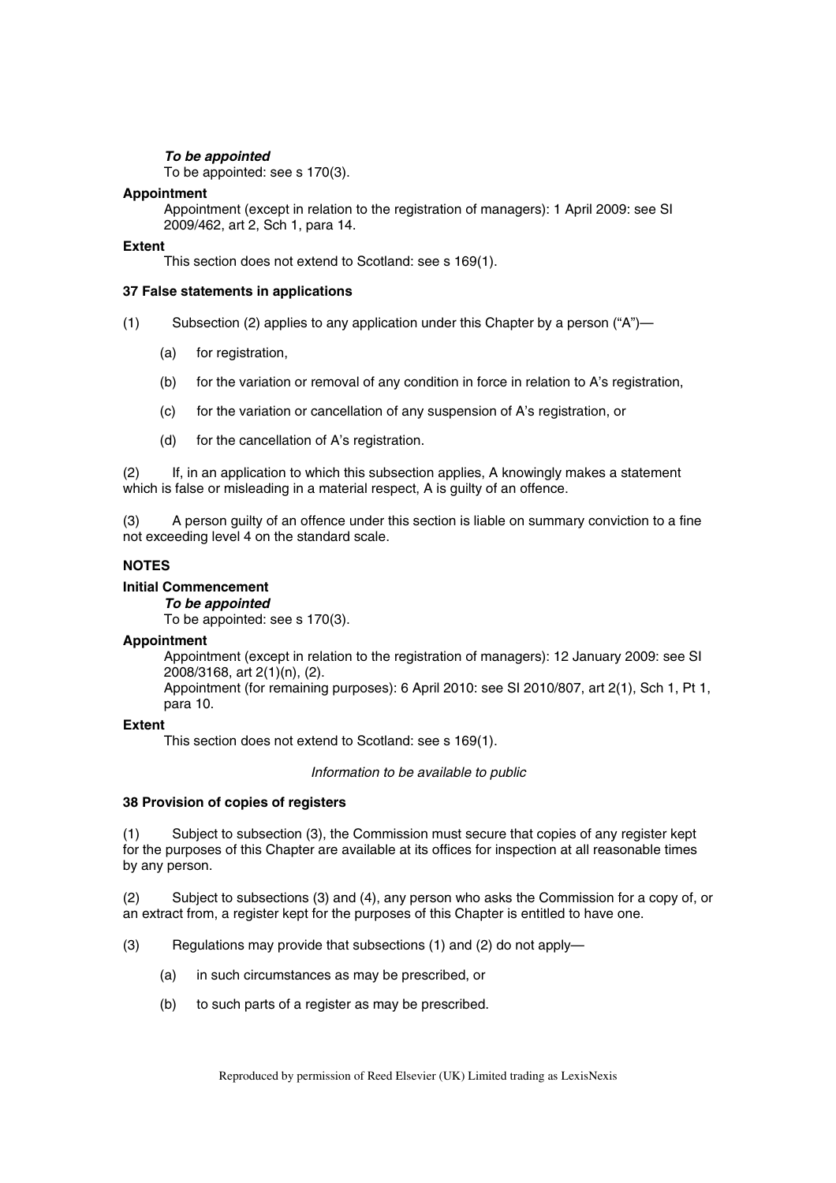***To be appointed***

To be appointed: see s 170(3).

**Appointment**

Appointment (except in relation to the registration of managers): 1 April 2009: see SI 2009/462, art 2, Sch 1, para 14.

**Extent**

This section does not extend to Scotland: see s 169(1).

**37 False statements in applications**

(1) Subsection (2) applies to any application under this Chapter by a person ("A")—

(a) for registration,

(b) for the variation or removal of any condition in force in relation to A's registration,

(c) for the variation or cancellation of any suspension of A's registration, or

(d) for the cancellation of A's registration.

(2) If, in an application to which this subsection applies, A knowingly makes a statement which is false or misleading in a material respect, A is guilty of an offence.

(3) A person guilty of an offence under this section is liable on summary conviction to a fine not exceeding level 4 on the standard scale.

**NOTES**

**Initial Commencement**

***To be appointed***

To be appointed: see s 170(3).

**Appointment**

Appointment (except in relation to the registration of managers): 12 January 2009: see SI 2008/3168, art 2(1)(n), (2).

Appointment (for remaining purposes): 6 April 2010: see SI 2010/807, art 2(1), Sch 1, Pt 1, para 10.

**Extent**

This section does not extend to Scotland: see s 169(1).

*Information to be available to public*

**38 Provision of copies of registers**

(1) Subject to subsection (3), the Commission must secure that copies of any register kept for the purposes of this Chapter are available at its offices for inspection at all reasonable times by any person.

(2) Subject to subsections (3) and (4), any person who asks the Commission for a copy of, or an extract from, a register kept for the purposes of this Chapter is entitled to have one.

(3) Regulations may provide that subsections (1) and (2) do not apply—

(a) in such circumstances as may be prescribed, or

(b) to such parts of a register as may be prescribed.

Reproduced by permission of Reed Elsevier (UK) Limited trading as LexisNexis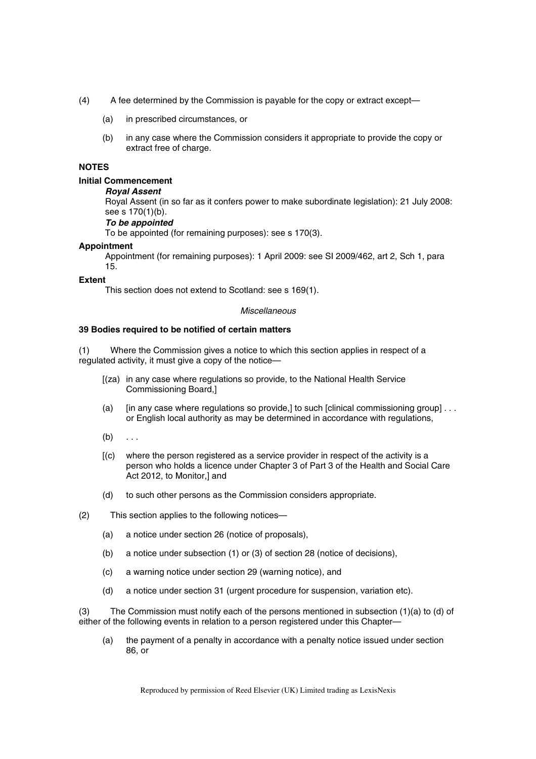(4) A fee determined by the Commission is payable for the copy or extract except—

(a) in prescribed circumstances, or

(b) in any case where the Commission considers it appropriate to provide the copy or extract free of charge.

**NOTES**

**Initial Commencement**

***Royal Assent***

Royal Assent (in so far as it confers power to make subordinate legislation): 21 July 2008: see s 170(1)(b).

***To be appointed***

To be appointed (for remaining purposes): see s 170(3).

**Appointment**

Appointment (for remaining purposes): 1 April 2009: see SI 2009/462, art 2, Sch 1, para 15.

**Extent**

This section does not extend to Scotland: see s 169(1).

*Miscellaneous*

**39 Bodies required to be notified of certain matters**

(1) Where the Commission gives a notice to which this section applies in respect of a regulated activity, it must give a copy of the notice—

[(za) in any case where regulations so provide, to the National Health Service Commissioning Board,]

(a) [in any case where regulations so provide,] to such [clinical commissioning group] . . . or English local authority as may be determined in accordance with regulations,

(b) . . .

[(c) where the person registered as a service provider in respect of the activity is a person who holds a licence under Chapter 3 of Part 3 of the Health and Social Care Act 2012, to Monitor,] and

(d) to such other persons as the Commission considers appropriate.

(2) This section applies to the following notices—

(a) a notice under section 26 (notice of proposals),

(b) a notice under subsection (1) or (3) of section 28 (notice of decisions),

(c) a warning notice under section 29 (warning notice), and

(d) a notice under section 31 (urgent procedure for suspension, variation etc).

(3) The Commission must notify each of the persons mentioned in subsection (1)(a) to (d) of either of the following events in relation to a person registered under this Chapter—

(a) the payment of a penalty in accordance with a penalty notice issued under section 86, or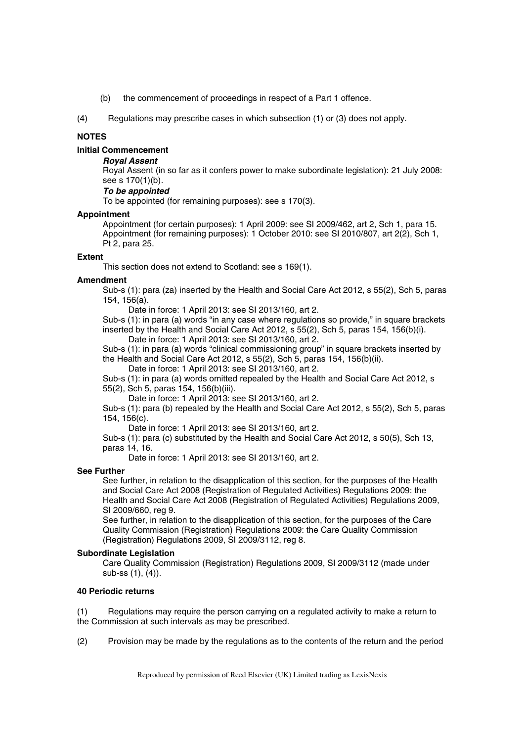(b) the commencement of proceedings in respect of a Part 1 offence.

(4) Regulations may prescribe cases in which subsection (1) or (3) does not apply.

**NOTES**

**Initial Commencement**

***Royal Assent***

Royal Assent (in so far as it confers power to make subordinate legislation): 21 July 2008: see s 170(1)(b).

***To be appointed***

To be appointed (for remaining purposes): see s 170(3).

**Appointment**

Appointment (for certain purposes): 1 April 2009: see SI 2009/462, art 2, Sch 1, para 15.
Appointment (for remaining purposes): 1 October 2010: see SI 2010/807, art 2(2), Sch 1, Pt 2, para 25.

**Extent**

This section does not extend to Scotland: see s 169(1).

**Amendment**

Sub-s (1): para (za) inserted by the Health and Social Care Act 2012, s 55(2), Sch 5, paras 154, 156(a).

Date in force: 1 April 2013: see SI 2013/160, art 2.

Sub-s (1): in para (a) words "in any case where regulations so provide," in square brackets inserted by the Health and Social Care Act 2012, s 55(2), Sch 5, paras 154, 156(b)(i).

Date in force: 1 April 2013: see SI 2013/160, art 2.

Sub-s (1): in para (a) words "clinical commissioning group" in square brackets inserted by the Health and Social Care Act 2012, s 55(2), Sch 5, paras 154, 156(b)(ii).

Date in force: 1 April 2013: see SI 2013/160, art 2.

Sub-s (1): in para (a) words omitted repealed by the Health and Social Care Act 2012, s 55(2), Sch 5, paras 154, 156(b)(iii).

Date in force: 1 April 2013: see SI 2013/160, art 2.

Sub-s (1): para (b) repealed by the Health and Social Care Act 2012, s 55(2), Sch 5, paras 154, 156(c).

Date in force: 1 April 2013: see SI 2013/160, art 2.

Sub-s (1): para (c) substituted by the Health and Social Care Act 2012, s 50(5), Sch 13, paras 14, 16.

Date in force: 1 April 2013: see SI 2013/160, art 2.

**See Further**

See further, in relation to the disapplication of this section, for the purposes of the Health and Social Care Act 2008 (Registration of Regulated Activities) Regulations 2009: the Health and Social Care Act 2008 (Registration of Regulated Activities) Regulations 2009, SI 2009/660, reg 9.

See further, in relation to the disapplication of this section, for the purposes of the Care Quality Commission (Registration) Regulations 2009: the Care Quality Commission (Registration) Regulations 2009, SI 2009/3112, reg 8.

**Subordinate Legislation**

Care Quality Commission (Registration) Regulations 2009, SI 2009/3112 (made under sub-ss (1), (4)).

### 40 Periodic returns

(1) Regulations may require the person carrying on a regulated activity to make a return to the Commission at such intervals as may be prescribed.

(2) Provision may be made by the regulations as to the contents of the return and the period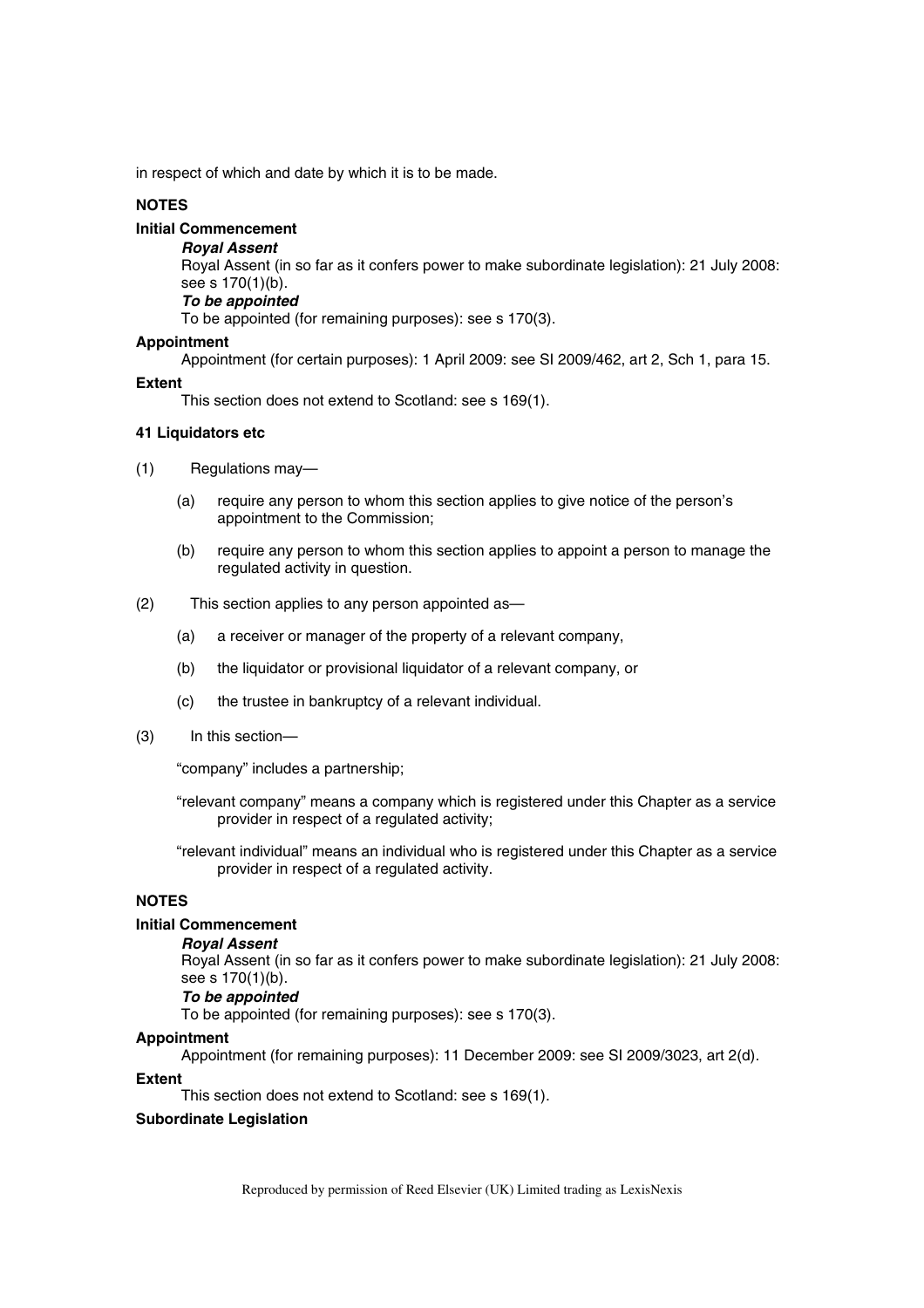in respect of which and date by which it is to be made.

**NOTES**

**Initial Commencement**

***Royal Assent***

Royal Assent (in so far as it confers power to make subordinate legislation): 21 July 2008: see s 170(1)(b).

***To be appointed***

To be appointed (for remaining purposes): see s 170(3).

**Appointment**

Appointment (for certain purposes): 1 April 2009: see SI 2009/462, art 2, Sch 1, para 15.

**Extent**

This section does not extend to Scotland: see s 169(1).

**41 Liquidators etc**

(1) Regulations may—

(a) require any person to whom this section applies to give notice of the person's appointment to the Commission;

(b) require any person to whom this section applies to appoint a person to manage the regulated activity in question.

(2) This section applies to any person appointed as—

(a) a receiver or manager of the property of a relevant company,

(b) the liquidator or provisional liquidator of a relevant company, or

(c) the trustee in bankruptcy of a relevant individual.

(3) In this section—

"company" includes a partnership;

"relevant company" means a company which is registered under this Chapter as a service provider in respect of a regulated activity;

"relevant individual" means an individual who is registered under this Chapter as a service provider in respect of a regulated activity.

**NOTES**

**Initial Commencement**

***Royal Assent***

Royal Assent (in so far as it confers power to make subordinate legislation): 21 July 2008: see s 170(1)(b).

***To be appointed***

To be appointed (for remaining purposes): see s 170(3).

**Appointment**

Appointment (for remaining purposes): 11 December 2009: see SI 2009/3023, art 2(d).

**Extent**

This section does not extend to Scotland: see s 169(1).

**Subordinate Legislation**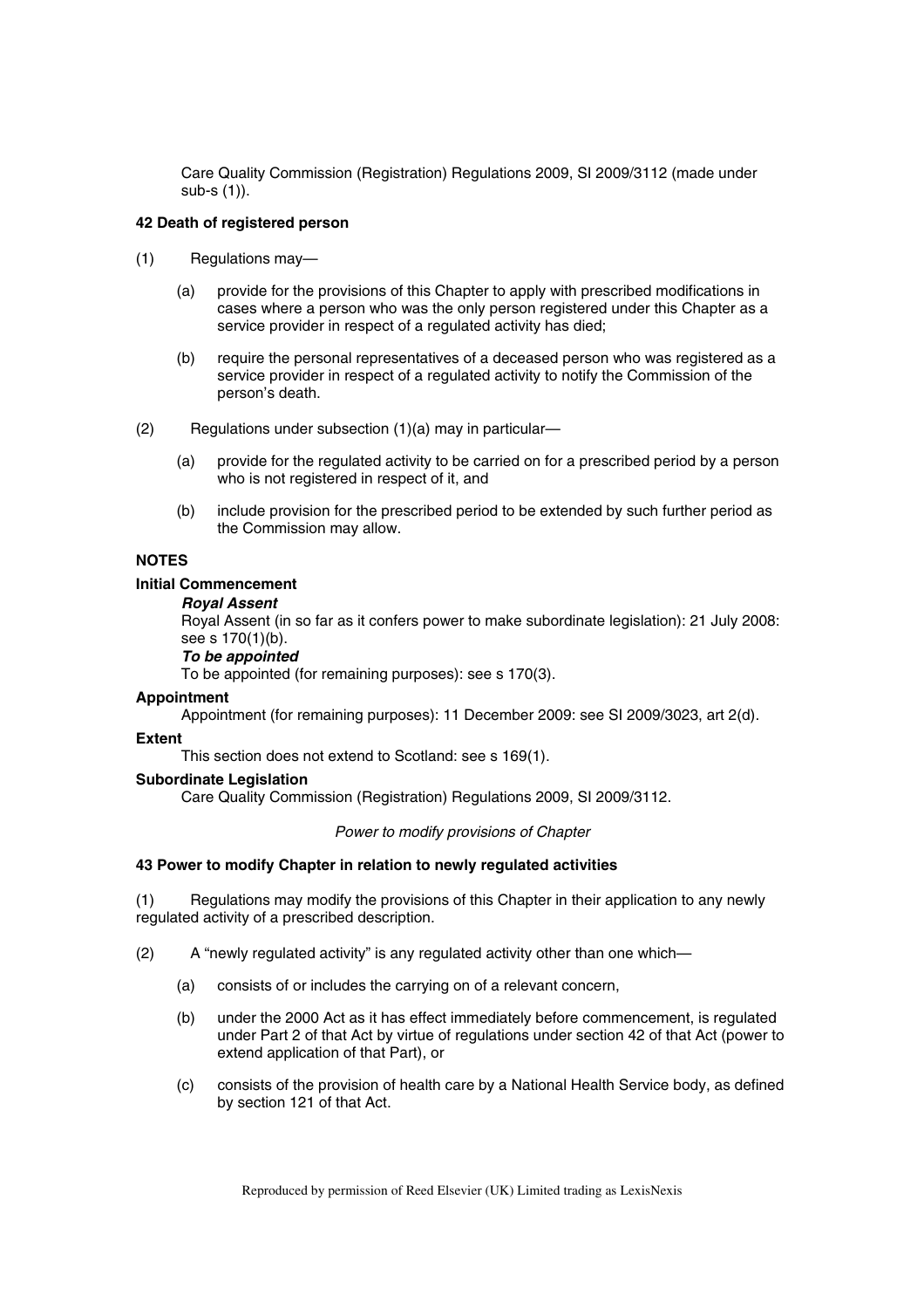Care Quality Commission (Registration) Regulations 2009, SI 2009/3112 (made under sub-s (1)).

### 42 Death of registered person

(1) Regulations may—

(a) provide for the provisions of this Chapter to apply with prescribed modifications in cases where a person who was the only person registered under this Chapter as a service provider in respect of a regulated activity has died;

(b) require the personal representatives of a deceased person who was registered as a service provider in respect of a regulated activity to notify the Commission of the person's death.

(2) Regulations under subsection (1)(a) may in particular—

(a) provide for the regulated activity to be carried on for a prescribed period by a person who is not registered in respect of it, and

(b) include provision for the prescribed period to be extended by such further period as the Commission may allow.

**NOTES**

**Initial Commencement**

***Royal Assent***

Royal Assent (in so far as it confers power to make subordinate legislation): 21 July 2008: see s 170(1)(b).

***To be appointed***

To be appointed (for remaining purposes): see s 170(3).

**Appointment**

Appointment (for remaining purposes): 11 December 2009: see SI 2009/3023, art 2(d).

**Extent**

This section does not extend to Scotland: see s 169(1).

**Subordinate Legislation**

Care Quality Commission (Registration) Regulations 2009, SI 2009/3112.

*Power to modify provisions of Chapter*

### 43 Power to modify Chapter in relation to newly regulated activities

(1) Regulations may modify the provisions of this Chapter in their application to any newly regulated activity of a prescribed description.

(2) A "newly regulated activity" is any regulated activity other than one which—

(a) consists of or includes the carrying on of a relevant concern,

(b) under the 2000 Act as it has effect immediately before commencement, is regulated under Part 2 of that Act by virtue of regulations under section 42 of that Act (power to extend application of that Part), or

(c) consists of the provision of health care by a National Health Service body, as defined by section 121 of that Act.

Reproduced by permission of Reed Elsevier (UK) Limited trading as LexisNexis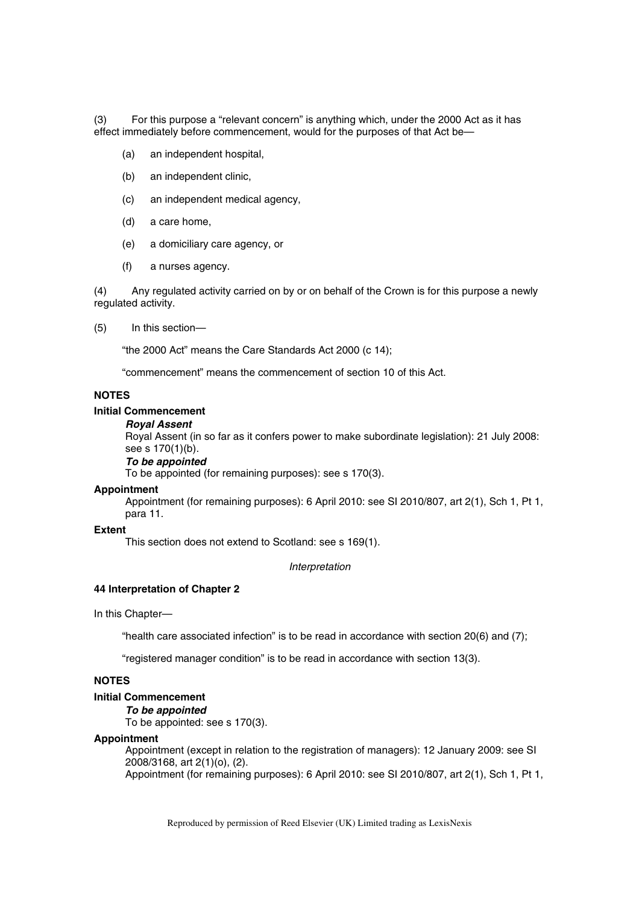(3) For this purpose a "relevant concern" is anything which, under the 2000 Act as it has effect immediately before commencement, would for the purposes of that Act be—

(a) an independent hospital,

(b) an independent clinic,

(c) an independent medical agency,

(d) a care home,

(e) a domiciliary care agency, or

(f) a nurses agency.

(4) Any regulated activity carried on by or on behalf of the Crown is for this purpose a newly regulated activity.

(5) In this section—

"the 2000 Act" means the Care Standards Act 2000 (c 14);

"commencement" means the commencement of section 10 of this Act.

**NOTES**

**Initial Commencement**

***Royal Assent***

Royal Assent (in so far as it confers power to make subordinate legislation): 21 July 2008: see s 170(1)(b).

***To be appointed***

To be appointed (for remaining purposes): see s 170(3).

**Appointment**

Appointment (for remaining purposes): 6 April 2010: see SI 2010/807, art 2(1), Sch 1, Pt 1, para 11.

**Extent**

This section does not extend to Scotland: see s 169(1).

*Interpretation*

**44 Interpretation of Chapter 2**

In this Chapter—

"health care associated infection" is to be read in accordance with section 20(6) and (7);

"registered manager condition" is to be read in accordance with section 13(3).

**NOTES**

**Initial Commencement**

***To be appointed***

To be appointed: see s 170(3).

**Appointment**

Appointment (except in relation to the registration of managers): 12 January 2009: see SI 2008/3168, art 2(1)(o), (2).

Appointment (for remaining purposes): 6 April 2010: see SI 2010/807, art 2(1), Sch 1, Pt 1,

Reproduced by permission of Reed Elsevier (UK) Limited trading as LexisNexis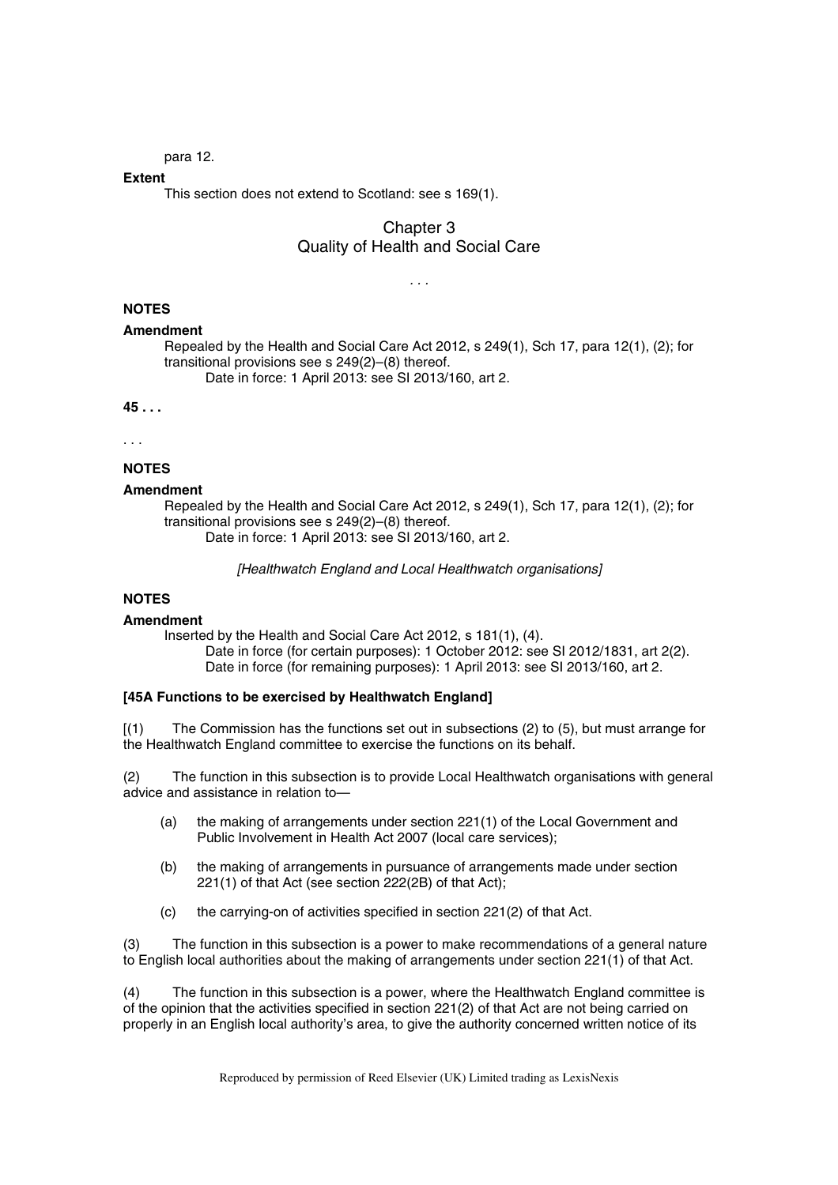para 12.

**Extent**

This section does not extend to Scotland: see s 169(1).

## Chapter 3
## Quality of Health and Social Care

. . .

**NOTES**

**Amendment**

Repealed by the Health and Social Care Act 2012, s 249(1), Sch 17, para 12(1), (2); for transitional provisions see s 249(2)–(8) thereof.

Date in force: 1 April 2013: see SI 2013/160, art 2.

**45 . . .**

. . .

**NOTES**

**Amendment**

Repealed by the Health and Social Care Act 2012, s 249(1), Sch 17, para 12(1), (2); for transitional provisions see s 249(2)–(8) thereof.

Date in force: 1 April 2013: see SI 2013/160, art 2.

*[Healthwatch England and Local Healthwatch organisations]*

**NOTES**

**Amendment**

Inserted by the Health and Social Care Act 2012, s 181(1), (4).

Date in force (for certain purposes): 1 October 2012: see SI 2012/1831, art 2(2).

Date in force (for remaining purposes): 1 April 2013: see SI 2013/160, art 2.

**[45A Functions to be exercised by Healthwatch England]**

[(1) The Commission has the functions set out in subsections (2) to (5), but must arrange for the Healthwatch England committee to exercise the functions on its behalf.

(2) The function in this subsection is to provide Local Healthwatch organisations with general advice and assistance in relation to—

(a) the making of arrangements under section 221(1) of the Local Government and Public Involvement in Health Act 2007 (local care services);

(b) the making of arrangements in pursuance of arrangements made under section 221(1) of that Act (see section 222(2B) of that Act);

(c) the carrying-on of activities specified in section 221(2) of that Act.

(3) The function in this subsection is a power to make recommendations of a general nature to English local authorities about the making of arrangements under section 221(1) of that Act.

(4) The function in this subsection is a power, where the Healthwatch England committee is of the opinion that the activities specified in section 221(2) of that Act are not being carried on properly in an English local authority's area, to give the authority concerned written notice of its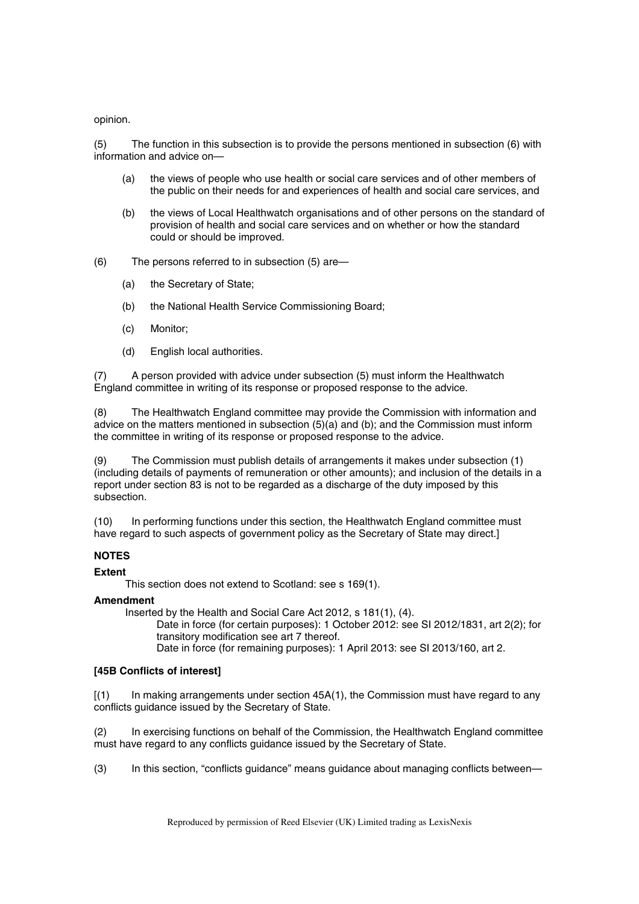opinion.

(5) The function in this subsection is to provide the persons mentioned in subsection (6) with information and advice on—

(a) the views of people who use health or social care services and of other members of the public on their needs for and experiences of health and social care services, and

(b) the views of Local Healthwatch organisations and of other persons on the standard of provision of health and social care services and on whether or how the standard could or should be improved.

(6) The persons referred to in subsection (5) are—

(a) the Secretary of State;

(b) the National Health Service Commissioning Board;

(c) Monitor;

(d) English local authorities.

(7) A person provided with advice under subsection (5) must inform the Healthwatch England committee in writing of its response or proposed response to the advice.

(8) The Healthwatch England committee may provide the Commission with information and advice on the matters mentioned in subsection (5)(a) and (b); and the Commission must inform the committee in writing of its response or proposed response to the advice.

(9) The Commission must publish details of arrangements it makes under subsection (1) (including details of payments of remuneration or other amounts); and inclusion of the details in a report under section 83 is not to be regarded as a discharge of the duty imposed by this subsection.

(10) In performing functions under this section, the Healthwatch England committee must have regard to such aspects of government policy as the Secretary of State may direct.]

**NOTES**

**Extent**

This section does not extend to Scotland: see s 169(1).

**Amendment**

Inserted by the Health and Social Care Act 2012, s 181(1), (4).

Date in force (for certain purposes): 1 October 2012: see SI 2012/1831, art 2(2); for transitory modification see art 7 thereof.

Date in force (for remaining purposes): 1 April 2013: see SI 2013/160, art 2.

**[45B Conflicts of interest]**

[(1) In making arrangements under section 45A(1), the Commission must have regard to any conflicts guidance issued by the Secretary of State.

(2) In exercising functions on behalf of the Commission, the Healthwatch England committee must have regard to any conflicts guidance issued by the Secretary of State.

(3) In this section, "conflicts guidance" means guidance about managing conflicts between—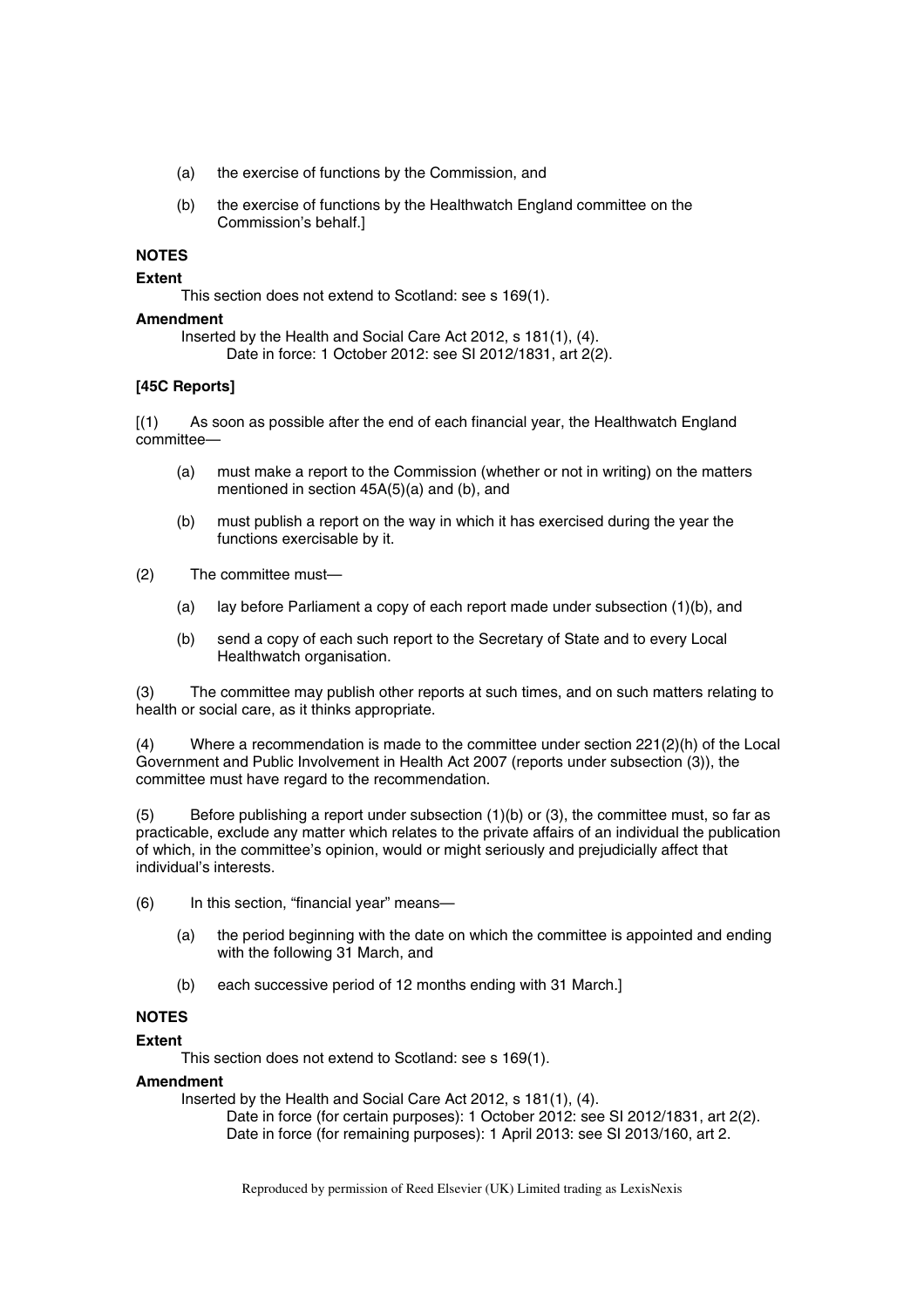(a) the exercise of functions by the Commission, and

(b) the exercise of functions by the Healthwatch England committee on the Commission's behalf.]

**NOTES**

**Extent**

This section does not extend to Scotland: see s 169(1).

**Amendment**

Inserted by the Health and Social Care Act 2012, s 181(1), (4).

Date in force: 1 October 2012: see SI 2012/1831, art 2(2).

**[45C Reports]**

[(1) As soon as possible after the end of each financial year, the Healthwatch England committee—

(a) must make a report to the Commission (whether or not in writing) on the matters mentioned in section 45A(5)(a) and (b), and

(b) must publish a report on the way in which it has exercised during the year the functions exercisable by it.

(2) The committee must—

(a) lay before Parliament a copy of each report made under subsection (1)(b), and

(b) send a copy of each such report to the Secretary of State and to every Local Healthwatch organisation.

(3) The committee may publish other reports at such times, and on such matters relating to health or social care, as it thinks appropriate.

(4) Where a recommendation is made to the committee under section 221(2)(h) of the Local Government and Public Involvement in Health Act 2007 (reports under subsection (3)), the committee must have regard to the recommendation.

(5) Before publishing a report under subsection (1)(b) or (3), the committee must, so far as practicable, exclude any matter which relates to the private affairs of an individual the publication of which, in the committee's opinion, would or might seriously and prejudicially affect that individual's interests.

(6) In this section, "financial year" means—

(a) the period beginning with the date on which the committee is appointed and ending with the following 31 March, and

(b) each successive period of 12 months ending with 31 March.]

**NOTES**

**Extent**

This section does not extend to Scotland: see s 169(1).

**Amendment**

Inserted by the Health and Social Care Act 2012, s 181(1), (4).

Date in force (for certain purposes): 1 October 2012: see SI 2012/1831, art 2(2).

Date in force (for remaining purposes): 1 April 2013: see SI 2013/160, art 2.

Reproduced by permission of Reed Elsevier (UK) Limited trading as LexisNexis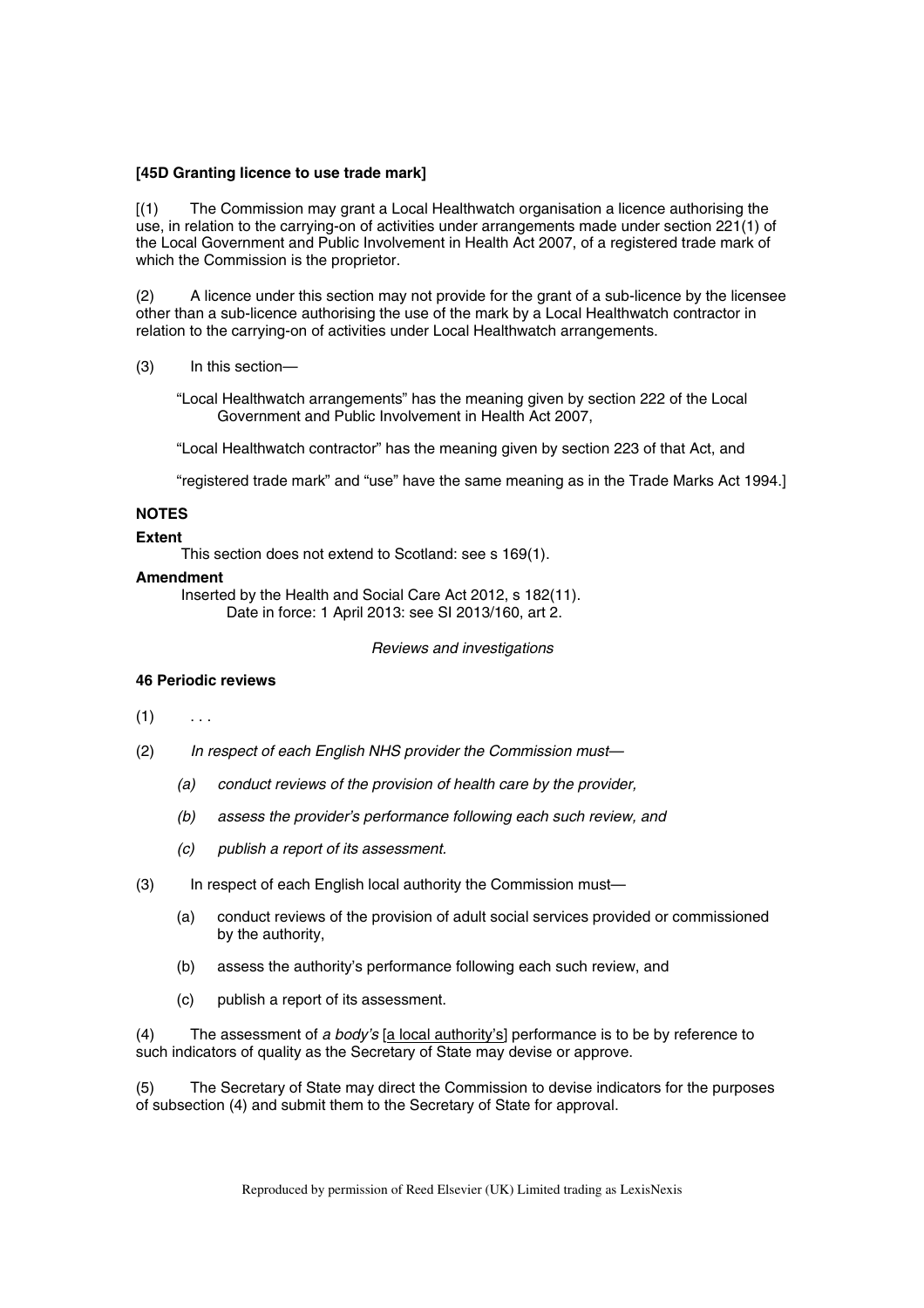**[45D Granting licence to use trade mark]**

[(1) The Commission may grant a Local Healthwatch organisation a licence authorising the use, in relation to the carrying-on of activities under arrangements made under section 221(1) of the Local Government and Public Involvement in Health Act 2007, of a registered trade mark of which the Commission is the proprietor.

(2) A licence under this section may not provide for the grant of a sub-licence by the licensee other than a sub-licence authorising the use of the mark by a Local Healthwatch contractor in relation to the carrying-on of activities under Local Healthwatch arrangements.

(3) In this section—

"Local Healthwatch arrangements" has the meaning given by section 222 of the Local Government and Public Involvement in Health Act 2007,

"Local Healthwatch contractor" has the meaning given by section 223 of that Act, and

"registered trade mark" and "use" have the same meaning as in the Trade Marks Act 1994.]

**NOTES**

**Extent**

This section does not extend to Scotland: see s 169(1).

**Amendment**

Inserted by the Health and Social Care Act 2012, s 182(11).
Date in force: 1 April 2013: see SI 2013/160, art 2.

*Reviews and investigations*

**46 Periodic reviews**

(1) . . .

(2) *In respect of each English NHS provider the Commission must—*

*(a) conduct reviews of the provision of health care by the provider,*

*(b) assess the provider's performance following each such review, and*

*(c) publish a report of its assessment.*

(3) In respect of each English local authority the Commission must—

(a) conduct reviews of the provision of adult social services provided or commissioned by the authority,

(b) assess the authority's performance following each such review, and

(c) publish a report of its assessment.

(4) The assessment of *a body's* [a local authority's] performance is to be by reference to such indicators of quality as the Secretary of State may devise or approve.

(5) The Secretary of State may direct the Commission to devise indicators for the purposes of subsection (4) and submit them to the Secretary of State for approval.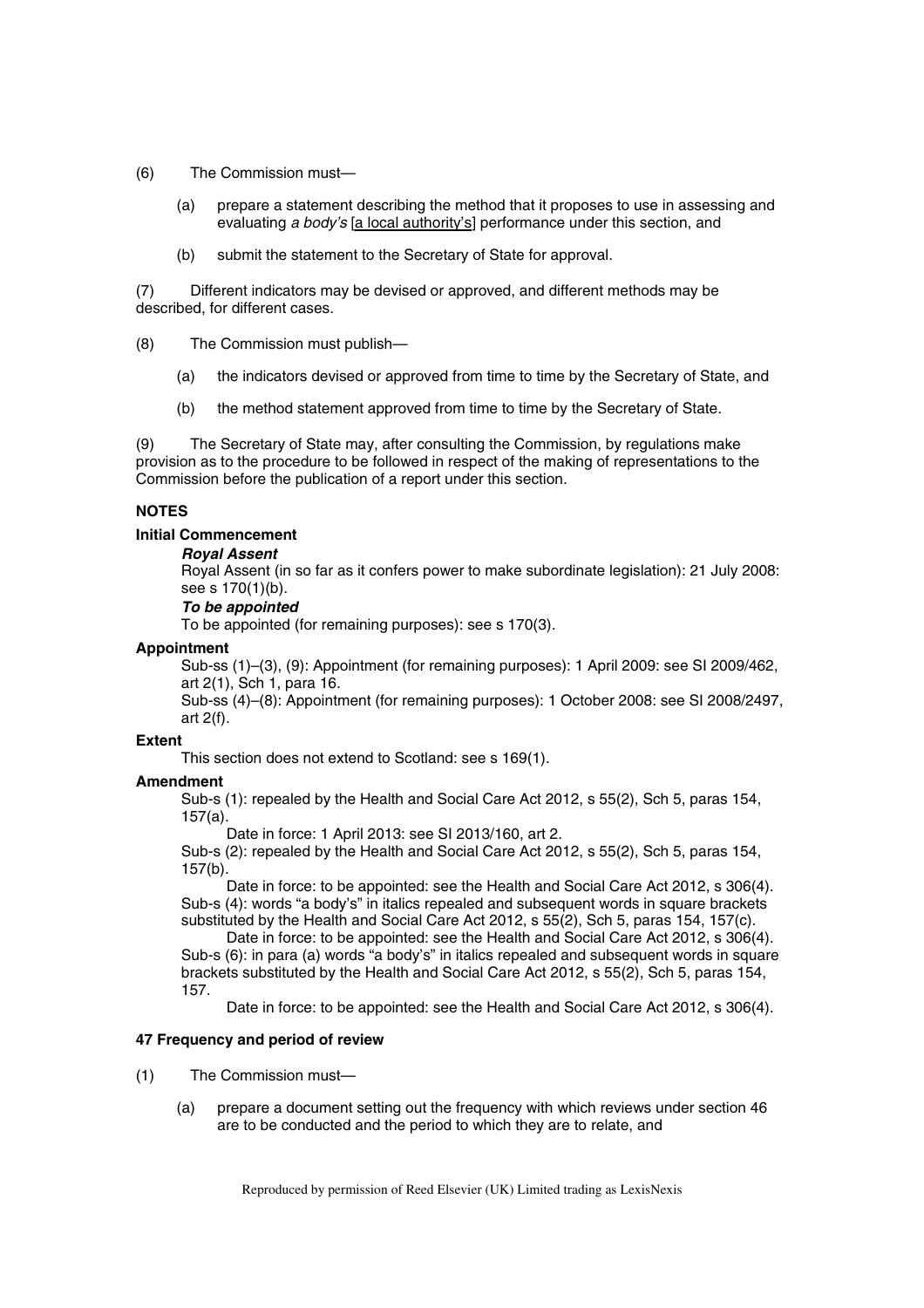(6) The Commission must—

(a) prepare a statement describing the method that it proposes to use in assessing and evaluating *a body's* [a local authority's] performance under this section, and

(b) submit the statement to the Secretary of State for approval.

(7) Different indicators may be devised or approved, and different methods may be described, for different cases.

(8) The Commission must publish—

(a) the indicators devised or approved from time to time by the Secretary of State, and

(b) the method statement approved from time to time by the Secretary of State.

(9) The Secretary of State may, after consulting the Commission, by regulations make provision as to the procedure to be followed in respect of the making of representations to the Commission before the publication of a report under this section.

**NOTES**

**Initial Commencement**

***Royal Assent***

Royal Assent (in so far as it confers power to make subordinate legislation): 21 July 2008: see s 170(1)(b).

***To be appointed***

To be appointed (for remaining purposes): see s 170(3).

**Appointment**

Sub-ss (1)–(3), (9): Appointment (for remaining purposes): 1 April 2009: see SI 2009/462, art 2(1), Sch 1, para 16.

Sub-ss (4)–(8): Appointment (for remaining purposes): 1 October 2008: see SI 2008/2497, art 2(f).

**Extent**

This section does not extend to Scotland: see s 169(1).

**Amendment**

Sub-s (1): repealed by the Health and Social Care Act 2012, s 55(2), Sch 5, paras 154, 157(a).

Date in force: 1 April 2013: see SI 2013/160, art 2.

Sub-s (2): repealed by the Health and Social Care Act 2012, s 55(2), Sch 5, paras 154, 157(b).

Date in force: to be appointed: see the Health and Social Care Act 2012, s 306(4).

Sub-s (4): words "a body's" in italics repealed and subsequent words in square brackets substituted by the Health and Social Care Act 2012, s 55(2), Sch 5, paras 154, 157(c).

Date in force: to be appointed: see the Health and Social Care Act 2012, s 306(4).

Sub-s (6): in para (a) words "a body's" in italics repealed and subsequent words in square brackets substituted by the Health and Social Care Act 2012, s 55(2), Sch 5, paras 154, 157.

Date in force: to be appointed: see the Health and Social Care Act 2012, s 306(4).

**47 Frequency and period of review**

(1) The Commission must—

(a) prepare a document setting out the frequency with which reviews under section 46 are to be conducted and the period to which they are to relate, and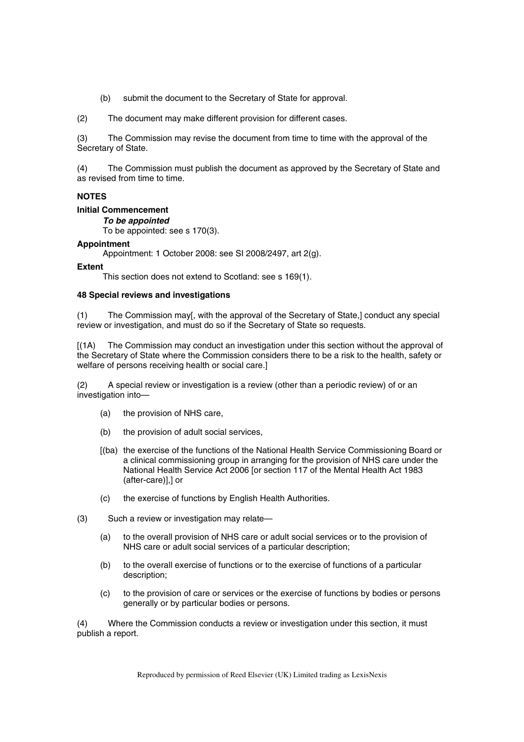(b) submit the document to the Secretary of State for approval.

(2) The document may make different provision for different cases.

(3) The Commission may revise the document from time to time with the approval of the Secretary of State.

(4) The Commission must publish the document as approved by the Secretary of State and as revised from time to time.

**NOTES**

**Initial Commencement**

***To be appointed***

To be appointed: see s 170(3).

**Appointment**

Appointment: 1 October 2008: see SI 2008/2497, art 2(g).

**Extent**

This section does not extend to Scotland: see s 169(1).

**48 Special reviews and investigations**

(1) The Commission may[, with the approval of the Secretary of State,] conduct any special review or investigation, and must do so if the Secretary of State so requests.

[(1A) The Commission may conduct an investigation under this section without the approval of the Secretary of State where the Commission considers there to be a risk to the health, safety or welfare of persons receiving health or social care.]

(2) A special review or investigation is a review (other than a periodic review) of or an investigation into—

- (a) the provision of NHS care,
- (b) the provision of adult social services,
- [(ba) the exercise of the functions of the National Health Service Commissioning Board or a clinical commissioning group in arranging for the provision of NHS care under the National Health Service Act 2006 [or section 117 of the Mental Health Act 1983 (after-care)],] or
- (c) the exercise of functions by English Health Authorities.

(3) Such a review or investigation may relate—

- (a) to the overall provision of NHS care or adult social services or to the provision of NHS care or adult social services of a particular description;
- (b) to the overall exercise of functions or to the exercise of functions of a particular description;
- (c) to the provision of care or services or the exercise of functions by bodies or persons generally or by particular bodies or persons.

(4) Where the Commission conducts a review or investigation under this section, it must publish a report.

Reproduced by permission of Reed Elsevier (UK) Limited trading as LexisNexis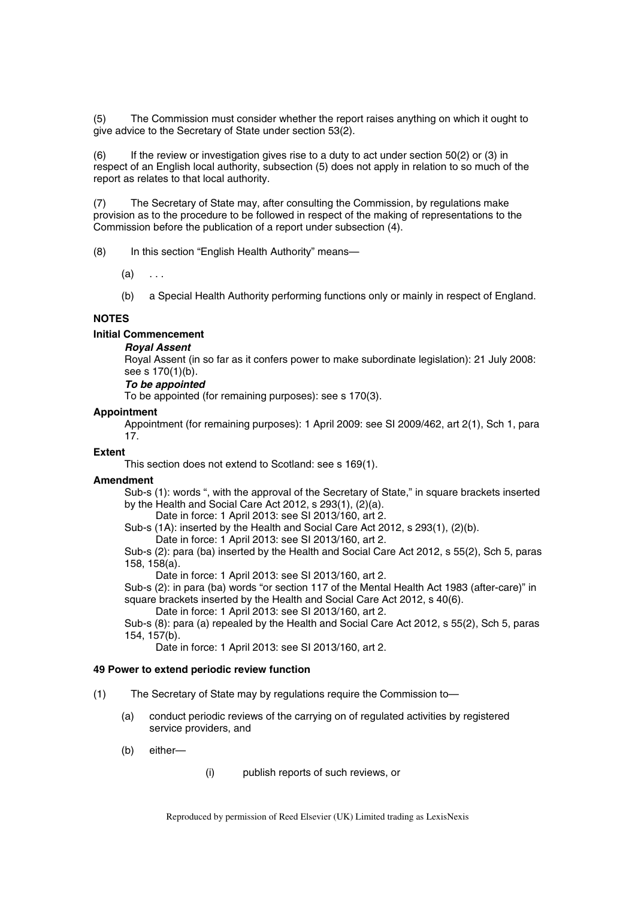(5) The Commission must consider whether the report raises anything on which it ought to give advice to the Secretary of State under section 53(2).

(6) If the review or investigation gives rise to a duty to act under section 50(2) or (3) in respect of an English local authority, subsection (5) does not apply in relation to so much of the report as relates to that local authority.

(7) The Secretary of State may, after consulting the Commission, by regulations make provision as to the procedure to be followed in respect of the making of representations to the Commission before the publication of a report under subsection (4).

(8) In this section "English Health Authority" means—

(a) . . .

(b) a Special Health Authority performing functions only or mainly in respect of England.

**NOTES**

**Initial Commencement**

***Royal Assent***

Royal Assent (in so far as it confers power to make subordinate legislation): 21 July 2008: see s 170(1)(b).

***To be appointed***

To be appointed (for remaining purposes): see s 170(3).

**Appointment**

Appointment (for remaining purposes): 1 April 2009: see SI 2009/462, art 2(1), Sch 1, para 17.

**Extent**

This section does not extend to Scotland: see s 169(1).

**Amendment**

Sub-s (1): words ", with the approval of the Secretary of State," in square brackets inserted by the Health and Social Care Act 2012, s 293(1), (2)(a).

Date in force: 1 April 2013: see SI 2013/160, art 2.

Sub-s (1A): inserted by the Health and Social Care Act 2012, s 293(1), (2)(b).

Date in force: 1 April 2013: see SI 2013/160, art 2.

Sub-s (2): para (ba) inserted by the Health and Social Care Act 2012, s 55(2), Sch 5, paras 158, 158(a).

Date in force: 1 April 2013: see SI 2013/160, art 2.

Sub-s (2): in para (ba) words "or section 117 of the Mental Health Act 1983 (after-care)" in square brackets inserted by the Health and Social Care Act 2012, s 40(6).

Date in force: 1 April 2013: see SI 2013/160, art 2.

Sub-s (8): para (a) repealed by the Health and Social Care Act 2012, s 55(2), Sch 5, paras 154, 157(b).

Date in force: 1 April 2013: see SI 2013/160, art 2.

**49 Power to extend periodic review function**

(1) The Secretary of State may by regulations require the Commission to—

(a) conduct periodic reviews of the carrying on of regulated activities by registered service providers, and

(b) either—

(i) publish reports of such reviews, or

Reproduced by permission of Reed Elsevier (UK) Limited trading as LexisNexis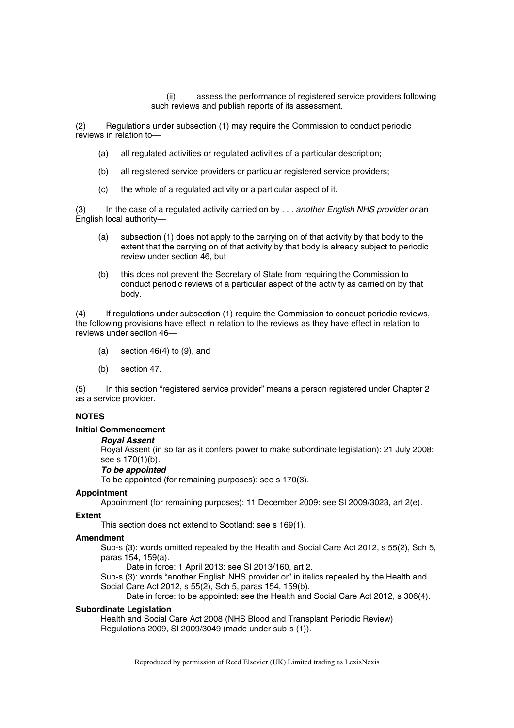(ii) assess the performance of registered service providers following such reviews and publish reports of its assessment.

(2) Regulations under subsection (1) may require the Commission to conduct periodic reviews in relation to—

(a) all regulated activities or regulated activities of a particular description;

(b) all registered service providers or particular registered service providers;

(c) the whole of a regulated activity or a particular aspect of it.

(3) In the case of a regulated activity carried on by . . . *another English NHS provider or* an English local authority—

(a) subsection (1) does not apply to the carrying on of that activity by that body to the extent that the carrying on of that activity by that body is already subject to periodic review under section 46, but

(b) this does not prevent the Secretary of State from requiring the Commission to conduct periodic reviews of a particular aspect of the activity as carried on by that body.

(4) If regulations under subsection (1) require the Commission to conduct periodic reviews, the following provisions have effect in relation to the reviews as they have effect in relation to reviews under section 46—

(a) section 46(4) to (9), and

(b) section 47.

(5) In this section "registered service provider" means a person registered under Chapter 2 as a service provider.

**NOTES**

**Initial Commencement**

***Royal Assent***

Royal Assent (in so far as it confers power to make subordinate legislation): 21 July 2008: see s 170(1)(b).

***To be appointed***

To be appointed (for remaining purposes): see s 170(3).

**Appointment**

Appointment (for remaining purposes): 11 December 2009: see SI 2009/3023, art 2(e).

**Extent**

This section does not extend to Scotland: see s 169(1).

**Amendment**

Sub-s (3): words omitted repealed by the Health and Social Care Act 2012, s 55(2), Sch 5, paras 154, 159(a).

Date in force: 1 April 2013: see SI 2013/160, art 2.

Sub-s (3): words "another English NHS provider or" in italics repealed by the Health and Social Care Act 2012, s 55(2), Sch 5, paras 154, 159(b).

Date in force: to be appointed: see the Health and Social Care Act 2012, s 306(4).

**Subordinate Legislation**

Health and Social Care Act 2008 (NHS Blood and Transplant Periodic Review) Regulations 2009, SI 2009/3049 (made under sub-s (1)).

Reproduced by permission of Reed Elsevier (UK) Limited trading as LexisNexis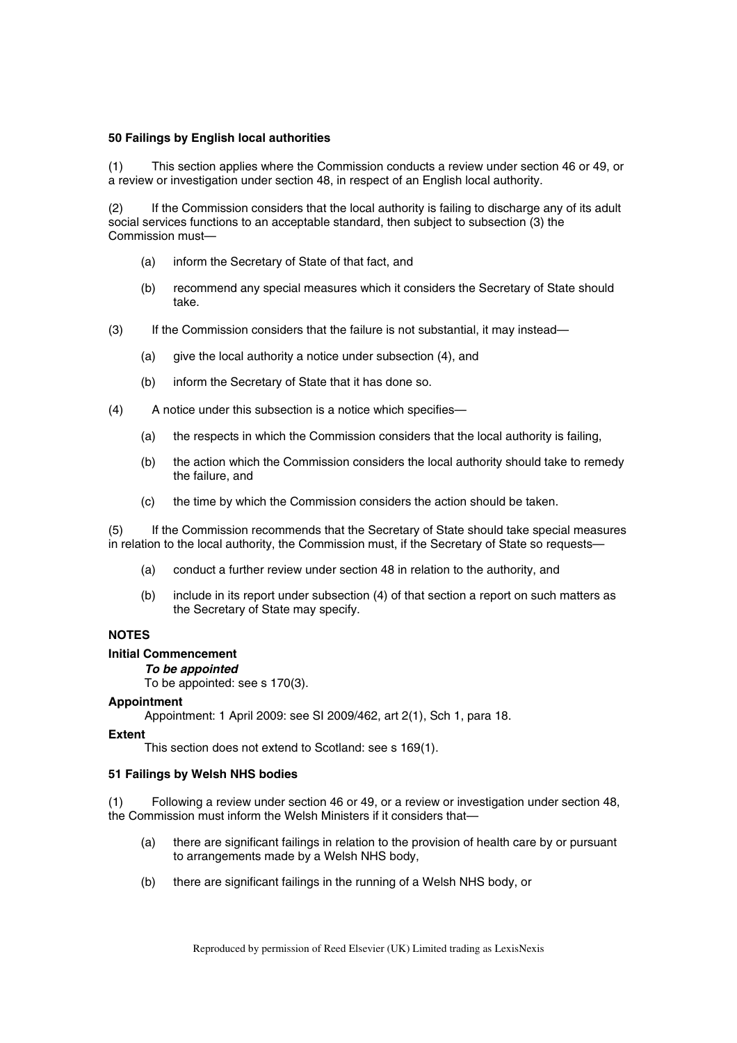**50 Failings by English local authorities**

(1) This section applies where the Commission conducts a review under section 46 or 49, or a review or investigation under section 48, in respect of an English local authority.

(2) If the Commission considers that the local authority is failing to discharge any of its adult social services functions to an acceptable standard, then subject to subsection (3) the Commission must—

- (a) inform the Secretary of State of that fact, and
- (b) recommend any special measures which it considers the Secretary of State should take.

(3) If the Commission considers that the failure is not substantial, it may instead—

- (a) give the local authority a notice under subsection (4), and
- (b) inform the Secretary of State that it has done so.

(4) A notice under this subsection is a notice which specifies—

- (a) the respects in which the Commission considers that the local authority is failing,
- (b) the action which the Commission considers the local authority should take to remedy the failure, and
- (c) the time by which the Commission considers the action should be taken.

(5) If the Commission recommends that the Secretary of State should take special measures in relation to the local authority, the Commission must, if the Secretary of State so requests—

- (a) conduct a further review under section 48 in relation to the authority, and
- (b) include in its report under subsection (4) of that section a report on such matters as the Secretary of State may specify.

**NOTES**

**Initial Commencement**

***To be appointed***

To be appointed: see s 170(3).

**Appointment**

Appointment: 1 April 2009: see SI 2009/462, art 2(1), Sch 1, para 18.

**Extent**

This section does not extend to Scotland: see s 169(1).

**51 Failings by Welsh NHS bodies**

(1) Following a review under section 46 or 49, or a review or investigation under section 48, the Commission must inform the Welsh Ministers if it considers that—

- (a) there are significant failings in relation to the provision of health care by or pursuant to arrangements made by a Welsh NHS body,
- (b) there are significant failings in the running of a Welsh NHS body, or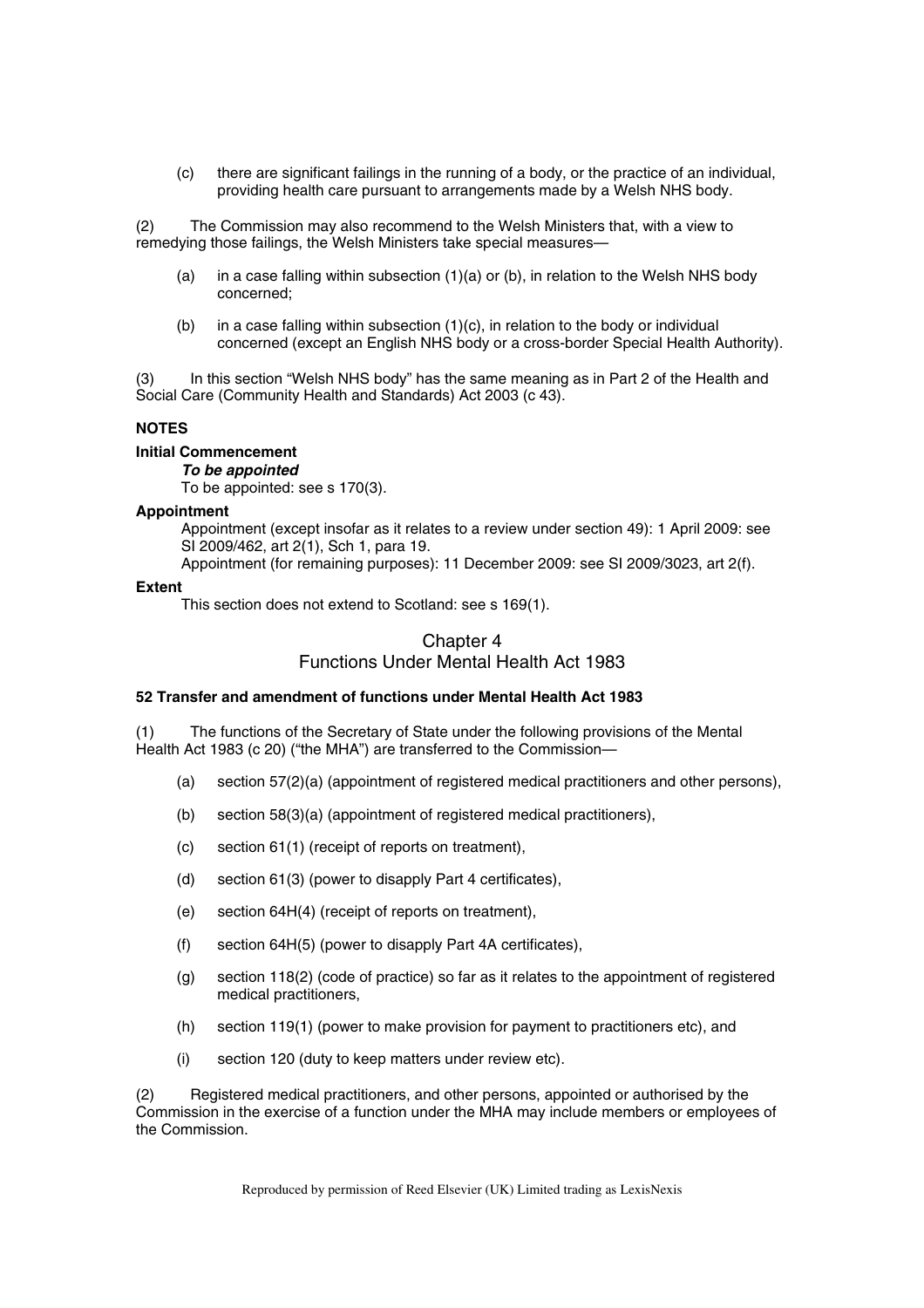(c) there are significant failings in the running of a body, or the practice of an individual, providing health care pursuant to arrangements made by a Welsh NHS body.

(2) The Commission may also recommend to the Welsh Ministers that, with a view to remedying those failings, the Welsh Ministers take special measures—

(a) in a case falling within subsection (1)(a) or (b), in relation to the Welsh NHS body concerned;

(b) in a case falling within subsection (1)(c), in relation to the body or individual concerned (except an English NHS body or a cross-border Special Health Authority).

(3) In this section "Welsh NHS body" has the same meaning as in Part 2 of the Health and Social Care (Community Health and Standards) Act 2003 (c 43).

**NOTES**

**Initial Commencement**

***To be appointed***

To be appointed: see s 170(3).

**Appointment**

Appointment (except insofar as it relates to a review under section 49): 1 April 2009: see SI 2009/462, art 2(1), Sch 1, para 19.

Appointment (for remaining purposes): 11 December 2009: see SI 2009/3023, art 2(f).

**Extent**

This section does not extend to Scotland: see s 169(1).

## Chapter 4
## Functions Under Mental Health Act 1983

**52 Transfer and amendment of functions under Mental Health Act 1983**

(1) The functions of the Secretary of State under the following provisions of the Mental Health Act 1983 (c 20) ("the MHA") are transferred to the Commission—

(a) section 57(2)(a) (appointment of registered medical practitioners and other persons),

(b) section 58(3)(a) (appointment of registered medical practitioners),

(c) section 61(1) (receipt of reports on treatment),

(d) section 61(3) (power to disapply Part 4 certificates),

(e) section 64H(4) (receipt of reports on treatment),

(f) section 64H(5) (power to disapply Part 4A certificates),

(g) section 118(2) (code of practice) so far as it relates to the appointment of registered medical practitioners,

(h) section 119(1) (power to make provision for payment to practitioners etc), and

(i) section 120 (duty to keep matters under review etc).

(2) Registered medical practitioners, and other persons, appointed or authorised by the Commission in the exercise of a function under the MHA may include members or employees of the Commission.

Reproduced by permission of Reed Elsevier (UK) Limited trading as LexisNexis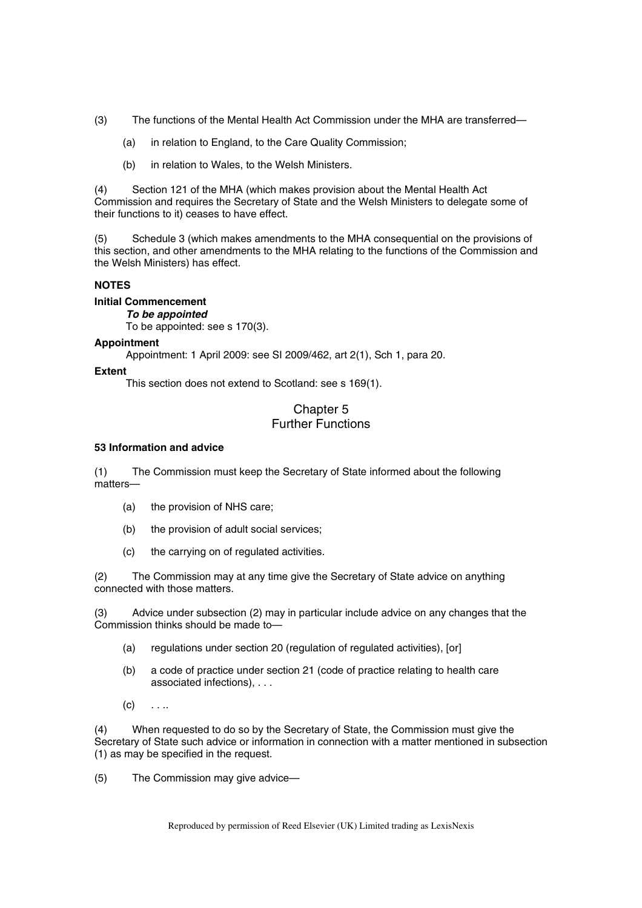(3) The functions of the Mental Health Act Commission under the MHA are transferred—

(a) in relation to England, to the Care Quality Commission;

(b) in relation to Wales, to the Welsh Ministers.

(4) Section 121 of the MHA (which makes provision about the Mental Health Act Commission and requires the Secretary of State and the Welsh Ministers to delegate some of their functions to it) ceases to have effect.

(5) Schedule 3 (which makes amendments to the MHA consequential on the provisions of this section, and other amendments to the MHA relating to the functions of the Commission and the Welsh Ministers) has effect.

**NOTES**

**Initial Commencement**

***To be appointed***

To be appointed: see s 170(3).

**Appointment**

Appointment: 1 April 2009: see SI 2009/462, art 2(1), Sch 1, para 20.

**Extent**

This section does not extend to Scotland: see s 169(1).

## Chapter 5
## Further Functions

**53 Information and advice**

(1) The Commission must keep the Secretary of State informed about the following matters—

(a) the provision of NHS care;

(b) the provision of adult social services;

(c) the carrying on of regulated activities.

(2) The Commission may at any time give the Secretary of State advice on anything connected with those matters.

(3) Advice under subsection (2) may in particular include advice on any changes that the Commission thinks should be made to—

(a) regulations under section 20 (regulation of regulated activities), [or]

(b) a code of practice under section 21 (code of practice relating to health care associated infections), . . .

(c) . . ..

(4) When requested to do so by the Secretary of State, the Commission must give the Secretary of State such advice or information in connection with a matter mentioned in subsection (1) as may be specified in the request.

(5) The Commission may give advice—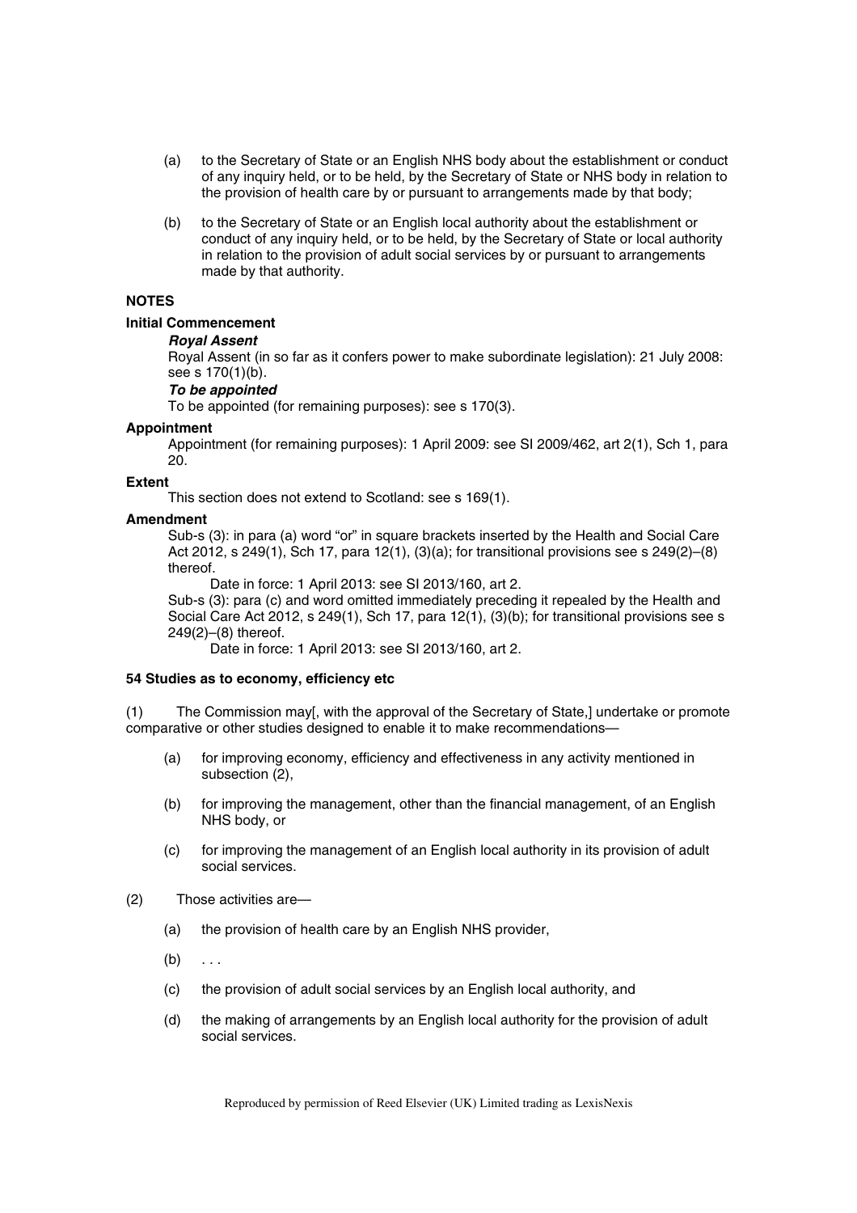(a) to the Secretary of State or an English NHS body about the establishment or conduct of any inquiry held, or to be held, by the Secretary of State or NHS body in relation to the provision of health care by or pursuant to arrangements made by that body;

(b) to the Secretary of State or an English local authority about the establishment or conduct of any inquiry held, or to be held, by the Secretary of State or local authority in relation to the provision of adult social services by or pursuant to arrangements made by that authority.

**NOTES**

**Initial Commencement**

***Royal Assent***

Royal Assent (in so far as it confers power to make subordinate legislation): 21 July 2008: see s 170(1)(b).

***To be appointed***

To be appointed (for remaining purposes): see s 170(3).

**Appointment**

Appointment (for remaining purposes): 1 April 2009: see SI 2009/462, art 2(1), Sch 1, para 20.

**Extent**

This section does not extend to Scotland: see s 169(1).

**Amendment**

Sub-s (3): in para (a) word "or" in square brackets inserted by the Health and Social Care Act 2012, s 249(1), Sch 17, para 12(1), (3)(a); for transitional provisions see s 249(2)–(8) thereof.

Date in force: 1 April 2013: see SI 2013/160, art 2.

Sub-s (3): para (c) and word omitted immediately preceding it repealed by the Health and Social Care Act 2012, s 249(1), Sch 17, para 12(1), (3)(b); for transitional provisions see s 249(2)–(8) thereof.

Date in force: 1 April 2013: see SI 2013/160, art 2.

**54 Studies as to economy, efficiency etc**

(1) The Commission may[, with the approval of the Secretary of State,] undertake or promote comparative or other studies designed to enable it to make recommendations—

(a) for improving economy, efficiency and effectiveness in any activity mentioned in subsection (2),

(b) for improving the management, other than the financial management, of an English NHS body, or

(c) for improving the management of an English local authority in its provision of adult social services.

(2) Those activities are—

(a) the provision of health care by an English NHS provider,

(b) . . .

(c) the provision of adult social services by an English local authority, and

(d) the making of arrangements by an English local authority for the provision of adult social services.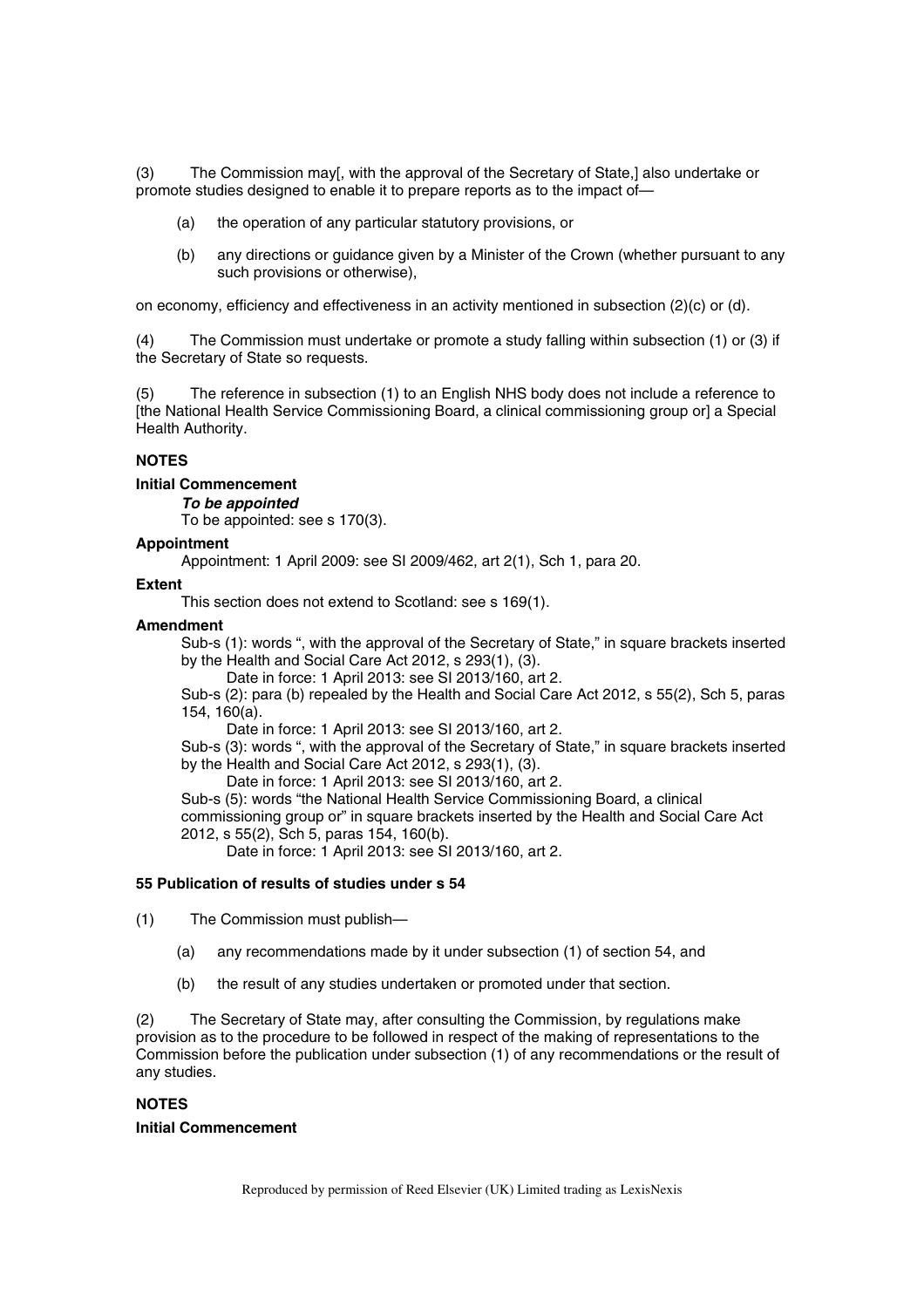(3) The Commission may[, with the approval of the Secretary of State,] also undertake or promote studies designed to enable it to prepare reports as to the impact of—

(a) the operation of any particular statutory provisions, or

(b) any directions or guidance given by a Minister of the Crown (whether pursuant to any such provisions or otherwise),

on economy, efficiency and effectiveness in an activity mentioned in subsection (2)(c) or (d).

(4) The Commission must undertake or promote a study falling within subsection (1) or (3) if the Secretary of State so requests.

(5) The reference in subsection (1) to an English NHS body does not include a reference to [the National Health Service Commissioning Board, a clinical commissioning group or] a Special Health Authority.

**NOTES**

**Initial Commencement**

***To be appointed***

To be appointed: see s 170(3).

**Appointment**

Appointment: 1 April 2009: see SI 2009/462, art 2(1), Sch 1, para 20.

**Extent**

This section does not extend to Scotland: see s 169(1).

**Amendment**

Sub-s (1): words ", with the approval of the Secretary of State," in square brackets inserted by the Health and Social Care Act 2012, s 293(1), (3).

Date in force: 1 April 2013: see SI 2013/160, art 2.

Sub-s (2): para (b) repealed by the Health and Social Care Act 2012, s 55(2), Sch 5, paras 154, 160(a).

Date in force: 1 April 2013: see SI 2013/160, art 2.

Sub-s (3): words ", with the approval of the Secretary of State," in square brackets inserted by the Health and Social Care Act 2012, s 293(1), (3).

Date in force: 1 April 2013: see SI 2013/160, art 2.

Sub-s (5): words "the National Health Service Commissioning Board, a clinical commissioning group or" in square brackets inserted by the Health and Social Care Act 2012, s 55(2), Sch 5, paras 154, 160(b).

Date in force: 1 April 2013: see SI 2013/160, art 2.

**55 Publication of results of studies under s 54**

(1) The Commission must publish—

(a) any recommendations made by it under subsection (1) of section 54, and

(b) the result of any studies undertaken or promoted under that section.

(2) The Secretary of State may, after consulting the Commission, by regulations make provision as to the procedure to be followed in respect of the making of representations to the Commission before the publication under subsection (1) of any recommendations or the result of any studies.

**NOTES**

**Initial Commencement**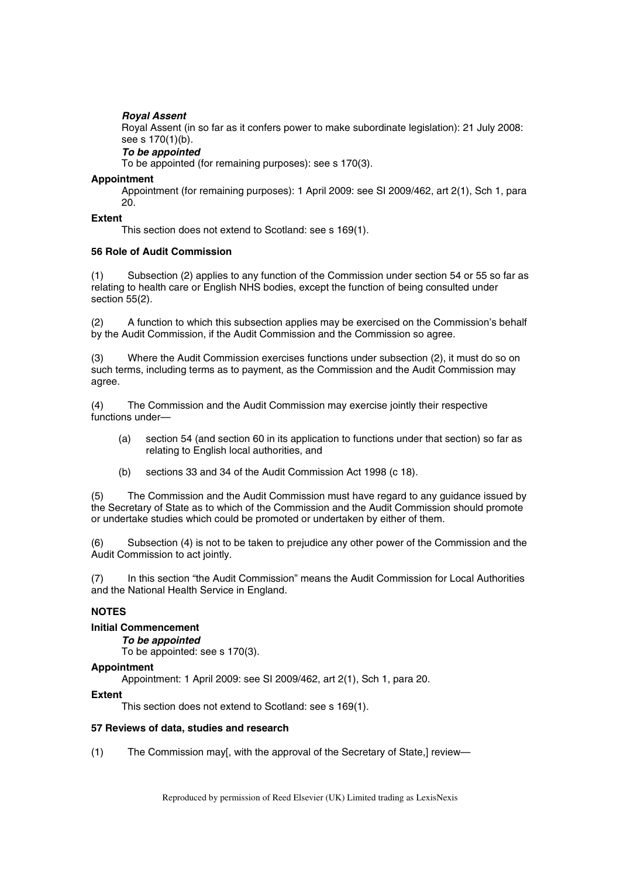***Royal Assent***

Royal Assent (in so far as it confers power to make subordinate legislation): 21 July 2008: see s 170(1)(b).

***To be appointed***

To be appointed (for remaining purposes): see s 170(3).

**Appointment**

Appointment (for remaining purposes): 1 April 2009: see SI 2009/462, art 2(1), Sch 1, para 20.

**Extent**

This section does not extend to Scotland: see s 169(1).

**56 Role of Audit Commission**

(1) Subsection (2) applies to any function of the Commission under section 54 or 55 so far as relating to health care or English NHS bodies, except the function of being consulted under section 55(2).

(2) A function to which this subsection applies may be exercised on the Commission's behalf by the Audit Commission, if the Audit Commission and the Commission so agree.

(3) Where the Audit Commission exercises functions under subsection (2), it must do so on such terms, including terms as to payment, as the Commission and the Audit Commission may agree.

(4) The Commission and the Audit Commission may exercise jointly their respective functions under—

- (a) section 54 (and section 60 in its application to functions under that section) so far as relating to English local authorities, and
- (b) sections 33 and 34 of the Audit Commission Act 1998 (c 18).

(5) The Commission and the Audit Commission must have regard to any guidance issued by the Secretary of State as to which of the Commission and the Audit Commission should promote or undertake studies which could be promoted or undertaken by either of them.

(6) Subsection (4) is not to be taken to prejudice any other power of the Commission and the Audit Commission to act jointly.

(7) In this section "the Audit Commission" means the Audit Commission for Local Authorities and the National Health Service in England.

**NOTES**

**Initial Commencement**

***To be appointed***

To be appointed: see s 170(3).

**Appointment**

Appointment: 1 April 2009: see SI 2009/462, art 2(1), Sch 1, para 20.

**Extent**

This section does not extend to Scotland: see s 169(1).

**57 Reviews of data, studies and research**

(1) The Commission may[, with the approval of the Secretary of State,] review—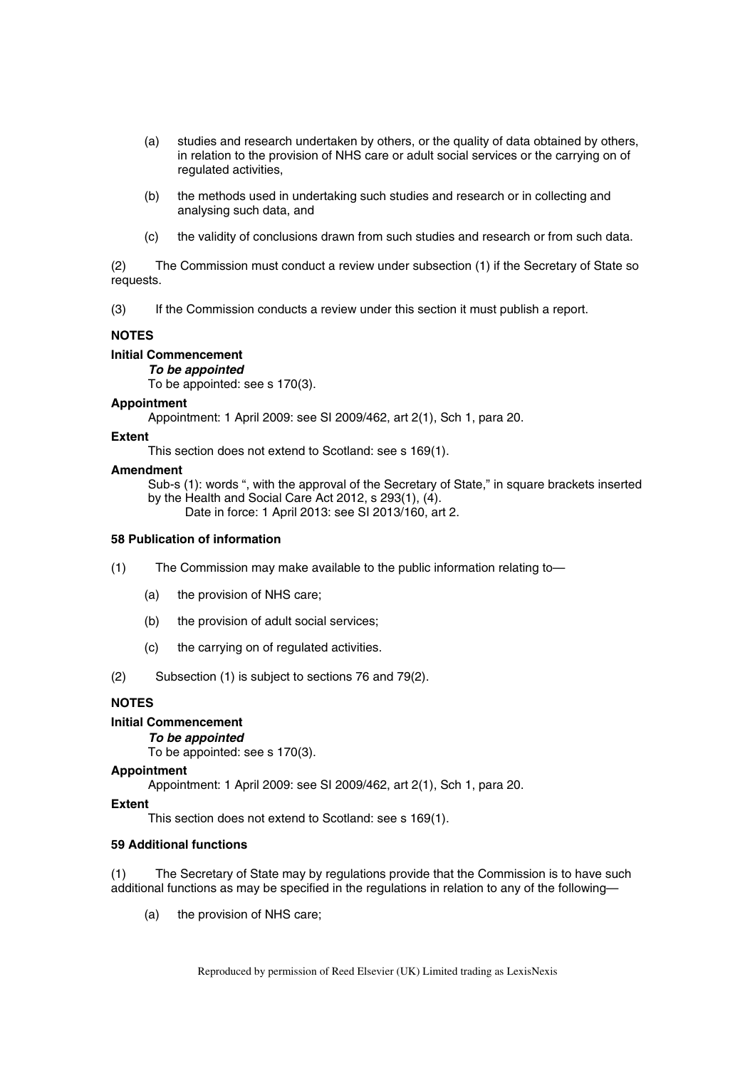(a) studies and research undertaken by others, or the quality of data obtained by others, in relation to the provision of NHS care or adult social services or the carrying on of regulated activities,

(b) the methods used in undertaking such studies and research or in collecting and analysing such data, and

(c) the validity of conclusions drawn from such studies and research or from such data.

(2) The Commission must conduct a review under subsection (1) if the Secretary of State so requests.

(3) If the Commission conducts a review under this section it must publish a report.

**NOTES**

**Initial Commencement**

***To be appointed***

To be appointed: see s 170(3).

**Appointment**

Appointment: 1 April 2009: see SI 2009/462, art 2(1), Sch 1, para 20.

**Extent**

This section does not extend to Scotland: see s 169(1).

**Amendment**

Sub-s (1): words ", with the approval of the Secretary of State," in square brackets inserted by the Health and Social Care Act 2012, s 293(1), (4).

Date in force: 1 April 2013: see SI 2013/160, art 2.

**58 Publication of information**

(1) The Commission may make available to the public information relating to—

(a) the provision of NHS care;

(b) the provision of adult social services;

(c) the carrying on of regulated activities.

(2) Subsection (1) is subject to sections 76 and 79(2).

**NOTES**

**Initial Commencement**

***To be appointed***

To be appointed: see s 170(3).

**Appointment**

Appointment: 1 April 2009: see SI 2009/462, art 2(1), Sch 1, para 20.

**Extent**

This section does not extend to Scotland: see s 169(1).

**59 Additional functions**

(1) The Secretary of State may by regulations provide that the Commission is to have such additional functions as may be specified in the regulations in relation to any of the following—

(a) the provision of NHS care;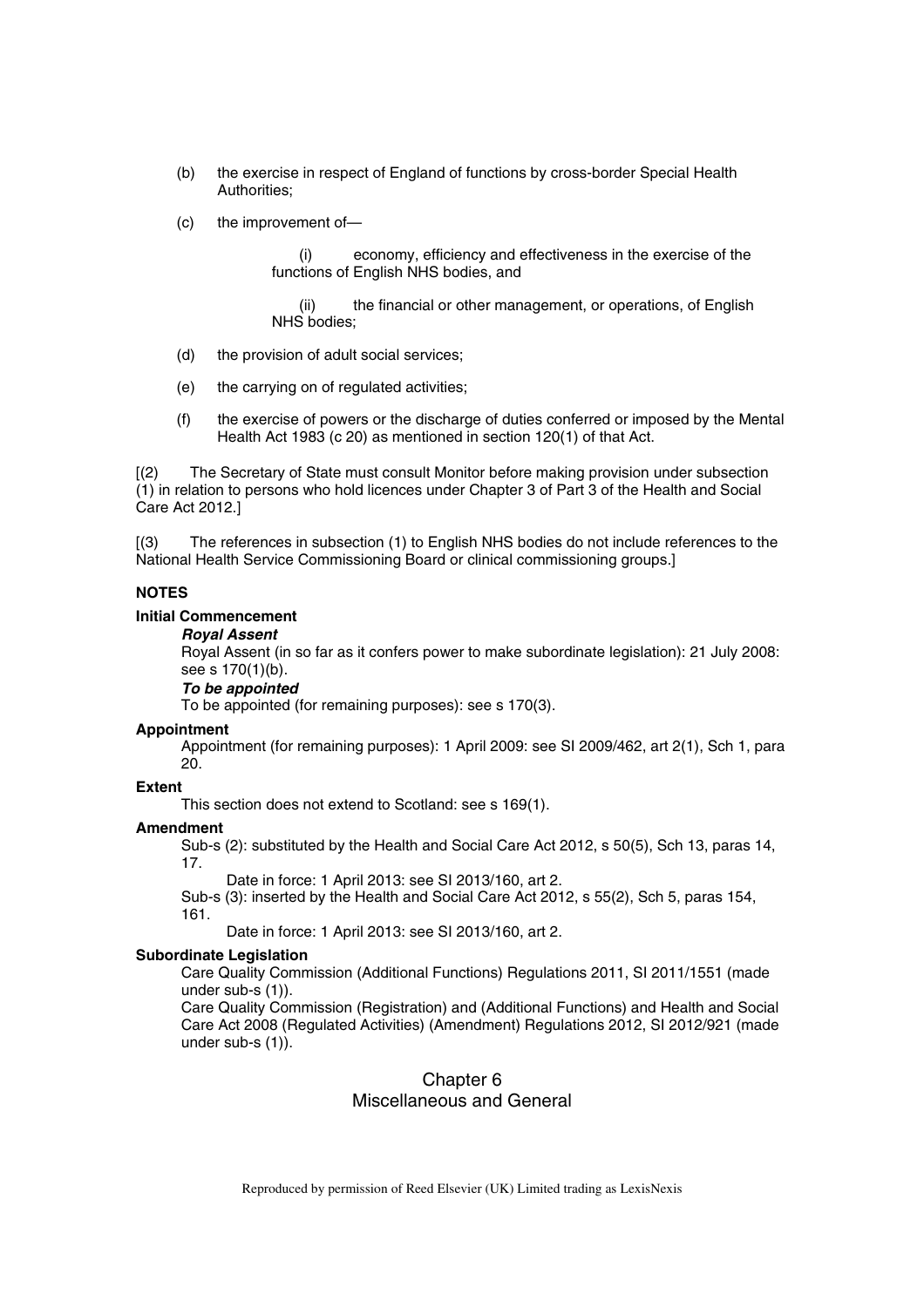(b) the exercise in respect of England of functions by cross-border Special Health Authorities;

(c) the improvement of—

(i) economy, efficiency and effectiveness in the exercise of the functions of English NHS bodies, and

(ii) the financial or other management, or operations, of English NHS bodies;

(d) the provision of adult social services;

(e) the carrying on of regulated activities;

(f) the exercise of powers or the discharge of duties conferred or imposed by the Mental Health Act 1983 (c 20) as mentioned in section 120(1) of that Act.

[(2) The Secretary of State must consult Monitor before making provision under subsection (1) in relation to persons who hold licences under Chapter 3 of Part 3 of the Health and Social Care Act 2012.]

[(3) The references in subsection (1) to English NHS bodies do not include references to the National Health Service Commissioning Board or clinical commissioning groups.]

**NOTES**

**Initial Commencement**

***Royal Assent***

Royal Assent (in so far as it confers power to make subordinate legislation): 21 July 2008: see s 170(1)(b).

***To be appointed***

To be appointed (for remaining purposes): see s 170(3).

**Appointment**

Appointment (for remaining purposes): 1 April 2009: see SI 2009/462, art 2(1), Sch 1, para 20.

**Extent**

This section does not extend to Scotland: see s 169(1).

**Amendment**

Sub-s (2): substituted by the Health and Social Care Act 2012, s 50(5), Sch 13, paras 14, 17.

Date in force: 1 April 2013: see SI 2013/160, art 2.

Sub-s (3): inserted by the Health and Social Care Act 2012, s 55(2), Sch 5, paras 154, 161.

Date in force: 1 April 2013: see SI 2013/160, art 2.

**Subordinate Legislation**

Care Quality Commission (Additional Functions) Regulations 2011, SI 2011/1551 (made under sub-s (1)).

Care Quality Commission (Registration) and (Additional Functions) and Health and Social Care Act 2008 (Regulated Activities) (Amendment) Regulations 2012, SI 2012/921 (made under sub-s (1)).

## Chapter 6
## Miscellaneous and General

Reproduced by permission of Reed Elsevier (UK) Limited trading as LexisNexis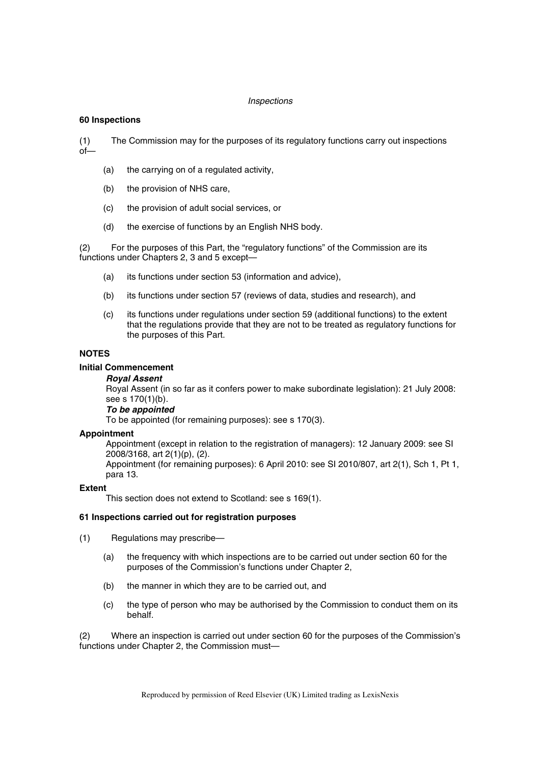*Inspections*

### 60 Inspections

(1) The Commission may for the purposes of its regulatory functions carry out inspections of—

- (a) the carrying on of a regulated activity,
- (b) the provision of NHS care,
- (c) the provision of adult social services, or
- (d) the exercise of functions by an English NHS body.

(2) For the purposes of this Part, the "regulatory functions" of the Commission are its functions under Chapters 2, 3 and 5 except—

- (a) its functions under section 53 (information and advice),
- (b) its functions under section 57 (reviews of data, studies and research), and
- (c) its functions under regulations under section 59 (additional functions) to the extent that the regulations provide that they are not to be treated as regulatory functions for the purposes of this Part.

#### NOTES

**Initial Commencement**

***Royal Assent***

Royal Assent (in so far as it confers power to make subordinate legislation): 21 July 2008: see s 170(1)(b).

***To be appointed***

To be appointed (for remaining purposes): see s 170(3).

**Appointment**

Appointment (except in relation to the registration of managers): 12 January 2009: see SI 2008/3168, art 2(1)(p), (2).

Appointment (for remaining purposes): 6 April 2010: see SI 2010/807, art 2(1), Sch 1, Pt 1, para 13.

**Extent**

This section does not extend to Scotland: see s 169(1).

### 61 Inspections carried out for registration purposes

(1) Regulations may prescribe—

- (a) the frequency with which inspections are to be carried out under section 60 for the purposes of the Commission's functions under Chapter 2,
- (b) the manner in which they are to be carried out, and
- (c) the type of person who may be authorised by the Commission to conduct them on its behalf.

(2) Where an inspection is carried out under section 60 for the purposes of the Commission's functions under Chapter 2, the Commission must—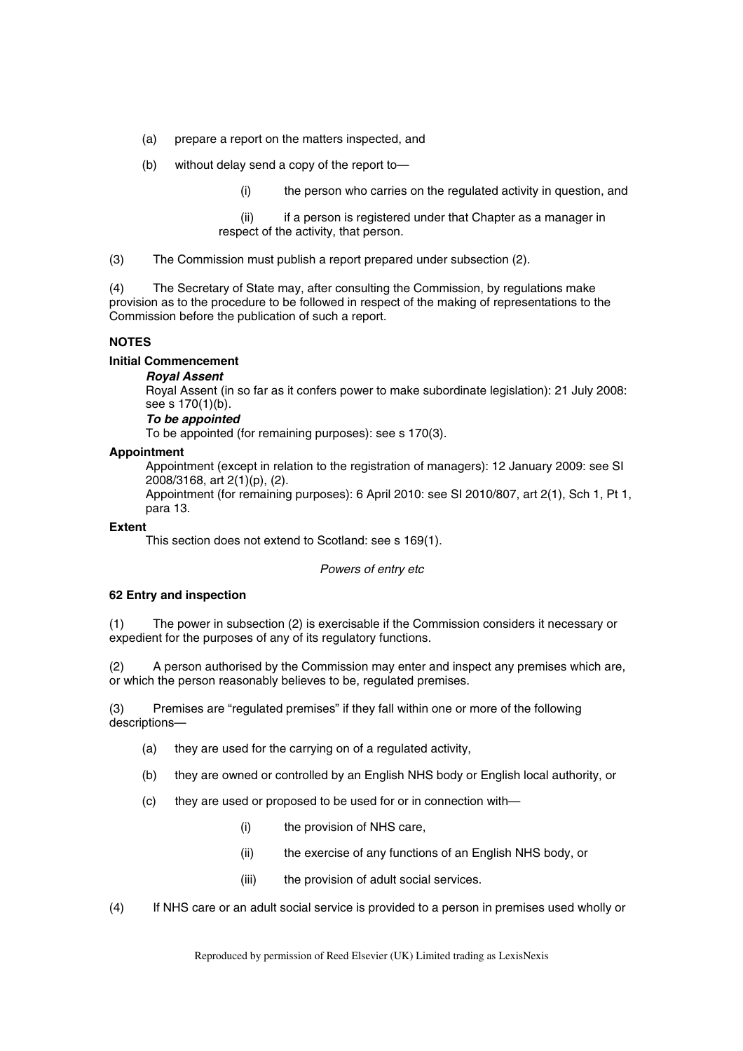(a) prepare a report on the matters inspected, and

(b) without delay send a copy of the report to—

(i) the person who carries on the regulated activity in question, and

(ii) if a person is registered under that Chapter as a manager in respect of the activity, that person.

(3) The Commission must publish a report prepared under subsection (2).

(4) The Secretary of State may, after consulting the Commission, by regulations make provision as to the procedure to be followed in respect of the making of representations to the Commission before the publication of such a report.

**NOTES**

**Initial Commencement**

***Royal Assent***

Royal Assent (in so far as it confers power to make subordinate legislation): 21 July 2008: see s 170(1)(b).

***To be appointed***

To be appointed (for remaining purposes): see s 170(3).

**Appointment**

Appointment (except in relation to the registration of managers): 12 January 2009: see SI 2008/3168, art 2(1)(p), (2).

Appointment (for remaining purposes): 6 April 2010: see SI 2010/807, art 2(1), Sch 1, Pt 1, para 13.

**Extent**

This section does not extend to Scotland: see s 169(1).

*Powers of entry etc*

**62 Entry and inspection**

(1) The power in subsection (2) is exercisable if the Commission considers it necessary or expedient for the purposes of any of its regulatory functions.

(2) A person authorised by the Commission may enter and inspect any premises which are, or which the person reasonably believes to be, regulated premises.

(3) Premises are "regulated premises" if they fall within one or more of the following descriptions—

(a) they are used for the carrying on of a regulated activity,

(b) they are owned or controlled by an English NHS body or English local authority, or

(c) they are used or proposed to be used for or in connection with—

(i) the provision of NHS care,

(ii) the exercise of any functions of an English NHS body, or

(iii) the provision of adult social services.

(4) If NHS care or an adult social service is provided to a person in premises used wholly or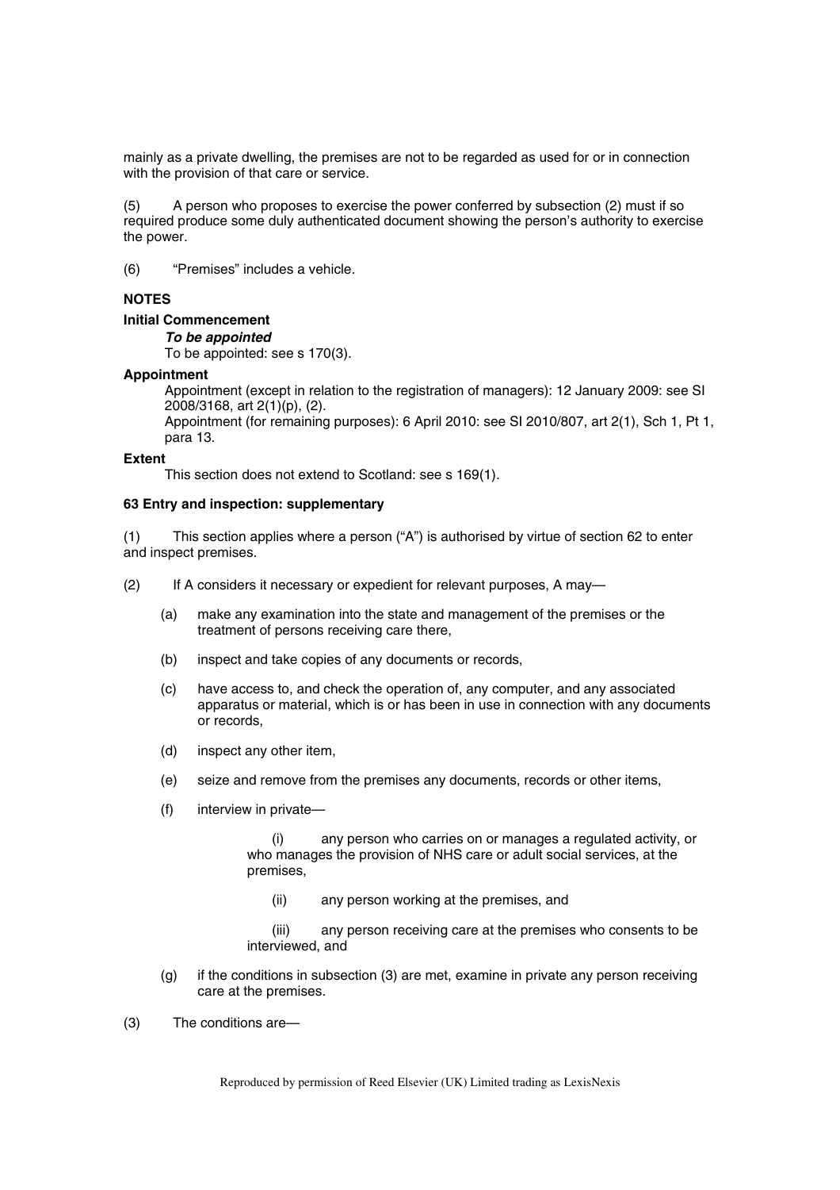mainly as a private dwelling, the premises are not to be regarded as used for or in connection with the provision of that care or service.

(5) A person who proposes to exercise the power conferred by subsection (2) must if so required produce some duly authenticated document showing the person's authority to exercise the power.

(6) "Premises" includes a vehicle.

**NOTES**

**Initial Commencement**

***To be appointed***

To be appointed: see s 170(3).

**Appointment**

Appointment (except in relation to the registration of managers): 12 January 2009: see SI 2008/3168, art 2(1)(p), (2).

Appointment (for remaining purposes): 6 April 2010: see SI 2010/807, art 2(1), Sch 1, Pt 1, para 13.

**Extent**

This section does not extend to Scotland: see s 169(1).

**63 Entry and inspection: supplementary**

(1) This section applies where a person ("A") is authorised by virtue of section 62 to enter and inspect premises.

(2) If A considers it necessary or expedient for relevant purposes, A may—

- (a) make any examination into the state and management of the premises or the treatment of persons receiving care there,
- (b) inspect and take copies of any documents or records,
- (c) have access to, and check the operation of, any computer, and any associated apparatus or material, which is or has been in use in connection with any documents or records,
- (d) inspect any other item,
- (e) seize and remove from the premises any documents, records or other items,
- (f) interview in private—
  - (i) any person who carries on or manages a regulated activity, or who manages the provision of NHS care or adult social services, at the premises,
  - (ii) any person working at the premises, and
  - (iii) any person receiving care at the premises who consents to be interviewed, and
- (g) if the conditions in subsection (3) are met, examine in private any person receiving care at the premises.

(3) The conditions are—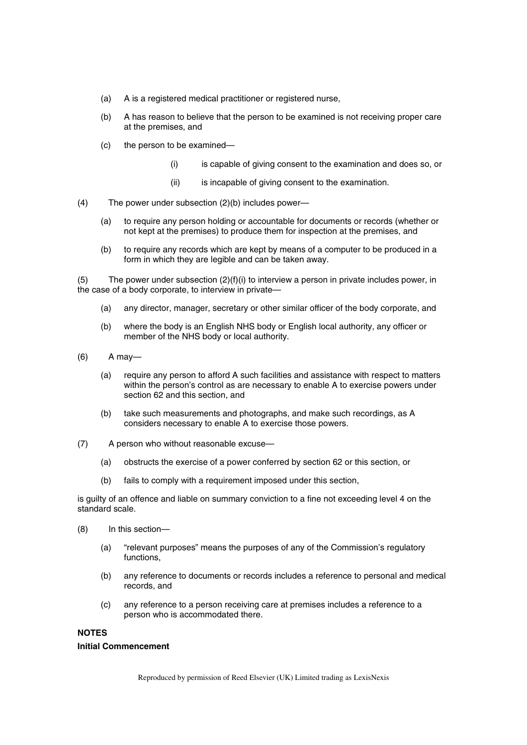(a) A is a registered medical practitioner or registered nurse,

(b) A has reason to believe that the person to be examined is not receiving proper care at the premises, and

(c) the person to be examined—

(i) is capable of giving consent to the examination and does so, or

(ii) is incapable of giving consent to the examination.

(4) The power under subsection (2)(b) includes power—

(a) to require any person holding or accountable for documents or records (whether or not kept at the premises) to produce them for inspection at the premises, and

(b) to require any records which are kept by means of a computer to be produced in a form in which they are legible and can be taken away.

(5) The power under subsection (2)(f)(i) to interview a person in private includes power, in the case of a body corporate, to interview in private—

(a) any director, manager, secretary or other similar officer of the body corporate, and

(b) where the body is an English NHS body or English local authority, any officer or member of the NHS body or local authority.

(6) A may—

(a) require any person to afford A such facilities and assistance with respect to matters within the person's control as are necessary to enable A to exercise powers under section 62 and this section, and

(b) take such measurements and photographs, and make such recordings, as A considers necessary to enable A to exercise those powers.

(7) A person who without reasonable excuse—

(a) obstructs the exercise of a power conferred by section 62 or this section, or

(b) fails to comply with a requirement imposed under this section,

is guilty of an offence and liable on summary conviction to a fine not exceeding level 4 on the standard scale.

(8) In this section—

(a) "relevant purposes" means the purposes of any of the Commission's regulatory functions,

(b) any reference to documents or records includes a reference to personal and medical records, and

(c) any reference to a person receiving care at premises includes a reference to a person who is accommodated there.

**NOTES**

**Initial Commencement**

Reproduced by permission of Reed Elsevier (UK) Limited trading as LexisNexis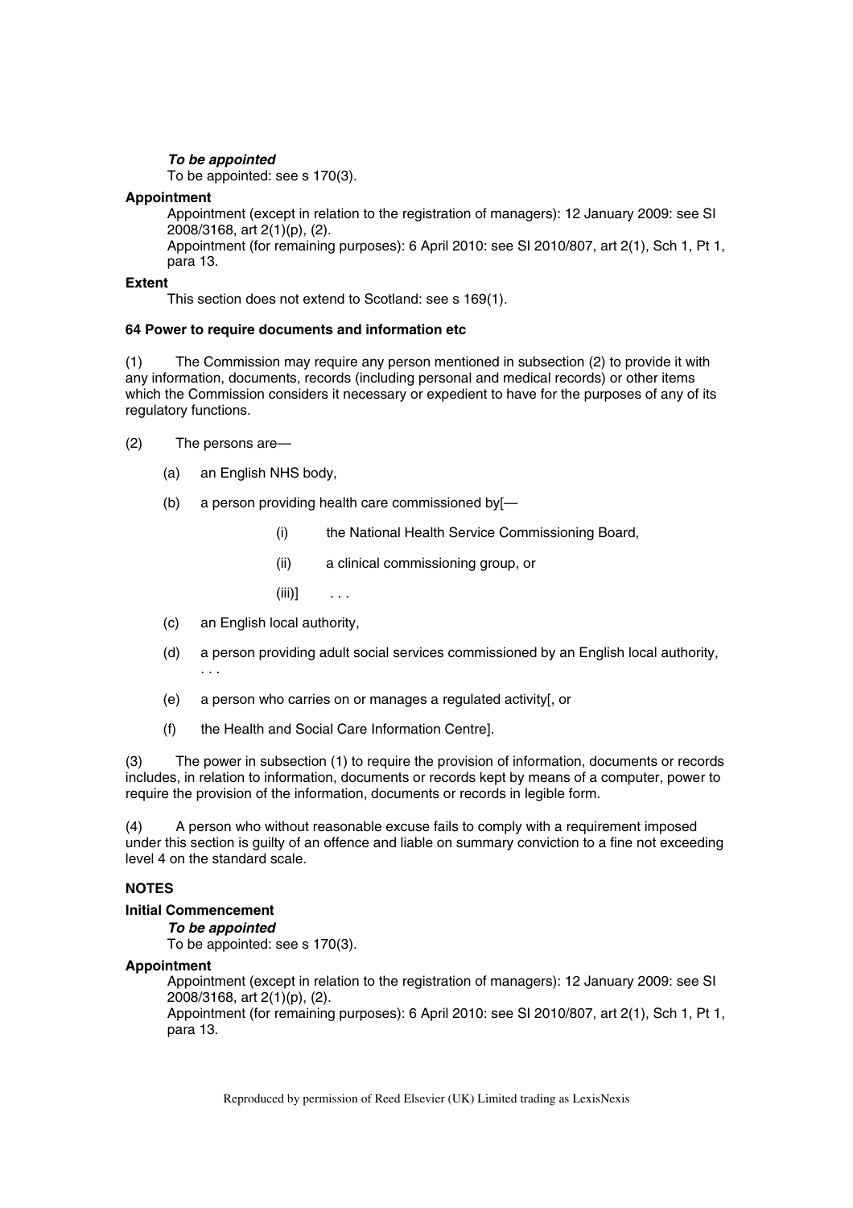***To be appointed***

To be appointed: see s 170(3).

**Appointment**

Appointment (except in relation to the registration of managers): 12 January 2009: see SI 2008/3168, art 2(1)(p), (2).

Appointment (for remaining purposes): 6 April 2010: see SI 2010/807, art 2(1), Sch 1, Pt 1, para 13.

**Extent**

This section does not extend to Scotland: see s 169(1).

**64 Power to require documents and information etc**

(1) The Commission may require any person mentioned in subsection (2) to provide it with any information, documents, records (including personal and medical records) or other items which the Commission considers it necessary or expedient to have for the purposes of any of its regulatory functions.

(2) The persons are—

(a) an English NHS body,

(b) a person providing health care commissioned by[—

(i) the National Health Service Commissioning Board,

(ii) a clinical commissioning group, or

(iii)] . . .

(c) an English local authority,

(d) a person providing adult social services commissioned by an English local authority, . . .

(e) a person who carries on or manages a regulated activity[, or

(f) the Health and Social Care Information Centre].

(3) The power in subsection (1) to require the provision of information, documents or records includes, in relation to information, documents or records kept by means of a computer, power to require the provision of the information, documents or records in legible form.

(4) A person who without reasonable excuse fails to comply with a requirement imposed under this section is guilty of an offence and liable on summary conviction to a fine not exceeding level 4 on the standard scale.

**NOTES**

**Initial Commencement**

***To be appointed***

To be appointed: see s 170(3).

**Appointment**

Appointment (except in relation to the registration of managers): 12 January 2009: see SI 2008/3168, art 2(1)(p), (2).

Appointment (for remaining purposes): 6 April 2010: see SI 2010/807, art 2(1), Sch 1, Pt 1, para 13.

Reproduced by permission of Reed Elsevier (UK) Limited trading as LexisNexis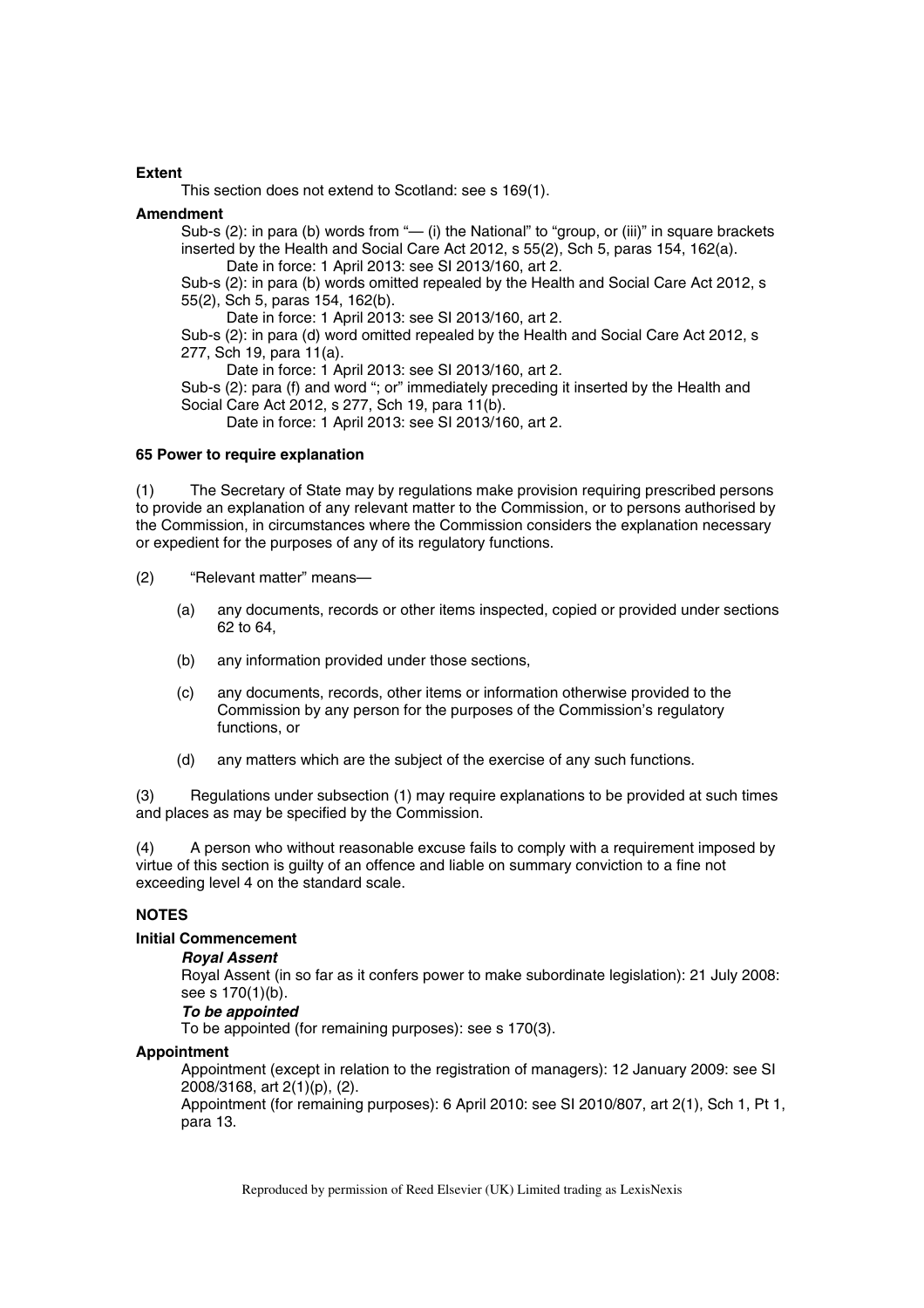**Extent**

This section does not extend to Scotland: see s 169(1).

**Amendment**

Sub-s (2): in para (b) words from "— (i) the National" to "group, or (iii)" in square brackets inserted by the Health and Social Care Act 2012, s 55(2), Sch 5, paras 154, 162(a).

Date in force: 1 April 2013: see SI 2013/160, art 2.

Sub-s (2): in para (b) words omitted repealed by the Health and Social Care Act 2012, s 55(2), Sch 5, paras 154, 162(b).

Date in force: 1 April 2013: see SI 2013/160, art 2.

Sub-s (2): in para (d) word omitted repealed by the Health and Social Care Act 2012, s 277, Sch 19, para 11(a).

Date in force: 1 April 2013: see SI 2013/160, art 2.

Sub-s (2): para (f) and word "; or" immediately preceding it inserted by the Health and Social Care Act 2012, s 277, Sch 19, para 11(b).

Date in force: 1 April 2013: see SI 2013/160, art 2.

**65 Power to require explanation**

(1) The Secretary of State may by regulations make provision requiring prescribed persons to provide an explanation of any relevant matter to the Commission, or to persons authorised by the Commission, in circumstances where the Commission considers the explanation necessary or expedient for the purposes of any of its regulatory functions.

(2) "Relevant matter" means—

- (a) any documents, records or other items inspected, copied or provided under sections 62 to 64,
- (b) any information provided under those sections,
- (c) any documents, records, other items or information otherwise provided to the Commission by any person for the purposes of the Commission's regulatory functions, or
- (d) any matters which are the subject of the exercise of any such functions.

(3) Regulations under subsection (1) may require explanations to be provided at such times and places as may be specified by the Commission.

(4) A person who without reasonable excuse fails to comply with a requirement imposed by virtue of this section is guilty of an offence and liable on summary conviction to a fine not exceeding level 4 on the standard scale.

**NOTES**

**Initial Commencement**

***Royal Assent***

Royal Assent (in so far as it confers power to make subordinate legislation): 21 July 2008: see s 170(1)(b).

***To be appointed***

To be appointed (for remaining purposes): see s 170(3).

**Appointment**

Appointment (except in relation to the registration of managers): 12 January 2009: see SI 2008/3168, art 2(1)(p), (2).

Appointment (for remaining purposes): 6 April 2010: see SI 2010/807, art 2(1), Sch 1, Pt 1, para 13.

Reproduced by permission of Reed Elsevier (UK) Limited trading as LexisNexis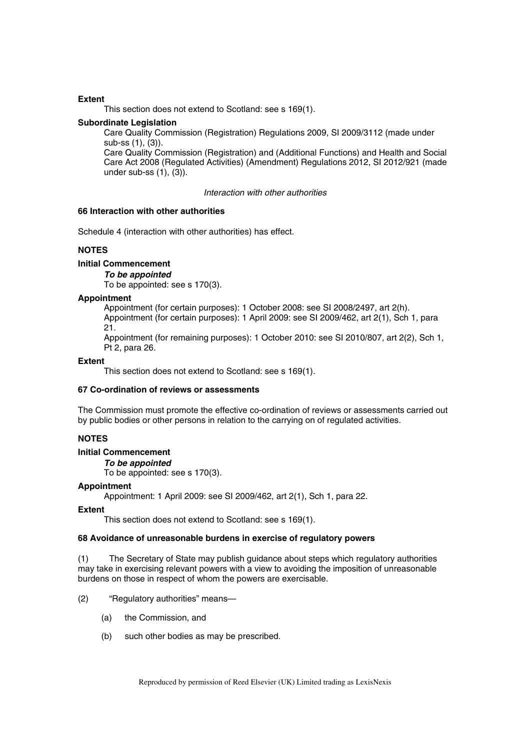**Extent**

This section does not extend to Scotland: see s 169(1).

**Subordinate Legislation**

Care Quality Commission (Registration) Regulations 2009, SI 2009/3112 (made under sub-ss (1), (3)).

Care Quality Commission (Registration) and (Additional Functions) and Health and Social Care Act 2008 (Regulated Activities) (Amendment) Regulations 2012, SI 2012/921 (made under sub-ss (1), (3)).

*Interaction with other authorities*

### 66 Interaction with other authorities

Schedule 4 (interaction with other authorities) has effect.

**NOTES**

**Initial Commencement**

***To be appointed***

To be appointed: see s 170(3).

**Appointment**

Appointment (for certain purposes): 1 October 2008: see SI 2008/2497, art 2(h).

Appointment (for certain purposes): 1 April 2009: see SI 2009/462, art 2(1), Sch 1, para 21.

Appointment (for remaining purposes): 1 October 2010: see SI 2010/807, art 2(2), Sch 1, Pt 2, para 26.

**Extent**

This section does not extend to Scotland: see s 169(1).

### 67 Co-ordination of reviews or assessments

The Commission must promote the effective co-ordination of reviews or assessments carried out by public bodies or other persons in relation to the carrying on of regulated activities.

**NOTES**

**Initial Commencement**

***To be appointed***

To be appointed: see s 170(3).

**Appointment**

Appointment: 1 April 2009: see SI 2009/462, art 2(1), Sch 1, para 22.

**Extent**

This section does not extend to Scotland: see s 169(1).

### 68 Avoidance of unreasonable burdens in exercise of regulatory powers

(1) The Secretary of State may publish guidance about steps which regulatory authorities may take in exercising relevant powers with a view to avoiding the imposition of unreasonable burdens on those in respect of whom the powers are exercisable.

(2) "Regulatory authorities" means—

- (a) the Commission, and
- (b) such other bodies as may be prescribed.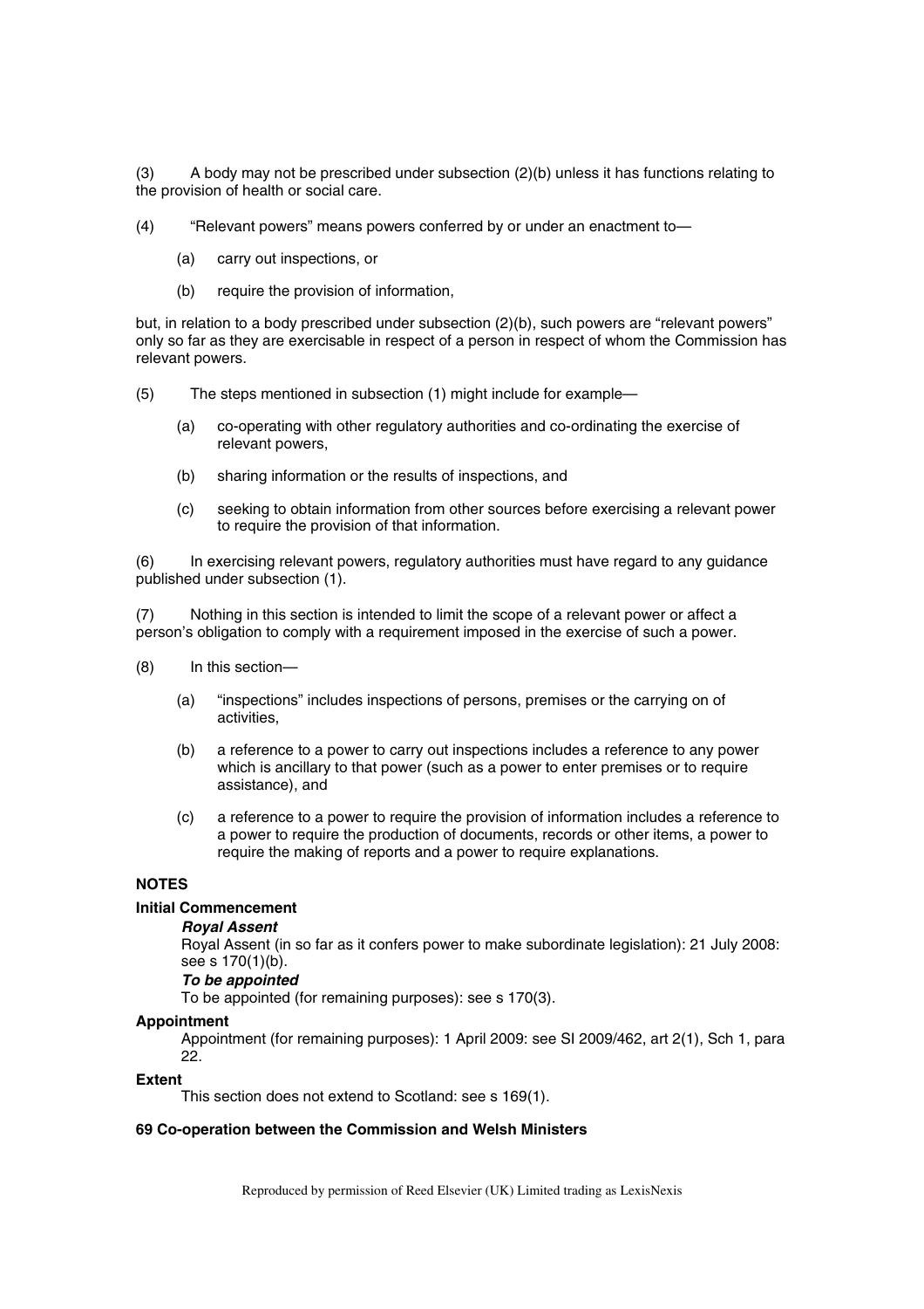(3) A body may not be prescribed under subsection (2)(b) unless it has functions relating to the provision of health or social care.

(4) "Relevant powers" means powers conferred by or under an enactment to—

- (a) carry out inspections, or
- (b) require the provision of information,

but, in relation to a body prescribed under subsection (2)(b), such powers are "relevant powers" only so far as they are exercisable in respect of a person in respect of whom the Commission has relevant powers.

(5) The steps mentioned in subsection (1) might include for example—

- (a) co-operating with other regulatory authorities and co-ordinating the exercise of relevant powers,
- (b) sharing information or the results of inspections, and
- (c) seeking to obtain information from other sources before exercising a relevant power to require the provision of that information.

(6) In exercising relevant powers, regulatory authorities must have regard to any guidance published under subsection (1).

(7) Nothing in this section is intended to limit the scope of a relevant power or affect a person's obligation to comply with a requirement imposed in the exercise of such a power.

(8) In this section—

- (a) "inspections" includes inspections of persons, premises or the carrying on of activities,
- (b) a reference to a power to carry out inspections includes a reference to any power which is ancillary to that power (such as a power to enter premises or to require assistance), and
- (c) a reference to a power to require the provision of information includes a reference to a power to require the production of documents, records or other items, a power to require the making of reports and a power to require explanations.

**NOTES**

**Initial Commencement**

***Royal Assent***

Royal Assent (in so far as it confers power to make subordinate legislation): 21 July 2008: see s 170(1)(b).

***To be appointed***

To be appointed (for remaining purposes): see s 170(3).

**Appointment**

Appointment (for remaining purposes): 1 April 2009: see SI 2009/462, art 2(1), Sch 1, para 22.

**Extent**

This section does not extend to Scotland: see s 169(1).

**69 Co-operation between the Commission and Welsh Ministers**

Reproduced by permission of Reed Elsevier (UK) Limited trading as LexisNexis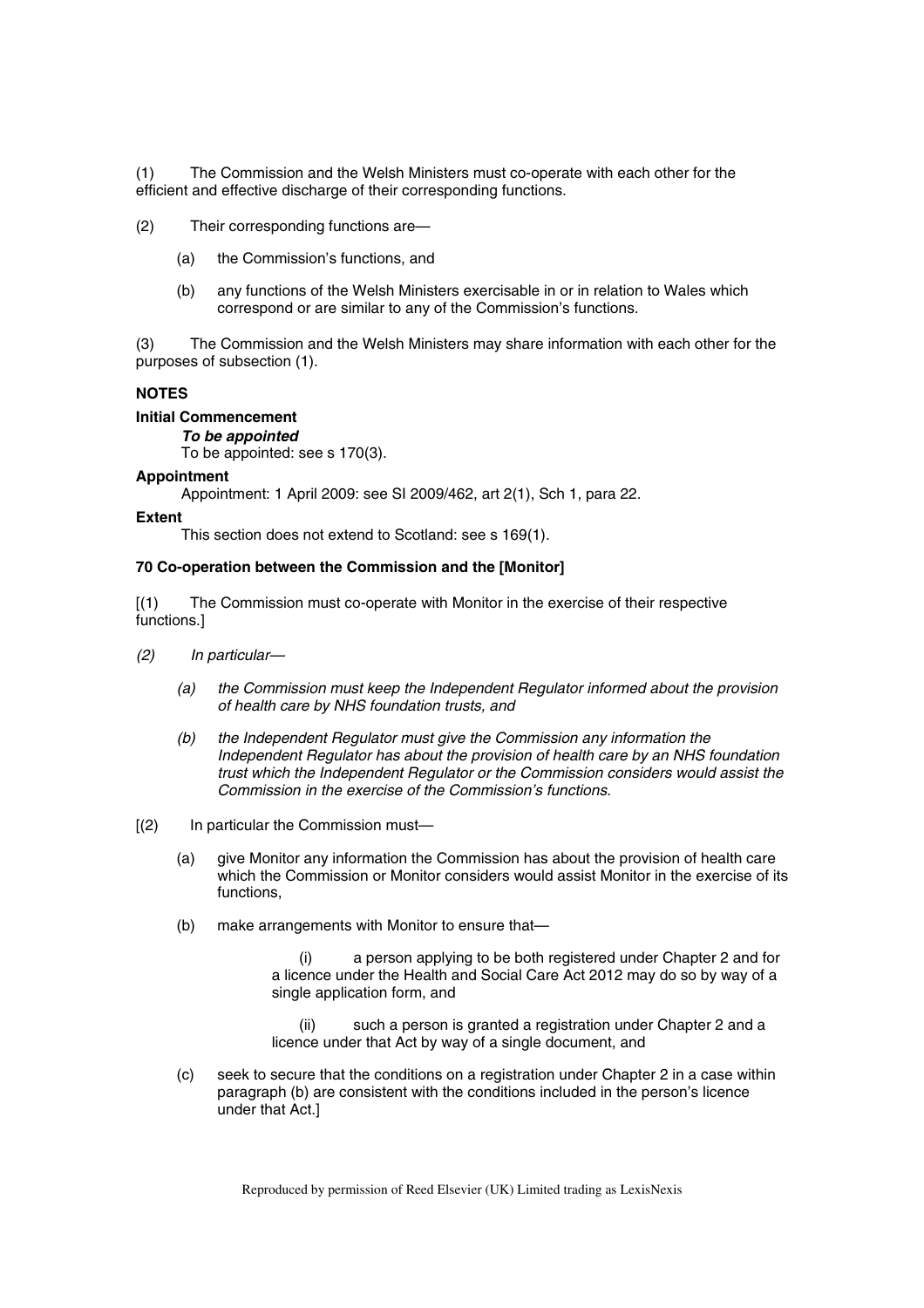(1) The Commission and the Welsh Ministers must co-operate with each other for the efficient and effective discharge of their corresponding functions.

(2) Their corresponding functions are—

(a) the Commission's functions, and

(b) any functions of the Welsh Ministers exercisable in or in relation to Wales which correspond or are similar to any of the Commission's functions.

(3) The Commission and the Welsh Ministers may share information with each other for the purposes of subsection (1).

**NOTES**

**Initial Commencement**

***To be appointed***

To be appointed: see s 170(3).

**Appointment**

Appointment: 1 April 2009: see SI 2009/462, art 2(1), Sch 1, para 22.

**Extent**

This section does not extend to Scotland: see s 169(1).

**70 Co-operation between the Commission and the [Monitor]**

[(1) The Commission must co-operate with Monitor in the exercise of their respective functions.]

*(2) In particular—*

*(a) the Commission must keep the Independent Regulator informed about the provision of health care by NHS foundation trusts, and*

*(b) the Independent Regulator must give the Commission any information the Independent Regulator has about the provision of health care by an NHS foundation trust which the Independent Regulator or the Commission considers would assist the Commission in the exercise of the Commission's functions.*

[(2) In particular the Commission must—

(a) give Monitor any information the Commission has about the provision of health care which the Commission or Monitor considers would assist Monitor in the exercise of its functions,

(b) make arrangements with Monitor to ensure that—

(i) a person applying to be both registered under Chapter 2 and for a licence under the Health and Social Care Act 2012 may do so by way of a single application form, and

(ii) such a person is granted a registration under Chapter 2 and a licence under that Act by way of a single document, and

(c) seek to secure that the conditions on a registration under Chapter 2 in a case within paragraph (b) are consistent with the conditions included in the person's licence under that Act.]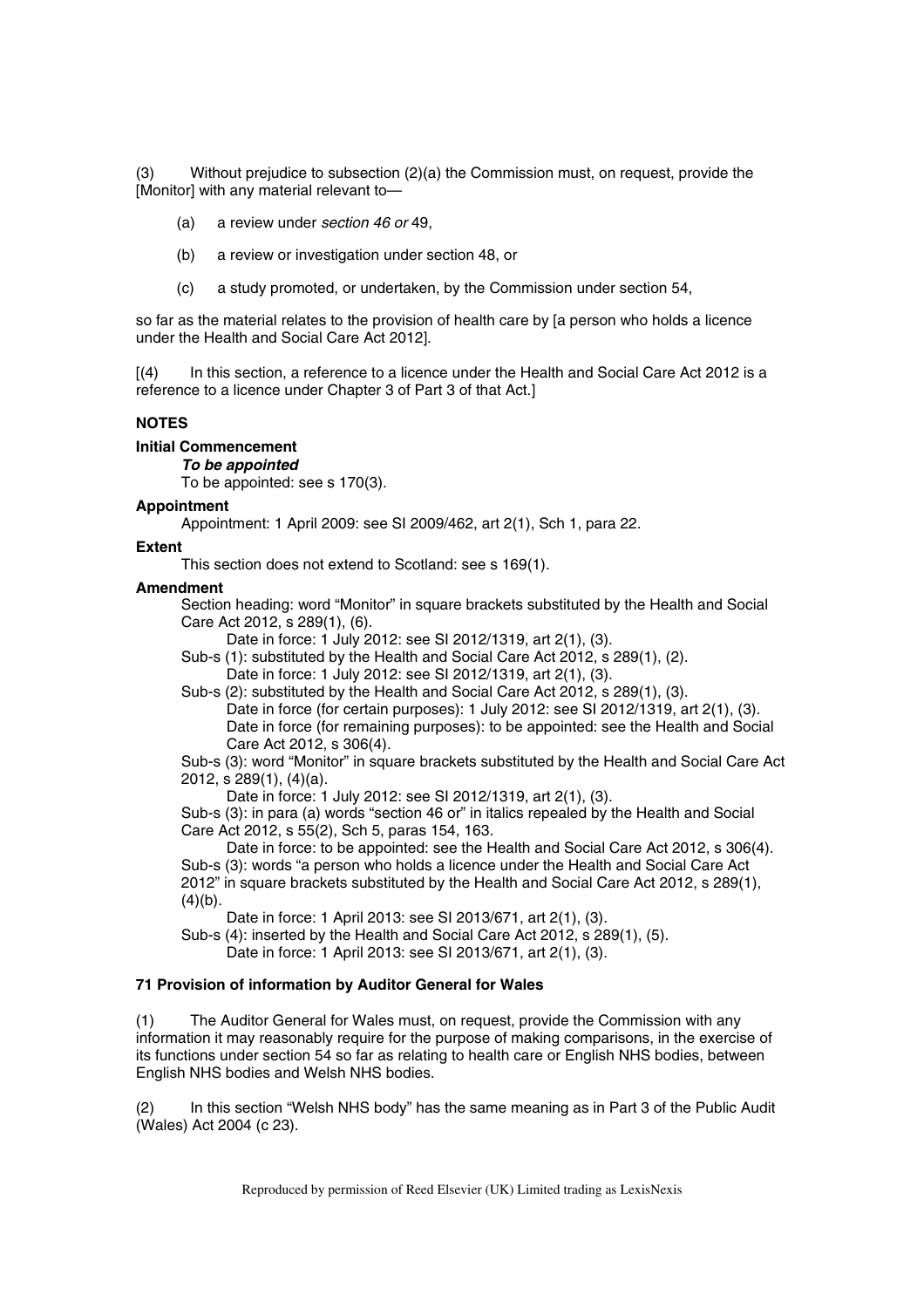(3) Without prejudice to subsection (2)(a) the Commission must, on request, provide the [Monitor] with any material relevant to—

(a) a review under *section 46 or* 49,

(b) a review or investigation under section 48, or

(c) a study promoted, or undertaken, by the Commission under section 54,

so far as the material relates to the provision of health care by [a person who holds a licence under the Health and Social Care Act 2012].

[(4) In this section, a reference to a licence under the Health and Social Care Act 2012 is a reference to a licence under Chapter 3 of Part 3 of that Act.]

**NOTES**

**Initial Commencement**

***To be appointed***

To be appointed: see s 170(3).

**Appointment**

Appointment: 1 April 2009: see SI 2009/462, art 2(1), Sch 1, para 22.

**Extent**

This section does not extend to Scotland: see s 169(1).

**Amendment**

Section heading: word "Monitor" in square brackets substituted by the Health and Social Care Act 2012, s 289(1), (6).

Date in force: 1 July 2012: see SI 2012/1319, art 2(1), (3).

Sub-s (1): substituted by the Health and Social Care Act 2012, s 289(1), (2).

Date in force: 1 July 2012: see SI 2012/1319, art 2(1), (3).

Sub-s (2): substituted by the Health and Social Care Act 2012, s 289(1), (3).

Date in force (for certain purposes): 1 July 2012: see SI 2012/1319, art 2(1), (3).

Date in force (for remaining purposes): to be appointed: see the Health and Social Care Act 2012, s 306(4).

Sub-s (3): word "Monitor" in square brackets substituted by the Health and Social Care Act 2012, s 289(1), (4)(a).

Date in force: 1 July 2012: see SI 2012/1319, art 2(1), (3).

Sub-s (3): in para (a) words "section 46 or" in italics repealed by the Health and Social Care Act 2012, s 55(2), Sch 5, paras 154, 163.

Date in force: to be appointed: see the Health and Social Care Act 2012, s 306(4).

Sub-s (3): words "a person who holds a licence under the Health and Social Care Act 2012" in square brackets substituted by the Health and Social Care Act 2012, s 289(1), (4)(b).

Date in force: 1 April 2013: see SI 2013/671, art 2(1), (3).

Sub-s (4): inserted by the Health and Social Care Act 2012, s 289(1), (5).

Date in force: 1 April 2013: see SI 2013/671, art 2(1), (3).

**71 Provision of information by Auditor General for Wales**

(1) The Auditor General for Wales must, on request, provide the Commission with any information it may reasonably require for the purpose of making comparisons, in the exercise of its functions under section 54 so far as relating to health care or English NHS bodies, between English NHS bodies and Welsh NHS bodies.

(2) In this section "Welsh NHS body" has the same meaning as in Part 3 of the Public Audit (Wales) Act 2004 (c 23).

Reproduced by permission of Reed Elsevier (UK) Limited trading as LexisNexis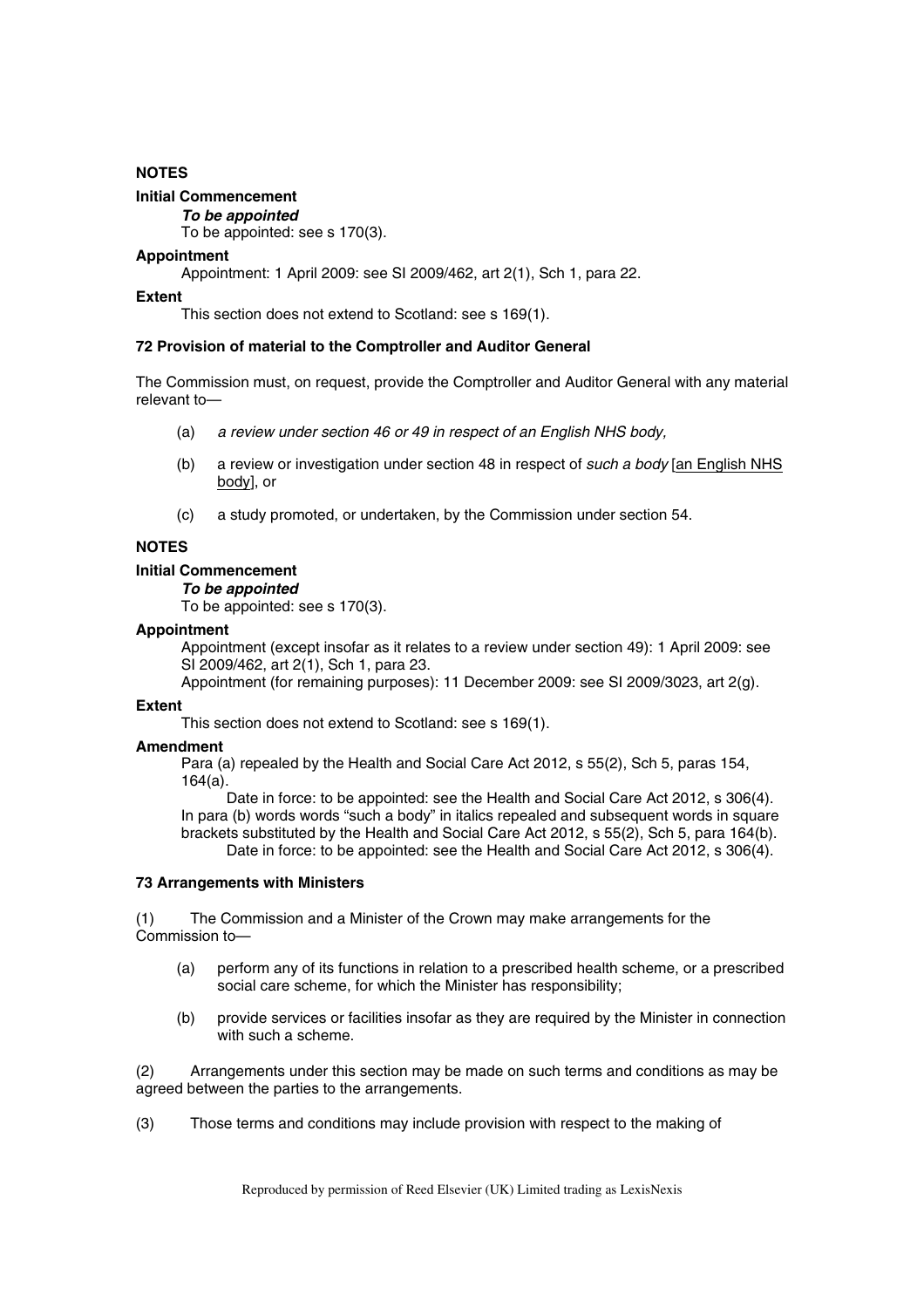**NOTES**

**Initial Commencement**

***To be appointed***

To be appointed: see s 170(3).

**Appointment**

Appointment: 1 April 2009: see SI 2009/462, art 2(1), Sch 1, para 22.

**Extent**

This section does not extend to Scotland: see s 169(1).

**72 Provision of material to the Comptroller and Auditor General**

The Commission must, on request, provide the Comptroller and Auditor General with any material relevant to—

(a) *a review under section 46 or 49 in respect of an English NHS body,*

(b) a review or investigation under section 48 in respect of *such a body* [an English NHS body], or

(c) a study promoted, or undertaken, by the Commission under section 54.

**NOTES**

**Initial Commencement**

***To be appointed***

To be appointed: see s 170(3).

**Appointment**

Appointment (except insofar as it relates to a review under section 49): 1 April 2009: see SI 2009/462, art 2(1), Sch 1, para 23.

Appointment (for remaining purposes): 11 December 2009: see SI 2009/3023, art 2(g).

**Extent**

This section does not extend to Scotland: see s 169(1).

**Amendment**

Para (a) repealed by the Health and Social Care Act 2012, s 55(2), Sch 5, paras 154, 164(a).

Date in force: to be appointed: see the Health and Social Care Act 2012, s 306(4).

In para (b) words words "such a body" in italics repealed and subsequent words in square brackets substituted by the Health and Social Care Act 2012, s 55(2), Sch 5, para 164(b).

Date in force: to be appointed: see the Health and Social Care Act 2012, s 306(4).

**73 Arrangements with Ministers**

(1) The Commission and a Minister of the Crown may make arrangements for the Commission to—

(a) perform any of its functions in relation to a prescribed health scheme, or a prescribed social care scheme, for which the Minister has responsibility;

(b) provide services or facilities insofar as they are required by the Minister in connection with such a scheme.

(2) Arrangements under this section may be made on such terms and conditions as may be agreed between the parties to the arrangements.

(3) Those terms and conditions may include provision with respect to the making of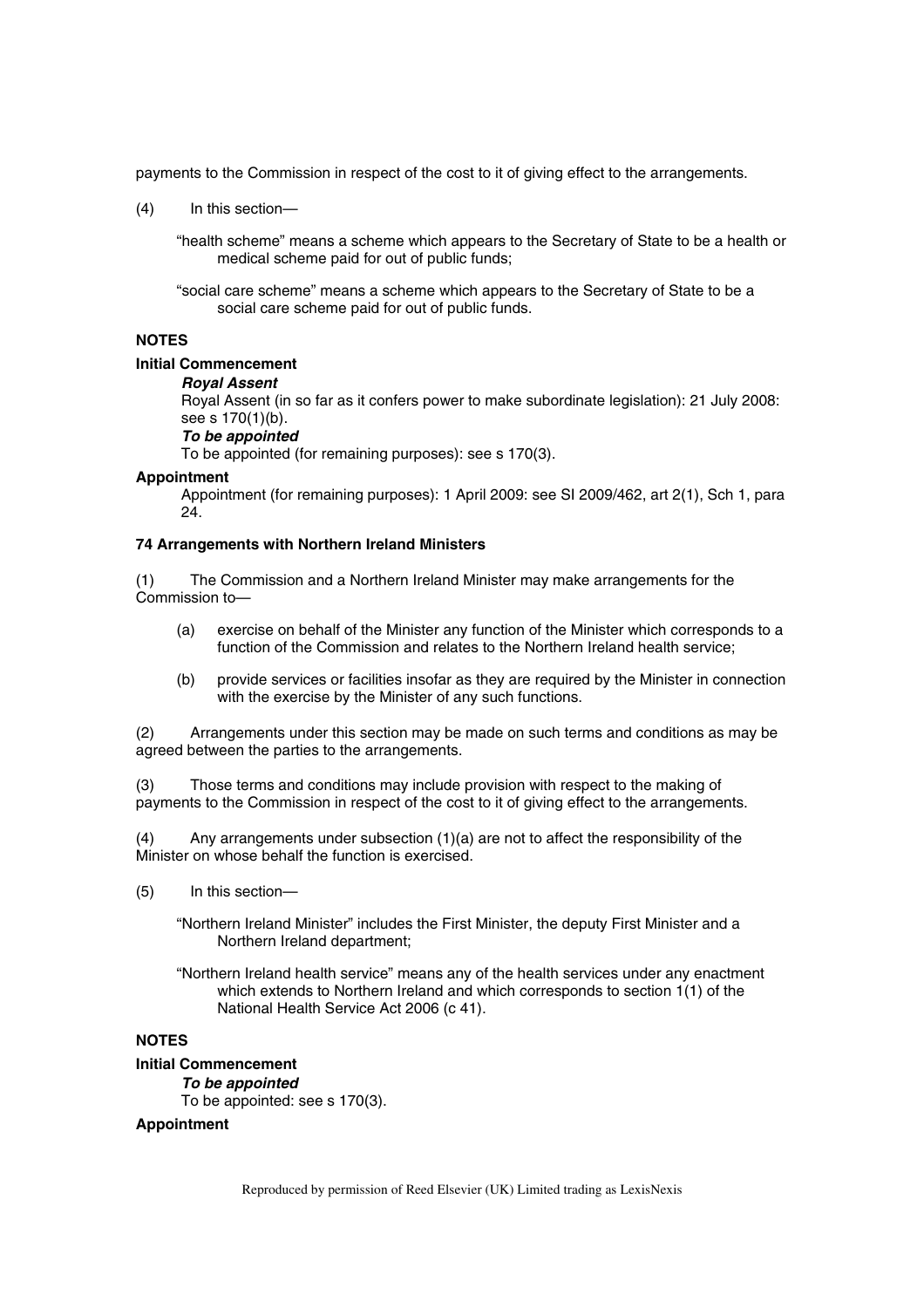payments to the Commission in respect of the cost to it of giving effect to the arrangements.

(4) In this section—

"health scheme" means a scheme which appears to the Secretary of State to be a health or medical scheme paid for out of public funds;

"social care scheme" means a scheme which appears to the Secretary of State to be a social care scheme paid for out of public funds.

**NOTES**

**Initial Commencement**

***Royal Assent***

Royal Assent (in so far as it confers power to make subordinate legislation): 21 July 2008: see s 170(1)(b).

***To be appointed***

To be appointed (for remaining purposes): see s 170(3).

**Appointment**

Appointment (for remaining purposes): 1 April 2009: see SI 2009/462, art 2(1), Sch 1, para 24.

**74 Arrangements with Northern Ireland Ministers**

(1) The Commission and a Northern Ireland Minister may make arrangements for the Commission to—

(a) exercise on behalf of the Minister any function of the Minister which corresponds to a function of the Commission and relates to the Northern Ireland health service;

(b) provide services or facilities insofar as they are required by the Minister in connection with the exercise by the Minister of any such functions.

(2) Arrangements under this section may be made on such terms and conditions as may be agreed between the parties to the arrangements.

(3) Those terms and conditions may include provision with respect to the making of payments to the Commission in respect of the cost to it of giving effect to the arrangements.

(4) Any arrangements under subsection (1)(a) are not to affect the responsibility of the Minister on whose behalf the function is exercised.

(5) In this section—

"Northern Ireland Minister" includes the First Minister, the deputy First Minister and a Northern Ireland department;

"Northern Ireland health service" means any of the health services under any enactment which extends to Northern Ireland and which corresponds to section 1(1) of the National Health Service Act 2006 (c 41).

**NOTES**

**Initial Commencement**

***To be appointed***

To be appointed: see s 170(3).

**Appointment**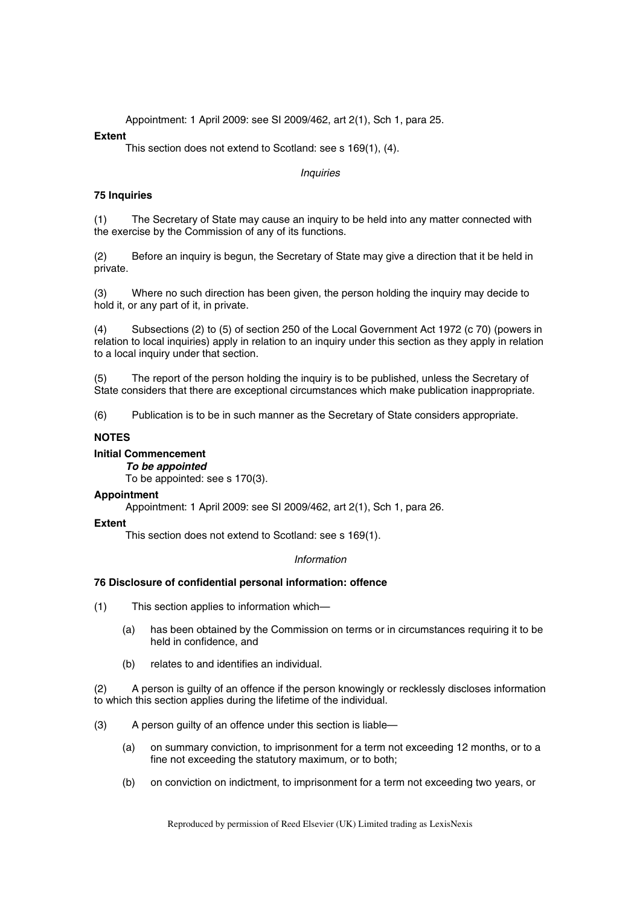Appointment: 1 April 2009: see SI 2009/462, art 2(1), Sch 1, para 25.

**Extent**

This section does not extend to Scotland: see s 169(1), (4).

*Inquiries*

### 75 Inquiries

(1) The Secretary of State may cause an inquiry to be held into any matter connected with the exercise by the Commission of any of its functions.

(2) Before an inquiry is begun, the Secretary of State may give a direction that it be held in private.

(3) Where no such direction has been given, the person holding the inquiry may decide to hold it, or any part of it, in private.

(4) Subsections (2) to (5) of section 250 of the Local Government Act 1972 (c 70) (powers in relation to local inquiries) apply in relation to an inquiry under this section as they apply in relation to a local inquiry under that section.

(5) The report of the person holding the inquiry is to be published, unless the Secretary of State considers that there are exceptional circumstances which make publication inappropriate.

(6) Publication is to be in such manner as the Secretary of State considers appropriate.

**NOTES**

**Initial Commencement**

***To be appointed***

To be appointed: see s 170(3).

**Appointment**

Appointment: 1 April 2009: see SI 2009/462, art 2(1), Sch 1, para 26.

**Extent**

This section does not extend to Scotland: see s 169(1).

*Information*

### 76 Disclosure of confidential personal information: offence

(1) This section applies to information which—

(a) has been obtained by the Commission on terms or in circumstances requiring it to be held in confidence, and

(b) relates to and identifies an individual.

(2) A person is guilty of an offence if the person knowingly or recklessly discloses information to which this section applies during the lifetime of the individual.

(3) A person guilty of an offence under this section is liable—

(a) on summary conviction, to imprisonment for a term not exceeding 12 months, or to a fine not exceeding the statutory maximum, or to both;

(b) on conviction on indictment, to imprisonment for a term not exceeding two years, or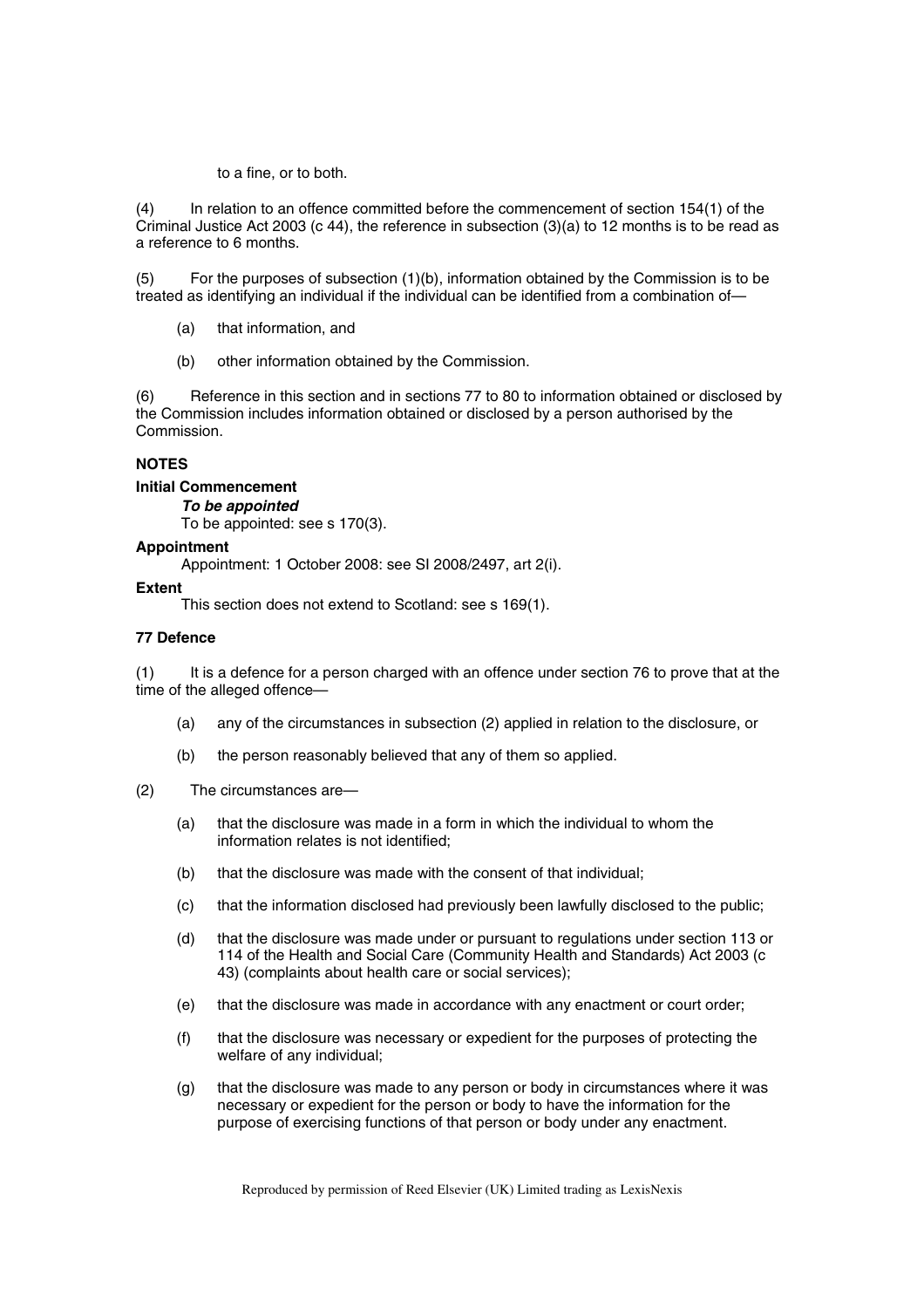to a fine, or to both.

(4) In relation to an offence committed before the commencement of section 154(1) of the Criminal Justice Act 2003 (c 44), the reference in subsection (3)(a) to 12 months is to be read as a reference to 6 months.

(5) For the purposes of subsection (1)(b), information obtained by the Commission is to be treated as identifying an individual if the individual can be identified from a combination of—

(a) that information, and

(b) other information obtained by the Commission.

(6) Reference in this section and in sections 77 to 80 to information obtained or disclosed by the Commission includes information obtained or disclosed by a person authorised by the Commission.

**NOTES**

**Initial Commencement**

***To be appointed***

To be appointed: see s 170(3).

**Appointment**

Appointment: 1 October 2008: see SI 2008/2497, art 2(i).

**Extent**

This section does not extend to Scotland: see s 169(1).

**77 Defence**

(1) It is a defence for a person charged with an offence under section 76 to prove that at the time of the alleged offence—

(a) any of the circumstances in subsection (2) applied in relation to the disclosure, or

(b) the person reasonably believed that any of them so applied.

(2) The circumstances are—

(a) that the disclosure was made in a form in which the individual to whom the information relates is not identified;

(b) that the disclosure was made with the consent of that individual;

(c) that the information disclosed had previously been lawfully disclosed to the public;

(d) that the disclosure was made under or pursuant to regulations under section 113 or 114 of the Health and Social Care (Community Health and Standards) Act 2003 (c 43) (complaints about health care or social services);

(e) that the disclosure was made in accordance with any enactment or court order;

(f) that the disclosure was necessary or expedient for the purposes of protecting the welfare of any individual;

(g) that the disclosure was made to any person or body in circumstances where it was necessary or expedient for the person or body to have the information for the purpose of exercising functions of that person or body under any enactment.

Reproduced by permission of Reed Elsevier (UK) Limited trading as LexisNexis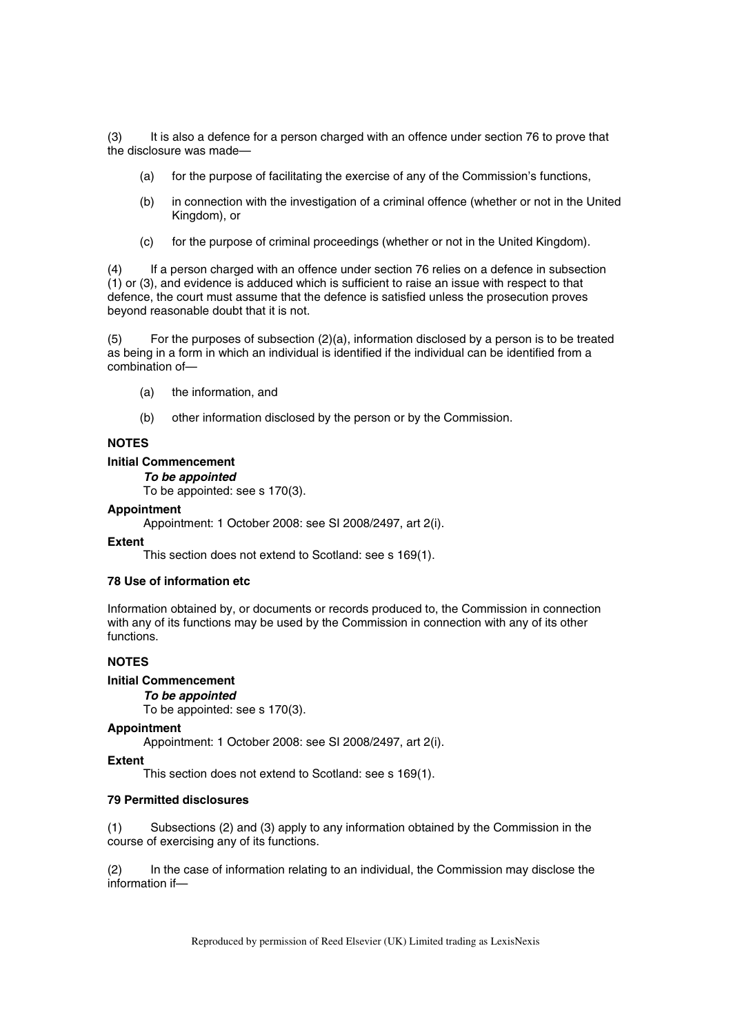(3) It is also a defence for a person charged with an offence under section 76 to prove that the disclosure was made—

- (a) for the purpose of facilitating the exercise of any of the Commission's functions,
- (b) in connection with the investigation of a criminal offence (whether or not in the United Kingdom), or
- (c) for the purpose of criminal proceedings (whether or not in the United Kingdom).

(4) If a person charged with an offence under section 76 relies on a defence in subsection (1) or (3), and evidence is adduced which is sufficient to raise an issue with respect to that defence, the court must assume that the defence is satisfied unless the prosecution proves beyond reasonable doubt that it is not.

(5) For the purposes of subsection (2)(a), information disclosed by a person is to be treated as being in a form in which an individual is identified if the individual can be identified from a combination of—

- (a) the information, and
- (b) other information disclosed by the person or by the Commission.

**NOTES**

**Initial Commencement**

***To be appointed***

To be appointed: see s 170(3).

**Appointment**

Appointment: 1 October 2008: see SI 2008/2497, art 2(i).

**Extent**

This section does not extend to Scotland: see s 169(1).

### 78 Use of information etc

Information obtained by, or documents or records produced to, the Commission in connection with any of its functions may be used by the Commission in connection with any of its other functions.

**NOTES**

**Initial Commencement**

***To be appointed***

To be appointed: see s 170(3).

**Appointment**

Appointment: 1 October 2008: see SI 2008/2497, art 2(i).

**Extent**

This section does not extend to Scotland: see s 169(1).

### 79 Permitted disclosures

(1) Subsections (2) and (3) apply to any information obtained by the Commission in the course of exercising any of its functions.

(2) In the case of information relating to an individual, the Commission may disclose the information if—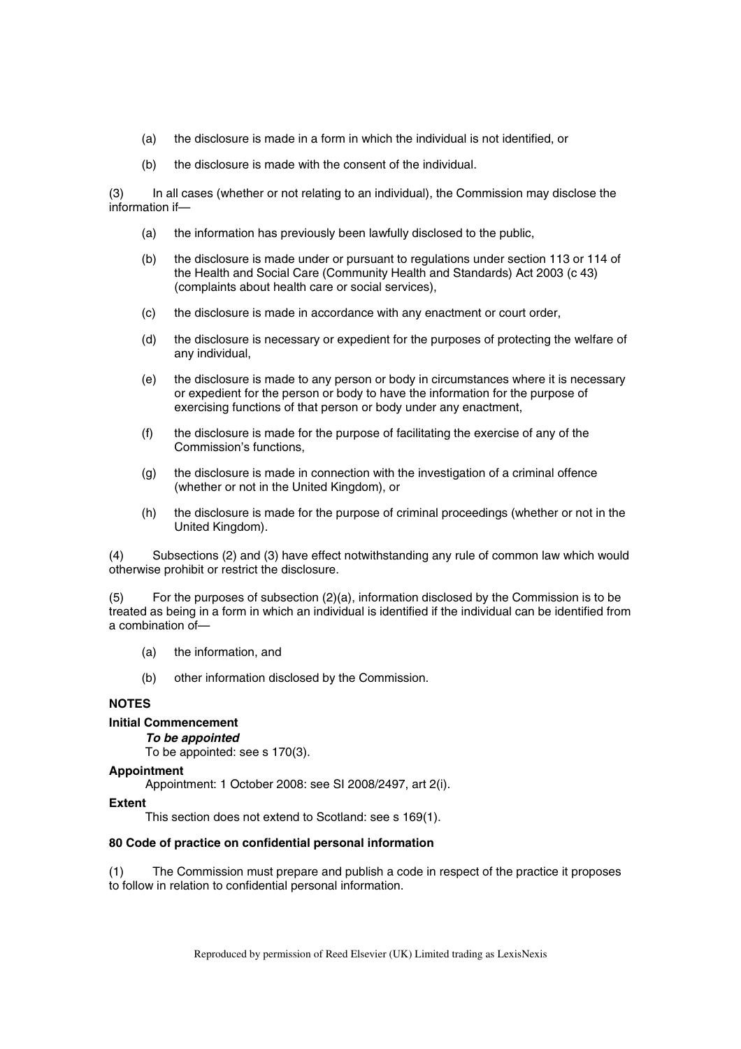(a) the disclosure is made in a form in which the individual is not identified, or

(b) the disclosure is made with the consent of the individual.

(3) In all cases (whether or not relating to an individual), the Commission may disclose the information if—

(a) the information has previously been lawfully disclosed to the public,

(b) the disclosure is made under or pursuant to regulations under section 113 or 114 of the Health and Social Care (Community Health and Standards) Act 2003 (c 43) (complaints about health care or social services),

(c) the disclosure is made in accordance with any enactment or court order,

(d) the disclosure is necessary or expedient for the purposes of protecting the welfare of any individual,

(e) the disclosure is made to any person or body in circumstances where it is necessary or expedient for the person or body to have the information for the purpose of exercising functions of that person or body under any enactment,

(f) the disclosure is made for the purpose of facilitating the exercise of any of the Commission's functions,

(g) the disclosure is made in connection with the investigation of a criminal offence (whether or not in the United Kingdom), or

(h) the disclosure is made for the purpose of criminal proceedings (whether or not in the United Kingdom).

(4) Subsections (2) and (3) have effect notwithstanding any rule of common law which would otherwise prohibit or restrict the disclosure.

(5) For the purposes of subsection (2)(a), information disclosed by the Commission is to be treated as being in a form in which an individual is identified if the individual can be identified from a combination of—

(a) the information, and

(b) other information disclosed by the Commission.

**NOTES**

**Initial Commencement**

***To be appointed***

To be appointed: see s 170(3).

**Appointment**

Appointment: 1 October 2008: see SI 2008/2497, art 2(i).

**Extent**

This section does not extend to Scotland: see s 169(1).

**80 Code of practice on confidential personal information**

(1) The Commission must prepare and publish a code in respect of the practice it proposes to follow in relation to confidential personal information.

Reproduced by permission of Reed Elsevier (UK) Limited trading as LexisNexis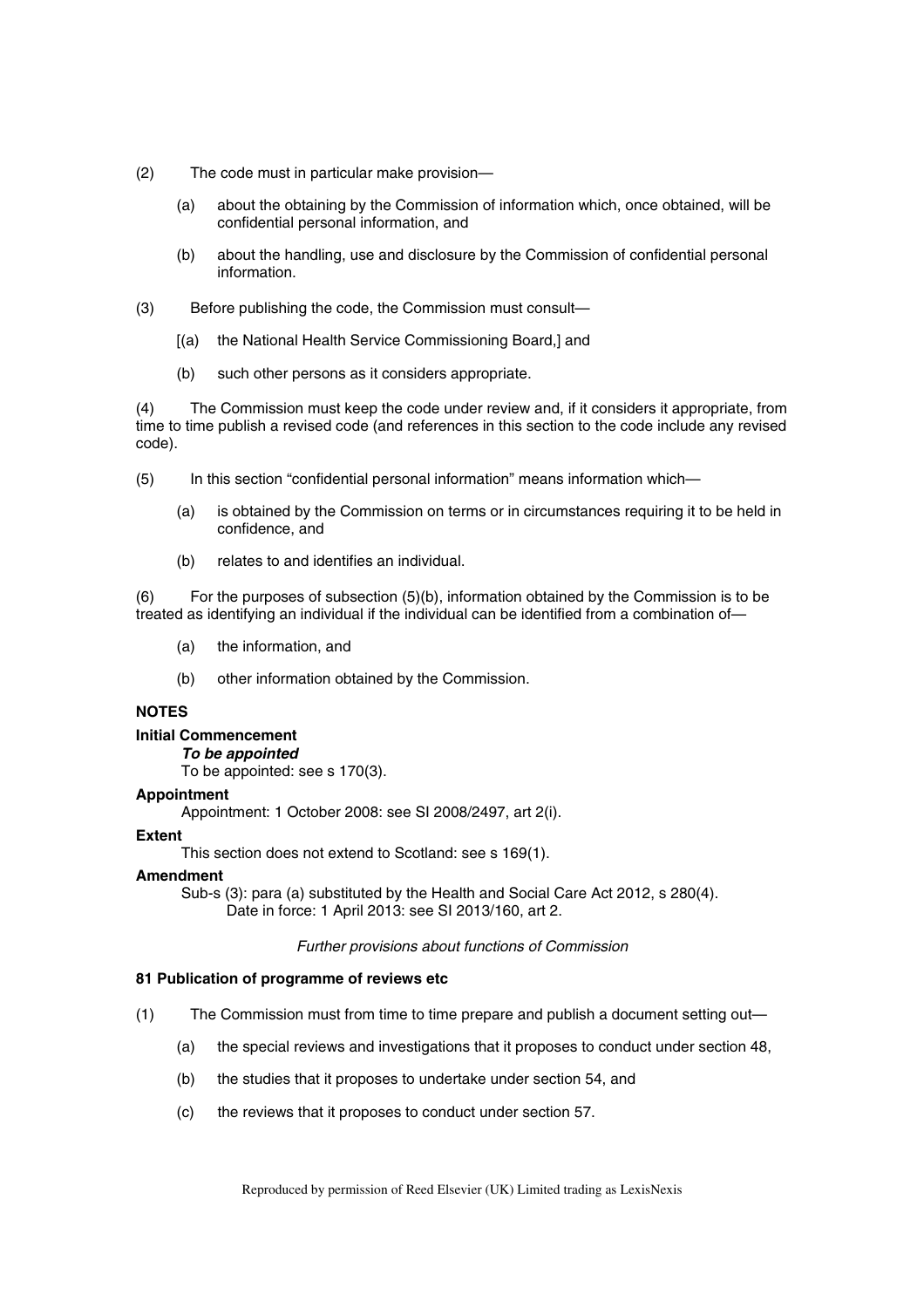(2) The code must in particular make provision—

(a) about the obtaining by the Commission of information which, once obtained, will be confidential personal information, and

(b) about the handling, use and disclosure by the Commission of confidential personal information.

(3) Before publishing the code, the Commission must consult—

[(a) the National Health Service Commissioning Board,] and

(b) such other persons as it considers appropriate.

(4) The Commission must keep the code under review and, if it considers it appropriate, from time to time publish a revised code (and references in this section to the code include any revised code).

(5) In this section "confidential personal information" means information which—

(a) is obtained by the Commission on terms or in circumstances requiring it to be held in confidence, and

(b) relates to and identifies an individual.

(6) For the purposes of subsection (5)(b), information obtained by the Commission is to be treated as identifying an individual if the individual can be identified from a combination of—

(a) the information, and

(b) other information obtained by the Commission.

**NOTES**

**Initial Commencement**

***To be appointed***

To be appointed: see s 170(3).

**Appointment**

Appointment: 1 October 2008: see SI 2008/2497, art 2(i).

**Extent**

This section does not extend to Scotland: see s 169(1).

**Amendment**

Sub-s (3): para (a) substituted by the Health and Social Care Act 2012, s 280(4).
Date in force: 1 April 2013: see SI 2013/160, art 2.

*Further provisions about functions of Commission*

**81 Publication of programme of reviews etc**

(1) The Commission must from time to time prepare and publish a document setting out—

(a) the special reviews and investigations that it proposes to conduct under section 48,

(b) the studies that it proposes to undertake under section 54, and

(c) the reviews that it proposes to conduct under section 57.

Reproduced by permission of Reed Elsevier (UK) Limited trading as LexisNexis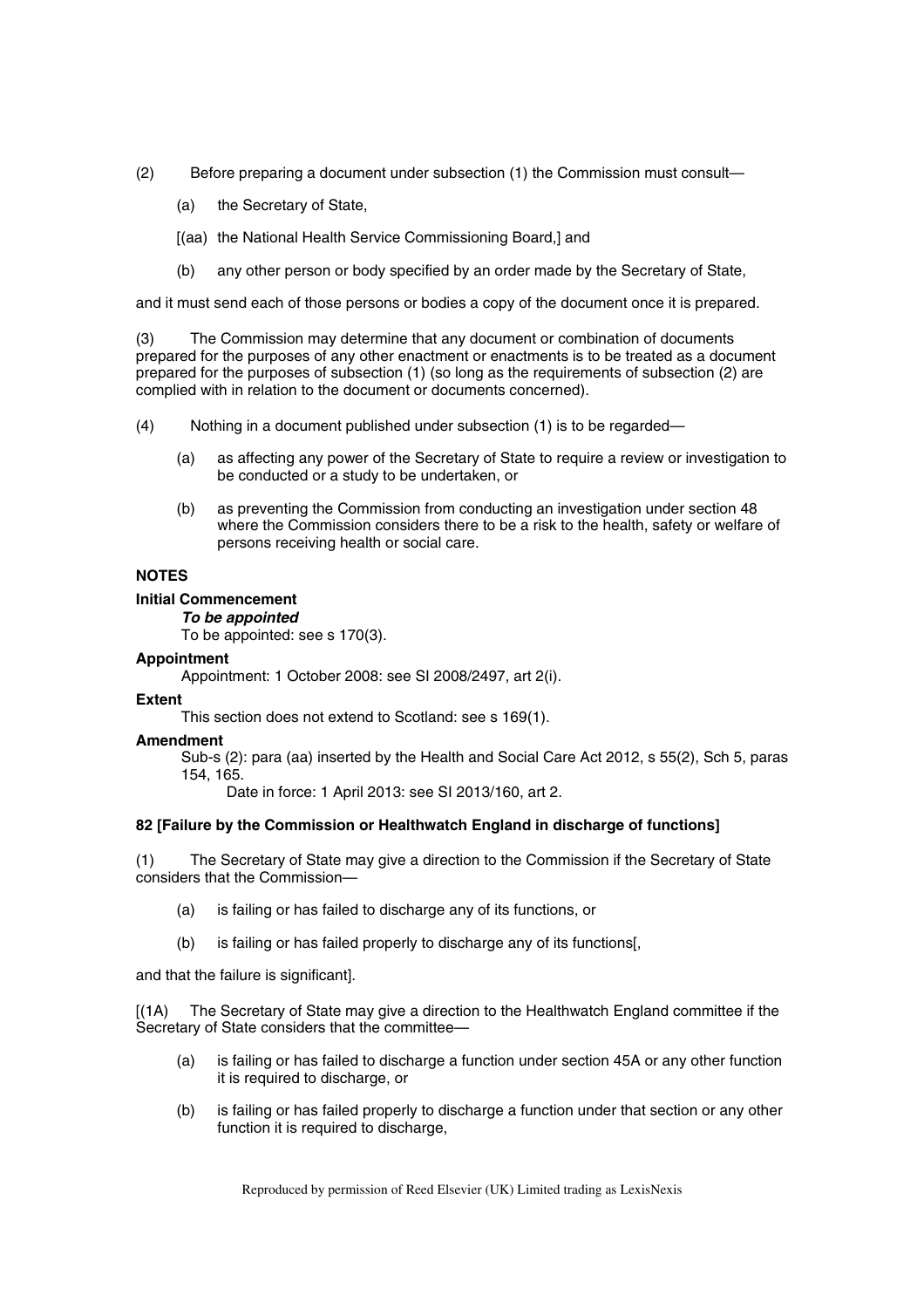(2) Before preparing a document under subsection (1) the Commission must consult—

(a) the Secretary of State,

[(aa) the National Health Service Commissioning Board,] and

(b) any other person or body specified by an order made by the Secretary of State,

and it must send each of those persons or bodies a copy of the document once it is prepared.

(3) The Commission may determine that any document or combination of documents prepared for the purposes of any other enactment or enactments is to be treated as a document prepared for the purposes of subsection (1) (so long as the requirements of subsection (2) are complied with in relation to the document or documents concerned).

(4) Nothing in a document published under subsection (1) is to be regarded—

(a) as affecting any power of the Secretary of State to require a review or investigation to be conducted or a study to be undertaken, or

(b) as preventing the Commission from conducting an investigation under section 48 where the Commission considers there to be a risk to the health, safety or welfare of persons receiving health or social care.

**NOTES**

**Initial Commencement**

***To be appointed***

To be appointed: see s 170(3).

**Appointment**

Appointment: 1 October 2008: see SI 2008/2497, art 2(i).

**Extent**

This section does not extend to Scotland: see s 169(1).

**Amendment**

Sub-s (2): para (aa) inserted by the Health and Social Care Act 2012, s 55(2), Sch 5, paras 154, 165.

Date in force: 1 April 2013: see SI 2013/160, art 2.

**82 [Failure by the Commission or Healthwatch England in discharge of functions]**

(1) The Secretary of State may give a direction to the Commission if the Secretary of State considers that the Commission—

(a) is failing or has failed to discharge any of its functions, or

(b) is failing or has failed properly to discharge any of its functions[,

and that the failure is significant].

[(1A) The Secretary of State may give a direction to the Healthwatch England committee if the Secretary of State considers that the committee—

(a) is failing or has failed to discharge a function under section 45A or any other function it is required to discharge, or

(b) is failing or has failed properly to discharge a function under that section or any other function it is required to discharge,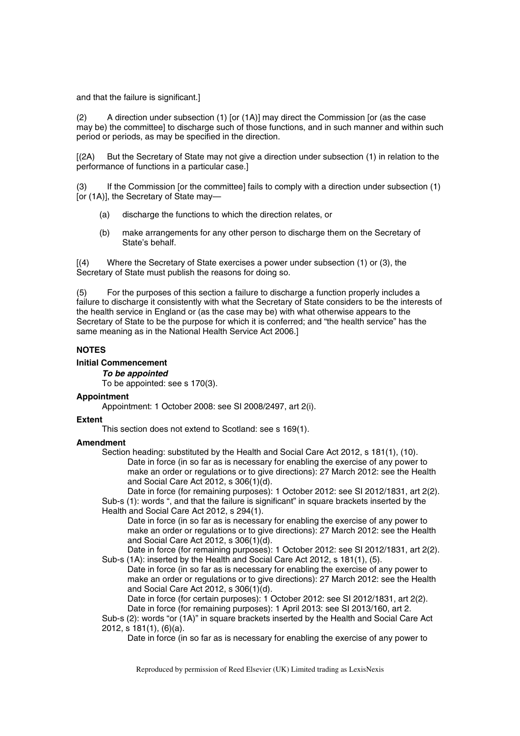and that the failure is significant.]

(2) A direction under subsection (1) [or (1A)] may direct the Commission [or (as the case may be) the committee] to discharge such of those functions, and in such manner and within such period or periods, as may be specified in the direction.

[(2A) But the Secretary of State may not give a direction under subsection (1) in relation to the performance of functions in a particular case.]

(3) If the Commission [or the committee] fails to comply with a direction under subsection (1) [or (1A)], the Secretary of State may—

(a) discharge the functions to which the direction relates, or

(b) make arrangements for any other person to discharge them on the Secretary of State's behalf.

[(4) Where the Secretary of State exercises a power under subsection (1) or (3), the Secretary of State must publish the reasons for doing so.

(5) For the purposes of this section a failure to discharge a function properly includes a failure to discharge it consistently with what the Secretary of State considers to be the interests of the health service in England or (as the case may be) with what otherwise appears to the Secretary of State to be the purpose for which it is conferred; and "the health service" has the same meaning as in the National Health Service Act 2006.]

**NOTES**

**Initial Commencement**

***To be appointed***

To be appointed: see s 170(3).

**Appointment**

Appointment: 1 October 2008: see SI 2008/2497, art 2(i).

**Extent**

This section does not extend to Scotland: see s 169(1).

**Amendment**

Section heading: substituted by the Health and Social Care Act 2012, s 181(1), (10).

Date in force (in so far as is necessary for enabling the exercise of any power to make an order or regulations or to give directions): 27 March 2012: see the Health and Social Care Act 2012, s 306(1)(d).

Date in force (for remaining purposes): 1 October 2012: see SI 2012/1831, art 2(2).

Sub-s (1): words ", and that the failure is significant" in square brackets inserted by the Health and Social Care Act 2012, s 294(1).

Date in force (in so far as is necessary for enabling the exercise of any power to make an order or regulations or to give directions): 27 March 2012: see the Health and Social Care Act 2012, s 306(1)(d).

Date in force (for remaining purposes): 1 October 2012: see SI 2012/1831, art 2(2).

Sub-s (1A): inserted by the Health and Social Care Act 2012, s 181(1), (5).

Date in force (in so far as is necessary for enabling the exercise of any power to make an order or regulations or to give directions): 27 March 2012: see the Health and Social Care Act 2012, s 306(1)(d).

Date in force (for certain purposes): 1 October 2012: see SI 2012/1831, art 2(2).

Date in force (for remaining purposes): 1 April 2013: see SI 2013/160, art 2.

Sub-s (2): words "or (1A)" in square brackets inserted by the Health and Social Care Act 2012, s 181(1), (6)(a).

Date in force (in so far as is necessary for enabling the exercise of any power to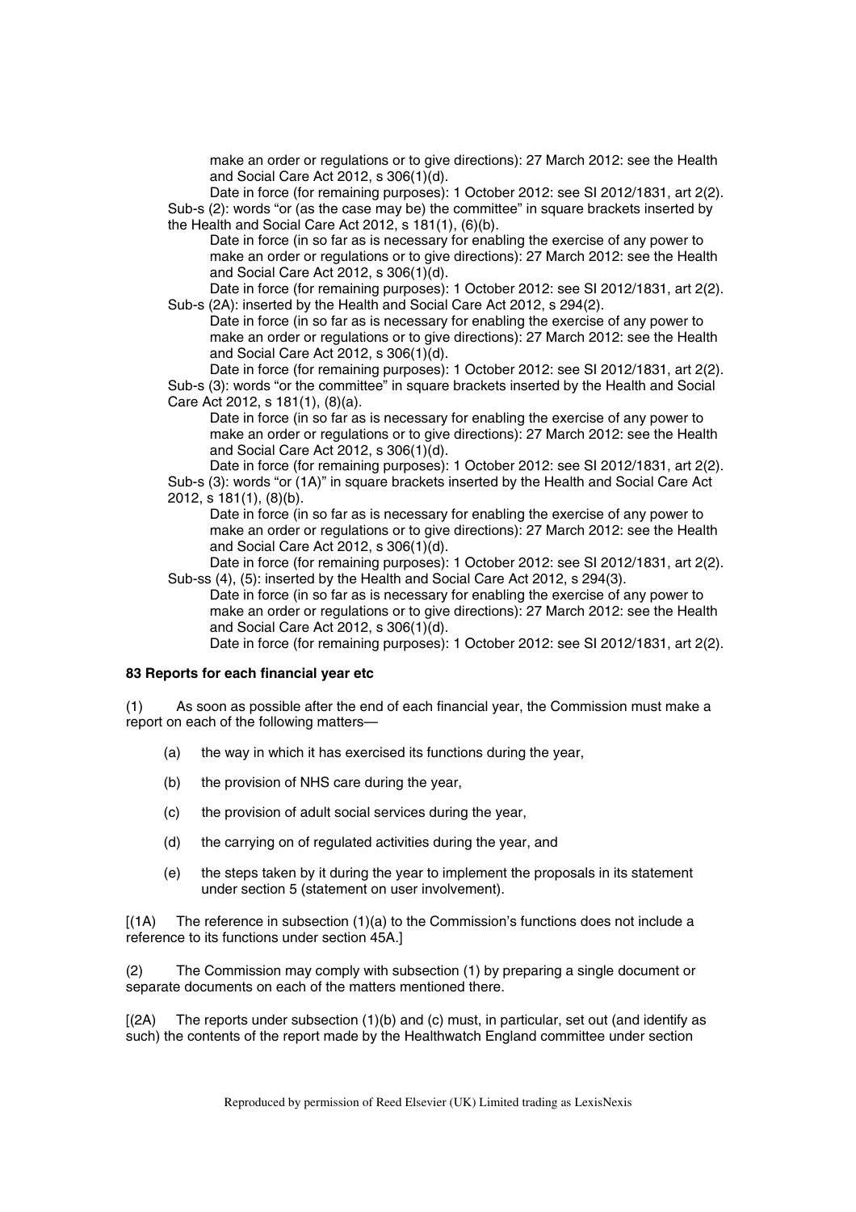make an order or regulations or to give directions): 27 March 2012: see the Health and Social Care Act 2012, s 306(1)(d).

Date in force (for remaining purposes): 1 October 2012: see SI 2012/1831, art 2(2).

Sub-s (2): words "or (as the case may be) the committee" in square brackets inserted by the Health and Social Care Act 2012, s 181(1), (6)(b).

Date in force (in so far as is necessary for enabling the exercise of any power to make an order or regulations or to give directions): 27 March 2012: see the Health and Social Care Act 2012, s 306(1)(d).

Date in force (for remaining purposes): 1 October 2012: see SI 2012/1831, art 2(2).

Sub-s (2A): inserted by the Health and Social Care Act 2012, s 294(2).

Date in force (in so far as is necessary for enabling the exercise of any power to make an order or regulations or to give directions): 27 March 2012: see the Health and Social Care Act 2012, s 306(1)(d).

Date in force (for remaining purposes): 1 October 2012: see SI 2012/1831, art 2(2).

Sub-s (3): words "or the committee" in square brackets inserted by the Health and Social Care Act 2012, s 181(1), (8)(a).

Date in force (in so far as is necessary for enabling the exercise of any power to make an order or regulations or to give directions): 27 March 2012: see the Health and Social Care Act 2012, s 306(1)(d).

Date in force (for remaining purposes): 1 October 2012: see SI 2012/1831, art 2(2).

Sub-s (3): words "or (1A)" in square brackets inserted by the Health and Social Care Act 2012, s 181(1), (8)(b).

Date in force (in so far as is necessary for enabling the exercise of any power to make an order or regulations or to give directions): 27 March 2012: see the Health and Social Care Act 2012, s 306(1)(d).

Date in force (for remaining purposes): 1 October 2012: see SI 2012/1831, art 2(2).

Sub-ss (4), (5): inserted by the Health and Social Care Act 2012, s 294(3).

Date in force (in so far as is necessary for enabling the exercise of any power to make an order or regulations or to give directions): 27 March 2012: see the Health and Social Care Act 2012, s 306(1)(d).

Date in force (for remaining purposes): 1 October 2012: see SI 2012/1831, art 2(2).

**83 Reports for each financial year etc**

(1) As soon as possible after the end of each financial year, the Commission must make a report on each of the following matters—

(a) the way in which it has exercised its functions during the year,

(b) the provision of NHS care during the year,

(c) the provision of adult social services during the year,

(d) the carrying on of regulated activities during the year, and

(e) the steps taken by it during the year to implement the proposals in its statement under section 5 (statement on user involvement).

[(1A) The reference in subsection (1)(a) to the Commission's functions does not include a reference to its functions under section 45A.]

(2) The Commission may comply with subsection (1) by preparing a single document or separate documents on each of the matters mentioned there.

[(2A) The reports under subsection (1)(b) and (c) must, in particular, set out (and identify as such) the contents of the report made by the Healthwatch England committee under section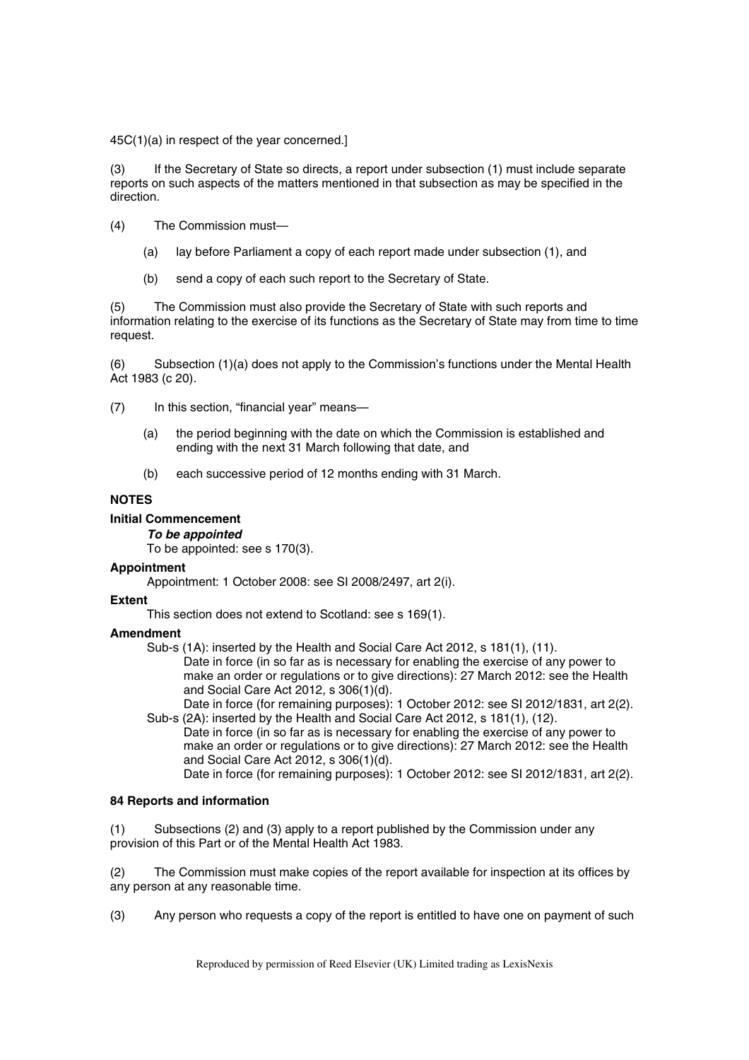45C(1)(a) in respect of the year concerned.]

(3) If the Secretary of State so directs, a report under subsection (1) must include separate reports on such aspects of the matters mentioned in that subsection as may be specified in the direction.

(4) The Commission must—

(a) lay before Parliament a copy of each report made under subsection (1), and

(b) send a copy of each such report to the Secretary of State.

(5) The Commission must also provide the Secretary of State with such reports and information relating to the exercise of its functions as the Secretary of State may from time to time request.

(6) Subsection (1)(a) does not apply to the Commission's functions under the Mental Health Act 1983 (c 20).

(7) In this section, "financial year" means—

(a) the period beginning with the date on which the Commission is established and ending with the next 31 March following that date, and

(b) each successive period of 12 months ending with 31 March.

**NOTES**

**Initial Commencement**

***To be appointed***

To be appointed: see s 170(3).

**Appointment**

Appointment: 1 October 2008: see SI 2008/2497, art 2(i).

**Extent**

This section does not extend to Scotland: see s 169(1).

**Amendment**

Sub-s (1A): inserted by the Health and Social Care Act 2012, s 181(1), (11).

Date in force (in so far as is necessary for enabling the exercise of any power to make an order or regulations or to give directions): 27 March 2012: see the Health and Social Care Act 2012, s 306(1)(d).

Date in force (for remaining purposes): 1 October 2012: see SI 2012/1831, art 2(2).

Sub-s (2A): inserted by the Health and Social Care Act 2012, s 181(1), (12).

Date in force (in so far as is necessary for enabling the exercise of any power to make an order or regulations or to give directions): 27 March 2012: see the Health and Social Care Act 2012, s 306(1)(d).

Date in force (for remaining purposes): 1 October 2012: see SI 2012/1831, art 2(2).

**84 Reports and information**

(1) Subsections (2) and (3) apply to a report published by the Commission under any provision of this Part or of the Mental Health Act 1983.

(2) The Commission must make copies of the report available for inspection at its offices by any person at any reasonable time.

(3) Any person who requests a copy of the report is entitled to have one on payment of such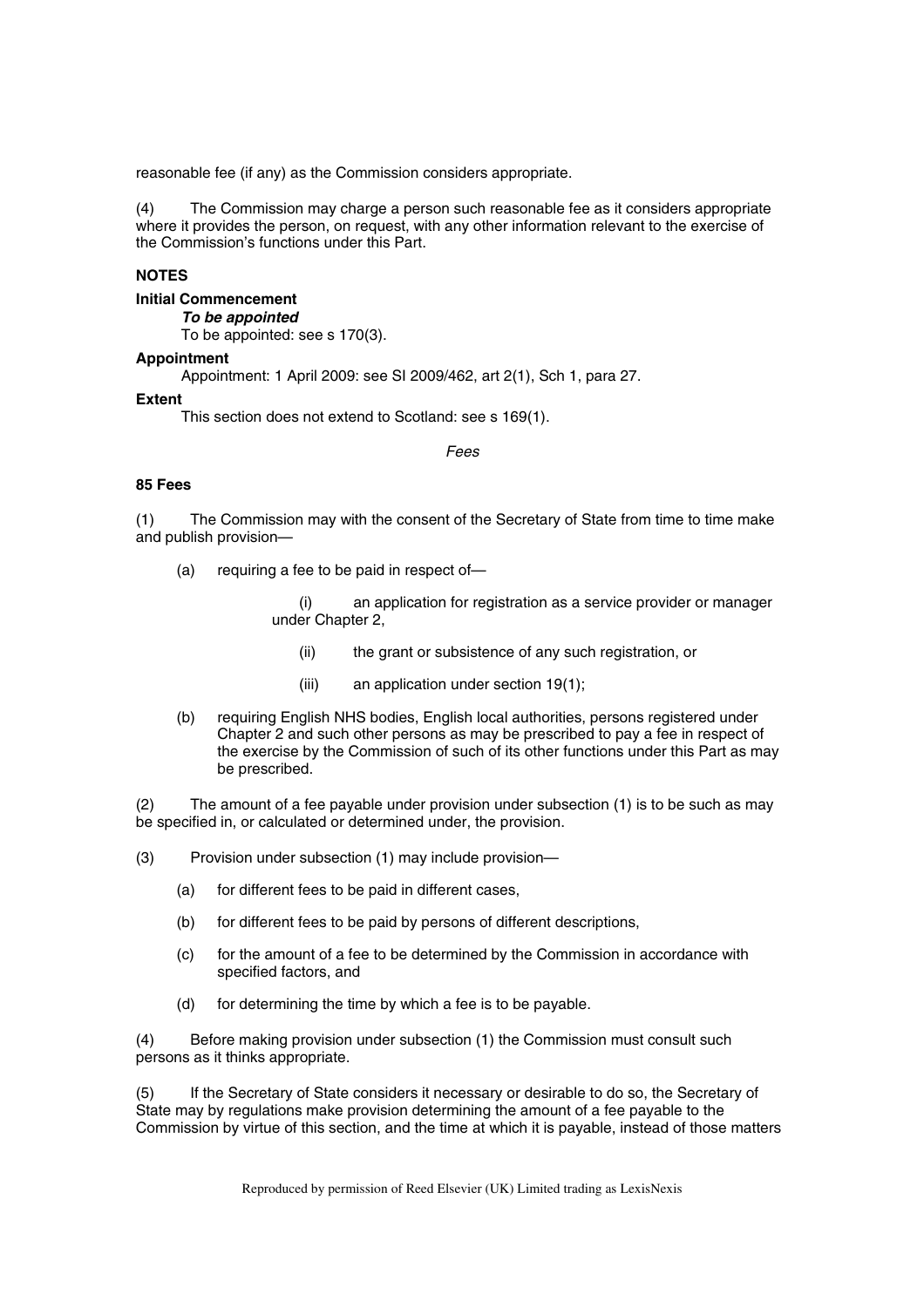reasonable fee (if any) as the Commission considers appropriate.

(4) The Commission may charge a person such reasonable fee as it considers appropriate where it provides the person, on request, with any other information relevant to the exercise of the Commission's functions under this Part.

**NOTES**

**Initial Commencement**

***To be appointed***

To be appointed: see s 170(3).

**Appointment**

Appointment: 1 April 2009: see SI 2009/462, art 2(1), Sch 1, para 27.

**Extent**

This section does not extend to Scotland: see s 169(1).

*Fees*

**85 Fees**

(1) The Commission may with the consent of the Secretary of State from time to time make and publish provision—

- (a) requiring a fee to be paid in respect of—
  - (i) an application for registration as a service provider or manager under Chapter 2,
  - (ii) the grant or subsistence of any such registration, or
  - (iii) an application under section 19(1);
- (b) requiring English NHS bodies, English local authorities, persons registered under Chapter 2 and such other persons as may be prescribed to pay a fee in respect of the exercise by the Commission of such of its other functions under this Part as may be prescribed.

(2) The amount of a fee payable under provision under subsection (1) is to be such as may be specified in, or calculated or determined under, the provision.

(3) Provision under subsection (1) may include provision—

- (a) for different fees to be paid in different cases,
- (b) for different fees to be paid by persons of different descriptions,
- (c) for the amount of a fee to be determined by the Commission in accordance with specified factors, and
- (d) for determining the time by which a fee is to be payable.

(4) Before making provision under subsection (1) the Commission must consult such persons as it thinks appropriate.

(5) If the Secretary of State considers it necessary or desirable to do so, the Secretary of State may by regulations make provision determining the amount of a fee payable to the Commission by virtue of this section, and the time at which it is payable, instead of those matters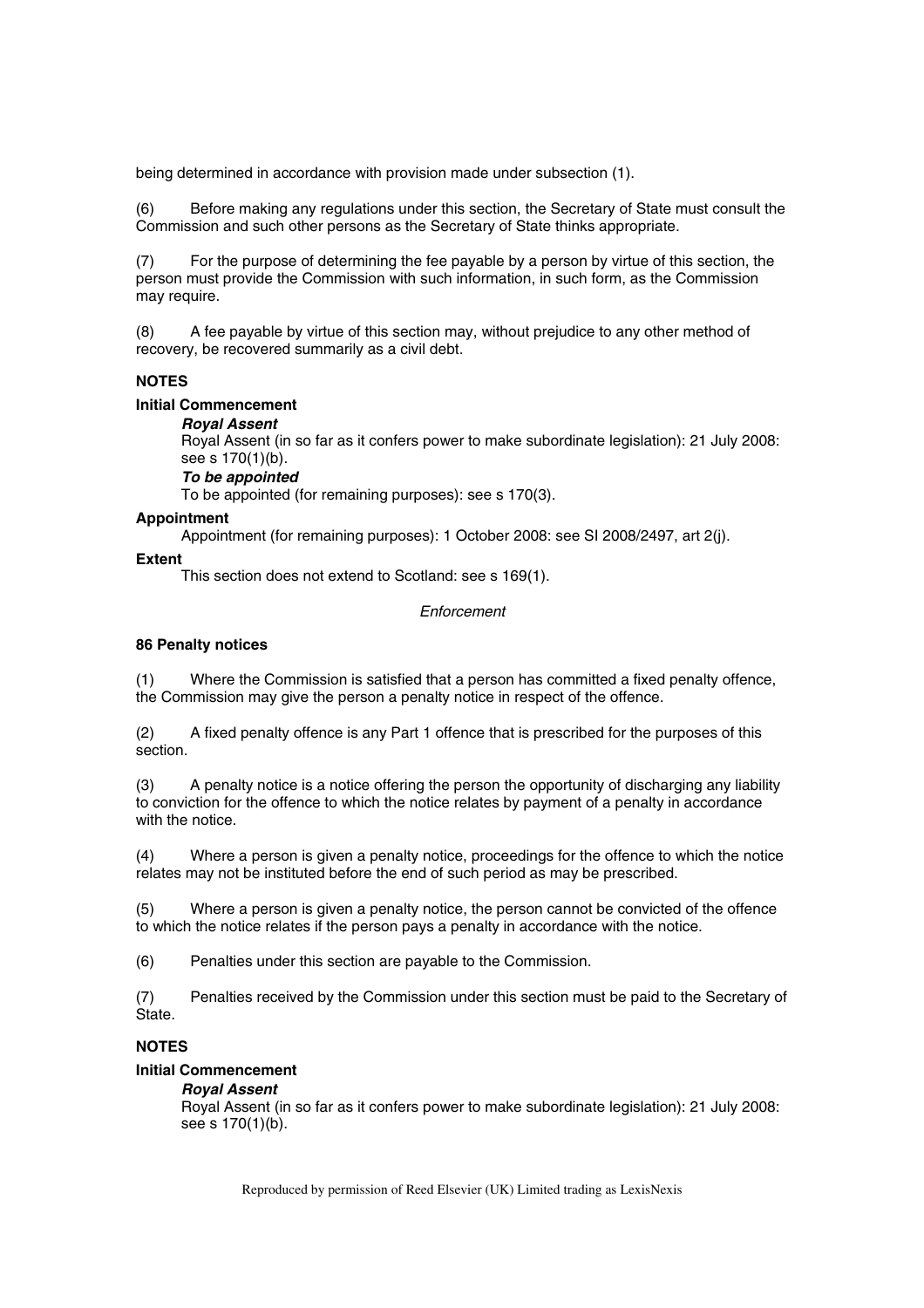being determined in accordance with provision made under subsection (1).

(6) Before making any regulations under this section, the Secretary of State must consult the Commission and such other persons as the Secretary of State thinks appropriate.

(7) For the purpose of determining the fee payable by a person by virtue of this section, the person must provide the Commission with such information, in such form, as the Commission may require.

(8) A fee payable by virtue of this section may, without prejudice to any other method of recovery, be recovered summarily as a civil debt.

**NOTES**

**Initial Commencement**

***Royal Assent***

Royal Assent (in so far as it confers power to make subordinate legislation): 21 July 2008: see s 170(1)(b).

***To be appointed***

To be appointed (for remaining purposes): see s 170(3).

**Appointment**

Appointment (for remaining purposes): 1 October 2008: see SI 2008/2497, art 2(j).

**Extent**

This section does not extend to Scotland: see s 169(1).

*Enforcement*

**86 Penalty notices**

(1) Where the Commission is satisfied that a person has committed a fixed penalty offence, the Commission may give the person a penalty notice in respect of the offence.

(2) A fixed penalty offence is any Part 1 offence that is prescribed for the purposes of this section.

(3) A penalty notice is a notice offering the person the opportunity of discharging any liability to conviction for the offence to which the notice relates by payment of a penalty in accordance with the notice.

(4) Where a person is given a penalty notice, proceedings for the offence to which the notice relates may not be instituted before the end of such period as may be prescribed.

(5) Where a person is given a penalty notice, the person cannot be convicted of the offence to which the notice relates if the person pays a penalty in accordance with the notice.

(6) Penalties under this section are payable to the Commission.

(7) Penalties received by the Commission under this section must be paid to the Secretary of State.

**NOTES**

**Initial Commencement**

***Royal Assent***

Royal Assent (in so far as it confers power to make subordinate legislation): 21 July 2008: see s 170(1)(b).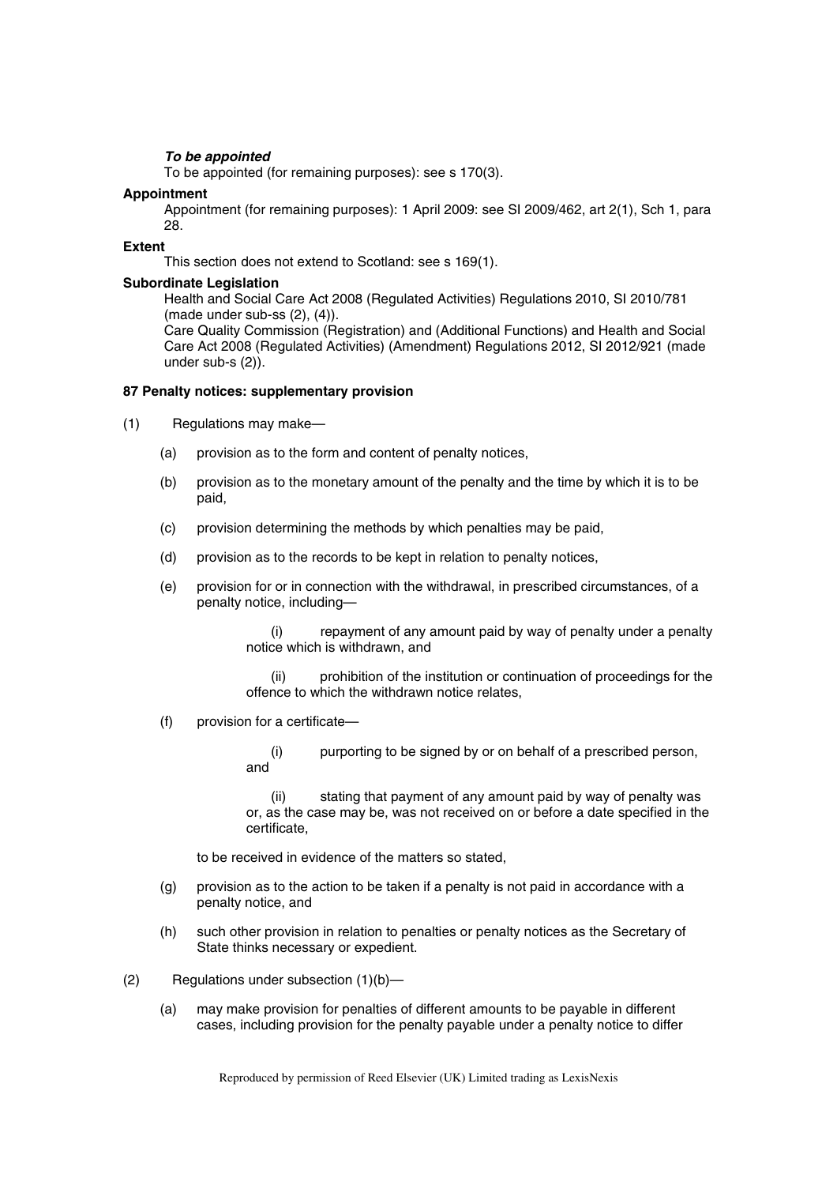***To be appointed***

To be appointed (for remaining purposes): see s 170(3).

**Appointment**

Appointment (for remaining purposes): 1 April 2009: see SI 2009/462, art 2(1), Sch 1, para 28.

**Extent**

This section does not extend to Scotland: see s 169(1).

**Subordinate Legislation**

Health and Social Care Act 2008 (Regulated Activities) Regulations 2010, SI 2010/781 (made under sub-ss (2), (4)).

Care Quality Commission (Registration) and (Additional Functions) and Health and Social Care Act 2008 (Regulated Activities) (Amendment) Regulations 2012, SI 2012/921 (made under sub-s (2)).

**87 Penalty notices: supplementary provision**

(1) Regulations may make—

(a) provision as to the form and content of penalty notices,

(b) provision as to the monetary amount of the penalty and the time by which it is to be paid,

(c) provision determining the methods by which penalties may be paid,

(d) provision as to the records to be kept in relation to penalty notices,

(e) provision for or in connection with the withdrawal, in prescribed circumstances, of a penalty notice, including—

(i) repayment of any amount paid by way of penalty under a penalty notice which is withdrawn, and

(ii) prohibition of the institution or continuation of proceedings for the offence to which the withdrawn notice relates,

(f) provision for a certificate—

(i) purporting to be signed by or on behalf of a prescribed person, and

(ii) stating that payment of any amount paid by way of penalty was or, as the case may be, was not received on or before a date specified in the certificate,

to be received in evidence of the matters so stated,

(g) provision as to the action to be taken if a penalty is not paid in accordance with a penalty notice, and

(h) such other provision in relation to penalties or penalty notices as the Secretary of State thinks necessary or expedient.

(2) Regulations under subsection (1)(b)—

(a) may make provision for penalties of different amounts to be payable in different cases, including provision for the penalty payable under a penalty notice to differ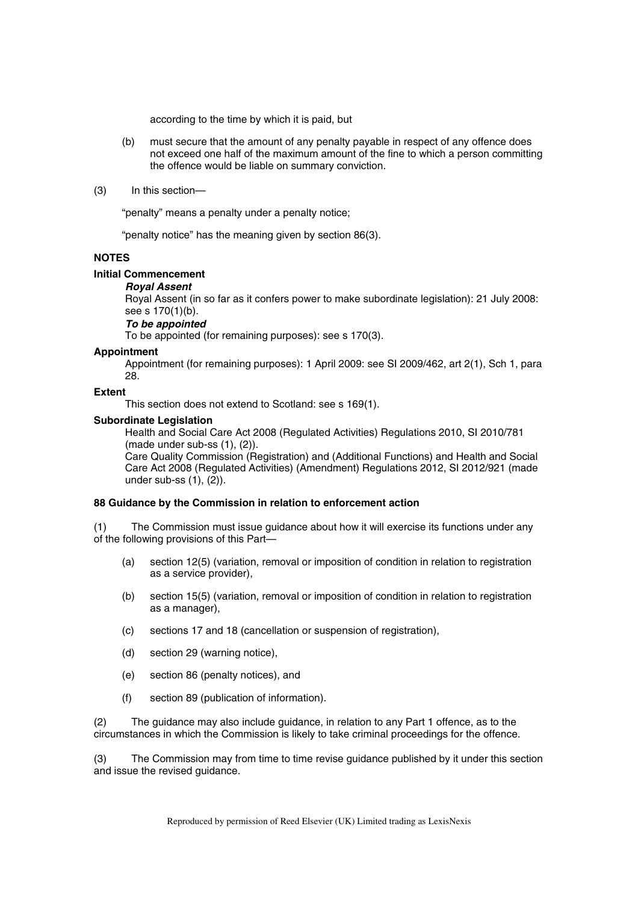according to the time by which it is paid, but

(b) must secure that the amount of any penalty payable in respect of any offence does not exceed one half of the maximum amount of the fine to which a person committing the offence would be liable on summary conviction.

(3) In this section—

"penalty" means a penalty under a penalty notice;

"penalty notice" has the meaning given by section 86(3).

**NOTES**

**Initial Commencement**

***Royal Assent***

Royal Assent (in so far as it confers power to make subordinate legislation): 21 July 2008: see s 170(1)(b).

***To be appointed***

To be appointed (for remaining purposes): see s 170(3).

**Appointment**

Appointment (for remaining purposes): 1 April 2009: see SI 2009/462, art 2(1), Sch 1, para 28.

**Extent**

This section does not extend to Scotland: see s 169(1).

**Subordinate Legislation**

Health and Social Care Act 2008 (Regulated Activities) Regulations 2010, SI 2010/781 (made under sub-ss (1), (2)).

Care Quality Commission (Registration) and (Additional Functions) and Health and Social Care Act 2008 (Regulated Activities) (Amendment) Regulations 2012, SI 2012/921 (made under sub-ss (1), (2)).

**88 Guidance by the Commission in relation to enforcement action**

(1) The Commission must issue guidance about how it will exercise its functions under any of the following provisions of this Part—

(a) section 12(5) (variation, removal or imposition of condition in relation to registration as a service provider),

(b) section 15(5) (variation, removal or imposition of condition in relation to registration as a manager),

(c) sections 17 and 18 (cancellation or suspension of registration),

(d) section 29 (warning notice),

(e) section 86 (penalty notices), and

(f) section 89 (publication of information).

(2) The guidance may also include guidance, in relation to any Part 1 offence, as to the circumstances in which the Commission is likely to take criminal proceedings for the offence.

(3) The Commission may from time to time revise guidance published by it under this section and issue the revised guidance.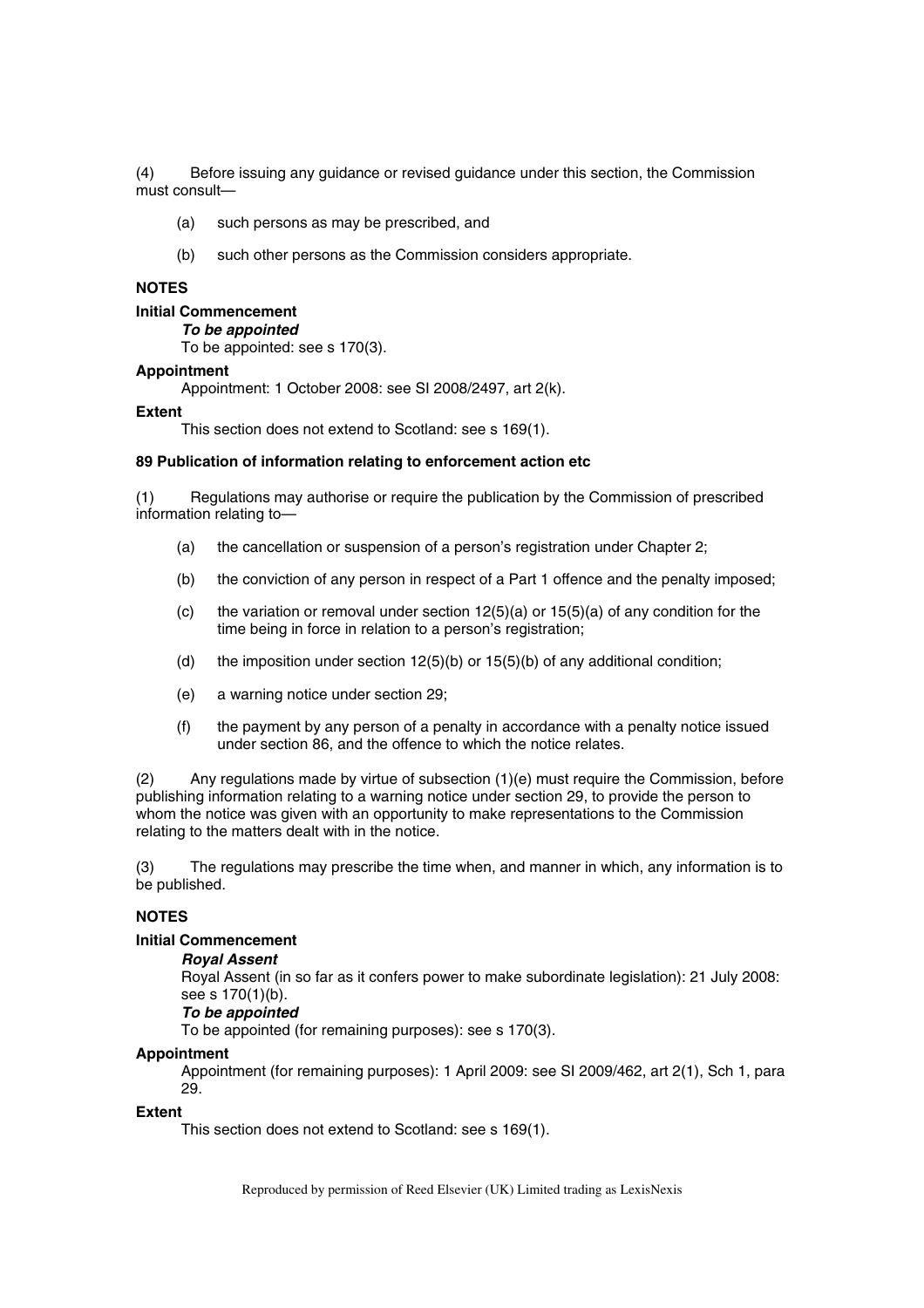(4) Before issuing any guidance or revised guidance under this section, the Commission must consult—

(a) such persons as may be prescribed, and

(b) such other persons as the Commission considers appropriate.

**NOTES**

**Initial Commencement**

***To be appointed***

To be appointed: see s 170(3).

**Appointment**

Appointment: 1 October 2008: see SI 2008/2497, art 2(k).

**Extent**

This section does not extend to Scotland: see s 169(1).

**89 Publication of information relating to enforcement action etc**

(1) Regulations may authorise or require the publication by the Commission of prescribed information relating to—

(a) the cancellation or suspension of a person's registration under Chapter 2;

(b) the conviction of any person in respect of a Part 1 offence and the penalty imposed;

(c) the variation or removal under section 12(5)(a) or 15(5)(a) of any condition for the time being in force in relation to a person's registration;

(d) the imposition under section 12(5)(b) or 15(5)(b) of any additional condition;

(e) a warning notice under section 29;

(f) the payment by any person of a penalty in accordance with a penalty notice issued under section 86, and the offence to which the notice relates.

(2) Any regulations made by virtue of subsection (1)(e) must require the Commission, before publishing information relating to a warning notice under section 29, to provide the person to whom the notice was given with an opportunity to make representations to the Commission relating to the matters dealt with in the notice.

(3) The regulations may prescribe the time when, and manner in which, any information is to be published.

**NOTES**

**Initial Commencement**

***Royal Assent***

Royal Assent (in so far as it confers power to make subordinate legislation): 21 July 2008: see s 170(1)(b).

***To be appointed***

To be appointed (for remaining purposes): see s 170(3).

**Appointment**

Appointment (for remaining purposes): 1 April 2009: see SI 2009/462, art 2(1), Sch 1, para 29.

**Extent**

This section does not extend to Scotland: see s 169(1).

Reproduced by permission of Reed Elsevier (UK) Limited trading as LexisNexis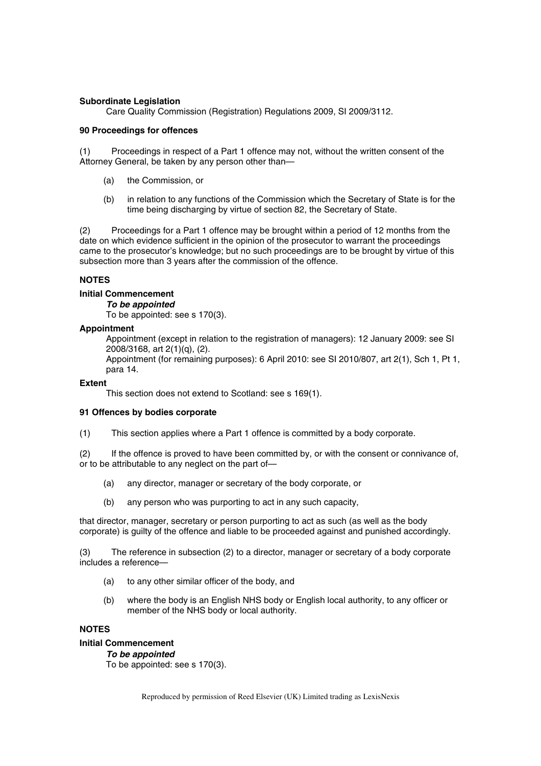**Subordinate Legislation**

Care Quality Commission (Registration) Regulations 2009, SI 2009/3112.

### 90 Proceedings for offences

(1) Proceedings in respect of a Part 1 offence may not, without the written consent of the Attorney General, be taken by any person other than—

- (a) the Commission, or
- (b) in relation to any functions of the Commission which the Secretary of State is for the time being discharging by virtue of section 82, the Secretary of State.

(2) Proceedings for a Part 1 offence may be brought within a period of 12 months from the date on which evidence sufficient in the opinion of the prosecutor to warrant the proceedings came to the prosecutor's knowledge; but no such proceedings are to be brought by virtue of this subsection more than 3 years after the commission of the offence.

**NOTES**

**Initial Commencement**

***To be appointed***

To be appointed: see s 170(3).

**Appointment**

Appointment (except in relation to the registration of managers): 12 January 2009: see SI 2008/3168, art 2(1)(q), (2).

Appointment (for remaining purposes): 6 April 2010: see SI 2010/807, art 2(1), Sch 1, Pt 1, para 14.

**Extent**

This section does not extend to Scotland: see s 169(1).

### 91 Offences by bodies corporate

(1) This section applies where a Part 1 offence is committed by a body corporate.

(2) If the offence is proved to have been committed by, or with the consent or connivance of, or to be attributable to any neglect on the part of—

- (a) any director, manager or secretary of the body corporate, or
- (b) any person who was purporting to act in any such capacity,

that director, manager, secretary or person purporting to act as such (as well as the body corporate) is guilty of the offence and liable to be proceeded against and punished accordingly.

(3) The reference in subsection (2) to a director, manager or secretary of a body corporate includes a reference—

- (a) to any other similar officer of the body, and
- (b) where the body is an English NHS body or English local authority, to any officer or member of the NHS body or local authority.

**NOTES**

**Initial Commencement**

***To be appointed***

To be appointed: see s 170(3).

Reproduced by permission of Reed Elsevier (UK) Limited trading as LexisNexis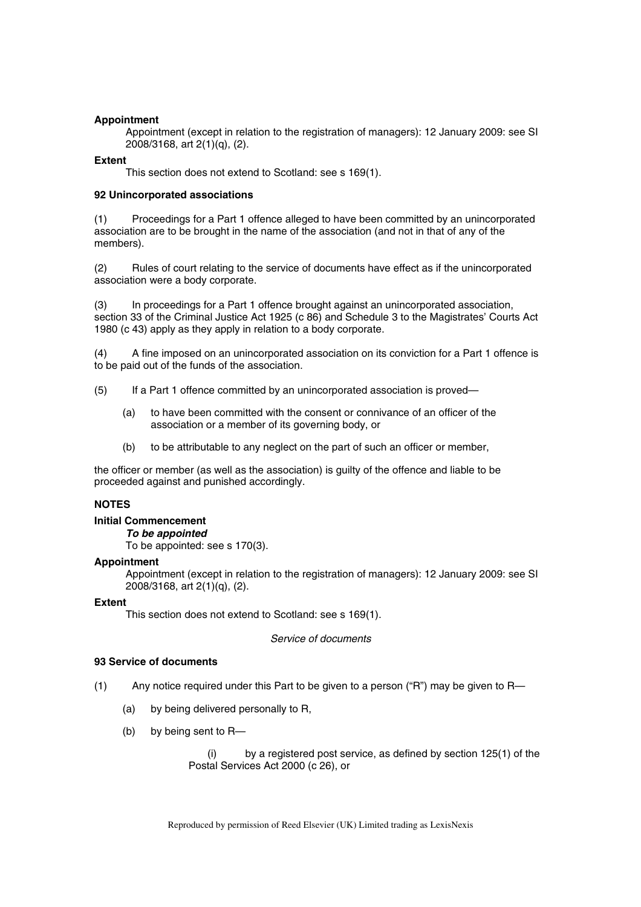**Appointment**

Appointment (except in relation to the registration of managers): 12 January 2009: see SI 2008/3168, art 2(1)(q), (2).

**Extent**

This section does not extend to Scotland: see s 169(1).

**92 Unincorporated associations**

(1) Proceedings for a Part 1 offence alleged to have been committed by an unincorporated association are to be brought in the name of the association (and not in that of any of the members).

(2) Rules of court relating to the service of documents have effect as if the unincorporated association were a body corporate.

(3) In proceedings for a Part 1 offence brought against an unincorporated association, section 33 of the Criminal Justice Act 1925 (c 86) and Schedule 3 to the Magistrates' Courts Act 1980 (c 43) apply as they apply in relation to a body corporate.

(4) A fine imposed on an unincorporated association on its conviction for a Part 1 offence is to be paid out of the funds of the association.

(5) If a Part 1 offence committed by an unincorporated association is proved—

- (a) to have been committed with the consent or connivance of an officer of the association or a member of its governing body, or
- (b) to be attributable to any neglect on the part of such an officer or member,

the officer or member (as well as the association) is guilty of the offence and liable to be proceeded against and punished accordingly.

**NOTES**

**Initial Commencement**

***To be appointed***

To be appointed: see s 170(3).

**Appointment**

Appointment (except in relation to the registration of managers): 12 January 2009: see SI 2008/3168, art 2(1)(q), (2).

**Extent**

This section does not extend to Scotland: see s 169(1).

*Service of documents*

**93 Service of documents**

(1) Any notice required under this Part to be given to a person ("R") may be given to R—

- (a) by being delivered personally to R,
- (b) by being sent to R—
  - (i) by a registered post service, as defined by section 125(1) of the Postal Services Act 2000 (c 26), or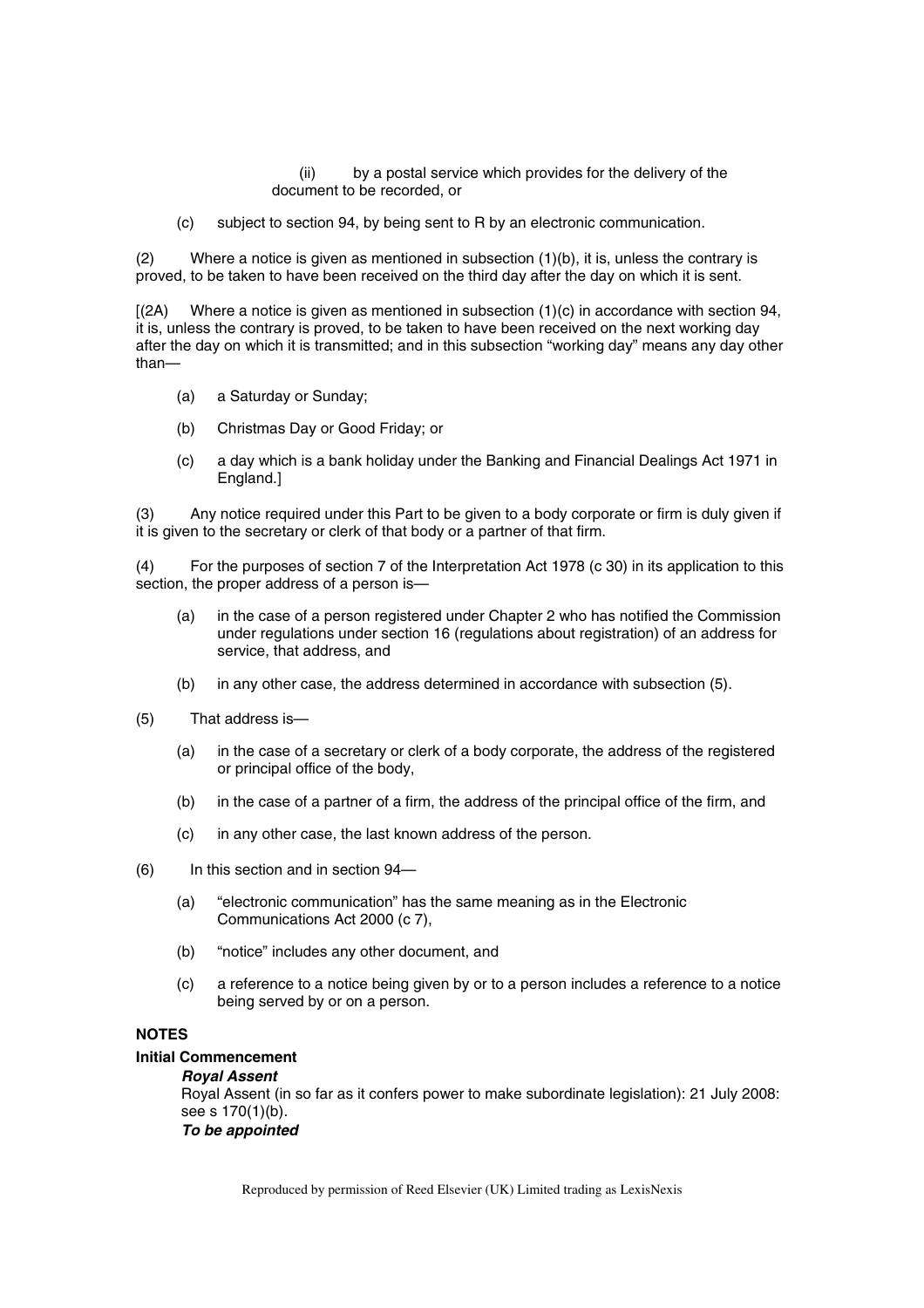(ii) by a postal service which provides for the delivery of the document to be recorded, or

(c) subject to section 94, by being sent to R by an electronic communication.

(2) Where a notice is given as mentioned in subsection (1)(b), it is, unless the contrary is proved, to be taken to have been received on the third day after the day on which it is sent.

[(2A) Where a notice is given as mentioned in subsection (1)(c) in accordance with section 94, it is, unless the contrary is proved, to be taken to have been received on the next working day after the day on which it is transmitted; and in this subsection "working day" means any day other than—

(a) a Saturday or Sunday;

(b) Christmas Day or Good Friday; or

(c) a day which is a bank holiday under the Banking and Financial Dealings Act 1971 in England.]

(3) Any notice required under this Part to be given to a body corporate or firm is duly given if it is given to the secretary or clerk of that body or a partner of that firm.

(4) For the purposes of section 7 of the Interpretation Act 1978 (c 30) in its application to this section, the proper address of a person is—

(a) in the case of a person registered under Chapter 2 who has notified the Commission under regulations under section 16 (regulations about registration) of an address for service, that address, and

(b) in any other case, the address determined in accordance with subsection (5).

(5) That address is—

(a) in the case of a secretary or clerk of a body corporate, the address of the registered or principal office of the body,

(b) in the case of a partner of a firm, the address of the principal office of the firm, and

(c) in any other case, the last known address of the person.

(6) In this section and in section 94—

(a) "electronic communication" has the same meaning as in the Electronic Communications Act 2000 (c 7),

(b) "notice" includes any other document, and

(c) a reference to a notice being given by or to a person includes a reference to a notice being served by or on a person.

**NOTES**

**Initial Commencement**

***Royal Assent***

Royal Assent (in so far as it confers power to make subordinate legislation): 21 July 2008: see s 170(1)(b).

***To be appointed***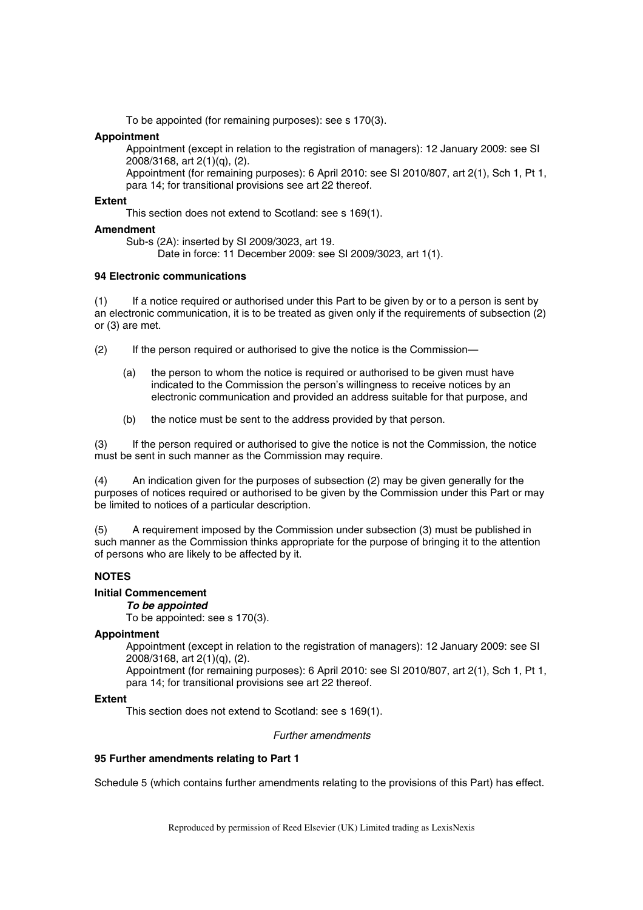To be appointed (for remaining purposes): see s 170(3).

**Appointment**

Appointment (except in relation to the registration of managers): 12 January 2009: see SI 2008/3168, art 2(1)(q), (2).

Appointment (for remaining purposes): 6 April 2010: see SI 2010/807, art 2(1), Sch 1, Pt 1, para 14; for transitional provisions see art 22 thereof.

**Extent**

This section does not extend to Scotland: see s 169(1).

**Amendment**

Sub-s (2A): inserted by SI 2009/3023, art 19.

Date in force: 11 December 2009: see SI 2009/3023, art 1(1).

**94 Electronic communications**

(1) If a notice required or authorised under this Part to be given by or to a person is sent by an electronic communication, it is to be treated as given only if the requirements of subsection (2) or (3) are met.

(2) If the person required or authorised to give the notice is the Commission—

(a) the person to whom the notice is required or authorised to be given must have indicated to the Commission the person's willingness to receive notices by an electronic communication and provided an address suitable for that purpose, and

(b) the notice must be sent to the address provided by that person.

(3) If the person required or authorised to give the notice is not the Commission, the notice must be sent in such manner as the Commission may require.

(4) An indication given for the purposes of subsection (2) may be given generally for the purposes of notices required or authorised to be given by the Commission under this Part or may be limited to notices of a particular description.

(5) A requirement imposed by the Commission under subsection (3) must be published in such manner as the Commission thinks appropriate for the purpose of bringing it to the attention of persons who are likely to be affected by it.

**NOTES**

**Initial Commencement**

***To be appointed***

To be appointed: see s 170(3).

**Appointment**

Appointment (except in relation to the registration of managers): 12 January 2009: see SI 2008/3168, art 2(1)(q), (2).

Appointment (for remaining purposes): 6 April 2010: see SI 2010/807, art 2(1), Sch 1, Pt 1, para 14; for transitional provisions see art 22 thereof.

**Extent**

This section does not extend to Scotland: see s 169(1).

*Further amendments*

**95 Further amendments relating to Part 1**

Schedule 5 (which contains further amendments relating to the provisions of this Part) has effect.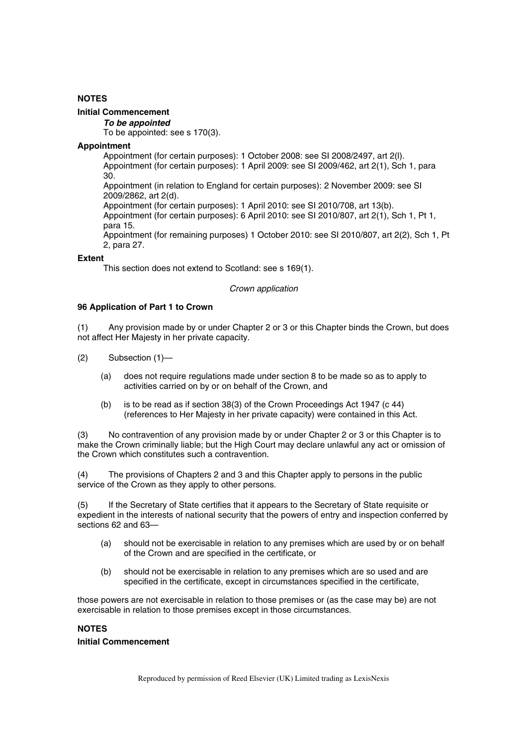**NOTES**

**Initial Commencement**

***To be appointed***

To be appointed: see s 170(3).

**Appointment**

Appointment (for certain purposes): 1 October 2008: see SI 2008/2497, art 2(l).
Appointment (for certain purposes): 1 April 2009: see SI 2009/462, art 2(1), Sch 1, para 30.
Appointment (in relation to England for certain purposes): 2 November 2009: see SI 2009/2862, art 2(d).
Appointment (for certain purposes): 1 April 2010: see SI 2010/708, art 13(b).
Appointment (for certain purposes): 6 April 2010: see SI 2010/807, art 2(1), Sch 1, Pt 1, para 15.
Appointment (for remaining purposes) 1 October 2010: see SI 2010/807, art 2(2), Sch 1, Pt 2, para 27.

**Extent**

This section does not extend to Scotland: see s 169(1).

*Crown application*

**96 Application of Part 1 to Crown**

(1) Any provision made by or under Chapter 2 or 3 or this Chapter binds the Crown, but does not affect Her Majesty in her private capacity.

(2) Subsection (1)—

(a) does not require regulations made under section 8 to be made so as to apply to activities carried on by or on behalf of the Crown, and

(b) is to be read as if section 38(3) of the Crown Proceedings Act 1947 (c 44) (references to Her Majesty in her private capacity) were contained in this Act.

(3) No contravention of any provision made by or under Chapter 2 or 3 or this Chapter is to make the Crown criminally liable; but the High Court may declare unlawful any act or omission of the Crown which constitutes such a contravention.

(4) The provisions of Chapters 2 and 3 and this Chapter apply to persons in the public service of the Crown as they apply to other persons.

(5) If the Secretary of State certifies that it appears to the Secretary of State requisite or expedient in the interests of national security that the powers of entry and inspection conferred by sections 62 and 63—

(a) should not be exercisable in relation to any premises which are used by or on behalf of the Crown and are specified in the certificate, or

(b) should not be exercisable in relation to any premises which are so used and are specified in the certificate, except in circumstances specified in the certificate,

those powers are not exercisable in relation to those premises or (as the case may be) are not exercisable in relation to those premises except in those circumstances.

**NOTES**

**Initial Commencement**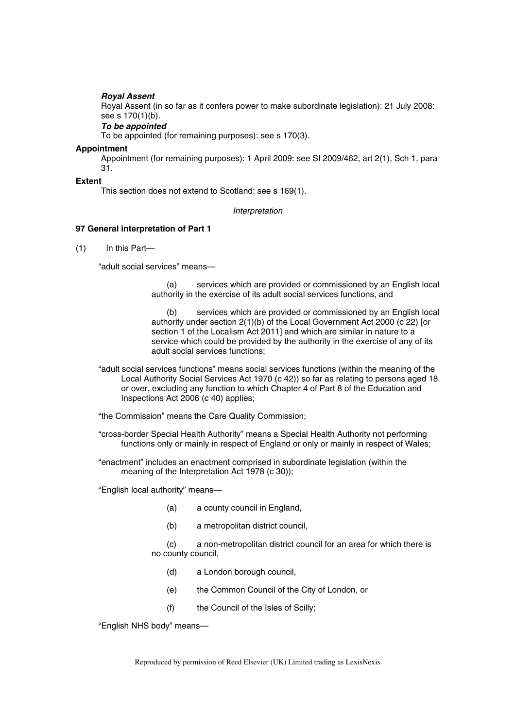***Royal Assent***

Royal Assent (in so far as it confers power to make subordinate legislation): 21 July 2008: see s 170(1)(b).

***To be appointed***

To be appointed (for remaining purposes): see s 170(3).

**Appointment**

Appointment (for remaining purposes): 1 April 2009: see SI 2009/462, art 2(1), Sch 1, para 31.

**Extent**

This section does not extend to Scotland: see s 169(1).

*Interpretation*

**97 General interpretation of Part 1**

(1) In this Part—

"adult social services" means—

(a) services which are provided or commissioned by an English local authority in the exercise of its adult social services functions, and

(b) services which are provided or commissioned by an English local authority under section 2(1)(b) of the Local Government Act 2000 (c 22) [or section 1 of the Localism Act 2011] and which are similar in nature to a service which could be provided by the authority in the exercise of any of its adult social services functions;

"adult social services functions" means social services functions (within the meaning of the Local Authority Social Services Act 1970 (c 42)) so far as relating to persons aged 18 or over, excluding any function to which Chapter 4 of Part 8 of the Education and Inspections Act 2006 (c 40) applies;

"the Commission" means the Care Quality Commission;

"cross-border Special Health Authority" means a Special Health Authority not performing functions only or mainly in respect of England or only or mainly in respect of Wales;

"enactment" includes an enactment comprised in subordinate legislation (within the meaning of the Interpretation Act 1978 (c 30));

"English local authority" means—

(a) a county council in England,

(b) a metropolitan district council,

(c) a non-metropolitan district council for an area for which there is no county council,

(d) a London borough council,

(e) the Common Council of the City of London, or

(f) the Council of the Isles of Scilly;

"English NHS body" means—

Reproduced by permission of Reed Elsevier (UK) Limited trading as LexisNexis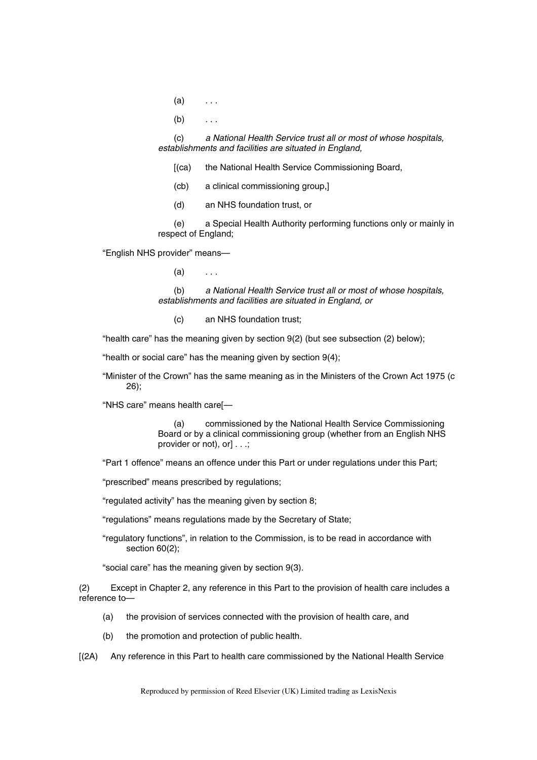(a) . . .

(b) . . .

(c) *a National Health Service trust all or most of whose hospitals, establishments and facilities are situated in England,*

[(ca) the National Health Service Commissioning Board,

(cb) a clinical commissioning group,]

(d) an NHS foundation trust, or

(e) a Special Health Authority performing functions only or mainly in respect of England;

"English NHS provider" means—

(a) . . .

(b) *a National Health Service trust all or most of whose hospitals, establishments and facilities are situated in England, or*

(c) an NHS foundation trust;

"health care" has the meaning given by section 9(2) (but see subsection (2) below);

"health or social care" has the meaning given by section 9(4);

"Minister of the Crown" has the same meaning as in the Ministers of the Crown Act 1975 (c 26);

"NHS care" means health care[—

(a) commissioned by the National Health Service Commissioning Board or by a clinical commissioning group (whether from an English NHS provider or not), or] . . .;

"Part 1 offence" means an offence under this Part or under regulations under this Part;

"prescribed" means prescribed by regulations;

"regulated activity" has the meaning given by section 8;

"regulations" means regulations made by the Secretary of State;

"regulatory functions", in relation to the Commission, is to be read in accordance with section 60(2);

"social care" has the meaning given by section 9(3).

(2) Except in Chapter 2, any reference in this Part to the provision of health care includes a reference to—

(a) the provision of services connected with the provision of health care, and

(b) the promotion and protection of public health.

[(2A) Any reference in this Part to health care commissioned by the National Health Service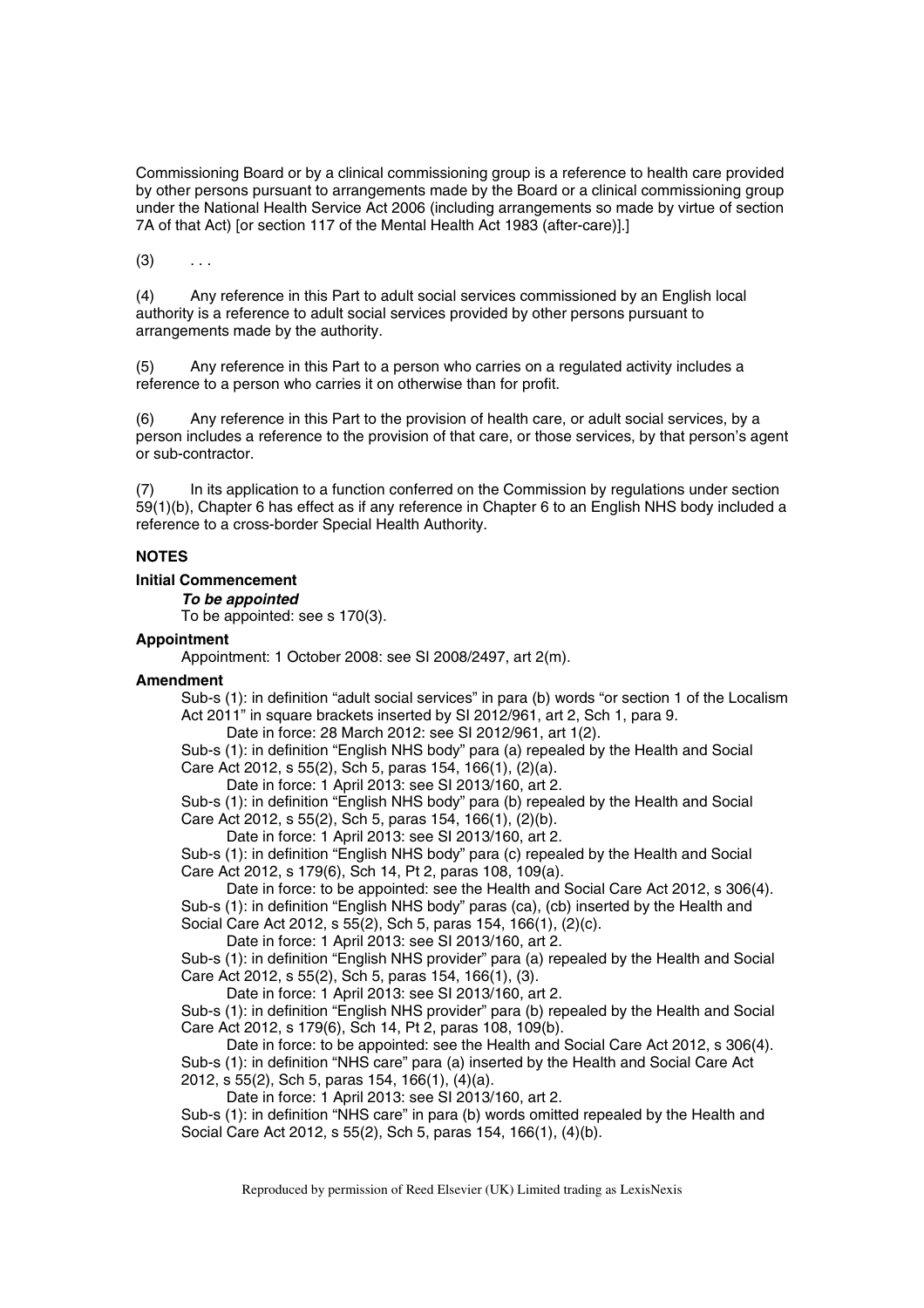Commissioning Board or by a clinical commissioning group is a reference to health care provided by other persons pursuant to arrangements made by the Board or a clinical commissioning group under the National Health Service Act 2006 (including arrangements so made by virtue of section 7A of that Act) [or section 117 of the Mental Health Act 1983 (after-care)].]

(3) . . .

(4) Any reference in this Part to adult social services commissioned by an English local authority is a reference to adult social services provided by other persons pursuant to arrangements made by the authority.

(5) Any reference in this Part to a person who carries on a regulated activity includes a reference to a person who carries it on otherwise than for profit.

(6) Any reference in this Part to the provision of health care, or adult social services, by a person includes a reference to the provision of that care, or those services, by that person's agent or sub-contractor.

(7) In its application to a function conferred on the Commission by regulations under section 59(1)(b), Chapter 6 has effect as if any reference in Chapter 6 to an English NHS body included a reference to a cross-border Special Health Authority.

**NOTES**

**Initial Commencement**

***To be appointed***

To be appointed: see s 170(3).

**Appointment**

Appointment: 1 October 2008: see SI 2008/2497, art 2(m).

**Amendment**

Sub-s (1): in definition "adult social services" in para (b) words "or section 1 of the Localism Act 2011" in square brackets inserted by SI 2012/961, art 2, Sch 1, para 9.

Date in force: 28 March 2012: see SI 2012/961, art 1(2).

Sub-s (1): in definition "English NHS body" para (a) repealed by the Health and Social Care Act 2012, s 55(2), Sch 5, paras 154, 166(1), (2)(a).

Date in force: 1 April 2013: see SI 2013/160, art 2.

Sub-s (1): in definition "English NHS body" para (b) repealed by the Health and Social Care Act 2012, s 55(2), Sch 5, paras 154, 166(1), (2)(b).

Date in force: 1 April 2013: see SI 2013/160, art 2.

Sub-s (1): in definition "English NHS body" para (c) repealed by the Health and Social Care Act 2012, s 179(6), Sch 14, Pt 2, paras 108, 109(a).

Date in force: to be appointed: see the Health and Social Care Act 2012, s 306(4).

Sub-s (1): in definition "English NHS body" paras (ca), (cb) inserted by the Health and Social Care Act 2012, s 55(2), Sch 5, paras 154, 166(1), (2)(c).

Date in force: 1 April 2013: see SI 2013/160, art 2.

Sub-s (1): in definition "English NHS provider" para (a) repealed by the Health and Social Care Act 2012, s 55(2), Sch 5, paras 154, 166(1), (3).

Date in force: 1 April 2013: see SI 2013/160, art 2.

Sub-s (1): in definition "English NHS provider" para (b) repealed by the Health and Social Care Act 2012, s 179(6), Sch 14, Pt 2, paras 108, 109(b).

Date in force: to be appointed: see the Health and Social Care Act 2012, s 306(4).

Sub-s (1): in definition "NHS care" para (a) inserted by the Health and Social Care Act 2012, s 55(2), Sch 5, paras 154, 166(1), (4)(a).

Date in force: 1 April 2013: see SI 2013/160, art 2.

Sub-s (1): in definition "NHS care" in para (b) words omitted repealed by the Health and Social Care Act 2012, s 55(2), Sch 5, paras 154, 166(1), (4)(b).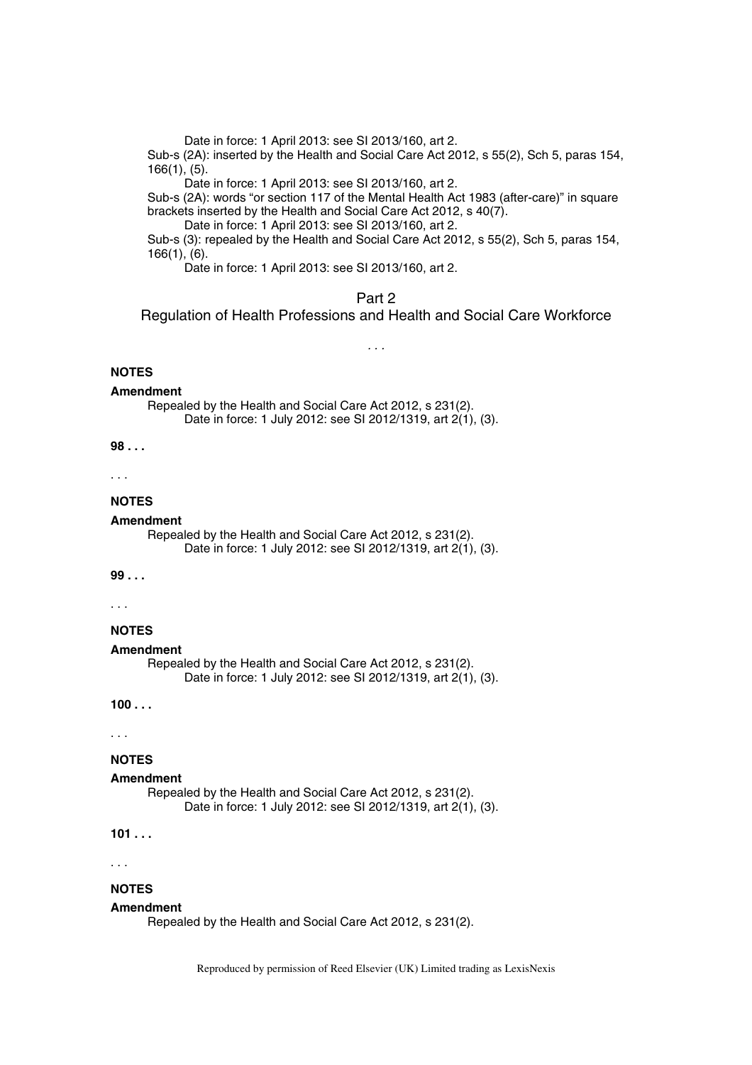Date in force: 1 April 2013: see SI 2013/160, art 2.

Sub-s (2A): inserted by the Health and Social Care Act 2012, s 55(2), Sch 5, paras 154, 166(1), (5).

Date in force: 1 April 2013: see SI 2013/160, art 2.

Sub-s (2A): words "or section 117 of the Mental Health Act 1983 (after-care)" in square brackets inserted by the Health and Social Care Act 2012, s 40(7).

Date in force: 1 April 2013: see SI 2013/160, art 2.

Sub-s (3): repealed by the Health and Social Care Act 2012, s 55(2), Sch 5, paras 154, 166(1), (6).

Date in force: 1 April 2013: see SI 2013/160, art 2.

## Part 2
## Regulation of Health Professions and Health and Social Care Workforce

. . .

**NOTES**

**Amendment**

Repealed by the Health and Social Care Act 2012, s 231(2).

Date in force: 1 July 2012: see SI 2012/1319, art 2(1), (3).

**98 . . .**

. . .

**NOTES**

**Amendment**

Repealed by the Health and Social Care Act 2012, s 231(2).

Date in force: 1 July 2012: see SI 2012/1319, art 2(1), (3).

**99 . . .**

. . .

**NOTES**

**Amendment**

Repealed by the Health and Social Care Act 2012, s 231(2).

Date in force: 1 July 2012: see SI 2012/1319, art 2(1), (3).

**100 . . .**

. . .

**NOTES**

**Amendment**

Repealed by the Health and Social Care Act 2012, s 231(2).

Date in force: 1 July 2012: see SI 2012/1319, art 2(1), (3).

**101 . . .**

. . .

**NOTES**

**Amendment**

Repealed by the Health and Social Care Act 2012, s 231(2).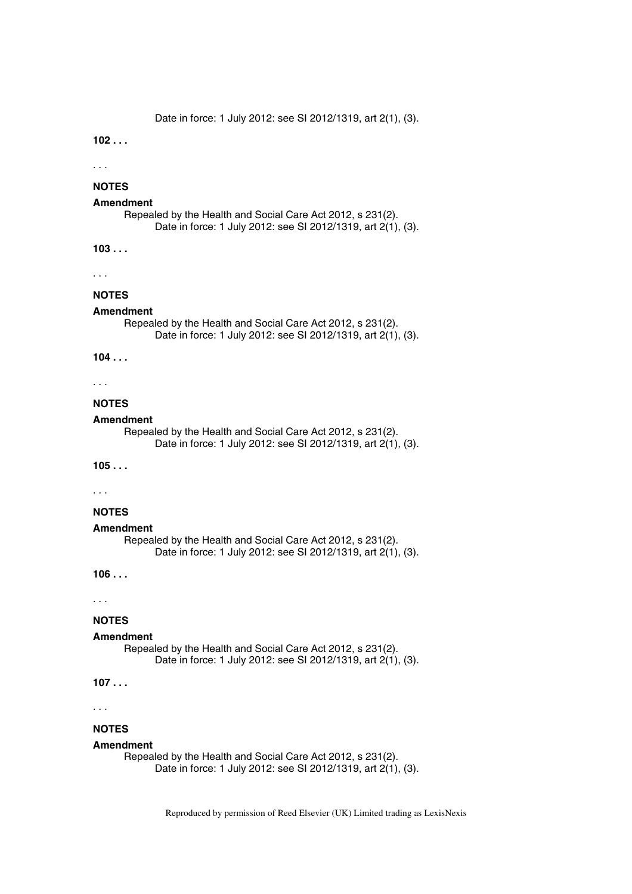Date in force: 1 July 2012: see SI 2012/1319, art 2(1), (3).

**102 . . .**

. . .

**NOTES**

**Amendment**

Repealed by the Health and Social Care Act 2012, s 231(2).
Date in force: 1 July 2012: see SI 2012/1319, art 2(1), (3).

**103 . . .**

. . .

**NOTES**

**Amendment**

Repealed by the Health and Social Care Act 2012, s 231(2).
Date in force: 1 July 2012: see SI 2012/1319, art 2(1), (3).

**104 . . .**

. . .

**NOTES**

**Amendment**

Repealed by the Health and Social Care Act 2012, s 231(2).
Date in force: 1 July 2012: see SI 2012/1319, art 2(1), (3).

**105 . . .**

. . .

**NOTES**

**Amendment**

Repealed by the Health and Social Care Act 2012, s 231(2).
Date in force: 1 July 2012: see SI 2012/1319, art 2(1), (3).

**106 . . .**

. . .

**NOTES**

**Amendment**

Repealed by the Health and Social Care Act 2012, s 231(2).
Date in force: 1 July 2012: see SI 2012/1319, art 2(1), (3).

**107 . . .**

. . .

**NOTES**

**Amendment**

Repealed by the Health and Social Care Act 2012, s 231(2).
Date in force: 1 July 2012: see SI 2012/1319, art 2(1), (3).

Reproduced by permission of Reed Elsevier (UK) Limited trading as LexisNexis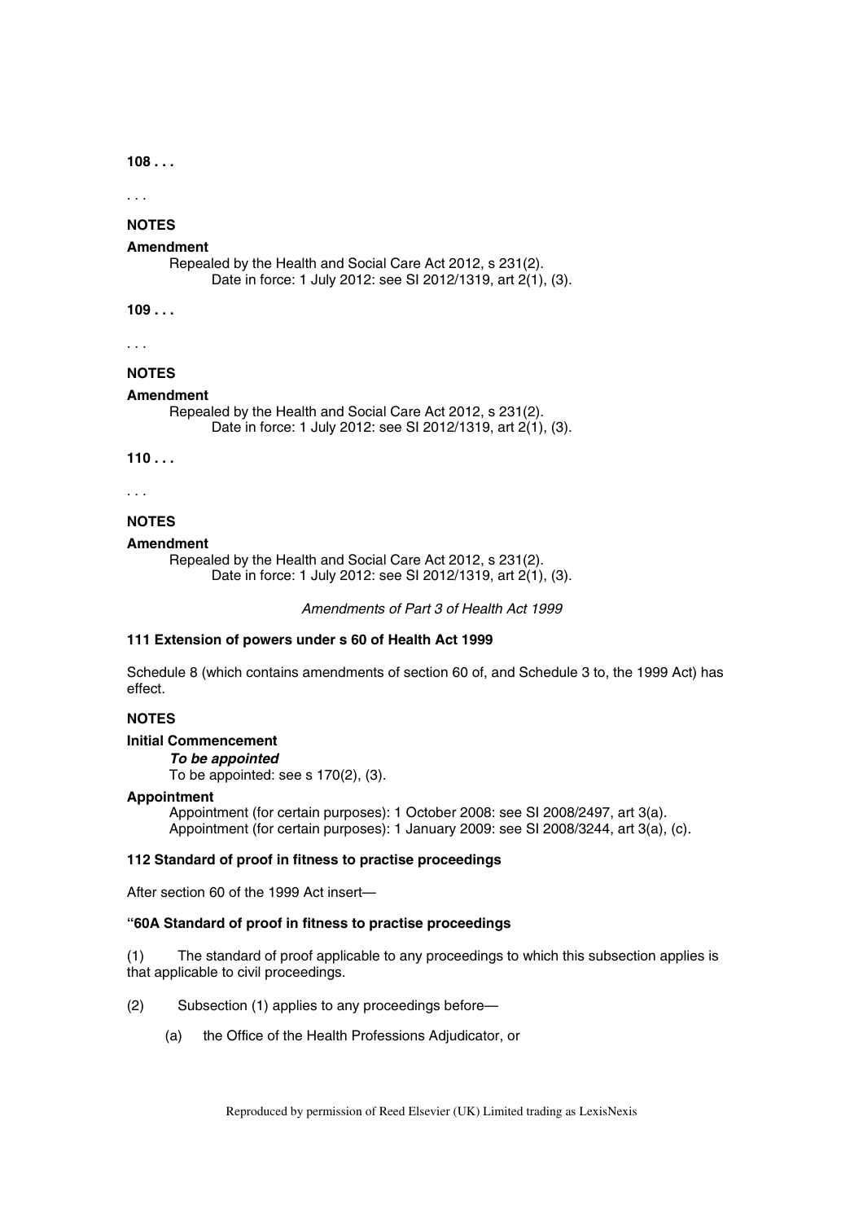**108 . . .**

. . .

**NOTES**

**Amendment**

Repealed by the Health and Social Care Act 2012, s 231(2).
Date in force: 1 July 2012: see SI 2012/1319, art 2(1), (3).

**109 . . .**

. . .

**NOTES**

**Amendment**

Repealed by the Health and Social Care Act 2012, s 231(2).
Date in force: 1 July 2012: see SI 2012/1319, art 2(1), (3).

**110 . . .**

. . .

**NOTES**

**Amendment**

Repealed by the Health and Social Care Act 2012, s 231(2).
Date in force: 1 July 2012: see SI 2012/1319, art 2(1), (3).

*Amendments of Part 3 of Health Act 1999*

**111 Extension of powers under s 60 of Health Act 1999**

Schedule 8 (which contains amendments of section 60 of, and Schedule 3 to, the 1999 Act) has effect.

**NOTES**

**Initial Commencement**

***To be appointed***

To be appointed: see s 170(2), (3).

**Appointment**

Appointment (for certain purposes): 1 October 2008: see SI 2008/2497, art 3(a).
Appointment (for certain purposes): 1 January 2009: see SI 2008/3244, art 3(a), (c).

**112 Standard of proof in fitness to practise proceedings**

After section 60 of the 1999 Act insert—

**"60A Standard of proof in fitness to practise proceedings**

(1) The standard of proof applicable to any proceedings to which this subsection applies is that applicable to civil proceedings.

(2) Subsection (1) applies to any proceedings before—

(a) the Office of the Health Professions Adjudicator, or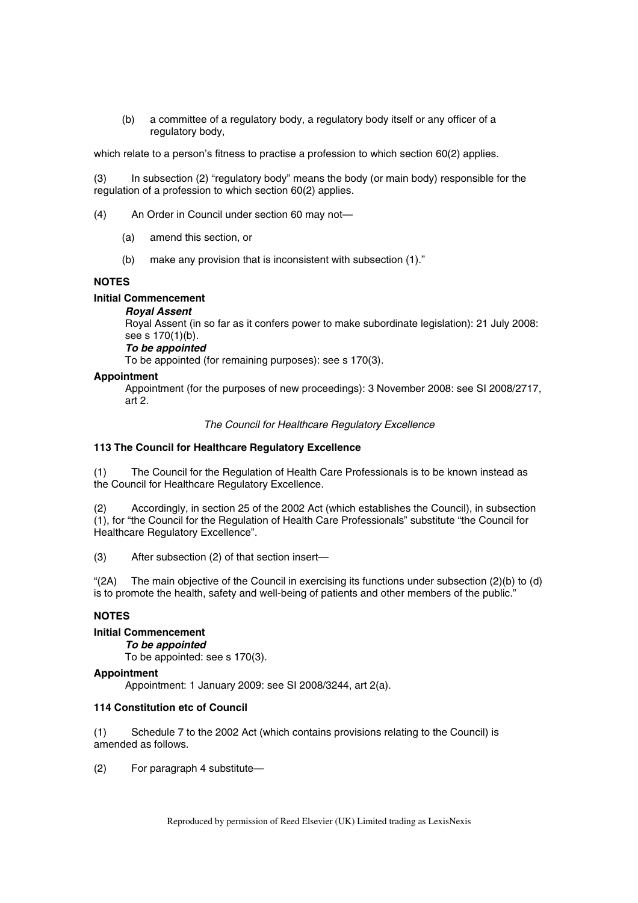(b) a committee of a regulatory body, a regulatory body itself or any officer of a regulatory body,

which relate to a person's fitness to practise a profession to which section 60(2) applies.

(3) In subsection (2) "regulatory body" means the body (or main body) responsible for the regulation of a profession to which section 60(2) applies.

(4) An Order in Council under section 60 may not—

(a) amend this section, or

(b) make any provision that is inconsistent with subsection (1)."

**NOTES**

**Initial Commencement**

***Royal Assent***

Royal Assent (in so far as it confers power to make subordinate legislation): 21 July 2008: see s 170(1)(b).

***To be appointed***

To be appointed (for remaining purposes): see s 170(3).

**Appointment**

Appointment (for the purposes of new proceedings): 3 November 2008: see SI 2008/2717, art 2.

*The Council for Healthcare Regulatory Excellence*

### 113 The Council for Healthcare Regulatory Excellence

(1) The Council for the Regulation of Health Care Professionals is to be known instead as the Council for Healthcare Regulatory Excellence.

(2) Accordingly, in section 25 of the 2002 Act (which establishes the Council), in subsection (1), for "the Council for the Regulation of Health Care Professionals" substitute "the Council for Healthcare Regulatory Excellence".

(3) After subsection (2) of that section insert—

"(2A) The main objective of the Council in exercising its functions under subsection (2)(b) to (d) is to promote the health, safety and well-being of patients and other members of the public."

**NOTES**

**Initial Commencement**

***To be appointed***

To be appointed: see s 170(3).

**Appointment**

Appointment: 1 January 2009: see SI 2008/3244, art 2(a).

### 114 Constitution etc of Council

(1) Schedule 7 to the 2002 Act (which contains provisions relating to the Council) is amended as follows.

(2) For paragraph 4 substitute—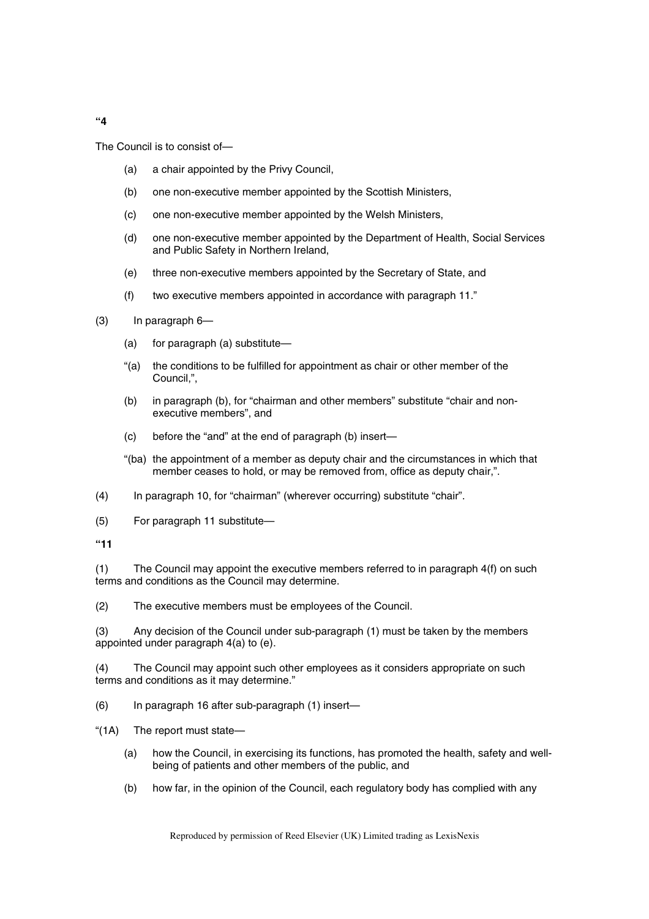**"4**

The Council is to consist of—

(a) a chair appointed by the Privy Council,

(b) one non-executive member appointed by the Scottish Ministers,

(c) one non-executive member appointed by the Welsh Ministers,

(d) one non-executive member appointed by the Department of Health, Social Services and Public Safety in Northern Ireland,

(e) three non-executive members appointed by the Secretary of State, and

(f) two executive members appointed in accordance with paragraph 11."

(3) In paragraph 6—

(a) for paragraph (a) substitute—

"(a) the conditions to be fulfilled for appointment as chair or other member of the Council,",

(b) in paragraph (b), for "chairman and other members" substitute "chair and non-executive members", and

(c) before the "and" at the end of paragraph (b) insert—

"(ba) the appointment of a member as deputy chair and the circumstances in which that member ceases to hold, or may be removed from, office as deputy chair,".

(4) In paragraph 10, for "chairman" (wherever occurring) substitute "chair".

(5) For paragraph 11 substitute—

**"11**

(1) The Council may appoint the executive members referred to in paragraph 4(f) on such terms and conditions as the Council may determine.

(2) The executive members must be employees of the Council.

(3) Any decision of the Council under sub-paragraph (1) must be taken by the members appointed under paragraph 4(a) to (e).

(4) The Council may appoint such other employees as it considers appropriate on such terms and conditions as it may determine."

(6) In paragraph 16 after sub-paragraph (1) insert—

"(1A) The report must state—

(a) how the Council, in exercising its functions, has promoted the health, safety and well-being of patients and other members of the public, and

(b) how far, in the opinion of the Council, each regulatory body has complied with any

Reproduced by permission of Reed Elsevier (UK) Limited trading as LexisNexis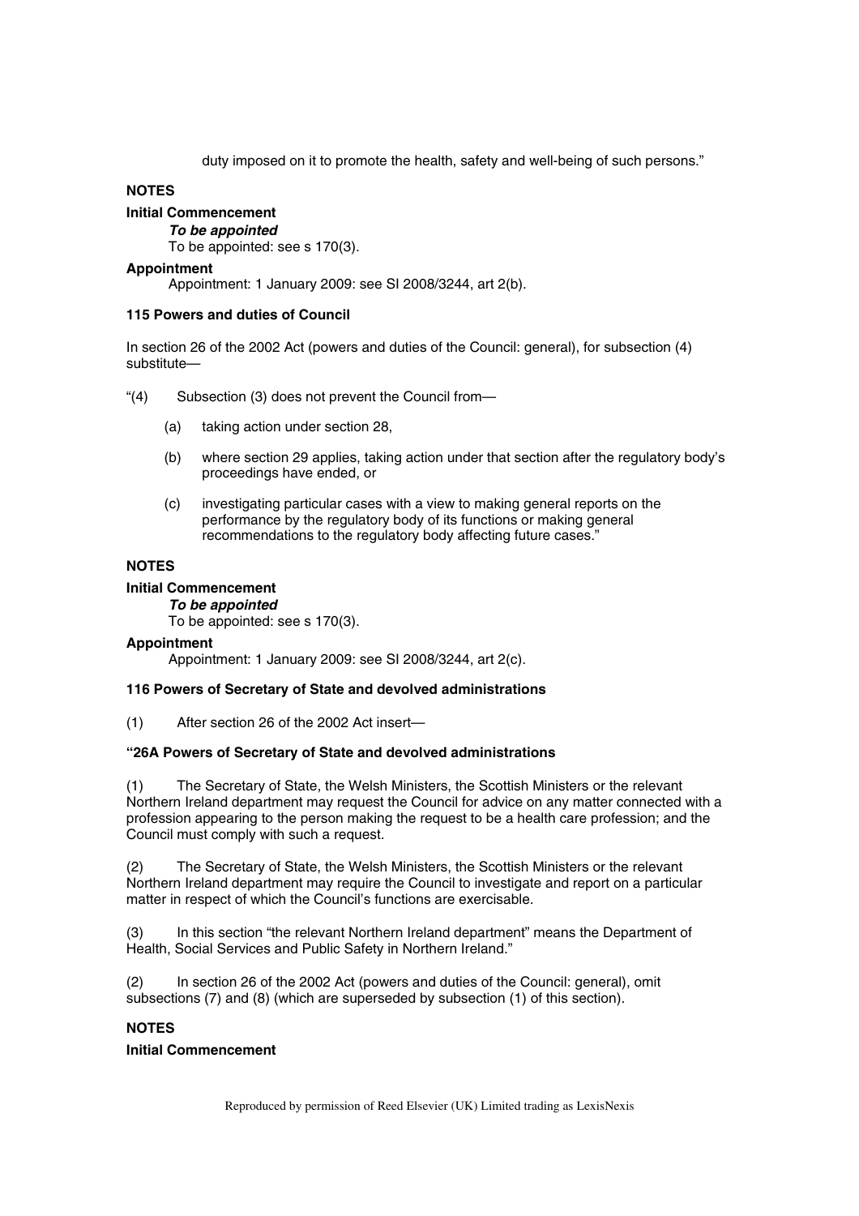duty imposed on it to promote the health, safety and well-being of such persons."

**NOTES**

**Initial Commencement**

***To be appointed***

To be appointed: see s 170(3).

**Appointment**

Appointment: 1 January 2009: see SI 2008/3244, art 2(b).

**115 Powers and duties of Council**

In section 26 of the 2002 Act (powers and duties of the Council: general), for subsection (4) substitute—

"(4) Subsection (3) does not prevent the Council from—

(a) taking action under section 28,

(b) where section 29 applies, taking action under that section after the regulatory body's proceedings have ended, or

(c) investigating particular cases with a view to making general reports on the performance by the regulatory body of its functions or making general recommendations to the regulatory body affecting future cases."

**NOTES**

**Initial Commencement**

***To be appointed***

To be appointed: see s 170(3).

**Appointment**

Appointment: 1 January 2009: see SI 2008/3244, art 2(c).

**116 Powers of Secretary of State and devolved administrations**

(1) After section 26 of the 2002 Act insert—

**"26A Powers of Secretary of State and devolved administrations**

(1) The Secretary of State, the Welsh Ministers, the Scottish Ministers or the relevant Northern Ireland department may request the Council for advice on any matter connected with a profession appearing to the person making the request to be a health care profession; and the Council must comply with such a request.

(2) The Secretary of State, the Welsh Ministers, the Scottish Ministers or the relevant Northern Ireland department may require the Council to investigate and report on a particular matter in respect of which the Council's functions are exercisable.

(3) In this section "the relevant Northern Ireland department" means the Department of Health, Social Services and Public Safety in Northern Ireland."

(2) In section 26 of the 2002 Act (powers and duties of the Council: general), omit subsections (7) and (8) (which are superseded by subsection (1) of this section).

**NOTES**

**Initial Commencement**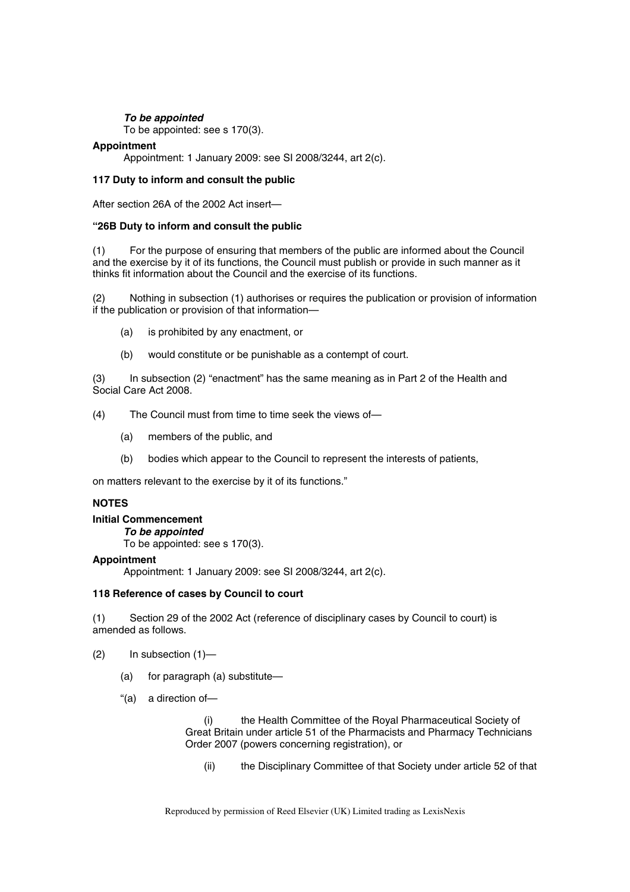***To be appointed***

To be appointed: see s 170(3).

**Appointment**

Appointment: 1 January 2009: see SI 2008/3244, art 2(c).

**117 Duty to inform and consult the public**

After section 26A of the 2002 Act insert—

**"26B Duty to inform and consult the public**

(1) For the purpose of ensuring that members of the public are informed about the Council and the exercise by it of its functions, the Council must publish or provide in such manner as it thinks fit information about the Council and the exercise of its functions.

(2) Nothing in subsection (1) authorises or requires the publication or provision of information if the publication or provision of that information—

(a) is prohibited by any enactment, or

(b) would constitute or be punishable as a contempt of court.

(3) In subsection (2) "enactment" has the same meaning as in Part 2 of the Health and Social Care Act 2008.

(4) The Council must from time to time seek the views of—

(a) members of the public, and

(b) bodies which appear to the Council to represent the interests of patients,

on matters relevant to the exercise by it of its functions."

**NOTES**

**Initial Commencement**

***To be appointed***

To be appointed: see s 170(3).

**Appointment**

Appointment: 1 January 2009: see SI 2008/3244, art 2(c).

**118 Reference of cases by Council to court**

(1) Section 29 of the 2002 Act (reference of disciplinary cases by Council to court) is amended as follows.

(2) In subsection (1)—

(a) for paragraph (a) substitute—

"(a) a direction of—

(i) the Health Committee of the Royal Pharmaceutical Society of Great Britain under article 51 of the Pharmacists and Pharmacy Technicians Order 2007 (powers concerning registration), or

(ii) the Disciplinary Committee of that Society under article 52 of that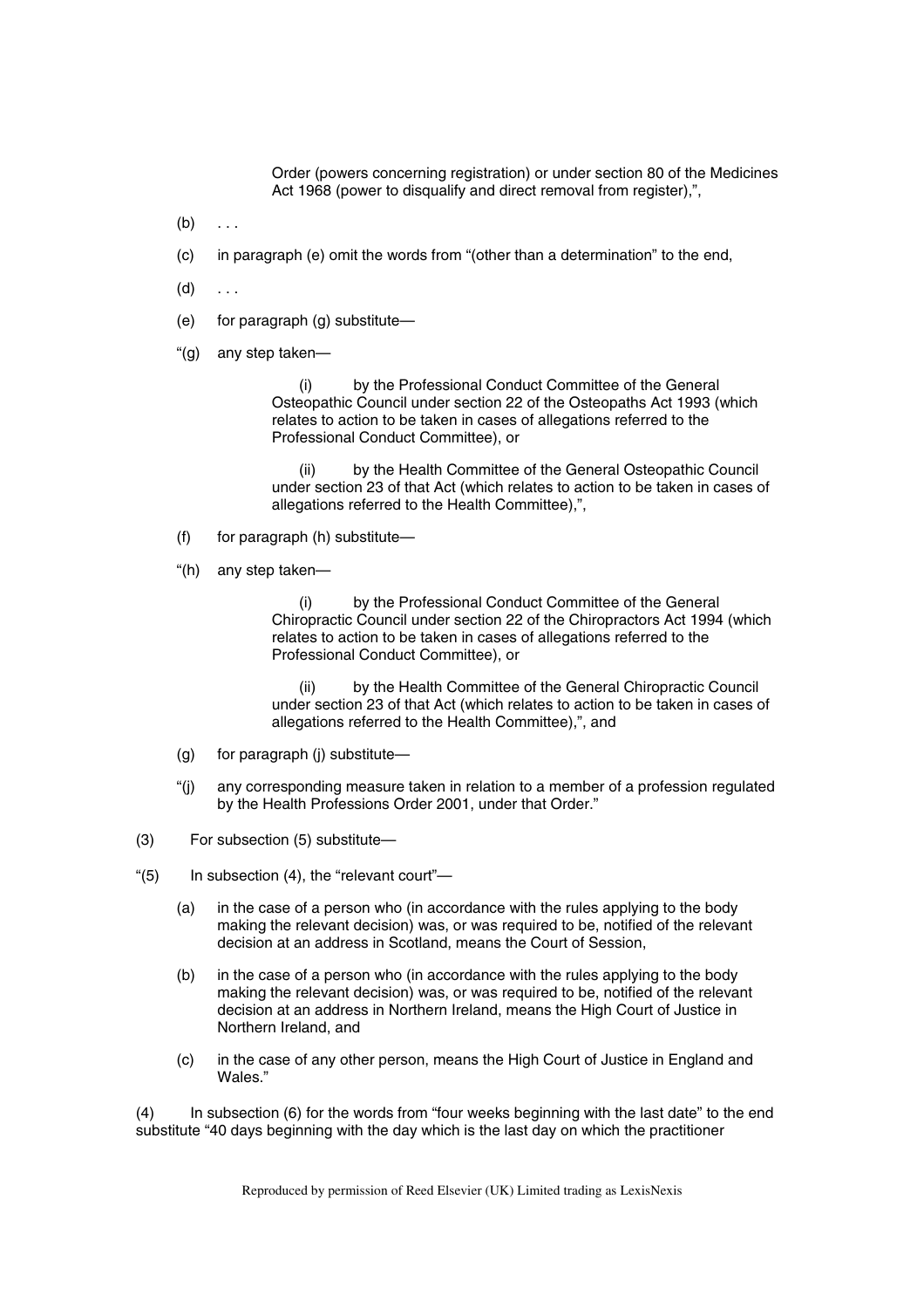Order (powers concerning registration) or under section 80 of the Medicines Act 1968 (power to disqualify and direct removal from register),",

(b) . . .

(c) in paragraph (e) omit the words from "(other than a determination" to the end,

(d) . . .

(e) for paragraph (g) substitute—

"(g) any step taken—

(i) by the Professional Conduct Committee of the General Osteopathic Council under section 22 of the Osteopaths Act 1993 (which relates to action to be taken in cases of allegations referred to the Professional Conduct Committee), or

(ii) by the Health Committee of the General Osteopathic Council under section 23 of that Act (which relates to action to be taken in cases of allegations referred to the Health Committee),",

(f) for paragraph (h) substitute—

"(h) any step taken—

(i) by the Professional Conduct Committee of the General Chiropractic Council under section 22 of the Chiropractors Act 1994 (which relates to action to be taken in cases of allegations referred to the Professional Conduct Committee), or

(ii) by the Health Committee of the General Chiropractic Council under section 23 of that Act (which relates to action to be taken in cases of allegations referred to the Health Committee),", and

(g) for paragraph (j) substitute—

"(j) any corresponding measure taken in relation to a member of a profession regulated by the Health Professions Order 2001, under that Order."

(3) For subsection (5) substitute—

"(5) In subsection (4), the "relevant court"—

(a) in the case of a person who (in accordance with the rules applying to the body making the relevant decision) was, or was required to be, notified of the relevant decision at an address in Scotland, means the Court of Session,

(b) in the case of a person who (in accordance with the rules applying to the body making the relevant decision) was, or was required to be, notified of the relevant decision at an address in Northern Ireland, means the High Court of Justice in Northern Ireland, and

(c) in the case of any other person, means the High Court of Justice in England and Wales."

(4) In subsection (6) for the words from "four weeks beginning with the last date" to the end substitute "40 days beginning with the day which is the last day on which the practitioner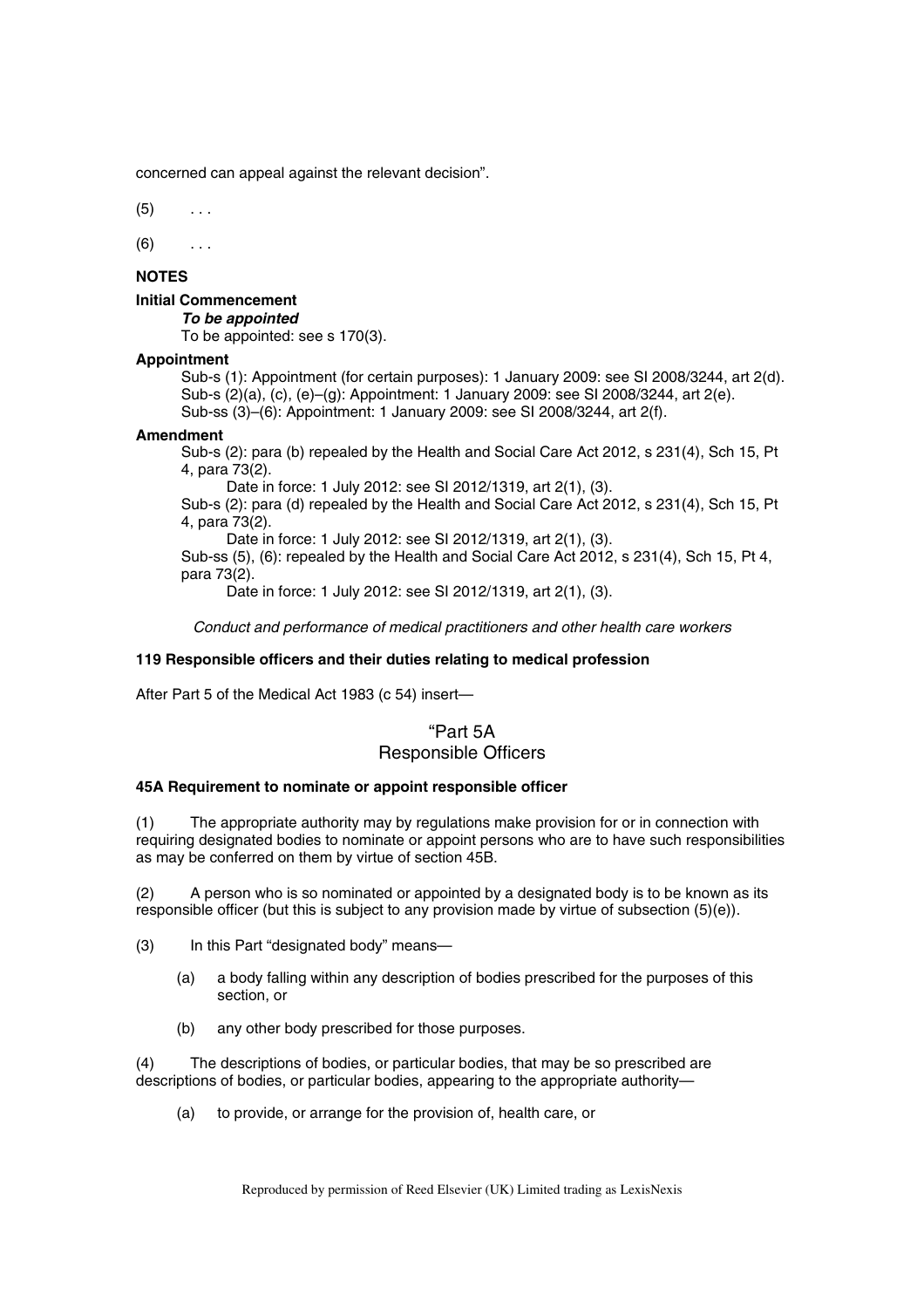concerned can appeal against the relevant decision".

(5) . . .

(6) . . .

**NOTES**

**Initial Commencement**

***To be appointed***

To be appointed: see s 170(3).

**Appointment**

Sub-s (1): Appointment (for certain purposes): 1 January 2009: see SI 2008/3244, art 2(d).
Sub-s (2)(a), (c), (e)–(g): Appointment: 1 January 2009: see SI 2008/3244, art 2(e).
Sub-ss (3)–(6): Appointment: 1 January 2009: see SI 2008/3244, art 2(f).

**Amendment**

Sub-s (2): para (b) repealed by the Health and Social Care Act 2012, s 231(4), Sch 15, Pt 4, para 73(2).

Date in force: 1 July 2012: see SI 2012/1319, art 2(1), (3).

Sub-s (2): para (d) repealed by the Health and Social Care Act 2012, s 231(4), Sch 15, Pt 4, para 73(2).

Date in force: 1 July 2012: see SI 2012/1319, art 2(1), (3).

Sub-ss (5), (6): repealed by the Health and Social Care Act 2012, s 231(4), Sch 15, Pt 4, para 73(2).

Date in force: 1 July 2012: see SI 2012/1319, art 2(1), (3).

*Conduct and performance of medical practitioners and other health care workers*

**119 Responsible officers and their duties relating to medical profession**

After Part 5 of the Medical Act 1983 (c 54) insert—

"Part 5A
Responsible Officers

**45A Requirement to nominate or appoint responsible officer**

(1) The appropriate authority may by regulations make provision for or in connection with requiring designated bodies to nominate or appoint persons who are to have such responsibilities as may be conferred on them by virtue of section 45B.

(2) A person who is so nominated or appointed by a designated body is to be known as its responsible officer (but this is subject to any provision made by virtue of subsection (5)(e)).

(3) In this Part "designated body" means—

(a) a body falling within any description of bodies prescribed for the purposes of this section, or

(b) any other body prescribed for those purposes.

(4) The descriptions of bodies, or particular bodies, that may be so prescribed are descriptions of bodies, or particular bodies, appearing to the appropriate authority—

(a) to provide, or arrange for the provision of, health care, or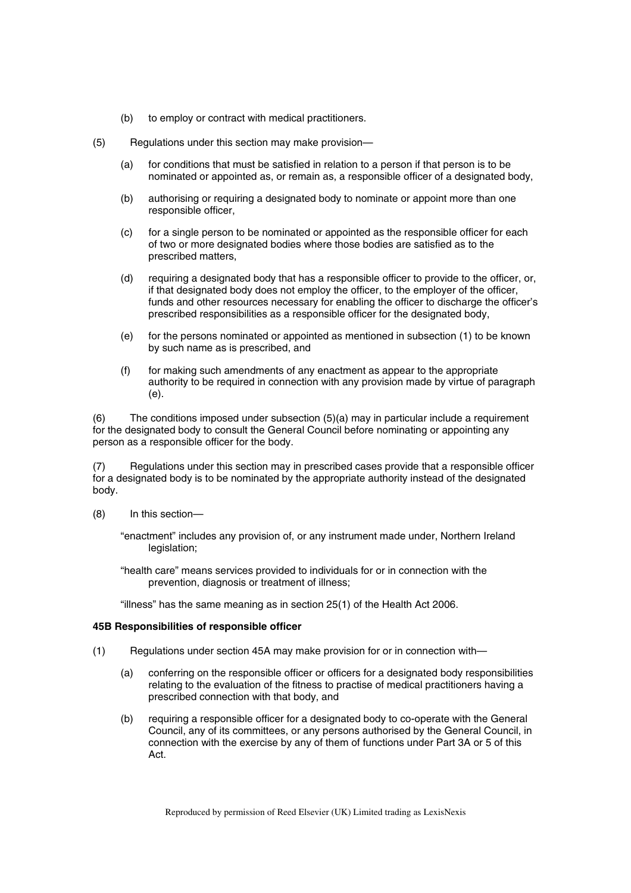(b) to employ or contract with medical practitioners.

(5) Regulations under this section may make provision—

(a) for conditions that must be satisfied in relation to a person if that person is to be nominated or appointed as, or remain as, a responsible officer of a designated body,

(b) authorising or requiring a designated body to nominate or appoint more than one responsible officer,

(c) for a single person to be nominated or appointed as the responsible officer for each of two or more designated bodies where those bodies are satisfied as to the prescribed matters,

(d) requiring a designated body that has a responsible officer to provide to the officer, or, if that designated body does not employ the officer, to the employer of the officer, funds and other resources necessary for enabling the officer to discharge the officer's prescribed responsibilities as a responsible officer for the designated body,

(e) for the persons nominated or appointed as mentioned in subsection (1) to be known by such name as is prescribed, and

(f) for making such amendments of any enactment as appear to the appropriate authority to be required in connection with any provision made by virtue of paragraph (e).

(6) The conditions imposed under subsection (5)(a) may in particular include a requirement for the designated body to consult the General Council before nominating or appointing any person as a responsible officer for the body.

(7) Regulations under this section may in prescribed cases provide that a responsible officer for a designated body is to be nominated by the appropriate authority instead of the designated body.

(8) In this section—

"enactment" includes any provision of, or any instrument made under, Northern Ireland legislation;

"health care" means services provided to individuals for or in connection with the prevention, diagnosis or treatment of illness;

"illness" has the same meaning as in section 25(1) of the Health Act 2006.

**45B Responsibilities of responsible officer**

(1) Regulations under section 45A may make provision for or in connection with—

(a) conferring on the responsible officer or officers for a designated body responsibilities relating to the evaluation of the fitness to practise of medical practitioners having a prescribed connection with that body, and

(b) requiring a responsible officer for a designated body to co-operate with the General Council, any of its committees, or any persons authorised by the General Council, in connection with the exercise by any of them of functions under Part 3A or 5 of this Act.

Reproduced by permission of Reed Elsevier (UK) Limited trading as LexisNexis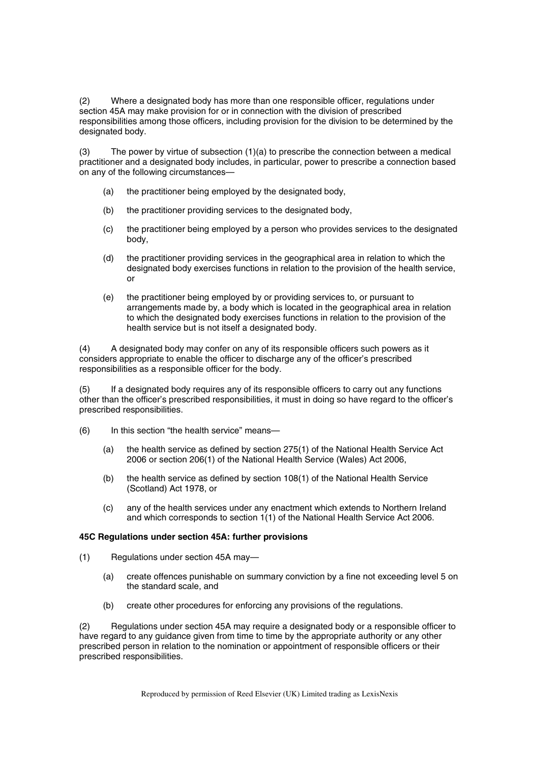(2) Where a designated body has more than one responsible officer, regulations under section 45A may make provision for or in connection with the division of prescribed responsibilities among those officers, including provision for the division to be determined by the designated body.

(3) The power by virtue of subsection (1)(a) to prescribe the connection between a medical practitioner and a designated body includes, in particular, power to prescribe a connection based on any of the following circumstances—

- (a) the practitioner being employed by the designated body,
- (b) the practitioner providing services to the designated body,
- (c) the practitioner being employed by a person who provides services to the designated body,
- (d) the practitioner providing services in the geographical area in relation to which the designated body exercises functions in relation to the provision of the health service, or
- (e) the practitioner being employed by or providing services to, or pursuant to arrangements made by, a body which is located in the geographical area in relation to which the designated body exercises functions in relation to the provision of the health service but is not itself a designated body.

(4) A designated body may confer on any of its responsible officers such powers as it considers appropriate to enable the officer to discharge any of the officer's prescribed responsibilities as a responsible officer for the body.

(5) If a designated body requires any of its responsible officers to carry out any functions other than the officer's prescribed responsibilities, it must in doing so have regard to the officer's prescribed responsibilities.

(6) In this section "the health service" means—

- (a) the health service as defined by section 275(1) of the National Health Service Act 2006 or section 206(1) of the National Health Service (Wales) Act 2006,
- (b) the health service as defined by section 108(1) of the National Health Service (Scotland) Act 1978, or
- (c) any of the health services under any enactment which extends to Northern Ireland and which corresponds to section 1(1) of the National Health Service Act 2006.

**45C Regulations under section 45A: further provisions**

(1) Regulations under section 45A may—

- (a) create offences punishable on summary conviction by a fine not exceeding level 5 on the standard scale, and
- (b) create other procedures for enforcing any provisions of the regulations.

(2) Regulations under section 45A may require a designated body or a responsible officer to have regard to any guidance given from time to time by the appropriate authority or any other prescribed person in relation to the nomination or appointment of responsible officers or their prescribed responsibilities.

Reproduced by permission of Reed Elsevier (UK) Limited trading as LexisNexis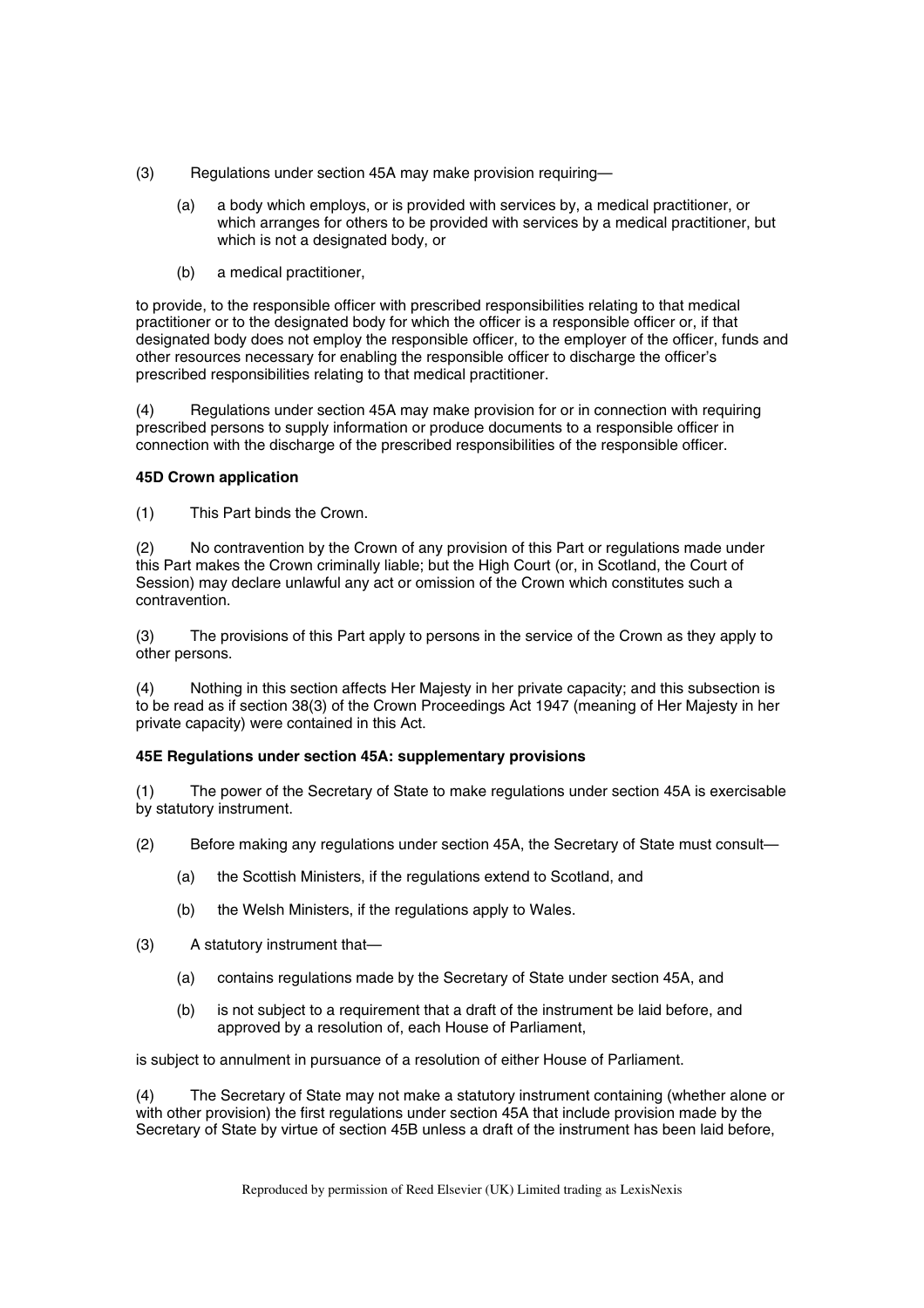(3) Regulations under section 45A may make provision requiring—

(a) a body which employs, or is provided with services by, a medical practitioner, or which arranges for others to be provided with services by a medical practitioner, but which is not a designated body, or

(b) a medical practitioner,

to provide, to the responsible officer with prescribed responsibilities relating to that medical practitioner or to the designated body for which the officer is a responsible officer or, if that designated body does not employ the responsible officer, to the employer of the officer, funds and other resources necessary for enabling the responsible officer to discharge the officer's prescribed responsibilities relating to that medical practitioner.

(4) Regulations under section 45A may make provision for or in connection with requiring prescribed persons to supply information or produce documents to a responsible officer in connection with the discharge of the prescribed responsibilities of the responsible officer.

**45D Crown application**

(1) This Part binds the Crown.

(2) No contravention by the Crown of any provision of this Part or regulations made under this Part makes the Crown criminally liable; but the High Court (or, in Scotland, the Court of Session) may declare unlawful any act or omission of the Crown which constitutes such a contravention.

(3) The provisions of this Part apply to persons in the service of the Crown as they apply to other persons.

(4) Nothing in this section affects Her Majesty in her private capacity; and this subsection is to be read as if section 38(3) of the Crown Proceedings Act 1947 (meaning of Her Majesty in her private capacity) were contained in this Act.

**45E Regulations under section 45A: supplementary provisions**

(1) The power of the Secretary of State to make regulations under section 45A is exercisable by statutory instrument.

(2) Before making any regulations under section 45A, the Secretary of State must consult—

(a) the Scottish Ministers, if the regulations extend to Scotland, and

(b) the Welsh Ministers, if the regulations apply to Wales.

(3) A statutory instrument that—

(a) contains regulations made by the Secretary of State under section 45A, and

(b) is not subject to a requirement that a draft of the instrument be laid before, and approved by a resolution of, each House of Parliament,

is subject to annulment in pursuance of a resolution of either House of Parliament.

(4) The Secretary of State may not make a statutory instrument containing (whether alone or with other provision) the first regulations under section 45A that include provision made by the Secretary of State by virtue of section 45B unless a draft of the instrument has been laid before,

Reproduced by permission of Reed Elsevier (UK) Limited trading as LexisNexis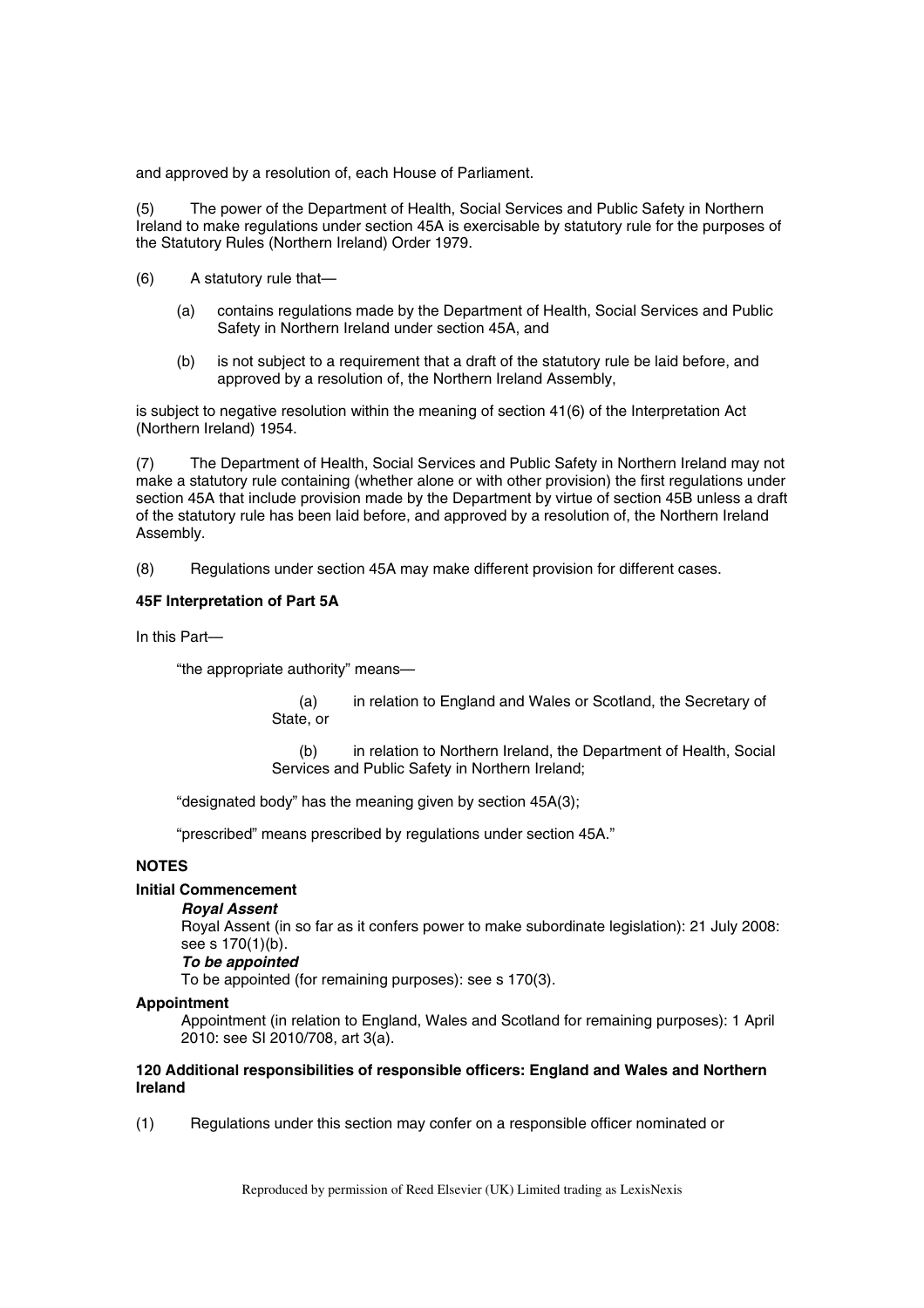and approved by a resolution of, each House of Parliament.

(5) The power of the Department of Health, Social Services and Public Safety in Northern Ireland to make regulations under section 45A is exercisable by statutory rule for the purposes of the Statutory Rules (Northern Ireland) Order 1979.

(6) A statutory rule that—

(a) contains regulations made by the Department of Health, Social Services and Public Safety in Northern Ireland under section 45A, and

(b) is not subject to a requirement that a draft of the statutory rule be laid before, and approved by a resolution of, the Northern Ireland Assembly,

is subject to negative resolution within the meaning of section 41(6) of the Interpretation Act (Northern Ireland) 1954.

(7) The Department of Health, Social Services and Public Safety in Northern Ireland may not make a statutory rule containing (whether alone or with other provision) the first regulations under section 45A that include provision made by the Department by virtue of section 45B unless a draft of the statutory rule has been laid before, and approved by a resolution of, the Northern Ireland Assembly.

(8) Regulations under section 45A may make different provision for different cases.

**45F Interpretation of Part 5A**

In this Part—

"the appropriate authority" means—

(a) in relation to England and Wales or Scotland, the Secretary of State, or

(b) in relation to Northern Ireland, the Department of Health, Social Services and Public Safety in Northern Ireland;

"designated body" has the meaning given by section 45A(3);

"prescribed" means prescribed by regulations under section 45A."

**NOTES**

**Initial Commencement**

***Royal Assent***

Royal Assent (in so far as it confers power to make subordinate legislation): 21 July 2008: see s 170(1)(b).

***To be appointed***

To be appointed (for remaining purposes): see s 170(3).

**Appointment**

Appointment (in relation to England, Wales and Scotland for remaining purposes): 1 April 2010: see SI 2010/708, art 3(a).

**120 Additional responsibilities of responsible officers: England and Wales and Northern Ireland**

(1) Regulations under this section may confer on a responsible officer nominated or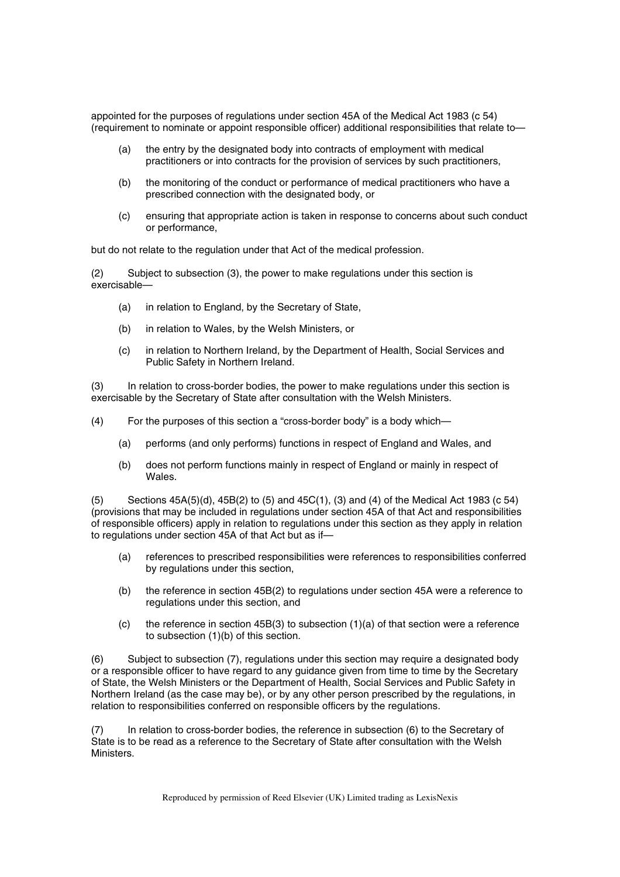appointed for the purposes of regulations under section 45A of the Medical Act 1983 (c 54) (requirement to nominate or appoint responsible officer) additional responsibilities that relate to—

(a) the entry by the designated body into contracts of employment with medical practitioners or into contracts for the provision of services by such practitioners,

(b) the monitoring of the conduct or performance of medical practitioners who have a prescribed connection with the designated body, or

(c) ensuring that appropriate action is taken in response to concerns about such conduct or performance,

but do not relate to the regulation under that Act of the medical profession.

(2) Subject to subsection (3), the power to make regulations under this section is exercisable—

(a) in relation to England, by the Secretary of State,

(b) in relation to Wales, by the Welsh Ministers, or

(c) in relation to Northern Ireland, by the Department of Health, Social Services and Public Safety in Northern Ireland.

(3) In relation to cross-border bodies, the power to make regulations under this section is exercisable by the Secretary of State after consultation with the Welsh Ministers.

(4) For the purposes of this section a "cross-border body" is a body which—

(a) performs (and only performs) functions in respect of England and Wales, and

(b) does not perform functions mainly in respect of England or mainly in respect of Wales.

(5) Sections 45A(5)(d), 45B(2) to (5) and 45C(1), (3) and (4) of the Medical Act 1983 (c 54) (provisions that may be included in regulations under section 45A of that Act and responsibilities of responsible officers) apply in relation to regulations under this section as they apply in relation to regulations under section 45A of that Act but as if—

(a) references to prescribed responsibilities were references to responsibilities conferred by regulations under this section,

(b) the reference in section 45B(2) to regulations under section 45A were a reference to regulations under this section, and

(c) the reference in section 45B(3) to subsection (1)(a) of that section were a reference to subsection (1)(b) of this section.

(6) Subject to subsection (7), regulations under this section may require a designated body or a responsible officer to have regard to any guidance given from time to time by the Secretary of State, the Welsh Ministers or the Department of Health, Social Services and Public Safety in Northern Ireland (as the case may be), or by any other person prescribed by the regulations, in relation to responsibilities conferred on responsible officers by the regulations.

(7) In relation to cross-border bodies, the reference in subsection (6) to the Secretary of State is to be read as a reference to the Secretary of State after consultation with the Welsh Ministers.

Reproduced by permission of Reed Elsevier (UK) Limited trading as LexisNexis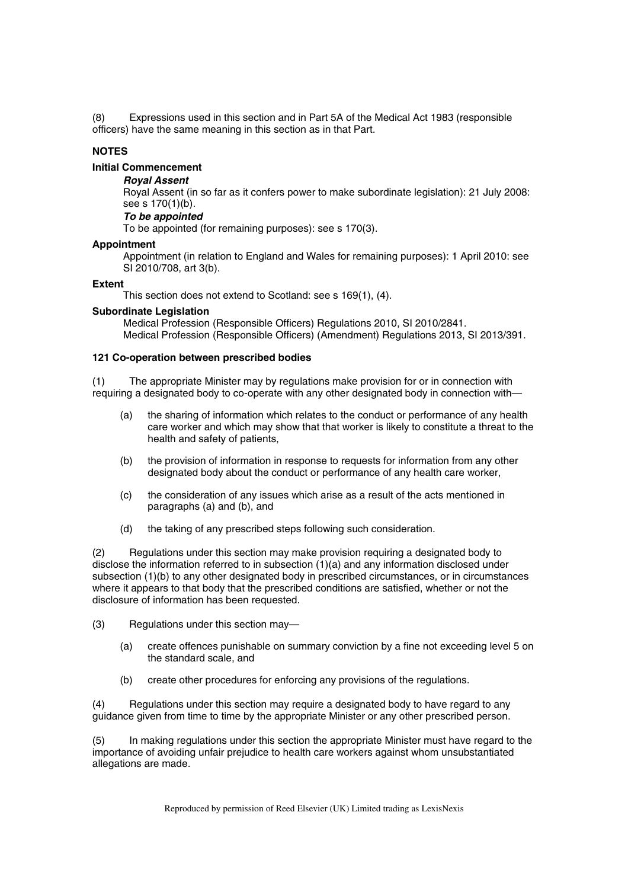(8) Expressions used in this section and in Part 5A of the Medical Act 1983 (responsible officers) have the same meaning in this section as in that Part.

**NOTES**

**Initial Commencement**

***Royal Assent***

Royal Assent (in so far as it confers power to make subordinate legislation): 21 July 2008: see s 170(1)(b).

***To be appointed***

To be appointed (for remaining purposes): see s 170(3).

**Appointment**

Appointment (in relation to England and Wales for remaining purposes): 1 April 2010: see SI 2010/708, art 3(b).

**Extent**

This section does not extend to Scotland: see s 169(1), (4).

**Subordinate Legislation**

Medical Profession (Responsible Officers) Regulations 2010, SI 2010/2841.
Medical Profession (Responsible Officers) (Amendment) Regulations 2013, SI 2013/391.

**121 Co-operation between prescribed bodies**

(1) The appropriate Minister may by regulations make provision for or in connection with requiring a designated body to co-operate with any other designated body in connection with—

(a) the sharing of information which relates to the conduct or performance of any health care worker and which may show that that worker is likely to constitute a threat to the health and safety of patients,

(b) the provision of information in response to requests for information from any other designated body about the conduct or performance of any health care worker,

(c) the consideration of any issues which arise as a result of the acts mentioned in paragraphs (a) and (b), and

(d) the taking of any prescribed steps following such consideration.

(2) Regulations under this section may make provision requiring a designated body to disclose the information referred to in subsection (1)(a) and any information disclosed under subsection (1)(b) to any other designated body in prescribed circumstances, or in circumstances where it appears to that body that the prescribed conditions are satisfied, whether or not the disclosure of information has been requested.

(3) Regulations under this section may—

(a) create offences punishable on summary conviction by a fine not exceeding level 5 on the standard scale, and

(b) create other procedures for enforcing any provisions of the regulations.

(4) Regulations under this section may require a designated body to have regard to any guidance given from time to time by the appropriate Minister or any other prescribed person.

(5) In making regulations under this section the appropriate Minister must have regard to the importance of avoiding unfair prejudice to health care workers against whom unsubstantiated allegations are made.

Reproduced by permission of Reed Elsevier (UK) Limited trading as LexisNexis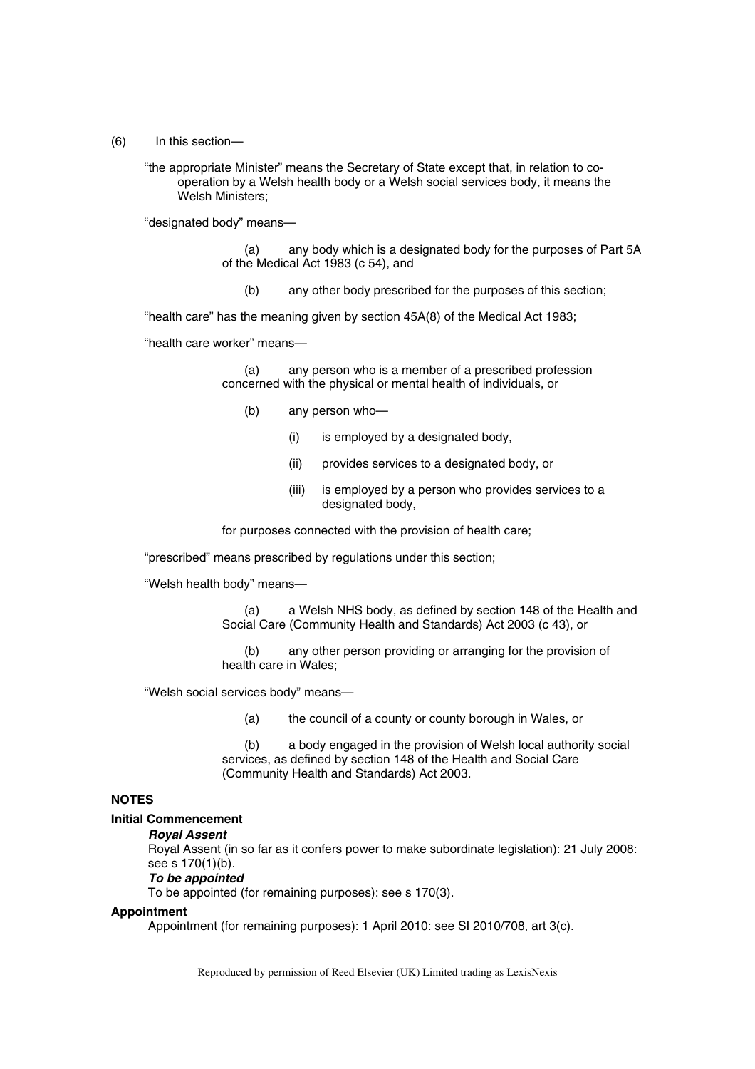(6) In this section—

"the appropriate Minister" means the Secretary of State except that, in relation to co-operation by a Welsh health body or a Welsh social services body, it means the Welsh Ministers;

"designated body" means—

(a) any body which is a designated body for the purposes of Part 5A of the Medical Act 1983 (c 54), and

(b) any other body prescribed for the purposes of this section;

"health care" has the meaning given by section 45A(8) of the Medical Act 1983;

"health care worker" means—

(a) any person who is a member of a prescribed profession concerned with the physical or mental health of individuals, or

(b) any person who—

(i) is employed by a designated body,

(ii) provides services to a designated body, or

(iii) is employed by a person who provides services to a designated body,

for purposes connected with the provision of health care;

"prescribed" means prescribed by regulations under this section;

"Welsh health body" means—

(a) a Welsh NHS body, as defined by section 148 of the Health and Social Care (Community Health and Standards) Act 2003 (c 43), or

(b) any other person providing or arranging for the provision of health care in Wales;

"Welsh social services body" means—

(a) the council of a county or county borough in Wales, or

(b) a body engaged in the provision of Welsh local authority social services, as defined by section 148 of the Health and Social Care (Community Health and Standards) Act 2003.

**NOTES**

**Initial Commencement**

***Royal Assent***

Royal Assent (in so far as it confers power to make subordinate legislation): 21 July 2008: see s 170(1)(b).

***To be appointed***

To be appointed (for remaining purposes): see s 170(3).

**Appointment**

Appointment (for remaining purposes): 1 April 2010: see SI 2010/708, art 3(c).

Reproduced by permission of Reed Elsevier (UK) Limited trading as LexisNexis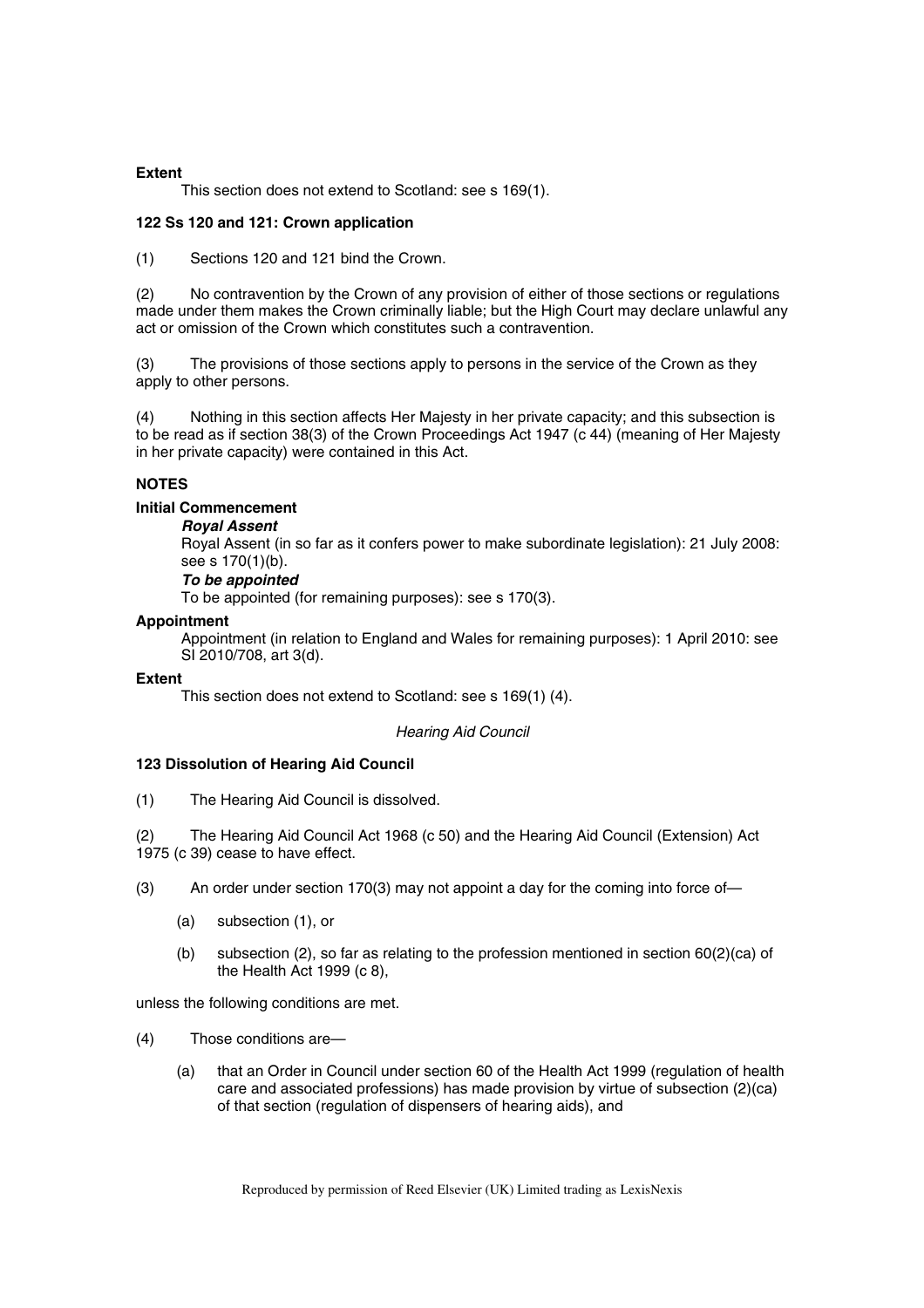**Extent**

This section does not extend to Scotland: see s 169(1).

**122 Ss 120 and 121: Crown application**

(1) Sections 120 and 121 bind the Crown.

(2) No contravention by the Crown of any provision of either of those sections or regulations made under them makes the Crown criminally liable; but the High Court may declare unlawful any act or omission of the Crown which constitutes such a contravention.

(3) The provisions of those sections apply to persons in the service of the Crown as they apply to other persons.

(4) Nothing in this section affects Her Majesty in her private capacity; and this subsection is to be read as if section 38(3) of the Crown Proceedings Act 1947 (c 44) (meaning of Her Majesty in her private capacity) were contained in this Act.

**NOTES**

**Initial Commencement**

***Royal Assent***

Royal Assent (in so far as it confers power to make subordinate legislation): 21 July 2008: see s 170(1)(b).

***To be appointed***

To be appointed (for remaining purposes): see s 170(3).

**Appointment**

Appointment (in relation to England and Wales for remaining purposes): 1 April 2010: see SI 2010/708, art 3(d).

**Extent**

This section does not extend to Scotland: see s 169(1) (4).

*Hearing Aid Council*

**123 Dissolution of Hearing Aid Council**

(1) The Hearing Aid Council is dissolved.

(2) The Hearing Aid Council Act 1968 (c 50) and the Hearing Aid Council (Extension) Act 1975 (c 39) cease to have effect.

(3) An order under section 170(3) may not appoint a day for the coming into force of—

(a) subsection (1), or

(b) subsection (2), so far as relating to the profession mentioned in section 60(2)(ca) of the Health Act 1999 (c 8),

unless the following conditions are met.

(4) Those conditions are—

(a) that an Order in Council under section 60 of the Health Act 1999 (regulation of health care and associated professions) has made provision by virtue of subsection (2)(ca) of that section (regulation of dispensers of hearing aids), and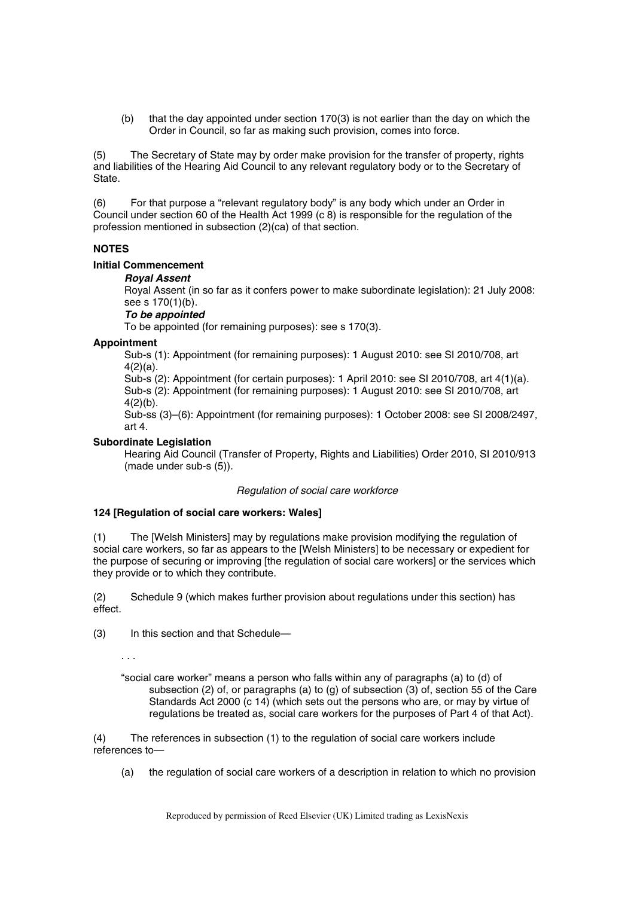(b) that the day appointed under section 170(3) is not earlier than the day on which the Order in Council, so far as making such provision, comes into force.

(5) The Secretary of State may by order make provision for the transfer of property, rights and liabilities of the Hearing Aid Council to any relevant regulatory body or to the Secretary of State.

(6) For that purpose a "relevant regulatory body" is any body which under an Order in Council under section 60 of the Health Act 1999 (c 8) is responsible for the regulation of the profession mentioned in subsection (2)(ca) of that section.

**NOTES**

**Initial Commencement**

***Royal Assent***

Royal Assent (in so far as it confers power to make subordinate legislation): 21 July 2008: see s 170(1)(b).

***To be appointed***

To be appointed (for remaining purposes): see s 170(3).

**Appointment**

Sub-s (1): Appointment (for remaining purposes): 1 August 2010: see SI 2010/708, art 4(2)(a).

Sub-s (2): Appointment (for certain purposes): 1 April 2010: see SI 2010/708, art 4(1)(a).

Sub-s (2): Appointment (for remaining purposes): 1 August 2010: see SI 2010/708, art 4(2)(b).

Sub-ss (3)–(6): Appointment (for remaining purposes): 1 October 2008: see SI 2008/2497, art 4.

**Subordinate Legislation**

Hearing Aid Council (Transfer of Property, Rights and Liabilities) Order 2010, SI 2010/913 (made under sub-s (5)).

*Regulation of social care workforce*

**124 [Regulation of social care workers: Wales]**

(1) The [Welsh Ministers] may by regulations make provision modifying the regulation of social care workers, so far as appears to the [Welsh Ministers] to be necessary or expedient for the purpose of securing or improving [the regulation of social care workers] or the services which they provide or to which they contribute.

(2) Schedule 9 (which makes further provision about regulations under this section) has effect.

(3) In this section and that Schedule—

. . .

"social care worker" means a person who falls within any of paragraphs (a) to (d) of subsection (2) of, or paragraphs (a) to (g) of subsection (3) of, section 55 of the Care Standards Act 2000 (c 14) (which sets out the persons who are, or may by virtue of regulations be treated as, social care workers for the purposes of Part 4 of that Act).

(4) The references in subsection (1) to the regulation of social care workers include references to—

(a) the regulation of social care workers of a description in relation to which no provision

Reproduced by permission of Reed Elsevier (UK) Limited trading as LexisNexis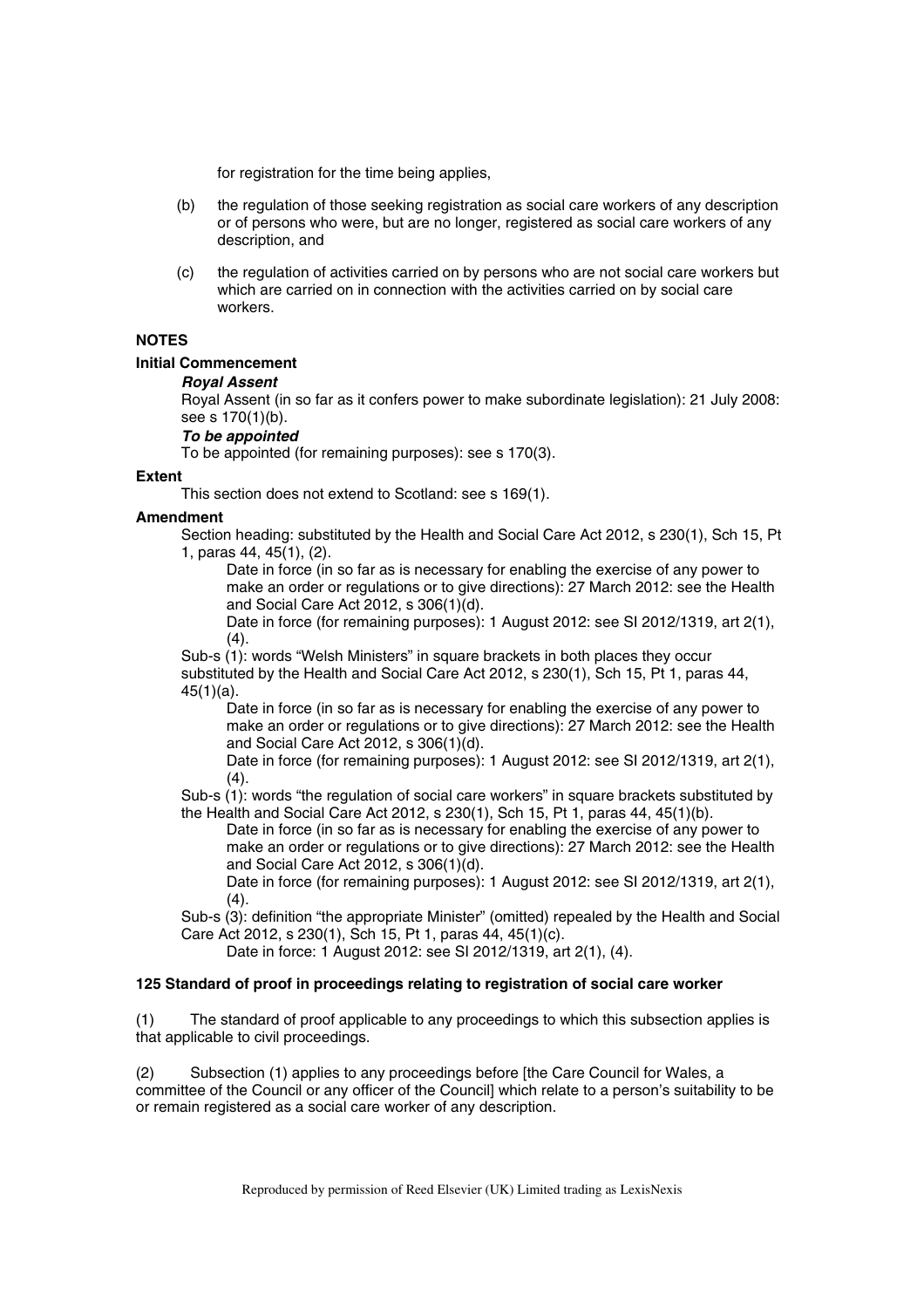for registration for the time being applies,

(b) the regulation of those seeking registration as social care workers of any description or of persons who were, but are no longer, registered as social care workers of any description, and

(c) the regulation of activities carried on by persons who are not social care workers but which are carried on in connection with the activities carried on by social care workers.

**NOTES**

**Initial Commencement**

***Royal Assent***

Royal Assent (in so far as it confers power to make subordinate legislation): 21 July 2008: see s 170(1)(b).

***To be appointed***

To be appointed (for remaining purposes): see s 170(3).

**Extent**

This section does not extend to Scotland: see s 169(1).

**Amendment**

Section heading: substituted by the Health and Social Care Act 2012, s 230(1), Sch 15, Pt 1, paras 44, 45(1), (2).

Date in force (in so far as is necessary for enabling the exercise of any power to make an order or regulations or to give directions): 27 March 2012: see the Health and Social Care Act 2012, s 306(1)(d).

Date in force (for remaining purposes): 1 August 2012: see SI 2012/1319, art 2(1), (4).

Sub-s (1): words "Welsh Ministers" in square brackets in both places they occur substituted by the Health and Social Care Act 2012, s 230(1), Sch 15, Pt 1, paras 44, 45(1)(a).

Date in force (in so far as is necessary for enabling the exercise of any power to make an order or regulations or to give directions): 27 March 2012: see the Health and Social Care Act 2012, s 306(1)(d).

Date in force (for remaining purposes): 1 August 2012: see SI 2012/1319, art 2(1), (4).

Sub-s (1): words "the regulation of social care workers" in square brackets substituted by the Health and Social Care Act 2012, s 230(1), Sch 15, Pt 1, paras 44, 45(1)(b).

Date in force (in so far as is necessary for enabling the exercise of any power to make an order or regulations or to give directions): 27 March 2012: see the Health and Social Care Act 2012, s 306(1)(d).

Date in force (for remaining purposes): 1 August 2012: see SI 2012/1319, art 2(1), (4).

Sub-s (3): definition "the appropriate Minister" (omitted) repealed by the Health and Social Care Act 2012, s 230(1), Sch 15, Pt 1, paras 44, 45(1)(c).

Date in force: 1 August 2012: see SI 2012/1319, art 2(1), (4).

**125 Standard of proof in proceedings relating to registration of social care worker**

(1) The standard of proof applicable to any proceedings to which this subsection applies is that applicable to civil proceedings.

(2) Subsection (1) applies to any proceedings before [the Care Council for Wales, a committee of the Council or any officer of the Council] which relate to a person's suitability to be or remain registered as a social care worker of any description.

Reproduced by permission of Reed Elsevier (UK) Limited trading as LexisNexis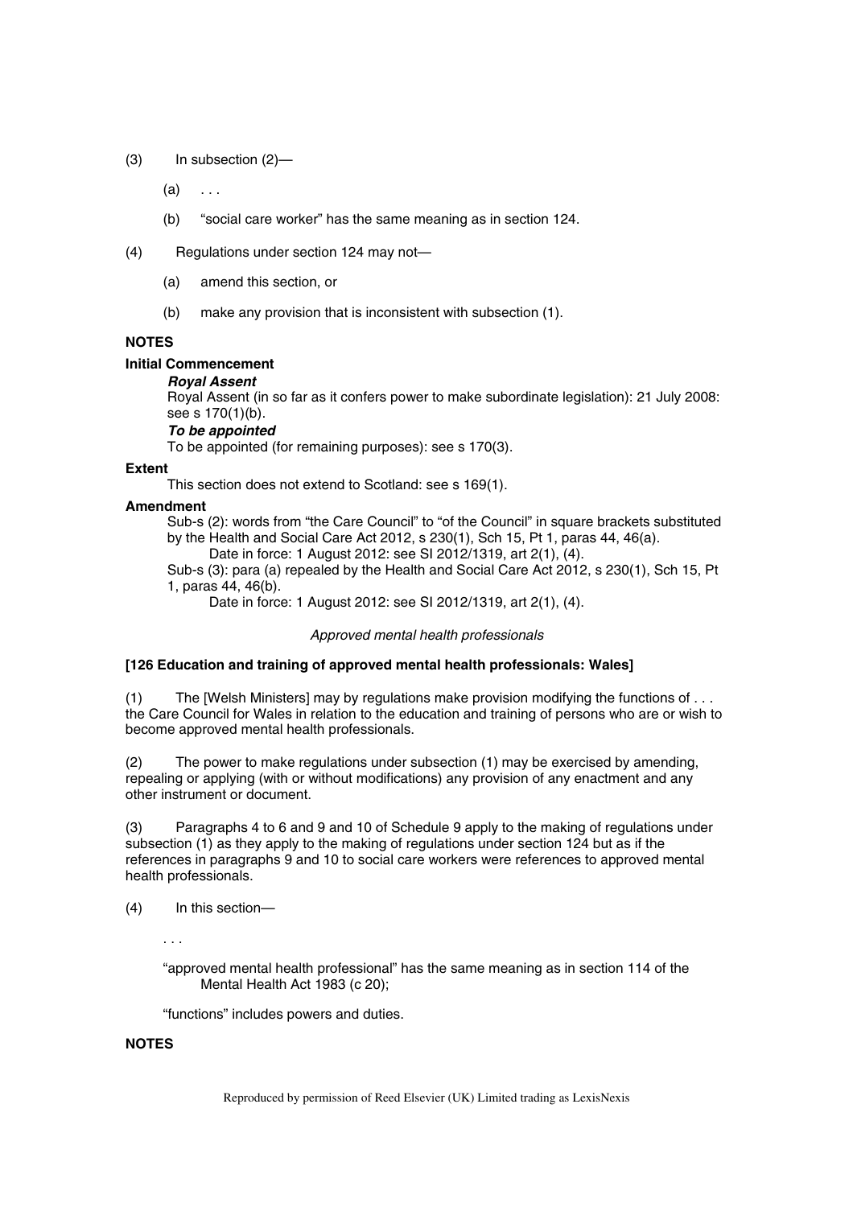(3) In subsection (2)—

(a) . . .

(b) "social care worker" has the same meaning as in section 124.

(4) Regulations under section 124 may not—

(a) amend this section, or

(b) make any provision that is inconsistent with subsection (1).

**NOTES**

**Initial Commencement**

***Royal Assent***

Royal Assent (in so far as it confers power to make subordinate legislation): 21 July 2008: see s 170(1)(b).

***To be appointed***

To be appointed (for remaining purposes): see s 170(3).

**Extent**

This section does not extend to Scotland: see s 169(1).

**Amendment**

Sub-s (2): words from "the Care Council" to "of the Council" in square brackets substituted by the Health and Social Care Act 2012, s 230(1), Sch 15, Pt 1, paras 44, 46(a).

Date in force: 1 August 2012: see SI 2012/1319, art 2(1), (4).

Sub-s (3): para (a) repealed by the Health and Social Care Act 2012, s 230(1), Sch 15, Pt 1, paras 44, 46(b).

Date in force: 1 August 2012: see SI 2012/1319, art 2(1), (4).

*Approved mental health professionals*

**[126 Education and training of approved mental health professionals: Wales]**

(1) The [Welsh Ministers] may by regulations make provision modifying the functions of . . . the Care Council for Wales in relation to the education and training of persons who are or wish to become approved mental health professionals.

(2) The power to make regulations under subsection (1) may be exercised by amending, repealing or applying (with or without modifications) any provision of any enactment and any other instrument or document.

(3) Paragraphs 4 to 6 and 9 and 10 of Schedule 9 apply to the making of regulations under subsection (1) as they apply to the making of regulations under section 124 but as if the references in paragraphs 9 and 10 to social care workers were references to approved mental health professionals.

(4) In this section—

. . .

"approved mental health professional" has the same meaning as in section 114 of the Mental Health Act 1983 (c 20);

"functions" includes powers and duties.

**NOTES**

Reproduced by permission of Reed Elsevier (UK) Limited trading as LexisNexis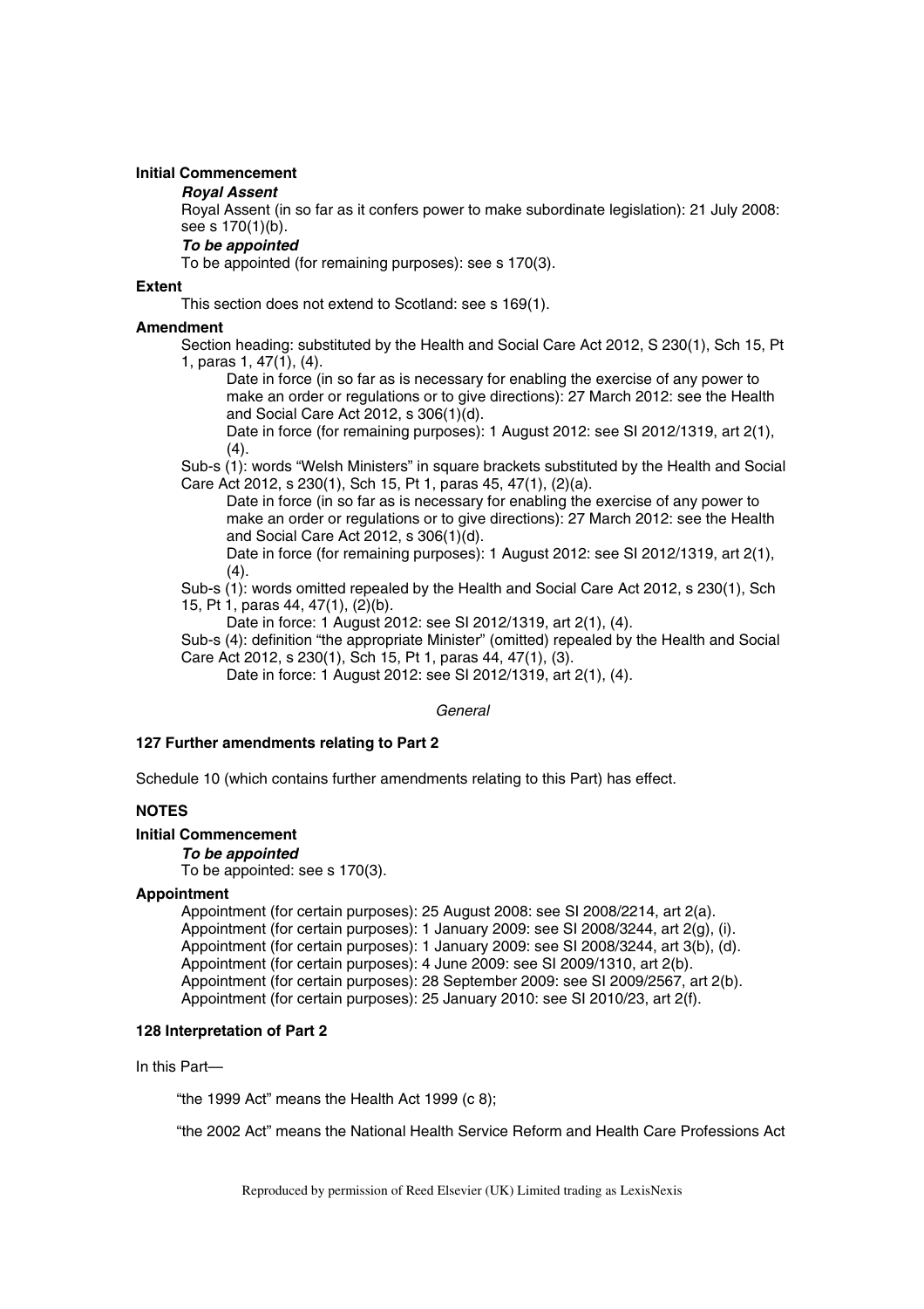**Initial Commencement**

***Royal Assent***

Royal Assent (in so far as it confers power to make subordinate legislation): 21 July 2008: see s 170(1)(b).

***To be appointed***

To be appointed (for remaining purposes): see s 170(3).

**Extent**

This section does not extend to Scotland: see s 169(1).

**Amendment**

Section heading: substituted by the Health and Social Care Act 2012, S 230(1), Sch 15, Pt 1, paras 1, 47(1), (4).

Date in force (in so far as is necessary for enabling the exercise of any power to make an order or regulations or to give directions): 27 March 2012: see the Health and Social Care Act 2012, s 306(1)(d).

Date in force (for remaining purposes): 1 August 2012: see SI 2012/1319, art 2(1), (4).

Sub-s (1): words "Welsh Ministers" in square brackets substituted by the Health and Social Care Act 2012, s 230(1), Sch 15, Pt 1, paras 45, 47(1), (2)(a).

Date in force (in so far as is necessary for enabling the exercise of any power to make an order or regulations or to give directions): 27 March 2012: see the Health and Social Care Act 2012, s 306(1)(d).

Date in force (for remaining purposes): 1 August 2012: see SI 2012/1319, art 2(1), (4).

Sub-s (1): words omitted repealed by the Health and Social Care Act 2012, s 230(1), Sch 15, Pt 1, paras 44, 47(1), (2)(b).

Date in force: 1 August 2012: see SI 2012/1319, art 2(1), (4).

Sub-s (4): definition "the appropriate Minister" (omitted) repealed by the Health and Social Care Act 2012, s 230(1), Sch 15, Pt 1, paras 44, 47(1), (3).

Date in force: 1 August 2012: see SI 2012/1319, art 2(1), (4).

*General*

### 127 Further amendments relating to Part 2

Schedule 10 (which contains further amendments relating to this Part) has effect.

**NOTES**

**Initial Commencement**

***To be appointed***

To be appointed: see s 170(3).

**Appointment**

Appointment (for certain purposes): 25 August 2008: see SI 2008/2214, art 2(a).
Appointment (for certain purposes): 1 January 2009: see SI 2008/3244, art 2(g), (i).
Appointment (for certain purposes): 1 January 2009: see SI 2008/3244, art 3(b), (d).
Appointment (for certain purposes): 4 June 2009: see SI 2009/1310, art 2(b).
Appointment (for certain purposes): 28 September 2009: see SI 2009/2567, art 2(b).
Appointment (for certain purposes): 25 January 2010: see SI 2010/23, art 2(f).

### 128 Interpretation of Part 2

In this Part—

"the 1999 Act" means the Health Act 1999 (c 8);

"the 2002 Act" means the National Health Service Reform and Health Care Professions Act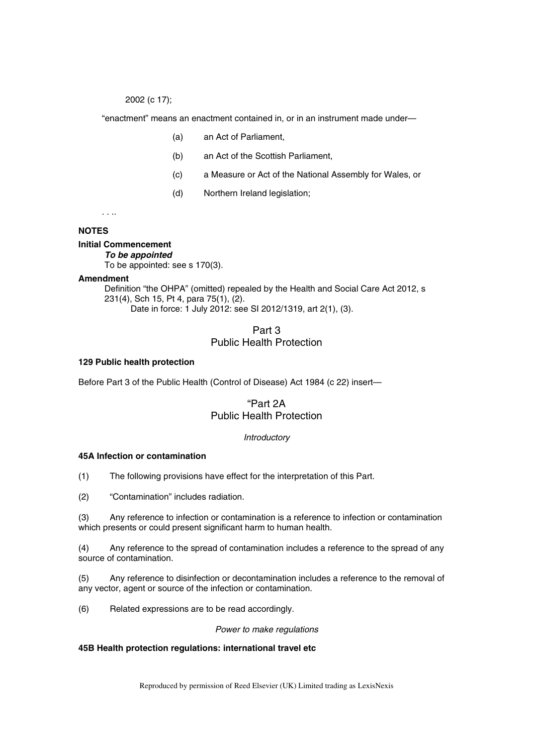2002 (c 17);

"enactment" means an enactment contained in, or in an instrument made under—

(a) an Act of Parliament,

(b) an Act of the Scottish Parliament,

(c) a Measure or Act of the National Assembly for Wales, or

(d) Northern Ireland legislation;

. . ..

**NOTES**

**Initial Commencement**

***To be appointed***

To be appointed: see s 170(3).

**Amendment**

Definition "the OHPA" (omitted) repealed by the Health and Social Care Act 2012, s 231(4), Sch 15, Pt 4, para 75(1), (2).

Date in force: 1 July 2012: see SI 2012/1319, art 2(1), (3).

## Part 3
## Public Health Protection

**129 Public health protection**

Before Part 3 of the Public Health (Control of Disease) Act 1984 (c 22) insert—

## "Part 2A
## Public Health Protection

*Introductory*

**45A Infection or contamination**

(1) The following provisions have effect for the interpretation of this Part.

(2) "Contamination" includes radiation.

(3) Any reference to infection or contamination is a reference to infection or contamination which presents or could present significant harm to human health.

(4) Any reference to the spread of contamination includes a reference to the spread of any source of contamination.

(5) Any reference to disinfection or decontamination includes a reference to the removal of any vector, agent or source of the infection or contamination.

(6) Related expressions are to be read accordingly.

*Power to make regulations*

**45B Health protection regulations: international travel etc**

Reproduced by permission of Reed Elsevier (UK) Limited trading as LexisNexis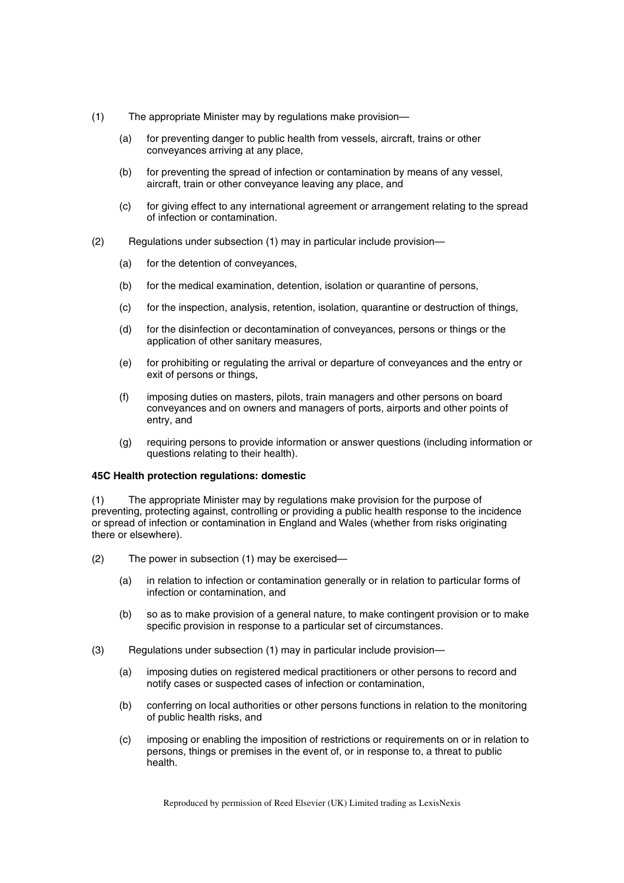(1) The appropriate Minister may by regulations make provision—

(a) for preventing danger to public health from vessels, aircraft, trains or other conveyances arriving at any place,

(b) for preventing the spread of infection or contamination by means of any vessel, aircraft, train or other conveyance leaving any place, and

(c) for giving effect to any international agreement or arrangement relating to the spread of infection or contamination.

(2) Regulations under subsection (1) may in particular include provision—

(a) for the detention of conveyances,

(b) for the medical examination, detention, isolation or quarantine of persons,

(c) for the inspection, analysis, retention, isolation, quarantine or destruction of things,

(d) for the disinfection or decontamination of conveyances, persons or things or the application of other sanitary measures,

(e) for prohibiting or regulating the arrival or departure of conveyances and the entry or exit of persons or things,

(f) imposing duties on masters, pilots, train managers and other persons on board conveyances and on owners and managers of ports, airports and other points of entry, and

(g) requiring persons to provide information or answer questions (including information or questions relating to their health).

**45C Health protection regulations: domestic**

(1) The appropriate Minister may by regulations make provision for the purpose of preventing, protecting against, controlling or providing a public health response to the incidence or spread of infection or contamination in England and Wales (whether from risks originating there or elsewhere).

(2) The power in subsection (1) may be exercised—

(a) in relation to infection or contamination generally or in relation to particular forms of infection or contamination, and

(b) so as to make provision of a general nature, to make contingent provision or to make specific provision in response to a particular set of circumstances.

(3) Regulations under subsection (1) may in particular include provision—

(a) imposing duties on registered medical practitioners or other persons to record and notify cases or suspected cases of infection or contamination,

(b) conferring on local authorities or other persons functions in relation to the monitoring of public health risks, and

(c) imposing or enabling the imposition of restrictions or requirements on or in relation to persons, things or premises in the event of, or in response to, a threat to public health.

Reproduced by permission of Reed Elsevier (UK) Limited trading as LexisNexis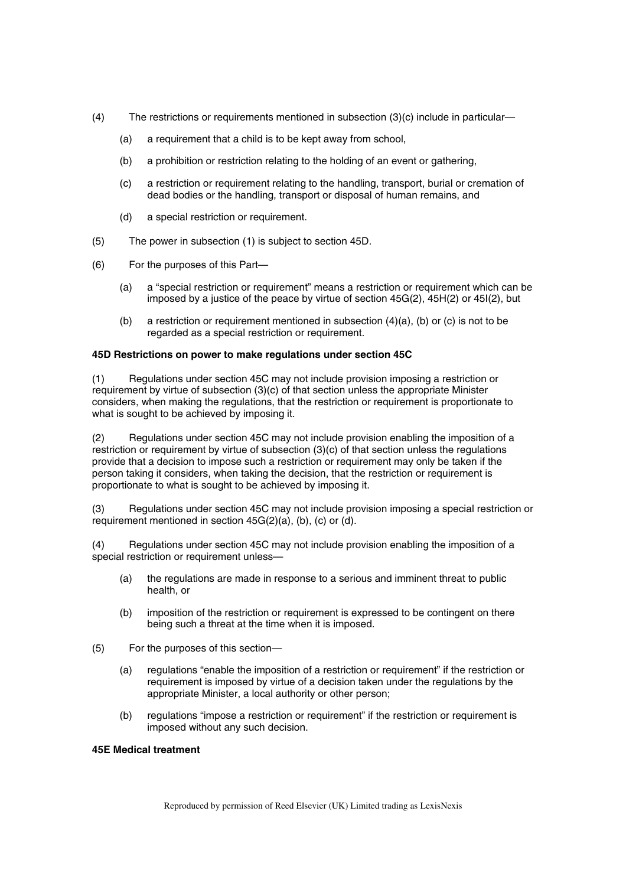(4) The restrictions or requirements mentioned in subsection (3)(c) include in particular—

(a) a requirement that a child is to be kept away from school,

(b) a prohibition or restriction relating to the holding of an event or gathering,

(c) a restriction or requirement relating to the handling, transport, burial or cremation of dead bodies or the handling, transport or disposal of human remains, and

(d) a special restriction or requirement.

(5) The power in subsection (1) is subject to section 45D.

(6) For the purposes of this Part—

(a) a "special restriction or requirement" means a restriction or requirement which can be imposed by a justice of the peace by virtue of section 45G(2), 45H(2) or 45I(2), but

(b) a restriction or requirement mentioned in subsection (4)(a), (b) or (c) is not to be regarded as a special restriction or requirement.

**45D Restrictions on power to make regulations under section 45C**

(1) Regulations under section 45C may not include provision imposing a restriction or requirement by virtue of subsection (3)(c) of that section unless the appropriate Minister considers, when making the regulations, that the restriction or requirement is proportionate to what is sought to be achieved by imposing it.

(2) Regulations under section 45C may not include provision enabling the imposition of a restriction or requirement by virtue of subsection (3)(c) of that section unless the regulations provide that a decision to impose such a restriction or requirement may only be taken if the person taking it considers, when taking the decision, that the restriction or requirement is proportionate to what is sought to be achieved by imposing it.

(3) Regulations under section 45C may not include provision imposing a special restriction or requirement mentioned in section 45G(2)(a), (b), (c) or (d).

(4) Regulations under section 45C may not include provision enabling the imposition of a special restriction or requirement unless—

(a) the regulations are made in response to a serious and imminent threat to public health, or

(b) imposition of the restriction or requirement is expressed to be contingent on there being such a threat at the time when it is imposed.

(5) For the purposes of this section—

(a) regulations "enable the imposition of a restriction or requirement" if the restriction or requirement is imposed by virtue of a decision taken under the regulations by the appropriate Minister, a local authority or other person;

(b) regulations "impose a restriction or requirement" if the restriction or requirement is imposed without any such decision.

**45E Medical treatment**

Reproduced by permission of Reed Elsevier (UK) Limited trading as LexisNexis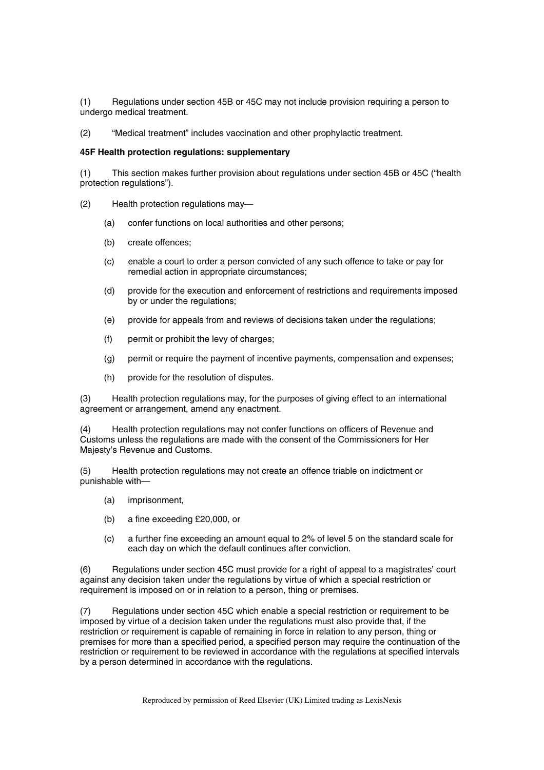(1) Regulations under section 45B or 45C may not include provision requiring a person to undergo medical treatment.

(2) "Medical treatment" includes vaccination and other prophylactic treatment.

**45F Health protection regulations: supplementary**

(1) This section makes further provision about regulations under section 45B or 45C ("health protection regulations").

(2) Health protection regulations may—

- (a) confer functions on local authorities and other persons;
- (b) create offences;
- (c) enable a court to order a person convicted of any such offence to take or pay for remedial action in appropriate circumstances;
- (d) provide for the execution and enforcement of restrictions and requirements imposed by or under the regulations;
- (e) provide for appeals from and reviews of decisions taken under the regulations;
- (f) permit or prohibit the levy of charges;
- (g) permit or require the payment of incentive payments, compensation and expenses;
- (h) provide for the resolution of disputes.

(3) Health protection regulations may, for the purposes of giving effect to an international agreement or arrangement, amend any enactment.

(4) Health protection regulations may not confer functions on officers of Revenue and Customs unless the regulations are made with the consent of the Commissioners for Her Majesty's Revenue and Customs.

(5) Health protection regulations may not create an offence triable on indictment or punishable with—

- (a) imprisonment,
- (b) a fine exceeding £20,000, or
- (c) a further fine exceeding an amount equal to 2% of level 5 on the standard scale for each day on which the default continues after conviction.

(6) Regulations under section 45C must provide for a right of appeal to a magistrates' court against any decision taken under the regulations by virtue of which a special restriction or requirement is imposed on or in relation to a person, thing or premises.

(7) Regulations under section 45C which enable a special restriction or requirement to be imposed by virtue of a decision taken under the regulations must also provide that, if the restriction or requirement is capable of remaining in force in relation to any person, thing or premises for more than a specified period, a specified person may require the continuation of the restriction or requirement to be reviewed in accordance with the regulations at specified intervals by a person determined in accordance with the regulations.

Reproduced by permission of Reed Elsevier (UK) Limited trading as LexisNexis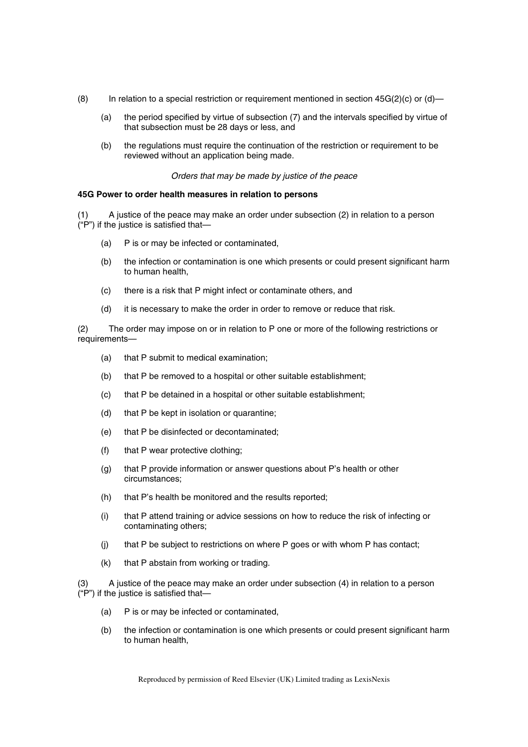(8) In relation to a special restriction or requirement mentioned in section 45G(2)(c) or (d)—

- (a) the period specified by virtue of subsection (7) and the intervals specified by virtue of that subsection must be 28 days or less, and
- (b) the regulations must require the continuation of the restriction or requirement to be reviewed without an application being made.

*Orders that may be made by justice of the peace*

**45G Power to order health measures in relation to persons**

(1) A justice of the peace may make an order under subsection (2) in relation to a person ("P") if the justice is satisfied that—

- (a) P is or may be infected or contaminated,
- (b) the infection or contamination is one which presents or could present significant harm to human health,
- (c) there is a risk that P might infect or contaminate others, and
- (d) it is necessary to make the order in order to remove or reduce that risk.

(2) The order may impose on or in relation to P one or more of the following restrictions or requirements—

- (a) that P submit to medical examination;
- (b) that P be removed to a hospital or other suitable establishment;
- (c) that P be detained in a hospital or other suitable establishment;
- (d) that P be kept in isolation or quarantine;
- (e) that P be disinfected or decontaminated;
- (f) that P wear protective clothing;
- (g) that P provide information or answer questions about P's health or other circumstances;
- (h) that P's health be monitored and the results reported;
- (i) that P attend training or advice sessions on how to reduce the risk of infecting or contaminating others;
- (j) that P be subject to restrictions on where P goes or with whom P has contact;
- (k) that P abstain from working or trading.

(3) A justice of the peace may make an order under subsection (4) in relation to a person ("P") if the justice is satisfied that—

- (a) P is or may be infected or contaminated,
- (b) the infection or contamination is one which presents or could present significant harm to human health,

Reproduced by permission of Reed Elsevier (UK) Limited trading as LexisNexis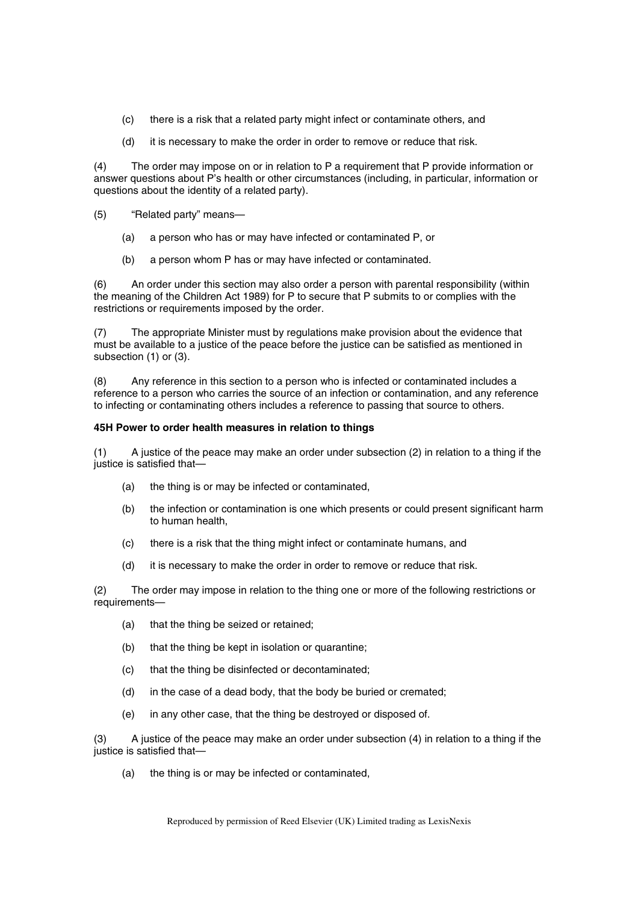(c) there is a risk that a related party might infect or contaminate others, and

(d) it is necessary to make the order in order to remove or reduce that risk.

(4) The order may impose on or in relation to P a requirement that P provide information or answer questions about P's health or other circumstances (including, in particular, information or questions about the identity of a related party).

(5) "Related party" means—

(a) a person who has or may have infected or contaminated P, or

(b) a person whom P has or may have infected or contaminated.

(6) An order under this section may also order a person with parental responsibility (within the meaning of the Children Act 1989) for P to secure that P submits to or complies with the restrictions or requirements imposed by the order.

(7) The appropriate Minister must by regulations make provision about the evidence that must be available to a justice of the peace before the justice can be satisfied as mentioned in subsection (1) or (3).

(8) Any reference in this section to a person who is infected or contaminated includes a reference to a person who carries the source of an infection or contamination, and any reference to infecting or contaminating others includes a reference to passing that source to others.

**45H Power to order health measures in relation to things**

(1) A justice of the peace may make an order under subsection (2) in relation to a thing if the justice is satisfied that—

(a) the thing is or may be infected or contaminated,

(b) the infection or contamination is one which presents or could present significant harm to human health,

(c) there is a risk that the thing might infect or contaminate humans, and

(d) it is necessary to make the order in order to remove or reduce that risk.

(2) The order may impose in relation to the thing one or more of the following restrictions or requirements—

(a) that the thing be seized or retained;

(b) that the thing be kept in isolation or quarantine;

(c) that the thing be disinfected or decontaminated;

(d) in the case of a dead body, that the body be buried or cremated;

(e) in any other case, that the thing be destroyed or disposed of.

(3) A justice of the peace may make an order under subsection (4) in relation to a thing if the justice is satisfied that—

(a) the thing is or may be infected or contaminated,

Reproduced by permission of Reed Elsevier (UK) Limited trading as LexisNexis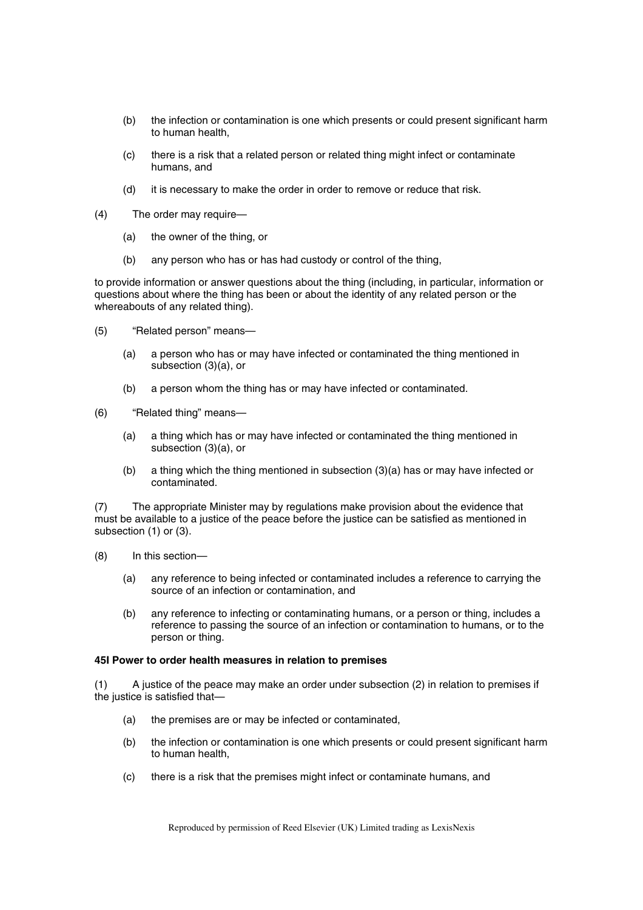(b) the infection or contamination is one which presents or could present significant harm to human health,

(c) there is a risk that a related person or related thing might infect or contaminate humans, and

(d) it is necessary to make the order in order to remove or reduce that risk.

(4) The order may require—

(a) the owner of the thing, or

(b) any person who has or has had custody or control of the thing,

to provide information or answer questions about the thing (including, in particular, information or questions about where the thing has been or about the identity of any related person or the whereabouts of any related thing).

(5) "Related person" means—

(a) a person who has or may have infected or contaminated the thing mentioned in subsection (3)(a), or

(b) a person whom the thing has or may have infected or contaminated.

(6) "Related thing" means—

(a) a thing which has or may have infected or contaminated the thing mentioned in subsection (3)(a), or

(b) a thing which the thing mentioned in subsection (3)(a) has or may have infected or contaminated.

(7) The appropriate Minister may by regulations make provision about the evidence that must be available to a justice of the peace before the justice can be satisfied as mentioned in subsection (1) or (3).

(8) In this section—

(a) any reference to being infected or contaminated includes a reference to carrying the source of an infection or contamination, and

(b) any reference to infecting or contaminating humans, or a person or thing, includes a reference to passing the source of an infection or contamination to humans, or to the person or thing.

**45I Power to order health measures in relation to premises**

(1) A justice of the peace may make an order under subsection (2) in relation to premises if the justice is satisfied that—

(a) the premises are or may be infected or contaminated,

(b) the infection or contamination is one which presents or could present significant harm to human health,

(c) there is a risk that the premises might infect or contaminate humans, and

Reproduced by permission of Reed Elsevier (UK) Limited trading as LexisNexis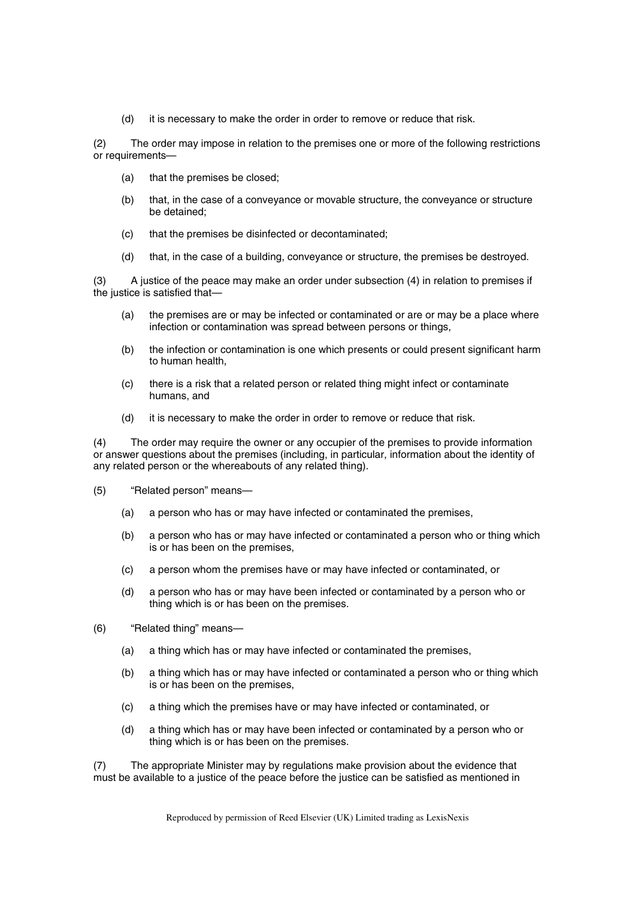(d) it is necessary to make the order in order to remove or reduce that risk.

(2) The order may impose in relation to the premises one or more of the following restrictions or requirements—

(a) that the premises be closed;

(b) that, in the case of a conveyance or movable structure, the conveyance or structure be detained;

(c) that the premises be disinfected or decontaminated;

(d) that, in the case of a building, conveyance or structure, the premises be destroyed.

(3) A justice of the peace may make an order under subsection (4) in relation to premises if the justice is satisfied that—

(a) the premises are or may be infected or contaminated or are or may be a place where infection or contamination was spread between persons or things,

(b) the infection or contamination is one which presents or could present significant harm to human health,

(c) there is a risk that a related person or related thing might infect or contaminate humans, and

(d) it is necessary to make the order in order to remove or reduce that risk.

(4) The order may require the owner or any occupier of the premises to provide information or answer questions about the premises (including, in particular, information about the identity of any related person or the whereabouts of any related thing).

(5) "Related person" means—

(a) a person who has or may have infected or contaminated the premises,

(b) a person who has or may have infected or contaminated a person who or thing which is or has been on the premises,

(c) a person whom the premises have or may have infected or contaminated, or

(d) a person who has or may have been infected or contaminated by a person who or thing which is or has been on the premises.

(6) "Related thing" means—

(a) a thing which has or may have infected or contaminated the premises,

(b) a thing which has or may have infected or contaminated a person who or thing which is or has been on the premises,

(c) a thing which the premises have or may have infected or contaminated, or

(d) a thing which has or may have been infected or contaminated by a person who or thing which is or has been on the premises.

(7) The appropriate Minister may by regulations make provision about the evidence that must be available to a justice of the peace before the justice can be satisfied as mentioned in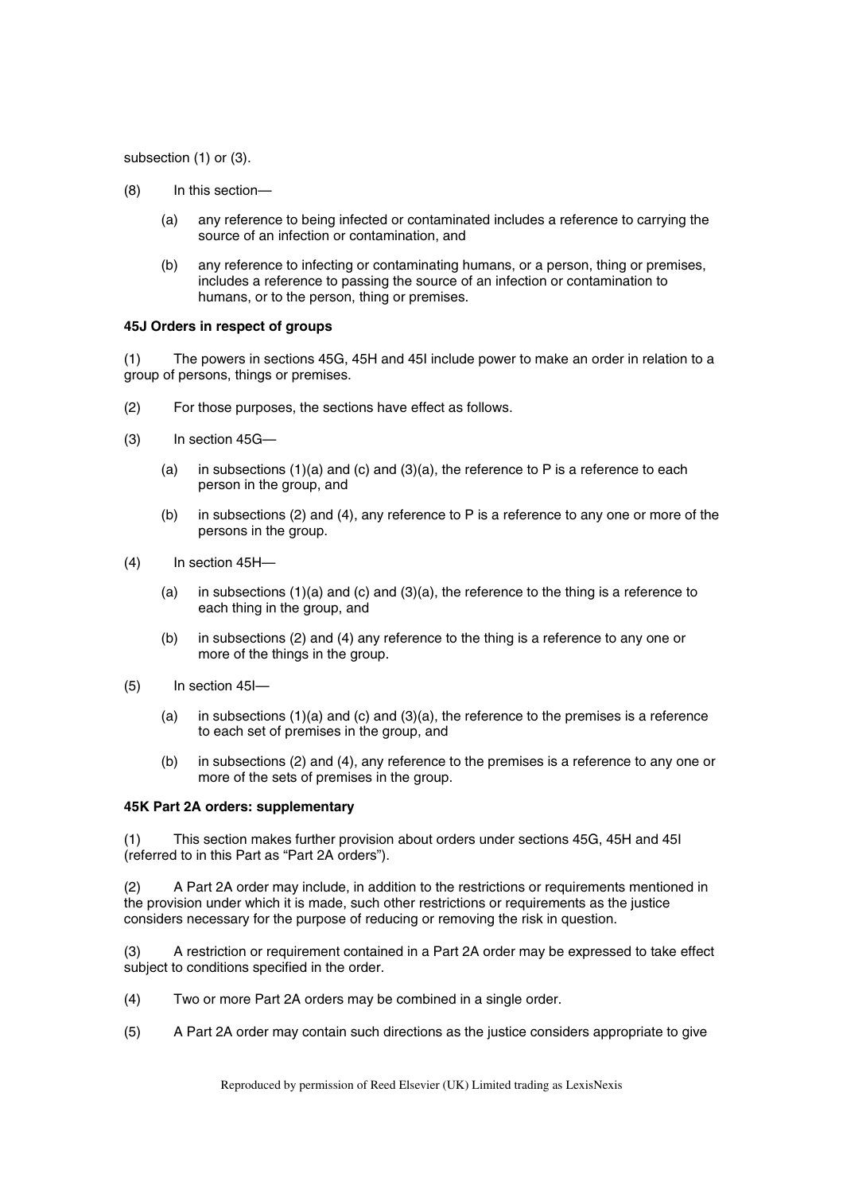subsection (1) or (3).

(8) In this section—

(a) any reference to being infected or contaminated includes a reference to carrying the source of an infection or contamination, and

(b) any reference to infecting or contaminating humans, or a person, thing or premises, includes a reference to passing the source of an infection or contamination to humans, or to the person, thing or premises.

**45J Orders in respect of groups**

(1) The powers in sections 45G, 45H and 45I include power to make an order in relation to a group of persons, things or premises.

(2) For those purposes, the sections have effect as follows.

(3) In section 45G—

(a) in subsections (1)(a) and (c) and (3)(a), the reference to P is a reference to each person in the group, and

(b) in subsections (2) and (4), any reference to P is a reference to any one or more of the persons in the group.

(4) In section 45H—

(a) in subsections (1)(a) and (c) and (3)(a), the reference to the thing is a reference to each thing in the group, and

(b) in subsections (2) and (4) any reference to the thing is a reference to any one or more of the things in the group.

(5) In section 45I—

(a) in subsections (1)(a) and (c) and (3)(a), the reference to the premises is a reference to each set of premises in the group, and

(b) in subsections (2) and (4), any reference to the premises is a reference to any one or more of the sets of premises in the group.

**45K Part 2A orders: supplementary**

(1) This section makes further provision about orders under sections 45G, 45H and 45I (referred to in this Part as "Part 2A orders").

(2) A Part 2A order may include, in addition to the restrictions or requirements mentioned in the provision under which it is made, such other restrictions or requirements as the justice considers necessary for the purpose of reducing or removing the risk in question.

(3) A restriction or requirement contained in a Part 2A order may be expressed to take effect subject to conditions specified in the order.

(4) Two or more Part 2A orders may be combined in a single order.

(5) A Part 2A order may contain such directions as the justice considers appropriate to give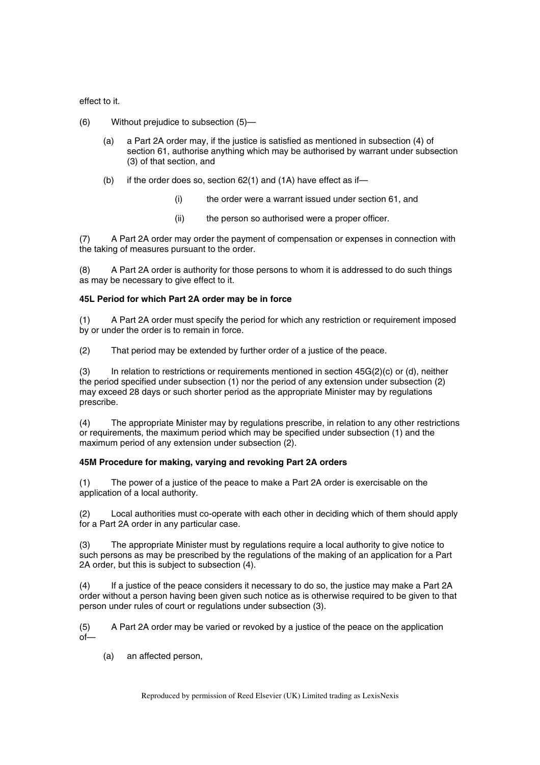effect to it.

(6) Without prejudice to subsection (5)—

(a) a Part 2A order may, if the justice is satisfied as mentioned in subsection (4) of section 61, authorise anything which may be authorised by warrant under subsection (3) of that section, and

(b) if the order does so, section 62(1) and (1A) have effect as if—

(i) the order were a warrant issued under section 61, and

(ii) the person so authorised were a proper officer.

(7) A Part 2A order may order the payment of compensation or expenses in connection with the taking of measures pursuant to the order.

(8) A Part 2A order is authority for those persons to whom it is addressed to do such things as may be necessary to give effect to it.

**45L Period for which Part 2A order may be in force**

(1) A Part 2A order must specify the period for which any restriction or requirement imposed by or under the order is to remain in force.

(2) That period may be extended by further order of a justice of the peace.

(3) In relation to restrictions or requirements mentioned in section 45G(2)(c) or (d), neither the period specified under subsection (1) nor the period of any extension under subsection (2) may exceed 28 days or such shorter period as the appropriate Minister may by regulations prescribe.

(4) The appropriate Minister may by regulations prescribe, in relation to any other restrictions or requirements, the maximum period which may be specified under subsection (1) and the maximum period of any extension under subsection (2).

**45M Procedure for making, varying and revoking Part 2A orders**

(1) The power of a justice of the peace to make a Part 2A order is exercisable on the application of a local authority.

(2) Local authorities must co-operate with each other in deciding which of them should apply for a Part 2A order in any particular case.

(3) The appropriate Minister must by regulations require a local authority to give notice to such persons as may be prescribed by the regulations of the making of an application for a Part 2A order, but this is subject to subsection (4).

(4) If a justice of the peace considers it necessary to do so, the justice may make a Part 2A order without a person having been given such notice as is otherwise required to be given to that person under rules of court or regulations under subsection (3).

(5) A Part 2A order may be varied or revoked by a justice of the peace on the application of—

(a) an affected person,

Reproduced by permission of Reed Elsevier (UK) Limited trading as LexisNexis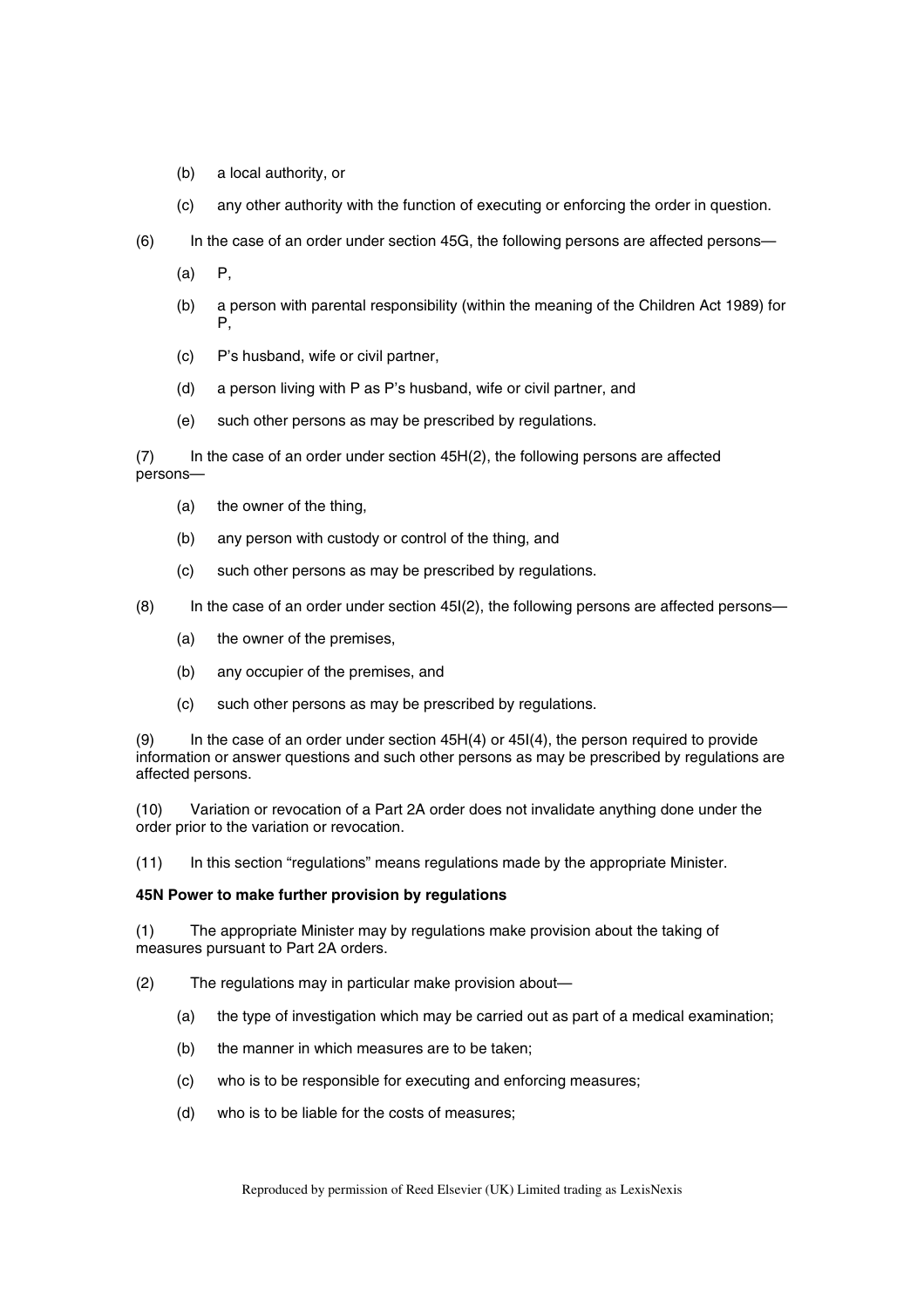(b) a local authority, or

(c) any other authority with the function of executing or enforcing the order in question.

(6) In the case of an order under section 45G, the following persons are affected persons—

(a) P,

(b) a person with parental responsibility (within the meaning of the Children Act 1989) for P,

(c) P's husband, wife or civil partner,

(d) a person living with P as P's husband, wife or civil partner, and

(e) such other persons as may be prescribed by regulations.

(7) In the case of an order under section 45H(2), the following persons are affected persons—

(a) the owner of the thing,

(b) any person with custody or control of the thing, and

(c) such other persons as may be prescribed by regulations.

(8) In the case of an order under section 45I(2), the following persons are affected persons—

(a) the owner of the premises,

(b) any occupier of the premises, and

(c) such other persons as may be prescribed by regulations.

(9) In the case of an order under section 45H(4) or 45I(4), the person required to provide information or answer questions and such other persons as may be prescribed by regulations are affected persons.

(10) Variation or revocation of a Part 2A order does not invalidate anything done under the order prior to the variation or revocation.

(11) In this section "regulations" means regulations made by the appropriate Minister.

**45N Power to make further provision by regulations**

(1) The appropriate Minister may by regulations make provision about the taking of measures pursuant to Part 2A orders.

(2) The regulations may in particular make provision about—

(a) the type of investigation which may be carried out as part of a medical examination;

(b) the manner in which measures are to be taken;

(c) who is to be responsible for executing and enforcing measures;

(d) who is to be liable for the costs of measures;

Reproduced by permission of Reed Elsevier (UK) Limited trading as LexisNexis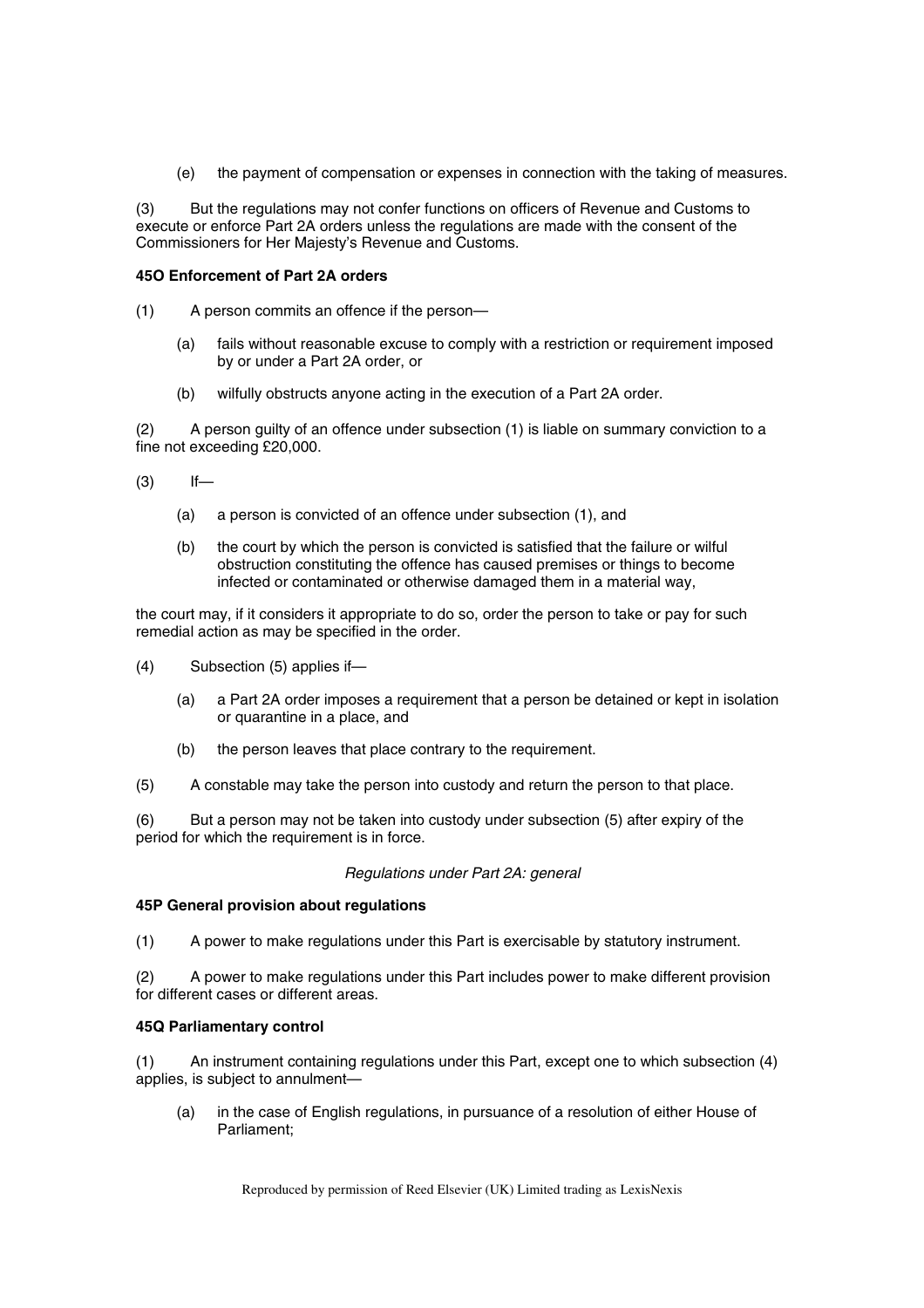(e) the payment of compensation or expenses in connection with the taking of measures.

(3) But the regulations may not confer functions on officers of Revenue and Customs to execute or enforce Part 2A orders unless the regulations are made with the consent of the Commissioners for Her Majesty's Revenue and Customs.

**45O Enforcement of Part 2A orders**

(1) A person commits an offence if the person—

(a) fails without reasonable excuse to comply with a restriction or requirement imposed by or under a Part 2A order, or

(b) wilfully obstructs anyone acting in the execution of a Part 2A order.

(2) A person guilty of an offence under subsection (1) is liable on summary conviction to a fine not exceeding £20,000.

(3) If—

(a) a person is convicted of an offence under subsection (1), and

(b) the court by which the person is convicted is satisfied that the failure or wilful obstruction constituting the offence has caused premises or things to become infected or contaminated or otherwise damaged them in a material way,

the court may, if it considers it appropriate to do so, order the person to take or pay for such remedial action as may be specified in the order.

(4) Subsection (5) applies if—

(a) a Part 2A order imposes a requirement that a person be detained or kept in isolation or quarantine in a place, and

(b) the person leaves that place contrary to the requirement.

(5) A constable may take the person into custody and return the person to that place.

(6) But a person may not be taken into custody under subsection (5) after expiry of the period for which the requirement is in force.

*Regulations under Part 2A: general*

**45P General provision about regulations**

(1) A power to make regulations under this Part is exercisable by statutory instrument.

(2) A power to make regulations under this Part includes power to make different provision for different cases or different areas.

**45Q Parliamentary control**

(1) An instrument containing regulations under this Part, except one to which subsection (4) applies, is subject to annulment—

(a) in the case of English regulations, in pursuance of a resolution of either House of Parliament;

Reproduced by permission of Reed Elsevier (UK) Limited trading as LexisNexis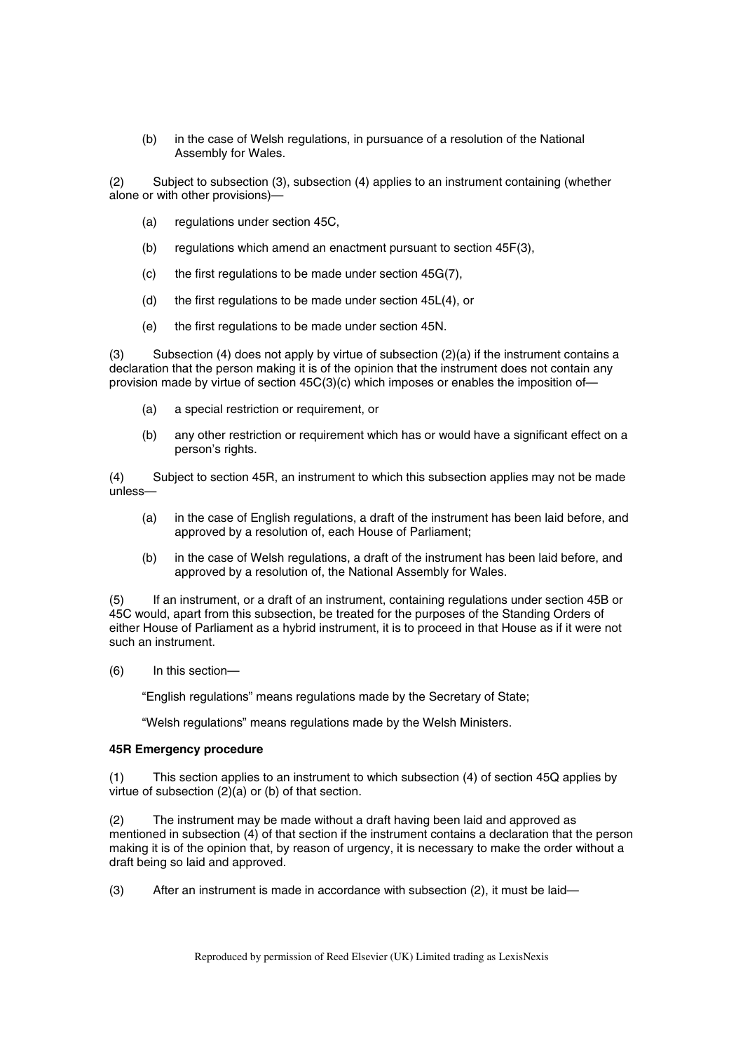(b) in the case of Welsh regulations, in pursuance of a resolution of the National Assembly for Wales.

(2) Subject to subsection (3), subsection (4) applies to an instrument containing (whether alone or with other provisions)—

(a) regulations under section 45C,

(b) regulations which amend an enactment pursuant to section 45F(3),

(c) the first regulations to be made under section 45G(7),

(d) the first regulations to be made under section 45L(4), or

(e) the first regulations to be made under section 45N.

(3) Subsection (4) does not apply by virtue of subsection (2)(a) if the instrument contains a declaration that the person making it is of the opinion that the instrument does not contain any provision made by virtue of section 45C(3)(c) which imposes or enables the imposition of—

(a) a special restriction or requirement, or

(b) any other restriction or requirement which has or would have a significant effect on a person's rights.

(4) Subject to section 45R, an instrument to which this subsection applies may not be made unless—

(a) in the case of English regulations, a draft of the instrument has been laid before, and approved by a resolution of, each House of Parliament;

(b) in the case of Welsh regulations, a draft of the instrument has been laid before, and approved by a resolution of, the National Assembly for Wales.

(5) If an instrument, or a draft of an instrument, containing regulations under section 45B or 45C would, apart from this subsection, be treated for the purposes of the Standing Orders of either House of Parliament as a hybrid instrument, it is to proceed in that House as if it were not such an instrument.

(6) In this section—

"English regulations" means regulations made by the Secretary of State;

"Welsh regulations" means regulations made by the Welsh Ministers.

**45R Emergency procedure**

(1) This section applies to an instrument to which subsection (4) of section 45Q applies by virtue of subsection (2)(a) or (b) of that section.

(2) The instrument may be made without a draft having been laid and approved as mentioned in subsection (4) of that section if the instrument contains a declaration that the person making it is of the opinion that, by reason of urgency, it is necessary to make the order without a draft being so laid and approved.

(3) After an instrument is made in accordance with subsection (2), it must be laid—

Reproduced by permission of Reed Elsevier (UK) Limited trading as LexisNexis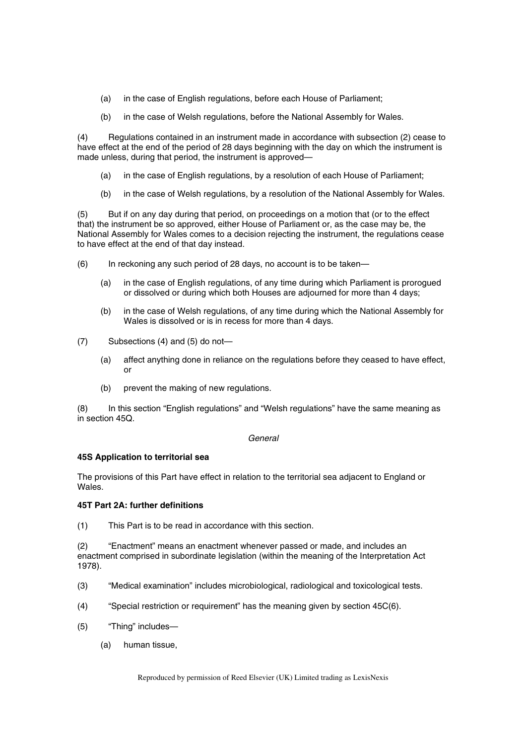(a) in the case of English regulations, before each House of Parliament;

(b) in the case of Welsh regulations, before the National Assembly for Wales.

(4) Regulations contained in an instrument made in accordance with subsection (2) cease to have effect at the end of the period of 28 days beginning with the day on which the instrument is made unless, during that period, the instrument is approved—

(a) in the case of English regulations, by a resolution of each House of Parliament;

(b) in the case of Welsh regulations, by a resolution of the National Assembly for Wales.

(5) But if on any day during that period, on proceedings on a motion that (or to the effect that) the instrument be so approved, either House of Parliament or, as the case may be, the National Assembly for Wales comes to a decision rejecting the instrument, the regulations cease to have effect at the end of that day instead.

(6) In reckoning any such period of 28 days, no account is to be taken—

(a) in the case of English regulations, of any time during which Parliament is prorogued or dissolved or during which both Houses are adjourned for more than 4 days;

(b) in the case of Welsh regulations, of any time during which the National Assembly for Wales is dissolved or is in recess for more than 4 days.

(7) Subsections (4) and (5) do not—

(a) affect anything done in reliance on the regulations before they ceased to have effect, or

(b) prevent the making of new regulations.

(8) In this section "English regulations" and "Welsh regulations" have the same meaning as in section 45Q.

*General*

**45S Application to territorial sea**

The provisions of this Part have effect in relation to the territorial sea adjacent to England or Wales.

**45T Part 2A: further definitions**

(1) This Part is to be read in accordance with this section.

(2) "Enactment" means an enactment whenever passed or made, and includes an enactment comprised in subordinate legislation (within the meaning of the Interpretation Act 1978).

(3) "Medical examination" includes microbiological, radiological and toxicological tests.

(4) "Special restriction or requirement" has the meaning given by section 45C(6).

(5) "Thing" includes—

(a) human tissue,

Reproduced by permission of Reed Elsevier (UK) Limited trading as LexisNexis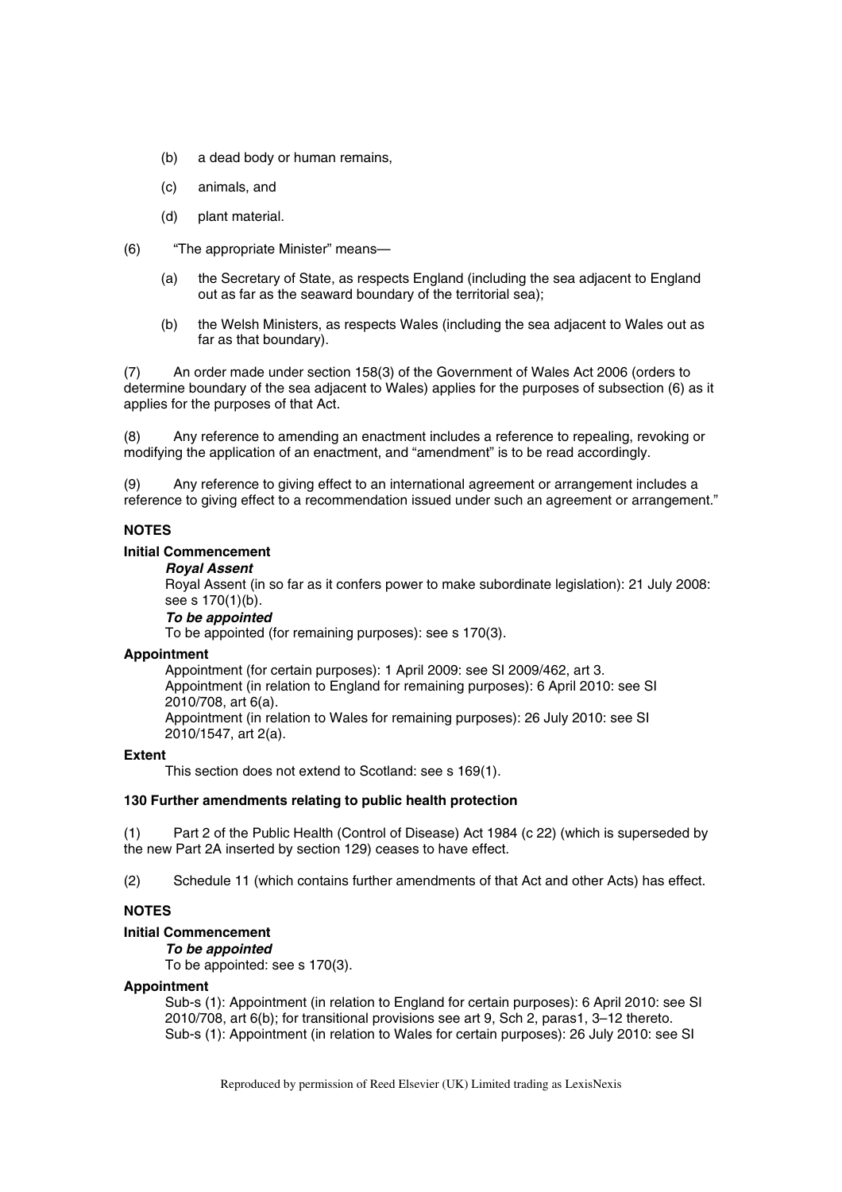- (b) a dead body or human remains,
- (c) animals, and
- (d) plant material.

(6) "The appropriate Minister" means—

- (a) the Secretary of State, as respects England (including the sea adjacent to England out as far as the seaward boundary of the territorial sea);
- (b) the Welsh Ministers, as respects Wales (including the sea adjacent to Wales out as far as that boundary).

(7) An order made under section 158(3) of the Government of Wales Act 2006 (orders to determine boundary of the sea adjacent to Wales) applies for the purposes of subsection (6) as it applies for the purposes of that Act.

(8) Any reference to amending an enactment includes a reference to repealing, revoking or modifying the application of an enactment, and "amendment" is to be read accordingly.

(9) Any reference to giving effect to an international agreement or arrangement includes a reference to giving effect to a recommendation issued under such an agreement or arrangement."

**NOTES**

**Initial Commencement**

***Royal Assent***

Royal Assent (in so far as it confers power to make subordinate legislation): 21 July 2008: see s 170(1)(b).

***To be appointed***

To be appointed (for remaining purposes): see s 170(3).

**Appointment**

Appointment (for certain purposes): 1 April 2009: see SI 2009/462, art 3.
Appointment (in relation to England for remaining purposes): 6 April 2010: see SI 2010/708, art 6(a).
Appointment (in relation to Wales for remaining purposes): 26 July 2010: see SI 2010/1547, art 2(a).

**Extent**

This section does not extend to Scotland: see s 169(1).

**130 Further amendments relating to public health protection**

(1) Part 2 of the Public Health (Control of Disease) Act 1984 (c 22) (which is superseded by the new Part 2A inserted by section 129) ceases to have effect.

(2) Schedule 11 (which contains further amendments of that Act and other Acts) has effect.

**NOTES**

**Initial Commencement**

***To be appointed***

To be appointed: see s 170(3).

**Appointment**

Sub-s (1): Appointment (in relation to England for certain purposes): 6 April 2010: see SI 2010/708, art 6(b); for transitional provisions see art 9, Sch 2, paras1, 3–12 thereto.
Sub-s (1): Appointment (in relation to Wales for certain purposes): 26 July 2010: see SI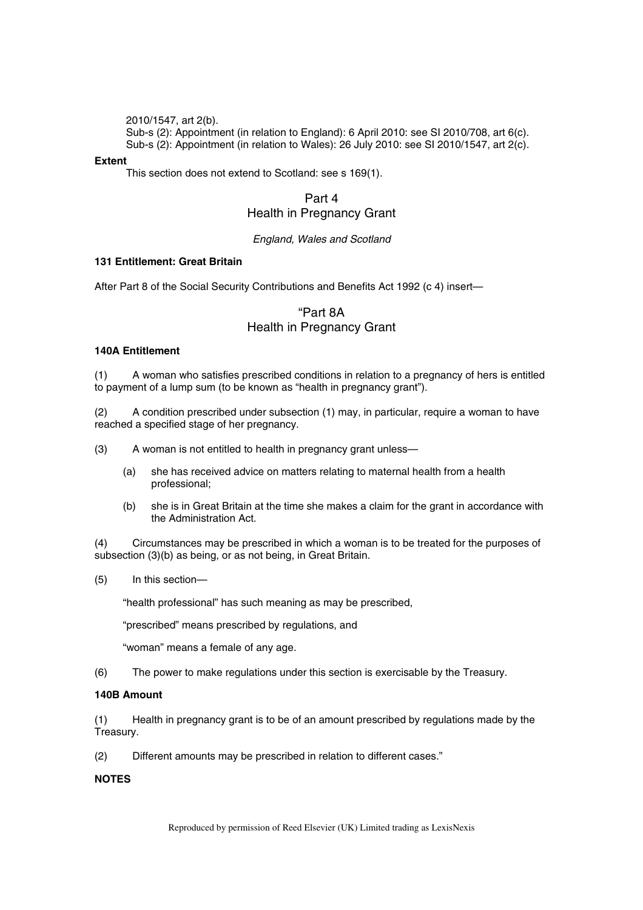2010/1547, art 2(b).

Sub-s (2): Appointment (in relation to England): 6 April 2010: see SI 2010/708, art 6(c).

Sub-s (2): Appointment (in relation to Wales): 26 July 2010: see SI 2010/1547, art 2(c).

**Extent**

This section does not extend to Scotland: see s 169(1).

## Part 4
## Health in Pregnancy Grant

*England, Wales and Scotland*

**131 Entitlement: Great Britain**

After Part 8 of the Social Security Contributions and Benefits Act 1992 (c 4) insert—

## "Part 8A
## Health in Pregnancy Grant

**140A Entitlement**

(1) A woman who satisfies prescribed conditions in relation to a pregnancy of hers is entitled to payment of a lump sum (to be known as "health in pregnancy grant").

(2) A condition prescribed under subsection (1) may, in particular, require a woman to have reached a specified stage of her pregnancy.

(3) A woman is not entitled to health in pregnancy grant unless—

(a) she has received advice on matters relating to maternal health from a health professional;

(b) she is in Great Britain at the time she makes a claim for the grant in accordance with the Administration Act.

(4) Circumstances may be prescribed in which a woman is to be treated for the purposes of subsection (3)(b) as being, or as not being, in Great Britain.

(5) In this section—

"health professional" has such meaning as may be prescribed,

"prescribed" means prescribed by regulations, and

"woman" means a female of any age.

(6) The power to make regulations under this section is exercisable by the Treasury.

**140B Amount**

(1) Health in pregnancy grant is to be of an amount prescribed by regulations made by the Treasury.

(2) Different amounts may be prescribed in relation to different cases."

**NOTES**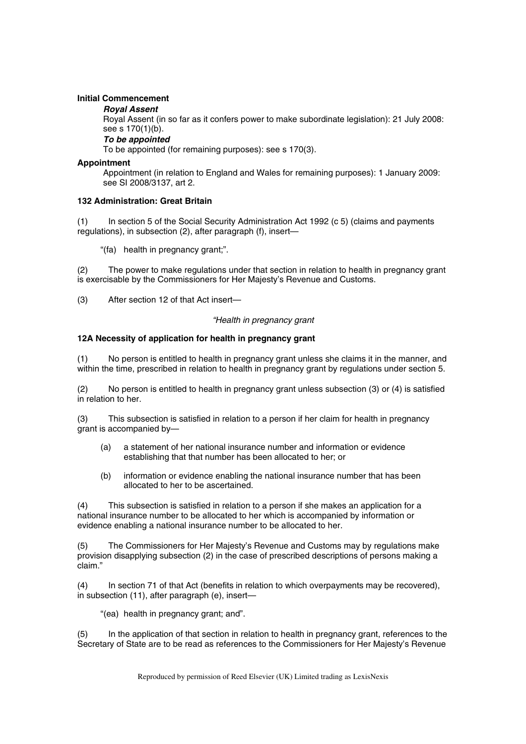**Initial Commencement**

***Royal Assent***

Royal Assent (in so far as it confers power to make subordinate legislation): 21 July 2008: see s 170(1)(b).

***To be appointed***

To be appointed (for remaining purposes): see s 170(3).

**Appointment**

Appointment (in relation to England and Wales for remaining purposes): 1 January 2009: see SI 2008/3137, art 2.

**132 Administration: Great Britain**

(1) In section 5 of the Social Security Administration Act 1992 (c 5) (claims and payments regulations), in subsection (2), after paragraph (f), insert—

"(fa) health in pregnancy grant;".

(2) The power to make regulations under that section in relation to health in pregnancy grant is exercisable by the Commissioners for Her Majesty's Revenue and Customs.

(3) After section 12 of that Act insert—

*"Health in pregnancy grant*

**12A Necessity of application for health in pregnancy grant**

(1) No person is entitled to health in pregnancy grant unless she claims it in the manner, and within the time, prescribed in relation to health in pregnancy grant by regulations under section 5.

(2) No person is entitled to health in pregnancy grant unless subsection (3) or (4) is satisfied in relation to her.

(3) This subsection is satisfied in relation to a person if her claim for health in pregnancy grant is accompanied by—

(a) a statement of her national insurance number and information or evidence establishing that that number has been allocated to her; or

(b) information or evidence enabling the national insurance number that has been allocated to her to be ascertained.

(4) This subsection is satisfied in relation to a person if she makes an application for a national insurance number to be allocated to her which is accompanied by information or evidence enabling a national insurance number to be allocated to her.

(5) The Commissioners for Her Majesty's Revenue and Customs may by regulations make provision disapplying subsection (2) in the case of prescribed descriptions of persons making a claim."

(4) In section 71 of that Act (benefits in relation to which overpayments may be recovered), in subsection (11), after paragraph (e), insert—

"(ea) health in pregnancy grant; and".

(5) In the application of that section in relation to health in pregnancy grant, references to the Secretary of State are to be read as references to the Commissioners for Her Majesty's Revenue

Reproduced by permission of Reed Elsevier (UK) Limited trading as LexisNexis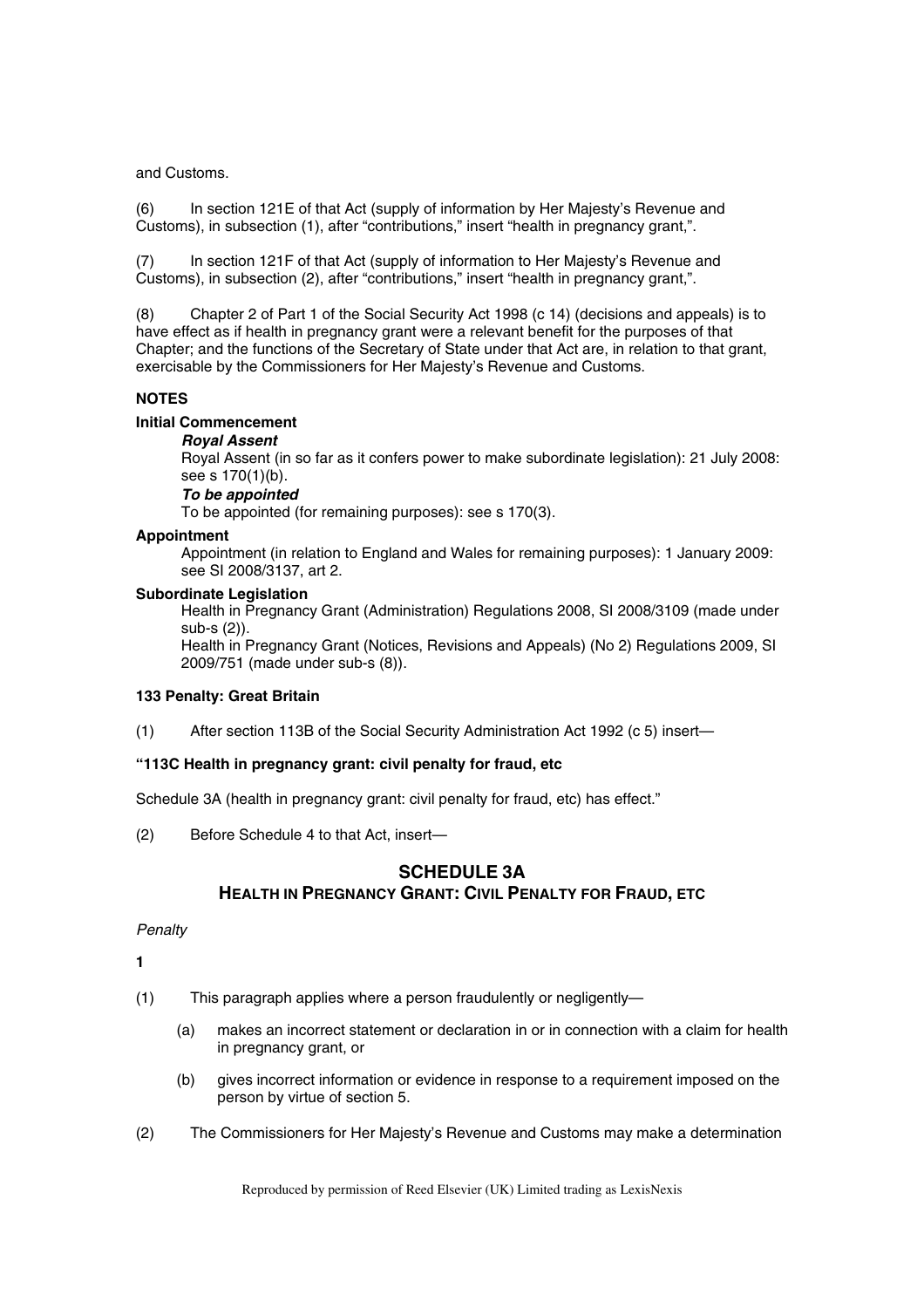and Customs.

(6) In section 121E of that Act (supply of information by Her Majesty's Revenue and Customs), in subsection (1), after "contributions," insert "health in pregnancy grant,".

(7) In section 121F of that Act (supply of information to Her Majesty's Revenue and Customs), in subsection (2), after "contributions," insert "health in pregnancy grant,".

(8) Chapter 2 of Part 1 of the Social Security Act 1998 (c 14) (decisions and appeals) is to have effect as if health in pregnancy grant were a relevant benefit for the purposes of that Chapter; and the functions of the Secretary of State under that Act are, in relation to that grant, exercisable by the Commissioners for Her Majesty's Revenue and Customs.

**NOTES**

**Initial Commencement**

***Royal Assent***

Royal Assent (in so far as it confers power to make subordinate legislation): 21 July 2008: see s 170(1)(b).

***To be appointed***

To be appointed (for remaining purposes): see s 170(3).

**Appointment**

Appointment (in relation to England and Wales for remaining purposes): 1 January 2009: see SI 2008/3137, art 2.

**Subordinate Legislation**

Health in Pregnancy Grant (Administration) Regulations 2008, SI 2008/3109 (made under sub-s (2)).

Health in Pregnancy Grant (Notices, Revisions and Appeals) (No 2) Regulations 2009, SI 2009/751 (made under sub-s (8)).

**133 Penalty: Great Britain**

(1) After section 113B of the Social Security Administration Act 1992 (c 5) insert—

**"113C Health in pregnancy grant: civil penalty for fraud, etc**

Schedule 3A (health in pregnancy grant: civil penalty for fraud, etc) has effect."

(2) Before Schedule 4 to that Act, insert—

## SCHEDULE 3A
## HEALTH IN PREGNANCY GRANT: CIVIL PENALTY FOR FRAUD, ETC

*Penalty*

**1**

(1) This paragraph applies where a person fraudulently or negligently—

(a) makes an incorrect statement or declaration in or in connection with a claim for health in pregnancy grant, or

(b) gives incorrect information or evidence in response to a requirement imposed on the person by virtue of section 5.

(2) The Commissioners for Her Majesty's Revenue and Customs may make a determination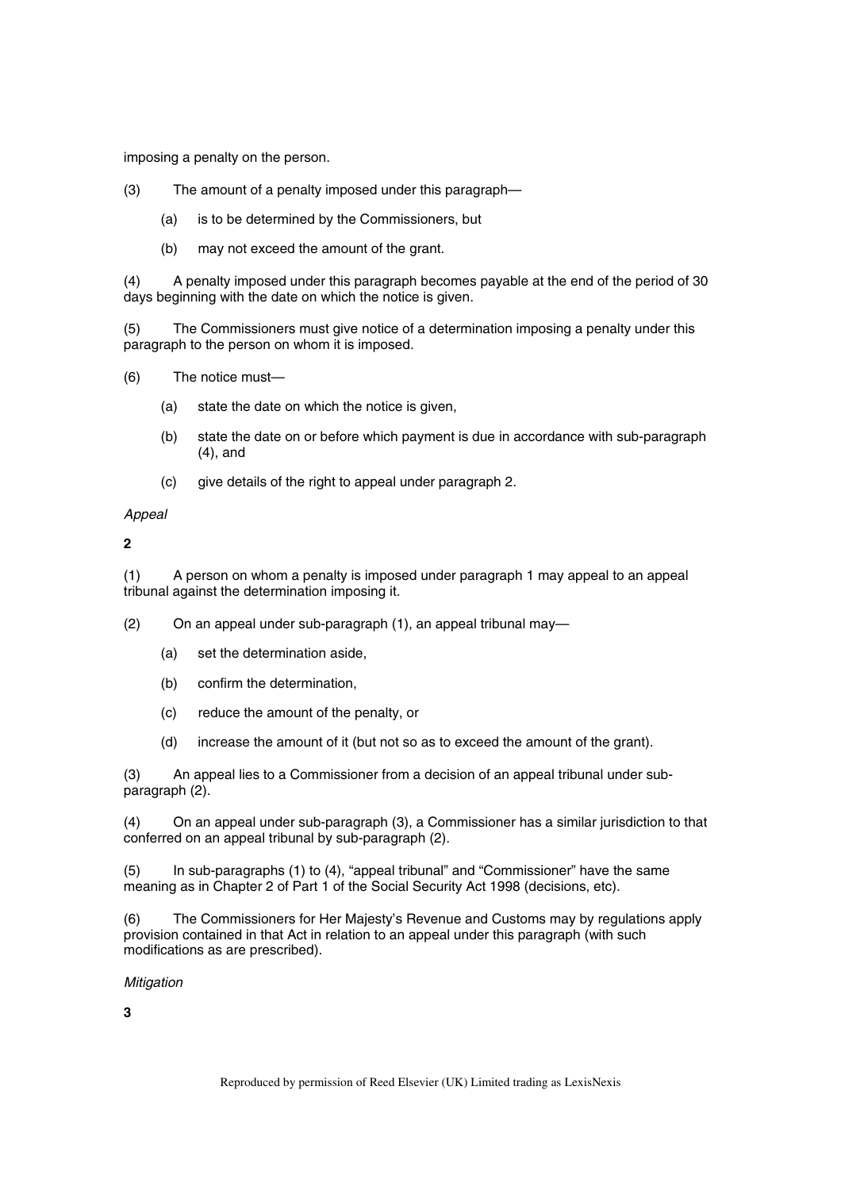imposing a penalty on the person.

(3) The amount of a penalty imposed under this paragraph—

(a) is to be determined by the Commissioners, but

(b) may not exceed the amount of the grant.

(4) A penalty imposed under this paragraph becomes payable at the end of the period of 30 days beginning with the date on which the notice is given.

(5) The Commissioners must give notice of a determination imposing a penalty under this paragraph to the person on whom it is imposed.

(6) The notice must—

(a) state the date on which the notice is given,

(b) state the date on or before which payment is due in accordance with sub-paragraph (4), and

(c) give details of the right to appeal under paragraph 2.

*Appeal*

**2**

(1) A person on whom a penalty is imposed under paragraph 1 may appeal to an appeal tribunal against the determination imposing it.

(2) On an appeal under sub-paragraph (1), an appeal tribunal may—

(a) set the determination aside,

(b) confirm the determination,

(c) reduce the amount of the penalty, or

(d) increase the amount of it (but not so as to exceed the amount of the grant).

(3) An appeal lies to a Commissioner from a decision of an appeal tribunal under sub-paragraph (2).

(4) On an appeal under sub-paragraph (3), a Commissioner has a similar jurisdiction to that conferred on an appeal tribunal by sub-paragraph (2).

(5) In sub-paragraphs (1) to (4), "appeal tribunal" and "Commissioner" have the same meaning as in Chapter 2 of Part 1 of the Social Security Act 1998 (decisions, etc).

(6) The Commissioners for Her Majesty's Revenue and Customs may by regulations apply provision contained in that Act in relation to an appeal under this paragraph (with such modifications as are prescribed).

*Mitigation*

**3**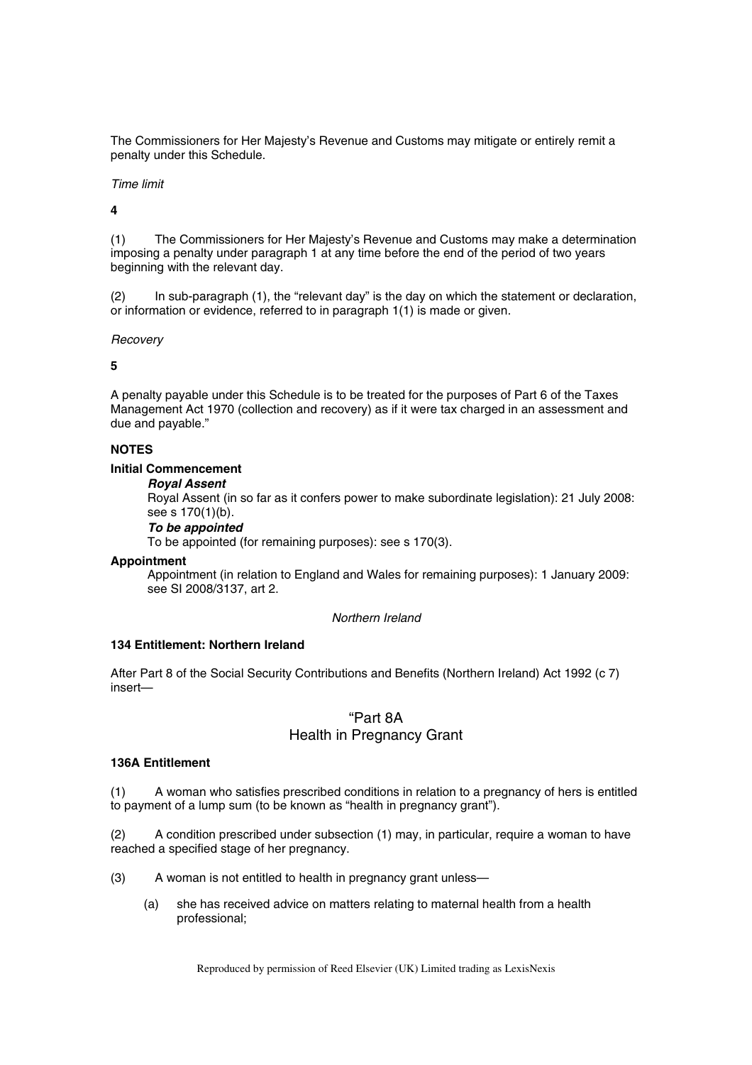The Commissioners for Her Majesty's Revenue and Customs may mitigate or entirely remit a penalty under this Schedule.

*Time limit*

**4**

(1) The Commissioners for Her Majesty's Revenue and Customs may make a determination imposing a penalty under paragraph 1 at any time before the end of the period of two years beginning with the relevant day.

(2) In sub-paragraph (1), the "relevant day" is the day on which the statement or declaration, or information or evidence, referred to in paragraph 1(1) is made or given.

*Recovery*

**5**

A penalty payable under this Schedule is to be treated for the purposes of Part 6 of the Taxes Management Act 1970 (collection and recovery) as if it were tax charged in an assessment and due and payable."

**NOTES**

**Initial Commencement**

***Royal Assent***

Royal Assent (in so far as it confers power to make subordinate legislation): 21 July 2008: see s 170(1)(b).

***To be appointed***

To be appointed (for remaining purposes): see s 170(3).

**Appointment**

Appointment (in relation to England and Wales for remaining purposes): 1 January 2009: see SI 2008/3137, art 2.

*Northern Ireland*

**134 Entitlement: Northern Ireland**

After Part 8 of the Social Security Contributions and Benefits (Northern Ireland) Act 1992 (c 7) insert—

"Part 8A
Health in Pregnancy Grant

**136A Entitlement**

(1) A woman who satisfies prescribed conditions in relation to a pregnancy of hers is entitled to payment of a lump sum (to be known as "health in pregnancy grant").

(2) A condition prescribed under subsection (1) may, in particular, require a woman to have reached a specified stage of her pregnancy.

(3) A woman is not entitled to health in pregnancy grant unless—

(a) she has received advice on matters relating to maternal health from a health professional;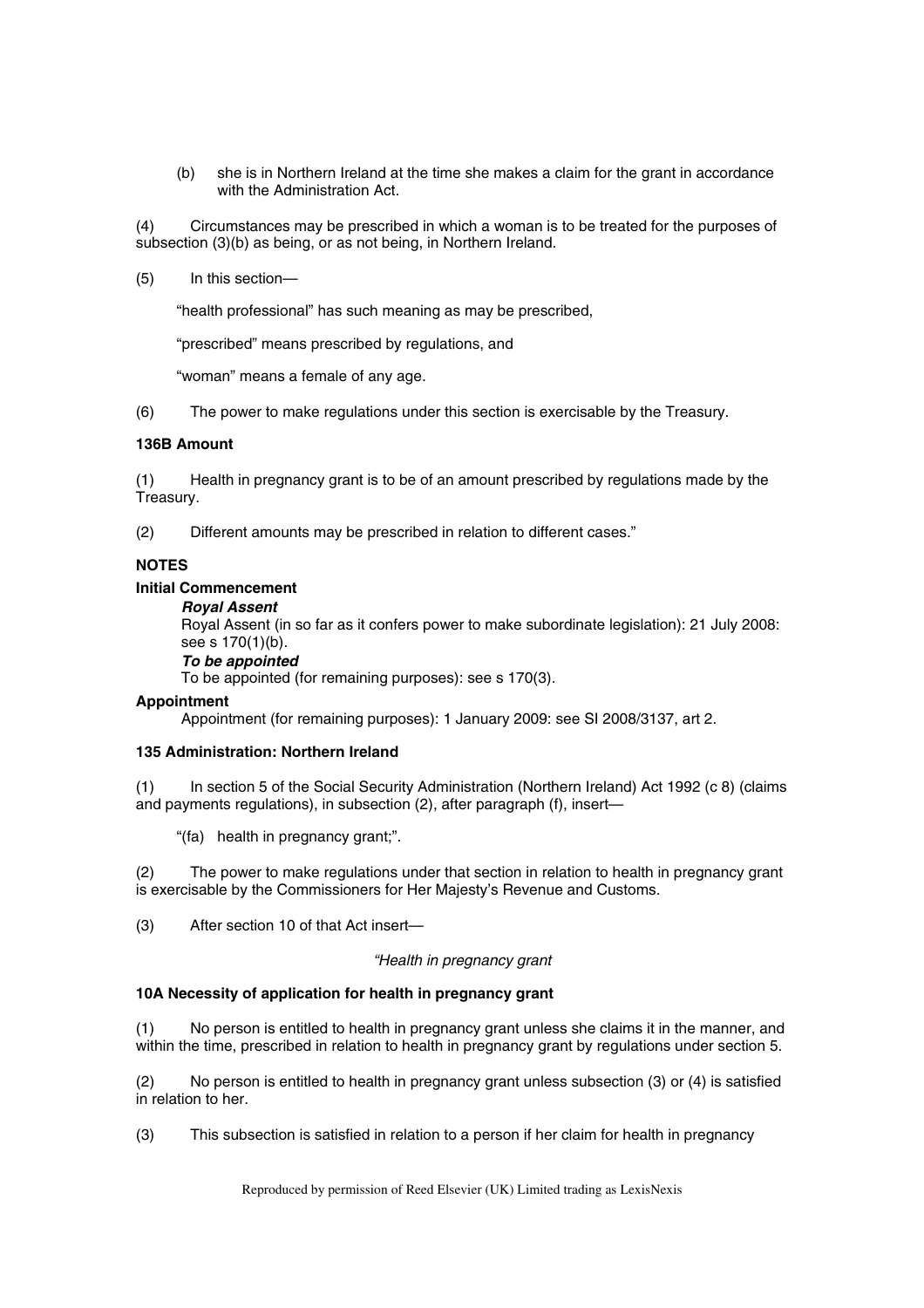(b) she is in Northern Ireland at the time she makes a claim for the grant in accordance with the Administration Act.

(4) Circumstances may be prescribed in which a woman is to be treated for the purposes of subsection (3)(b) as being, or as not being, in Northern Ireland.

(5) In this section—

"health professional" has such meaning as may be prescribed,

"prescribed" means prescribed by regulations, and

"woman" means a female of any age.

(6) The power to make regulations under this section is exercisable by the Treasury.

**136B Amount**

(1) Health in pregnancy grant is to be of an amount prescribed by regulations made by the Treasury.

(2) Different amounts may be prescribed in relation to different cases."

**NOTES**

**Initial Commencement**

***Royal Assent***

Royal Assent (in so far as it confers power to make subordinate legislation): 21 July 2008: see s 170(1)(b).

***To be appointed***

To be appointed (for remaining purposes): see s 170(3).

**Appointment**

Appointment (for remaining purposes): 1 January 2009: see SI 2008/3137, art 2.

**135 Administration: Northern Ireland**

(1) In section 5 of the Social Security Administration (Northern Ireland) Act 1992 (c 8) (claims and payments regulations), in subsection (2), after paragraph (f), insert—

"(fa) health in pregnancy grant;".

(2) The power to make regulations under that section in relation to health in pregnancy grant is exercisable by the Commissioners for Her Majesty's Revenue and Customs.

(3) After section 10 of that Act insert—

*"Health in pregnancy grant*

**10A Necessity of application for health in pregnancy grant**

(1) No person is entitled to health in pregnancy grant unless she claims it in the manner, and within the time, prescribed in relation to health in pregnancy grant by regulations under section 5.

(2) No person is entitled to health in pregnancy grant unless subsection (3) or (4) is satisfied in relation to her.

(3) This subsection is satisfied in relation to a person if her claim for health in pregnancy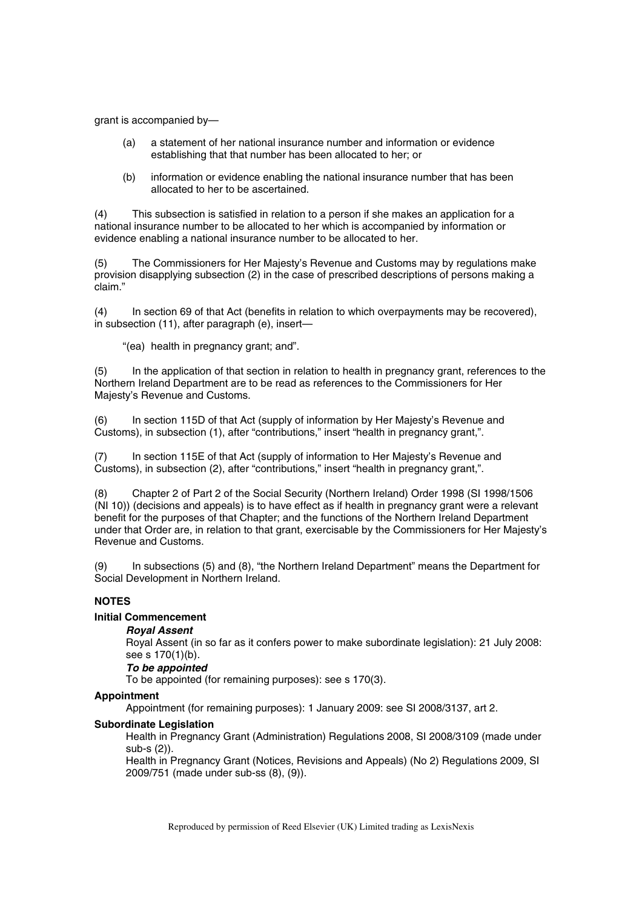grant is accompanied by—

(a) a statement of her national insurance number and information or evidence establishing that that number has been allocated to her; or

(b) information or evidence enabling the national insurance number that has been allocated to her to be ascertained.

(4) This subsection is satisfied in relation to a person if she makes an application for a national insurance number to be allocated to her which is accompanied by information or evidence enabling a national insurance number to be allocated to her.

(5) The Commissioners for Her Majesty's Revenue and Customs may by regulations make provision disapplying subsection (2) in the case of prescribed descriptions of persons making a claim."

(4) In section 69 of that Act (benefits in relation to which overpayments may be recovered), in subsection (11), after paragraph (e), insert—

"(ea) health in pregnancy grant; and".

(5) In the application of that section in relation to health in pregnancy grant, references to the Northern Ireland Department are to be read as references to the Commissioners for Her Majesty's Revenue and Customs.

(6) In section 115D of that Act (supply of information by Her Majesty's Revenue and Customs), in subsection (1), after "contributions," insert "health in pregnancy grant,".

(7) In section 115E of that Act (supply of information to Her Majesty's Revenue and Customs), in subsection (2), after "contributions," insert "health in pregnancy grant,".

(8) Chapter 2 of Part 2 of the Social Security (Northern Ireland) Order 1998 (SI 1998/1506 (NI 10)) (decisions and appeals) is to have effect as if health in pregnancy grant were a relevant benefit for the purposes of that Chapter; and the functions of the Northern Ireland Department under that Order are, in relation to that grant, exercisable by the Commissioners for Her Majesty's Revenue and Customs.

(9) In subsections (5) and (8), "the Northern Ireland Department" means the Department for Social Development in Northern Ireland.

**NOTES**

**Initial Commencement**

***Royal Assent***

Royal Assent (in so far as it confers power to make subordinate legislation): 21 July 2008: see s 170(1)(b).

***To be appointed***

To be appointed (for remaining purposes): see s 170(3).

**Appointment**

Appointment (for remaining purposes): 1 January 2009: see SI 2008/3137, art 2.

**Subordinate Legislation**

Health in Pregnancy Grant (Administration) Regulations 2008, SI 2008/3109 (made under sub-s (2)).

Health in Pregnancy Grant (Notices, Revisions and Appeals) (No 2) Regulations 2009, SI 2009/751 (made under sub-ss (8), (9)).

Reproduced by permission of Reed Elsevier (UK) Limited trading as LexisNexis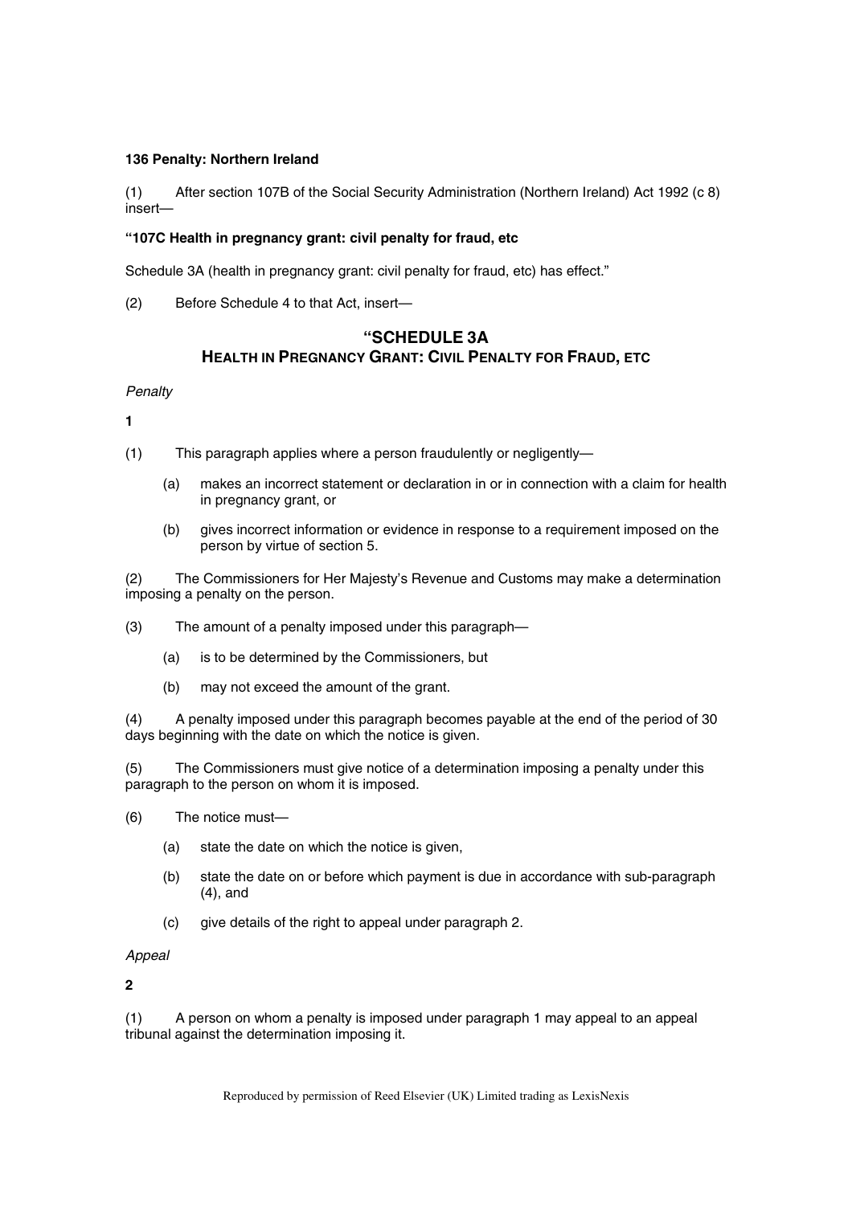**136 Penalty: Northern Ireland**

(1) After section 107B of the Social Security Administration (Northern Ireland) Act 1992 (c 8) insert—

**"107C Health in pregnancy grant: civil penalty for fraud, etc**

Schedule 3A (health in pregnancy grant: civil penalty for fraud, etc) has effect."

(2) Before Schedule 4 to that Act, insert—

## "SCHEDULE 3A
## HEALTH IN PREGNANCY GRANT: CIVIL PENALTY FOR FRAUD, ETC

*Penalty*

**1**

(1) This paragraph applies where a person fraudulently or negligently—

- (a) makes an incorrect statement or declaration in or in connection with a claim for health in pregnancy grant, or
- (b) gives incorrect information or evidence in response to a requirement imposed on the person by virtue of section 5.

(2) The Commissioners for Her Majesty's Revenue and Customs may make a determination imposing a penalty on the person.

(3) The amount of a penalty imposed under this paragraph—

- (a) is to be determined by the Commissioners, but
- (b) may not exceed the amount of the grant.

(4) A penalty imposed under this paragraph becomes payable at the end of the period of 30 days beginning with the date on which the notice is given.

(5) The Commissioners must give notice of a determination imposing a penalty under this paragraph to the person on whom it is imposed.

(6) The notice must—

- (a) state the date on which the notice is given,
- (b) state the date on or before which payment is due in accordance with sub-paragraph (4), and
- (c) give details of the right to appeal under paragraph 2.

*Appeal*

**2**

(1) A person on whom a penalty is imposed under paragraph 1 may appeal to an appeal tribunal against the determination imposing it.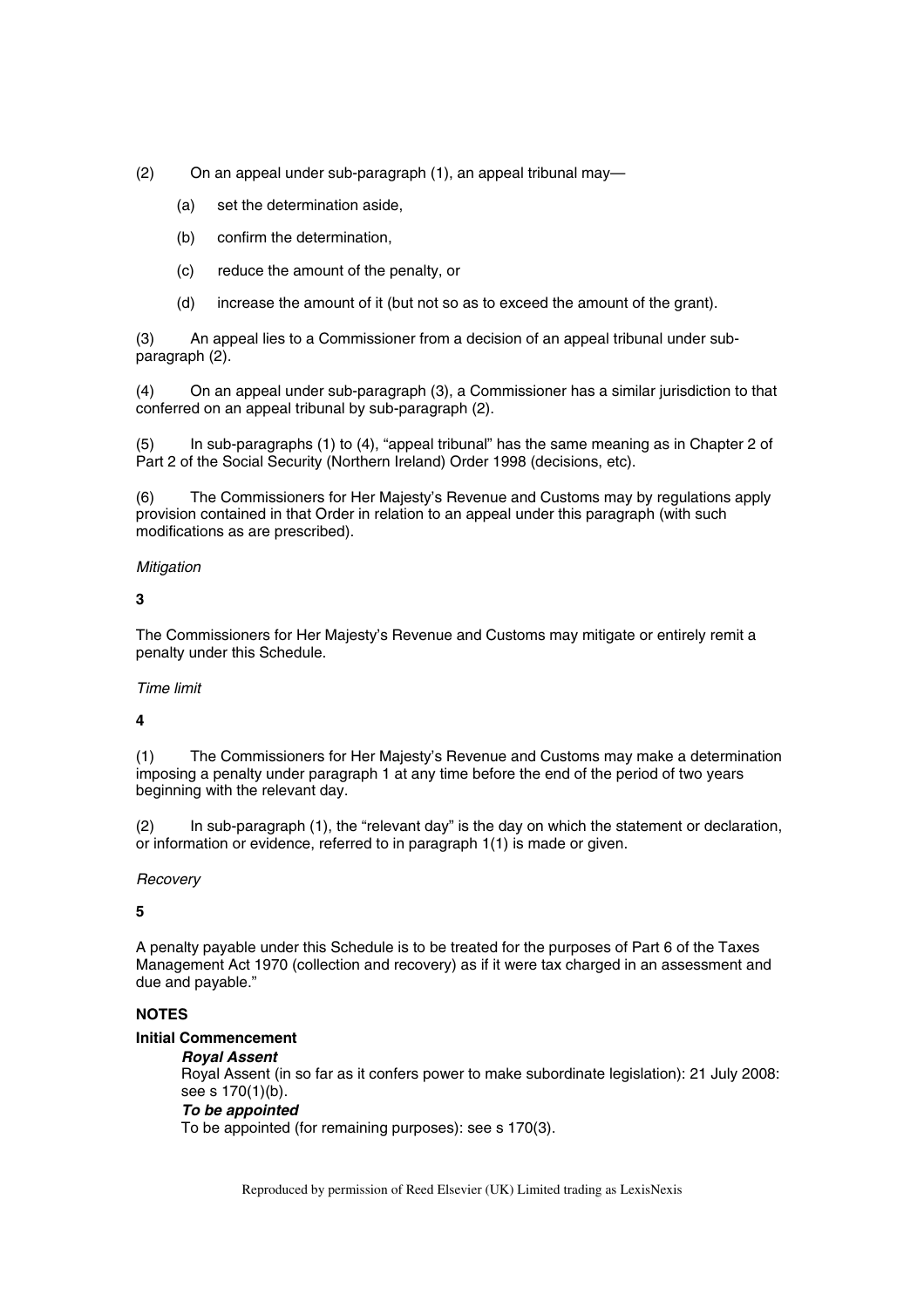(2) On an appeal under sub-paragraph (1), an appeal tribunal may—

(a) set the determination aside,

(b) confirm the determination,

(c) reduce the amount of the penalty, or

(d) increase the amount of it (but not so as to exceed the amount of the grant).

(3) An appeal lies to a Commissioner from a decision of an appeal tribunal under sub-paragraph (2).

(4) On an appeal under sub-paragraph (3), a Commissioner has a similar jurisdiction to that conferred on an appeal tribunal by sub-paragraph (2).

(5) In sub-paragraphs (1) to (4), "appeal tribunal" has the same meaning as in Chapter 2 of Part 2 of the Social Security (Northern Ireland) Order 1998 (decisions, etc).

(6) The Commissioners for Her Majesty's Revenue and Customs may by regulations apply provision contained in that Order in relation to an appeal under this paragraph (with such modifications as are prescribed).

*Mitigation*

**3**

The Commissioners for Her Majesty's Revenue and Customs may mitigate or entirely remit a penalty under this Schedule.

*Time limit*

**4**

(1) The Commissioners for Her Majesty's Revenue and Customs may make a determination imposing a penalty under paragraph 1 at any time before the end of the period of two years beginning with the relevant day.

(2) In sub-paragraph (1), the "relevant day" is the day on which the statement or declaration, or information or evidence, referred to in paragraph 1(1) is made or given.

*Recovery*

**5**

A penalty payable under this Schedule is to be treated for the purposes of Part 6 of the Taxes Management Act 1970 (collection and recovery) as if it were tax charged in an assessment and due and payable."

**NOTES**

**Initial Commencement**

***Royal Assent***

Royal Assent (in so far as it confers power to make subordinate legislation): 21 July 2008: see s 170(1)(b).

***To be appointed***

To be appointed (for remaining purposes): see s 170(3).

Reproduced by permission of Reed Elsevier (UK) Limited trading as LexisNexis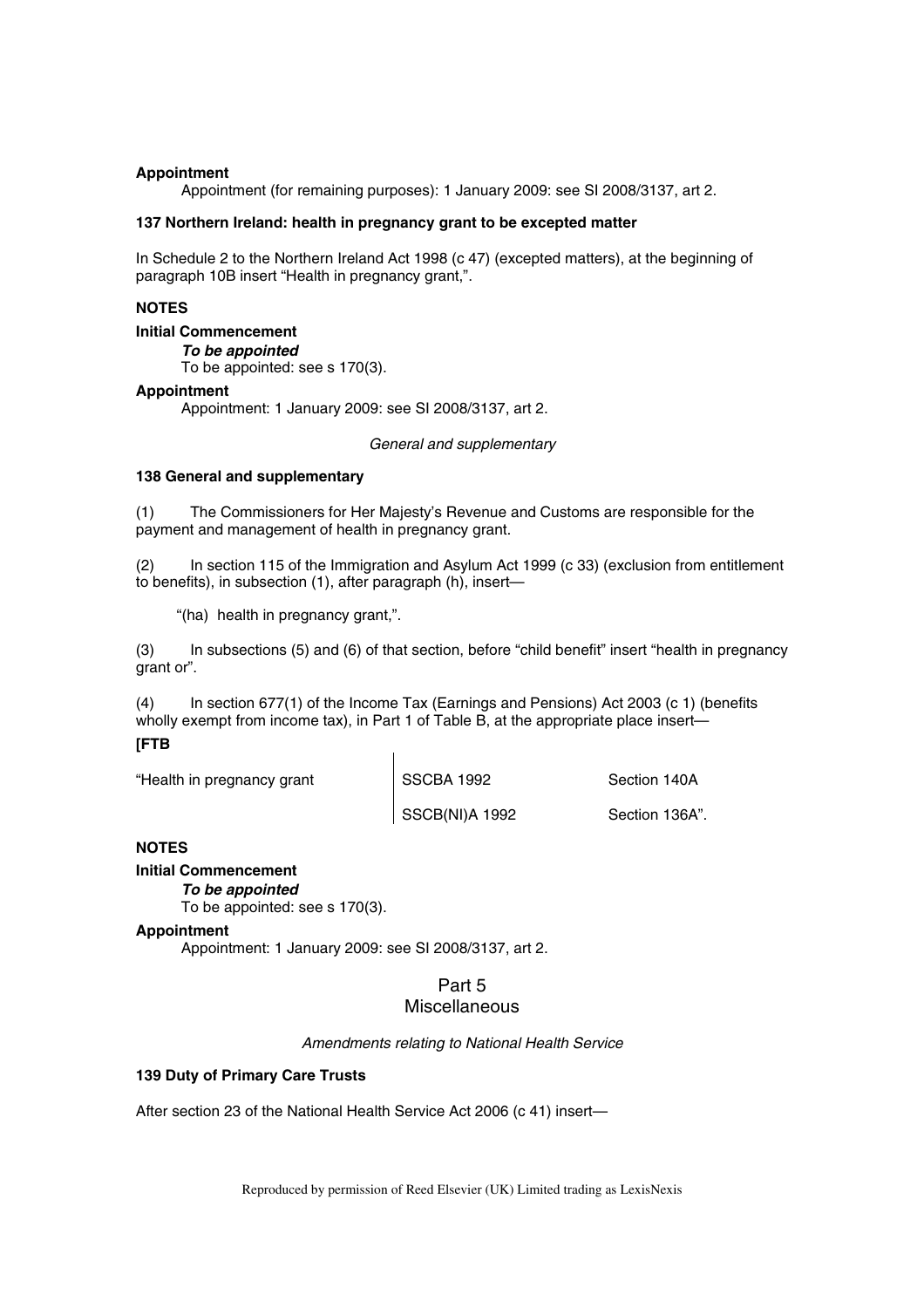**Appointment**

Appointment (for remaining purposes): 1 January 2009: see SI 2008/3137, art 2.

**137 Northern Ireland: health in pregnancy grant to be excepted matter**

In Schedule 2 to the Northern Ireland Act 1998 (c 47) (excepted matters), at the beginning of paragraph 10B insert "Health in pregnancy grant,".

**NOTES**

**Initial Commencement**

***To be appointed***

To be appointed: see s 170(3).

**Appointment**

Appointment: 1 January 2009: see SI 2008/3137, art 2.

*General and supplementary*

**138 General and supplementary**

(1) The Commissioners for Her Majesty's Revenue and Customs are responsible for the payment and management of health in pregnancy grant.

(2) In section 115 of the Immigration and Asylum Act 1999 (c 33) (exclusion from entitlement to benefits), in subsection (1), after paragraph (h), insert—

"(ha) health in pregnancy grant,".

(3) In subsections (5) and (6) of that section, before "child benefit" insert "health in pregnancy grant or".

(4) In section 677(1) of the Income Tax (Earnings and Pensions) Act 2003 (c 1) (benefits wholly exempt from income tax), in Part 1 of Table B, at the appropriate place insert—

**[FTB**

| | | |
|---|---|---|
| "Health in pregnancy grant | SSCBA 1992 | Section 140A |
| | SSCB(NI)A 1992 | Section 136A". |

**NOTES**

**Initial Commencement**

***To be appointed***

To be appointed: see s 170(3).

**Appointment**

Appointment: 1 January 2009: see SI 2008/3137, art 2.

## Part 5
## Miscellaneous

*Amendments relating to National Health Service*

**139 Duty of Primary Care Trusts**

After section 23 of the National Health Service Act 2006 (c 41) insert—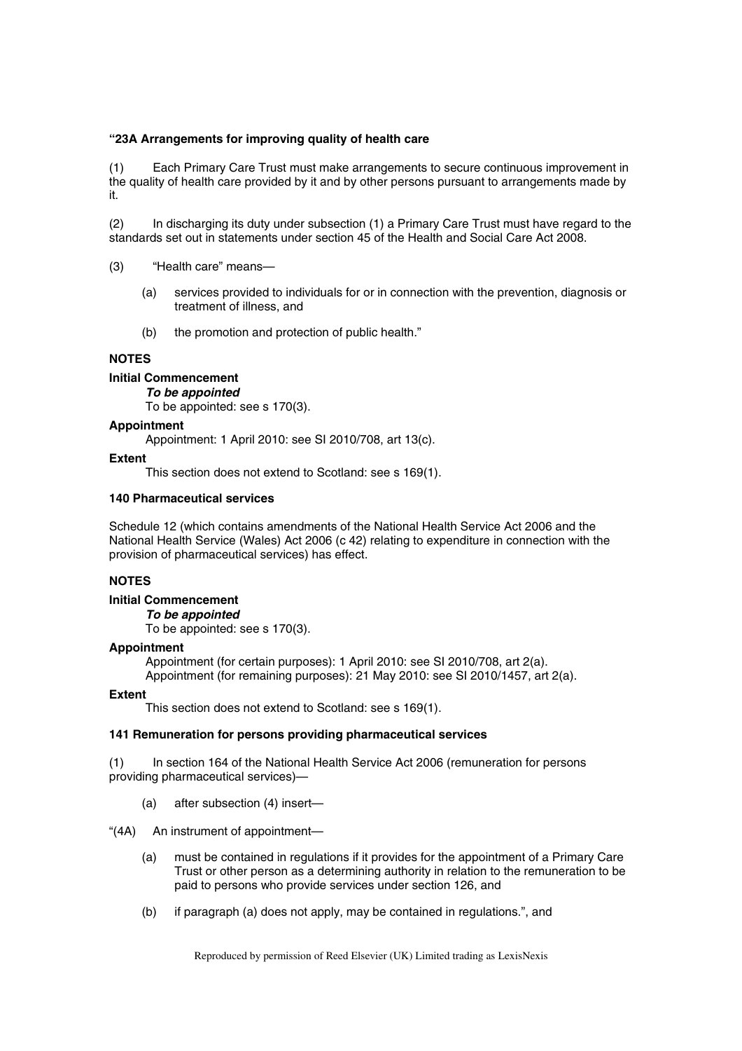**"23A Arrangements for improving quality of health care**

(1) Each Primary Care Trust must make arrangements to secure continuous improvement in the quality of health care provided by it and by other persons pursuant to arrangements made by it.

(2) In discharging its duty under subsection (1) a Primary Care Trust must have regard to the standards set out in statements under section 45 of the Health and Social Care Act 2008.

(3) "Health care" means—

- (a) services provided to individuals for or in connection with the prevention, diagnosis or treatment of illness, and
- (b) the promotion and protection of public health."

**NOTES**

**Initial Commencement**

***To be appointed***

To be appointed: see s 170(3).

**Appointment**

Appointment: 1 April 2010: see SI 2010/708, art 13(c).

**Extent**

This section does not extend to Scotland: see s 169(1).

**140 Pharmaceutical services**

Schedule 12 (which contains amendments of the National Health Service Act 2006 and the National Health Service (Wales) Act 2006 (c 42) relating to expenditure in connection with the provision of pharmaceutical services) has effect.

**NOTES**

**Initial Commencement**

***To be appointed***

To be appointed: see s 170(3).

**Appointment**

Appointment (for certain purposes): 1 April 2010: see SI 2010/708, art 2(a).
Appointment (for remaining purposes): 21 May 2010: see SI 2010/1457, art 2(a).

**Extent**

This section does not extend to Scotland: see s 169(1).

**141 Remuneration for persons providing pharmaceutical services**

(1) In section 164 of the National Health Service Act 2006 (remuneration for persons providing pharmaceutical services)—

- (a) after subsection (4) insert—

"(4A) An instrument of appointment—

- (a) must be contained in regulations if it provides for the appointment of a Primary Care Trust or other person as a determining authority in relation to the remuneration to be paid to persons who provide services under section 126, and
- (b) if paragraph (a) does not apply, may be contained in regulations.", and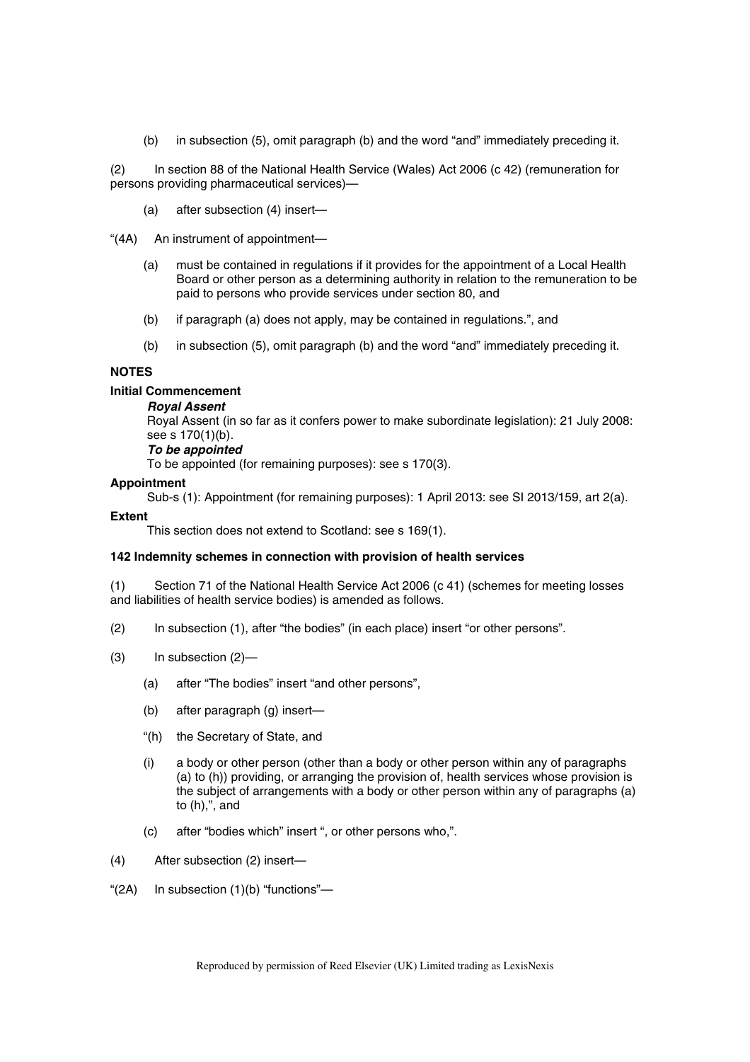(b) in subsection (5), omit paragraph (b) and the word "and" immediately preceding it.

(2) In section 88 of the National Health Service (Wales) Act 2006 (c 42) (remuneration for persons providing pharmaceutical services)—

(a) after subsection (4) insert—

"(4A) An instrument of appointment—

(a) must be contained in regulations if it provides for the appointment of a Local Health Board or other person as a determining authority in relation to the remuneration to be paid to persons who provide services under section 80, and

(b) if paragraph (a) does not apply, may be contained in regulations.", and

(b) in subsection (5), omit paragraph (b) and the word "and" immediately preceding it.

**NOTES**

**Initial Commencement**

***Royal Assent***

Royal Assent (in so far as it confers power to make subordinate legislation): 21 July 2008: see s 170(1)(b).

***To be appointed***

To be appointed (for remaining purposes): see s 170(3).

**Appointment**

Sub-s (1): Appointment (for remaining purposes): 1 April 2013: see SI 2013/159, art 2(a).

**Extent**

This section does not extend to Scotland: see s 169(1).

**142 Indemnity schemes in connection with provision of health services**

(1) Section 71 of the National Health Service Act 2006 (c 41) (schemes for meeting losses and liabilities of health service bodies) is amended as follows.

(2) In subsection (1), after "the bodies" (in each place) insert "or other persons".

(3) In subsection (2)—

(a) after "The bodies" insert "and other persons",

(b) after paragraph (g) insert—

"(h) the Secretary of State, and

(i) a body or other person (other than a body or other person within any of paragraphs (a) to (h)) providing, or arranging the provision of, health services whose provision is the subject of arrangements with a body or other person within any of paragraphs (a) to (h),", and

(c) after "bodies which" insert ", or other persons who,".

(4) After subsection (2) insert—

"(2A) In subsection (1)(b) "functions"—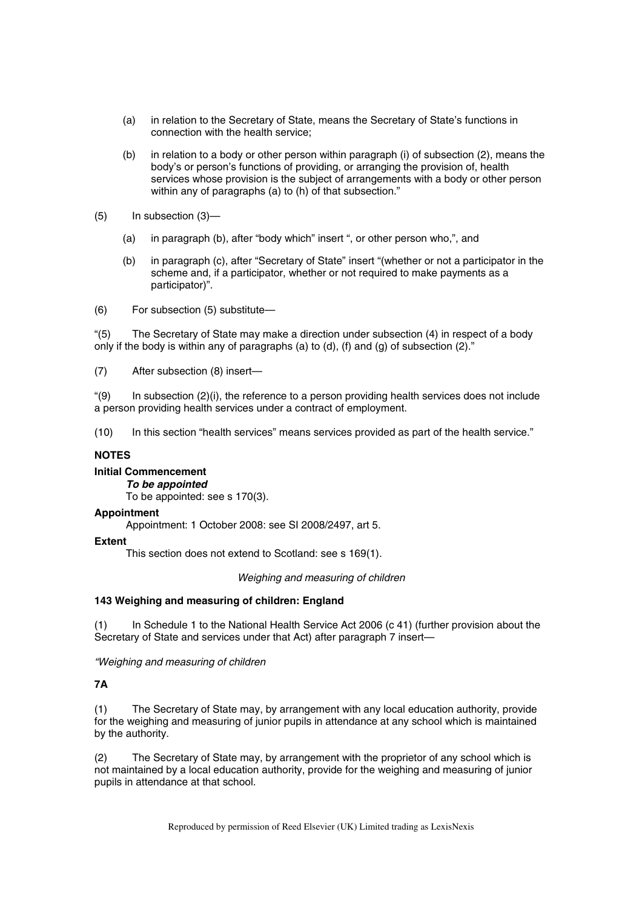(a) in relation to the Secretary of State, means the Secretary of State's functions in connection with the health service;

(b) in relation to a body or other person within paragraph (i) of subsection (2), means the body's or person's functions of providing, or arranging the provision of, health services whose provision is the subject of arrangements with a body or other person within any of paragraphs (a) to (h) of that subsection."

(5) In subsection (3)—

(a) in paragraph (b), after "body which" insert ", or other person who,", and

(b) in paragraph (c), after "Secretary of State" insert "(whether or not a participator in the scheme and, if a participator, whether or not required to make payments as a participator)".

(6) For subsection (5) substitute—

"(5) The Secretary of State may make a direction under subsection (4) in respect of a body only if the body is within any of paragraphs (a) to (d), (f) and (g) of subsection (2)."

(7) After subsection (8) insert—

"(9) In subsection (2)(i), the reference to a person providing health services does not include a person providing health services under a contract of employment.

(10) In this section "health services" means services provided as part of the health service."

**NOTES**

**Initial Commencement**

***To be appointed***

To be appointed: see s 170(3).

**Appointment**

Appointment: 1 October 2008: see SI 2008/2497, art 5.

**Extent**

This section does not extend to Scotland: see s 169(1).

*Weighing and measuring of children*

**143 Weighing and measuring of children: England**

(1) In Schedule 1 to the National Health Service Act 2006 (c 41) (further provision about the Secretary of State and services under that Act) after paragraph 7 insert—

*"Weighing and measuring of children*

**7A**

(1) The Secretary of State may, by arrangement with any local education authority, provide for the weighing and measuring of junior pupils in attendance at any school which is maintained by the authority.

(2) The Secretary of State may, by arrangement with the proprietor of any school which is not maintained by a local education authority, provide for the weighing and measuring of junior pupils in attendance at that school.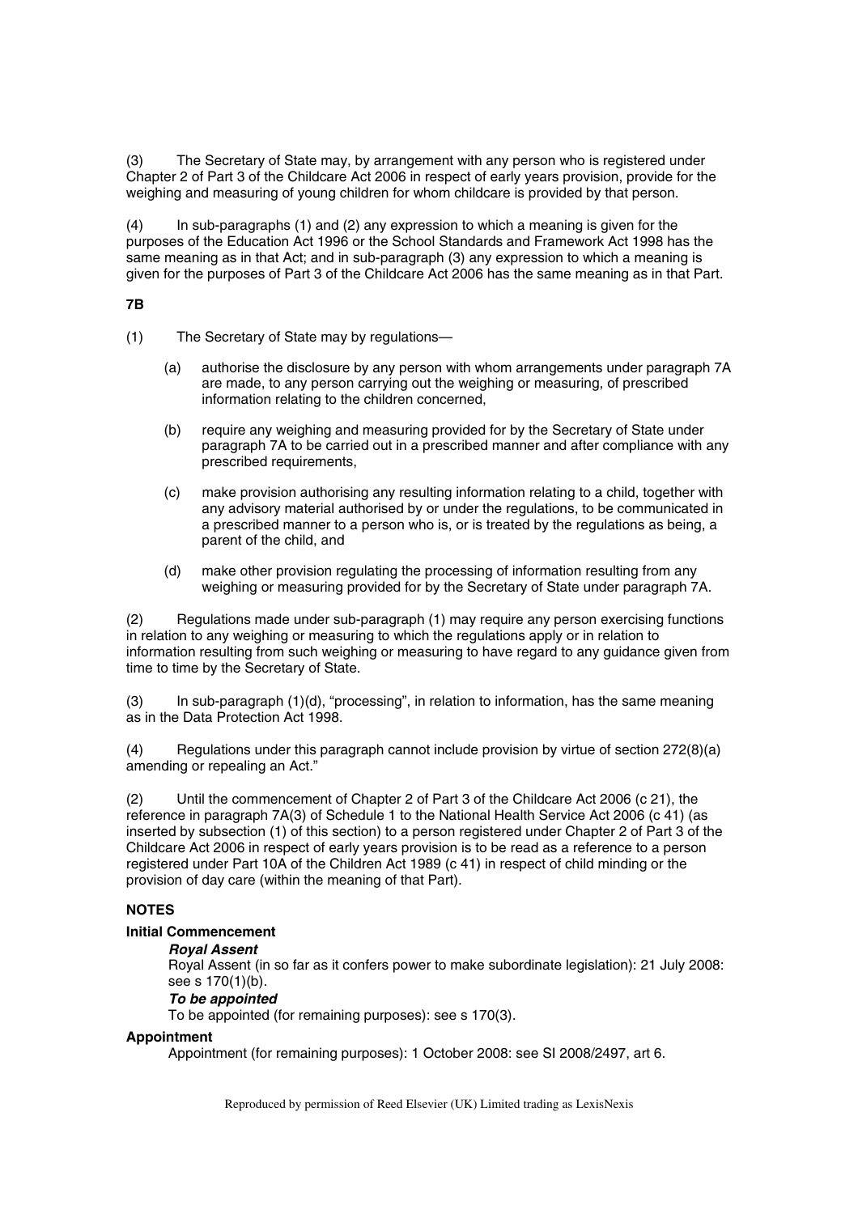(3) The Secretary of State may, by arrangement with any person who is registered under Chapter 2 of Part 3 of the Childcare Act 2006 in respect of early years provision, provide for the weighing and measuring of young children for whom childcare is provided by that person.

(4) In sub-paragraphs (1) and (2) any expression to which a meaning is given for the purposes of the Education Act 1996 or the School Standards and Framework Act 1998 has the same meaning as in that Act; and in sub-paragraph (3) any expression to which a meaning is given for the purposes of Part 3 of the Childcare Act 2006 has the same meaning as in that Part.

**7B**

(1) The Secretary of State may by regulations—

(a) authorise the disclosure by any person with whom arrangements under paragraph 7A are made, to any person carrying out the weighing or measuring, of prescribed information relating to the children concerned,

(b) require any weighing and measuring provided for by the Secretary of State under paragraph 7A to be carried out in a prescribed manner and after compliance with any prescribed requirements,

(c) make provision authorising any resulting information relating to a child, together with any advisory material authorised by or under the regulations, to be communicated in a prescribed manner to a person who is, or is treated by the regulations as being, a parent of the child, and

(d) make other provision regulating the processing of information resulting from any weighing or measuring provided for by the Secretary of State under paragraph 7A.

(2) Regulations made under sub-paragraph (1) may require any person exercising functions in relation to any weighing or measuring to which the regulations apply or in relation to information resulting from such weighing or measuring to have regard to any guidance given from time to time by the Secretary of State.

(3) In sub-paragraph (1)(d), "processing", in relation to information, has the same meaning as in the Data Protection Act 1998.

(4) Regulations under this paragraph cannot include provision by virtue of section 272(8)(a) amending or repealing an Act."

(2) Until the commencement of Chapter 2 of Part 3 of the Childcare Act 2006 (c 21), the reference in paragraph 7A(3) of Schedule 1 to the National Health Service Act 2006 (c 41) (as inserted by subsection (1) of this section) to a person registered under Chapter 2 of Part 3 of the Childcare Act 2006 in respect of early years provision is to be read as a reference to a person registered under Part 10A of the Children Act 1989 (c 41) in respect of child minding or the provision of day care (within the meaning of that Part).

**NOTES**

**Initial Commencement**

***Royal Assent***

Royal Assent (in so far as it confers power to make subordinate legislation): 21 July 2008: see s 170(1)(b).

***To be appointed***

To be appointed (for remaining purposes): see s 170(3).

**Appointment**

Appointment (for remaining purposes): 1 October 2008: see SI 2008/2497, art 6.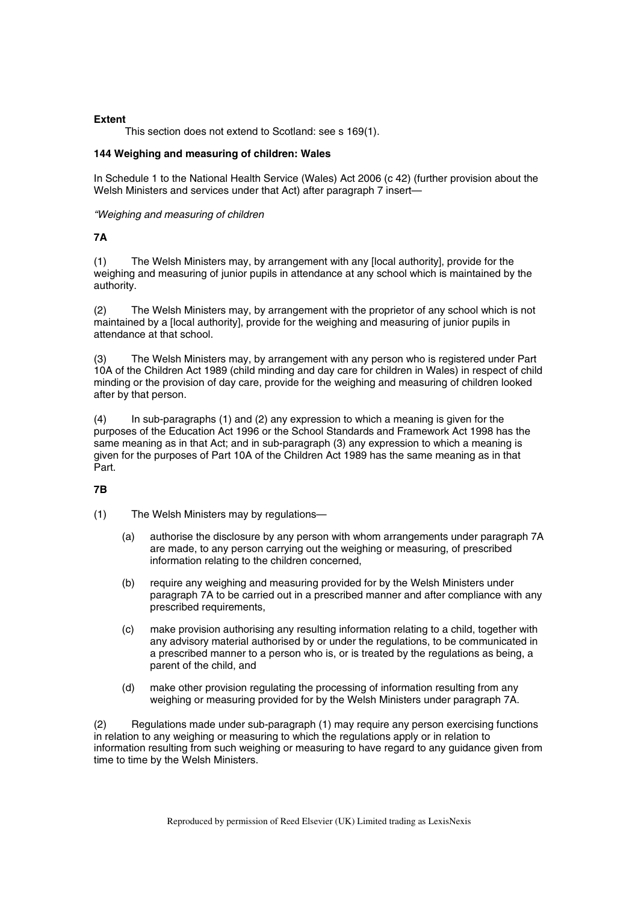**Extent**

This section does not extend to Scotland: see s 169(1).

**144 Weighing and measuring of children: Wales**

In Schedule 1 to the National Health Service (Wales) Act 2006 (c 42) (further provision about the Welsh Ministers and services under that Act) after paragraph 7 insert—

*"Weighing and measuring of children*

**7A**

(1) The Welsh Ministers may, by arrangement with any [local authority], provide for the weighing and measuring of junior pupils in attendance at any school which is maintained by the authority.

(2) The Welsh Ministers may, by arrangement with the proprietor of any school which is not maintained by a [local authority], provide for the weighing and measuring of junior pupils in attendance at that school.

(3) The Welsh Ministers may, by arrangement with any person who is registered under Part 10A of the Children Act 1989 (child minding and day care for children in Wales) in respect of child minding or the provision of day care, provide for the weighing and measuring of children looked after by that person.

(4) In sub-paragraphs (1) and (2) any expression to which a meaning is given for the purposes of the Education Act 1996 or the School Standards and Framework Act 1998 has the same meaning as in that Act; and in sub-paragraph (3) any expression to which a meaning is given for the purposes of Part 10A of the Children Act 1989 has the same meaning as in that Part.

**7B**

(1) The Welsh Ministers may by regulations—

(a) authorise the disclosure by any person with whom arrangements under paragraph 7A are made, to any person carrying out the weighing or measuring, of prescribed information relating to the children concerned,

(b) require any weighing and measuring provided for by the Welsh Ministers under paragraph 7A to be carried out in a prescribed manner and after compliance with any prescribed requirements,

(c) make provision authorising any resulting information relating to a child, together with any advisory material authorised by or under the regulations, to be communicated in a prescribed manner to a person who is, or is treated by the regulations as being, a parent of the child, and

(d) make other provision regulating the processing of information resulting from any weighing or measuring provided for by the Welsh Ministers under paragraph 7A.

(2) Regulations made under sub-paragraph (1) may require any person exercising functions in relation to any weighing or measuring to which the regulations apply or in relation to information resulting from such weighing or measuring to have regard to any guidance given from time to time by the Welsh Ministers.

Reproduced by permission of Reed Elsevier (UK) Limited trading as LexisNexis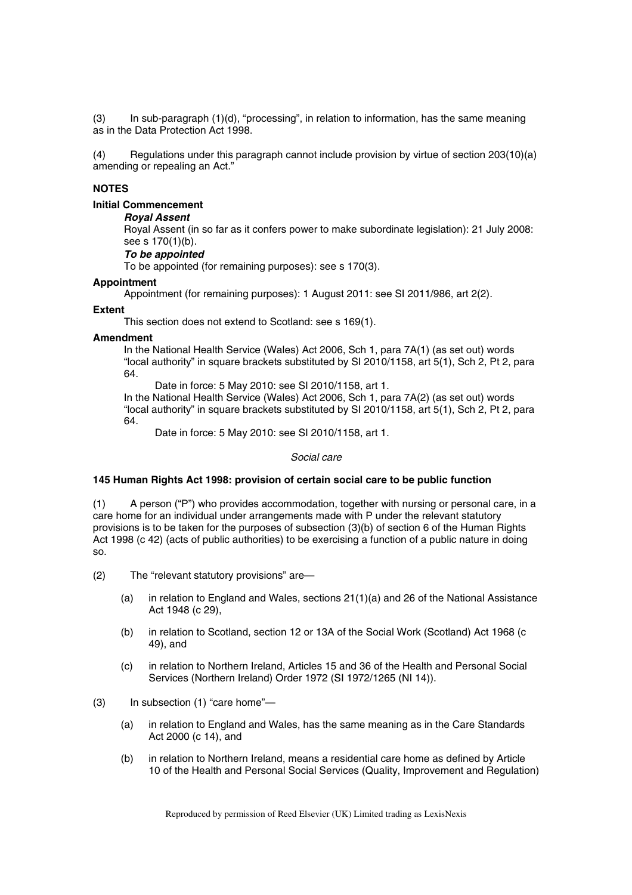(3) In sub-paragraph (1)(d), "processing", in relation to information, has the same meaning as in the Data Protection Act 1998.

(4) Regulations under this paragraph cannot include provision by virtue of section 203(10)(a) amending or repealing an Act."

**NOTES**

**Initial Commencement**

***Royal Assent***

Royal Assent (in so far as it confers power to make subordinate legislation): 21 July 2008: see s 170(1)(b).

***To be appointed***

To be appointed (for remaining purposes): see s 170(3).

**Appointment**

Appointment (for remaining purposes): 1 August 2011: see SI 2011/986, art 2(2).

**Extent**

This section does not extend to Scotland: see s 169(1).

**Amendment**

In the National Health Service (Wales) Act 2006, Sch 1, para 7A(1) (as set out) words "local authority" in square brackets substituted by SI 2010/1158, art 5(1), Sch 2, Pt 2, para 64.

Date in force: 5 May 2010: see SI 2010/1158, art 1.

In the National Health Service (Wales) Act 2006, Sch 1, para 7A(2) (as set out) words "local authority" in square brackets substituted by SI 2010/1158, art 5(1), Sch 2, Pt 2, para 64.

Date in force: 5 May 2010: see SI 2010/1158, art 1.

*Social care*

**145 Human Rights Act 1998: provision of certain social care to be public function**

(1) A person ("P") who provides accommodation, together with nursing or personal care, in a care home for an individual under arrangements made with P under the relevant statutory provisions is to be taken for the purposes of subsection (3)(b) of section 6 of the Human Rights Act 1998 (c 42) (acts of public authorities) to be exercising a function of a public nature in doing so.

(2) The "relevant statutory provisions" are—

- (a) in relation to England and Wales, sections 21(1)(a) and 26 of the National Assistance Act 1948 (c 29),
- (b) in relation to Scotland, section 12 or 13A of the Social Work (Scotland) Act 1968 (c 49), and
- (c) in relation to Northern Ireland, Articles 15 and 36 of the Health and Personal Social Services (Northern Ireland) Order 1972 (SI 1972/1265 (NI 14)).

(3) In subsection (1) "care home"—

- (a) in relation to England and Wales, has the same meaning as in the Care Standards Act 2000 (c 14), and
- (b) in relation to Northern Ireland, means a residential care home as defined by Article 10 of the Health and Personal Social Services (Quality, Improvement and Regulation)

Reproduced by permission of Reed Elsevier (UK) Limited trading as LexisNexis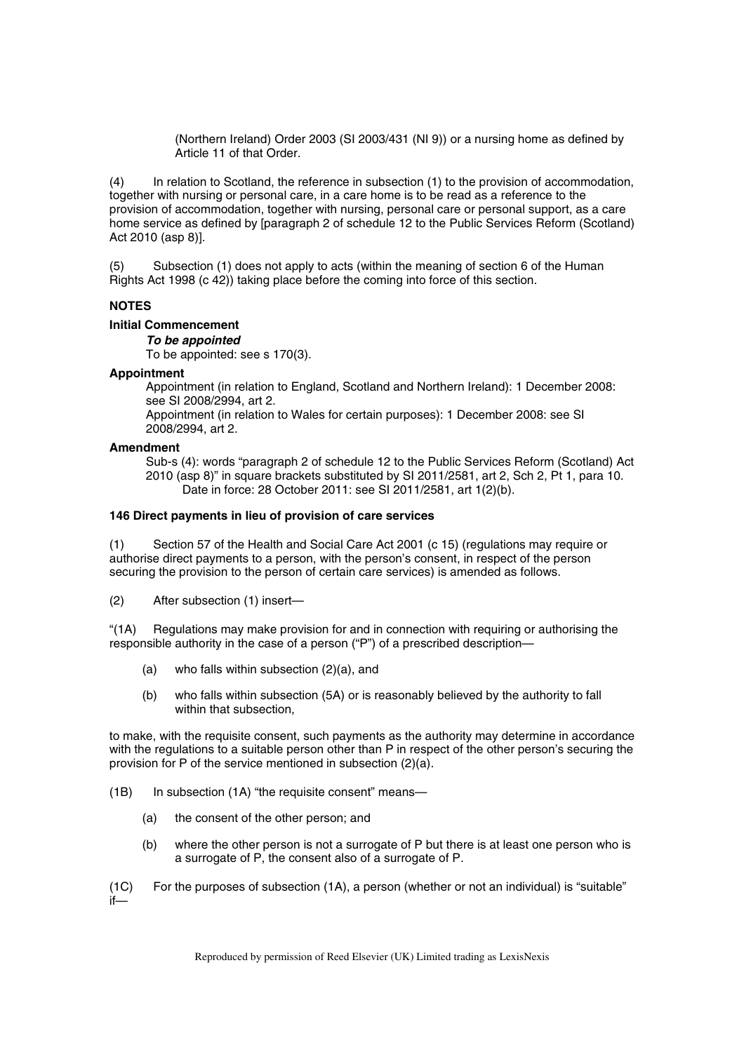(Northern Ireland) Order 2003 (SI 2003/431 (NI 9)) or a nursing home as defined by Article 11 of that Order.

(4) In relation to Scotland, the reference in subsection (1) to the provision of accommodation, together with nursing or personal care, in a care home is to be read as a reference to the provision of accommodation, together with nursing, personal care or personal support, as a care home service as defined by [paragraph 2 of schedule 12 to the Public Services Reform (Scotland) Act 2010 (asp 8)].

(5) Subsection (1) does not apply to acts (within the meaning of section 6 of the Human Rights Act 1998 (c 42)) taking place before the coming into force of this section.

**NOTES**

**Initial Commencement**

***To be appointed***

To be appointed: see s 170(3).

**Appointment**

Appointment (in relation to England, Scotland and Northern Ireland): 1 December 2008: see SI 2008/2994, art 2.

Appointment (in relation to Wales for certain purposes): 1 December 2008: see SI 2008/2994, art 2.

**Amendment**

Sub-s (4): words "paragraph 2 of schedule 12 to the Public Services Reform (Scotland) Act 2010 (asp 8)" in square brackets substituted by SI 2011/2581, art 2, Sch 2, Pt 1, para 10.

Date in force: 28 October 2011: see SI 2011/2581, art 1(2)(b).

**146 Direct payments in lieu of provision of care services**

(1) Section 57 of the Health and Social Care Act 2001 (c 15) (regulations may require or authorise direct payments to a person, with the person's consent, in respect of the person securing the provision to the person of certain care services) is amended as follows.

(2) After subsection (1) insert—

"(1A) Regulations may make provision for and in connection with requiring or authorising the responsible authority in the case of a person ("P") of a prescribed description—

(a) who falls within subsection (2)(a), and

(b) who falls within subsection (5A) or is reasonably believed by the authority to fall within that subsection,

to make, with the requisite consent, such payments as the authority may determine in accordance with the regulations to a suitable person other than P in respect of the other person's securing the provision for P of the service mentioned in subsection (2)(a).

(1B) In subsection (1A) "the requisite consent" means—

(a) the consent of the other person; and

(b) where the other person is not a surrogate of P but there is at least one person who is a surrogate of P, the consent also of a surrogate of P.

(1C) For the purposes of subsection (1A), a person (whether or not an individual) is "suitable" if—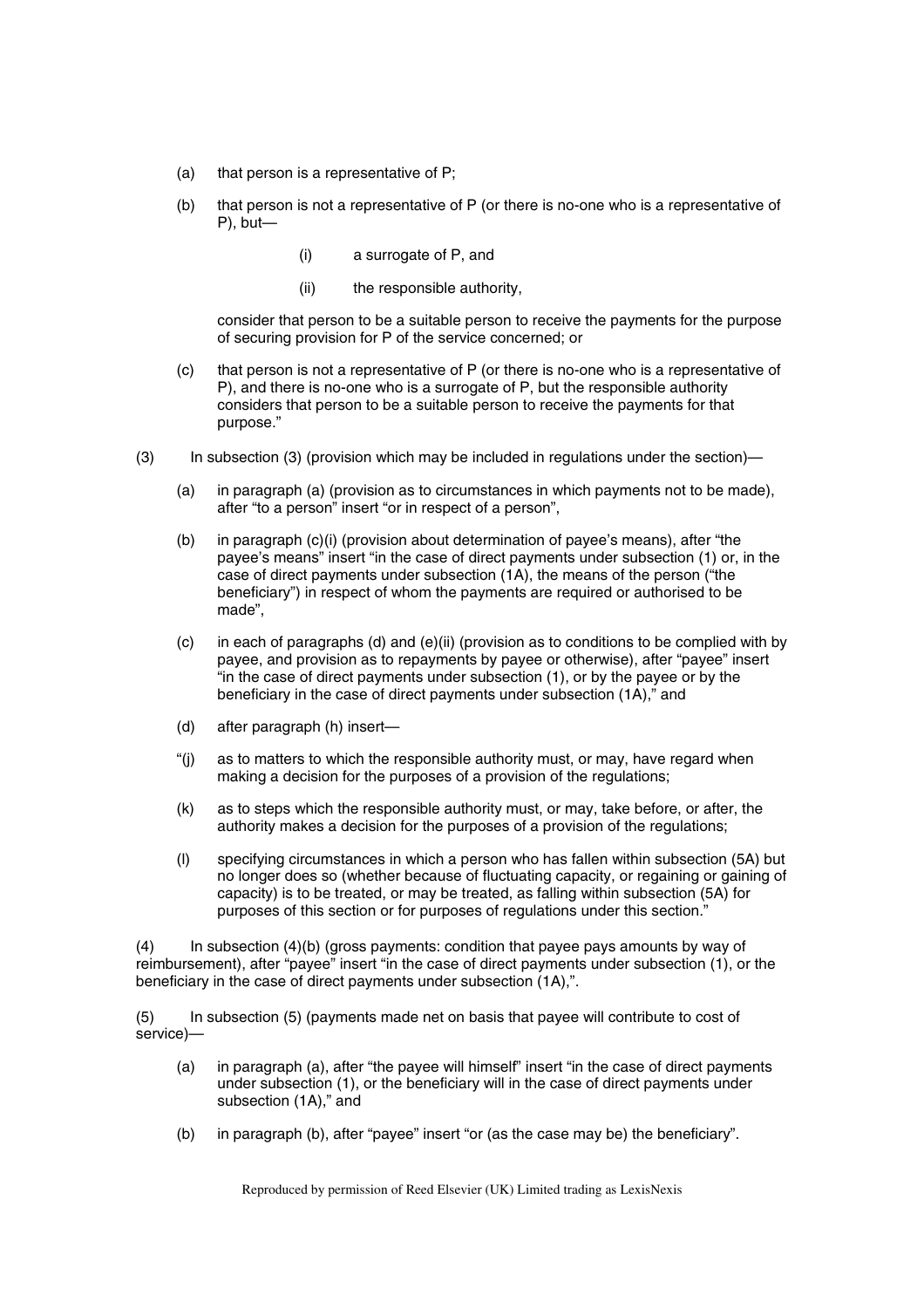(a) that person is a representative of P;

(b) that person is not a representative of P (or there is no-one who is a representative of P), but—

(i) a surrogate of P, and

(ii) the responsible authority,

consider that person to be a suitable person to receive the payments for the purpose of securing provision for P of the service concerned; or

(c) that person is not a representative of P (or there is no-one who is a representative of P), and there is no-one who is a surrogate of P, but the responsible authority considers that person to be a suitable person to receive the payments for that purpose."

(3) In subsection (3) (provision which may be included in regulations under the section)—

(a) in paragraph (a) (provision as to circumstances in which payments not to be made), after "to a person" insert "or in respect of a person",

(b) in paragraph (c)(i) (provision about determination of payee's means), after "the payee's means" insert "in the case of direct payments under subsection (1) or, in the case of direct payments under subsection (1A), the means of the person ("the beneficiary") in respect of whom the payments are required or authorised to be made",

(c) in each of paragraphs (d) and (e)(ii) (provision as to conditions to be complied with by payee, and provision as to repayments by payee or otherwise), after "payee" insert "in the case of direct payments under subsection (1), or by the payee or by the beneficiary in the case of direct payments under subsection (1A)," and

(d) after paragraph (h) insert—

"(j) as to matters to which the responsible authority must, or may, have regard when making a decision for the purposes of a provision of the regulations;

(k) as to steps which the responsible authority must, or may, take before, or after, the authority makes a decision for the purposes of a provision of the regulations;

(l) specifying circumstances in which a person who has fallen within subsection (5A) but no longer does so (whether because of fluctuating capacity, or regaining or gaining of capacity) is to be treated, or may be treated, as falling within subsection (5A) for purposes of this section or for purposes of regulations under this section."

(4) In subsection (4)(b) (gross payments: condition that payee pays amounts by way of reimbursement), after "payee" insert "in the case of direct payments under subsection (1), or the beneficiary in the case of direct payments under subsection (1A),".

(5) In subsection (5) (payments made net on basis that payee will contribute to cost of service)—

(a) in paragraph (a), after "the payee will himself" insert "in the case of direct payments under subsection (1), or the beneficiary will in the case of direct payments under subsection (1A)," and

(b) in paragraph (b), after "payee" insert "or (as the case may be) the beneficiary".

Reproduced by permission of Reed Elsevier (UK) Limited trading as LexisNexis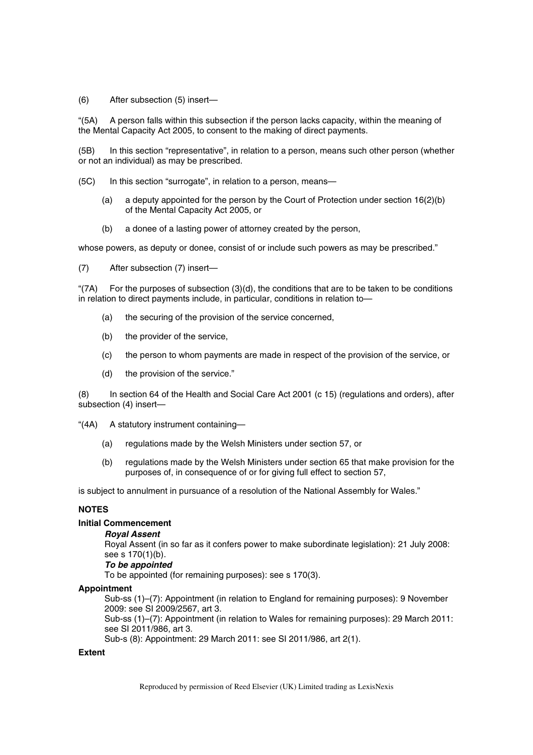(6) After subsection (5) insert—

"(5A) A person falls within this subsection if the person lacks capacity, within the meaning of the Mental Capacity Act 2005, to consent to the making of direct payments.

(5B) In this section "representative", in relation to a person, means such other person (whether or not an individual) as may be prescribed.

(5C) In this section "surrogate", in relation to a person, means—

- (a) a deputy appointed for the person by the Court of Protection under section 16(2)(b) of the Mental Capacity Act 2005, or
- (b) a donee of a lasting power of attorney created by the person,

whose powers, as deputy or donee, consist of or include such powers as may be prescribed."

(7) After subsection (7) insert—

"(7A) For the purposes of subsection (3)(d), the conditions that are to be taken to be conditions in relation to direct payments include, in particular, conditions in relation to—

- (a) the securing of the provision of the service concerned,
- (b) the provider of the service,
- (c) the person to whom payments are made in respect of the provision of the service, or
- (d) the provision of the service."

(8) In section 64 of the Health and Social Care Act 2001 (c 15) (regulations and orders), after subsection (4) insert—

"(4A) A statutory instrument containing—

- (a) regulations made by the Welsh Ministers under section 57, or
- (b) regulations made by the Welsh Ministers under section 65 that make provision for the purposes of, in consequence of or for giving full effect to section 57,

is subject to annulment in pursuance of a resolution of the National Assembly for Wales."

**NOTES**

**Initial Commencement**

***Royal Assent***

Royal Assent (in so far as it confers power to make subordinate legislation): 21 July 2008: see s 170(1)(b).

***To be appointed***

To be appointed (for remaining purposes): see s 170(3).

**Appointment**

Sub-ss (1)–(7): Appointment (in relation to England for remaining purposes): 9 November 2009: see SI 2009/2567, art 3.

Sub-ss (1)–(7): Appointment (in relation to Wales for remaining purposes): 29 March 2011: see SI 2011/986, art 3.

Sub-s (8): Appointment: 29 March 2011: see SI 2011/986, art 2(1).

**Extent**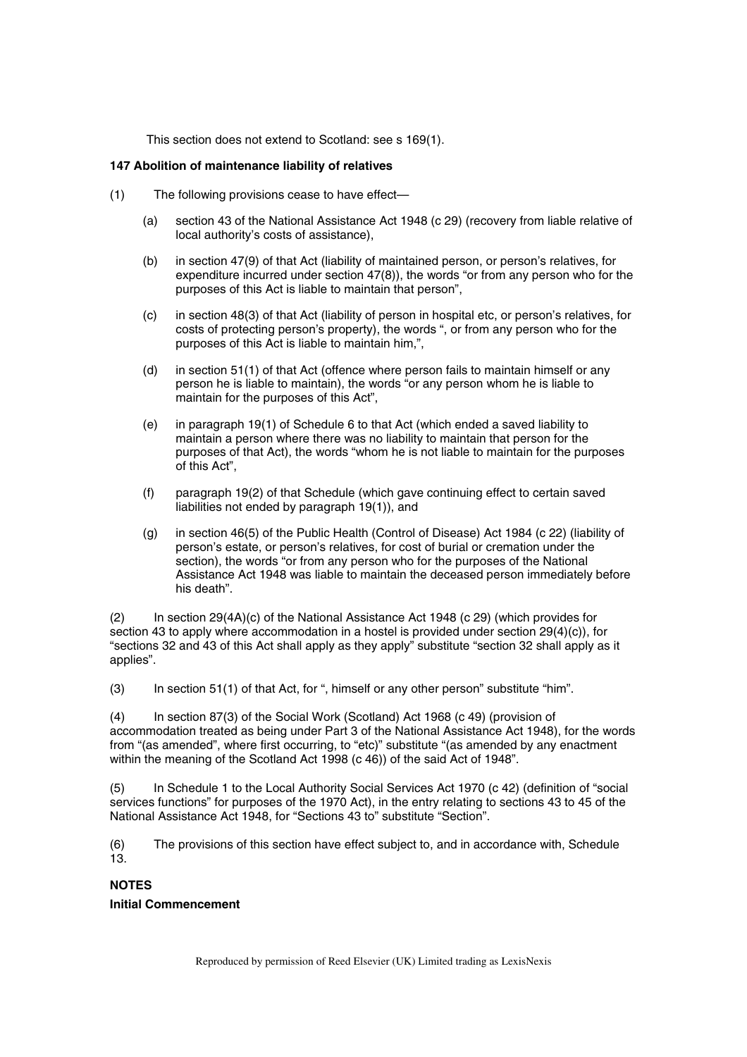This section does not extend to Scotland: see s 169(1).

**147 Abolition of maintenance liability of relatives**

(1) The following provisions cease to have effect—

(a) section 43 of the National Assistance Act 1948 (c 29) (recovery from liable relative of local authority's costs of assistance),

(b) in section 47(9) of that Act (liability of maintained person, or person's relatives, for expenditure incurred under section 47(8)), the words "or from any person who for the purposes of this Act is liable to maintain that person",

(c) in section 48(3) of that Act (liability of person in hospital etc, or person's relatives, for costs of protecting person's property), the words ", or from any person who for the purposes of this Act is liable to maintain him,",

(d) in section 51(1) of that Act (offence where person fails to maintain himself or any person he is liable to maintain), the words "or any person whom he is liable to maintain for the purposes of this Act",

(e) in paragraph 19(1) of Schedule 6 to that Act (which ended a saved liability to maintain a person where there was no liability to maintain that person for the purposes of that Act), the words "whom he is not liable to maintain for the purposes of this Act",

(f) paragraph 19(2) of that Schedule (which gave continuing effect to certain saved liabilities not ended by paragraph 19(1)), and

(g) in section 46(5) of the Public Health (Control of Disease) Act 1984 (c 22) (liability of person's estate, or person's relatives, for cost of burial or cremation under the section), the words "or from any person who for the purposes of the National Assistance Act 1948 was liable to maintain the deceased person immediately before his death".

(2) In section 29(4A)(c) of the National Assistance Act 1948 (c 29) (which provides for section 43 to apply where accommodation in a hostel is provided under section 29(4)(c)), for "sections 32 and 43 of this Act shall apply as they apply" substitute "section 32 shall apply as it applies".

(3) In section 51(1) of that Act, for ", himself or any other person" substitute "him".

(4) In section 87(3) of the Social Work (Scotland) Act 1968 (c 49) (provision of accommodation treated as being under Part 3 of the National Assistance Act 1948), for the words from "(as amended", where first occurring, to "etc)" substitute "(as amended by any enactment within the meaning of the Scotland Act 1998 (c 46)) of the said Act of 1948".

(5) In Schedule 1 to the Local Authority Social Services Act 1970 (c 42) (definition of "social services functions" for purposes of the 1970 Act), in the entry relating to sections 43 to 45 of the National Assistance Act 1948, for "Sections 43 to" substitute "Section".

(6) The provisions of this section have effect subject to, and in accordance with, Schedule 13.

**NOTES**

**Initial Commencement**

Reproduced by permission of Reed Elsevier (UK) Limited trading as LexisNexis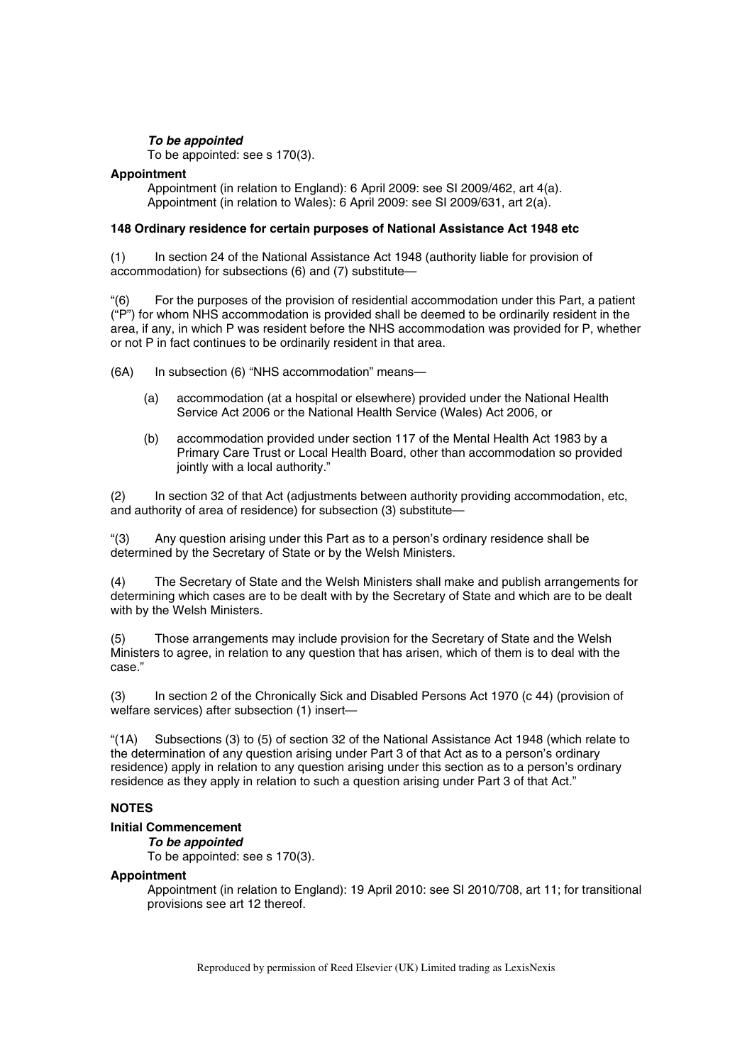***To be appointed***

To be appointed: see s 170(3).

**Appointment**

Appointment (in relation to England): 6 April 2009: see SI 2009/462, art 4(a).
Appointment (in relation to Wales): 6 April 2009: see SI 2009/631, art 2(a).

**148 Ordinary residence for certain purposes of National Assistance Act 1948 etc**

(1) In section 24 of the National Assistance Act 1948 (authority liable for provision of accommodation) for subsections (6) and (7) substitute—

"(6) For the purposes of the provision of residential accommodation under this Part, a patient ("P") for whom NHS accommodation is provided shall be deemed to be ordinarily resident in the area, if any, in which P was resident before the NHS accommodation was provided for P, whether or not P in fact continues to be ordinarily resident in that area.

(6A) In subsection (6) "NHS accommodation" means—

(a) accommodation (at a hospital or elsewhere) provided under the National Health Service Act 2006 or the National Health Service (Wales) Act 2006, or

(b) accommodation provided under section 117 of the Mental Health Act 1983 by a Primary Care Trust or Local Health Board, other than accommodation so provided jointly with a local authority."

(2) In section 32 of that Act (adjustments between authority providing accommodation, etc, and authority of area of residence) for subsection (3) substitute—

"(3) Any question arising under this Part as to a person's ordinary residence shall be determined by the Secretary of State or by the Welsh Ministers.

(4) The Secretary of State and the Welsh Ministers shall make and publish arrangements for determining which cases are to be dealt with by the Secretary of State and which are to be dealt with by the Welsh Ministers.

(5) Those arrangements may include provision for the Secretary of State and the Welsh Ministers to agree, in relation to any question that has arisen, which of them is to deal with the case."

(3) In section 2 of the Chronically Sick and Disabled Persons Act 1970 (c 44) (provision of welfare services) after subsection (1) insert—

"(1A) Subsections (3) to (5) of section 32 of the National Assistance Act 1948 (which relate to the determination of any question arising under Part 3 of that Act as to a person's ordinary residence) apply in relation to any question arising under this section as to a person's ordinary residence as they apply in relation to such a question arising under Part 3 of that Act."

**NOTES**

**Initial Commencement**

***To be appointed***

To be appointed: see s 170(3).

**Appointment**

Appointment (in relation to England): 19 April 2010: see SI 2010/708, art 11; for transitional provisions see art 12 thereof.

Reproduced by permission of Reed Elsevier (UK) Limited trading as LexisNexis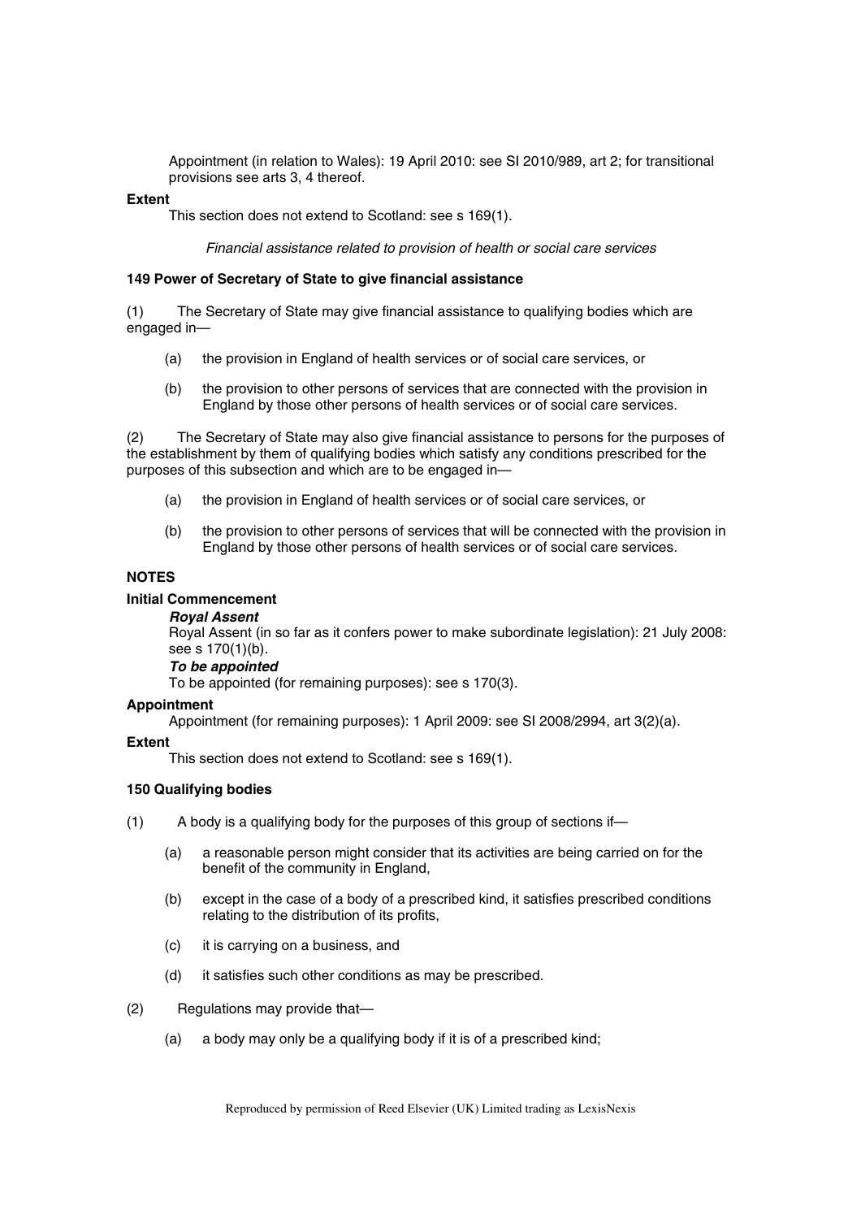Appointment (in relation to Wales): 19 April 2010: see SI 2010/989, art 2; for transitional provisions see arts 3, 4 thereof.

**Extent**

This section does not extend to Scotland: see s 169(1).

*Financial assistance related to provision of health or social care services*

**149 Power of Secretary of State to give financial assistance**

(1) The Secretary of State may give financial assistance to qualifying bodies which are engaged in—

(a) the provision in England of health services or of social care services, or

(b) the provision to other persons of services that are connected with the provision in England by those other persons of health services or of social care services.

(2) The Secretary of State may also give financial assistance to persons for the purposes of the establishment by them of qualifying bodies which satisfy any conditions prescribed for the purposes of this subsection and which are to be engaged in—

(a) the provision in England of health services or of social care services, or

(b) the provision to other persons of services that will be connected with the provision in England by those other persons of health services or of social care services.

**NOTES**

**Initial Commencement**

***Royal Assent***

Royal Assent (in so far as it confers power to make subordinate legislation): 21 July 2008: see s 170(1)(b).

***To be appointed***

To be appointed (for remaining purposes): see s 170(3).

**Appointment**

Appointment (for remaining purposes): 1 April 2009: see SI 2008/2994, art 3(2)(a).

**Extent**

This section does not extend to Scotland: see s 169(1).

**150 Qualifying bodies**

(1) A body is a qualifying body for the purposes of this group of sections if—

(a) a reasonable person might consider that its activities are being carried on for the benefit of the community in England,

(b) except in the case of a body of a prescribed kind, it satisfies prescribed conditions relating to the distribution of its profits,

(c) it is carrying on a business, and

(d) it satisfies such other conditions as may be prescribed.

(2) Regulations may provide that—

(a) a body may only be a qualifying body if it is of a prescribed kind;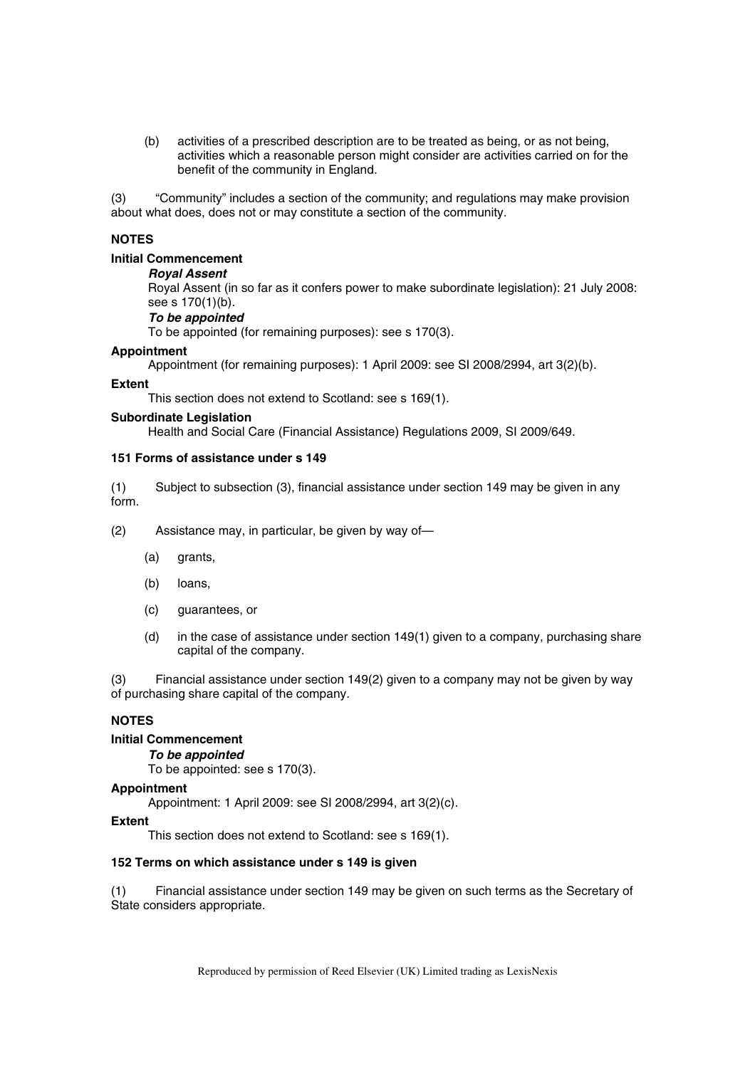(b) activities of a prescribed description are to be treated as being, or as not being, activities which a reasonable person might consider are activities carried on for the benefit of the community in England.

(3) "Community" includes a section of the community; and regulations may make provision about what does, does not or may constitute a section of the community.

**NOTES**

**Initial Commencement**

***Royal Assent***

Royal Assent (in so far as it confers power to make subordinate legislation): 21 July 2008: see s 170(1)(b).

***To be appointed***

To be appointed (for remaining purposes): see s 170(3).

**Appointment**

Appointment (for remaining purposes): 1 April 2009: see SI 2008/2994, art 3(2)(b).

**Extent**

This section does not extend to Scotland: see s 169(1).

**Subordinate Legislation**

Health and Social Care (Financial Assistance) Regulations 2009, SI 2009/649.

**151 Forms of assistance under s 149**

(1) Subject to subsection (3), financial assistance under section 149 may be given in any form.

(2) Assistance may, in particular, be given by way of—

(a) grants,

(b) loans,

(c) guarantees, or

(d) in the case of assistance under section 149(1) given to a company, purchasing share capital of the company.

(3) Financial assistance under section 149(2) given to a company may not be given by way of purchasing share capital of the company.

**NOTES**

**Initial Commencement**

***To be appointed***

To be appointed: see s 170(3).

**Appointment**

Appointment: 1 April 2009: see SI 2008/2994, art 3(2)(c).

**Extent**

This section does not extend to Scotland: see s 169(1).

**152 Terms on which assistance under s 149 is given**

(1) Financial assistance under section 149 may be given on such terms as the Secretary of State considers appropriate.

Reproduced by permission of Reed Elsevier (UK) Limited trading as LexisNexis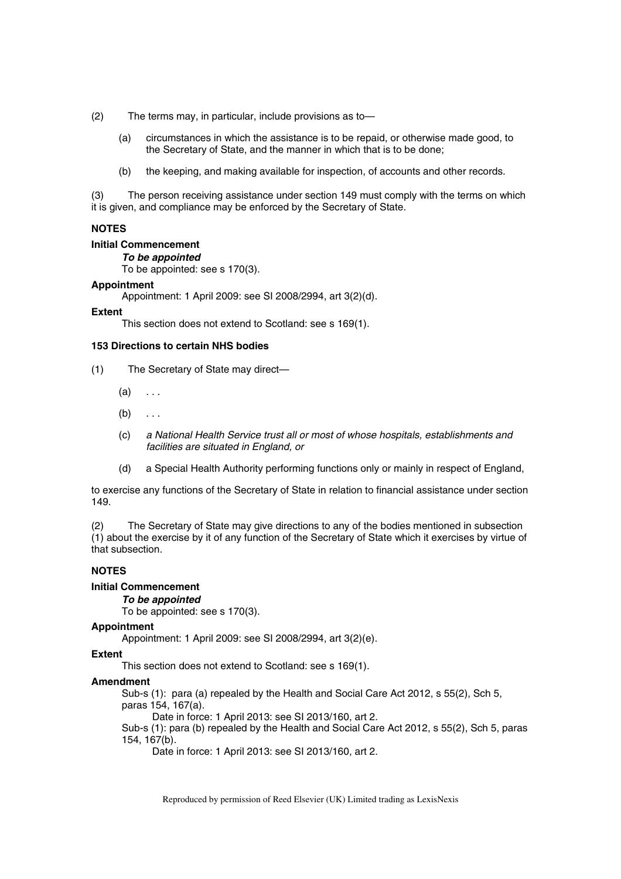(2) The terms may, in particular, include provisions as to—

(a) circumstances in which the assistance is to be repaid, or otherwise made good, to the Secretary of State, and the manner in which that is to be done;

(b) the keeping, and making available for inspection, of accounts and other records.

(3) The person receiving assistance under section 149 must comply with the terms on which it is given, and compliance may be enforced by the Secretary of State.

**NOTES**

**Initial Commencement**

***To be appointed***

To be appointed: see s 170(3).

**Appointment**

Appointment: 1 April 2009: see SI 2008/2994, art 3(2)(d).

**Extent**

This section does not extend to Scotland: see s 169(1).

**153 Directions to certain NHS bodies**

(1) The Secretary of State may direct—

(a) . . .

(b) . . .

(c) *a National Health Service trust all or most of whose hospitals, establishments and facilities are situated in England, or*

(d) a Special Health Authority performing functions only or mainly in respect of England,

to exercise any functions of the Secretary of State in relation to financial assistance under section 149.

(2) The Secretary of State may give directions to any of the bodies mentioned in subsection (1) about the exercise by it of any function of the Secretary of State which it exercises by virtue of that subsection.

**NOTES**

**Initial Commencement**

***To be appointed***

To be appointed: see s 170(3).

**Appointment**

Appointment: 1 April 2009: see SI 2008/2994, art 3(2)(e).

**Extent**

This section does not extend to Scotland: see s 169(1).

**Amendment**

Sub-s (1): para (a) repealed by the Health and Social Care Act 2012, s 55(2), Sch 5, paras 154, 167(a).

Date in force: 1 April 2013: see SI 2013/160, art 2.

Sub-s (1): para (b) repealed by the Health and Social Care Act 2012, s 55(2), Sch 5, paras 154, 167(b).

Date in force: 1 April 2013: see SI 2013/160, art 2.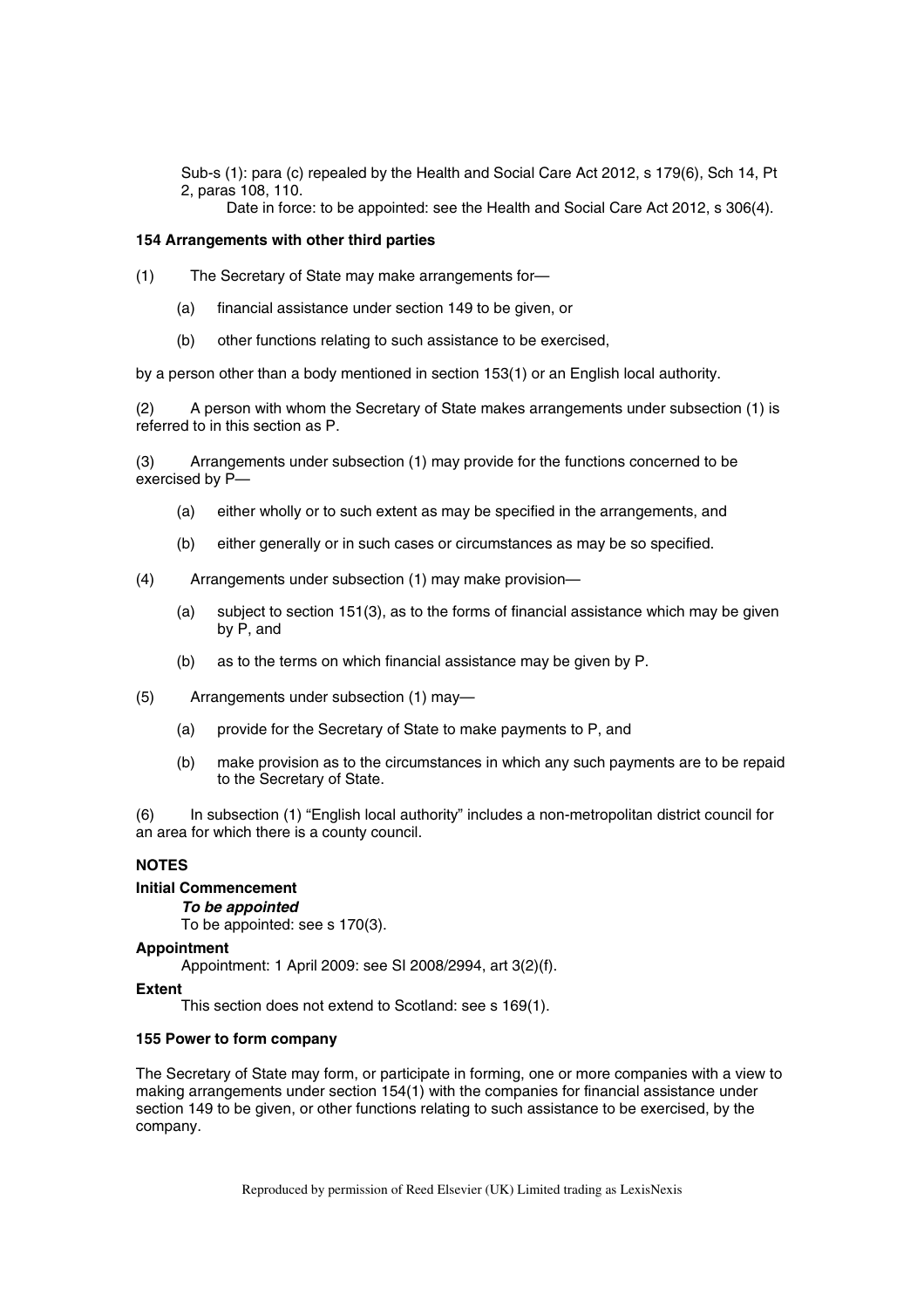Sub-s (1): para (c) repealed by the Health and Social Care Act 2012, s 179(6), Sch 14, Pt 2, paras 108, 110.

Date in force: to be appointed: see the Health and Social Care Act 2012, s 306(4).

### 154 Arrangements with other third parties

(1) The Secretary of State may make arrangements for—

(a) financial assistance under section 149 to be given, or

(b) other functions relating to such assistance to be exercised,

by a person other than a body mentioned in section 153(1) or an English local authority.

(2) A person with whom the Secretary of State makes arrangements under subsection (1) is referred to in this section as P.

(3) Arrangements under subsection (1) may provide for the functions concerned to be exercised by P—

(a) either wholly or to such extent as may be specified in the arrangements, and

(b) either generally or in such cases or circumstances as may be so specified.

(4) Arrangements under subsection (1) may make provision—

(a) subject to section 151(3), as to the forms of financial assistance which may be given by P, and

(b) as to the terms on which financial assistance may be given by P.

(5) Arrangements under subsection (1) may—

(a) provide for the Secretary of State to make payments to P, and

(b) make provision as to the circumstances in which any such payments are to be repaid to the Secretary of State.

(6) In subsection (1) "English local authority" includes a non-metropolitan district council for an area for which there is a county council.

**NOTES**

**Initial Commencement**

***To be appointed***

To be appointed: see s 170(3).

**Appointment**

Appointment: 1 April 2009: see SI 2008/2994, art 3(2)(f).

**Extent**

This section does not extend to Scotland: see s 169(1).

### 155 Power to form company

The Secretary of State may form, or participate in forming, one or more companies with a view to making arrangements under section 154(1) with the companies for financial assistance under section 149 to be given, or other functions relating to such assistance to be exercised, by the company.

Reproduced by permission of Reed Elsevier (UK) Limited trading as LexisNexis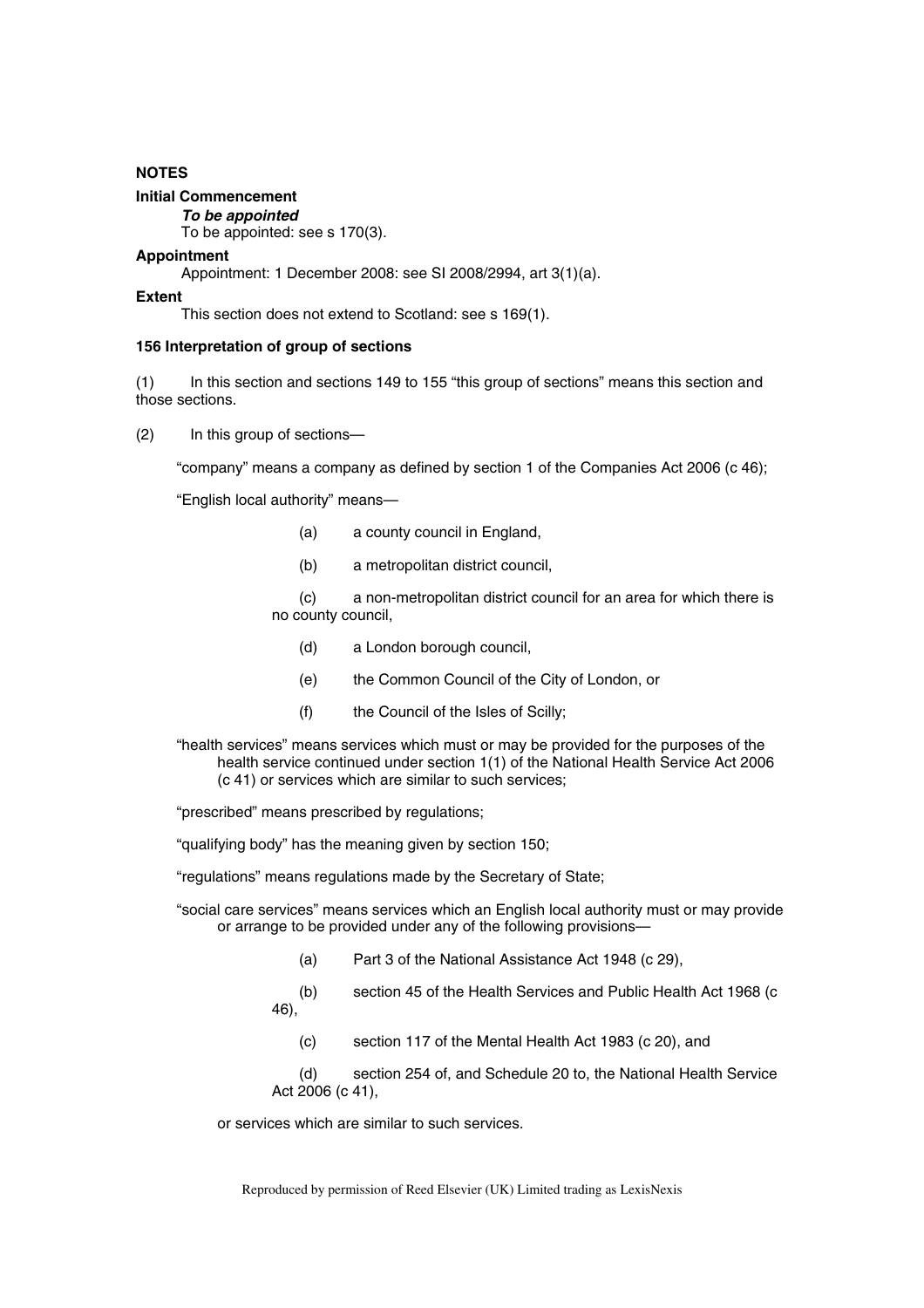**NOTES**

**Initial Commencement**

***To be appointed***

To be appointed: see s 170(3).

**Appointment**

Appointment: 1 December 2008: see SI 2008/2994, art 3(1)(a).

**Extent**

This section does not extend to Scotland: see s 169(1).

**156 Interpretation of group of sections**

(1) In this section and sections 149 to 155 "this group of sections" means this section and those sections.

(2) In this group of sections—

"company" means a company as defined by section 1 of the Companies Act 2006 (c 46);

"English local authority" means—

(a) a county council in England,

(b) a metropolitan district council,

(c) a non-metropolitan district council for an area for which there is no county council,

(d) a London borough council,

(e) the Common Council of the City of London, or

(f) the Council of the Isles of Scilly;

"health services" means services which must or may be provided for the purposes of the health service continued under section 1(1) of the National Health Service Act 2006 (c 41) or services which are similar to such services;

"prescribed" means prescribed by regulations;

"qualifying body" has the meaning given by section 150;

"regulations" means regulations made by the Secretary of State;

"social care services" means services which an English local authority must or may provide or arrange to be provided under any of the following provisions—

(a) Part 3 of the National Assistance Act 1948 (c 29),

(b) section 45 of the Health Services and Public Health Act 1968 (c 46),

(c) section 117 of the Mental Health Act 1983 (c 20), and

(d) section 254 of, and Schedule 20 to, the National Health Service Act 2006 (c 41),

or services which are similar to such services.

Reproduced by permission of Reed Elsevier (UK) Limited trading as LexisNexis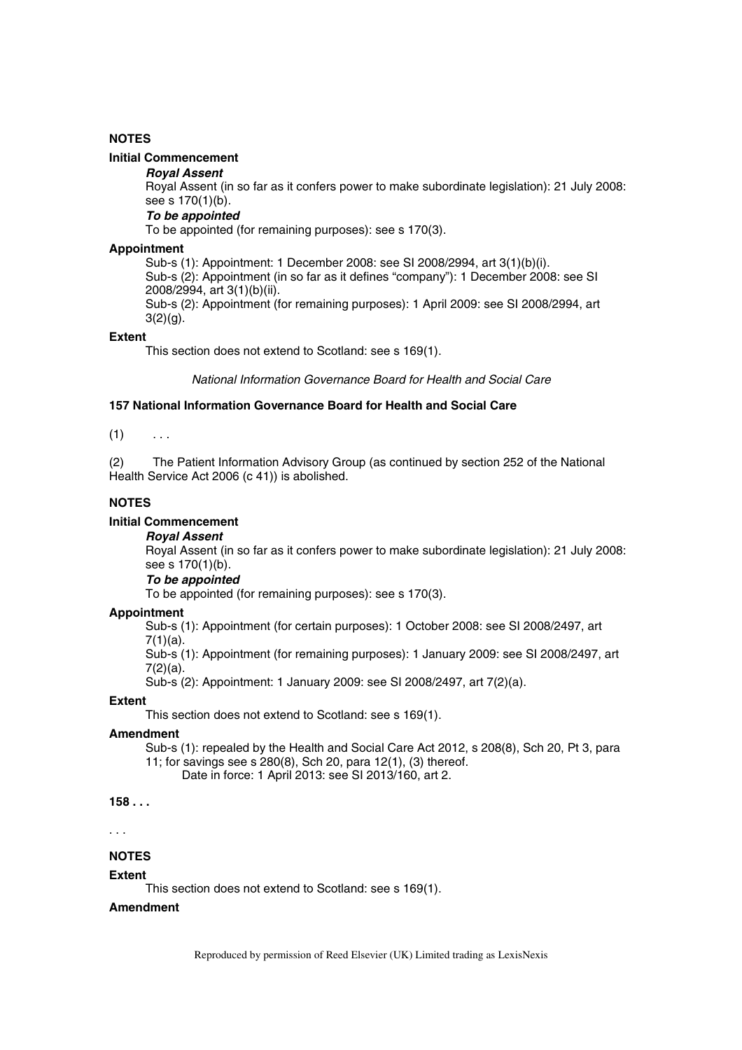**NOTES**

**Initial Commencement**

***Royal Assent***

Royal Assent (in so far as it confers power to make subordinate legislation): 21 July 2008: see s 170(1)(b).

***To be appointed***

To be appointed (for remaining purposes): see s 170(3).

**Appointment**

Sub-s (1): Appointment: 1 December 2008: see SI 2008/2994, art 3(1)(b)(i).
Sub-s (2): Appointment (in so far as it defines "company"): 1 December 2008: see SI 2008/2994, art 3(1)(b)(ii).
Sub-s (2): Appointment (for remaining purposes): 1 April 2009: see SI 2008/2994, art 3(2)(g).

**Extent**

This section does not extend to Scotland: see s 169(1).

*National Information Governance Board for Health and Social Care*

**157 National Information Governance Board for Health and Social Care**

(1) . . .

(2) The Patient Information Advisory Group (as continued by section 252 of the National Health Service Act 2006 (c 41)) is abolished.

**NOTES**

**Initial Commencement**

***Royal Assent***

Royal Assent (in so far as it confers power to make subordinate legislation): 21 July 2008: see s 170(1)(b).

***To be appointed***

To be appointed (for remaining purposes): see s 170(3).

**Appointment**

Sub-s (1): Appointment (for certain purposes): 1 October 2008: see SI 2008/2497, art 7(1)(a).
Sub-s (1): Appointment (for remaining purposes): 1 January 2009: see SI 2008/2497, art 7(2)(a).
Sub-s (2): Appointment: 1 January 2009: see SI 2008/2497, art 7(2)(a).

**Extent**

This section does not extend to Scotland: see s 169(1).

**Amendment**

Sub-s (1): repealed by the Health and Social Care Act 2012, s 208(8), Sch 20, Pt 3, para 11; for savings see s 280(8), Sch 20, para 12(1), (3) thereof.
Date in force: 1 April 2013: see SI 2013/160, art 2.

**158 . . .**

. . .

**NOTES**

**Extent**

This section does not extend to Scotland: see s 169(1).

**Amendment**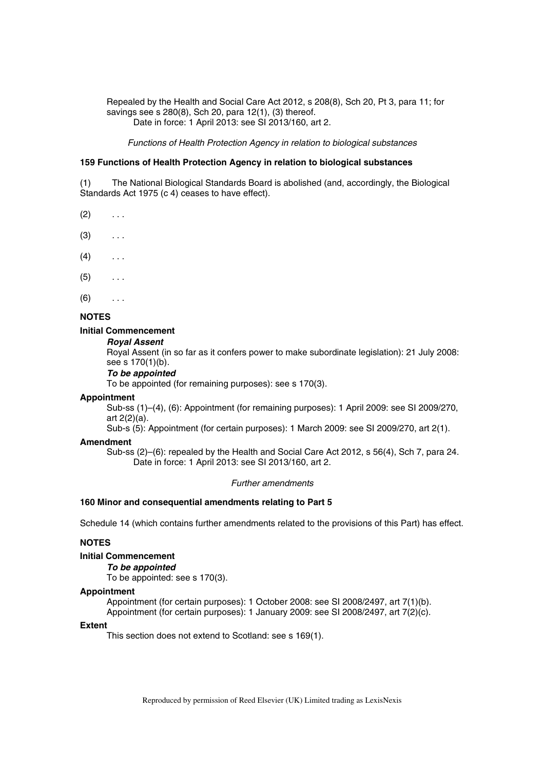Repealed by the Health and Social Care Act 2012, s 208(8), Sch 20, Pt 3, para 11; for savings see s 280(8), Sch 20, para 12(1), (3) thereof.

Date in force: 1 April 2013: see SI 2013/160, art 2.

*Functions of Health Protection Agency in relation to biological substances*

**159 Functions of Health Protection Agency in relation to biological substances**

(1) The National Biological Standards Board is abolished (and, accordingly, the Biological Standards Act 1975 (c 4) ceases to have effect).

(2) . . .

(3) . . .

(4) . . .

(5) . . .

(6) . . .

**NOTES**

**Initial Commencement**

***Royal Assent***

Royal Assent (in so far as it confers power to make subordinate legislation): 21 July 2008: see s 170(1)(b).

***To be appointed***

To be appointed (for remaining purposes): see s 170(3).

**Appointment**

Sub-ss (1)–(4), (6): Appointment (for remaining purposes): 1 April 2009: see SI 2009/270, art 2(2)(a).

Sub-s (5): Appointment (for certain purposes): 1 March 2009: see SI 2009/270, art 2(1).

**Amendment**

Sub-ss (2)–(6): repealed by the Health and Social Care Act 2012, s 56(4), Sch 7, para 24.

Date in force: 1 April 2013: see SI 2013/160, art 2.

*Further amendments*

**160 Minor and consequential amendments relating to Part 5**

Schedule 14 (which contains further amendments related to the provisions of this Part) has effect.

**NOTES**

**Initial Commencement**

***To be appointed***

To be appointed: see s 170(3).

**Appointment**

Appointment (for certain purposes): 1 October 2008: see SI 2008/2497, art 7(1)(b).

Appointment (for certain purposes): 1 January 2009: see SI 2008/2497, art 7(2)(c).

**Extent**

This section does not extend to Scotland: see s 169(1).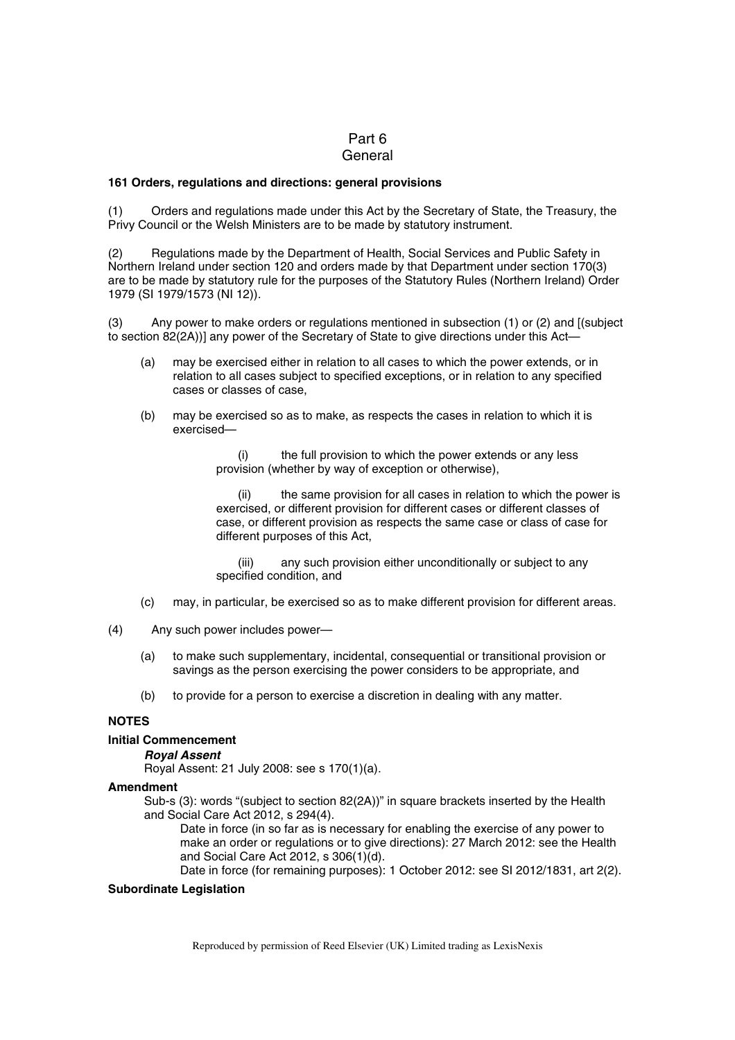# Part 6
# General

**161 Orders, regulations and directions: general provisions**

(1) Orders and regulations made under this Act by the Secretary of State, the Treasury, the Privy Council or the Welsh Ministers are to be made by statutory instrument.

(2) Regulations made by the Department of Health, Social Services and Public Safety in Northern Ireland under section 120 and orders made by that Department under section 170(3) are to be made by statutory rule for the purposes of the Statutory Rules (Northern Ireland) Order 1979 (SI 1979/1573 (NI 12)).

(3) Any power to make orders or regulations mentioned in subsection (1) or (2) and [(subject to section 82(2A))] any power of the Secretary of State to give directions under this Act—

- (a) may be exercised either in relation to all cases to which the power extends, or in relation to all cases subject to specified exceptions, or in relation to any specified cases or classes of case,
- (b) may be exercised so as to make, as respects the cases in relation to which it is exercised—
  - (i) the full provision to which the power extends or any less provision (whether by way of exception or otherwise),
  - (ii) the same provision for all cases in relation to which the power is exercised, or different provision for different cases or different classes of case, or different provision as respects the same case or class of case for different purposes of this Act,
  - (iii) any such provision either unconditionally or subject to any specified condition, and
- (c) may, in particular, be exercised so as to make different provision for different areas.

(4) Any such power includes power—

- (a) to make such supplementary, incidental, consequential or transitional provision or savings as the person exercising the power considers to be appropriate, and
- (b) to provide for a person to exercise a discretion in dealing with any matter.

**NOTES**

**Initial Commencement**

***Royal Assent***

Royal Assent: 21 July 2008: see s 170(1)(a).

**Amendment**

Sub-s (3): words "(subject to section 82(2A))" in square brackets inserted by the Health and Social Care Act 2012, s 294(4).

Date in force (in so far as is necessary for enabling the exercise of any power to make an order or regulations or to give directions): 27 March 2012: see the Health and Social Care Act 2012, s 306(1)(d).

Date in force (for remaining purposes): 1 October 2012: see SI 2012/1831, art 2(2).

**Subordinate Legislation**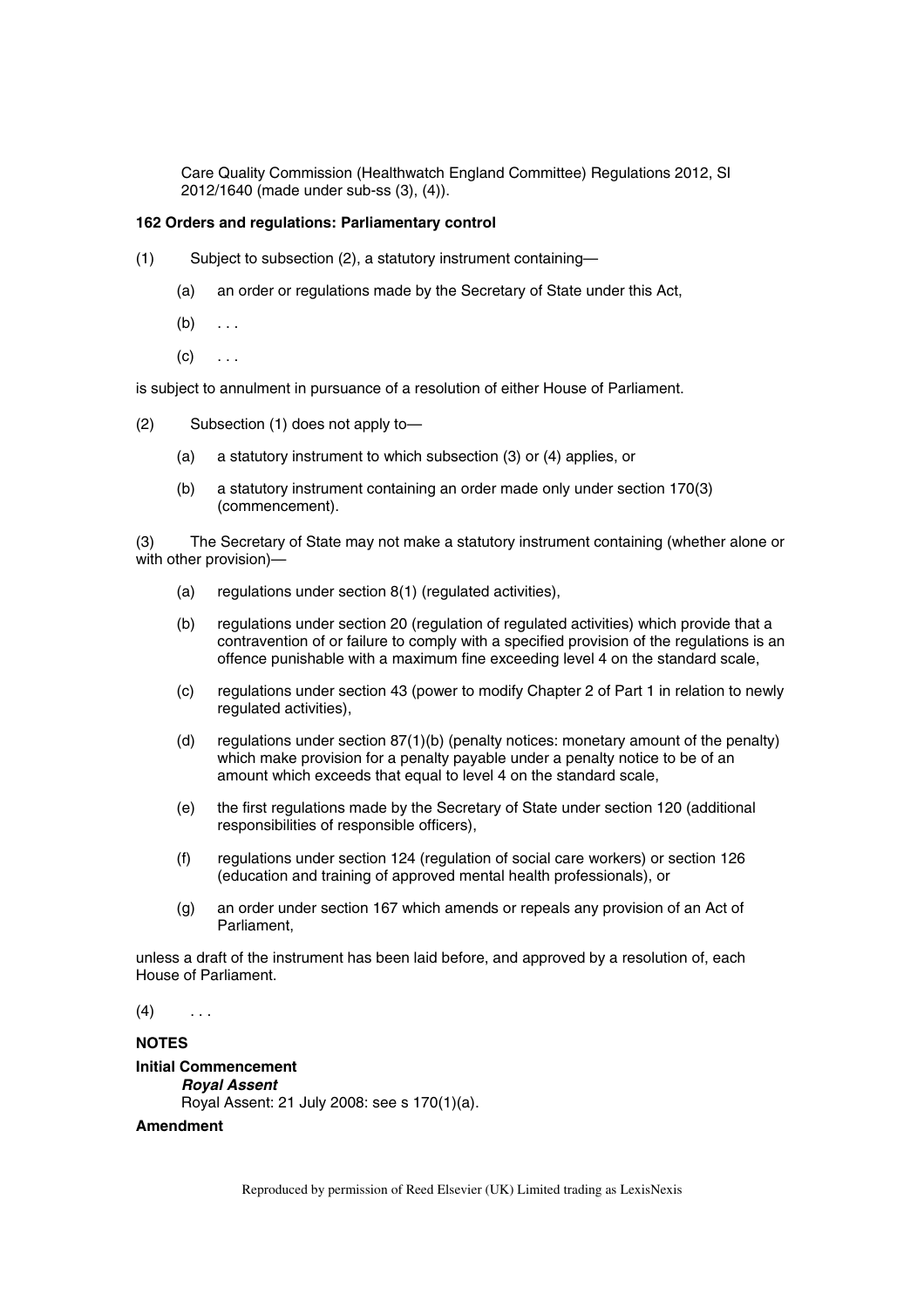Care Quality Commission (Healthwatch England Committee) Regulations 2012, SI 2012/1640 (made under sub-ss (3), (4)).

**162 Orders and regulations: Parliamentary control**

(1) Subject to subsection (2), a statutory instrument containing—

(a) an order or regulations made by the Secretary of State under this Act,

(b) . . .

(c) . . .

is subject to annulment in pursuance of a resolution of either House of Parliament.

(2) Subsection (1) does not apply to—

(a) a statutory instrument to which subsection (3) or (4) applies, or

(b) a statutory instrument containing an order made only under section 170(3) (commencement).

(3) The Secretary of State may not make a statutory instrument containing (whether alone or with other provision)—

(a) regulations under section 8(1) (regulated activities),

(b) regulations under section 20 (regulation of regulated activities) which provide that a contravention of or failure to comply with a specified provision of the regulations is an offence punishable with a maximum fine exceeding level 4 on the standard scale,

(c) regulations under section 43 (power to modify Chapter 2 of Part 1 in relation to newly regulated activities),

(d) regulations under section 87(1)(b) (penalty notices: monetary amount of the penalty) which make provision for a penalty payable under a penalty notice to be of an amount which exceeds that equal to level 4 on the standard scale,

(e) the first regulations made by the Secretary of State under section 120 (additional responsibilities of responsible officers),

(f) regulations under section 124 (regulation of social care workers) or section 126 (education and training of approved mental health professionals), or

(g) an order under section 167 which amends or repeals any provision of an Act of Parliament,

unless a draft of the instrument has been laid before, and approved by a resolution of, each House of Parliament.

(4) . . .

**NOTES**

**Initial Commencement**

***Royal Assent***

Royal Assent: 21 July 2008: see s 170(1)(a).

**Amendment**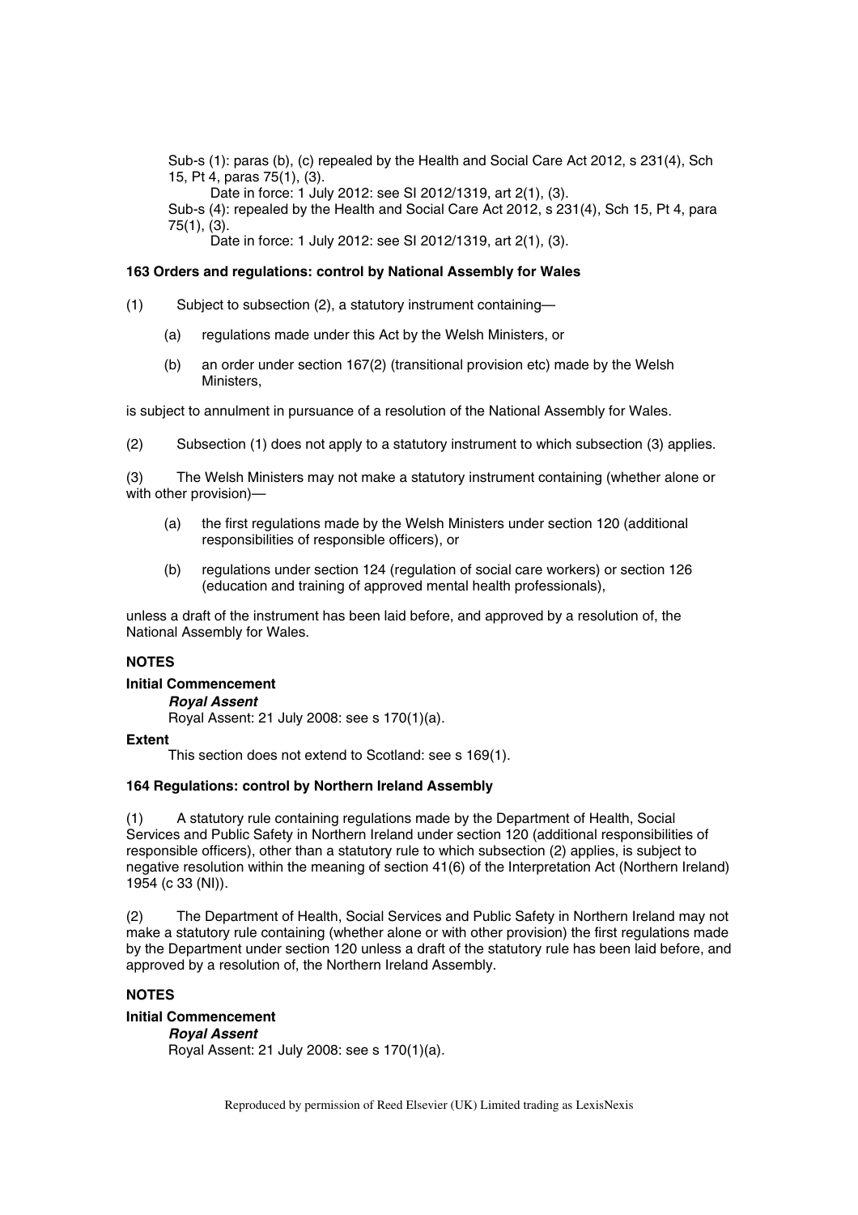Sub-s (1): paras (b), (c) repealed by the Health and Social Care Act 2012, s 231(4), Sch 15, Pt 4, paras 75(1), (3).

Date in force: 1 July 2012: see SI 2012/1319, art 2(1), (3).

Sub-s (4): repealed by the Health and Social Care Act 2012, s 231(4), Sch 15, Pt 4, para 75(1), (3).

Date in force: 1 July 2012: see SI 2012/1319, art 2(1), (3).

### 163 Orders and regulations: control by National Assembly for Wales

(1) Subject to subsection (2), a statutory instrument containing—

(a) regulations made under this Act by the Welsh Ministers, or

(b) an order under section 167(2) (transitional provision etc) made by the Welsh Ministers,

is subject to annulment in pursuance of a resolution of the National Assembly for Wales.

(2) Subsection (1) does not apply to a statutory instrument to which subsection (3) applies.

(3) The Welsh Ministers may not make a statutory instrument containing (whether alone or with other provision)—

(a) the first regulations made by the Welsh Ministers under section 120 (additional responsibilities of responsible officers), or

(b) regulations under section 124 (regulation of social care workers) or section 126 (education and training of approved mental health professionals),

unless a draft of the instrument has been laid before, and approved by a resolution of, the National Assembly for Wales.

**NOTES**

**Initial Commencement**

***Royal Assent***

Royal Assent: 21 July 2008: see s 170(1)(a).

**Extent**

This section does not extend to Scotland: see s 169(1).

### 164 Regulations: control by Northern Ireland Assembly

(1) A statutory rule containing regulations made by the Department of Health, Social Services and Public Safety in Northern Ireland under section 120 (additional responsibilities of responsible officers), other than a statutory rule to which subsection (2) applies, is subject to negative resolution within the meaning of section 41(6) of the Interpretation Act (Northern Ireland) 1954 (c 33 (NI)).

(2) The Department of Health, Social Services and Public Safety in Northern Ireland may not make a statutory rule containing (whether alone or with other provision) the first regulations made by the Department under section 120 unless a draft of the statutory rule has been laid before, and approved by a resolution of, the Northern Ireland Assembly.

**NOTES**

**Initial Commencement**

***Royal Assent***

Royal Assent: 21 July 2008: see s 170(1)(a).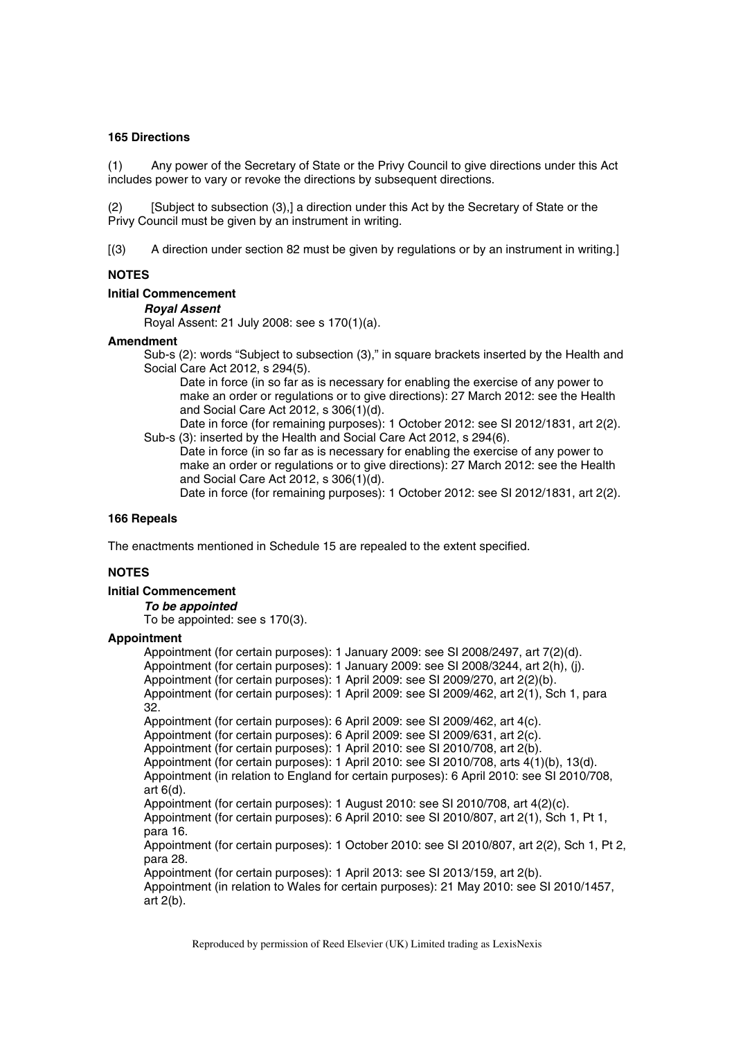**165 Directions**

(1) Any power of the Secretary of State or the Privy Council to give directions under this Act includes power to vary or revoke the directions by subsequent directions.

(2) [Subject to subsection (3),] a direction under this Act by the Secretary of State or the Privy Council must be given by an instrument in writing.

[(3) A direction under section 82 must be given by regulations or by an instrument in writing.]

**NOTES**

**Initial Commencement**

***Royal Assent***

Royal Assent: 21 July 2008: see s 170(1)(a).

**Amendment**

Sub-s (2): words "Subject to subsection (3)," in square brackets inserted by the Health and Social Care Act 2012, s 294(5).

Date in force (in so far as is necessary for enabling the exercise of any power to make an order or regulations or to give directions): 27 March 2012: see the Health and Social Care Act 2012, s 306(1)(d).

Date in force (for remaining purposes): 1 October 2012: see SI 2012/1831, art 2(2).

Sub-s (3): inserted by the Health and Social Care Act 2012, s 294(6).

Date in force (in so far as is necessary for enabling the exercise of any power to make an order or regulations or to give directions): 27 March 2012: see the Health and Social Care Act 2012, s 306(1)(d).

Date in force (for remaining purposes): 1 October 2012: see SI 2012/1831, art 2(2).

**166 Repeals**

The enactments mentioned in Schedule 15 are repealed to the extent specified.

**NOTES**

**Initial Commencement**

***To be appointed***

To be appointed: see s 170(3).

**Appointment**

Appointment (for certain purposes): 1 January 2009: see SI 2008/2497, art 7(2)(d).
Appointment (for certain purposes): 1 January 2009: see SI 2008/3244, art 2(h), (j).
Appointment (for certain purposes): 1 April 2009: see SI 2009/270, art 2(2)(b).
Appointment (for certain purposes): 1 April 2009: see SI 2009/462, art 2(1), Sch 1, para 32.
Appointment (for certain purposes): 6 April 2009: see SI 2009/462, art 4(c).
Appointment (for certain purposes): 6 April 2009: see SI 2009/631, art 2(c).
Appointment (for certain purposes): 1 April 2010: see SI 2010/708, art 2(b).
Appointment (for certain purposes): 1 April 2010: see SI 2010/708, arts 4(1)(b), 13(d).
Appointment (in relation to England for certain purposes): 6 April 2010: see SI 2010/708, art 6(d).
Appointment (for certain purposes): 1 August 2010: see SI 2010/708, art 4(2)(c).
Appointment (for certain purposes): 6 April 2010: see SI 2010/807, art 2(1), Sch 1, Pt 1, para 16.
Appointment (for certain purposes): 1 October 2010: see SI 2010/807, art 2(2), Sch 1, Pt 2, para 28.
Appointment (for certain purposes): 1 April 2013: see SI 2013/159, art 2(b).
Appointment (in relation to Wales for certain purposes): 21 May 2010: see SI 2010/1457, art 2(b).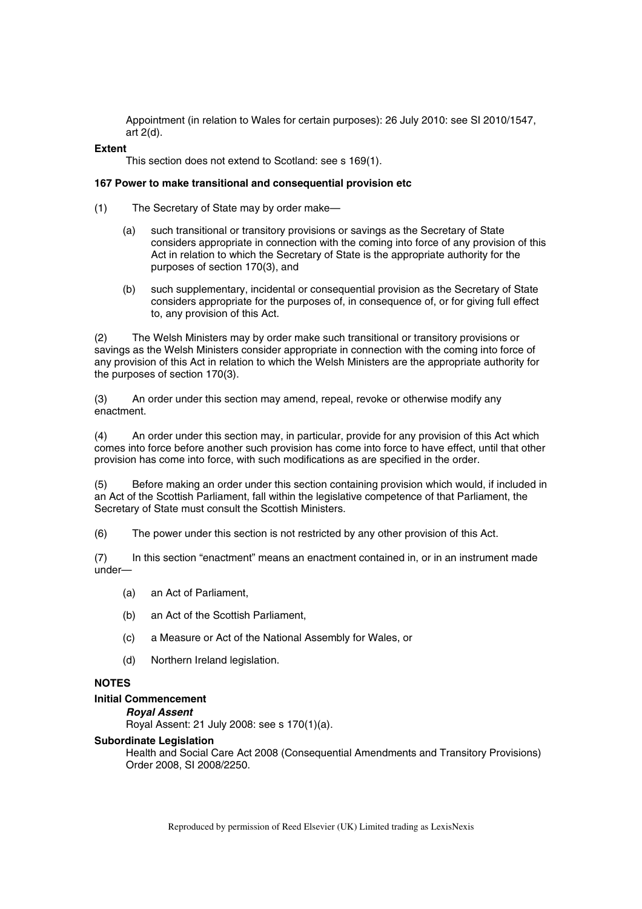Appointment (in relation to Wales for certain purposes): 26 July 2010: see SI 2010/1547, art 2(d).

**Extent**

This section does not extend to Scotland: see s 169(1).

**167 Power to make transitional and consequential provision etc**

(1) The Secretary of State may by order make—

(a) such transitional or transitory provisions or savings as the Secretary of State considers appropriate in connection with the coming into force of any provision of this Act in relation to which the Secretary of State is the appropriate authority for the purposes of section 170(3), and

(b) such supplementary, incidental or consequential provision as the Secretary of State considers appropriate for the purposes of, in consequence of, or for giving full effect to, any provision of this Act.

(2) The Welsh Ministers may by order make such transitional or transitory provisions or savings as the Welsh Ministers consider appropriate in connection with the coming into force of any provision of this Act in relation to which the Welsh Ministers are the appropriate authority for the purposes of section 170(3).

(3) An order under this section may amend, repeal, revoke or otherwise modify any enactment.

(4) An order under this section may, in particular, provide for any provision of this Act which comes into force before another such provision has come into force to have effect, until that other provision has come into force, with such modifications as are specified in the order.

(5) Before making an order under this section containing provision which would, if included in an Act of the Scottish Parliament, fall within the legislative competence of that Parliament, the Secretary of State must consult the Scottish Ministers.

(6) The power under this section is not restricted by any other provision of this Act.

(7) In this section "enactment" means an enactment contained in, or in an instrument made under—

(a) an Act of Parliament,

(b) an Act of the Scottish Parliament,

(c) a Measure or Act of the National Assembly for Wales, or

(d) Northern Ireland legislation.

**NOTES**

**Initial Commencement**

***Royal Assent***

Royal Assent: 21 July 2008: see s 170(1)(a).

**Subordinate Legislation**

Health and Social Care Act 2008 (Consequential Amendments and Transitory Provisions) Order 2008, SI 2008/2250.

Reproduced by permission of Reed Elsevier (UK) Limited trading as LexisNexis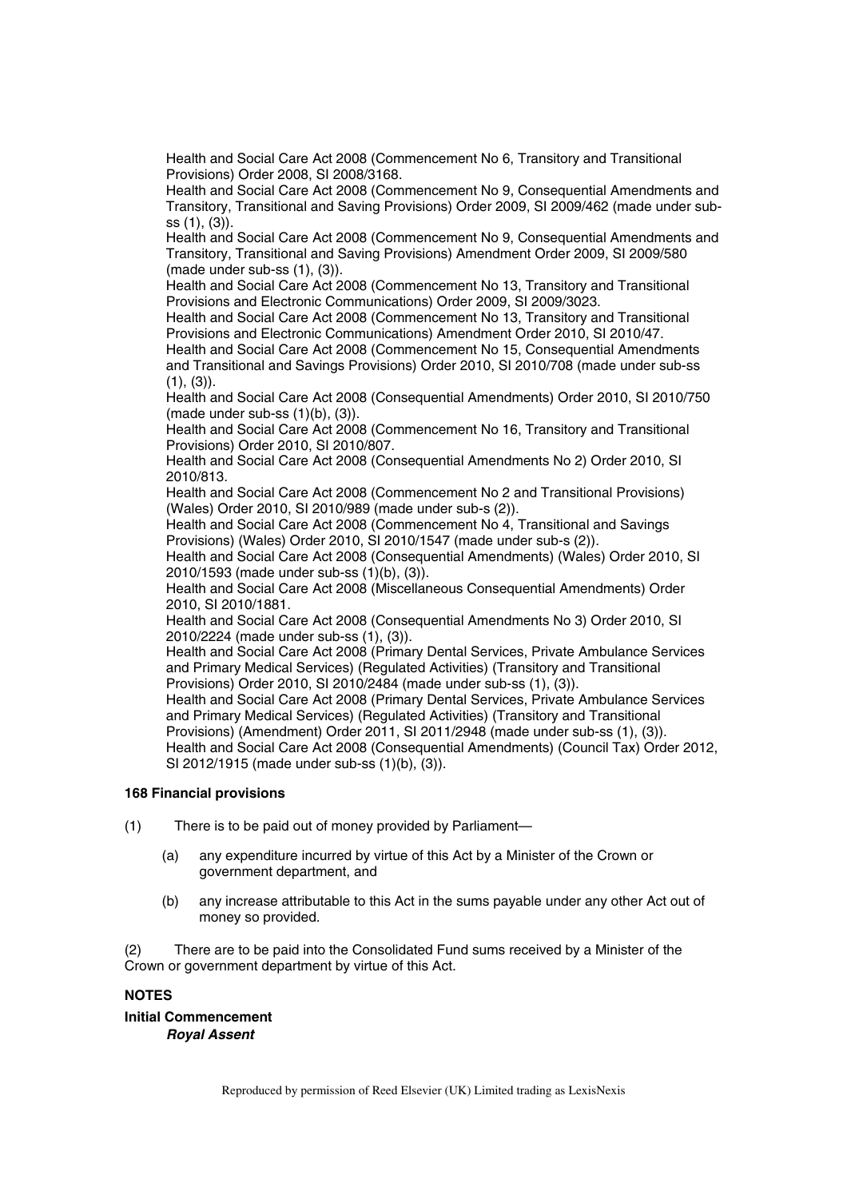Health and Social Care Act 2008 (Commencement No 6, Transitory and Transitional Provisions) Order 2008, SI 2008/3168.

Health and Social Care Act 2008 (Commencement No 9, Consequential Amendments and Transitory, Transitional and Saving Provisions) Order 2009, SI 2009/462 (made under sub-ss (1), (3)).

Health and Social Care Act 2008 (Commencement No 9, Consequential Amendments and Transitory, Transitional and Saving Provisions) Amendment Order 2009, SI 2009/580 (made under sub-ss (1), (3)).

Health and Social Care Act 2008 (Commencement No 13, Transitory and Transitional Provisions and Electronic Communications) Order 2009, SI 2009/3023.

Health and Social Care Act 2008 (Commencement No 13, Transitory and Transitional Provisions and Electronic Communications) Amendment Order 2010, SI 2010/47.

Health and Social Care Act 2008 (Commencement No 15, Consequential Amendments and Transitional and Savings Provisions) Order 2010, SI 2010/708 (made under sub-ss (1), (3)).

Health and Social Care Act 2008 (Consequential Amendments) Order 2010, SI 2010/750 (made under sub-ss (1)(b), (3)).

Health and Social Care Act 2008 (Commencement No 16, Transitory and Transitional Provisions) Order 2010, SI 2010/807.

Health and Social Care Act 2008 (Consequential Amendments No 2) Order 2010, SI 2010/813.

Health and Social Care Act 2008 (Commencement No 2 and Transitional Provisions) (Wales) Order 2010, SI 2010/989 (made under sub-s (2)).

Health and Social Care Act 2008 (Commencement No 4, Transitional and Savings Provisions) (Wales) Order 2010, SI 2010/1547 (made under sub-s (2)).

Health and Social Care Act 2008 (Consequential Amendments) (Wales) Order 2010, SI 2010/1593 (made under sub-ss (1)(b), (3)).

Health and Social Care Act 2008 (Miscellaneous Consequential Amendments) Order 2010, SI 2010/1881.

Health and Social Care Act 2008 (Consequential Amendments No 3) Order 2010, SI 2010/2224 (made under sub-ss (1), (3)).

Health and Social Care Act 2008 (Primary Dental Services, Private Ambulance Services and Primary Medical Services) (Regulated Activities) (Transitory and Transitional Provisions) Order 2010, SI 2010/2484 (made under sub-ss (1), (3)).

Health and Social Care Act 2008 (Primary Dental Services, Private Ambulance Services and Primary Medical Services) (Regulated Activities) (Transitory and Transitional Provisions) (Amendment) Order 2011, SI 2011/2948 (made under sub-ss (1), (3)).

Health and Social Care Act 2008 (Consequential Amendments) (Council Tax) Order 2012, SI 2012/1915 (made under sub-ss (1)(b), (3)).

**168 Financial provisions**

(1) There is to be paid out of money provided by Parliament—

(a) any expenditure incurred by virtue of this Act by a Minister of the Crown or government department, and

(b) any increase attributable to this Act in the sums payable under any other Act out of money so provided.

(2) There are to be paid into the Consolidated Fund sums received by a Minister of the Crown or government department by virtue of this Act.

**NOTES**

**Initial Commencement**

***Royal Assent***

Reproduced by permission of Reed Elsevier (UK) Limited trading as LexisNexis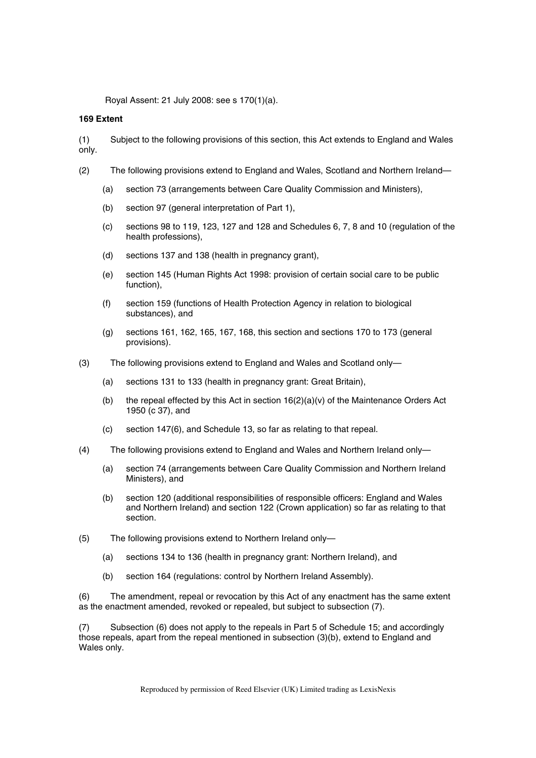Royal Assent: 21 July 2008: see s 170(1)(a).

**169 Extent**

(1) Subject to the following provisions of this section, this Act extends to England and Wales only.

(2) The following provisions extend to England and Wales, Scotland and Northern Ireland—

(a) section 73 (arrangements between Care Quality Commission and Ministers),

(b) section 97 (general interpretation of Part 1),

(c) sections 98 to 119, 123, 127 and 128 and Schedules 6, 7, 8 and 10 (regulation of the health professions),

(d) sections 137 and 138 (health in pregnancy grant),

(e) section 145 (Human Rights Act 1998: provision of certain social care to be public function),

(f) section 159 (functions of Health Protection Agency in relation to biological substances), and

(g) sections 161, 162, 165, 167, 168, this section and sections 170 to 173 (general provisions).

(3) The following provisions extend to England and Wales and Scotland only—

(a) sections 131 to 133 (health in pregnancy grant: Great Britain),

(b) the repeal effected by this Act in section 16(2)(a)(v) of the Maintenance Orders Act 1950 (c 37), and

(c) section 147(6), and Schedule 13, so far as relating to that repeal.

(4) The following provisions extend to England and Wales and Northern Ireland only—

(a) section 74 (arrangements between Care Quality Commission and Northern Ireland Ministers), and

(b) section 120 (additional responsibilities of responsible officers: England and Wales and Northern Ireland) and section 122 (Crown application) so far as relating to that section.

(5) The following provisions extend to Northern Ireland only—

(a) sections 134 to 136 (health in pregnancy grant: Northern Ireland), and

(b) section 164 (regulations: control by Northern Ireland Assembly).

(6) The amendment, repeal or revocation by this Act of any enactment has the same extent as the enactment amended, revoked or repealed, but subject to subsection (7).

(7) Subsection (6) does not apply to the repeals in Part 5 of Schedule 15; and accordingly those repeals, apart from the repeal mentioned in subsection (3)(b), extend to England and Wales only.

Reproduced by permission of Reed Elsevier (UK) Limited trading as LexisNexis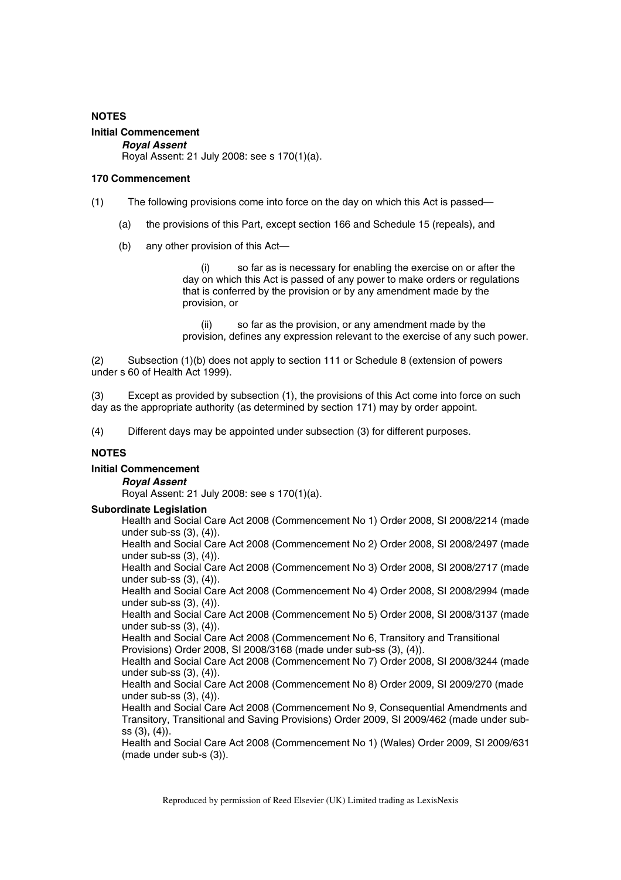**NOTES**

**Initial Commencement**

***Royal Assent***

Royal Assent: 21 July 2008: see s 170(1)(a).

**170 Commencement**

(1) The following provisions come into force on the day on which this Act is passed—

(a) the provisions of this Part, except section 166 and Schedule 15 (repeals), and

(b) any other provision of this Act—

(i) so far as is necessary for enabling the exercise on or after the day on which this Act is passed of any power to make orders or regulations that is conferred by the provision or by any amendment made by the provision, or

(ii) so far as the provision, or any amendment made by the provision, defines any expression relevant to the exercise of any such power.

(2) Subsection (1)(b) does not apply to section 111 or Schedule 8 (extension of powers under s 60 of Health Act 1999).

(3) Except as provided by subsection (1), the provisions of this Act come into force on such day as the appropriate authority (as determined by section 171) may by order appoint.

(4) Different days may be appointed under subsection (3) for different purposes.

**NOTES**

**Initial Commencement**

***Royal Assent***

Royal Assent: 21 July 2008: see s 170(1)(a).

**Subordinate Legislation**

Health and Social Care Act 2008 (Commencement No 1) Order 2008, SI 2008/2214 (made under sub-ss (3), (4)).

Health and Social Care Act 2008 (Commencement No 2) Order 2008, SI 2008/2497 (made under sub-ss (3), (4)).

Health and Social Care Act 2008 (Commencement No 3) Order 2008, SI 2008/2717 (made under sub-ss (3), (4)).

Health and Social Care Act 2008 (Commencement No 4) Order 2008, SI 2008/2994 (made under sub-ss (3), (4)).

Health and Social Care Act 2008 (Commencement No 5) Order 2008, SI 2008/3137 (made under sub-ss (3), (4)).

Health and Social Care Act 2008 (Commencement No 6, Transitory and Transitional Provisions) Order 2008, SI 2008/3168 (made under sub-ss (3), (4)).

Health and Social Care Act 2008 (Commencement No 7) Order 2008, SI 2008/3244 (made under sub-ss (3), (4)).

Health and Social Care Act 2008 (Commencement No 8) Order 2009, SI 2009/270 (made under sub-ss (3), (4)).

Health and Social Care Act 2008 (Commencement No 9, Consequential Amendments and Transitory, Transitional and Saving Provisions) Order 2009, SI 2009/462 (made under sub-ss (3), (4)).

Health and Social Care Act 2008 (Commencement No 1) (Wales) Order 2009, SI 2009/631 (made under sub-s (3)).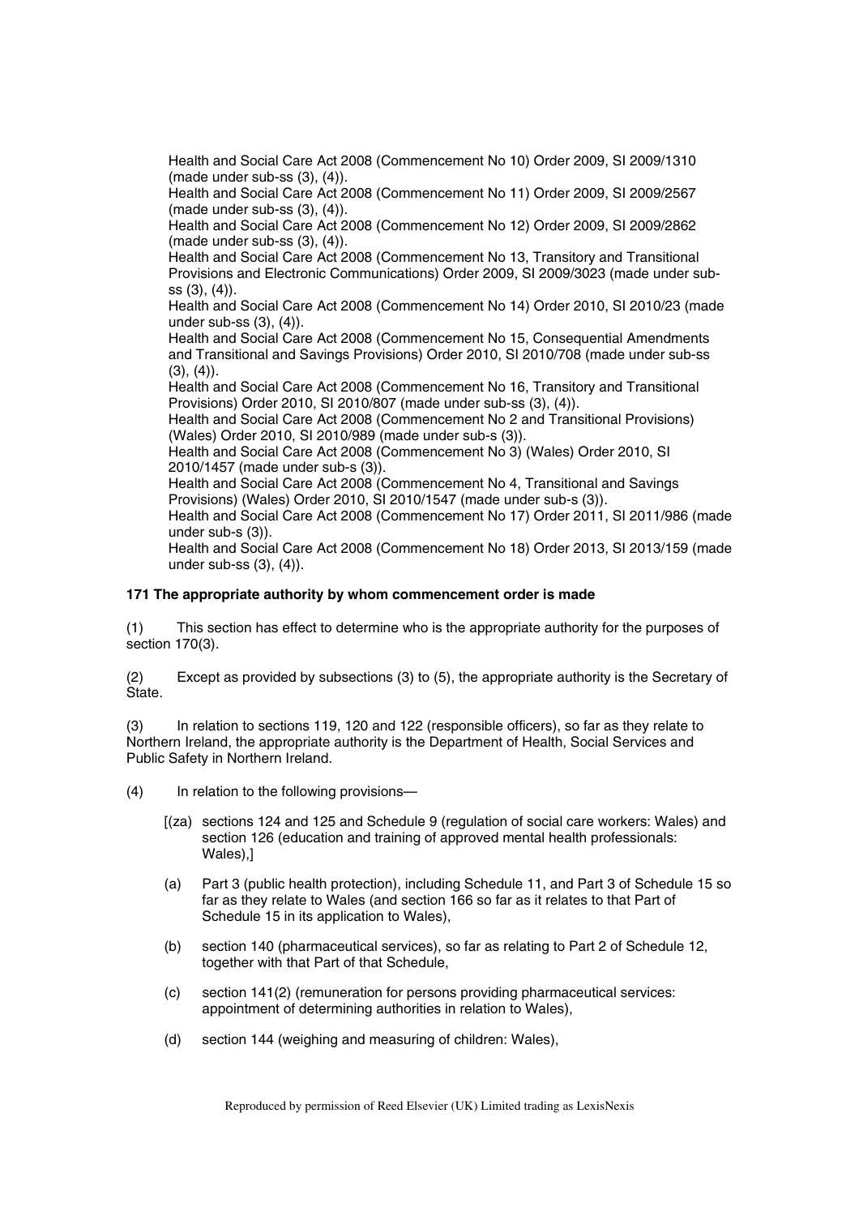Health and Social Care Act 2008 (Commencement No 10) Order 2009, SI 2009/1310 (made under sub-ss (3), (4)).

Health and Social Care Act 2008 (Commencement No 11) Order 2009, SI 2009/2567 (made under sub-ss (3), (4)).

Health and Social Care Act 2008 (Commencement No 12) Order 2009, SI 2009/2862 (made under sub-ss (3), (4)).

Health and Social Care Act 2008 (Commencement No 13, Transitory and Transitional Provisions and Electronic Communications) Order 2009, SI 2009/3023 (made under sub-ss (3), (4)).

Health and Social Care Act 2008 (Commencement No 14) Order 2010, SI 2010/23 (made under sub-ss (3), (4)).

Health and Social Care Act 2008 (Commencement No 15, Consequential Amendments and Transitional and Savings Provisions) Order 2010, SI 2010/708 (made under sub-ss (3), (4)).

Health and Social Care Act 2008 (Commencement No 16, Transitory and Transitional Provisions) Order 2010, SI 2010/807 (made under sub-ss (3), (4)).

Health and Social Care Act 2008 (Commencement No 2 and Transitional Provisions) (Wales) Order 2010, SI 2010/989 (made under sub-s (3)).

Health and Social Care Act 2008 (Commencement No 3) (Wales) Order 2010, SI 2010/1457 (made under sub-s (3)).

Health and Social Care Act 2008 (Commencement No 4, Transitional and Savings Provisions) (Wales) Order 2010, SI 2010/1547 (made under sub-s (3)).

Health and Social Care Act 2008 (Commencement No 17) Order 2011, SI 2011/986 (made under sub-s (3)).

Health and Social Care Act 2008 (Commencement No 18) Order 2013, SI 2013/159 (made under sub-ss (3), (4)).

**171 The appropriate authority by whom commencement order is made**

(1) This section has effect to determine who is the appropriate authority for the purposes of section 170(3).

(2) Except as provided by subsections (3) to (5), the appropriate authority is the Secretary of State.

(3) In relation to sections 119, 120 and 122 (responsible officers), so far as they relate to Northern Ireland, the appropriate authority is the Department of Health, Social Services and Public Safety in Northern Ireland.

(4) In relation to the following provisions—

[(za) sections 124 and 125 and Schedule 9 (regulation of social care workers: Wales) and section 126 (education and training of approved mental health professionals: Wales),]

(a) Part 3 (public health protection), including Schedule 11, and Part 3 of Schedule 15 so far as they relate to Wales (and section 166 so far as it relates to that Part of Schedule 15 in its application to Wales),

(b) section 140 (pharmaceutical services), so far as relating to Part 2 of Schedule 12, together with that Part of that Schedule,

(c) section 141(2) (remuneration for persons providing pharmaceutical services: appointment of determining authorities in relation to Wales),

(d) section 144 (weighing and measuring of children: Wales),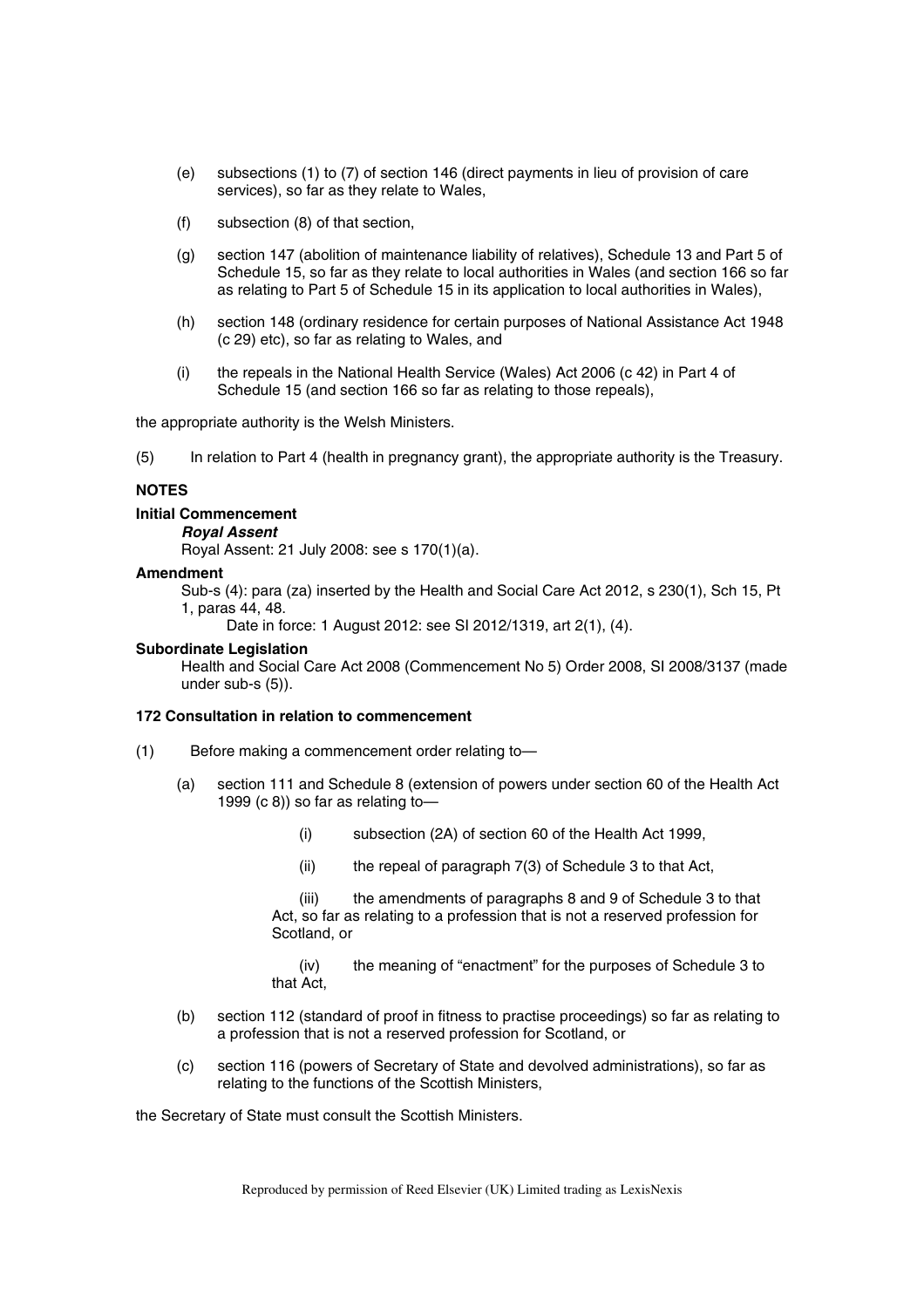(e) subsections (1) to (7) of section 146 (direct payments in lieu of provision of care services), so far as they relate to Wales,

(f) subsection (8) of that section,

(g) section 147 (abolition of maintenance liability of relatives), Schedule 13 and Part 5 of Schedule 15, so far as they relate to local authorities in Wales (and section 166 so far as relating to Part 5 of Schedule 15 in its application to local authorities in Wales),

(h) section 148 (ordinary residence for certain purposes of National Assistance Act 1948 (c 29) etc), so far as relating to Wales, and

(i) the repeals in the National Health Service (Wales) Act 2006 (c 42) in Part 4 of Schedule 15 (and section 166 so far as relating to those repeals),

the appropriate authority is the Welsh Ministers.

(5) In relation to Part 4 (health in pregnancy grant), the appropriate authority is the Treasury.

**NOTES**

**Initial Commencement**

***Royal Assent***

Royal Assent: 21 July 2008: see s 170(1)(a).

**Amendment**

Sub-s (4): para (za) inserted by the Health and Social Care Act 2012, s 230(1), Sch 15, Pt 1, paras 44, 48.

Date in force: 1 August 2012: see SI 2012/1319, art 2(1), (4).

**Subordinate Legislation**

Health and Social Care Act 2008 (Commencement No 5) Order 2008, SI 2008/3137 (made under sub-s (5)).

**172 Consultation in relation to commencement**

(1) Before making a commencement order relating to—

(a) section 111 and Schedule 8 (extension of powers under section 60 of the Health Act 1999 (c 8)) so far as relating to—

(i) subsection (2A) of section 60 of the Health Act 1999,

(ii) the repeal of paragraph 7(3) of Schedule 3 to that Act,

(iii) the amendments of paragraphs 8 and 9 of Schedule 3 to that Act, so far as relating to a profession that is not a reserved profession for Scotland, or

(iv) the meaning of "enactment" for the purposes of Schedule 3 to that Act,

(b) section 112 (standard of proof in fitness to practise proceedings) so far as relating to a profession that is not a reserved profession for Scotland, or

(c) section 116 (powers of Secretary of State and devolved administrations), so far as relating to the functions of the Scottish Ministers,

the Secretary of State must consult the Scottish Ministers.

Reproduced by permission of Reed Elsevier (UK) Limited trading as LexisNexis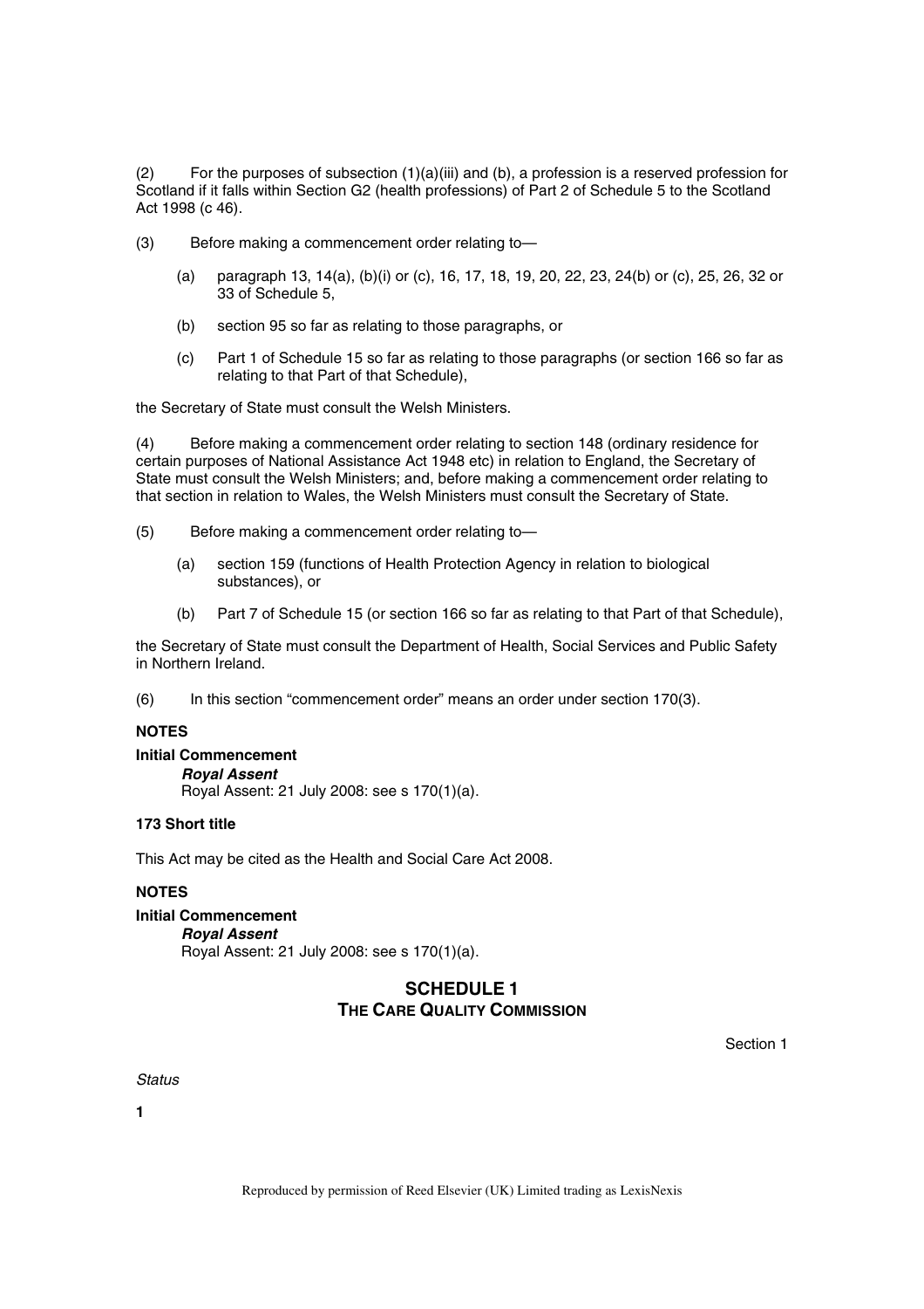(2) For the purposes of subsection (1)(a)(iii) and (b), a profession is a reserved profession for Scotland if it falls within Section G2 (health professions) of Part 2 of Schedule 5 to the Scotland Act 1998 (c 46).

(3) Before making a commencement order relating to—

(a) paragraph 13, 14(a), (b)(i) or (c), 16, 17, 18, 19, 20, 22, 23, 24(b) or (c), 25, 26, 32 or 33 of Schedule 5,

(b) section 95 so far as relating to those paragraphs, or

(c) Part 1 of Schedule 15 so far as relating to those paragraphs (or section 166 so far as relating to that Part of that Schedule),

the Secretary of State must consult the Welsh Ministers.

(4) Before making a commencement order relating to section 148 (ordinary residence for certain purposes of National Assistance Act 1948 etc) in relation to England, the Secretary of State must consult the Welsh Ministers; and, before making a commencement order relating to that section in relation to Wales, the Welsh Ministers must consult the Secretary of State.

(5) Before making a commencement order relating to—

(a) section 159 (functions of Health Protection Agency in relation to biological substances), or

(b) Part 7 of Schedule 15 (or section 166 so far as relating to that Part of that Schedule),

the Secretary of State must consult the Department of Health, Social Services and Public Safety in Northern Ireland.

(6) In this section "commencement order" means an order under section 170(3).

**NOTES**

**Initial Commencement**

***Royal Assent***

Royal Assent: 21 July 2008: see s 170(1)(a).

**173 Short title**

This Act may be cited as the Health and Social Care Act 2008.

**NOTES**

**Initial Commencement**

***Royal Assent***

Royal Assent: 21 July 2008: see s 170(1)(a).

## SCHEDULE 1
## THE CARE QUALITY COMMISSION

Section 1

*Status*

**1**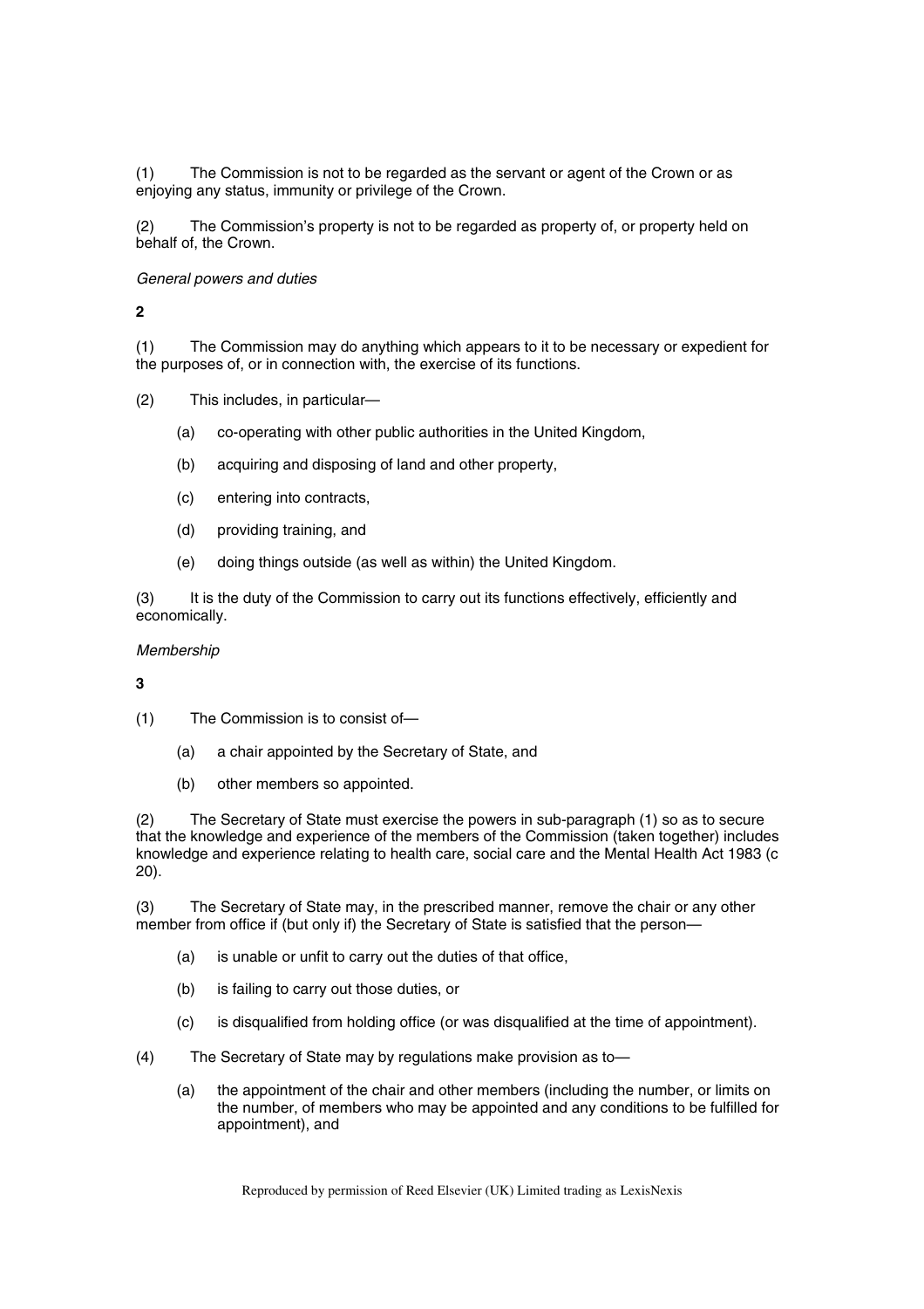(1) The Commission is not to be regarded as the servant or agent of the Crown or as enjoying any status, immunity or privilege of the Crown.

(2) The Commission's property is not to be regarded as property of, or property held on behalf of, the Crown.

*General powers and duties*

**2**

(1) The Commission may do anything which appears to it to be necessary or expedient for the purposes of, or in connection with, the exercise of its functions.

(2) This includes, in particular—

- (a) co-operating with other public authorities in the United Kingdom,
- (b) acquiring and disposing of land and other property,
- (c) entering into contracts,
- (d) providing training, and
- (e) doing things outside (as well as within) the United Kingdom.

(3) It is the duty of the Commission to carry out its functions effectively, efficiently and economically.

*Membership*

**3**

(1) The Commission is to consist of—

- (a) a chair appointed by the Secretary of State, and
- (b) other members so appointed.

(2) The Secretary of State must exercise the powers in sub-paragraph (1) so as to secure that the knowledge and experience of the members of the Commission (taken together) includes knowledge and experience relating to health care, social care and the Mental Health Act 1983 (c 20).

(3) The Secretary of State may, in the prescribed manner, remove the chair or any other member from office if (but only if) the Secretary of State is satisfied that the person—

- (a) is unable or unfit to carry out the duties of that office,
- (b) is failing to carry out those duties, or
- (c) is disqualified from holding office (or was disqualified at the time of appointment).

(4) The Secretary of State may by regulations make provision as to—

- (a) the appointment of the chair and other members (including the number, or limits on the number, of members who may be appointed and any conditions to be fulfilled for appointment), and

Reproduced by permission of Reed Elsevier (UK) Limited trading as LexisNexis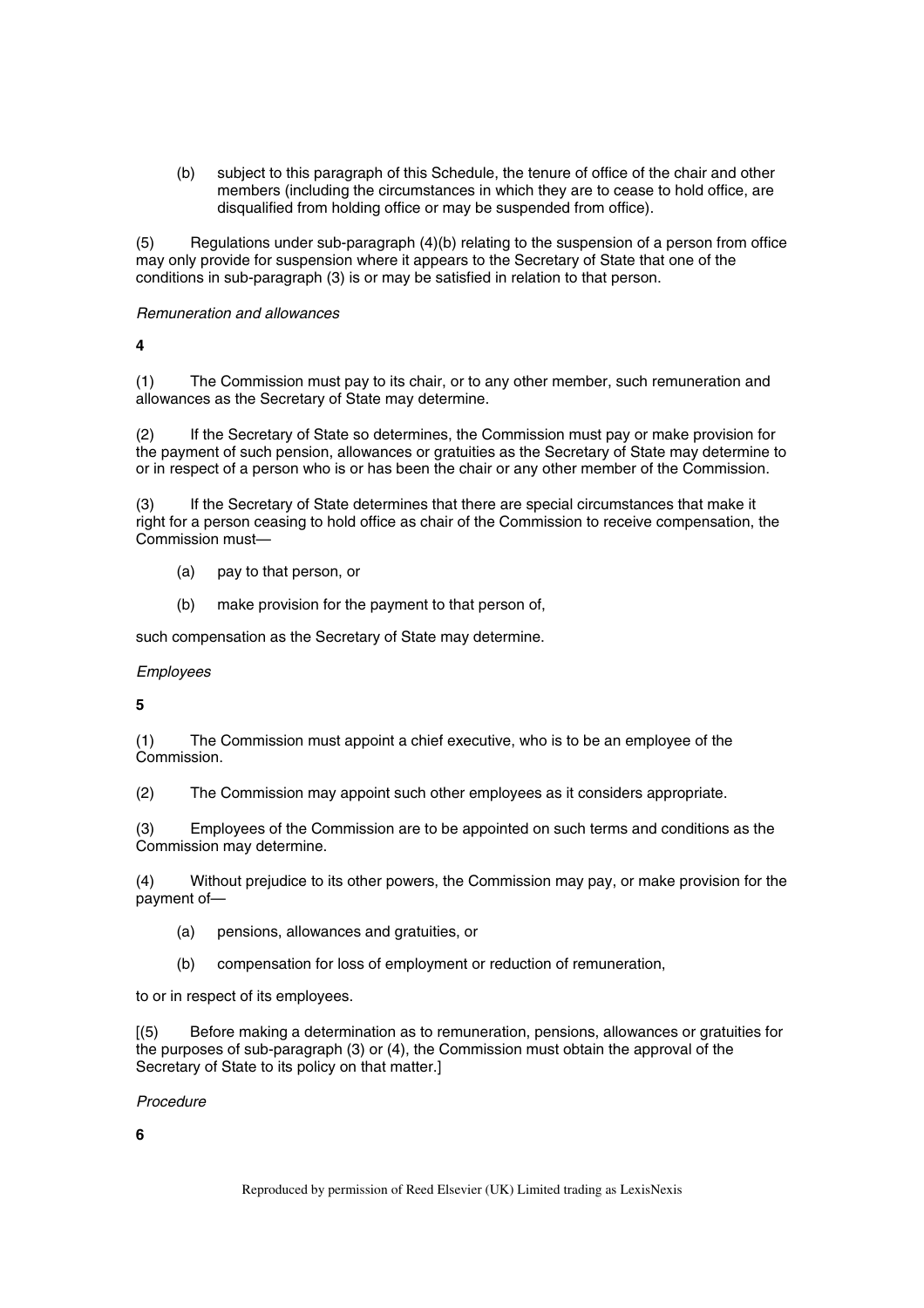(b) subject to this paragraph of this Schedule, the tenure of office of the chair and other members (including the circumstances in which they are to cease to hold office, are disqualified from holding office or may be suspended from office).

(5) Regulations under sub-paragraph (4)(b) relating to the suspension of a person from office may only provide for suspension where it appears to the Secretary of State that one of the conditions in sub-paragraph (3) is or may be satisfied in relation to that person.

*Remuneration and allowances*

**4**

(1) The Commission must pay to its chair, or to any other member, such remuneration and allowances as the Secretary of State may determine.

(2) If the Secretary of State so determines, the Commission must pay or make provision for the payment of such pension, allowances or gratuities as the Secretary of State may determine to or in respect of a person who is or has been the chair or any other member of the Commission.

(3) If the Secretary of State determines that there are special circumstances that make it right for a person ceasing to hold office as chair of the Commission to receive compensation, the Commission must—

(a) pay to that person, or

(b) make provision for the payment to that person of,

such compensation as the Secretary of State may determine.

*Employees*

**5**

(1) The Commission must appoint a chief executive, who is to be an employee of the Commission.

(2) The Commission may appoint such other employees as it considers appropriate.

(3) Employees of the Commission are to be appointed on such terms and conditions as the Commission may determine.

(4) Without prejudice to its other powers, the Commission may pay, or make provision for the payment of—

(a) pensions, allowances and gratuities, or

(b) compensation for loss of employment or reduction of remuneration,

to or in respect of its employees.

[(5) Before making a determination as to remuneration, pensions, allowances or gratuities for the purposes of sub-paragraph (3) or (4), the Commission must obtain the approval of the Secretary of State to its policy on that matter.]

*Procedure*

**6**

Reproduced by permission of Reed Elsevier (UK) Limited trading as LexisNexis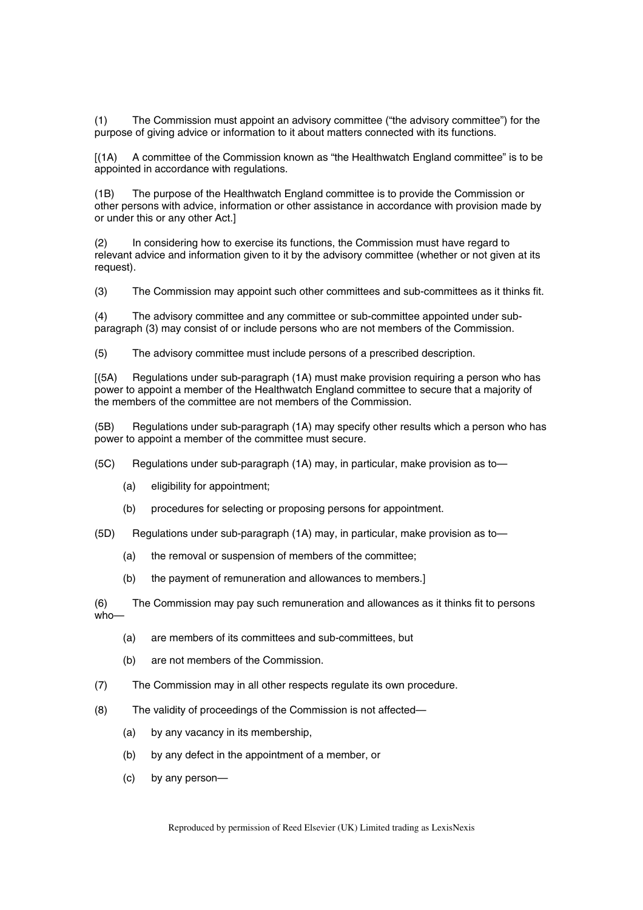(1) The Commission must appoint an advisory committee ("the advisory committee") for the purpose of giving advice or information to it about matters connected with its functions.

[(1A) A committee of the Commission known as "the Healthwatch England committee" is to be appointed in accordance with regulations.

(1B) The purpose of the Healthwatch England committee is to provide the Commission or other persons with advice, information or other assistance in accordance with provision made by or under this or any other Act.]

(2) In considering how to exercise its functions, the Commission must have regard to relevant advice and information given to it by the advisory committee (whether or not given at its request).

(3) The Commission may appoint such other committees and sub-committees as it thinks fit.

(4) The advisory committee and any committee or sub-committee appointed under sub-paragraph (3) may consist of or include persons who are not members of the Commission.

(5) The advisory committee must include persons of a prescribed description.

[(5A) Regulations under sub-paragraph (1A) must make provision requiring a person who has power to appoint a member of the Healthwatch England committee to secure that a majority of the members of the committee are not members of the Commission.

(5B) Regulations under sub-paragraph (1A) may specify other results which a person who has power to appoint a member of the committee must secure.

(5C) Regulations under sub-paragraph (1A) may, in particular, make provision as to—

(a) eligibility for appointment;

(b) procedures for selecting or proposing persons for appointment.

(5D) Regulations under sub-paragraph (1A) may, in particular, make provision as to—

(a) the removal or suspension of members of the committee;

(b) the payment of remuneration and allowances to members.]

(6) The Commission may pay such remuneration and allowances as it thinks fit to persons who—

(a) are members of its committees and sub-committees, but

(b) are not members of the Commission.

(7) The Commission may in all other respects regulate its own procedure.

(8) The validity of proceedings of the Commission is not affected—

(a) by any vacancy in its membership,

(b) by any defect in the appointment of a member, or

(c) by any person—

Reproduced by permission of Reed Elsevier (UK) Limited trading as LexisNexis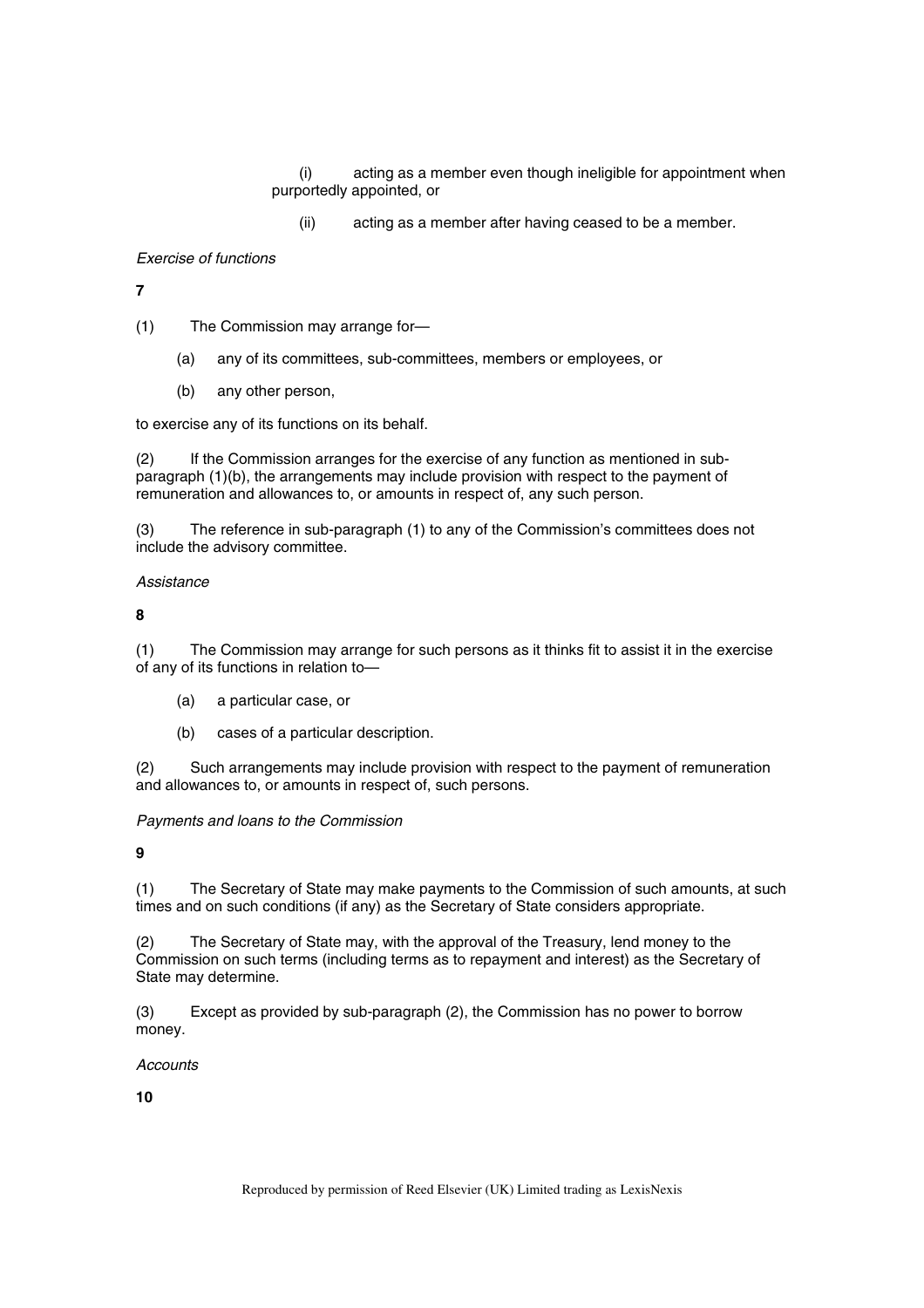(i) acting as a member even though ineligible for appointment when purportedly appointed, or

(ii) acting as a member after having ceased to be a member.

*Exercise of functions*

**7**

(1) The Commission may arrange for—

(a) any of its committees, sub-committees, members or employees, or

(b) any other person,

to exercise any of its functions on its behalf.

(2) If the Commission arranges for the exercise of any function as mentioned in sub-paragraph (1)(b), the arrangements may include provision with respect to the payment of remuneration and allowances to, or amounts in respect of, any such person.

(3) The reference in sub-paragraph (1) to any of the Commission's committees does not include the advisory committee.

*Assistance*

**8**

(1) The Commission may arrange for such persons as it thinks fit to assist it in the exercise of any of its functions in relation to—

(a) a particular case, or

(b) cases of a particular description.

(2) Such arrangements may include provision with respect to the payment of remuneration and allowances to, or amounts in respect of, such persons.

*Payments and loans to the Commission*

**9**

(1) The Secretary of State may make payments to the Commission of such amounts, at such times and on such conditions (if any) as the Secretary of State considers appropriate.

(2) The Secretary of State may, with the approval of the Treasury, lend money to the Commission on such terms (including terms as to repayment and interest) as the Secretary of State may determine.

(3) Except as provided by sub-paragraph (2), the Commission has no power to borrow money.

*Accounts*

**10**

Reproduced by permission of Reed Elsevier (UK) Limited trading as LexisNexis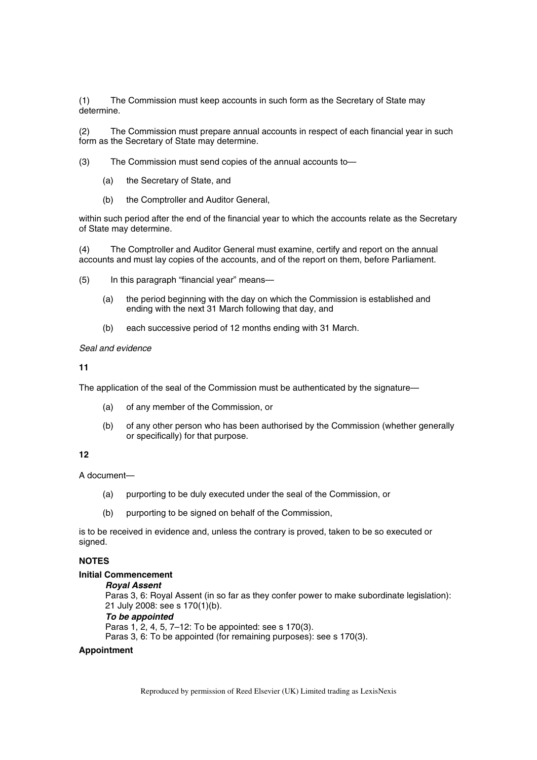(1) The Commission must keep accounts in such form as the Secretary of State may determine.

(2) The Commission must prepare annual accounts in respect of each financial year in such form as the Secretary of State may determine.

(3) The Commission must send copies of the annual accounts to—

- (a) the Secretary of State, and
- (b) the Comptroller and Auditor General,

within such period after the end of the financial year to which the accounts relate as the Secretary of State may determine.

(4) The Comptroller and Auditor General must examine, certify and report on the annual accounts and must lay copies of the accounts, and of the report on them, before Parliament.

(5) In this paragraph "financial year" means—

- (a) the period beginning with the day on which the Commission is established and ending with the next 31 March following that day, and
- (b) each successive period of 12 months ending with 31 March.

*Seal and evidence*

**11**

The application of the seal of the Commission must be authenticated by the signature—

- (a) of any member of the Commission, or
- (b) of any other person who has been authorised by the Commission (whether generally or specifically) for that purpose.

**12**

A document—

- (a) purporting to be duly executed under the seal of the Commission, or
- (b) purporting to be signed on behalf of the Commission,

is to be received in evidence and, unless the contrary is proved, taken to be so executed or signed.

**NOTES**

**Initial Commencement**

***Royal Assent***

Paras 3, 6: Royal Assent (in so far as they confer power to make subordinate legislation): 21 July 2008: see s 170(1)(b).

***To be appointed***

Paras 1, 2, 4, 5, 7–12: To be appointed: see s 170(3).

Paras 3, 6: To be appointed (for remaining purposes): see s 170(3).

**Appointment**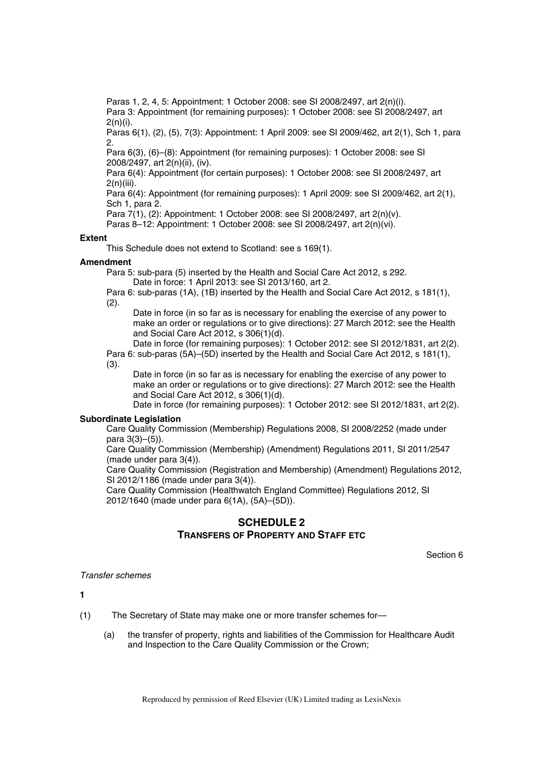Paras 1, 2, 4, 5: Appointment: 1 October 2008: see SI 2008/2497, art 2(n)(i).
Para 3: Appointment (for remaining purposes): 1 October 2008: see SI 2008/2497, art 2(n)(i).
Paras 6(1), (2), (5), 7(3): Appointment: 1 April 2009: see SI 2009/462, art 2(1), Sch 1, para 2.
Para 6(3), (6)–(8): Appointment (for remaining purposes): 1 October 2008: see SI 2008/2497, art 2(n)(ii), (iv).
Para 6(4): Appointment (for certain purposes): 1 October 2008: see SI 2008/2497, art 2(n)(iii).
Para 6(4): Appointment (for remaining purposes): 1 April 2009: see SI 2009/462, art 2(1), Sch 1, para 2.
Para 7(1), (2): Appointment: 1 October 2008: see SI 2008/2497, art 2(n)(v).
Paras 8–12: Appointment: 1 October 2008: see SI 2008/2497, art 2(n)(vi).

**Extent**

This Schedule does not extend to Scotland: see s 169(1).

**Amendment**

Para 5: sub-para (5) inserted by the Health and Social Care Act 2012, s 292.
Date in force: 1 April 2013: see SI 2013/160, art 2.
Para 6: sub-paras (1A), (1B) inserted by the Health and Social Care Act 2012, s 181(1), (2).
Date in force (in so far as is necessary for enabling the exercise of any power to make an order or regulations or to give directions): 27 March 2012: see the Health and Social Care Act 2012, s 306(1)(d).
Date in force (for remaining purposes): 1 October 2012: see SI 2012/1831, art 2(2).
Para 6: sub-paras (5A)–(5D) inserted by the Health and Social Care Act 2012, s 181(1), (3).
Date in force (in so far as is necessary for enabling the exercise of any power to make an order or regulations or to give directions): 27 March 2012: see the Health and Social Care Act 2012, s 306(1)(d).
Date in force (for remaining purposes): 1 October 2012: see SI 2012/1831, art 2(2).

**Subordinate Legislation**

Care Quality Commission (Membership) Regulations 2008, SI 2008/2252 (made under para 3(3)–(5)).
Care Quality Commission (Membership) (Amendment) Regulations 2011, SI 2011/2547 (made under para 3(4)).
Care Quality Commission (Registration and Membership) (Amendment) Regulations 2012, SI 2012/1186 (made under para 3(4)).
Care Quality Commission (Healthwatch England Committee) Regulations 2012, SI 2012/1640 (made under para 6(1A), (5A)–(5D)).

## SCHEDULE 2
## TRANSFERS OF PROPERTY AND STAFF ETC

Section 6

*Transfer schemes*

**1**

(1) The Secretary of State may make one or more transfer schemes for—

(a) the transfer of property, rights and liabilities of the Commission for Healthcare Audit and Inspection to the Care Quality Commission or the Crown;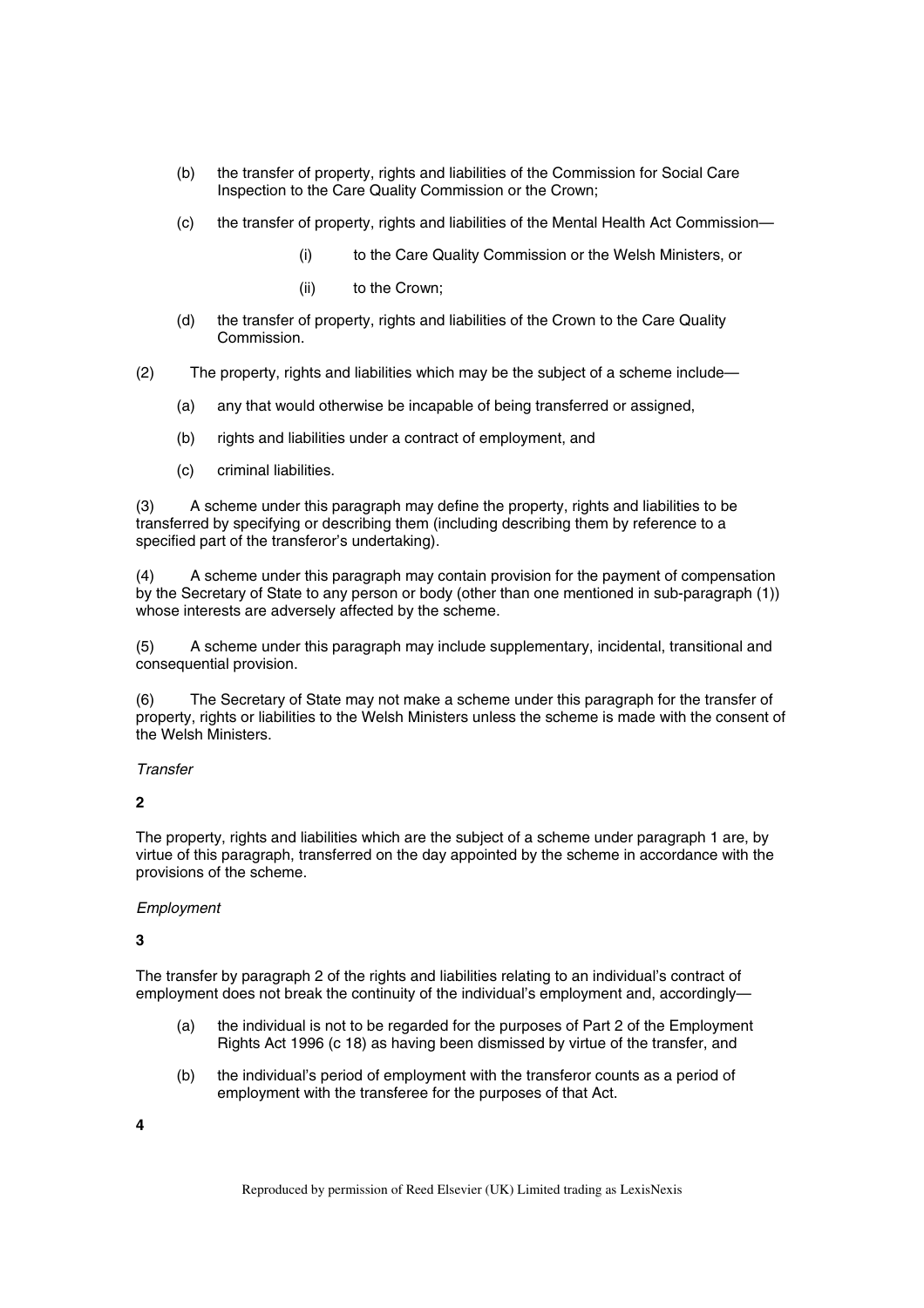(b) the transfer of property, rights and liabilities of the Commission for Social Care Inspection to the Care Quality Commission or the Crown;

(c) the transfer of property, rights and liabilities of the Mental Health Act Commission—

(i) to the Care Quality Commission or the Welsh Ministers, or

(ii) to the Crown;

(d) the transfer of property, rights and liabilities of the Crown to the Care Quality Commission.

(2) The property, rights and liabilities which may be the subject of a scheme include—

(a) any that would otherwise be incapable of being transferred or assigned,

(b) rights and liabilities under a contract of employment, and

(c) criminal liabilities.

(3) A scheme under this paragraph may define the property, rights and liabilities to be transferred by specifying or describing them (including describing them by reference to a specified part of the transferor's undertaking).

(4) A scheme under this paragraph may contain provision for the payment of compensation by the Secretary of State to any person or body (other than one mentioned in sub-paragraph (1)) whose interests are adversely affected by the scheme.

(5) A scheme under this paragraph may include supplementary, incidental, transitional and consequential provision.

(6) The Secretary of State may not make a scheme under this paragraph for the transfer of property, rights or liabilities to the Welsh Ministers unless the scheme is made with the consent of the Welsh Ministers.

*Transfer*

**2**

The property, rights and liabilities which are the subject of a scheme under paragraph 1 are, by virtue of this paragraph, transferred on the day appointed by the scheme in accordance with the provisions of the scheme.

*Employment*

**3**

The transfer by paragraph 2 of the rights and liabilities relating to an individual's contract of employment does not break the continuity of the individual's employment and, accordingly—

(a) the individual is not to be regarded for the purposes of Part 2 of the Employment Rights Act 1996 (c 18) as having been dismissed by virtue of the transfer, and

(b) the individual's period of employment with the transferor counts as a period of employment with the transferee for the purposes of that Act.

**4**

Reproduced by permission of Reed Elsevier (UK) Limited trading as LexisNexis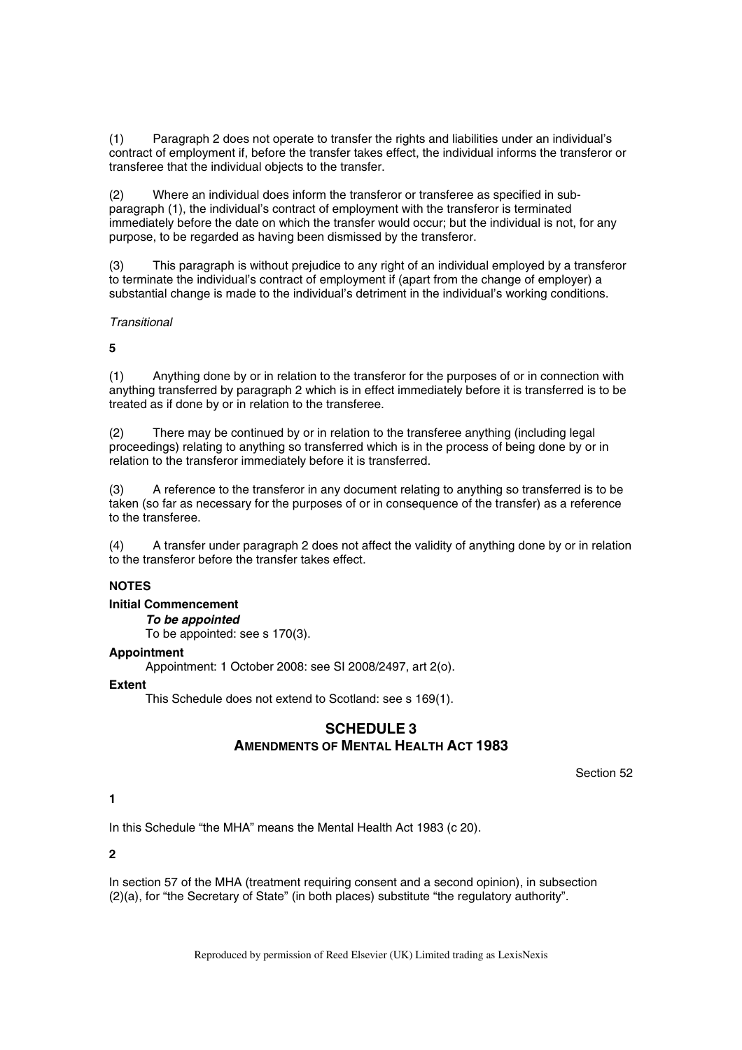(1) Paragraph 2 does not operate to transfer the rights and liabilities under an individual's contract of employment if, before the transfer takes effect, the individual informs the transferor or transferee that the individual objects to the transfer.

(2) Where an individual does inform the transferor or transferee as specified in sub-paragraph (1), the individual's contract of employment with the transferor is terminated immediately before the date on which the transfer would occur; but the individual is not, for any purpose, to be regarded as having been dismissed by the transferor.

(3) This paragraph is without prejudice to any right of an individual employed by a transferor to terminate the individual's contract of employment if (apart from the change of employer) a substantial change is made to the individual's detriment in the individual's working conditions.

*Transitional*

**5**

(1) Anything done by or in relation to the transferor for the purposes of or in connection with anything transferred by paragraph 2 which is in effect immediately before it is transferred is to be treated as if done by or in relation to the transferee.

(2) There may be continued by or in relation to the transferee anything (including legal proceedings) relating to anything so transferred which is in the process of being done by or in relation to the transferor immediately before it is transferred.

(3) A reference to the transferor in any document relating to anything so transferred is to be taken (so far as necessary for the purposes of or in consequence of the transfer) as a reference to the transferee.

(4) A transfer under paragraph 2 does not affect the validity of anything done by or in relation to the transferor before the transfer takes effect.

**NOTES**

**Initial Commencement**

***To be appointed***

To be appointed: see s 170(3).

**Appointment**

Appointment: 1 October 2008: see SI 2008/2497, art 2(o).

**Extent**

This Schedule does not extend to Scotland: see s 169(1).

## SCHEDULE 3
## AMENDMENTS OF MENTAL HEALTH ACT 1983

Section 52

**1**

In this Schedule "the MHA" means the Mental Health Act 1983 (c 20).

**2**

In section 57 of the MHA (treatment requiring consent and a second opinion), in subsection (2)(a), for "the Secretary of State" (in both places) substitute "the regulatory authority".

Reproduced by permission of Reed Elsevier (UK) Limited trading as LexisNexis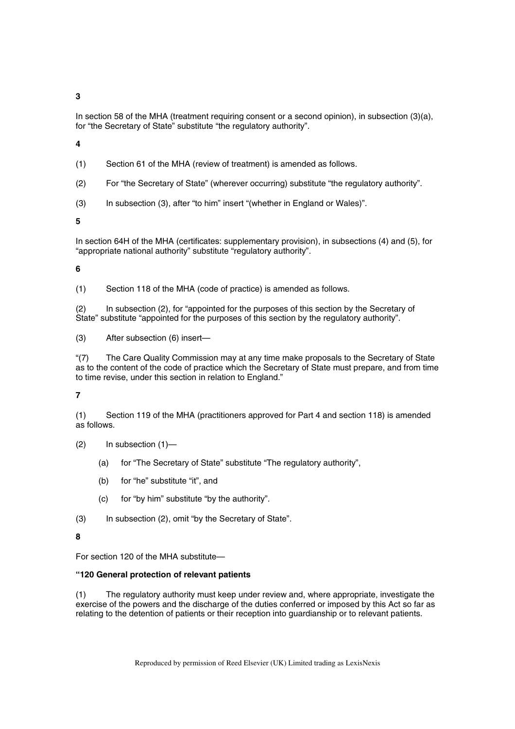**3**

In section 58 of the MHA (treatment requiring consent or a second opinion), in subsection (3)(a), for "the Secretary of State" substitute "the regulatory authority".

**4**

(1) Section 61 of the MHA (review of treatment) is amended as follows.

(2) For "the Secretary of State" (wherever occurring) substitute "the regulatory authority".

(3) In subsection (3), after "to him" insert "(whether in England or Wales)".

**5**

In section 64H of the MHA (certificates: supplementary provision), in subsections (4) and (5), for "appropriate national authority" substitute "regulatory authority".

**6**

(1) Section 118 of the MHA (code of practice) is amended as follows.

(2) In subsection (2), for "appointed for the purposes of this section by the Secretary of State" substitute "appointed for the purposes of this section by the regulatory authority".

(3) After subsection (6) insert—

"(7) The Care Quality Commission may at any time make proposals to the Secretary of State as to the content of the code of practice which the Secretary of State must prepare, and from time to time revise, under this section in relation to England."

**7**

(1) Section 119 of the MHA (practitioners approved for Part 4 and section 118) is amended as follows.

(2) In subsection (1)—

- (a) for "The Secretary of State" substitute "The regulatory authority",
- (b) for "he" substitute "it", and
- (c) for "by him" substitute "by the authority".

(3) In subsection (2), omit "by the Secretary of State".

**8**

For section 120 of the MHA substitute—

**"120 General protection of relevant patients**

(1) The regulatory authority must keep under review and, where appropriate, investigate the exercise of the powers and the discharge of the duties conferred or imposed by this Act so far as relating to the detention of patients or their reception into guardianship or to relevant patients.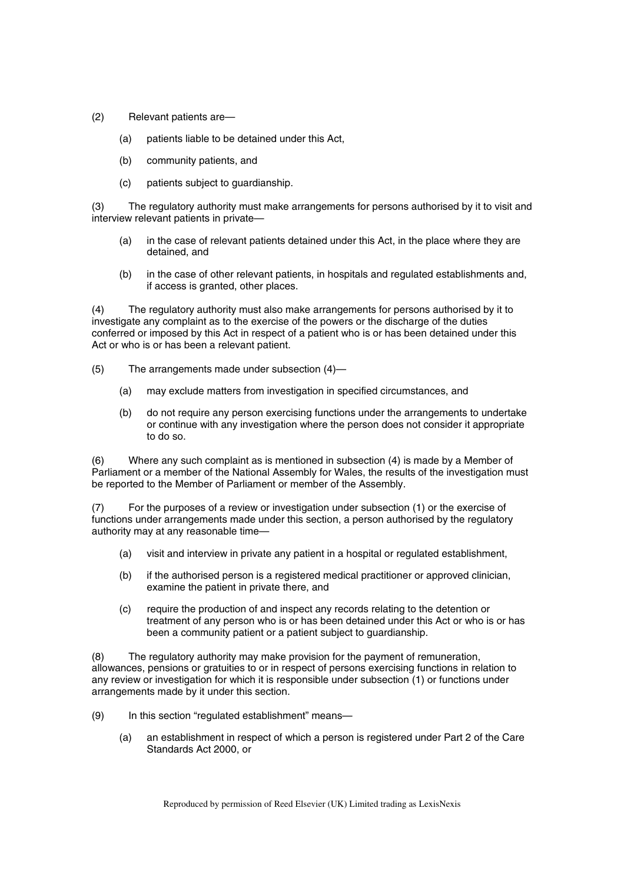(2) Relevant patients are—

(a) patients liable to be detained under this Act,

(b) community patients, and

(c) patients subject to guardianship.

(3) The regulatory authority must make arrangements for persons authorised by it to visit and interview relevant patients in private—

(a) in the case of relevant patients detained under this Act, in the place where they are detained, and

(b) in the case of other relevant patients, in hospitals and regulated establishments and, if access is granted, other places.

(4) The regulatory authority must also make arrangements for persons authorised by it to investigate any complaint as to the exercise of the powers or the discharge of the duties conferred or imposed by this Act in respect of a patient who is or has been detained under this Act or who is or has been a relevant patient.

(5) The arrangements made under subsection (4)—

(a) may exclude matters from investigation in specified circumstances, and

(b) do not require any person exercising functions under the arrangements to undertake or continue with any investigation where the person does not consider it appropriate to do so.

(6) Where any such complaint as is mentioned in subsection (4) is made by a Member of Parliament or a member of the National Assembly for Wales, the results of the investigation must be reported to the Member of Parliament or member of the Assembly.

(7) For the purposes of a review or investigation under subsection (1) or the exercise of functions under arrangements made under this section, a person authorised by the regulatory authority may at any reasonable time—

(a) visit and interview in private any patient in a hospital or regulated establishment,

(b) if the authorised person is a registered medical practitioner or approved clinician, examine the patient in private there, and

(c) require the production of and inspect any records relating to the detention or treatment of any person who is or has been detained under this Act or who is or has been a community patient or a patient subject to guardianship.

(8) The regulatory authority may make provision for the payment of remuneration, allowances, pensions or gratuities to or in respect of persons exercising functions in relation to any review or investigation for which it is responsible under subsection (1) or functions under arrangements made by it under this section.

(9) In this section "regulated establishment" means—

(a) an establishment in respect of which a person is registered under Part 2 of the Care Standards Act 2000, or

Reproduced by permission of Reed Elsevier (UK) Limited trading as LexisNexis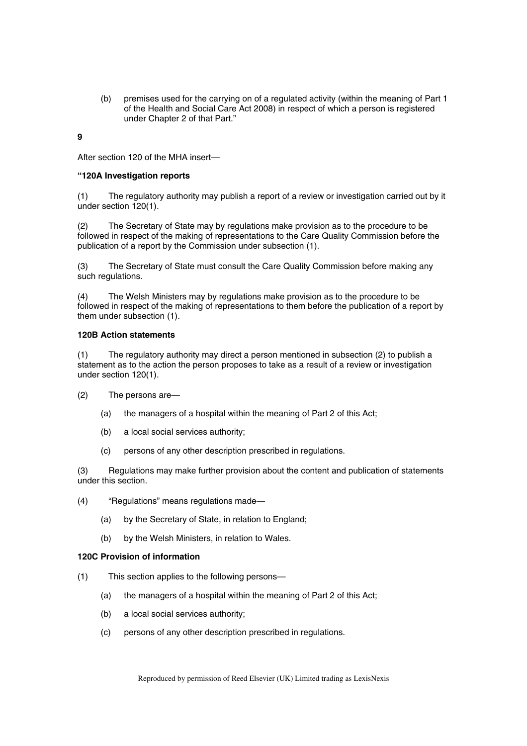(b) premises used for the carrying on of a regulated activity (within the meaning of Part 1 of the Health and Social Care Act 2008) in respect of which a person is registered under Chapter 2 of that Part."

**9**

After section 120 of the MHA insert—

**"120A Investigation reports**

(1) The regulatory authority may publish a report of a review or investigation carried out by it under section 120(1).

(2) The Secretary of State may by regulations make provision as to the procedure to be followed in respect of the making of representations to the Care Quality Commission before the publication of a report by the Commission under subsection (1).

(3) The Secretary of State must consult the Care Quality Commission before making any such regulations.

(4) The Welsh Ministers may by regulations make provision as to the procedure to be followed in respect of the making of representations to them before the publication of a report by them under subsection (1).

**120B Action statements**

(1) The regulatory authority may direct a person mentioned in subsection (2) to publish a statement as to the action the person proposes to take as a result of a review or investigation under section 120(1).

(2) The persons are—

(a) the managers of a hospital within the meaning of Part 2 of this Act;

(b) a local social services authority;

(c) persons of any other description prescribed in regulations.

(3) Regulations may make further provision about the content and publication of statements under this section.

(4) "Regulations" means regulations made—

(a) by the Secretary of State, in relation to England;

(b) by the Welsh Ministers, in relation to Wales.

**120C Provision of information**

(1) This section applies to the following persons—

(a) the managers of a hospital within the meaning of Part 2 of this Act;

(b) a local social services authority;

(c) persons of any other description prescribed in regulations.

Reproduced by permission of Reed Elsevier (UK) Limited trading as LexisNexis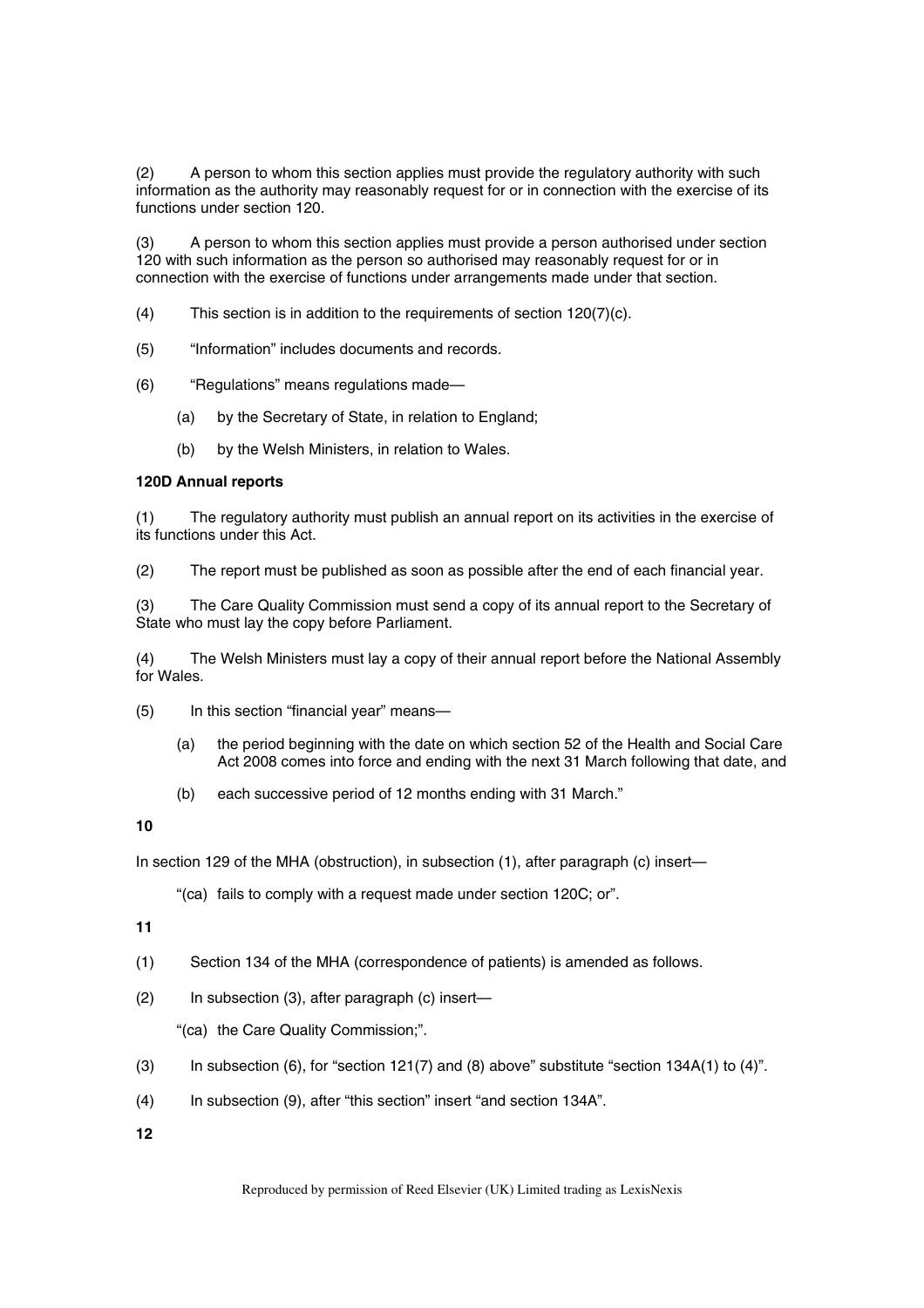(2) A person to whom this section applies must provide the regulatory authority with such information as the authority may reasonably request for or in connection with the exercise of its functions under section 120.

(3) A person to whom this section applies must provide a person authorised under section 120 with such information as the person so authorised may reasonably request for or in connection with the exercise of functions under arrangements made under that section.

(4) This section is in addition to the requirements of section 120(7)(c).

(5) "Information" includes documents and records.

(6) "Regulations" means regulations made—

- (a) by the Secretary of State, in relation to England;
- (b) by the Welsh Ministers, in relation to Wales.

**120D Annual reports**

(1) The regulatory authority must publish an annual report on its activities in the exercise of its functions under this Act.

(2) The report must be published as soon as possible after the end of each financial year.

(3) The Care Quality Commission must send a copy of its annual report to the Secretary of State who must lay the copy before Parliament.

(4) The Welsh Ministers must lay a copy of their annual report before the National Assembly for Wales.

(5) In this section "financial year" means—

- (a) the period beginning with the date on which section 52 of the Health and Social Care Act 2008 comes into force and ending with the next 31 March following that date, and
- (b) each successive period of 12 months ending with 31 March."

**10**

In section 129 of the MHA (obstruction), in subsection (1), after paragraph (c) insert—

"(ca) fails to comply with a request made under section 120C; or".

**11**

(1) Section 134 of the MHA (correspondence of patients) is amended as follows.

(2) In subsection (3), after paragraph (c) insert—

"(ca) the Care Quality Commission;".

(3) In subsection (6), for "section 121(7) and (8) above" substitute "section 134A(1) to (4)".

(4) In subsection (9), after "this section" insert "and section 134A".

**12**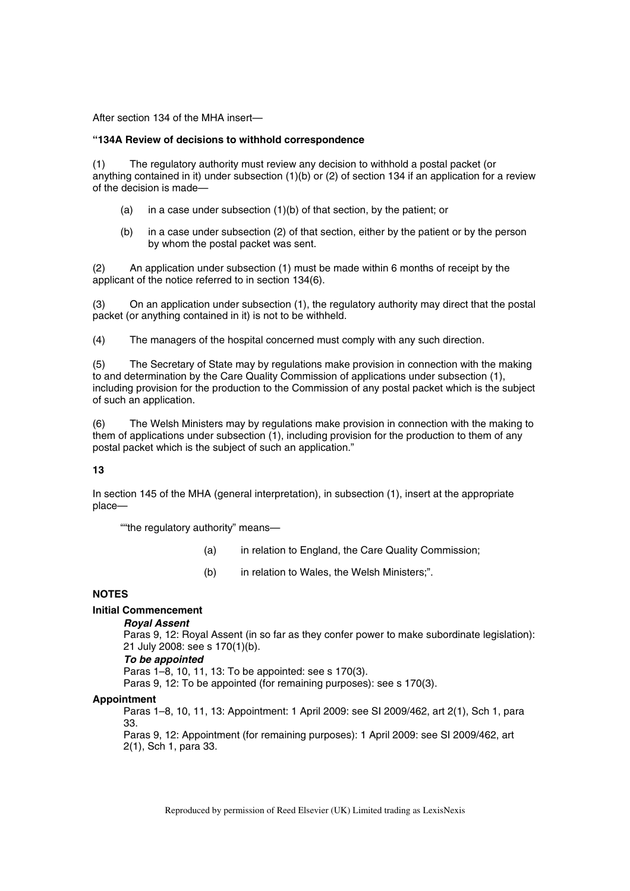After section 134 of the MHA insert—

**"134A Review of decisions to withhold correspondence**

(1) The regulatory authority must review any decision to withhold a postal packet (or anything contained in it) under subsection (1)(b) or (2) of section 134 if an application for a review of the decision is made—

(a) in a case under subsection (1)(b) of that section, by the patient; or

(b) in a case under subsection (2) of that section, either by the patient or by the person by whom the postal packet was sent.

(2) An application under subsection (1) must be made within 6 months of receipt by the applicant of the notice referred to in section 134(6).

(3) On an application under subsection (1), the regulatory authority may direct that the postal packet (or anything contained in it) is not to be withheld.

(4) The managers of the hospital concerned must comply with any such direction.

(5) The Secretary of State may by regulations make provision in connection with the making to and determination by the Care Quality Commission of applications under subsection (1), including provision for the production to the Commission of any postal packet which is the subject of such an application.

(6) The Welsh Ministers may by regulations make provision in connection with the making to them of applications under subsection (1), including provision for the production to them of any postal packet which is the subject of such an application."

**13**

In section 145 of the MHA (general interpretation), in subsection (1), insert at the appropriate place—

""the regulatory authority" means—

(a) in relation to England, the Care Quality Commission;

(b) in relation to Wales, the Welsh Ministers;".

**NOTES**

**Initial Commencement**

***Royal Assent***

Paras 9, 12: Royal Assent (in so far as they confer power to make subordinate legislation): 21 July 2008: see s 170(1)(b).

***To be appointed***

Paras 1–8, 10, 11, 13: To be appointed: see s 170(3).

Paras 9, 12: To be appointed (for remaining purposes): see s 170(3).

**Appointment**

Paras 1–8, 10, 11, 13: Appointment: 1 April 2009: see SI 2009/462, art 2(1), Sch 1, para 33.

Paras 9, 12: Appointment (for remaining purposes): 1 April 2009: see SI 2009/462, art 2(1), Sch 1, para 33.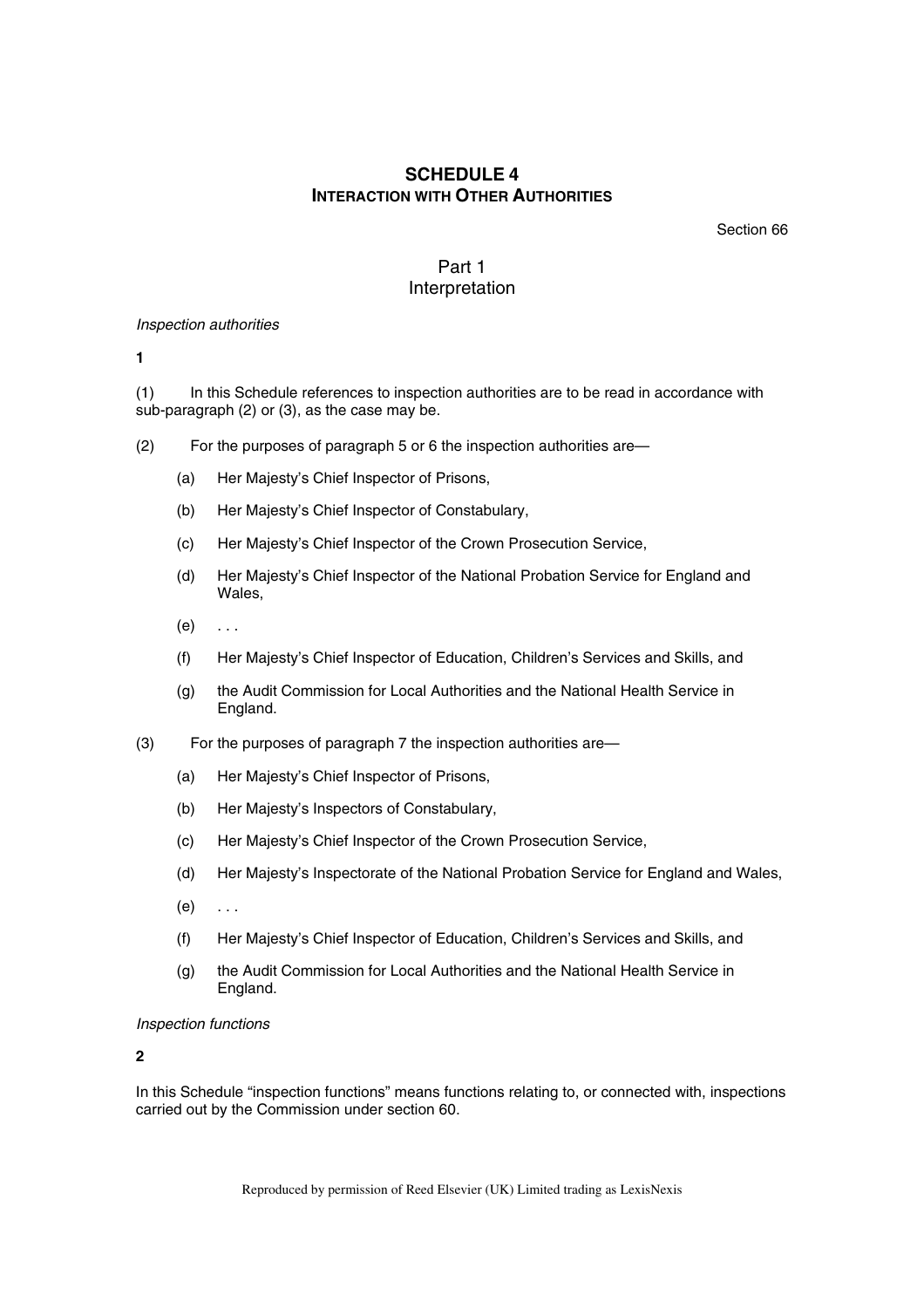## SCHEDULE 4
### INTERACTION WITH OTHER AUTHORITIES

Section 66

### Part 1
### Interpretation

*Inspection authorities*

**1**

(1) In this Schedule references to inspection authorities are to be read in accordance with sub-paragraph (2) or (3), as the case may be.

(2) For the purposes of paragraph 5 or 6 the inspection authorities are—

- (a) Her Majesty's Chief Inspector of Prisons,
- (b) Her Majesty's Chief Inspector of Constabulary,
- (c) Her Majesty's Chief Inspector of the Crown Prosecution Service,
- (d) Her Majesty's Chief Inspector of the National Probation Service for England and Wales,
- (e) . . .
- (f) Her Majesty's Chief Inspector of Education, Children's Services and Skills, and
- (g) the Audit Commission for Local Authorities and the National Health Service in England.

(3) For the purposes of paragraph 7 the inspection authorities are—

- (a) Her Majesty's Chief Inspector of Prisons,
- (b) Her Majesty's Inspectors of Constabulary,
- (c) Her Majesty's Chief Inspector of the Crown Prosecution Service,
- (d) Her Majesty's Inspectorate of the National Probation Service for England and Wales,
- (e) . . .
- (f) Her Majesty's Chief Inspector of Education, Children's Services and Skills, and
- (g) the Audit Commission for Local Authorities and the National Health Service in England.

*Inspection functions*

**2**

In this Schedule "inspection functions" means functions relating to, or connected with, inspections carried out by the Commission under section 60.

Reproduced by permission of Reed Elsevier (UK) Limited trading as LexisNexis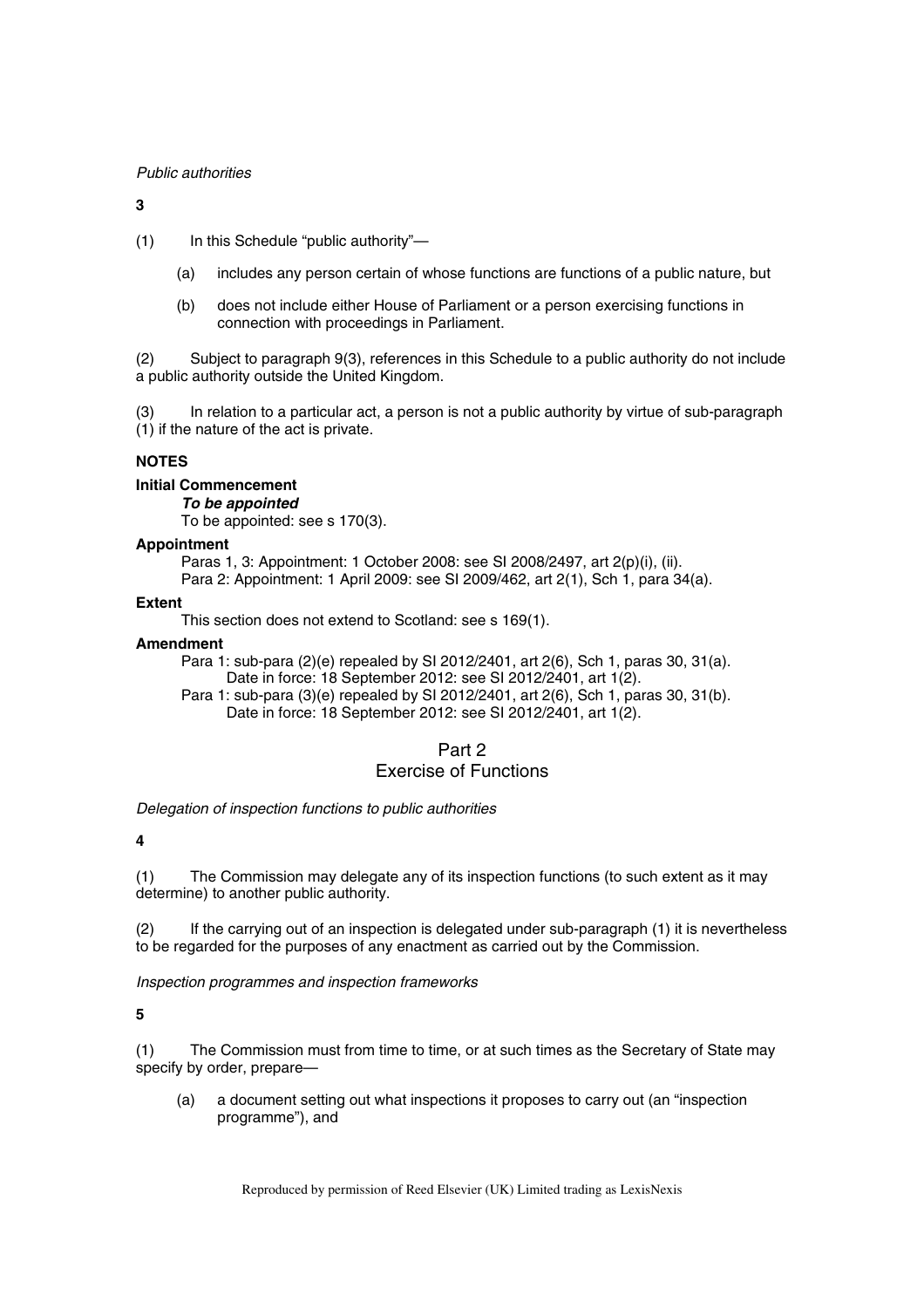*Public authorities*

**3**

(1) In this Schedule "public authority"—

- (a) includes any person certain of whose functions are functions of a public nature, but
- (b) does not include either House of Parliament or a person exercising functions in connection with proceedings in Parliament.

(2) Subject to paragraph 9(3), references in this Schedule to a public authority do not include a public authority outside the United Kingdom.

(3) In relation to a particular act, a person is not a public authority by virtue of sub-paragraph (1) if the nature of the act is private.

**NOTES**

**Initial Commencement**

***To be appointed***

To be appointed: see s 170(3).

**Appointment**

Paras 1, 3: Appointment: 1 October 2008: see SI 2008/2497, art 2(p)(i), (ii).

Para 2: Appointment: 1 April 2009: see SI 2009/462, art 2(1), Sch 1, para 34(a).

**Extent**

This section does not extend to Scotland: see s 169(1).

**Amendment**

Para 1: sub-para (2)(e) repealed by SI 2012/2401, art 2(6), Sch 1, paras 30, 31(a).
Date in force: 18 September 2012: see SI 2012/2401, art 1(2).

Para 1: sub-para (3)(e) repealed by SI 2012/2401, art 2(6), Sch 1, paras 30, 31(b).
Date in force: 18 September 2012: see SI 2012/2401, art 1(2).

## Part 2
## Exercise of Functions

*Delegation of inspection functions to public authorities*

**4**

(1) The Commission may delegate any of its inspection functions (to such extent as it may determine) to another public authority.

(2) If the carrying out of an inspection is delegated under sub-paragraph (1) it is nevertheless to be regarded for the purposes of any enactment as carried out by the Commission.

*Inspection programmes and inspection frameworks*

**5**

(1) The Commission must from time to time, or at such times as the Secretary of State may specify by order, prepare—

- (a) a document setting out what inspections it proposes to carry out (an "inspection programme"), and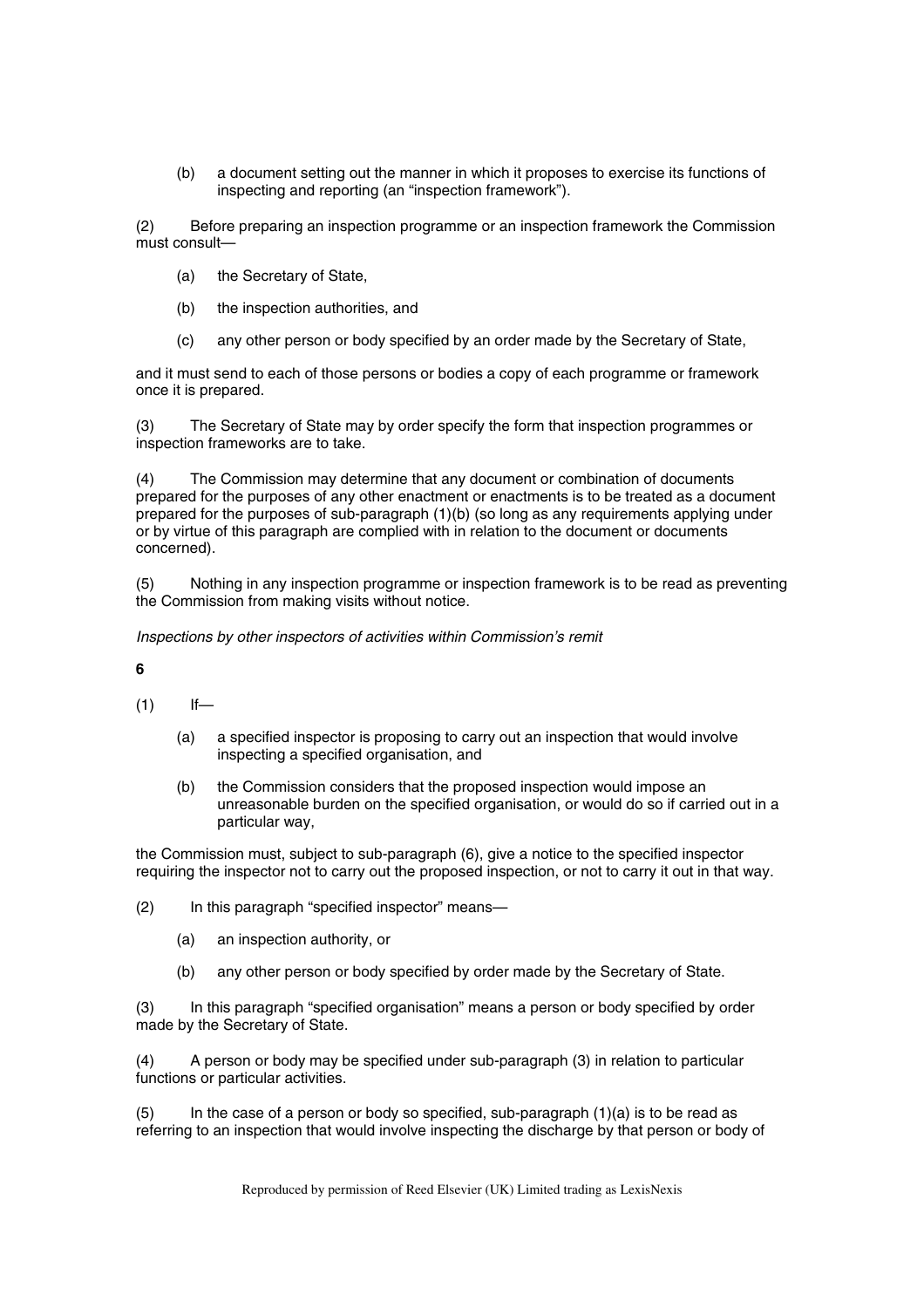(b) a document setting out the manner in which it proposes to exercise its functions of inspecting and reporting (an “inspection framework”).

(2) Before preparing an inspection programme or an inspection framework the Commission must consult—

(a) the Secretary of State,

(b) the inspection authorities, and

(c) any other person or body specified by an order made by the Secretary of State,

and it must send to each of those persons or bodies a copy of each programme or framework once it is prepared.

(3) The Secretary of State may by order specify the form that inspection programmes or inspection frameworks are to take.

(4) The Commission may determine that any document or combination of documents prepared for the purposes of any other enactment or enactments is to be treated as a document prepared for the purposes of sub-paragraph (1)(b) (so long as any requirements applying under or by virtue of this paragraph are complied with in relation to the document or documents concerned).

(5) Nothing in any inspection programme or inspection framework is to be read as preventing the Commission from making visits without notice.

*Inspections by other inspectors of activities within Commission’s remit*

**6**

(1) If—

(a) a specified inspector is proposing to carry out an inspection that would involve inspecting a specified organisation, and

(b) the Commission considers that the proposed inspection would impose an unreasonable burden on the specified organisation, or would do so if carried out in a particular way,

the Commission must, subject to sub-paragraph (6), give a notice to the specified inspector requiring the inspector not to carry out the proposed inspection, or not to carry it out in that way.

(2) In this paragraph “specified inspector” means—

(a) an inspection authority, or

(b) any other person or body specified by order made by the Secretary of State.

(3) In this paragraph “specified organisation” means a person or body specified by order made by the Secretary of State.

(4) A person or body may be specified under sub-paragraph (3) in relation to particular functions or particular activities.

(5) In the case of a person or body so specified, sub-paragraph (1)(a) is to be read as referring to an inspection that would involve inspecting the discharge by that person or body of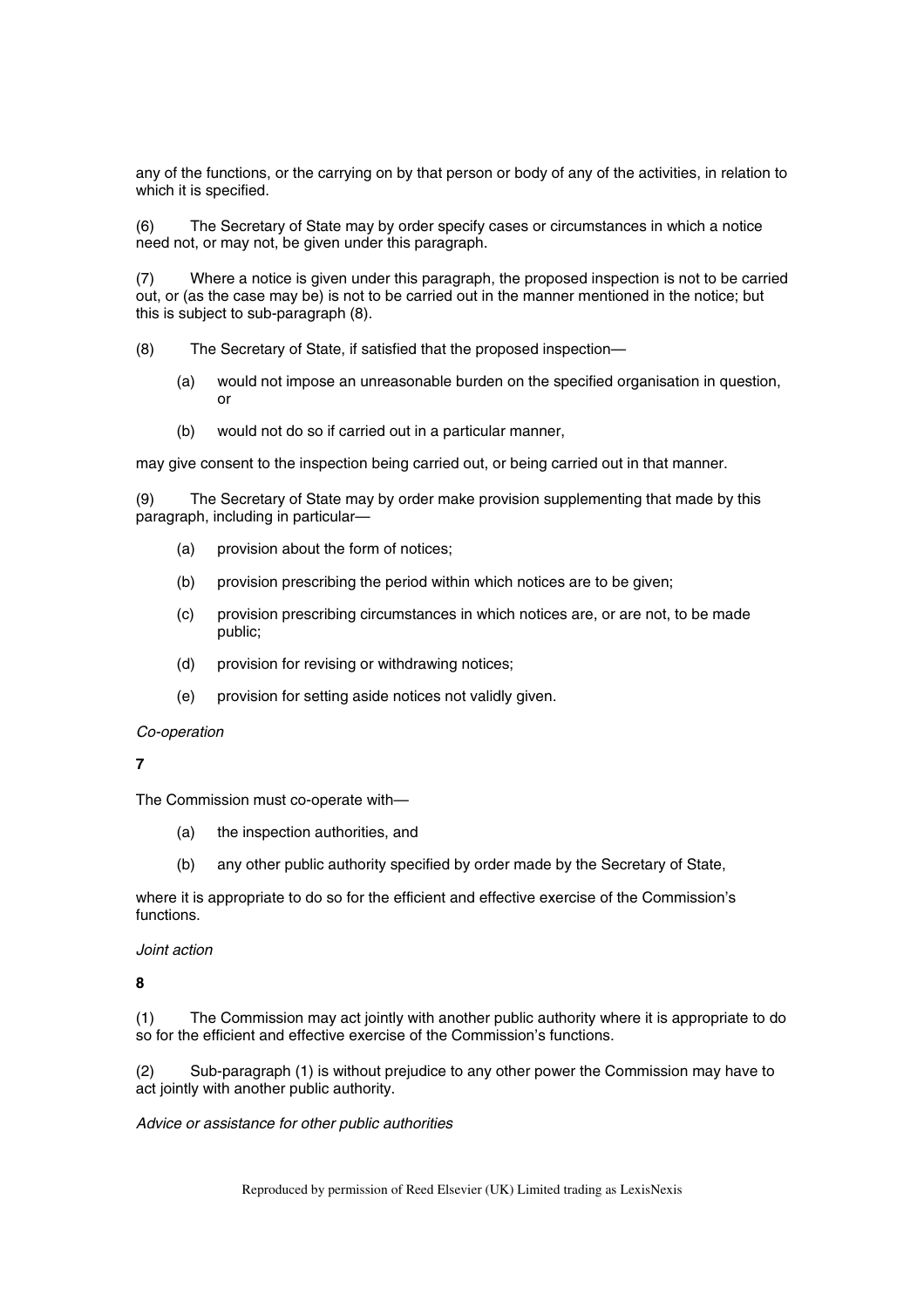any of the functions, or the carrying on by that person or body of any of the activities, in relation to which it is specified.

(6) The Secretary of State may by order specify cases or circumstances in which a notice need not, or may not, be given under this paragraph.

(7) Where a notice is given under this paragraph, the proposed inspection is not to be carried out, or (as the case may be) is not to be carried out in the manner mentioned in the notice; but this is subject to sub-paragraph (8).

(8) The Secretary of State, if satisfied that the proposed inspection—

- (a) would not impose an unreasonable burden on the specified organisation in question, or
- (b) would not do so if carried out in a particular manner,

may give consent to the inspection being carried out, or being carried out in that manner.

(9) The Secretary of State may by order make provision supplementing that made by this paragraph, including in particular—

- (a) provision about the form of notices;
- (b) provision prescribing the period within which notices are to be given;
- (c) provision prescribing circumstances in which notices are, or are not, to be made public;
- (d) provision for revising or withdrawing notices;
- (e) provision for setting aside notices not validly given.

*Co-operation*

**7**

The Commission must co-operate with—

- (a) the inspection authorities, and
- (b) any other public authority specified by order made by the Secretary of State,

where it is appropriate to do so for the efficient and effective exercise of the Commission's functions.

*Joint action*

**8**

(1) The Commission may act jointly with another public authority where it is appropriate to do so for the efficient and effective exercise of the Commission's functions.

(2) Sub-paragraph (1) is without prejudice to any other power the Commission may have to act jointly with another public authority.

*Advice or assistance for other public authorities*

Reproduced by permission of Reed Elsevier (UK) Limited trading as LexisNexis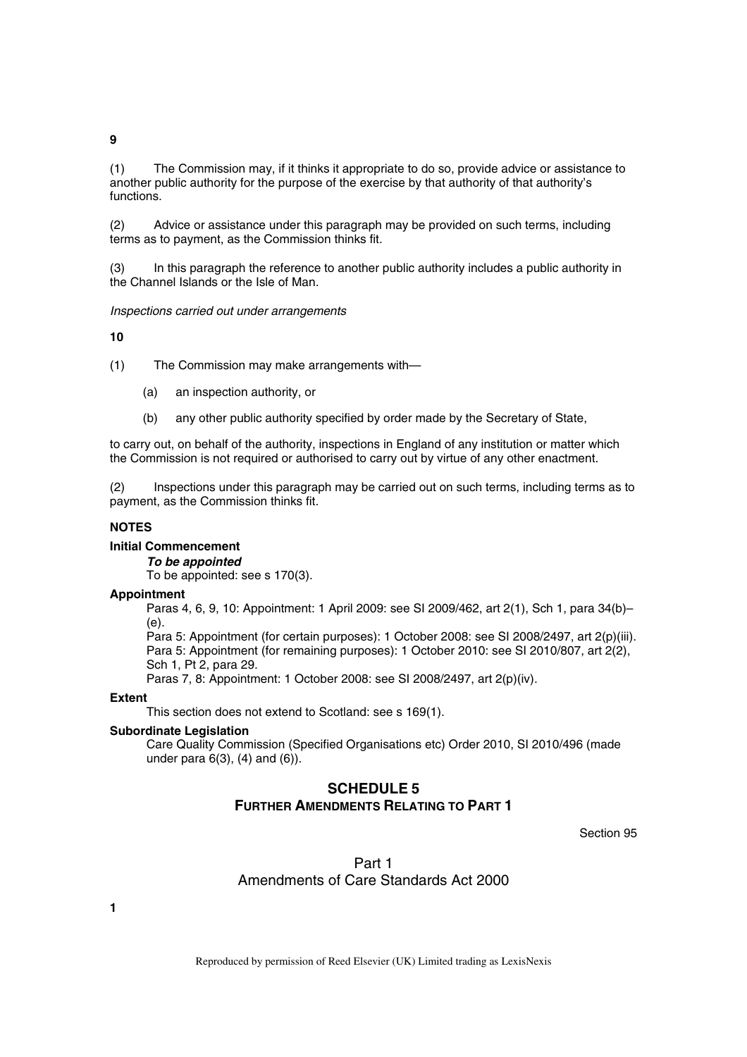**9**

(1) The Commission may, if it thinks it appropriate to do so, provide advice or assistance to another public authority for the purpose of the exercise by that authority of that authority's functions.

(2) Advice or assistance under this paragraph may be provided on such terms, including terms as to payment, as the Commission thinks fit.

(3) In this paragraph the reference to another public authority includes a public authority in the Channel Islands or the Isle of Man.

*Inspections carried out under arrangements*

**10**

(1) The Commission may make arrangements with—

(a) an inspection authority, or

(b) any other public authority specified by order made by the Secretary of State,

to carry out, on behalf of the authority, inspections in England of any institution or matter which the Commission is not required or authorised to carry out by virtue of any other enactment.

(2) Inspections under this paragraph may be carried out on such terms, including terms as to payment, as the Commission thinks fit.

**NOTES**

**Initial Commencement**

***To be appointed***

To be appointed: see s 170(3).

**Appointment**

Paras 4, 6, 9, 10: Appointment: 1 April 2009: see SI 2009/462, art 2(1), Sch 1, para 34(b)–(e).

Para 5: Appointment (for certain purposes): 1 October 2008: see SI 2008/2497, art 2(p)(iii).

Para 5: Appointment (for remaining purposes): 1 October 2010: see SI 2010/807, art 2(2), Sch 1, Pt 2, para 29.

Paras 7, 8: Appointment: 1 October 2008: see SI 2008/2497, art 2(p)(iv).

**Extent**

This section does not extend to Scotland: see s 169(1).

**Subordinate Legislation**

Care Quality Commission (Specified Organisations etc) Order 2010, SI 2010/496 (made under para 6(3), (4) and (6)).

## SCHEDULE 5
### FURTHER AMENDMENTS RELATING TO PART 1

Section 95

### Part 1
### Amendments of Care Standards Act 2000

**1**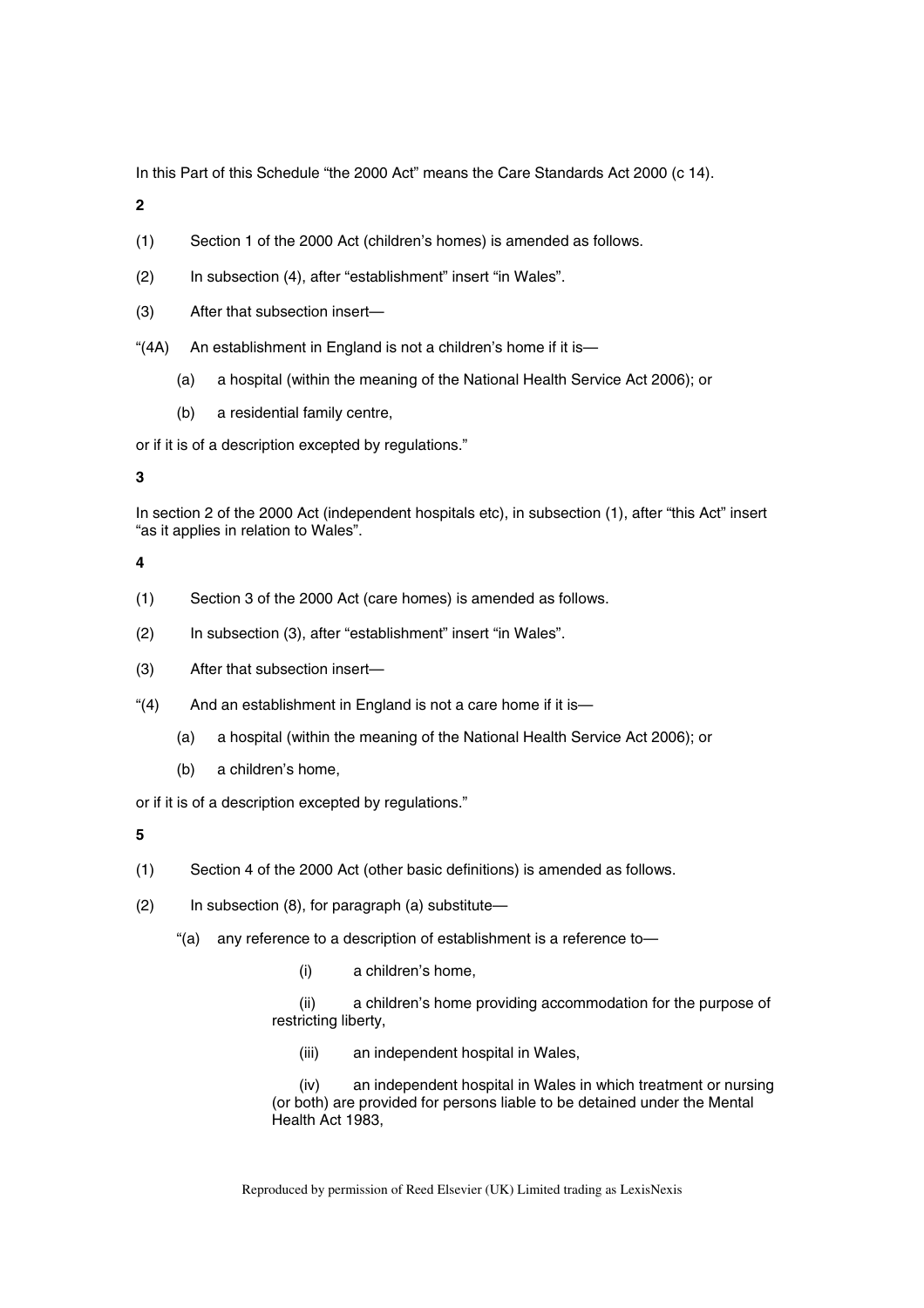In this Part of this Schedule "the 2000 Act" means the Care Standards Act 2000 (c 14).

**2**

(1) Section 1 of the 2000 Act (children's homes) is amended as follows.

(2) In subsection (4), after "establishment" insert "in Wales".

(3) After that subsection insert—

"(4A) An establishment in England is not a children's home if it is—

(a) a hospital (within the meaning of the National Health Service Act 2006); or

(b) a residential family centre,

or if it is of a description excepted by regulations."

**3**

In section 2 of the 2000 Act (independent hospitals etc), in subsection (1), after "this Act" insert "as it applies in relation to Wales".

**4**

(1) Section 3 of the 2000 Act (care homes) is amended as follows.

(2) In subsection (3), after "establishment" insert "in Wales".

(3) After that subsection insert—

"(4) And an establishment in England is not a care home if it is—

(a) a hospital (within the meaning of the National Health Service Act 2006); or

(b) a children's home,

or if it is of a description excepted by regulations."

**5**

(1) Section 4 of the 2000 Act (other basic definitions) is amended as follows.

(2) In subsection (8), for paragraph (a) substitute—

"(a) any reference to a description of establishment is a reference to—

(i) a children's home,

(ii) a children's home providing accommodation for the purpose of restricting liberty,

(iii) an independent hospital in Wales,

(iv) an independent hospital in Wales in which treatment or nursing (or both) are provided for persons liable to be detained under the Mental Health Act 1983,

Reproduced by permission of Reed Elsevier (UK) Limited trading as LexisNexis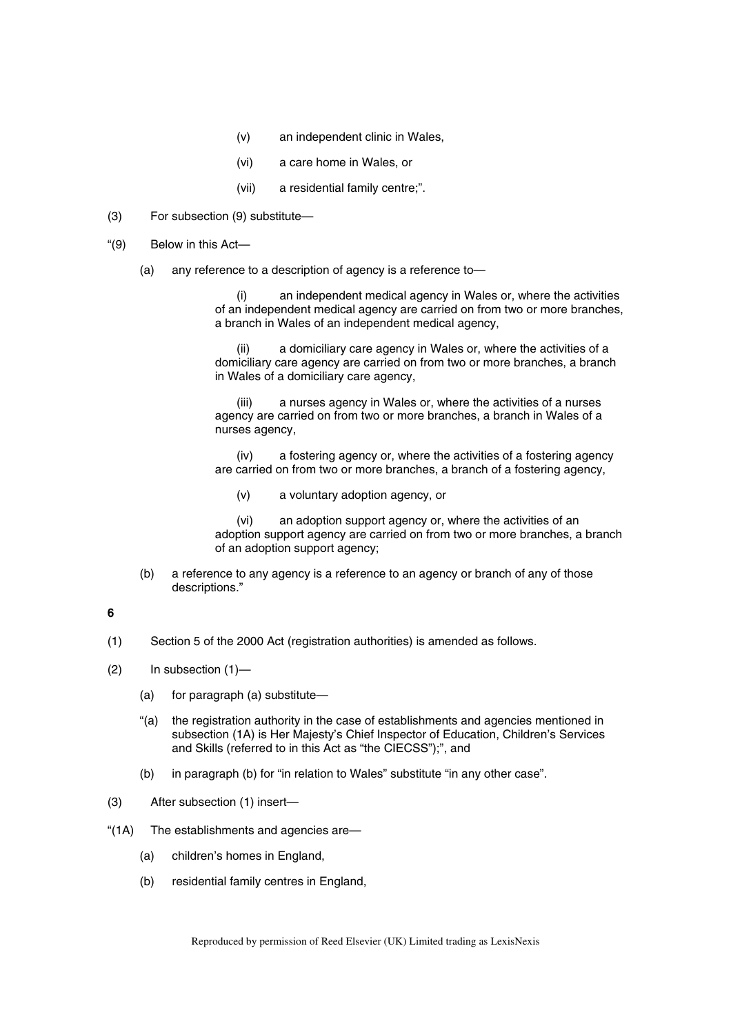(v) an independent clinic in Wales,

(vi) a care home in Wales, or

(vii) a residential family centre;".

(3) For subsection (9) substitute—

"(9) Below in this Act—

(a) any reference to a description of agency is a reference to—

(i) an independent medical agency in Wales or, where the activities of an independent medical agency are carried on from two or more branches, a branch in Wales of an independent medical agency,

(ii) a domiciliary care agency in Wales or, where the activities of a domiciliary care agency are carried on from two or more branches, a branch in Wales of a domiciliary care agency,

(iii) a nurses agency in Wales or, where the activities of a nurses agency are carried on from two or more branches, a branch in Wales of a nurses agency,

(iv) a fostering agency or, where the activities of a fostering agency are carried on from two or more branches, a branch of a fostering agency,

(v) a voluntary adoption agency, or

(vi) an adoption support agency or, where the activities of an adoption support agency are carried on from two or more branches, a branch of an adoption support agency;

(b) a reference to any agency is a reference to an agency or branch of any of those descriptions."

**6**

(1) Section 5 of the 2000 Act (registration authorities) is amended as follows.

(2) In subsection (1)—

(a) for paragraph (a) substitute—

"(a) the registration authority in the case of establishments and agencies mentioned in subsection (1A) is Her Majesty's Chief Inspector of Education, Children's Services and Skills (referred to in this Act as "the CIECSS");", and

(b) in paragraph (b) for "in relation to Wales" substitute "in any other case".

(3) After subsection (1) insert—

"(1A) The establishments and agencies are—

(a) children's homes in England,

(b) residential family centres in England,

Reproduced by permission of Reed Elsevier (UK) Limited trading as LexisNexis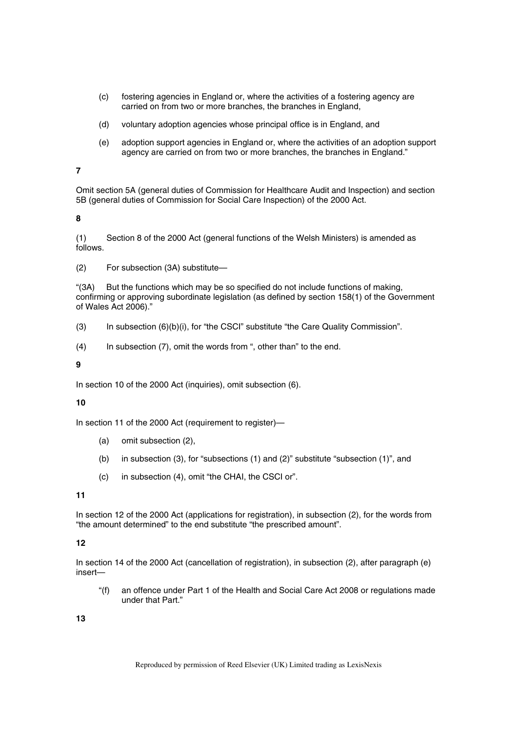(c) fostering agencies in England or, where the activities of a fostering agency are carried on from two or more branches, the branches in England,

(d) voluntary adoption agencies whose principal office is in England, and

(e) adoption support agencies in England or, where the activities of an adoption support agency are carried on from two or more branches, the branches in England."

**7**

Omit section 5A (general duties of Commission for Healthcare Audit and Inspection) and section 5B (general duties of Commission for Social Care Inspection) of the 2000 Act.

**8**

(1) Section 8 of the 2000 Act (general functions of the Welsh Ministers) is amended as follows.

(2) For subsection (3A) substitute—

"(3A) But the functions which may be so specified do not include functions of making, confirming or approving subordinate legislation (as defined by section 158(1) of the Government of Wales Act 2006)."

(3) In subsection (6)(b)(i), for "the CSCI" substitute "the Care Quality Commission".

(4) In subsection (7), omit the words from ", other than" to the end.

**9**

In section 10 of the 2000 Act (inquiries), omit subsection (6).

**10**

In section 11 of the 2000 Act (requirement to register)—

(a) omit subsection (2),

(b) in subsection (3), for "subsections (1) and (2)" substitute "subsection (1)", and

(c) in subsection (4), omit "the CHAI, the CSCI or".

**11**

In section 12 of the 2000 Act (applications for registration), in subsection (2), for the words from "the amount determined" to the end substitute "the prescribed amount".

**12**

In section 14 of the 2000 Act (cancellation of registration), in subsection (2), after paragraph (e) insert—

"(f) an offence under Part 1 of the Health and Social Care Act 2008 or regulations made under that Part."

**13**

Reproduced by permission of Reed Elsevier (UK) Limited trading as LexisNexis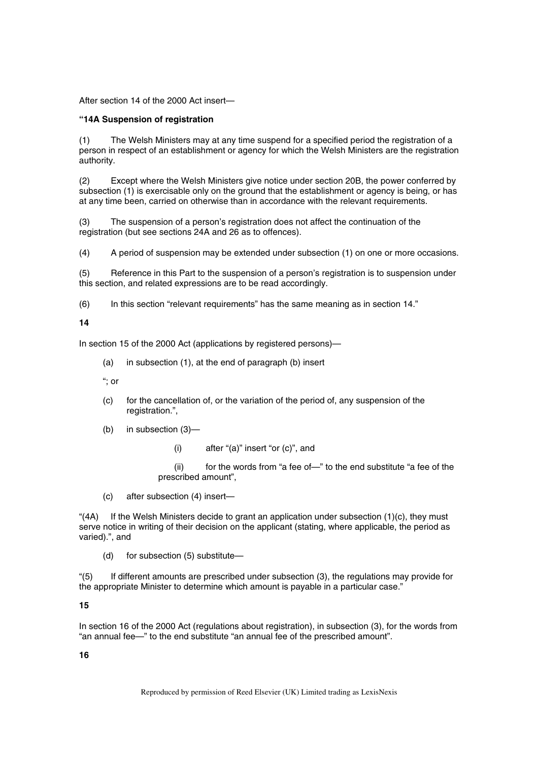After section 14 of the 2000 Act insert—

**"14A Suspension of registration**

(1) The Welsh Ministers may at any time suspend for a specified period the registration of a person in respect of an establishment or agency for which the Welsh Ministers are the registration authority.

(2) Except where the Welsh Ministers give notice under section 20B, the power conferred by subsection (1) is exercisable only on the ground that the establishment or agency is being, or has at any time been, carried on otherwise than in accordance with the relevant requirements.

(3) The suspension of a person's registration does not affect the continuation of the registration (but see sections 24A and 26 as to offences).

(4) A period of suspension may be extended under subsection (1) on one or more occasions.

(5) Reference in this Part to the suspension of a person's registration is to suspension under this section, and related expressions are to be read accordingly.

(6) In this section "relevant requirements" has the same meaning as in section 14."

**14**

In section 15 of the 2000 Act (applications by registered persons)—

(a) in subsection (1), at the end of paragraph (b) insert

"; or

(c) for the cancellation of, or the variation of the period of, any suspension of the registration.",

(b) in subsection (3)—

(i) after "(a)" insert "or (c)", and

(ii) for the words from "a fee of—" to the end substitute "a fee of the prescribed amount",

(c) after subsection (4) insert—

"(4A) If the Welsh Ministers decide to grant an application under subsection (1)(c), they must serve notice in writing of their decision on the applicant (stating, where applicable, the period as varied).", and

(d) for subsection (5) substitute—

"(5) If different amounts are prescribed under subsection (3), the regulations may provide for the appropriate Minister to determine which amount is payable in a particular case."

**15**

In section 16 of the 2000 Act (regulations about registration), in subsection (3), for the words from "an annual fee—" to the end substitute "an annual fee of the prescribed amount".

**16**

Reproduced by permission of Reed Elsevier (UK) Limited trading as LexisNexis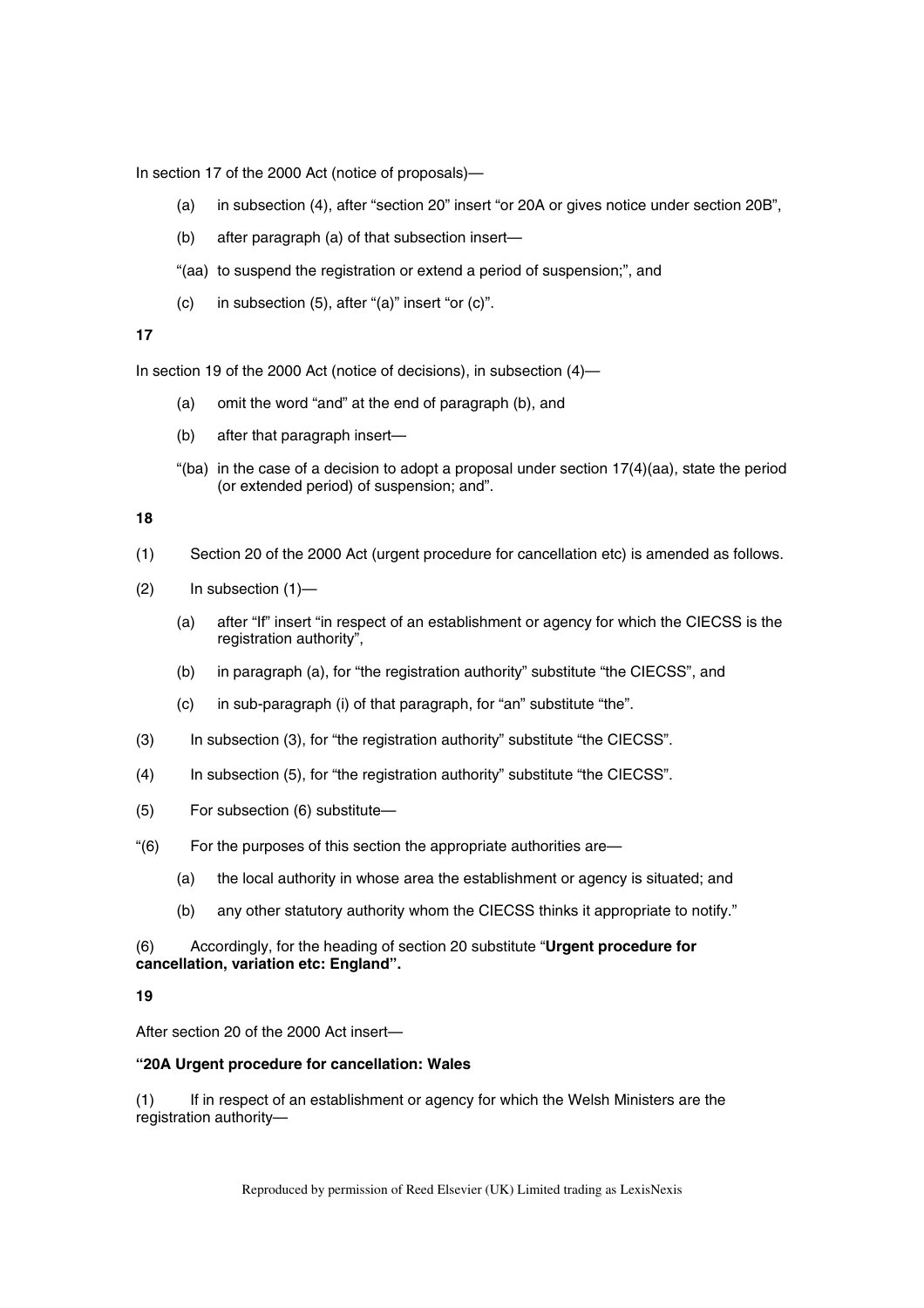In section 17 of the 2000 Act (notice of proposals)—

(a) in subsection (4), after "section 20" insert "or 20A or gives notice under section 20B",

(b) after paragraph (a) of that subsection insert—

"(aa) to suspend the registration or extend a period of suspension;", and

(c) in subsection (5), after "(a)" insert "or (c)".

**17**

In section 19 of the 2000 Act (notice of decisions), in subsection (4)—

(a) omit the word "and" at the end of paragraph (b), and

(b) after that paragraph insert—

"(ba) in the case of a decision to adopt a proposal under section 17(4)(aa), state the period (or extended period) of suspension; and".

**18**

(1) Section 20 of the 2000 Act (urgent procedure for cancellation etc) is amended as follows.

(2) In subsection (1)—

(a) after "If" insert "in respect of an establishment or agency for which the CIECSS is the registration authority",

(b) in paragraph (a), for "the registration authority" substitute "the CIECSS", and

(c) in sub-paragraph (i) of that paragraph, for "an" substitute "the".

(3) In subsection (3), for "the registration authority" substitute "the CIECSS".

(4) In subsection (5), for "the registration authority" substitute "the CIECSS".

(5) For subsection (6) substitute—

"(6) For the purposes of this section the appropriate authorities are—

(a) the local authority in whose area the establishment or agency is situated; and

(b) any other statutory authority whom the CIECSS thinks it appropriate to notify."

(6) Accordingly, for the heading of section 20 substitute "**Urgent procedure for cancellation, variation etc: England".**

**19**

After section 20 of the 2000 Act insert—

**"20A Urgent procedure for cancellation: Wales**

(1) If in respect of an establishment or agency for which the Welsh Ministers are the registration authority—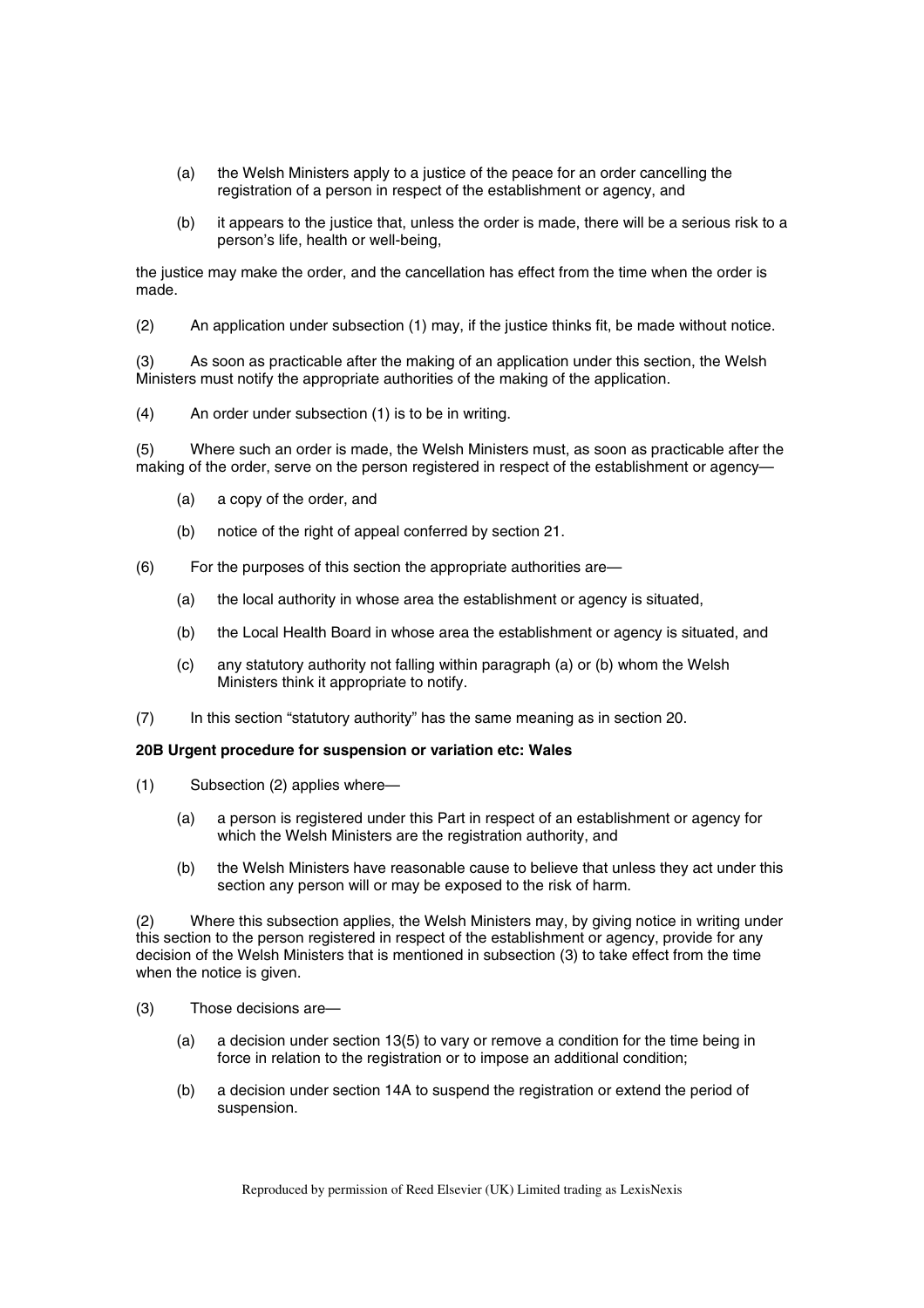(a) the Welsh Ministers apply to a justice of the peace for an order cancelling the registration of a person in respect of the establishment or agency, and

(b) it appears to the justice that, unless the order is made, there will be a serious risk to a person's life, health or well-being,

the justice may make the order, and the cancellation has effect from the time when the order is made.

(2) An application under subsection (1) may, if the justice thinks fit, be made without notice.

(3) As soon as practicable after the making of an application under this section, the Welsh Ministers must notify the appropriate authorities of the making of the application.

(4) An order under subsection (1) is to be in writing.

(5) Where such an order is made, the Welsh Ministers must, as soon as practicable after the making of the order, serve on the person registered in respect of the establishment or agency—

(a) a copy of the order, and

(b) notice of the right of appeal conferred by section 21.

(6) For the purposes of this section the appropriate authorities are—

(a) the local authority in whose area the establishment or agency is situated,

(b) the Local Health Board in whose area the establishment or agency is situated, and

(c) any statutory authority not falling within paragraph (a) or (b) whom the Welsh Ministers think it appropriate to notify.

(7) In this section "statutory authority" has the same meaning as in section 20.

**20B Urgent procedure for suspension or variation etc: Wales**

(1) Subsection (2) applies where—

(a) a person is registered under this Part in respect of an establishment or agency for which the Welsh Ministers are the registration authority, and

(b) the Welsh Ministers have reasonable cause to believe that unless they act under this section any person will or may be exposed to the risk of harm.

(2) Where this subsection applies, the Welsh Ministers may, by giving notice in writing under this section to the person registered in respect of the establishment or agency, provide for any decision of the Welsh Ministers that is mentioned in subsection (3) to take effect from the time when the notice is given.

(3) Those decisions are—

(a) a decision under section 13(5) to vary or remove a condition for the time being in force in relation to the registration or to impose an additional condition;

(b) a decision under section 14A to suspend the registration or extend the period of suspension.

Reproduced by permission of Reed Elsevier (UK) Limited trading as LexisNexis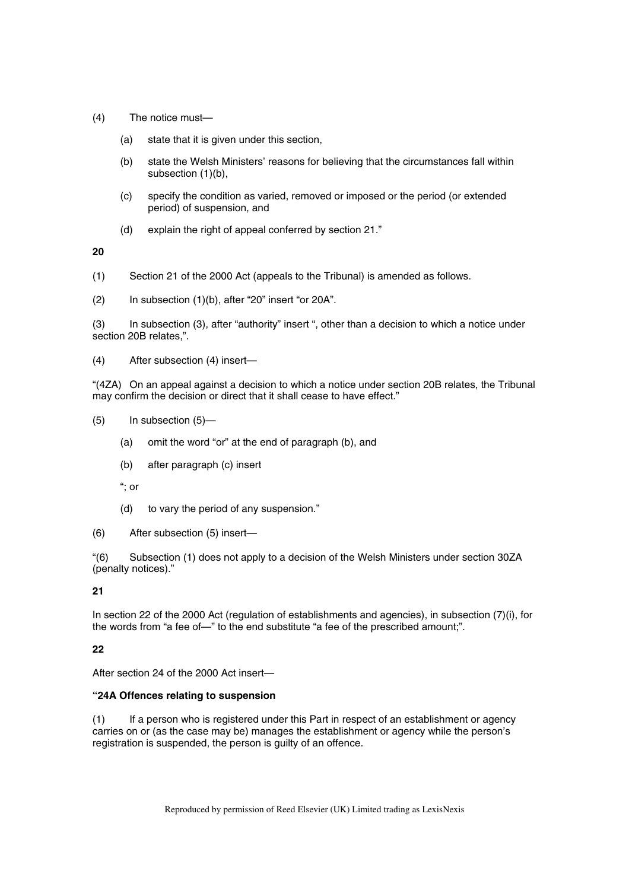(4) The notice must—

(a) state that it is given under this section,

(b) state the Welsh Ministers' reasons for believing that the circumstances fall within subsection (1)(b),

(c) specify the condition as varied, removed or imposed or the period (or extended period) of suspension, and

(d) explain the right of appeal conferred by section 21."

**20**

(1) Section 21 of the 2000 Act (appeals to the Tribunal) is amended as follows.

(2) In subsection (1)(b), after "20" insert "or 20A".

(3) In subsection (3), after "authority" insert ", other than a decision to which a notice under section 20B relates,".

(4) After subsection (4) insert—

"(4ZA) On an appeal against a decision to which a notice under section 20B relates, the Tribunal may confirm the decision or direct that it shall cease to have effect."

(5) In subsection (5)—

(a) omit the word "or" at the end of paragraph (b), and

(b) after paragraph (c) insert

"; or

(d) to vary the period of any suspension."

(6) After subsection (5) insert—

"(6) Subsection (1) does not apply to a decision of the Welsh Ministers under section 30ZA (penalty notices)."

**21**

In section 22 of the 2000 Act (regulation of establishments and agencies), in subsection (7)(i), for the words from "a fee of—" to the end substitute "a fee of the prescribed amount;".

**22**

After section 24 of the 2000 Act insert—

**"24A Offences relating to suspension**

(1) If a person who is registered under this Part in respect of an establishment or agency carries on or (as the case may be) manages the establishment or agency while the person's registration is suspended, the person is guilty of an offence.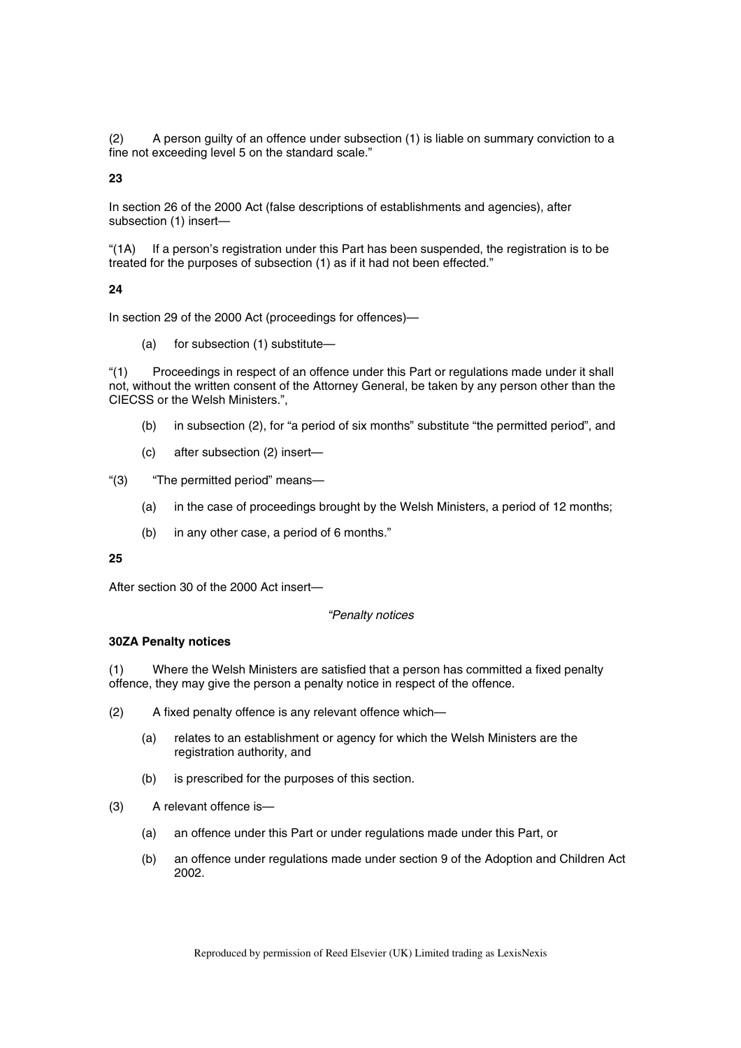(2) A person guilty of an offence under subsection (1) is liable on summary conviction to a fine not exceeding level 5 on the standard scale."

**23**

In section 26 of the 2000 Act (false descriptions of establishments and agencies), after subsection (1) insert—

"(1A) If a person's registration under this Part has been suspended, the registration is to be treated for the purposes of subsection (1) as if it had not been effected."

**24**

In section 29 of the 2000 Act (proceedings for offences)—

(a) for subsection (1) substitute—

"(1) Proceedings in respect of an offence under this Part or regulations made under it shall not, without the written consent of the Attorney General, be taken by any person other than the CIECSS or the Welsh Ministers.",

(b) in subsection (2), for "a period of six months" substitute "the permitted period", and

(c) after subsection (2) insert—

"(3) "The permitted period" means—

(a) in the case of proceedings brought by the Welsh Ministers, a period of 12 months;

(b) in any other case, a period of 6 months."

**25**

After section 30 of the 2000 Act insert—

*"Penalty notices*

**30ZA Penalty notices**

(1) Where the Welsh Ministers are satisfied that a person has committed a fixed penalty offence, they may give the person a penalty notice in respect of the offence.

(2) A fixed penalty offence is any relevant offence which—

(a) relates to an establishment or agency for which the Welsh Ministers are the registration authority, and

(b) is prescribed for the purposes of this section.

(3) A relevant offence is—

(a) an offence under this Part or under regulations made under this Part, or

(b) an offence under regulations made under section 9 of the Adoption and Children Act 2002.

Reproduced by permission of Reed Elsevier (UK) Limited trading as LexisNexis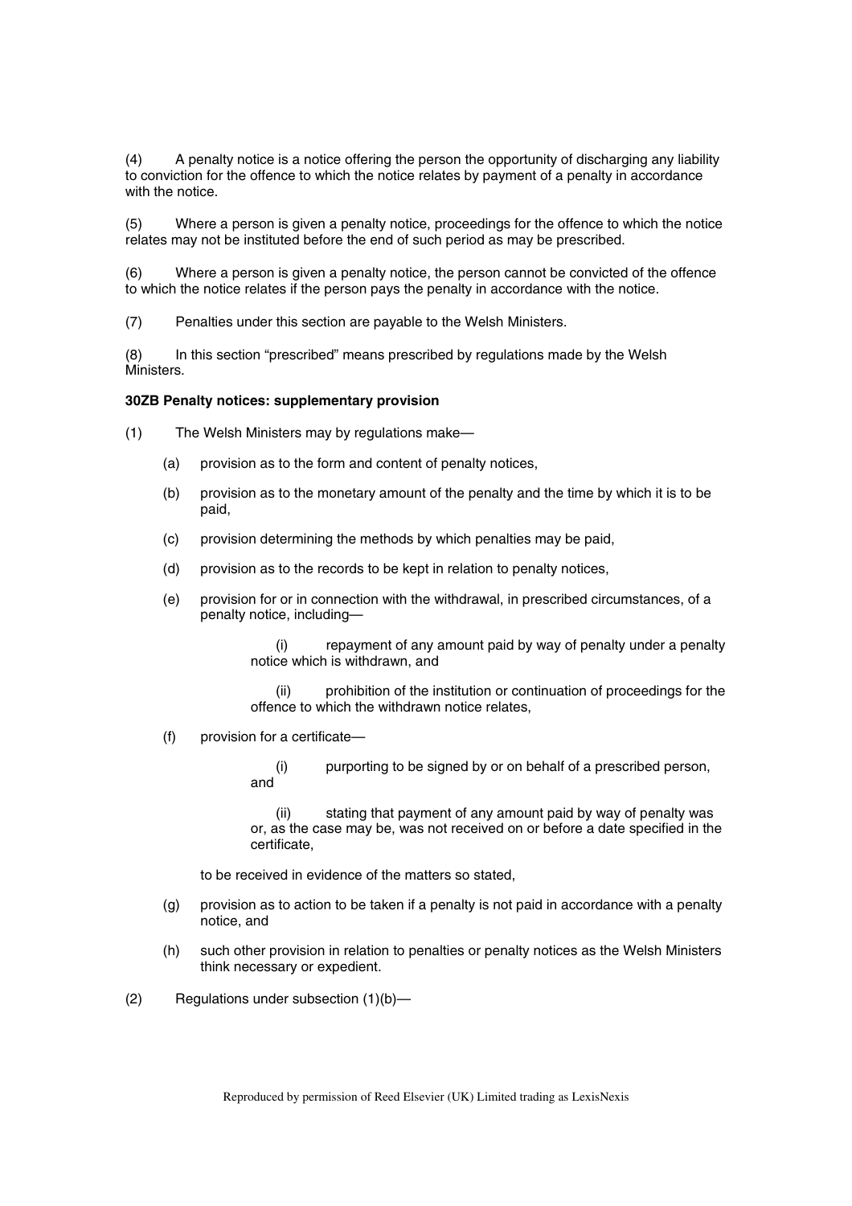(4) A penalty notice is a notice offering the person the opportunity of discharging any liability to conviction for the offence to which the notice relates by payment of a penalty in accordance with the notice.

(5) Where a person is given a penalty notice, proceedings for the offence to which the notice relates may not be instituted before the end of such period as may be prescribed.

(6) Where a person is given a penalty notice, the person cannot be convicted of the offence to which the notice relates if the person pays the penalty in accordance with the notice.

(7) Penalties under this section are payable to the Welsh Ministers.

(8) In this section "prescribed" means prescribed by regulations made by the Welsh Ministers.

**30ZB Penalty notices: supplementary provision**

(1) The Welsh Ministers may by regulations make—

- (a) provision as to the form and content of penalty notices,
- (b) provision as to the monetary amount of the penalty and the time by which it is to be paid,
- (c) provision determining the methods by which penalties may be paid,
- (d) provision as to the records to be kept in relation to penalty notices,
- (e) provision for or in connection with the withdrawal, in prescribed circumstances, of a penalty notice, including—
  - (i) repayment of any amount paid by way of penalty under a penalty notice which is withdrawn, and
  - (ii) prohibition of the institution or continuation of proceedings for the offence to which the withdrawn notice relates,
- (f) provision for a certificate—
  - (i) purporting to be signed by or on behalf of a prescribed person, and
  - (ii) stating that payment of any amount paid by way of penalty was or, as the case may be, was not received on or before a date specified in the certificate,

  to be received in evidence of the matters so stated,
- (g) provision as to action to be taken if a penalty is not paid in accordance with a penalty notice, and
- (h) such other provision in relation to penalties or penalty notices as the Welsh Ministers think necessary or expedient.

(2) Regulations under subsection (1)(b)—

Reproduced by permission of Reed Elsevier (UK) Limited trading as LexisNexis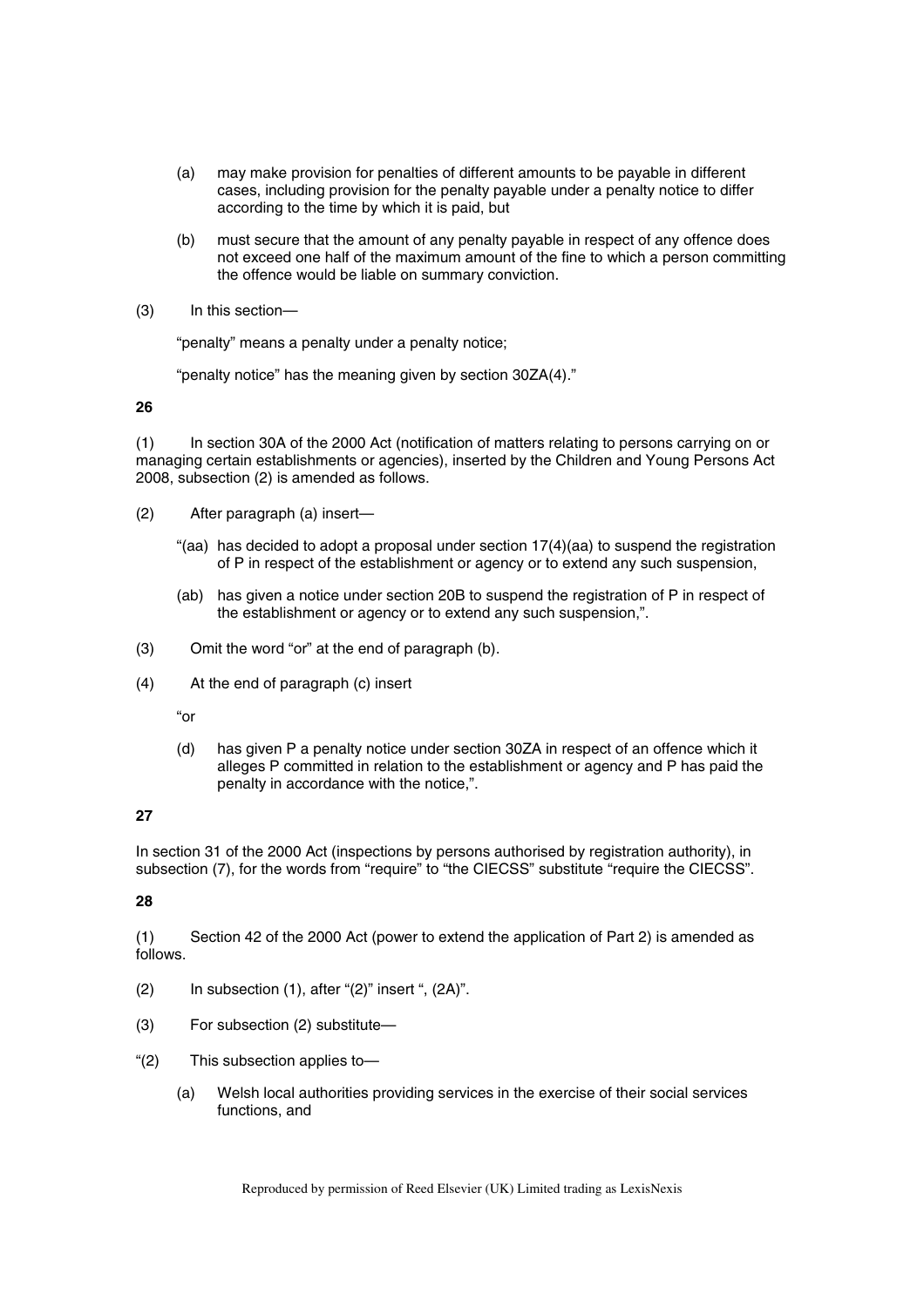(a) may make provision for penalties of different amounts to be payable in different cases, including provision for the penalty payable under a penalty notice to differ according to the time by which it is paid, but

(b) must secure that the amount of any penalty payable in respect of any offence does not exceed one half of the maximum amount of the fine to which a person committing the offence would be liable on summary conviction.

(3) In this section—

"penalty" means a penalty under a penalty notice;

"penalty notice" has the meaning given by section 30ZA(4)."

**26**

(1) In section 30A of the 2000 Act (notification of matters relating to persons carrying on or managing certain establishments or agencies), inserted by the Children and Young Persons Act 2008, subsection (2) is amended as follows.

(2) After paragraph (a) insert—

"(aa) has decided to adopt a proposal under section 17(4)(aa) to suspend the registration of P in respect of the establishment or agency or to extend any such suspension,

(ab) has given a notice under section 20B to suspend the registration of P in respect of the establishment or agency or to extend any such suspension,".

(3) Omit the word "or" at the end of paragraph (b).

(4) At the end of paragraph (c) insert

"or

(d) has given P a penalty notice under section 30ZA in respect of an offence which it alleges P committed in relation to the establishment or agency and P has paid the penalty in accordance with the notice,".

**27**

In section 31 of the 2000 Act (inspections by persons authorised by registration authority), in subsection (7), for the words from "require" to "the CIECSS" substitute "require the CIECSS".

**28**

(1) Section 42 of the 2000 Act (power to extend the application of Part 2) is amended as follows.

(2) In subsection (1), after "(2)" insert ", (2A)".

(3) For subsection (2) substitute—

"(2) This subsection applies to—

(a) Welsh local authorities providing services in the exercise of their social services functions, and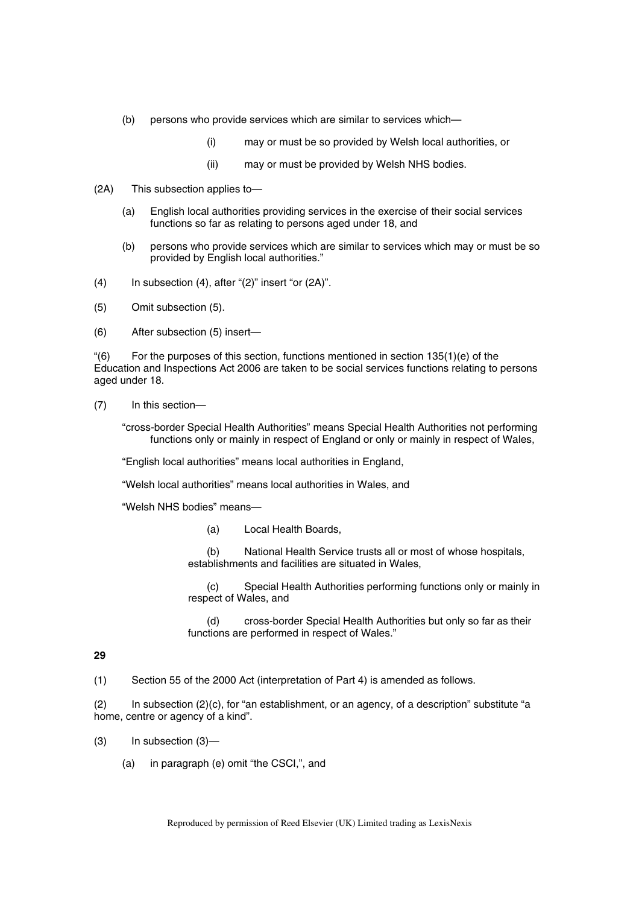(b) persons who provide services which are similar to services which—

(i) may or must be so provided by Welsh local authorities, or

(ii) may or must be provided by Welsh NHS bodies.

(2A) This subsection applies to—

(a) English local authorities providing services in the exercise of their social services functions so far as relating to persons aged under 18, and

(b) persons who provide services which are similar to services which may or must be so provided by English local authorities."

(4) In subsection (4), after "(2)" insert "or (2A)".

(5) Omit subsection (5).

(6) After subsection (5) insert—

"(6) For the purposes of this section, functions mentioned in section 135(1)(e) of the Education and Inspections Act 2006 are taken to be social services functions relating to persons aged under 18.

(7) In this section—

"cross-border Special Health Authorities" means Special Health Authorities not performing functions only or mainly in respect of England or only or mainly in respect of Wales,

"English local authorities" means local authorities in England,

"Welsh local authorities" means local authorities in Wales, and

"Welsh NHS bodies" means—

(a) Local Health Boards,

(b) National Health Service trusts all or most of whose hospitals, establishments and facilities are situated in Wales,

(c) Special Health Authorities performing functions only or mainly in respect of Wales, and

(d) cross-border Special Health Authorities but only so far as their functions are performed in respect of Wales."

**29**

(1) Section 55 of the 2000 Act (interpretation of Part 4) is amended as follows.

(2) In subsection (2)(c), for "an establishment, or an agency, of a description" substitute "a home, centre or agency of a kind".

(3) In subsection (3)—

(a) in paragraph (e) omit "the CSCI,", and

Reproduced by permission of Reed Elsevier (UK) Limited trading as LexisNexis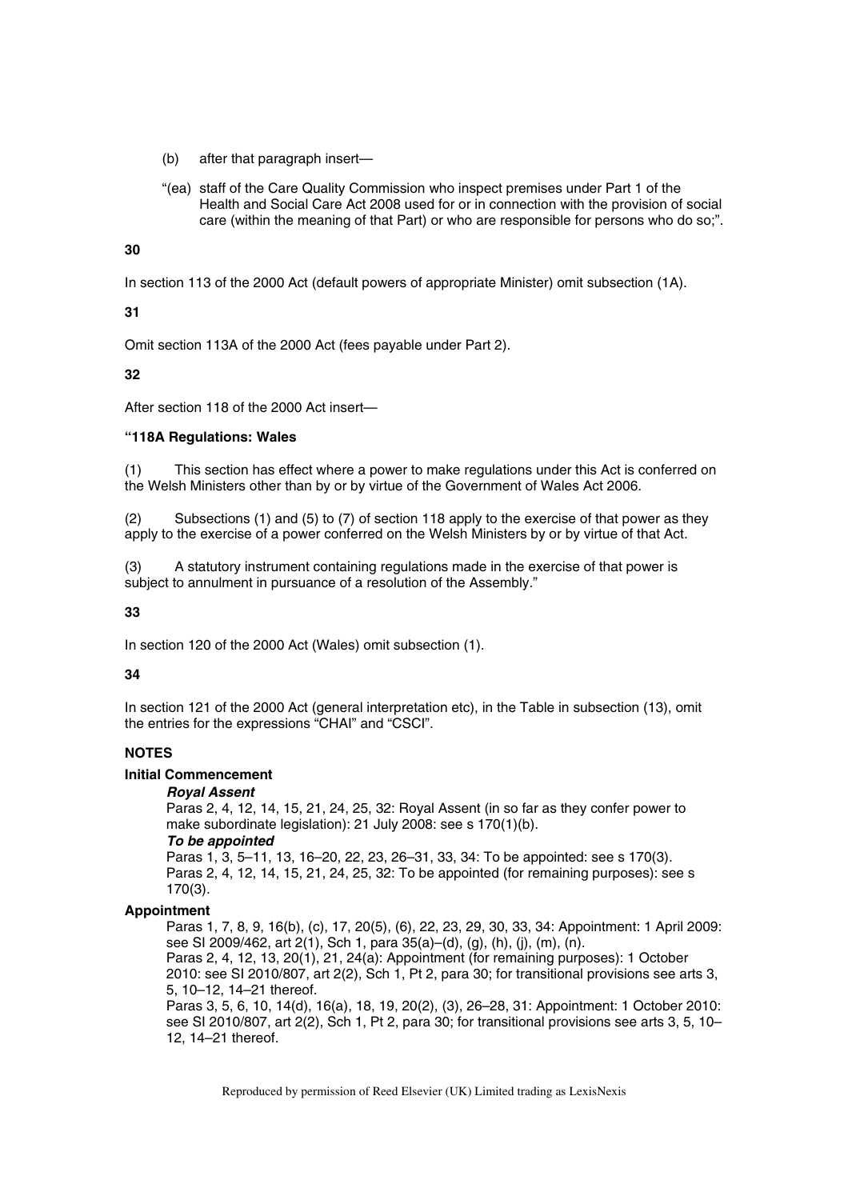(b) after that paragraph insert—

"(ea) staff of the Care Quality Commission who inspect premises under Part 1 of the Health and Social Care Act 2008 used for or in connection with the provision of social care (within the meaning of that Part) or who are responsible for persons who do so;".

**30**

In section 113 of the 2000 Act (default powers of appropriate Minister) omit subsection (1A).

**31**

Omit section 113A of the 2000 Act (fees payable under Part 2).

**32**

After section 118 of the 2000 Act insert—

**"118A Regulations: Wales**

(1) This section has effect where a power to make regulations under this Act is conferred on the Welsh Ministers other than by or by virtue of the Government of Wales Act 2006.

(2) Subsections (1) and (5) to (7) of section 118 apply to the exercise of that power as they apply to the exercise of a power conferred on the Welsh Ministers by or by virtue of that Act.

(3) A statutory instrument containing regulations made in the exercise of that power is subject to annulment in pursuance of a resolution of the Assembly."

**33**

In section 120 of the 2000 Act (Wales) omit subsection (1).

**34**

In section 121 of the 2000 Act (general interpretation etc), in the Table in subsection (13), omit the entries for the expressions "CHAI" and "CSCI".

**NOTES**

**Initial Commencement**

***Royal Assent***

Paras 2, 4, 12, 14, 15, 21, 24, 25, 32: Royal Assent (in so far as they confer power to make subordinate legislation): 21 July 2008: see s 170(1)(b).

***To be appointed***

Paras 1, 3, 5–11, 13, 16–20, 22, 23, 26–31, 33, 34: To be appointed: see s 170(3).
Paras 2, 4, 12, 14, 15, 21, 24, 25, 32: To be appointed (for remaining purposes): see s 170(3).

**Appointment**

Paras 1, 7, 8, 9, 16(b), (c), 17, 20(5), (6), 22, 23, 29, 30, 33, 34: Appointment: 1 April 2009: see SI 2009/462, art 2(1), Sch 1, para 35(a)–(d), (g), (h), (j), (m), (n).
Paras 2, 4, 12, 13, 20(1), 21, 24(a): Appointment (for remaining purposes): 1 October 2010: see SI 2010/807, art 2(2), Sch 1, Pt 2, para 30; for transitional provisions see arts 3, 5, 10–12, 14–21 thereof.
Paras 3, 5, 6, 10, 14(d), 16(a), 18, 19, 20(2), (3), 26–28, 31: Appointment: 1 October 2010: see SI 2010/807, art 2(2), Sch 1, Pt 2, para 30; for transitional provisions see arts 3, 5, 10–12, 14–21 thereof.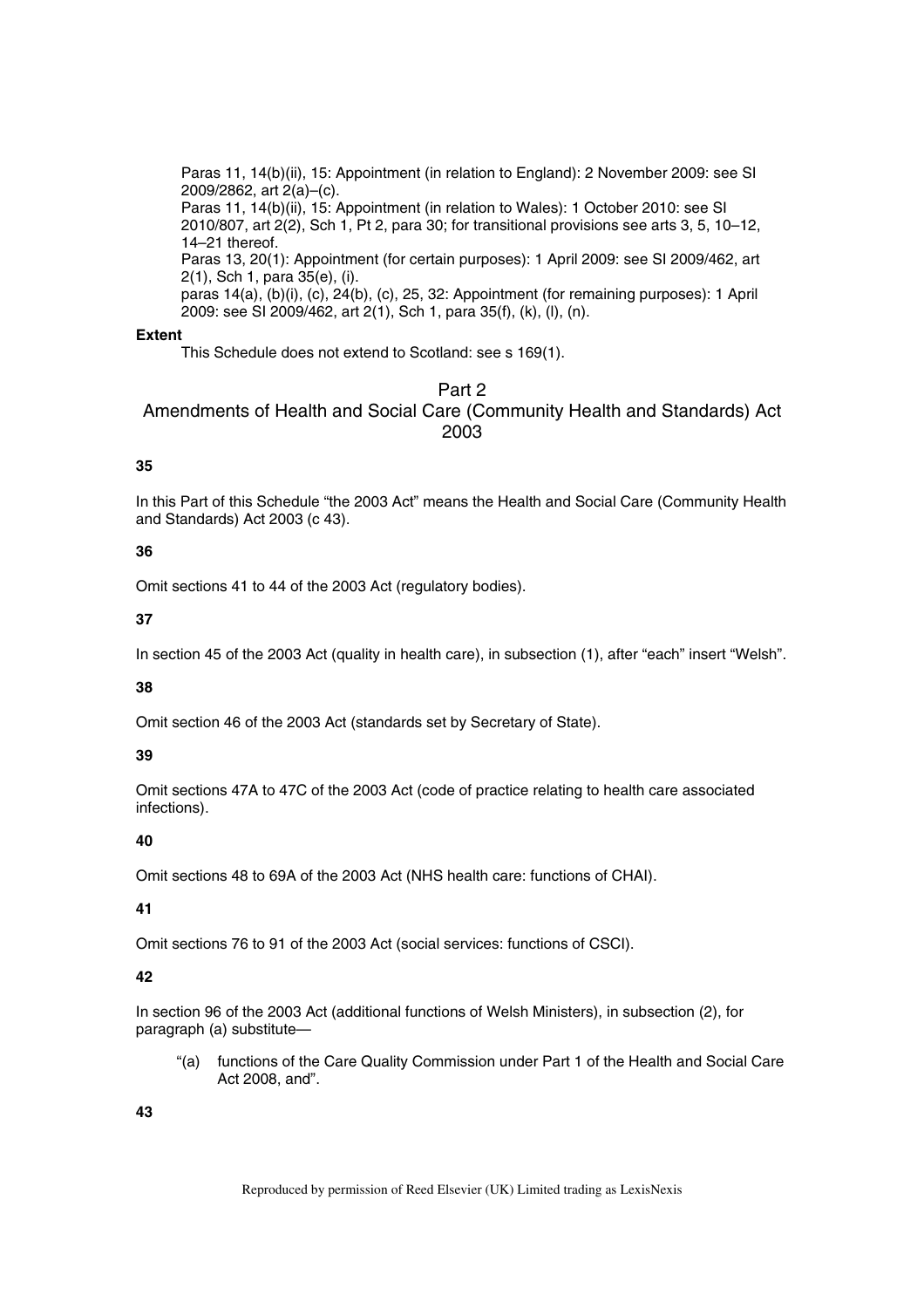Paras 11, 14(b)(ii), 15: Appointment (in relation to England): 2 November 2009: see SI 2009/2862, art 2(a)–(c).
Paras 11, 14(b)(ii), 15: Appointment (in relation to Wales): 1 October 2010: see SI 2010/807, art 2(2), Sch 1, Pt 2, para 30; for transitional provisions see arts 3, 5, 10–12, 14–21 thereof.
Paras 13, 20(1): Appointment (for certain purposes): 1 April 2009: see SI 2009/462, art 2(1), Sch 1, para 35(e), (i).
paras 14(a), (b)(i), (c), 24(b), (c), 25, 32: Appointment (for remaining purposes): 1 April 2009: see SI 2009/462, art 2(1), Sch 1, para 35(f), (k), (l), (n).

**Extent**

This Schedule does not extend to Scotland: see s 169(1).

## Part 2
## Amendments of Health and Social Care (Community Health and Standards) Act 2003

**35**

In this Part of this Schedule "the 2003 Act" means the Health and Social Care (Community Health and Standards) Act 2003 (c 43).

**36**

Omit sections 41 to 44 of the 2003 Act (regulatory bodies).

**37**

In section 45 of the 2003 Act (quality in health care), in subsection (1), after "each" insert "Welsh".

**38**

Omit section 46 of the 2003 Act (standards set by Secretary of State).

**39**

Omit sections 47A to 47C of the 2003 Act (code of practice relating to health care associated infections).

**40**

Omit sections 48 to 69A of the 2003 Act (NHS health care: functions of CHAI).

**41**

Omit sections 76 to 91 of the 2003 Act (social services: functions of CSCI).

**42**

In section 96 of the 2003 Act (additional functions of Welsh Ministers), in subsection (2), for paragraph (a) substitute—

"(a) functions of the Care Quality Commission under Part 1 of the Health and Social Care Act 2008, and".

**43**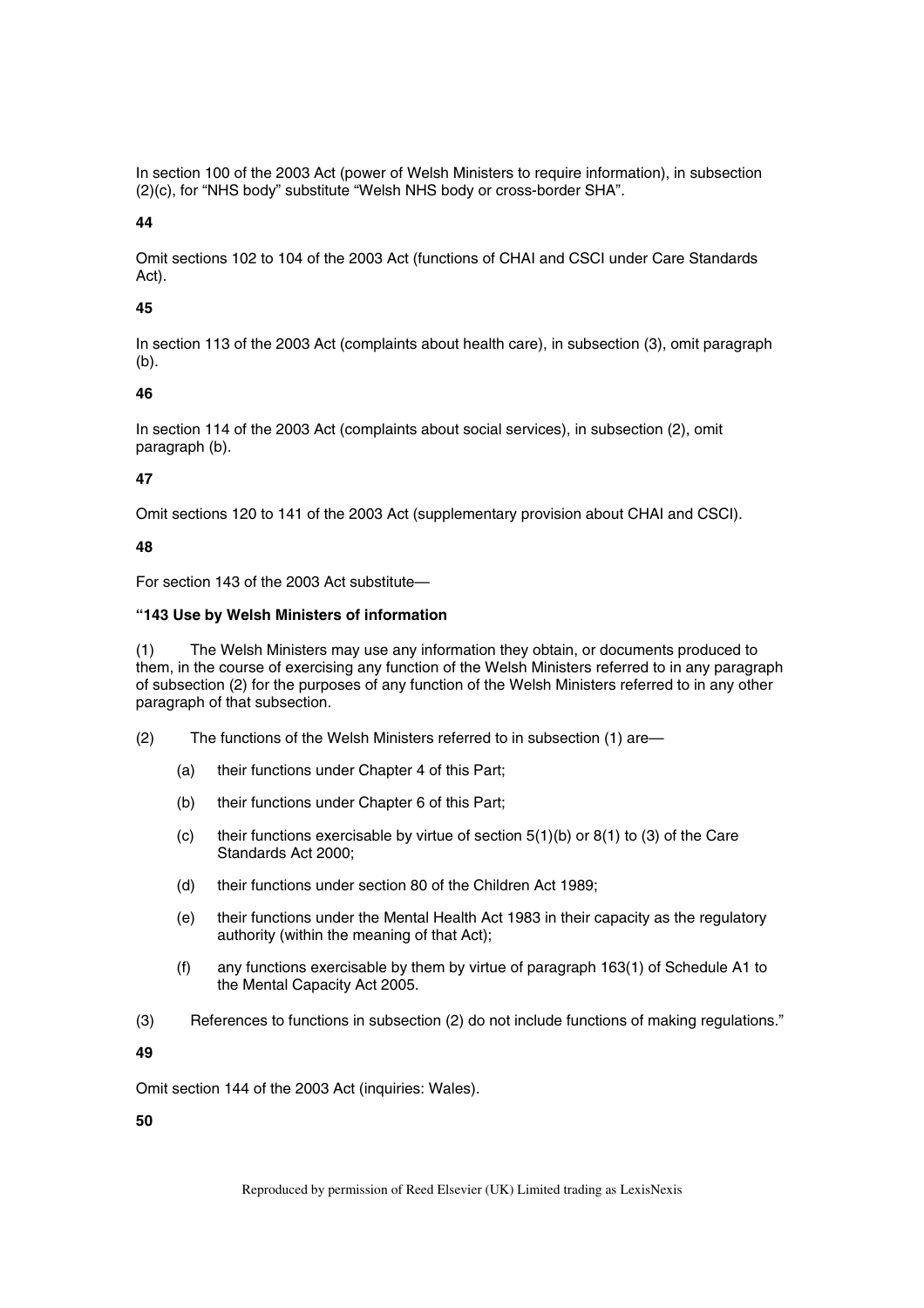In section 100 of the 2003 Act (power of Welsh Ministers to require information), in subsection (2)(c), for "NHS body" substitute "Welsh NHS body or cross-border SHA".

**44**

Omit sections 102 to 104 of the 2003 Act (functions of CHAI and CSCI under Care Standards Act).

**45**

In section 113 of the 2003 Act (complaints about health care), in subsection (3), omit paragraph (b).

**46**

In section 114 of the 2003 Act (complaints about social services), in subsection (2), omit paragraph (b).

**47**

Omit sections 120 to 141 of the 2003 Act (supplementary provision about CHAI and CSCI).

**48**

For section 143 of the 2003 Act substitute—

**"143 Use by Welsh Ministers of information**

(1) The Welsh Ministers may use any information they obtain, or documents produced to them, in the course of exercising any function of the Welsh Ministers referred to in any paragraph of subsection (2) for the purposes of any function of the Welsh Ministers referred to in any other paragraph of that subsection.

(2) The functions of the Welsh Ministers referred to in subsection (1) are—

- (a) their functions under Chapter 4 of this Part;
- (b) their functions under Chapter 6 of this Part;
- (c) their functions exercisable by virtue of section 5(1)(b) or 8(1) to (3) of the Care Standards Act 2000;
- (d) their functions under section 80 of the Children Act 1989;
- (e) their functions under the Mental Health Act 1983 in their capacity as the regulatory authority (within the meaning of that Act);
- (f) any functions exercisable by them by virtue of paragraph 163(1) of Schedule A1 to the Mental Capacity Act 2005.

(3) References to functions in subsection (2) do not include functions of making regulations."

**49**

Omit section 144 of the 2003 Act (inquiries: Wales).

**50**

Reproduced by permission of Reed Elsevier (UK) Limited trading as LexisNexis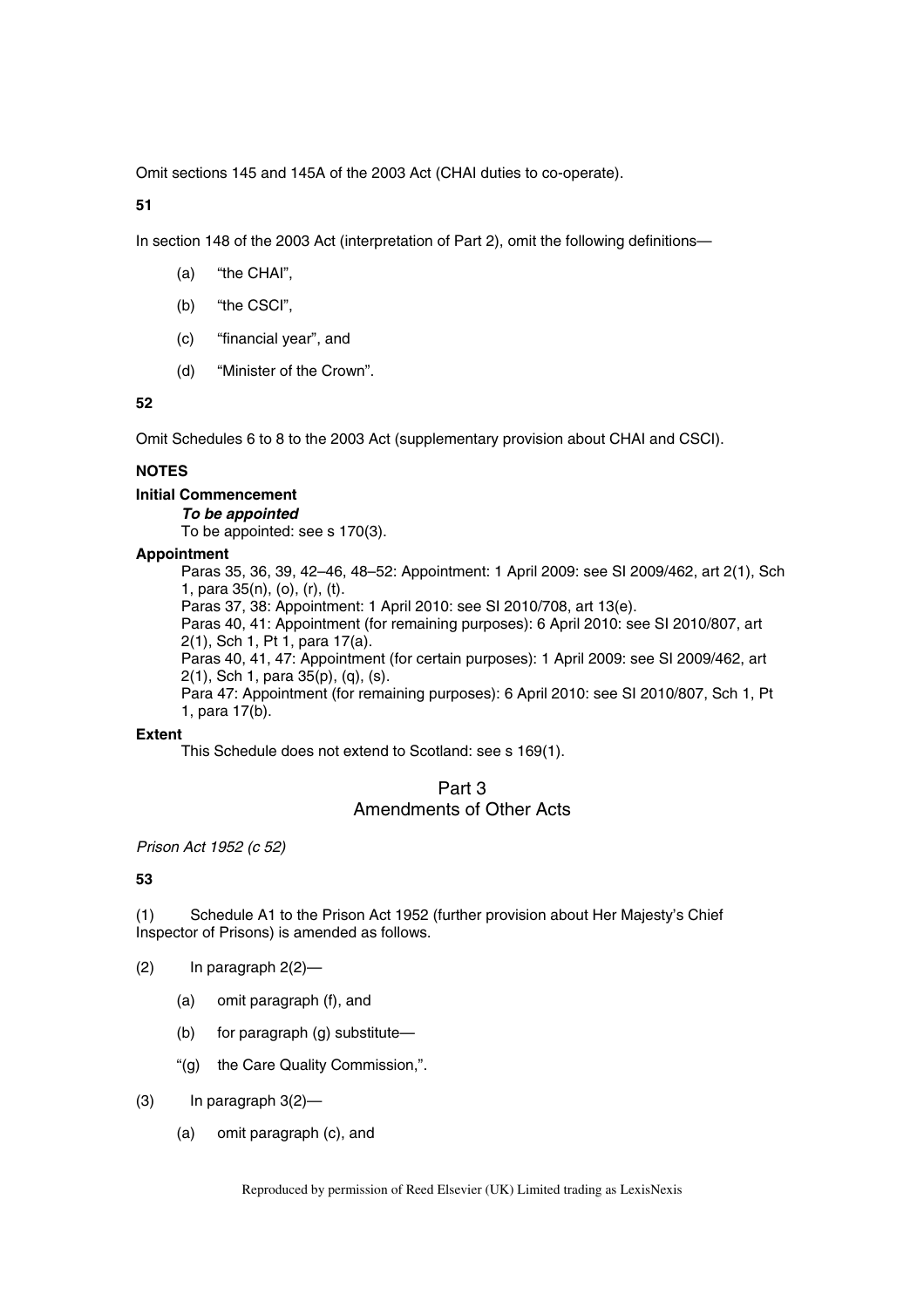Omit sections 145 and 145A of the 2003 Act (CHAI duties to co-operate).

**51**

In section 148 of the 2003 Act (interpretation of Part 2), omit the following definitions—

(a) "the CHAI",

(b) "the CSCI",

(c) "financial year", and

(d) "Minister of the Crown".

**52**

Omit Schedules 6 to 8 to the 2003 Act (supplementary provision about CHAI and CSCI).

**NOTES**

**Initial Commencement**

***To be appointed***

To be appointed: see s 170(3).

**Appointment**

Paras 35, 36, 39, 42–46, 48–52: Appointment: 1 April 2009: see SI 2009/462, art 2(1), Sch 1, para 35(n), (o), (r), (t).

Paras 37, 38: Appointment: 1 April 2010: see SI 2010/708, art 13(e).

Paras 40, 41: Appointment (for remaining purposes): 6 April 2010: see SI 2010/807, art 2(1), Sch 1, Pt 1, para 17(a).

Paras 40, 41, 47: Appointment (for certain purposes): 1 April 2009: see SI 2009/462, art 2(1), Sch 1, para 35(p), (q), (s).

Para 47: Appointment (for remaining purposes): 6 April 2010: see SI 2010/807, Sch 1, Pt 1, para 17(b).

**Extent**

This Schedule does not extend to Scotland: see s 169(1).

## Part 3
## Amendments of Other Acts

*Prison Act 1952 (c 52)*

**53**

(1) Schedule A1 to the Prison Act 1952 (further provision about Her Majesty's Chief Inspector of Prisons) is amended as follows.

(2) In paragraph 2(2)—

(a) omit paragraph (f), and

(b) for paragraph (g) substitute—

"(g) the Care Quality Commission,".

(3) In paragraph 3(2)—

(a) omit paragraph (c), and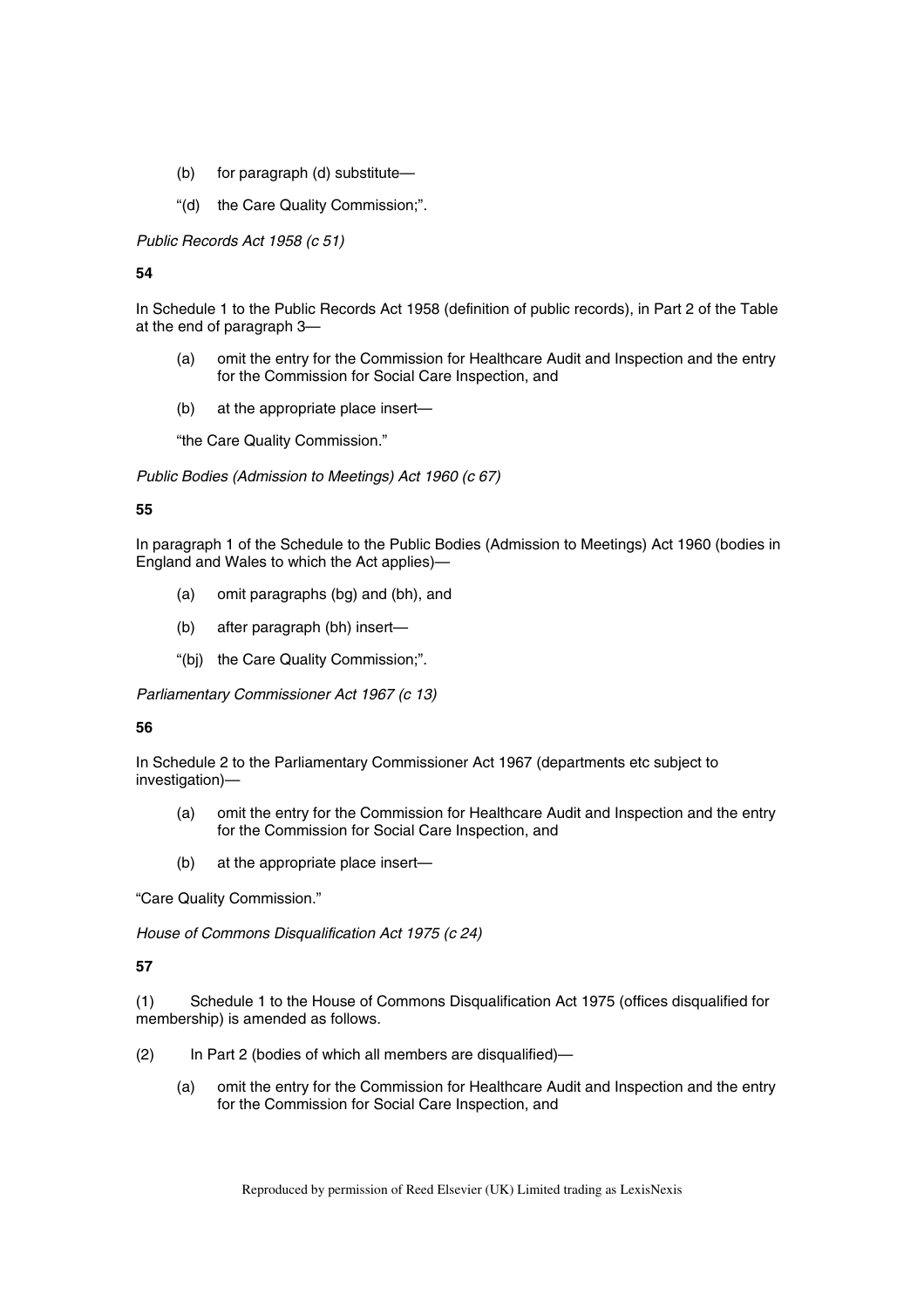(b) for paragraph (d) substitute—

“(d) the Care Quality Commission;”.

*Public Records Act 1958 (c 51)*

**54**

In Schedule 1 to the Public Records Act 1958 (definition of public records), in Part 2 of the Table at the end of paragraph 3—

(a) omit the entry for the Commission for Healthcare Audit and Inspection and the entry for the Commission for Social Care Inspection, and

(b) at the appropriate place insert—

“the Care Quality Commission.”

*Public Bodies (Admission to Meetings) Act 1960 (c 67)*

**55**

In paragraph 1 of the Schedule to the Public Bodies (Admission to Meetings) Act 1960 (bodies in England and Wales to which the Act applies)—

(a) omit paragraphs (bg) and (bh), and

(b) after paragraph (bh) insert—

“(bj) the Care Quality Commission;”.

*Parliamentary Commissioner Act 1967 (c 13)*

**56**

In Schedule 2 to the Parliamentary Commissioner Act 1967 (departments etc subject to investigation)—

(a) omit the entry for the Commission for Healthcare Audit and Inspection and the entry for the Commission for Social Care Inspection, and

(b) at the appropriate place insert—

“Care Quality Commission.”

*House of Commons Disqualification Act 1975 (c 24)*

**57**

(1) Schedule 1 to the House of Commons Disqualification Act 1975 (offices disqualified for membership) is amended as follows.

(2) In Part 2 (bodies of which all members are disqualified)—

(a) omit the entry for the Commission for Healthcare Audit and Inspection and the entry for the Commission for Social Care Inspection, and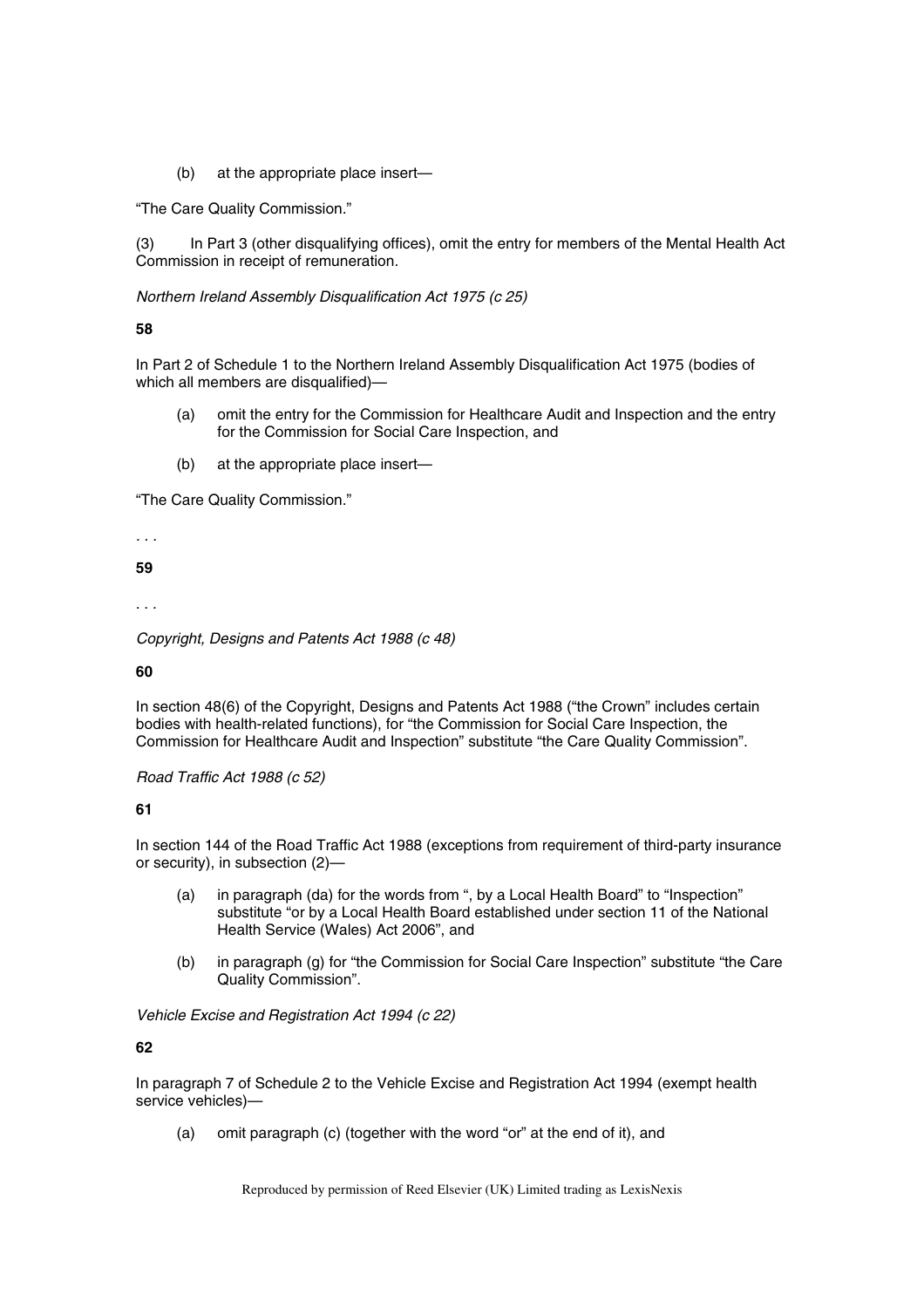(b) at the appropriate place insert—

"The Care Quality Commission."

(3) In Part 3 (other disqualifying offices), omit the entry for members of the Mental Health Act Commission in receipt of remuneration.

*Northern Ireland Assembly Disqualification Act 1975 (c 25)*

**58**

In Part 2 of Schedule 1 to the Northern Ireland Assembly Disqualification Act 1975 (bodies of which all members are disqualified)—

(a) omit the entry for the Commission for Healthcare Audit and Inspection and the entry for the Commission for Social Care Inspection, and

(b) at the appropriate place insert—

"The Care Quality Commission."

. . .

**59**

. . .

*Copyright, Designs and Patents Act 1988 (c 48)*

**60**

In section 48(6) of the Copyright, Designs and Patents Act 1988 ("the Crown" includes certain bodies with health-related functions), for "the Commission for Social Care Inspection, the Commission for Healthcare Audit and Inspection" substitute "the Care Quality Commission".

*Road Traffic Act 1988 (c 52)*

**61**

In section 144 of the Road Traffic Act 1988 (exceptions from requirement of third-party insurance or security), in subsection (2)—

(a) in paragraph (da) for the words from ", by a Local Health Board" to "Inspection" substitute "or by a Local Health Board established under section 11 of the National Health Service (Wales) Act 2006", and

(b) in paragraph (g) for "the Commission for Social Care Inspection" substitute "the Care Quality Commission".

*Vehicle Excise and Registration Act 1994 (c 22)*

**62**

In paragraph 7 of Schedule 2 to the Vehicle Excise and Registration Act 1994 (exempt health service vehicles)—

(a) omit paragraph (c) (together with the word "or" at the end of it), and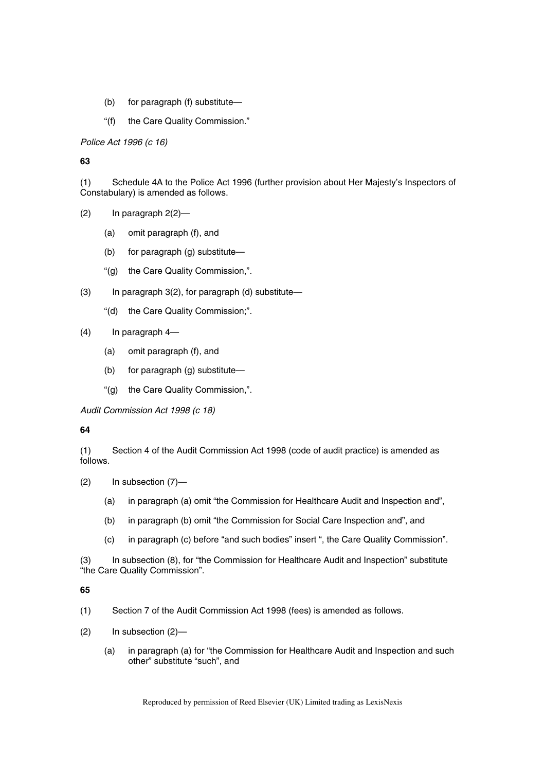(b) for paragraph (f) substitute—

"(f) the Care Quality Commission."

*Police Act 1996 (c 16)*

**63**

(1) Schedule 4A to the Police Act 1996 (further provision about Her Majesty's Inspectors of Constabulary) is amended as follows.

(2) In paragraph 2(2)—

(a) omit paragraph (f), and

(b) for paragraph (g) substitute—

"(g) the Care Quality Commission,".

(3) In paragraph 3(2), for paragraph (d) substitute—

"(d) the Care Quality Commission;".

(4) In paragraph 4—

(a) omit paragraph (f), and

(b) for paragraph (g) substitute—

"(g) the Care Quality Commission,".

*Audit Commission Act 1998 (c 18)*

**64**

(1) Section 4 of the Audit Commission Act 1998 (code of audit practice) is amended as follows.

(2) In subsection (7)—

(a) in paragraph (a) omit "the Commission for Healthcare Audit and Inspection and",

(b) in paragraph (b) omit "the Commission for Social Care Inspection and", and

(c) in paragraph (c) before "and such bodies" insert ", the Care Quality Commission".

(3) In subsection (8), for "the Commission for Healthcare Audit and Inspection" substitute "the Care Quality Commission".

**65**

(1) Section 7 of the Audit Commission Act 1998 (fees) is amended as follows.

(2) In subsection (2)—

(a) in paragraph (a) for "the Commission for Healthcare Audit and Inspection and such other" substitute "such", and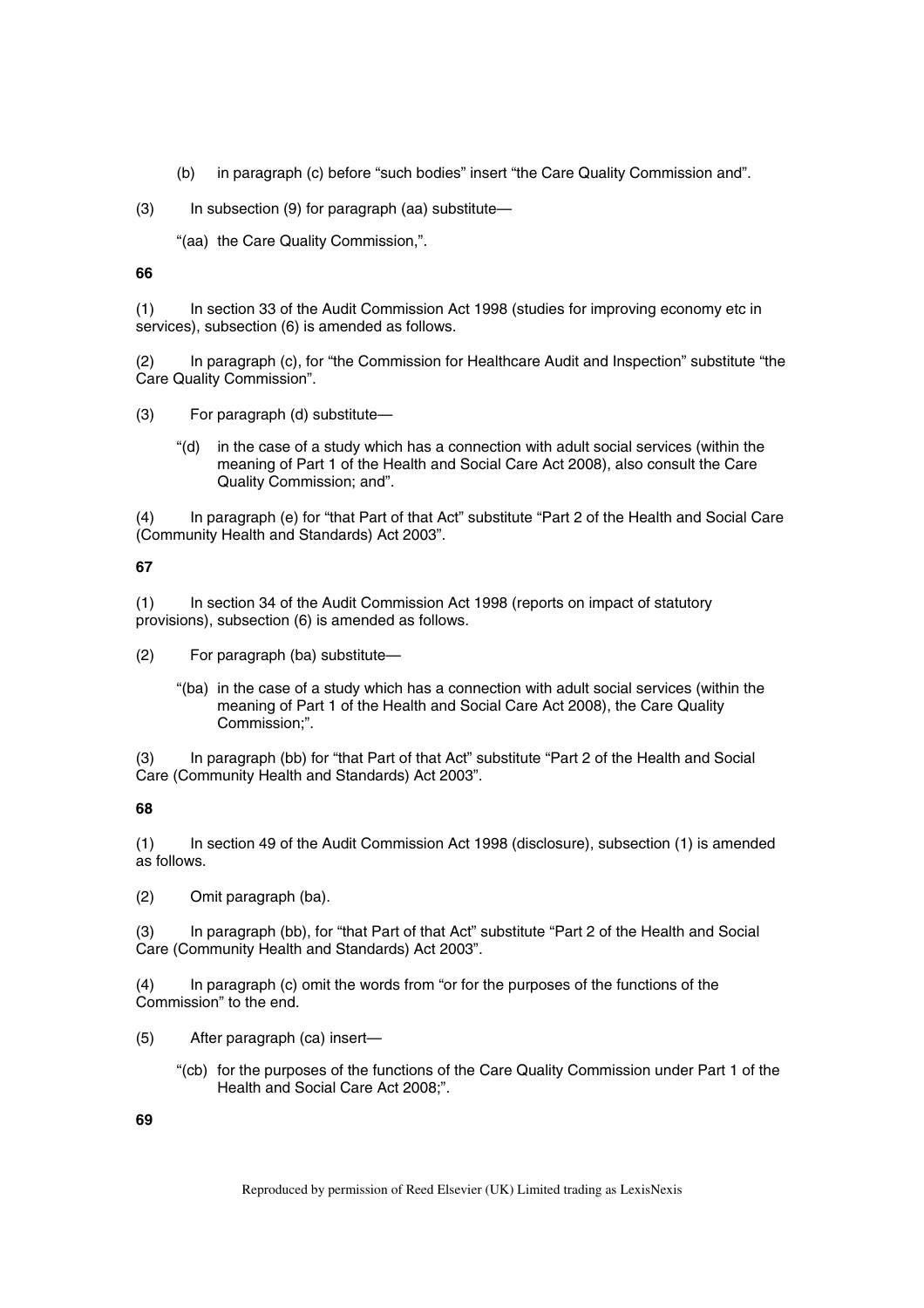(b) in paragraph (c) before “such bodies” insert “the Care Quality Commission and”.

(3) In subsection (9) for paragraph (aa) substitute—

“(aa) the Care Quality Commission,”.

**66**

(1) In section 33 of the Audit Commission Act 1998 (studies for improving economy etc in services), subsection (6) is amended as follows.

(2) In paragraph (c), for “the Commission for Healthcare Audit and Inspection” substitute “the Care Quality Commission”.

(3) For paragraph (d) substitute—

“(d) in the case of a study which has a connection with adult social services (within the meaning of Part 1 of the Health and Social Care Act 2008), also consult the Care Quality Commission; and”.

(4) In paragraph (e) for “that Part of that Act” substitute “Part 2 of the Health and Social Care (Community Health and Standards) Act 2003”.

**67**

(1) In section 34 of the Audit Commission Act 1998 (reports on impact of statutory provisions), subsection (6) is amended as follows.

(2) For paragraph (ba) substitute—

“(ba) in the case of a study which has a connection with adult social services (within the meaning of Part 1 of the Health and Social Care Act 2008), the Care Quality Commission;”.

(3) In paragraph (bb) for “that Part of that Act” substitute “Part 2 of the Health and Social Care (Community Health and Standards) Act 2003”.

**68**

(1) In section 49 of the Audit Commission Act 1998 (disclosure), subsection (1) is amended as follows.

(2) Omit paragraph (ba).

(3) In paragraph (bb), for “that Part of that Act” substitute “Part 2 of the Health and Social Care (Community Health and Standards) Act 2003”.

(4) In paragraph (c) omit the words from “or for the purposes of the functions of the Commission” to the end.

(5) After paragraph (ca) insert—

“(cb) for the purposes of the functions of the Care Quality Commission under Part 1 of the Health and Social Care Act 2008;”.

**69**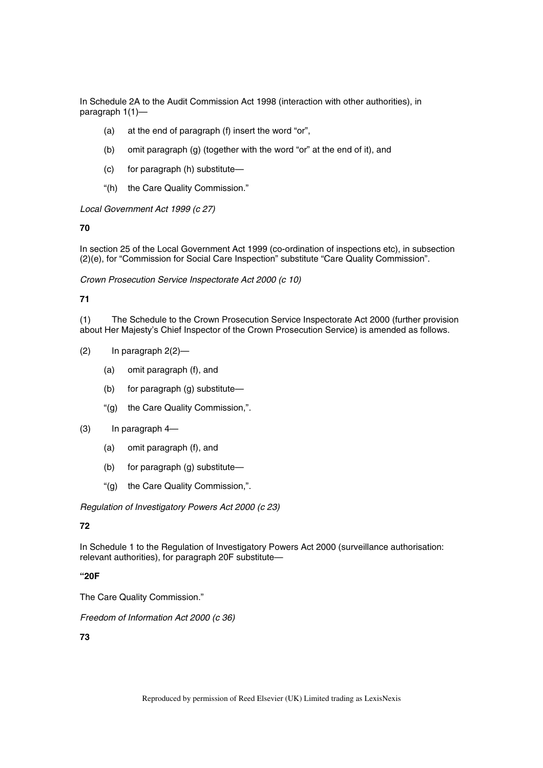In Schedule 2A to the Audit Commission Act 1998 (interaction with other authorities), in paragraph 1(1)—

(a) at the end of paragraph (f) insert the word "or",

(b) omit paragraph (g) (together with the word "or" at the end of it), and

(c) for paragraph (h) substitute—

"(h) the Care Quality Commission."

*Local Government Act 1999 (c 27)*

**70**

In section 25 of the Local Government Act 1999 (co-ordination of inspections etc), in subsection (2)(e), for "Commission for Social Care Inspection" substitute "Care Quality Commission".

*Crown Prosecution Service Inspectorate Act 2000 (c 10)*

**71**

(1) The Schedule to the Crown Prosecution Service Inspectorate Act 2000 (further provision about Her Majesty's Chief Inspector of the Crown Prosecution Service) is amended as follows.

(2) In paragraph 2(2)—

(a) omit paragraph (f), and

(b) for paragraph (g) substitute—

"(g) the Care Quality Commission,".

(3) In paragraph 4—

(a) omit paragraph (f), and

(b) for paragraph (g) substitute—

"(g) the Care Quality Commission,".

*Regulation of Investigatory Powers Act 2000 (c 23)*

**72**

In Schedule 1 to the Regulation of Investigatory Powers Act 2000 (surveillance authorisation: relevant authorities), for paragraph 20F substitute—

**"20F**

The Care Quality Commission."

*Freedom of Information Act 2000 (c 36)*

**73**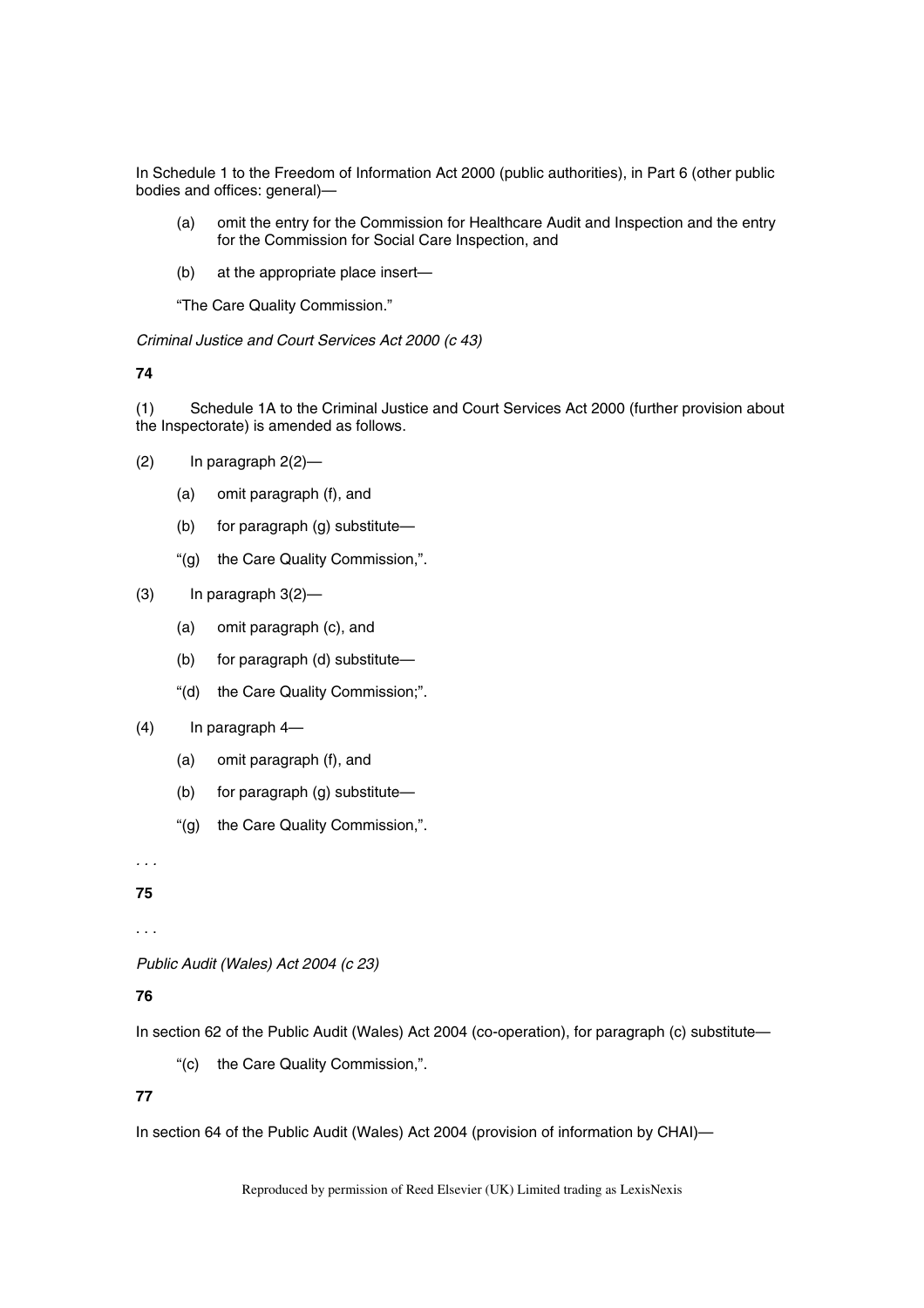In Schedule 1 to the Freedom of Information Act 2000 (public authorities), in Part 6 (other public bodies and offices: general)—

(a) omit the entry for the Commission for Healthcare Audit and Inspection and the entry for the Commission for Social Care Inspection, and

(b) at the appropriate place insert—

"The Care Quality Commission."

*Criminal Justice and Court Services Act 2000 (c 43)*

**74**

(1) Schedule 1A to the Criminal Justice and Court Services Act 2000 (further provision about the Inspectorate) is amended as follows.

(2) In paragraph 2(2)—

(a) omit paragraph (f), and

(b) for paragraph (g) substitute—

"(g) the Care Quality Commission,".

(3) In paragraph 3(2)—

(a) omit paragraph (c), and

(b) for paragraph (d) substitute—

"(d) the Care Quality Commission;".

(4) In paragraph 4—

(a) omit paragraph (f), and

(b) for paragraph (g) substitute—

"(g) the Care Quality Commission,".

. . .

**75**

. . .

*Public Audit (Wales) Act 2004 (c 23)*

**76**

In section 62 of the Public Audit (Wales) Act 2004 (co-operation), for paragraph (c) substitute—

"(c) the Care Quality Commission,".

**77**

In section 64 of the Public Audit (Wales) Act 2004 (provision of information by CHAI)—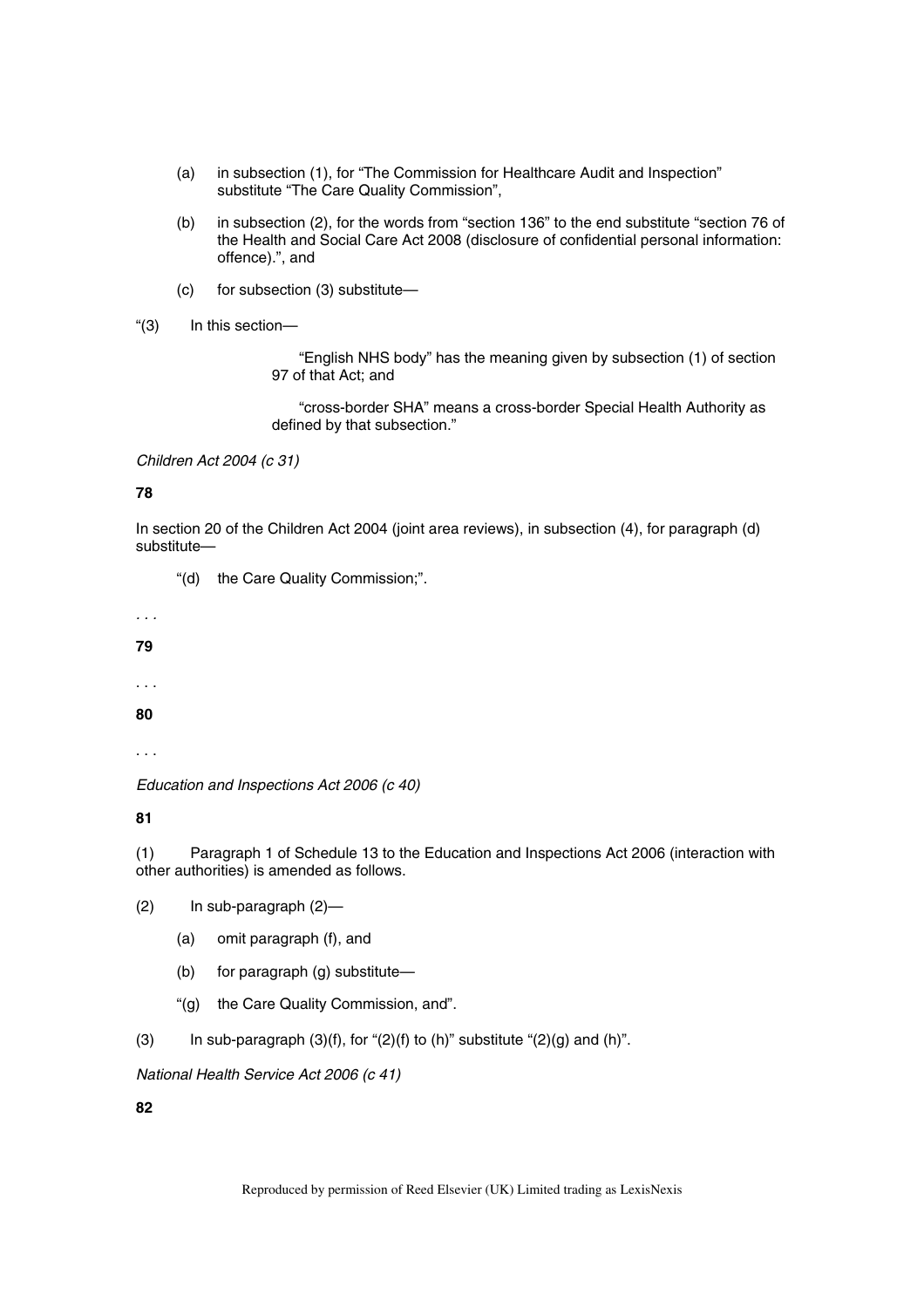(a) in subsection (1), for "The Commission for Healthcare Audit and Inspection" substitute "The Care Quality Commission",

(b) in subsection (2), for the words from "section 136" to the end substitute "section 76 of the Health and Social Care Act 2008 (disclosure of confidential personal information: offence).", and

(c) for subsection (3) substitute—

"(3) In this section—

"English NHS body" has the meaning given by subsection (1) of section 97 of that Act; and

"cross-border SHA" means a cross-border Special Health Authority as defined by that subsection."

*Children Act 2004 (c 31)*

**78**

In section 20 of the Children Act 2004 (joint area reviews), in subsection (4), for paragraph (d) substitute—

"(d) the Care Quality Commission;".

. . .

**79**

. . .

**80**

. . .

*Education and Inspections Act 2006 (c 40)*

**81**

(1) Paragraph 1 of Schedule 13 to the Education and Inspections Act 2006 (interaction with other authorities) is amended as follows.

(2) In sub-paragraph (2)—

(a) omit paragraph (f), and

(b) for paragraph (g) substitute—

"(g) the Care Quality Commission, and".

(3) In sub-paragraph (3)(f), for "(2)(f) to (h)" substitute "(2)(g) and (h)".

*National Health Service Act 2006 (c 41)*

**82**

Reproduced by permission of Reed Elsevier (UK) Limited trading as LexisNexis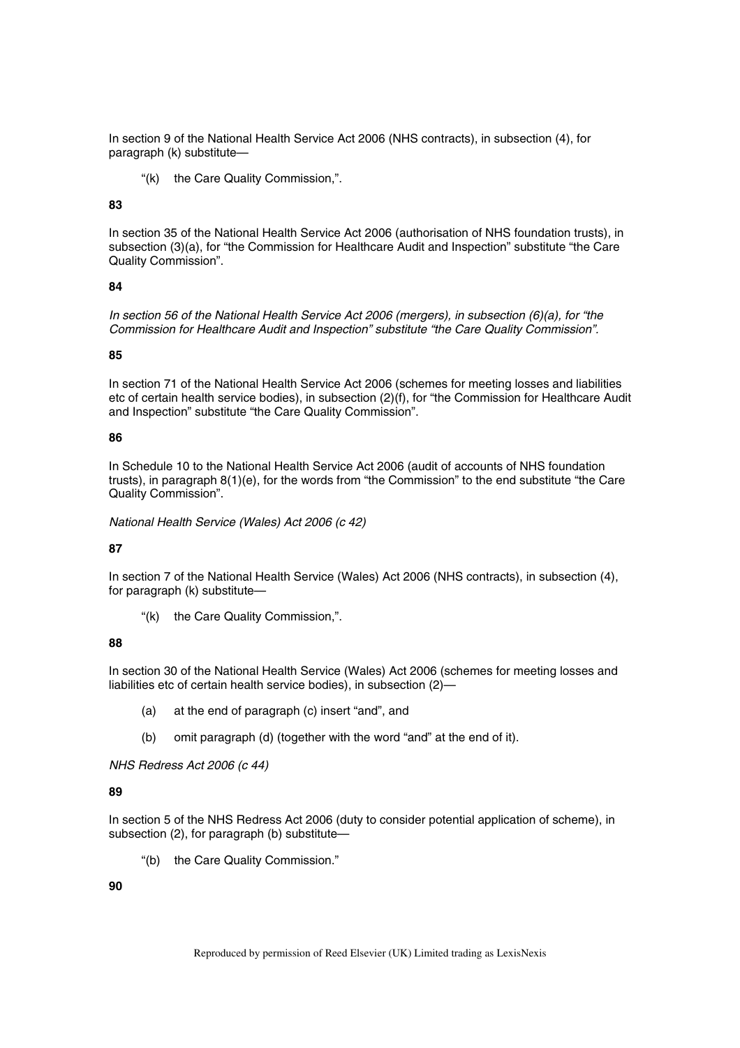In section 9 of the National Health Service Act 2006 (NHS contracts), in subsection (4), for paragraph (k) substitute—

"(k) the Care Quality Commission,".

**83**

In section 35 of the National Health Service Act 2006 (authorisation of NHS foundation trusts), in subsection (3)(a), for "the Commission for Healthcare Audit and Inspection" substitute "the Care Quality Commission".

**84**

*In section 56 of the National Health Service Act 2006 (mergers), in subsection (6)(a), for "the Commission for Healthcare Audit and Inspection" substitute "the Care Quality Commission".*

**85**

In section 71 of the National Health Service Act 2006 (schemes for meeting losses and liabilities etc of certain health service bodies), in subsection (2)(f), for "the Commission for Healthcare Audit and Inspection" substitute "the Care Quality Commission".

**86**

In Schedule 10 to the National Health Service Act 2006 (audit of accounts of NHS foundation trusts), in paragraph 8(1)(e), for the words from "the Commission" to the end substitute "the Care Quality Commission".

*National Health Service (Wales) Act 2006 (c 42)*

**87**

In section 7 of the National Health Service (Wales) Act 2006 (NHS contracts), in subsection (4), for paragraph (k) substitute—

"(k) the Care Quality Commission,".

**88**

In section 30 of the National Health Service (Wales) Act 2006 (schemes for meeting losses and liabilities etc of certain health service bodies), in subsection (2)—

(a) at the end of paragraph (c) insert "and", and

(b) omit paragraph (d) (together with the word "and" at the end of it).

*NHS Redress Act 2006 (c 44)*

**89**

In section 5 of the NHS Redress Act 2006 (duty to consider potential application of scheme), in subsection (2), for paragraph (b) substitute—

"(b) the Care Quality Commission."

**90**

Reproduced by permission of Reed Elsevier (UK) Limited trading as LexisNexis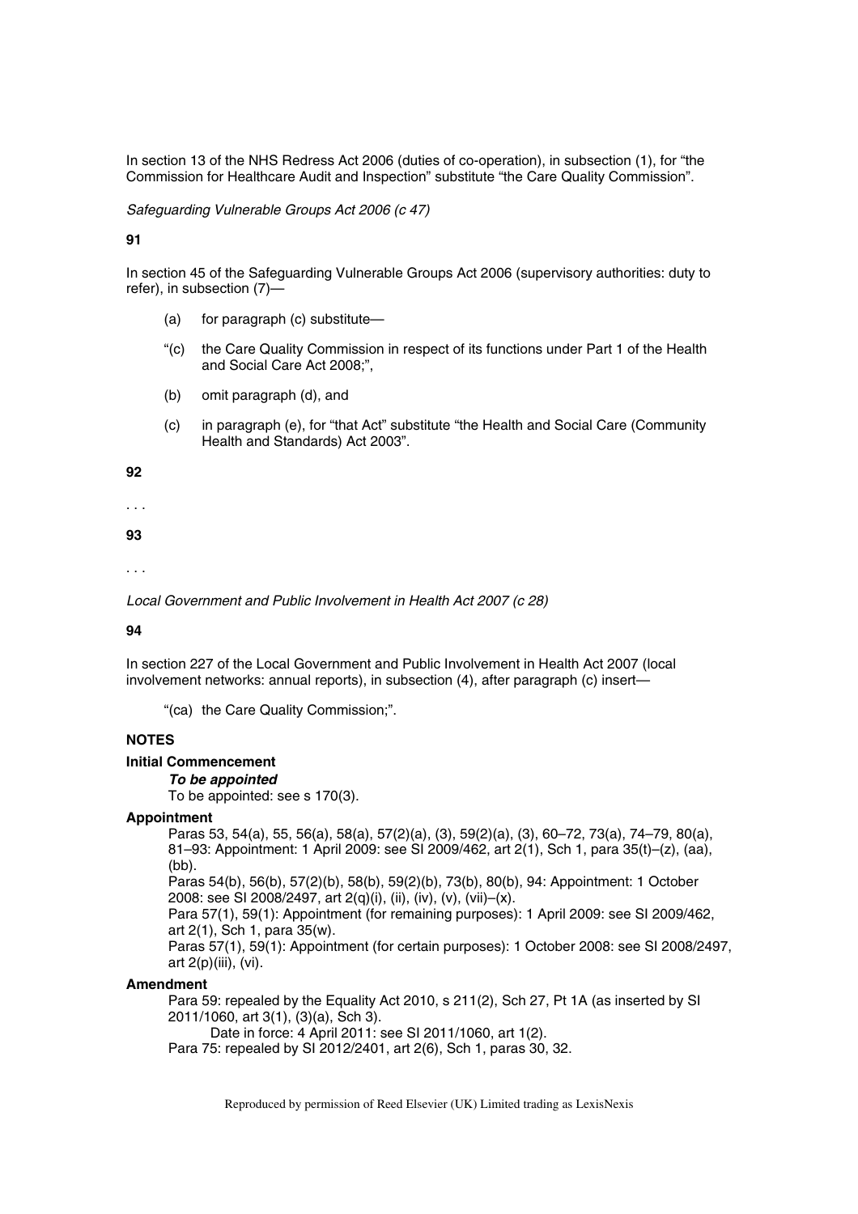In section 13 of the NHS Redress Act 2006 (duties of co-operation), in subsection (1), for "the Commission for Healthcare Audit and Inspection" substitute "the Care Quality Commission".

*Safeguarding Vulnerable Groups Act 2006 (c 47)*

**91**

In section 45 of the Safeguarding Vulnerable Groups Act 2006 (supervisory authorities: duty to refer), in subsection (7)—

(a) for paragraph (c) substitute—

"(c) the Care Quality Commission in respect of its functions under Part 1 of the Health and Social Care Act 2008;",

(b) omit paragraph (d), and

(c) in paragraph (e), for "that Act" substitute "the Health and Social Care (Community Health and Standards) Act 2003".

**92**

. . .

**93**

. . .

*Local Government and Public Involvement in Health Act 2007 (c 28)*

**94**

In section 227 of the Local Government and Public Involvement in Health Act 2007 (local involvement networks: annual reports), in subsection (4), after paragraph (c) insert—

"(ca) the Care Quality Commission;".

**NOTES**

**Initial Commencement**

***To be appointed***

To be appointed: see s 170(3).

**Appointment**

Paras 53, 54(a), 55, 56(a), 58(a), 57(2)(a), (3), 59(2)(a), (3), 60–72, 73(a), 74–79, 80(a), 81–93: Appointment: 1 April 2009: see SI 2009/462, art 2(1), Sch 1, para 35(t)–(z), (aa), (bb).

Paras 54(b), 56(b), 57(2)(b), 58(b), 59(2)(b), 73(b), 80(b), 94: Appointment: 1 October 2008: see SI 2008/2497, art 2(q)(i), (ii), (iv), (v), (vii)–(x).

Para 57(1), 59(1): Appointment (for remaining purposes): 1 April 2009: see SI 2009/462, art 2(1), Sch 1, para 35(w).

Paras 57(1), 59(1): Appointment (for certain purposes): 1 October 2008: see SI 2008/2497, art 2(p)(iii), (vi).

**Amendment**

Para 59: repealed by the Equality Act 2010, s 211(2), Sch 27, Pt 1A (as inserted by SI 2011/1060, art 3(1), (3)(a), Sch 3).

Date in force: 4 April 2011: see SI 2011/1060, art 1(2).

Para 75: repealed by SI 2012/2401, art 2(6), Sch 1, paras 30, 32.

Reproduced by permission of Reed Elsevier (UK) Limited trading as LexisNexis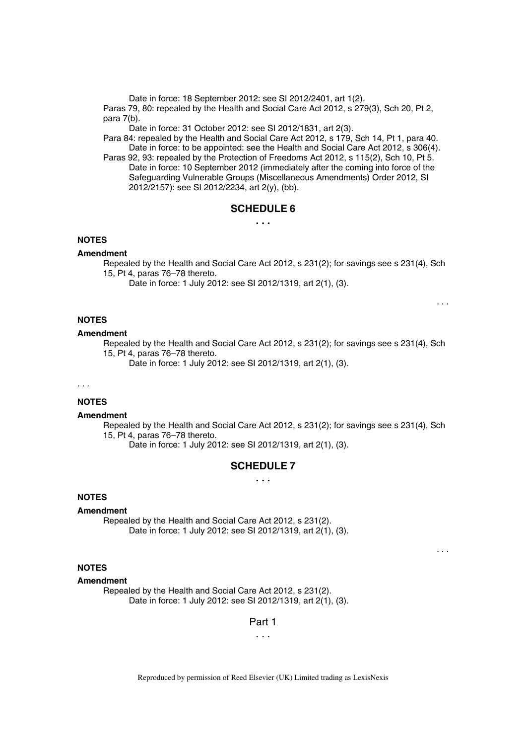Date in force: 18 September 2012: see SI 2012/2401, art 1(2).

Paras 79, 80: repealed by the Health and Social Care Act 2012, s 279(3), Sch 20, Pt 2, para 7(b).

Date in force: 31 October 2012: see SI 2012/1831, art 2(3).

Para 84: repealed by the Health and Social Care Act 2012, s 179, Sch 14, Pt 1, para 40.

Date in force: to be appointed: see the Health and Social Care Act 2012, s 306(4).

Paras 92, 93: repealed by the Protection of Freedoms Act 2012, s 115(2), Sch 10, Pt 5.

Date in force: 10 September 2012 (immediately after the coming into force of the Safeguarding Vulnerable Groups (Miscellaneous Amendments) Order 2012, SI 2012/2157): see SI 2012/2234, art 2(y), (bb).

## SCHEDULE 6

**. . .**

**NOTES**

**Amendment**

Repealed by the Health and Social Care Act 2012, s 231(2); for savings see s 231(4), Sch 15, Pt 4, paras 76–78 thereto.

Date in force: 1 July 2012: see SI 2012/1319, art 2(1), (3).

. . .

**NOTES**

**Amendment**

Repealed by the Health and Social Care Act 2012, s 231(2); for savings see s 231(4), Sch 15, Pt 4, paras 76–78 thereto.

Date in force: 1 July 2012: see SI 2012/1319, art 2(1), (3).

. . .

**NOTES**

**Amendment**

Repealed by the Health and Social Care Act 2012, s 231(2); for savings see s 231(4), Sch 15, Pt 4, paras 76–78 thereto.

Date in force: 1 July 2012: see SI 2012/1319, art 2(1), (3).

## SCHEDULE 7

**. . .**

**NOTES**

**Amendment**

Repealed by the Health and Social Care Act 2012, s 231(2).

Date in force: 1 July 2012: see SI 2012/1319, art 2(1), (3).

. . .

**NOTES**

**Amendment**

Repealed by the Health and Social Care Act 2012, s 231(2).

Date in force: 1 July 2012: see SI 2012/1319, art 2(1), (3).

### Part 1

. . .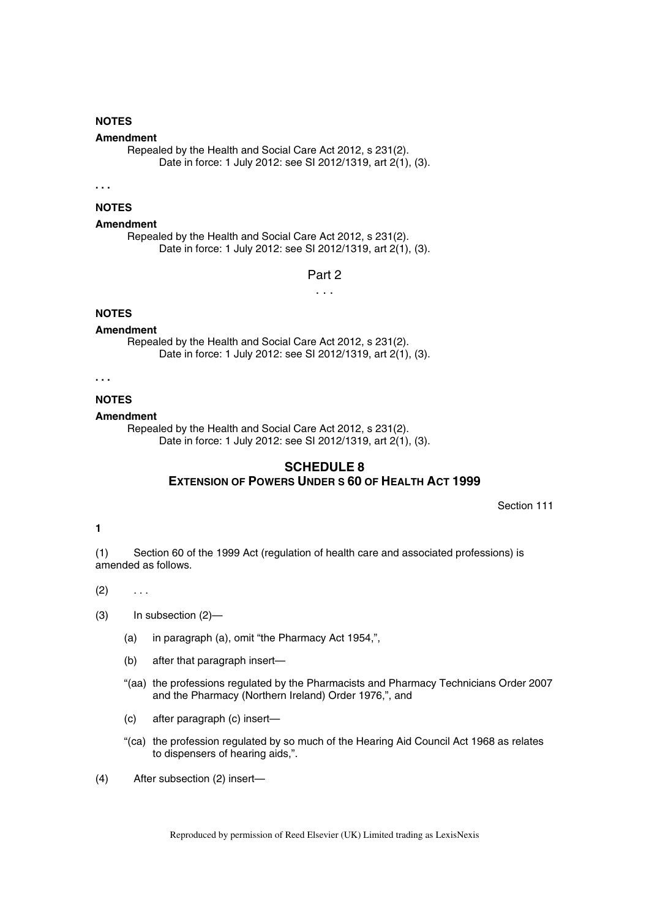**NOTES**

**Amendment**

Repealed by the Health and Social Care Act 2012, s 231(2).
Date in force: 1 July 2012: see SI 2012/1319, art 2(1), (3).

**. . .**

**NOTES**

**Amendment**

Repealed by the Health and Social Care Act 2012, s 231(2).
Date in force: 1 July 2012: see SI 2012/1319, art 2(1), (3).

## Part 2

. . .

**NOTES**

**Amendment**

Repealed by the Health and Social Care Act 2012, s 231(2).
Date in force: 1 July 2012: see SI 2012/1319, art 2(1), (3).

**. . .**

**NOTES**

**Amendment**

Repealed by the Health and Social Care Act 2012, s 231(2).
Date in force: 1 July 2012: see SI 2012/1319, art 2(1), (3).

## SCHEDULE 8
## EXTENSION OF POWERS UNDER S 60 OF HEALTH ACT 1999

Section 111

**1**

(1) Section 60 of the 1999 Act (regulation of health care and associated professions) is amended as follows.

(2) . . .

(3) In subsection (2)—

(a) in paragraph (a), omit "the Pharmacy Act 1954,",

(b) after that paragraph insert—

"(aa) the professions regulated by the Pharmacists and Pharmacy Technicians Order 2007 and the Pharmacy (Northern Ireland) Order 1976,", and

(c) after paragraph (c) insert—

"(ca) the profession regulated by so much of the Hearing Aid Council Act 1968 as relates to dispensers of hearing aids,".

(4) After subsection (2) insert—

Reproduced by permission of Reed Elsevier (UK) Limited trading as LexisNexis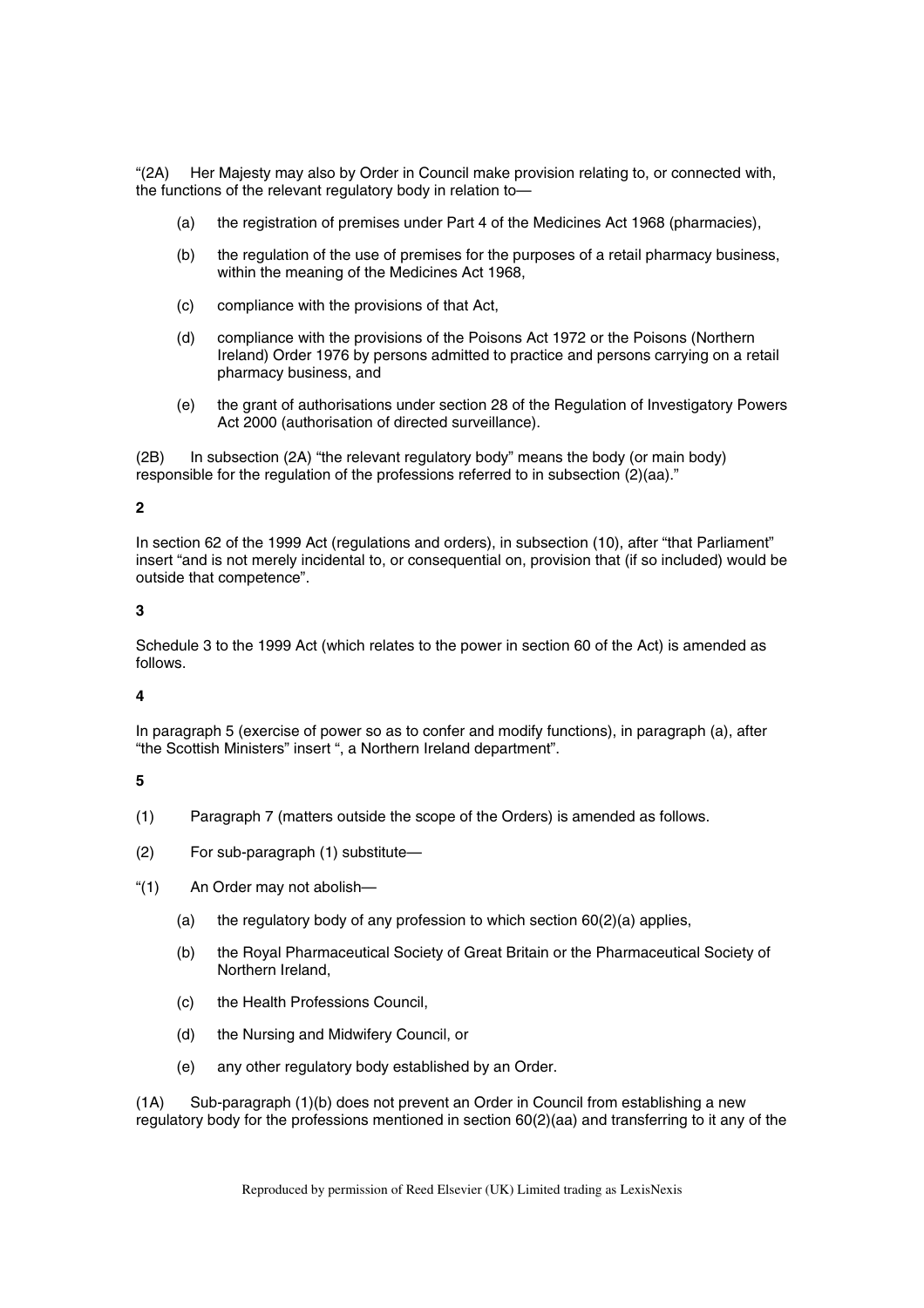"(2A) Her Majesty may also by Order in Council make provision relating to, or connected with, the functions of the relevant regulatory body in relation to—

(a) the registration of premises under Part 4 of the Medicines Act 1968 (pharmacies),

(b) the regulation of the use of premises for the purposes of a retail pharmacy business, within the meaning of the Medicines Act 1968,

(c) compliance with the provisions of that Act,

(d) compliance with the provisions of the Poisons Act 1972 or the Poisons (Northern Ireland) Order 1976 by persons admitted to practice and persons carrying on a retail pharmacy business, and

(e) the grant of authorisations under section 28 of the Regulation of Investigatory Powers Act 2000 (authorisation of directed surveillance).

(2B) In subsection (2A) "the relevant regulatory body" means the body (or main body) responsible for the regulation of the professions referred to in subsection (2)(aa)."

**2**

In section 62 of the 1999 Act (regulations and orders), in subsection (10), after "that Parliament" insert "and is not merely incidental to, or consequential on, provision that (if so included) would be outside that competence".

**3**

Schedule 3 to the 1999 Act (which relates to the power in section 60 of the Act) is amended as follows.

**4**

In paragraph 5 (exercise of power so as to confer and modify functions), in paragraph (a), after "the Scottish Ministers" insert ", a Northern Ireland department".

**5**

(1) Paragraph 7 (matters outside the scope of the Orders) is amended as follows.

(2) For sub-paragraph (1) substitute—

"(1) An Order may not abolish—

(a) the regulatory body of any profession to which section 60(2)(a) applies,

(b) the Royal Pharmaceutical Society of Great Britain or the Pharmaceutical Society of Northern Ireland,

(c) the Health Professions Council,

(d) the Nursing and Midwifery Council, or

(e) any other regulatory body established by an Order.

(1A) Sub-paragraph (1)(b) does not prevent an Order in Council from establishing a new regulatory body for the professions mentioned in section 60(2)(aa) and transferring to it any of the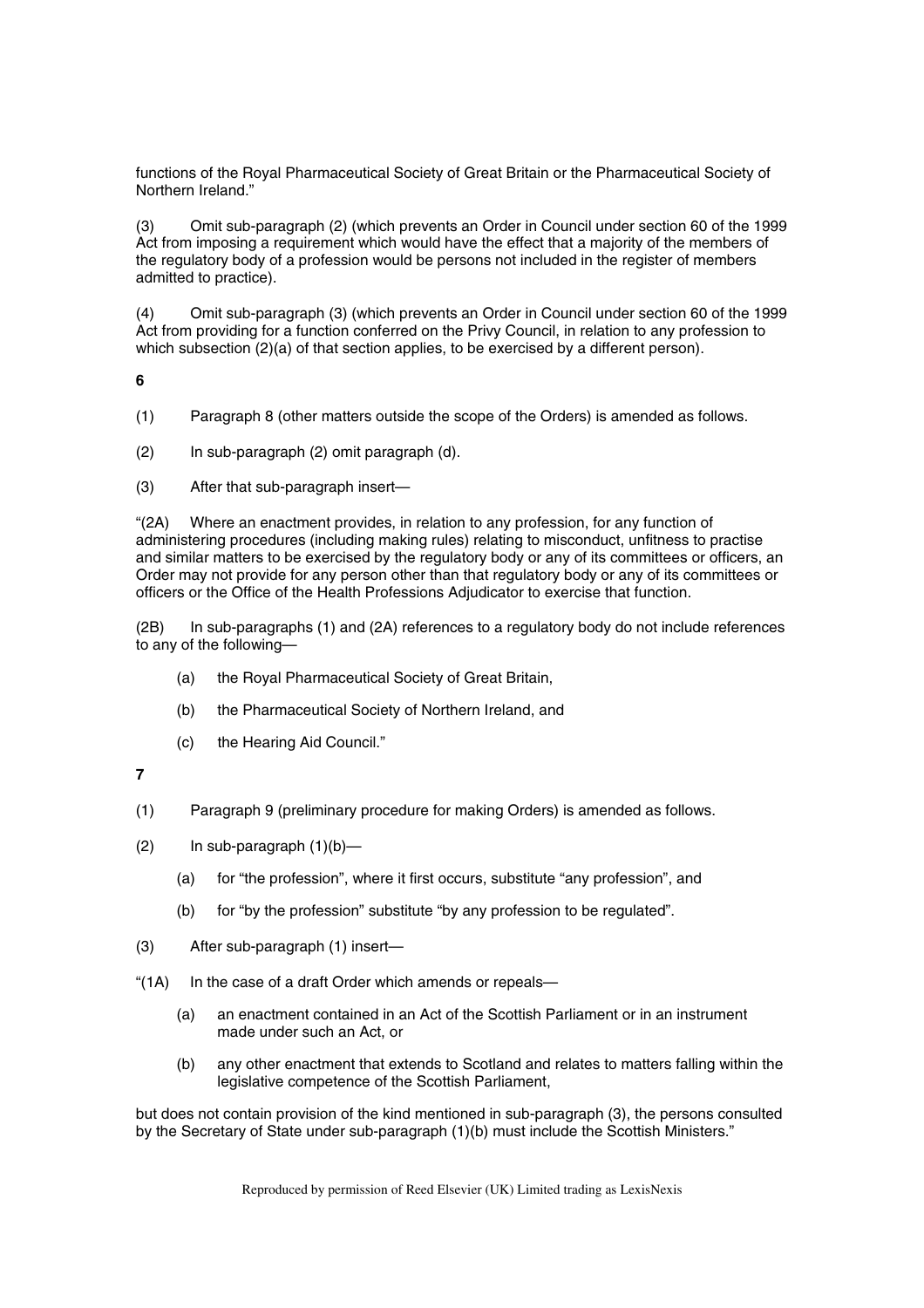functions of the Royal Pharmaceutical Society of Great Britain or the Pharmaceutical Society of Northern Ireland."

(3) Omit sub-paragraph (2) (which prevents an Order in Council under section 60 of the 1999 Act from imposing a requirement which would have the effect that a majority of the members of the regulatory body of a profession would be persons not included in the register of members admitted to practice).

(4) Omit sub-paragraph (3) (which prevents an Order in Council under section 60 of the 1999 Act from providing for a function conferred on the Privy Council, in relation to any profession to which subsection (2)(a) of that section applies, to be exercised by a different person).

**6**

(1) Paragraph 8 (other matters outside the scope of the Orders) is amended as follows.

(2) In sub-paragraph (2) omit paragraph (d).

(3) After that sub-paragraph insert—

"(2A) Where an enactment provides, in relation to any profession, for any function of administering procedures (including making rules) relating to misconduct, unfitness to practise and similar matters to be exercised by the regulatory body or any of its committees or officers, an Order may not provide for any person other than that regulatory body or any of its committees or officers or the Office of the Health Professions Adjudicator to exercise that function.

(2B) In sub-paragraphs (1) and (2A) references to a regulatory body do not include references to any of the following—

- (a) the Royal Pharmaceutical Society of Great Britain,
- (b) the Pharmaceutical Society of Northern Ireland, and
- (c) the Hearing Aid Council."

**7**

(1) Paragraph 9 (preliminary procedure for making Orders) is amended as follows.

(2) In sub-paragraph (1)(b)—

- (a) for "the profession", where it first occurs, substitute "any profession", and
- (b) for "by the profession" substitute "by any profession to be regulated".

(3) After sub-paragraph (1) insert—

"(1A) In the case of a draft Order which amends or repeals—

- (a) an enactment contained in an Act of the Scottish Parliament or in an instrument made under such an Act, or
- (b) any other enactment that extends to Scotland and relates to matters falling within the legislative competence of the Scottish Parliament,

but does not contain provision of the kind mentioned in sub-paragraph (3), the persons consulted by the Secretary of State under sub-paragraph (1)(b) must include the Scottish Ministers."

Reproduced by permission of Reed Elsevier (UK) Limited trading as LexisNexis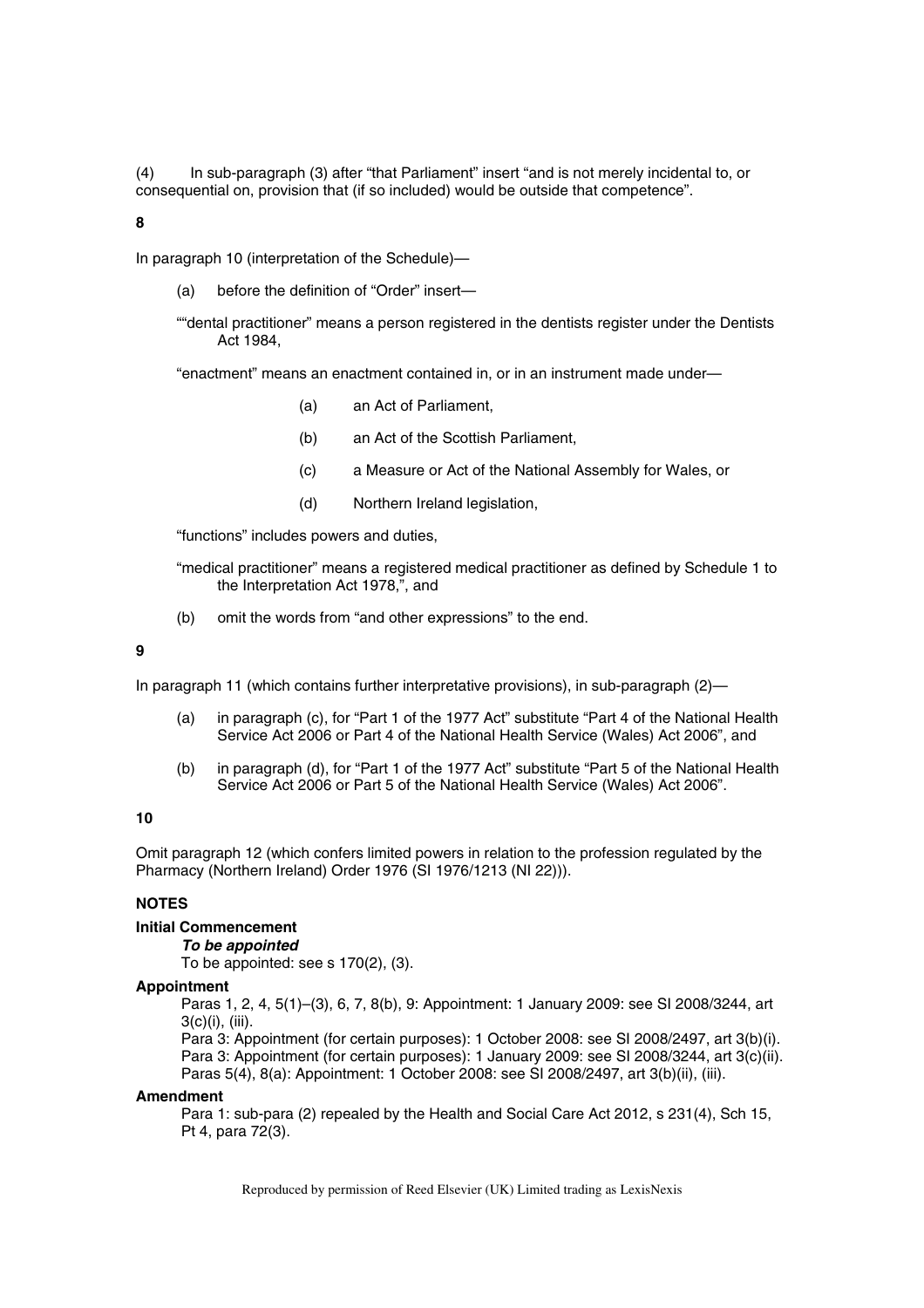(4) In sub-paragraph (3) after "that Parliament" insert "and is not merely incidental to, or consequential on, provision that (if so included) would be outside that competence".

**8**

In paragraph 10 (interpretation of the Schedule)—

(a) before the definition of "Order" insert—

""dental practitioner" means a person registered in the dentists register under the Dentists Act 1984,

"enactment" means an enactment contained in, or in an instrument made under—

(a) an Act of Parliament,

(b) an Act of the Scottish Parliament,

(c) a Measure or Act of the National Assembly for Wales, or

(d) Northern Ireland legislation,

"functions" includes powers and duties,

"medical practitioner" means a registered medical practitioner as defined by Schedule 1 to the Interpretation Act 1978,", and

(b) omit the words from "and other expressions" to the end.

**9**

In paragraph 11 (which contains further interpretative provisions), in sub-paragraph (2)—

(a) in paragraph (c), for "Part 1 of the 1977 Act" substitute "Part 4 of the National Health Service Act 2006 or Part 4 of the National Health Service (Wales) Act 2006", and

(b) in paragraph (d), for "Part 1 of the 1977 Act" substitute "Part 5 of the National Health Service Act 2006 or Part 5 of the National Health Service (Wales) Act 2006".

**10**

Omit paragraph 12 (which confers limited powers in relation to the profession regulated by the Pharmacy (Northern Ireland) Order 1976 (SI 1976/1213 (NI 22))).

**NOTES**

**Initial Commencement**

***To be appointed***

To be appointed: see s 170(2), (3).

**Appointment**

Paras 1, 2, 4, 5(1)–(3), 6, 7, 8(b), 9: Appointment: 1 January 2009: see SI 2008/3244, art 3(c)(i), (iii).

Para 3: Appointment (for certain purposes): 1 October 2008: see SI 2008/2497, art 3(b)(i).

Para 3: Appointment (for certain purposes): 1 January 2009: see SI 2008/3244, art 3(c)(ii).

Paras 5(4), 8(a): Appointment: 1 October 2008: see SI 2008/2497, art 3(b)(ii), (iii).

**Amendment**

Para 1: sub-para (2) repealed by the Health and Social Care Act 2012, s 231(4), Sch 15, Pt 4, para 72(3).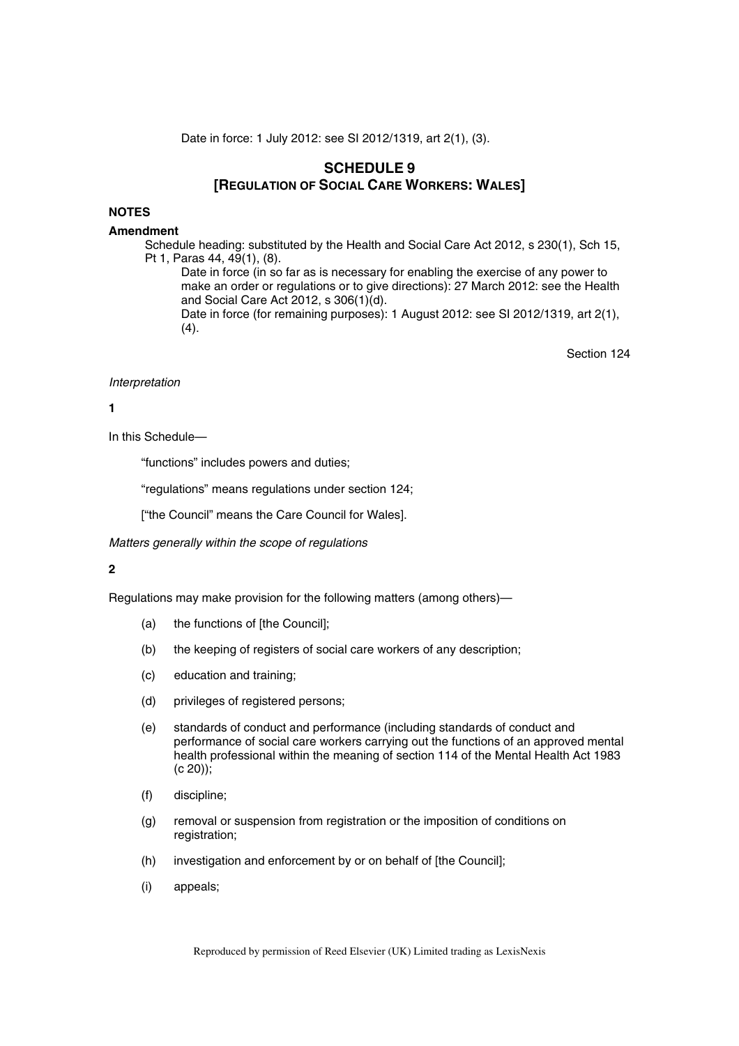Date in force: 1 July 2012: see SI 2012/1319, art 2(1), (3).

## SCHEDULE 9
## [REGULATION OF SOCIAL CARE WORKERS: WALES]

**NOTES**

**Amendment**

Schedule heading: substituted by the Health and Social Care Act 2012, s 230(1), Sch 15, Pt 1, Paras 44, 49(1), (8).

Date in force (in so far as is necessary for enabling the exercise of any power to make an order or regulations or to give directions): 27 March 2012: see the Health and Social Care Act 2012, s 306(1)(d).

Date in force (for remaining purposes): 1 August 2012: see SI 2012/1319, art 2(1), (4).

Section 124

*Interpretation*

**1**

In this Schedule—

"functions" includes powers and duties;

"regulations" means regulations under section 124;

["the Council" means the Care Council for Wales].

*Matters generally within the scope of regulations*

**2**

Regulations may make provision for the following matters (among others)—

(a) the functions of [the Council];

(b) the keeping of registers of social care workers of any description;

(c) education and training;

(d) privileges of registered persons;

(e) standards of conduct and performance (including standards of conduct and performance of social care workers carrying out the functions of an approved mental health professional within the meaning of section 114 of the Mental Health Act 1983 (c 20));

(f) discipline;

(g) removal or suspension from registration or the imposition of conditions on registration;

(h) investigation and enforcement by or on behalf of [the Council];

(i) appeals;

Reproduced by permission of Reed Elsevier (UK) Limited trading as LexisNexis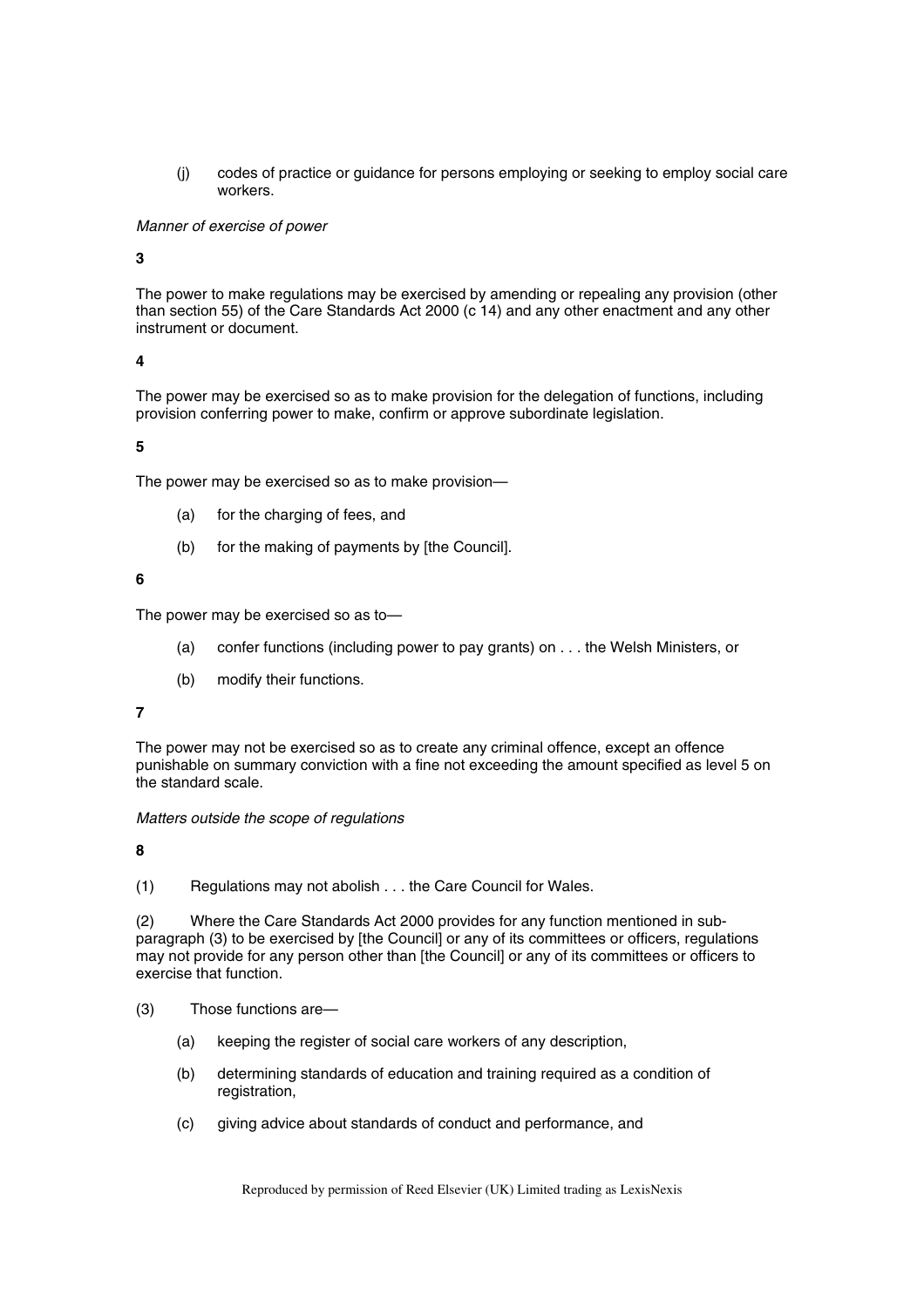(j) codes of practice or guidance for persons employing or seeking to employ social care workers.

*Manner of exercise of power*

**3**

The power to make regulations may be exercised by amending or repealing any provision (other than section 55) of the Care Standards Act 2000 (c 14) and any other enactment and any other instrument or document.

**4**

The power may be exercised so as to make provision for the delegation of functions, including provision conferring power to make, confirm or approve subordinate legislation.

**5**

The power may be exercised so as to make provision—

- (a) for the charging of fees, and
- (b) for the making of payments by [the Council].

**6**

The power may be exercised so as to—

- (a) confer functions (including power to pay grants) on . . . the Welsh Ministers, or
- (b) modify their functions.

**7**

The power may not be exercised so as to create any criminal offence, except an offence punishable on summary conviction with a fine not exceeding the amount specified as level 5 on the standard scale.

*Matters outside the scope of regulations*

**8**

(1) Regulations may not abolish . . . the Care Council for Wales.

(2) Where the Care Standards Act 2000 provides for any function mentioned in sub-paragraph (3) to be exercised by [the Council] or any of its committees or officers, regulations may not provide for any person other than [the Council] or any of its committees or officers to exercise that function.

(3) Those functions are—

- (a) keeping the register of social care workers of any description,
- (b) determining standards of education and training required as a condition of registration,
- (c) giving advice about standards of conduct and performance, and

Reproduced by permission of Reed Elsevier (UK) Limited trading as LexisNexis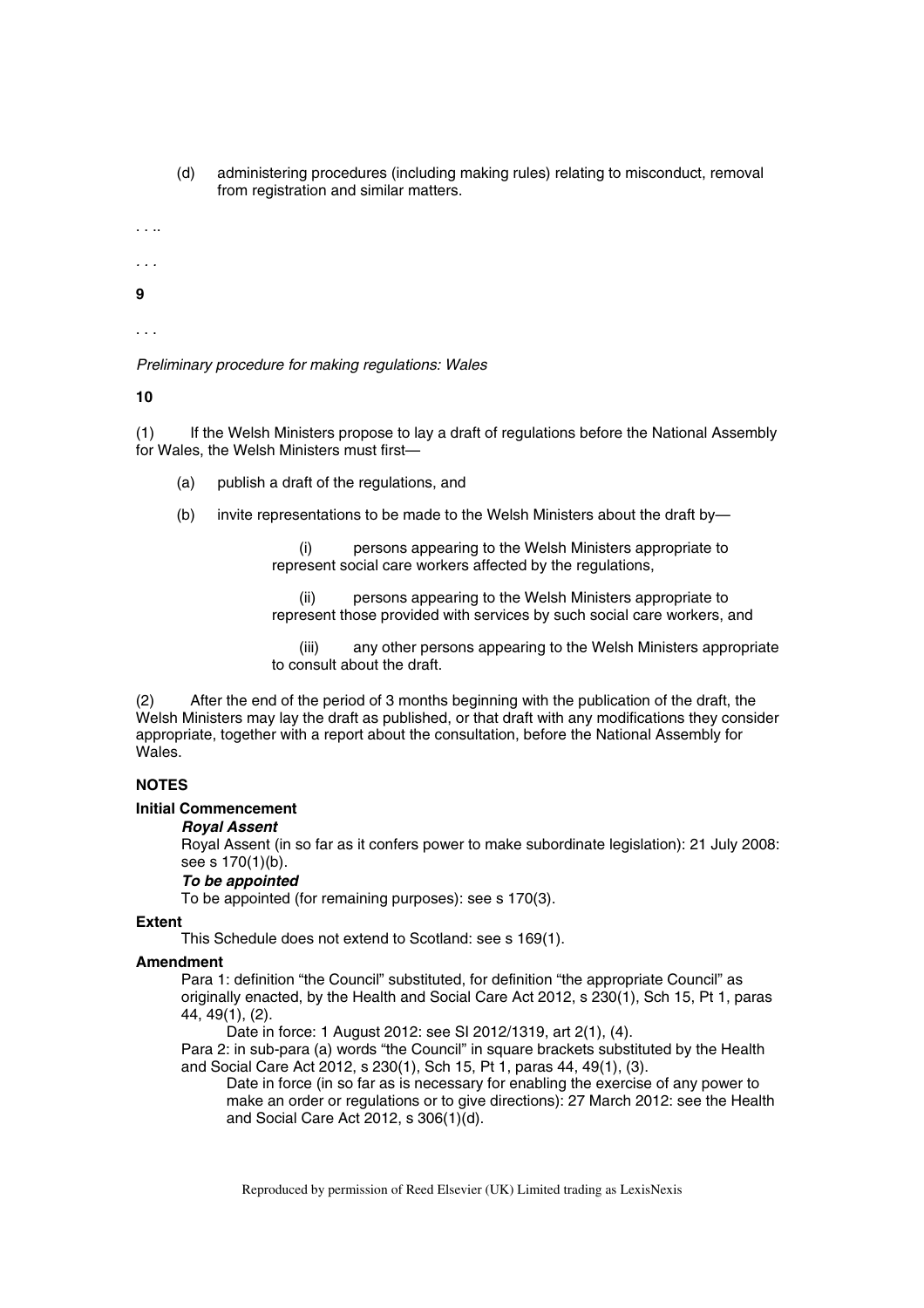(d) administering procedures (including making rules) relating to misconduct, removal from registration and similar matters.

. . ..

. . .

**9**

. . .

*Preliminary procedure for making regulations: Wales*

**10**

(1) If the Welsh Ministers propose to lay a draft of regulations before the National Assembly for Wales, the Welsh Ministers must first—

(a) publish a draft of the regulations, and

(b) invite representations to be made to the Welsh Ministers about the draft by—

(i) persons appearing to the Welsh Ministers appropriate to represent social care workers affected by the regulations,

(ii) persons appearing to the Welsh Ministers appropriate to represent those provided with services by such social care workers, and

(iii) any other persons appearing to the Welsh Ministers appropriate to consult about the draft.

(2) After the end of the period of 3 months beginning with the publication of the draft, the Welsh Ministers may lay the draft as published, or that draft with any modifications they consider appropriate, together with a report about the consultation, before the National Assembly for Wales.

**NOTES**

**Initial Commencement**

***Royal Assent***

Royal Assent (in so far as it confers power to make subordinate legislation): 21 July 2008: see s 170(1)(b).

***To be appointed***

To be appointed (for remaining purposes): see s 170(3).

**Extent**

This Schedule does not extend to Scotland: see s 169(1).

**Amendment**

Para 1: definition "the Council" substituted, for definition "the appropriate Council" as originally enacted, by the Health and Social Care Act 2012, s 230(1), Sch 15, Pt 1, paras 44, 49(1), (2).

Date in force: 1 August 2012: see SI 2012/1319, art 2(1), (4).

Para 2: in sub-para (a) words "the Council" in square brackets substituted by the Health and Social Care Act 2012, s 230(1), Sch 15, Pt 1, paras 44, 49(1), (3).

Date in force (in so far as is necessary for enabling the exercise of any power to make an order or regulations or to give directions): 27 March 2012: see the Health and Social Care Act 2012, s 306(1)(d).

Reproduced by permission of Reed Elsevier (UK) Limited trading as LexisNexis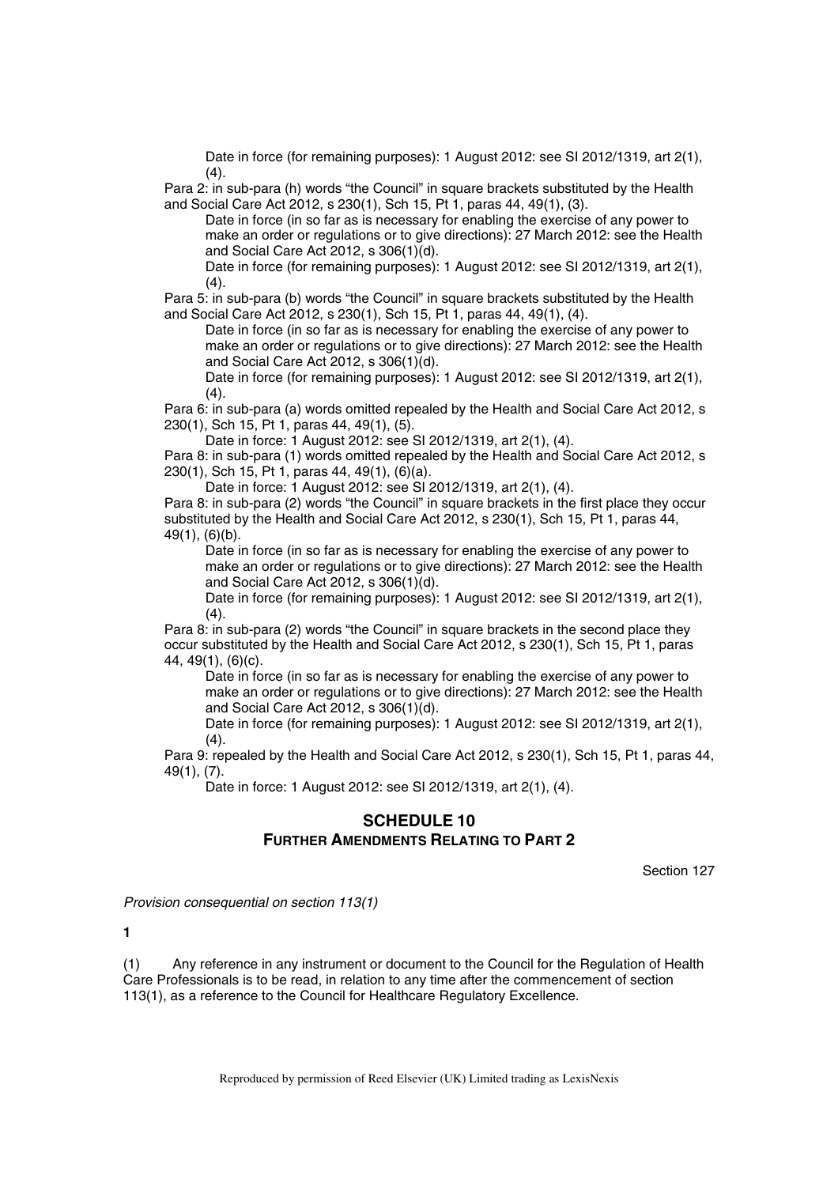Date in force (for remaining purposes): 1 August 2012: see SI 2012/1319, art 2(1), (4).

Para 2: in sub-para (h) words "the Council" in square brackets substituted by the Health and Social Care Act 2012, s 230(1), Sch 15, Pt 1, paras 44, 49(1), (3).

Date in force (in so far as is necessary for enabling the exercise of any power to make an order or regulations or to give directions): 27 March 2012: see the Health and Social Care Act 2012, s 306(1)(d).

Date in force (for remaining purposes): 1 August 2012: see SI 2012/1319, art 2(1), (4).

Para 5: in sub-para (b) words "the Council" in square brackets substituted by the Health and Social Care Act 2012, s 230(1), Sch 15, Pt 1, paras 44, 49(1), (4).

Date in force (in so far as is necessary for enabling the exercise of any power to make an order or regulations or to give directions): 27 March 2012: see the Health and Social Care Act 2012, s 306(1)(d).

Date in force (for remaining purposes): 1 August 2012: see SI 2012/1319, art 2(1), (4).

Para 6: in sub-para (a) words omitted repealed by the Health and Social Care Act 2012, s 230(1), Sch 15, Pt 1, paras 44, 49(1), (5).

Date in force: 1 August 2012: see SI 2012/1319, art 2(1), (4).

Para 8: in sub-para (1) words omitted repealed by the Health and Social Care Act 2012, s 230(1), Sch 15, Pt 1, paras 44, 49(1), (6)(a).

Date in force: 1 August 2012: see SI 2012/1319, art 2(1), (4).

Para 8: in sub-para (2) words "the Council" in square brackets in the first place they occur substituted by the Health and Social Care Act 2012, s 230(1), Sch 15, Pt 1, paras 44, 49(1), (6)(b).

Date in force (in so far as is necessary for enabling the exercise of any power to make an order or regulations or to give directions): 27 March 2012: see the Health and Social Care Act 2012, s 306(1)(d).

Date in force (for remaining purposes): 1 August 2012: see SI 2012/1319, art 2(1), (4).

Para 8: in sub-para (2) words "the Council" in square brackets in the second place they occur substituted by the Health and Social Care Act 2012, s 230(1), Sch 15, Pt 1, paras 44, 49(1), (6)(c).

Date in force (in so far as is necessary for enabling the exercise of any power to make an order or regulations or to give directions): 27 March 2012: see the Health and Social Care Act 2012, s 306(1)(d).

Date in force (for remaining purposes): 1 August 2012: see SI 2012/1319, art 2(1), (4).

Para 9: repealed by the Health and Social Care Act 2012, s 230(1), Sch 15, Pt 1, paras 44, 49(1), (7).

Date in force: 1 August 2012: see SI 2012/1319, art 2(1), (4).

## SCHEDULE 10
### FURTHER AMENDMENTS RELATING TO PART 2

Section 127

*Provision consequential on section 113(1)*

**1**

(1) Any reference in any instrument or document to the Council for the Regulation of Health Care Professionals is to be read, in relation to any time after the commencement of section 113(1), as a reference to the Council for Healthcare Regulatory Excellence.

Reproduced by permission of Reed Elsevier (UK) Limited trading as LexisNexis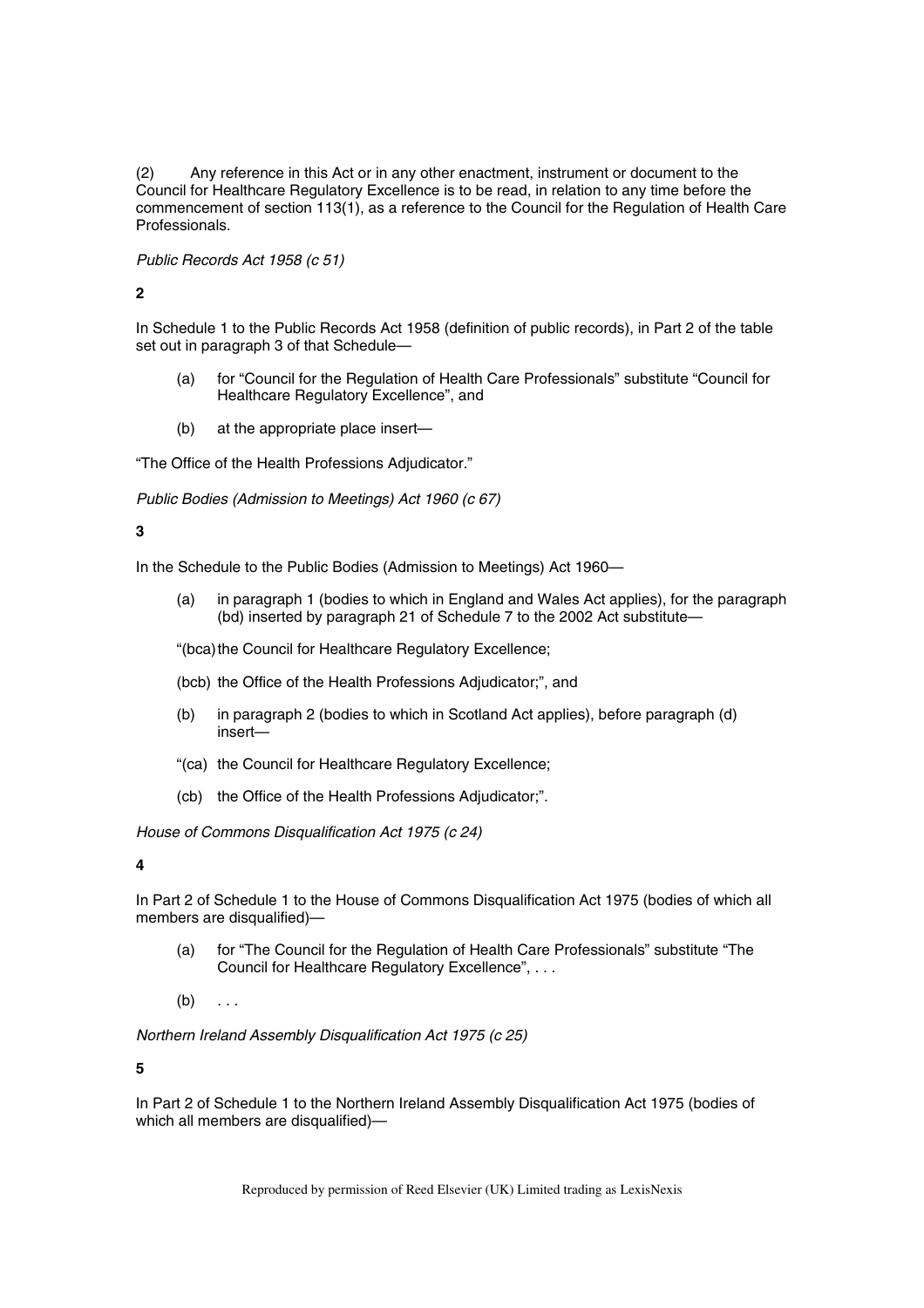(2) Any reference in this Act or in any other enactment, instrument or document to the Council for Healthcare Regulatory Excellence is to be read, in relation to any time before the commencement of section 113(1), as a reference to the Council for the Regulation of Health Care Professionals.

*Public Records Act 1958 (c 51)*

**2**

In Schedule 1 to the Public Records Act 1958 (definition of public records), in Part 2 of the table set out in paragraph 3 of that Schedule—

(a) for "Council for the Regulation of Health Care Professionals" substitute "Council for Healthcare Regulatory Excellence", and

(b) at the appropriate place insert—

"The Office of the Health Professions Adjudicator."

*Public Bodies (Admission to Meetings) Act 1960 (c 67)*

**3**

In the Schedule to the Public Bodies (Admission to Meetings) Act 1960—

(a) in paragraph 1 (bodies to which in England and Wales Act applies), for the paragraph (bd) inserted by paragraph 21 of Schedule 7 to the 2002 Act substitute—

"(bca) the Council for Healthcare Regulatory Excellence;

(bcb) the Office of the Health Professions Adjudicator;", and

(b) in paragraph 2 (bodies to which in Scotland Act applies), before paragraph (d) insert—

"(ca) the Council for Healthcare Regulatory Excellence;

(cb) the Office of the Health Professions Adjudicator;".

*House of Commons Disqualification Act 1975 (c 24)*

**4**

In Part 2 of Schedule 1 to the House of Commons Disqualification Act 1975 (bodies of which all members are disqualified)—

(a) for "The Council for the Regulation of Health Care Professionals" substitute "The Council for Healthcare Regulatory Excellence", . . .

(b) . . .

*Northern Ireland Assembly Disqualification Act 1975 (c 25)*

**5**

In Part 2 of Schedule 1 to the Northern Ireland Assembly Disqualification Act 1975 (bodies of which all members are disqualified)—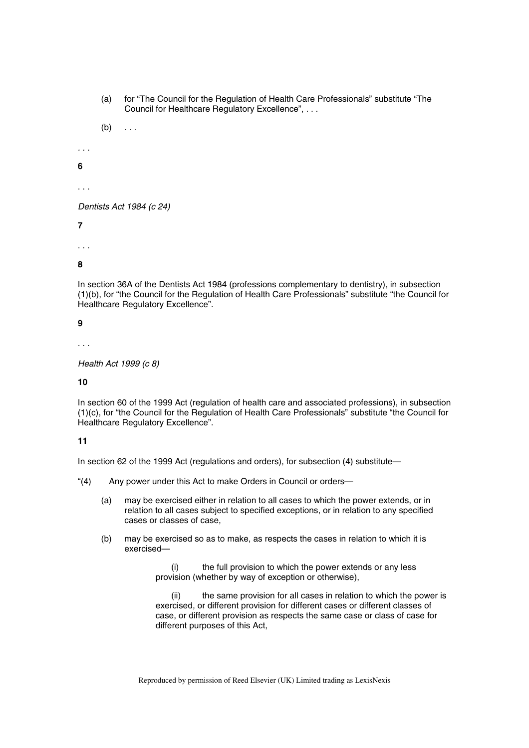(a) for “The Council for the Regulation of Health Care Professionals” substitute “The Council for Healthcare Regulatory Excellence”, . . .

(b) . . .

. . .

**6**

. . .

*Dentists Act 1984 (c 24)*

**7**

. . .

**8**

In section 36A of the Dentists Act 1984 (professions complementary to dentistry), in subsection (1)(b), for “the Council for the Regulation of Health Care Professionals” substitute “the Council for Healthcare Regulatory Excellence”.

**9**

. . .

*Health Act 1999 (c 8)*

**10**

In section 60 of the 1999 Act (regulation of health care and associated professions), in subsection (1)(c), for “the Council for the Regulation of Health Care Professionals” substitute “the Council for Healthcare Regulatory Excellence”.

**11**

In section 62 of the 1999 Act (regulations and orders), for subsection (4) substitute—

“(4) Any power under this Act to make Orders in Council or orders—

(a) may be exercised either in relation to all cases to which the power extends, or in relation to all cases subject to specified exceptions, or in relation to any specified cases or classes of case,

(b) may be exercised so as to make, as respects the cases in relation to which it is exercised—

(i) the full provision to which the power extends or any less provision (whether by way of exception or otherwise),

(ii) the same provision for all cases in relation to which the power is exercised, or different provision for different cases or different classes of case, or different provision as respects the same case or class of case for different purposes of this Act,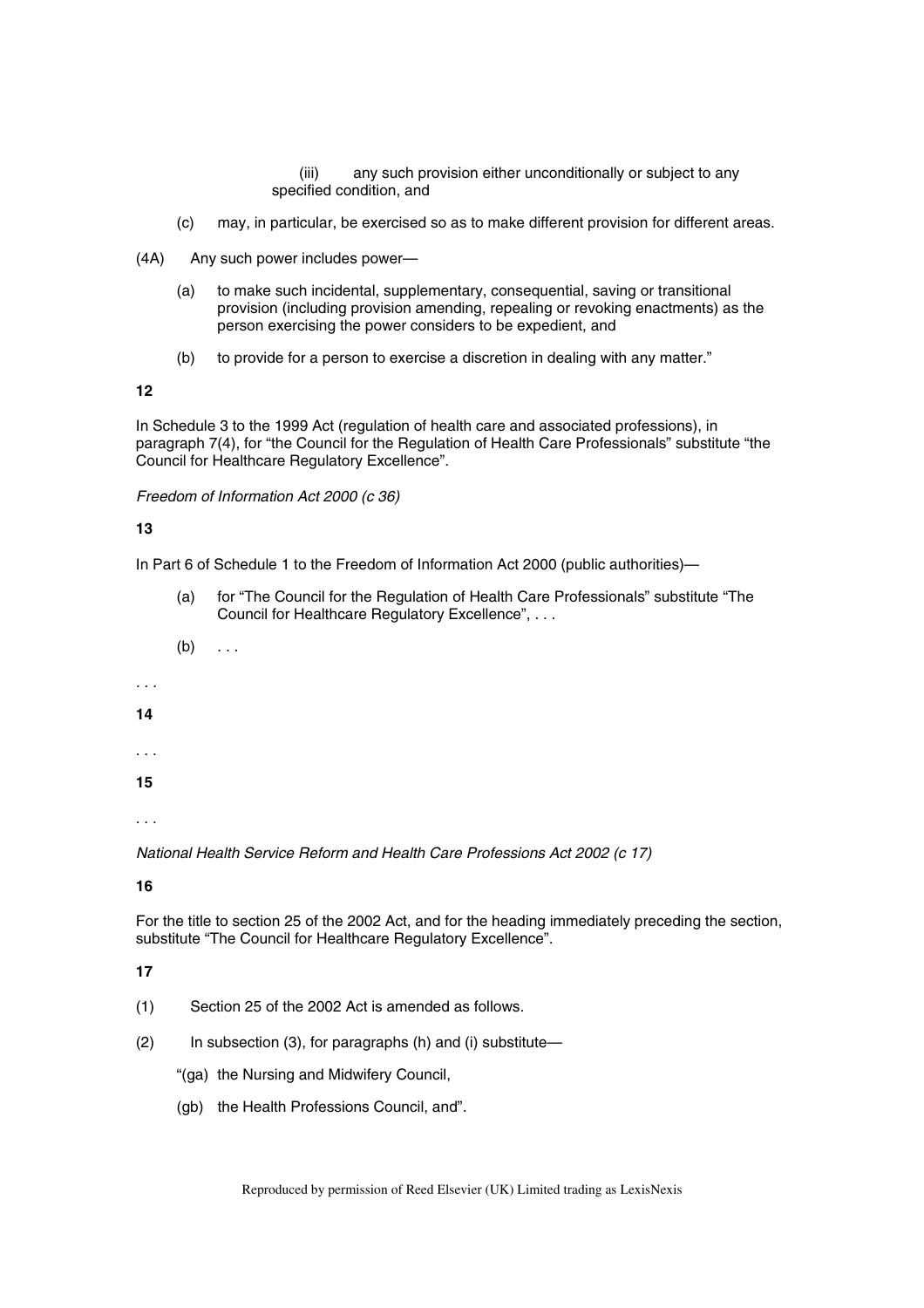(iii) any such provision either unconditionally or subject to any specified condition, and

(c) may, in particular, be exercised so as to make different provision for different areas.

(4A) Any such power includes power—

(a) to make such incidental, supplementary, consequential, saving or transitional provision (including provision amending, repealing or revoking enactments) as the person exercising the power considers to be expedient, and

(b) to provide for a person to exercise a discretion in dealing with any matter."

**12**

In Schedule 3 to the 1999 Act (regulation of health care and associated professions), in paragraph 7(4), for "the Council for the Regulation of Health Care Professionals" substitute "the Council for Healthcare Regulatory Excellence".

*Freedom of Information Act 2000 (c 36)*

**13**

In Part 6 of Schedule 1 to the Freedom of Information Act 2000 (public authorities)—

(a) for "The Council for the Regulation of Health Care Professionals" substitute "The Council for Healthcare Regulatory Excellence", . . .

(b) . . .

. . .

**14**

. . .

**15**

. . .

*National Health Service Reform and Health Care Professions Act 2002 (c 17)*

**16**

For the title to section 25 of the 2002 Act, and for the heading immediately preceding the section, substitute "The Council for Healthcare Regulatory Excellence".

**17**

(1) Section 25 of the 2002 Act is amended as follows.

(2) In subsection (3), for paragraphs (h) and (i) substitute—

"(ga) the Nursing and Midwifery Council,

(gb) the Health Professions Council, and".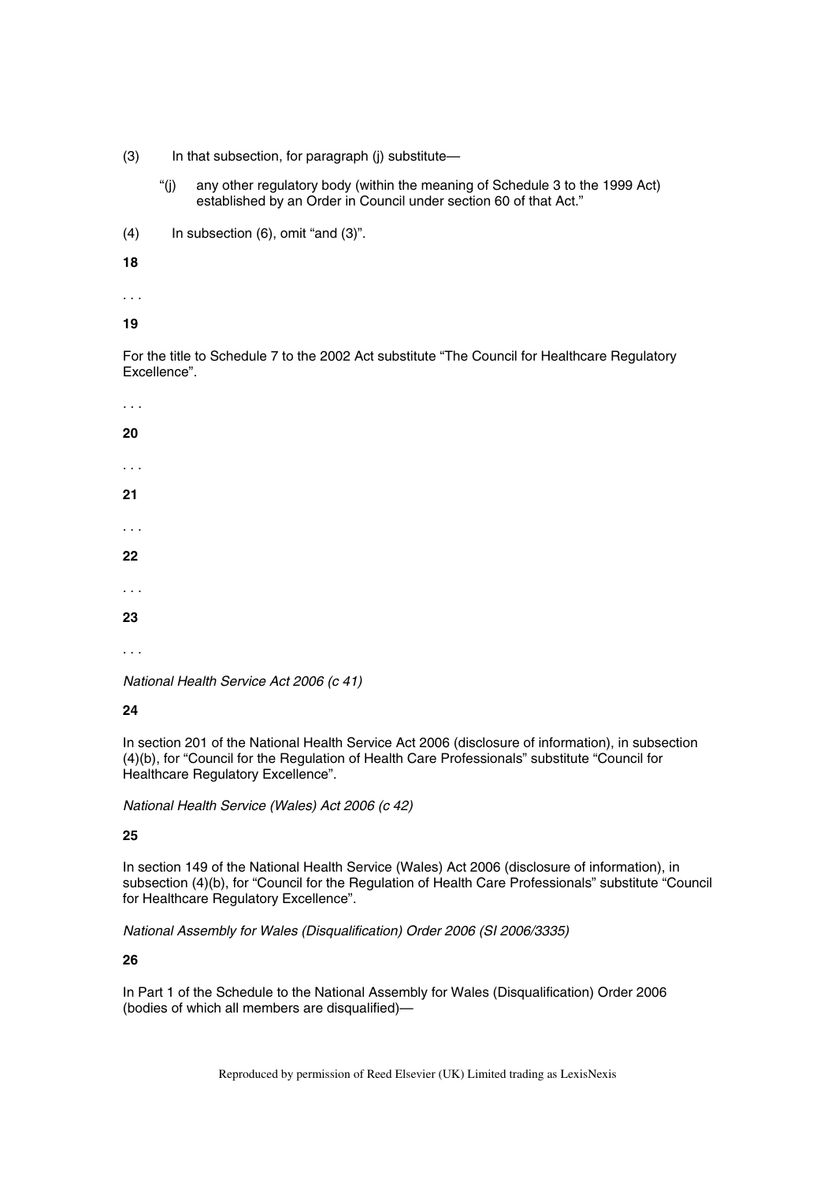(3) In that subsection, for paragraph (j) substitute—

> "(j) any other regulatory body (within the meaning of Schedule 3 to the 1999 Act) established by an Order in Council under section 60 of that Act."

(4) In subsection (6), omit "and (3)".

**18**

. . .

**19**

For the title to Schedule 7 to the 2002 Act substitute "The Council for Healthcare Regulatory Excellence".

. . .

**20**

. . .

**21**

. . .

**22**

. . .

**23**

. . .

*National Health Service Act 2006 (c 41)*

**24**

In section 201 of the National Health Service Act 2006 (disclosure of information), in subsection (4)(b), for "Council for the Regulation of Health Care Professionals" substitute "Council for Healthcare Regulatory Excellence".

*National Health Service (Wales) Act 2006 (c 42)*

**25**

In section 149 of the National Health Service (Wales) Act 2006 (disclosure of information), in subsection (4)(b), for "Council for the Regulation of Health Care Professionals" substitute "Council for Healthcare Regulatory Excellence".

*National Assembly for Wales (Disqualification) Order 2006 (SI 2006/3335)*

**26**

In Part 1 of the Schedule to the National Assembly for Wales (Disqualification) Order 2006 (bodies of which all members are disqualified)—

Reproduced by permission of Reed Elsevier (UK) Limited trading as LexisNexis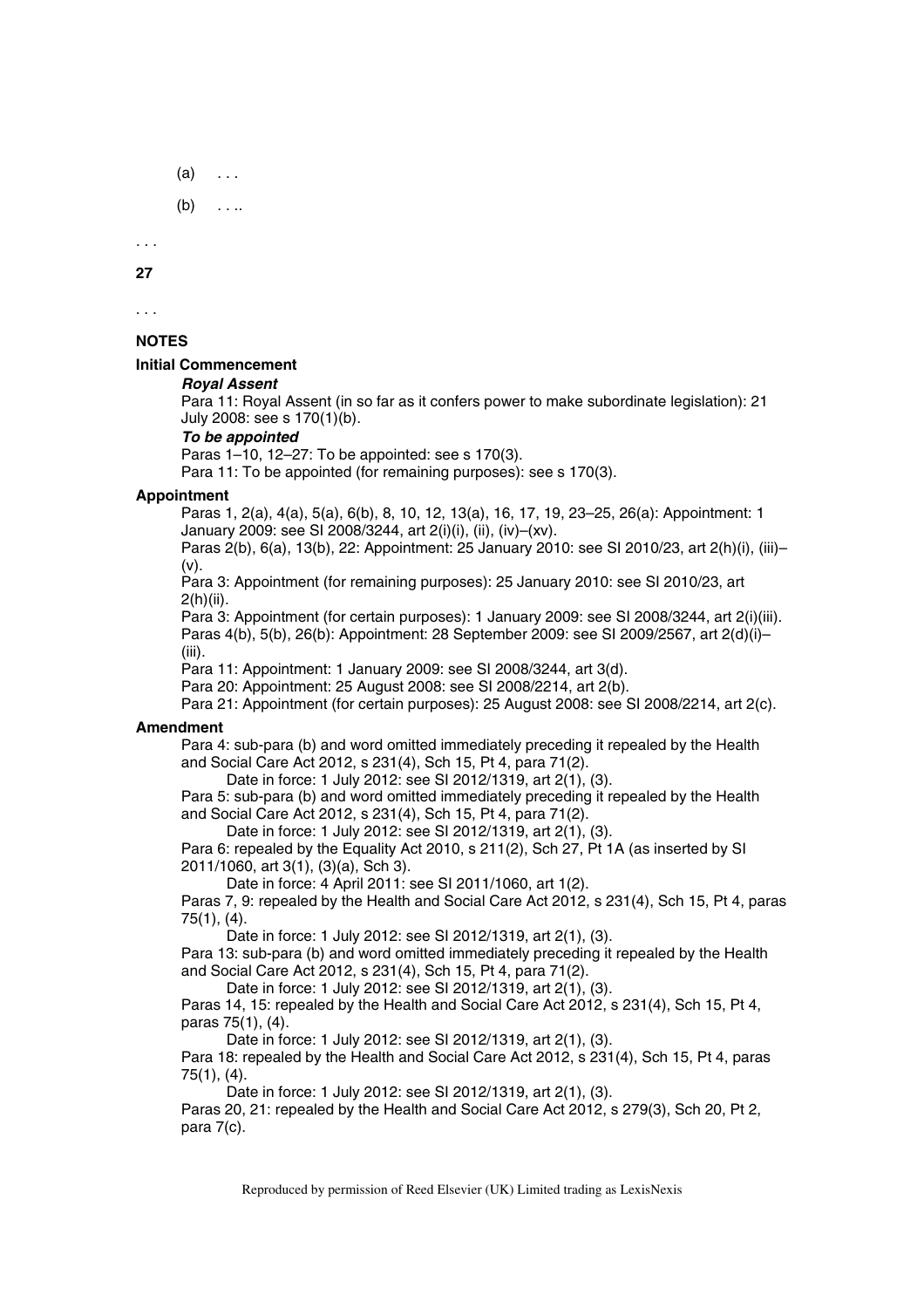(a) . . .

(b) . . ..

. . .

**27**

. . .

**NOTES**

**Initial Commencement**

***Royal Assent***

Para 11: Royal Assent (in so far as it confers power to make subordinate legislation): 21 July 2008: see s 170(1)(b).

***To be appointed***

Paras 1–10, 12–27: To be appointed: see s 170(3).

Para 11: To be appointed (for remaining purposes): see s 170(3).

**Appointment**

Paras 1, 2(a), 4(a), 5(a), 6(b), 8, 10, 12, 13(a), 16, 17, 19, 23–25, 26(a): Appointment: 1 January 2009: see SI 2008/3244, art 2(i)(i), (ii), (iv)–(xv).

Paras 2(b), 6(a), 13(b), 22: Appointment: 25 January 2010: see SI 2010/23, art 2(h)(i), (iii)–(v).

Para 3: Appointment (for remaining purposes): 25 January 2010: see SI 2010/23, art 2(h)(ii).

Para 3: Appointment (for certain purposes): 1 January 2009: see SI 2008/3244, art 2(i)(iii).

Paras 4(b), 5(b), 26(b): Appointment: 28 September 2009: see SI 2009/2567, art 2(d)(i)–(iii).

Para 11: Appointment: 1 January 2009: see SI 2008/3244, art 3(d).

Para 20: Appointment: 25 August 2008: see SI 2008/2214, art 2(b).

Para 21: Appointment (for certain purposes): 25 August 2008: see SI 2008/2214, art 2(c).

**Amendment**

Para 4: sub-para (b) and word omitted immediately preceding it repealed by the Health and Social Care Act 2012, s 231(4), Sch 15, Pt 4, para 71(2).

Date in force: 1 July 2012: see SI 2012/1319, art 2(1), (3).

Para 5: sub-para (b) and word omitted immediately preceding it repealed by the Health and Social Care Act 2012, s 231(4), Sch 15, Pt 4, para 71(2).

Date in force: 1 July 2012: see SI 2012/1319, art 2(1), (3).

Para 6: repealed by the Equality Act 2010, s 211(2), Sch 27, Pt 1A (as inserted by SI 2011/1060, art 3(1), (3)(a), Sch 3).

Date in force: 4 April 2011: see SI 2011/1060, art 1(2).

Paras 7, 9: repealed by the Health and Social Care Act 2012, s 231(4), Sch 15, Pt 4, paras 75(1), (4).

Date in force: 1 July 2012: see SI 2012/1319, art 2(1), (3).

Para 13: sub-para (b) and word omitted immediately preceding it repealed by the Health and Social Care Act 2012, s 231(4), Sch 15, Pt 4, para 71(2).

Date in force: 1 July 2012: see SI 2012/1319, art 2(1), (3).

Paras 14, 15: repealed by the Health and Social Care Act 2012, s 231(4), Sch 15, Pt 4, paras 75(1), (4).

Date in force: 1 July 2012: see SI 2012/1319, art 2(1), (3).

Para 18: repealed by the Health and Social Care Act 2012, s 231(4), Sch 15, Pt 4, paras 75(1), (4).

Date in force: 1 July 2012: see SI 2012/1319, art 2(1), (3).

Paras 20, 21: repealed by the Health and Social Care Act 2012, s 279(3), Sch 20, Pt 2, para 7(c).

Reproduced by permission of Reed Elsevier (UK) Limited trading as LexisNexis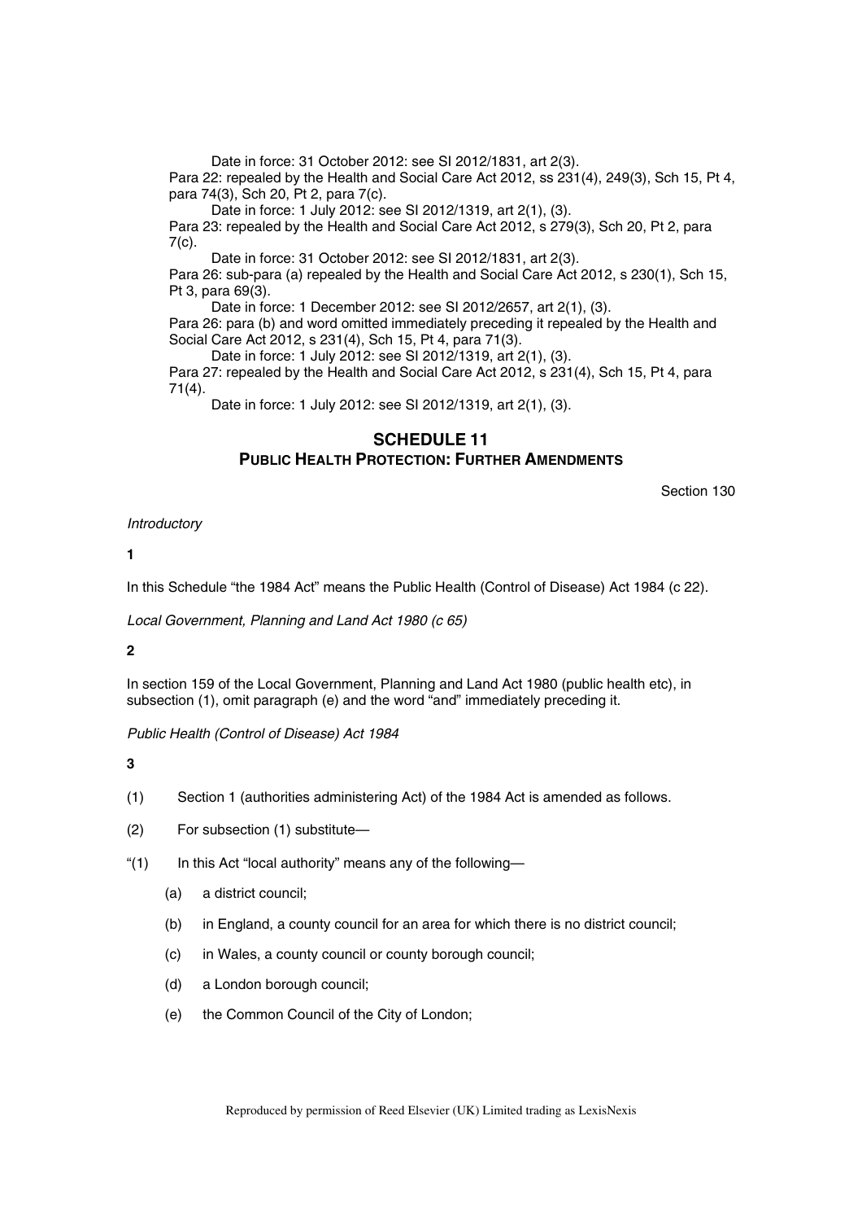Date in force: 31 October 2012: see SI 2012/1831, art 2(3).

Para 22: repealed by the Health and Social Care Act 2012, ss 231(4), 249(3), Sch 15, Pt 4, para 74(3), Sch 20, Pt 2, para 7(c).

Date in force: 1 July 2012: see SI 2012/1319, art 2(1), (3).

Para 23: repealed by the Health and Social Care Act 2012, s 279(3), Sch 20, Pt 2, para 7(c).

Date in force: 31 October 2012: see SI 2012/1831, art 2(3).

Para 26: sub-para (a) repealed by the Health and Social Care Act 2012, s 230(1), Sch 15, Pt 3, para 69(3).

Date in force: 1 December 2012: see SI 2012/2657, art 2(1), (3).

Para 26: para (b) and word omitted immediately preceding it repealed by the Health and Social Care Act 2012, s 231(4), Sch 15, Pt 4, para 71(3).

Date in force: 1 July 2012: see SI 2012/1319, art 2(1), (3).

Para 27: repealed by the Health and Social Care Act 2012, s 231(4), Sch 15, Pt 4, para 71(4).

Date in force: 1 July 2012: see SI 2012/1319, art 2(1), (3).

## SCHEDULE 11
## PUBLIC HEALTH PROTECTION: FURTHER AMENDMENTS

Section 130

*Introductory*

**1**

In this Schedule "the 1984 Act" means the Public Health (Control of Disease) Act 1984 (c 22).

*Local Government, Planning and Land Act 1980 (c 65)*

**2**

In section 159 of the Local Government, Planning and Land Act 1980 (public health etc), in subsection (1), omit paragraph (e) and the word "and" immediately preceding it.

*Public Health (Control of Disease) Act 1984*

**3**

(1) Section 1 (authorities administering Act) of the 1984 Act is amended as follows.

(2) For subsection (1) substitute—

"(1) In this Act "local authority" means any of the following—

(a) a district council;

(b) in England, a county council for an area for which there is no district council;

(c) in Wales, a county council or county borough council;

(d) a London borough council;

(e) the Common Council of the City of London;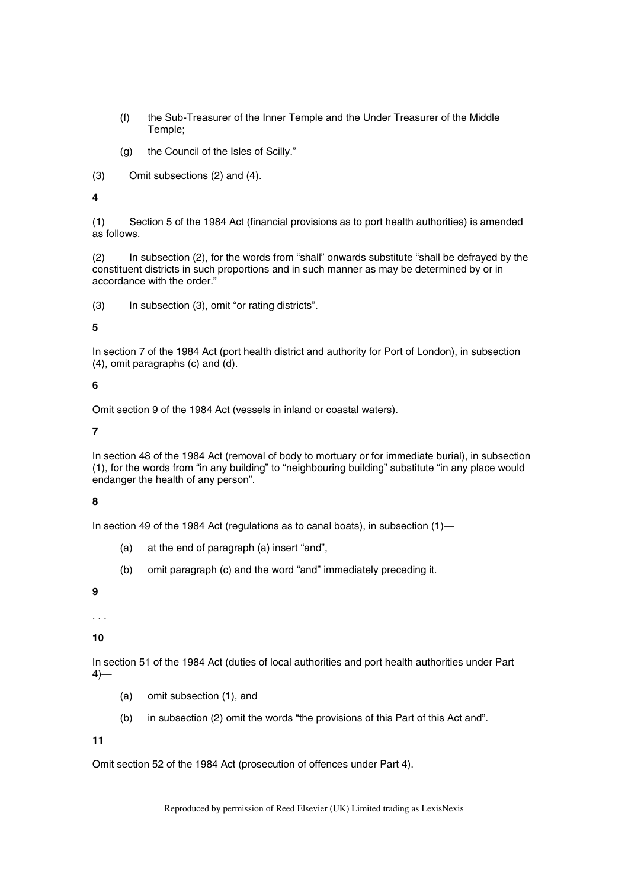(f) the Sub-Treasurer of the Inner Temple and the Under Treasurer of the Middle Temple;

(g) the Council of the Isles of Scilly."

(3) Omit subsections (2) and (4).

**4**

(1) Section 5 of the 1984 Act (financial provisions as to port health authorities) is amended as follows.

(2) In subsection (2), for the words from "shall" onwards substitute "shall be defrayed by the constituent districts in such proportions and in such manner as may be determined by or in accordance with the order."

(3) In subsection (3), omit "or rating districts".

**5**

In section 7 of the 1984 Act (port health district and authority for Port of London), in subsection (4), omit paragraphs (c) and (d).

**6**

Omit section 9 of the 1984 Act (vessels in inland or coastal waters).

**7**

In section 48 of the 1984 Act (removal of body to mortuary or for immediate burial), in subsection (1), for the words from "in any building" to "neighbouring building" substitute "in any place would endanger the health of any person".

**8**

In section 49 of the 1984 Act (regulations as to canal boats), in subsection (1)—

(a) at the end of paragraph (a) insert "and",

(b) omit paragraph (c) and the word "and" immediately preceding it.

**9**

. . .

**10**

In section 51 of the 1984 Act (duties of local authorities and port health authorities under Part 4)—

(a) omit subsection (1), and

(b) in subsection (2) omit the words "the provisions of this Part of this Act and".

**11**

Omit section 52 of the 1984 Act (prosecution of offences under Part 4).

Reproduced by permission of Reed Elsevier (UK) Limited trading as LexisNexis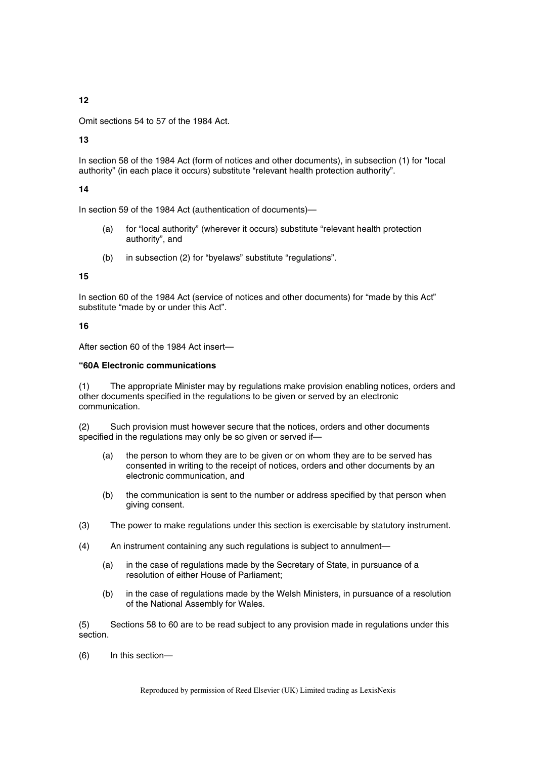**12**

Omit sections 54 to 57 of the 1984 Act.

**13**

In section 58 of the 1984 Act (form of notices and other documents), in subsection (1) for "local authority" (in each place it occurs) substitute "relevant health protection authority".

**14**

In section 59 of the 1984 Act (authentication of documents)—

(a) for "local authority" (wherever it occurs) substitute "relevant health protection authority", and

(b) in subsection (2) for "byelaws" substitute "regulations".

**15**

In section 60 of the 1984 Act (service of notices and other documents) for "made by this Act" substitute "made by or under this Act".

**16**

After section 60 of the 1984 Act insert—

**"60A Electronic communications**

(1) The appropriate Minister may by regulations make provision enabling notices, orders and other documents specified in the regulations to be given or served by an electronic communication.

(2) Such provision must however secure that the notices, orders and other documents specified in the regulations may only be so given or served if—

(a) the person to whom they are to be given or on whom they are to be served has consented in writing to the receipt of notices, orders and other documents by an electronic communication, and

(b) the communication is sent to the number or address specified by that person when giving consent.

(3) The power to make regulations under this section is exercisable by statutory instrument.

(4) An instrument containing any such regulations is subject to annulment—

(a) in the case of regulations made by the Secretary of State, in pursuance of a resolution of either House of Parliament;

(b) in the case of regulations made by the Welsh Ministers, in pursuance of a resolution of the National Assembly for Wales.

(5) Sections 58 to 60 are to be read subject to any provision made in regulations under this section.

(6) In this section—

Reproduced by permission of Reed Elsevier (UK) Limited trading as LexisNexis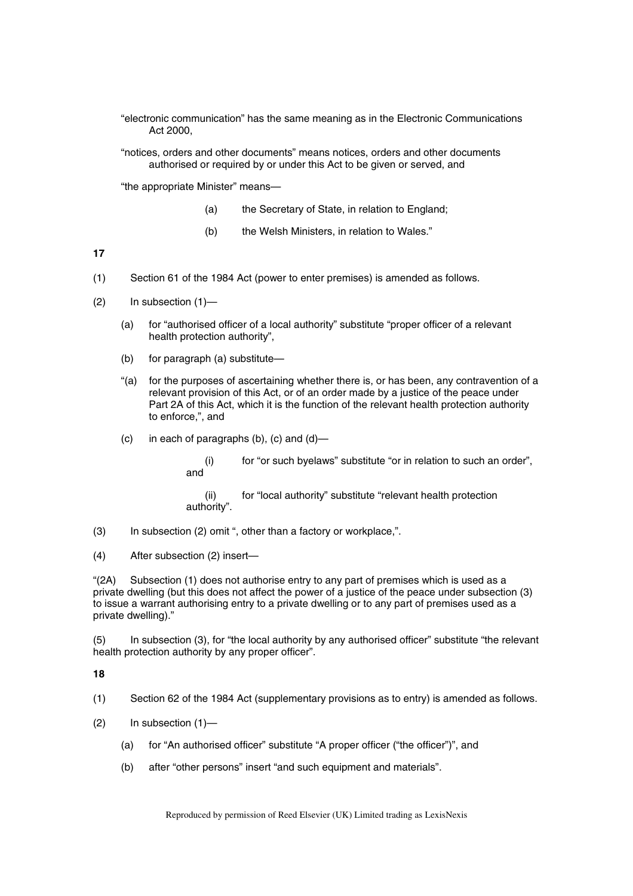"electronic communication" has the same meaning as in the Electronic Communications Act 2000,

"notices, orders and other documents" means notices, orders and other documents authorised or required by or under this Act to be given or served, and

"the appropriate Minister" means—

(a) the Secretary of State, in relation to England;

(b) the Welsh Ministers, in relation to Wales."

**17**

(1) Section 61 of the 1984 Act (power to enter premises) is amended as follows.

(2) In subsection (1)—

(a) for "authorised officer of a local authority" substitute "proper officer of a relevant health protection authority",

(b) for paragraph (a) substitute—

"(a) for the purposes of ascertaining whether there is, or has been, any contravention of a relevant provision of this Act, or of an order made by a justice of the peace under Part 2A of this Act, which it is the function of the relevant health protection authority to enforce,", and

(c) in each of paragraphs (b), (c) and (d)—

(i) for "or such byelaws" substitute "or in relation to such an order", and

(ii) for "local authority" substitute "relevant health protection authority".

(3) In subsection (2) omit ", other than a factory or workplace,".

(4) After subsection (2) insert—

"(2A) Subsection (1) does not authorise entry to any part of premises which is used as a private dwelling (but this does not affect the power of a justice of the peace under subsection (3) to issue a warrant authorising entry to a private dwelling or to any part of premises used as a private dwelling)."

(5) In subsection (3), for "the local authority by any authorised officer" substitute "the relevant health protection authority by any proper officer".

**18**

(1) Section 62 of the 1984 Act (supplementary provisions as to entry) is amended as follows.

(2) In subsection (1)—

(a) for "An authorised officer" substitute "A proper officer ("the officer")", and

(b) after "other persons" insert "and such equipment and materials".

Reproduced by permission of Reed Elsevier (UK) Limited trading as LexisNexis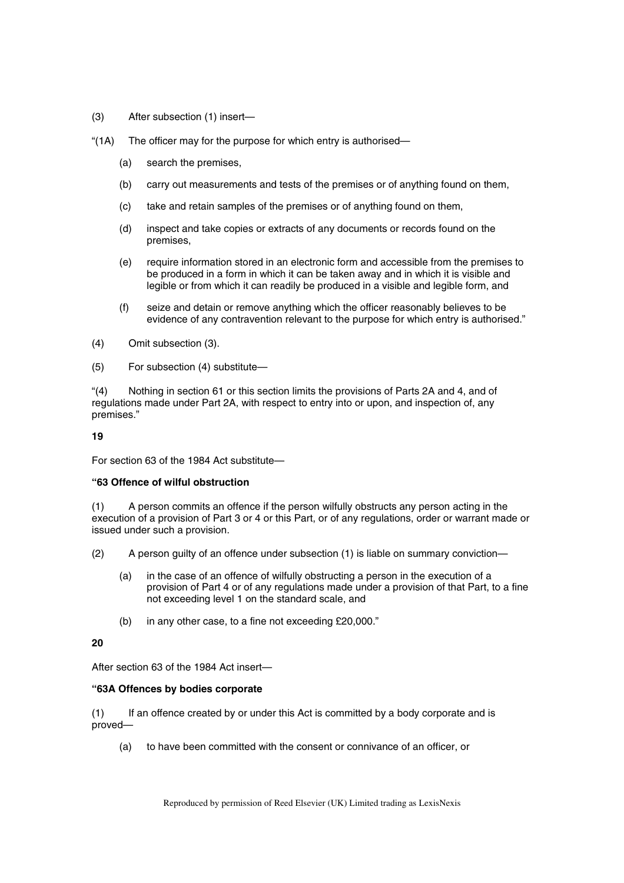(3) After subsection (1) insert—

“(1A) The officer may for the purpose for which entry is authorised—

(a) search the premises,

(b) carry out measurements and tests of the premises or of anything found on them,

(c) take and retain samples of the premises or of anything found on them,

(d) inspect and take copies or extracts of any documents or records found on the premises,

(e) require information stored in an electronic form and accessible from the premises to be produced in a form in which it can be taken away and in which it is visible and legible or from which it can readily be produced in a visible and legible form, and

(f) seize and detain or remove anything which the officer reasonably believes to be evidence of any contravention relevant to the purpose for which entry is authorised.”

(4) Omit subsection (3).

(5) For subsection (4) substitute—

“(4) Nothing in section 61 or this section limits the provisions of Parts 2A and 4, and of regulations made under Part 2A, with respect to entry into or upon, and inspection of, any premises.”

**19**

For section 63 of the 1984 Act substitute—

**“63 Offence of wilful obstruction**

(1) A person commits an offence if the person wilfully obstructs any person acting in the execution of a provision of Part 3 or 4 or this Part, or of any regulations, order or warrant made or issued under such a provision.

(2) A person guilty of an offence under subsection (1) is liable on summary conviction—

(a) in the case of an offence of wilfully obstructing a person in the execution of a provision of Part 4 or of any regulations made under a provision of that Part, to a fine not exceeding level 1 on the standard scale, and

(b) in any other case, to a fine not exceeding £20,000.”

**20**

After section 63 of the 1984 Act insert—

**“63A Offences by bodies corporate**

(1) If an offence created by or under this Act is committed by a body corporate and is proved—

(a) to have been committed with the consent or connivance of an officer, or

Reproduced by permission of Reed Elsevier (UK) Limited trading as LexisNexis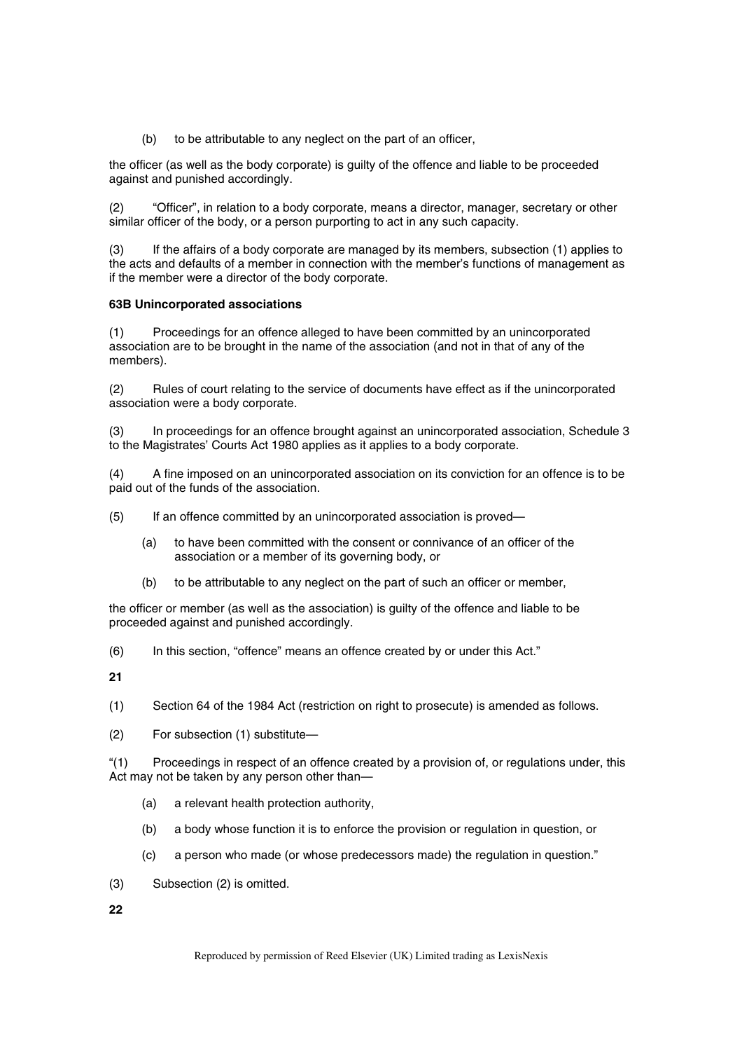(b) to be attributable to any neglect on the part of an officer,

the officer (as well as the body corporate) is guilty of the offence and liable to be proceeded against and punished accordingly.

(2) "Officer", in relation to a body corporate, means a director, manager, secretary or other similar officer of the body, or a person purporting to act in any such capacity.

(3) If the affairs of a body corporate are managed by its members, subsection (1) applies to the acts and defaults of a member in connection with the member's functions of management as if the member were a director of the body corporate.

**63B Unincorporated associations**

(1) Proceedings for an offence alleged to have been committed by an unincorporated association are to be brought in the name of the association (and not in that of any of the members).

(2) Rules of court relating to the service of documents have effect as if the unincorporated association were a body corporate.

(3) In proceedings for an offence brought against an unincorporated association, Schedule 3 to the Magistrates' Courts Act 1980 applies as it applies to a body corporate.

(4) A fine imposed on an unincorporated association on its conviction for an offence is to be paid out of the funds of the association.

(5) If an offence committed by an unincorporated association is proved—

(a) to have been committed with the consent or connivance of an officer of the association or a member of its governing body, or

(b) to be attributable to any neglect on the part of such an officer or member,

the officer or member (as well as the association) is guilty of the offence and liable to be proceeded against and punished accordingly.

(6) In this section, "offence" means an offence created by or under this Act."

**21**

(1) Section 64 of the 1984 Act (restriction on right to prosecute) is amended as follows.

(2) For subsection (1) substitute—

"(1) Proceedings in respect of an offence created by a provision of, or regulations under, this Act may not be taken by any person other than—

(a) a relevant health protection authority,

(b) a body whose function it is to enforce the provision or regulation in question, or

(c) a person who made (or whose predecessors made) the regulation in question."

(3) Subsection (2) is omitted.

**22**

Reproduced by permission of Reed Elsevier (UK) Limited trading as LexisNexis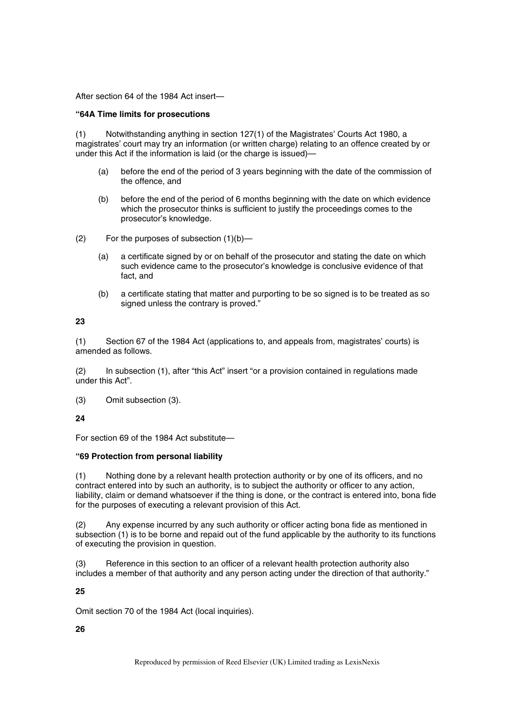After section 64 of the 1984 Act insert—

**“64A Time limits for prosecutions**

(1) Notwithstanding anything in section 127(1) of the Magistrates’ Courts Act 1980, a magistrates’ court may try an information (or written charge) relating to an offence created by or under this Act if the information is laid (or the charge is issued)—

(a) before the end of the period of 3 years beginning with the date of the commission of the offence, and

(b) before the end of the period of 6 months beginning with the date on which evidence which the prosecutor thinks is sufficient to justify the proceedings comes to the prosecutor’s knowledge.

(2) For the purposes of subsection (1)(b)—

(a) a certificate signed by or on behalf of the prosecutor and stating the date on which such evidence came to the prosecutor’s knowledge is conclusive evidence of that fact, and

(b) a certificate stating that matter and purporting to be so signed is to be treated as so signed unless the contrary is proved.”

**23**

(1) Section 67 of the 1984 Act (applications to, and appeals from, magistrates’ courts) is amended as follows.

(2) In subsection (1), after “this Act” insert “or a provision contained in regulations made under this Act”.

(3) Omit subsection (3).

**24**

For section 69 of the 1984 Act substitute—

**“69 Protection from personal liability**

(1) Nothing done by a relevant health protection authority or by one of its officers, and no contract entered into by such an authority, is to subject the authority or officer to any action, liability, claim or demand whatsoever if the thing is done, or the contract is entered into, bona fide for the purposes of executing a relevant provision of this Act.

(2) Any expense incurred by any such authority or officer acting bona fide as mentioned in subsection (1) is to be borne and repaid out of the fund applicable by the authority to its functions of executing the provision in question.

(3) Reference in this section to an officer of a relevant health protection authority also includes a member of that authority and any person acting under the direction of that authority.”

**25**

Omit section 70 of the 1984 Act (local inquiries).

**26**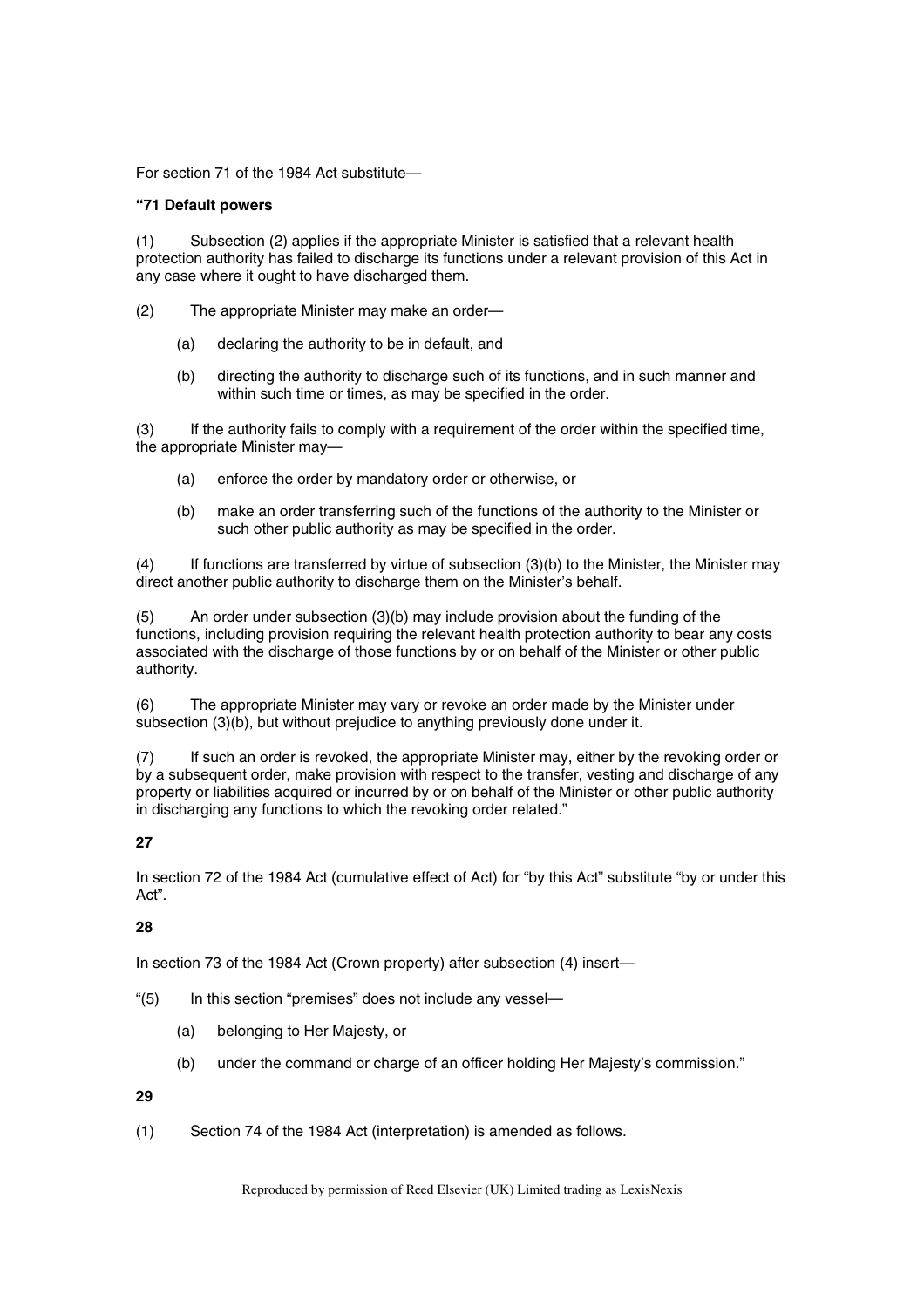For section 71 of the 1984 Act substitute—

**"71 Default powers**

(1) Subsection (2) applies if the appropriate Minister is satisfied that a relevant health protection authority has failed to discharge its functions under a relevant provision of this Act in any case where it ought to have discharged them.

(2) The appropriate Minister may make an order—

(a) declaring the authority to be in default, and

(b) directing the authority to discharge such of its functions, and in such manner and within such time or times, as may be specified in the order.

(3) If the authority fails to comply with a requirement of the order within the specified time, the appropriate Minister may—

(a) enforce the order by mandatory order or otherwise, or

(b) make an order transferring such of the functions of the authority to the Minister or such other public authority as may be specified in the order.

(4) If functions are transferred by virtue of subsection (3)(b) to the Minister, the Minister may direct another public authority to discharge them on the Minister's behalf.

(5) An order under subsection (3)(b) may include provision about the funding of the functions, including provision requiring the relevant health protection authority to bear any costs associated with the discharge of those functions by or on behalf of the Minister or other public authority.

(6) The appropriate Minister may vary or revoke an order made by the Minister under subsection (3)(b), but without prejudice to anything previously done under it.

(7) If such an order is revoked, the appropriate Minister may, either by the revoking order or by a subsequent order, make provision with respect to the transfer, vesting and discharge of any property or liabilities acquired or incurred by or on behalf of the Minister or other public authority in discharging any functions to which the revoking order related."

**27**

In section 72 of the 1984 Act (cumulative effect of Act) for "by this Act" substitute "by or under this Act".

**28**

In section 73 of the 1984 Act (Crown property) after subsection (4) insert—

"(5) In this section "premises" does not include any vessel—

(a) belonging to Her Majesty, or

(b) under the command or charge of an officer holding Her Majesty's commission."

**29**

(1) Section 74 of the 1984 Act (interpretation) is amended as follows.

Reproduced by permission of Reed Elsevier (UK) Limited trading as LexisNexis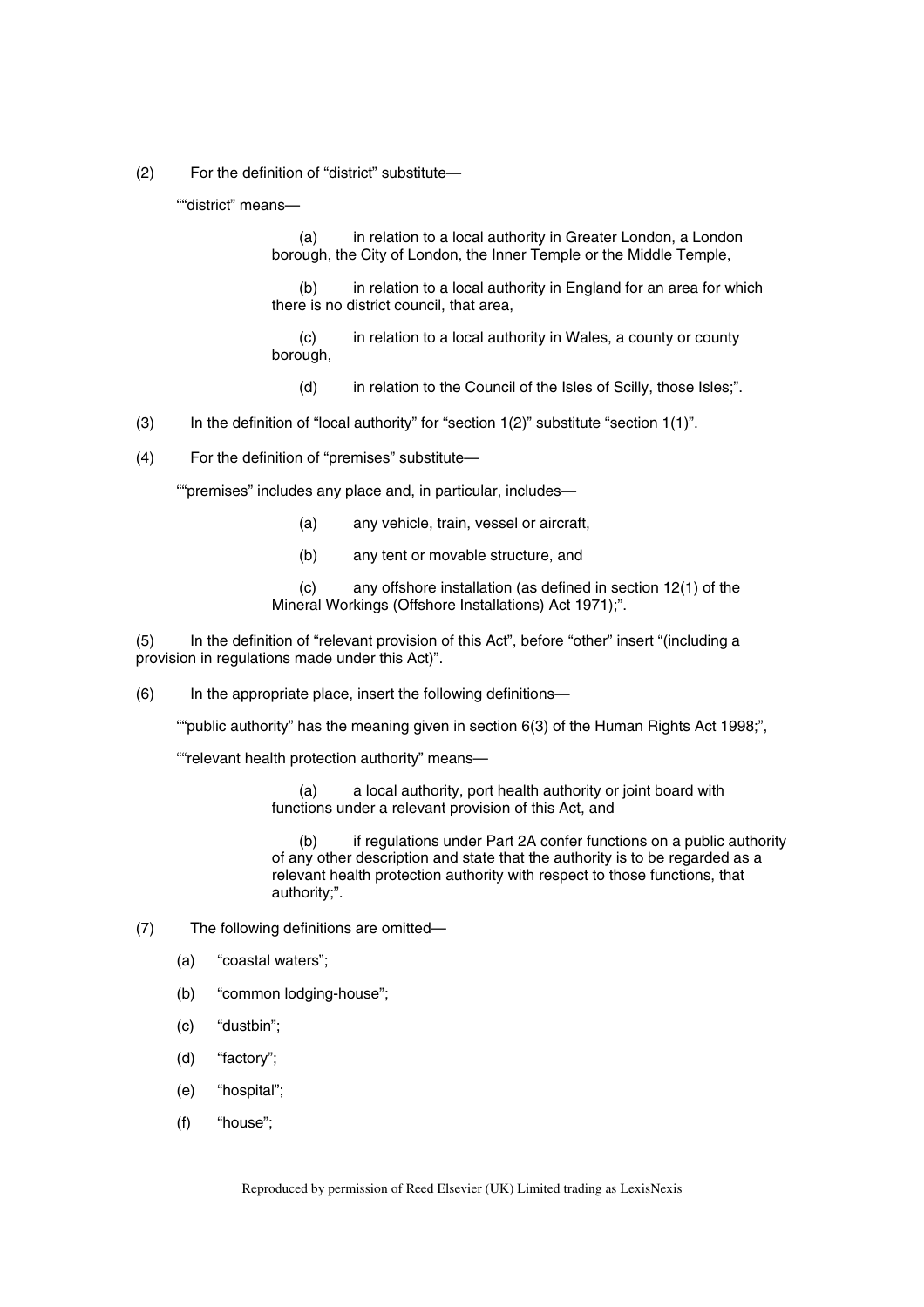(2) For the definition of "district" substitute—

""district" means—

(a) in relation to a local authority in Greater London, a London borough, the City of London, the Inner Temple or the Middle Temple,

(b) in relation to a local authority in England for an area for which there is no district council, that area,

(c) in relation to a local authority in Wales, a county or county borough,

(d) in relation to the Council of the Isles of Scilly, those Isles;".

(3) In the definition of "local authority" for "section 1(2)" substitute "section 1(1)".

(4) For the definition of "premises" substitute—

""premises" includes any place and, in particular, includes—

(a) any vehicle, train, vessel or aircraft,

(b) any tent or movable structure, and

(c) any offshore installation (as defined in section 12(1) of the Mineral Workings (Offshore Installations) Act 1971);".

(5) In the definition of "relevant provision of this Act", before "other" insert "(including a provision in regulations made under this Act)".

(6) In the appropriate place, insert the following definitions—

""public authority" has the meaning given in section 6(3) of the Human Rights Act 1998;",

""relevant health protection authority" means—

(a) a local authority, port health authority or joint board with functions under a relevant provision of this Act, and

(b) if regulations under Part 2A confer functions on a public authority of any other description and state that the authority is to be regarded as a relevant health protection authority with respect to those functions, that authority;".

(7) The following definitions are omitted—

(a) "coastal waters";

(b) "common lodging-house";

(c) "dustbin";

(d) "factory";

(e) "hospital";

(f) "house";

Reproduced by permission of Reed Elsevier (UK) Limited trading as LexisNexis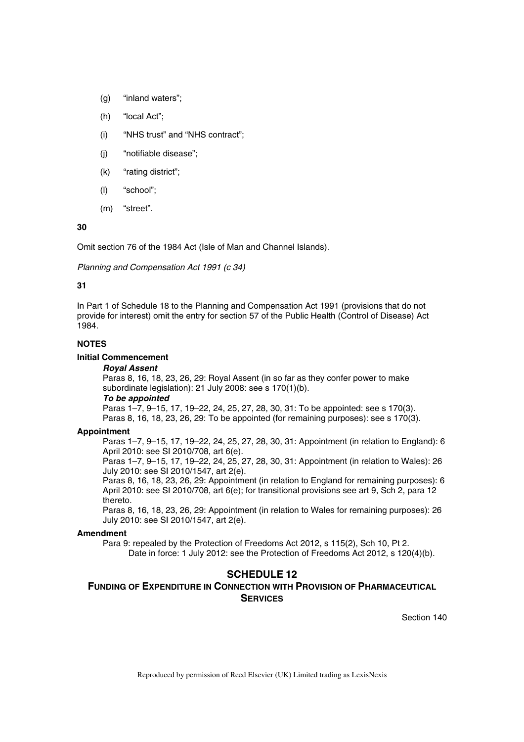- (g) "inland waters";
- (h) "local Act";
- (i) "NHS trust" and "NHS contract";
- (j) "notifiable disease";
- (k) "rating district";
- (l) "school";
- (m) "street".

**30**

Omit section 76 of the 1984 Act (Isle of Man and Channel Islands).

*Planning and Compensation Act 1991 (c 34)*

**31**

In Part 1 of Schedule 18 to the Planning and Compensation Act 1991 (provisions that do not provide for interest) omit the entry for section 57 of the Public Health (Control of Disease) Act 1984.

**NOTES**

**Initial Commencement**

***Royal Assent***

Paras 8, 16, 18, 23, 26, 29: Royal Assent (in so far as they confer power to make subordinate legislation): 21 July 2008: see s 170(1)(b).

***To be appointed***

Paras 1–7, 9–15, 17, 19–22, 24, 25, 27, 28, 30, 31: To be appointed: see s 170(3).

Paras 8, 16, 18, 23, 26, 29: To be appointed (for remaining purposes): see s 170(3).

**Appointment**

Paras 1–7, 9–15, 17, 19–22, 24, 25, 27, 28, 30, 31: Appointment (in relation to England): 6 April 2010: see SI 2010/708, art 6(e).

Paras 1–7, 9–15, 17, 19–22, 24, 25, 27, 28, 30, 31: Appointment (in relation to Wales): 26 July 2010: see SI 2010/1547, art 2(e).

Paras 8, 16, 18, 23, 26, 29: Appointment (in relation to England for remaining purposes): 6 April 2010: see SI 2010/708, art 6(e); for transitional provisions see art 9, Sch 2, para 12 thereto.

Paras 8, 16, 18, 23, 26, 29: Appointment (in relation to Wales for remaining purposes): 26 July 2010: see SI 2010/1547, art 2(e).

**Amendment**

Para 9: repealed by the Protection of Freedoms Act 2012, s 115(2), Sch 10, Pt 2.

Date in force: 1 July 2012: see the Protection of Freedoms Act 2012, s 120(4)(b).

## SCHEDULE 12
### FUNDING OF EXPENDITURE IN CONNECTION WITH PROVISION OF PHARMACEUTICAL SERVICES

Section 140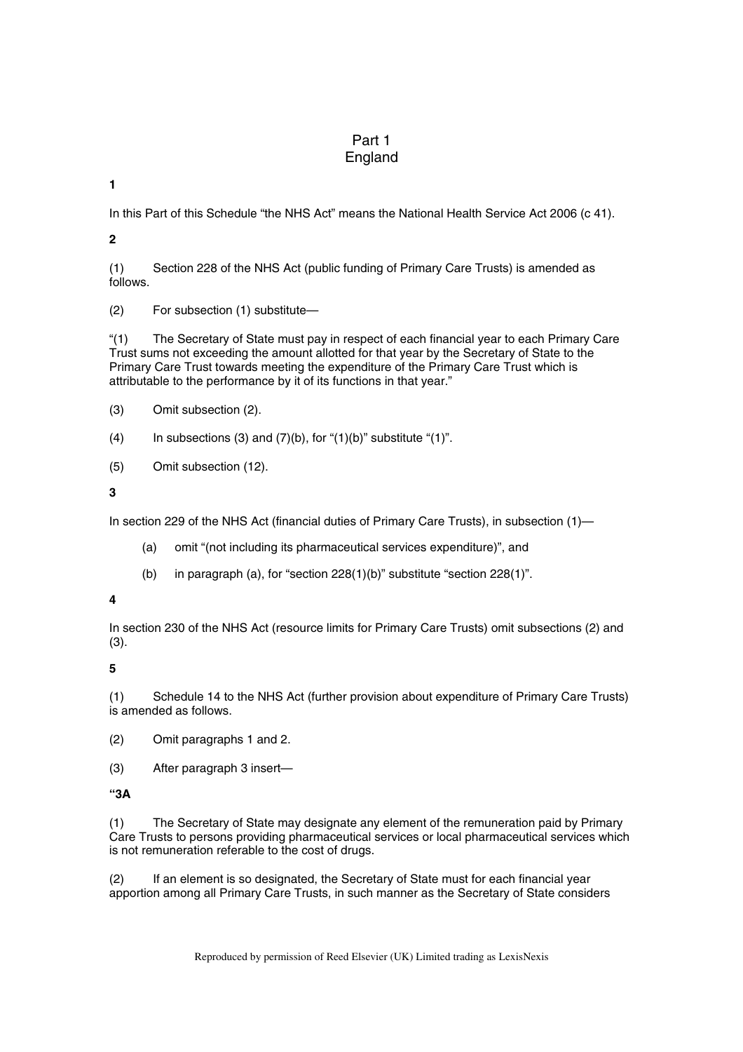## Part 1
## England

**1**

In this Part of this Schedule "the NHS Act" means the National Health Service Act 2006 (c 41).

**2**

(1) Section 228 of the NHS Act (public funding of Primary Care Trusts) is amended as follows.

(2) For subsection (1) substitute—

"(1) The Secretary of State must pay in respect of each financial year to each Primary Care Trust sums not exceeding the amount allotted for that year by the Secretary of State to the Primary Care Trust towards meeting the expenditure of the Primary Care Trust which is attributable to the performance by it of its functions in that year."

(3) Omit subsection (2).

(4) In subsections (3) and (7)(b), for "(1)(b)" substitute "(1)".

(5) Omit subsection (12).

**3**

In section 229 of the NHS Act (financial duties of Primary Care Trusts), in subsection (1)—

(a) omit "(not including its pharmaceutical services expenditure)", and

(b) in paragraph (a), for "section 228(1)(b)" substitute "section 228(1)".

**4**

In section 230 of the NHS Act (resource limits for Primary Care Trusts) omit subsections (2) and (3).

**5**

(1) Schedule 14 to the NHS Act (further provision about expenditure of Primary Care Trusts) is amended as follows.

(2) Omit paragraphs 1 and 2.

(3) After paragraph 3 insert—

**"3A**

(1) The Secretary of State may designate any element of the remuneration paid by Primary Care Trusts to persons providing pharmaceutical services or local pharmaceutical services which is not remuneration referable to the cost of drugs.

(2) If an element is so designated, the Secretary of State must for each financial year apportion among all Primary Care Trusts, in such manner as the Secretary of State considers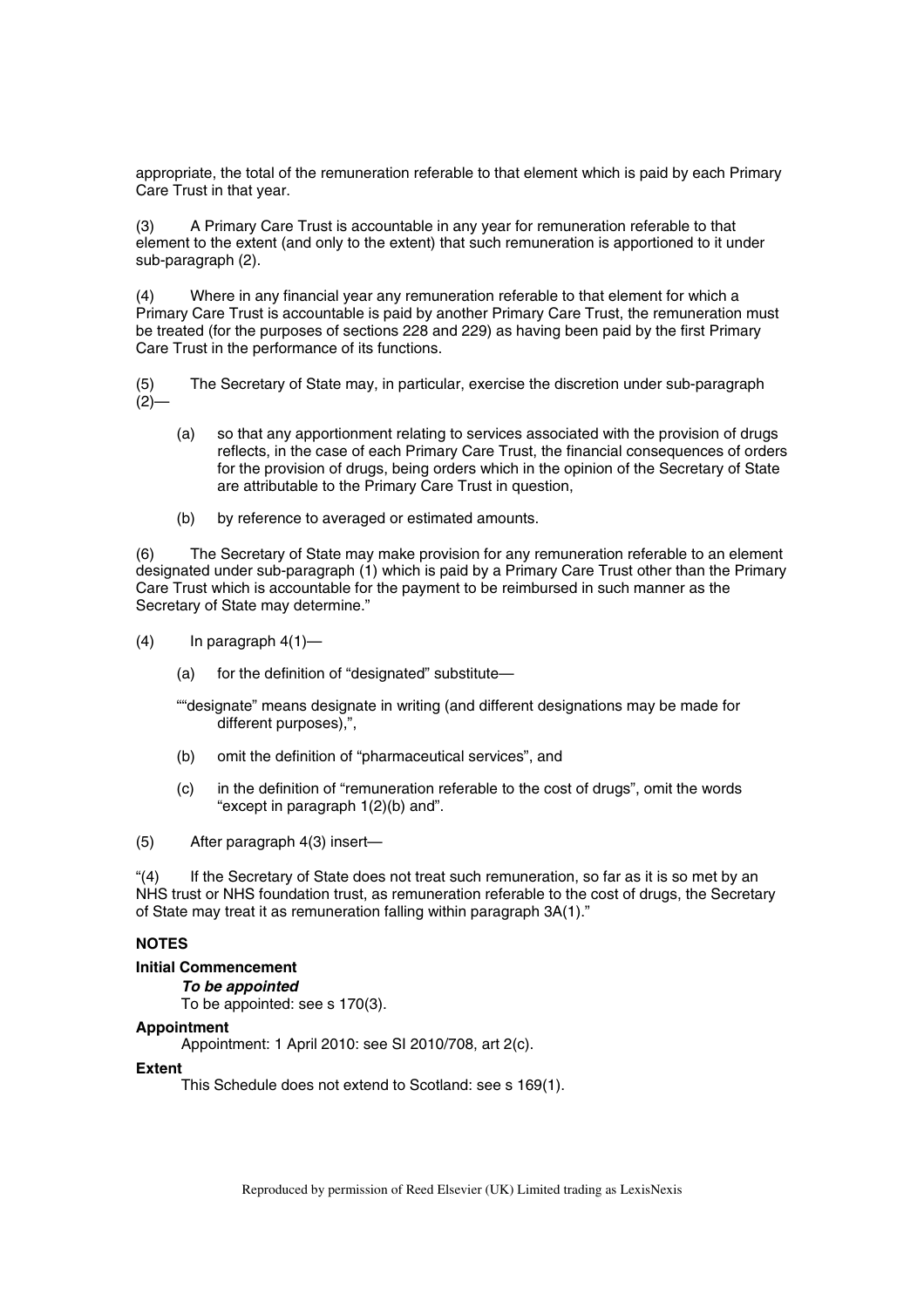appropriate, the total of the remuneration referable to that element which is paid by each Primary Care Trust in that year.

(3) A Primary Care Trust is accountable in any year for remuneration referable to that element to the extent (and only to the extent) that such remuneration is apportioned to it under sub-paragraph (2).

(4) Where in any financial year any remuneration referable to that element for which a Primary Care Trust is accountable is paid by another Primary Care Trust, the remuneration must be treated (for the purposes of sections 228 and 229) as having been paid by the first Primary Care Trust in the performance of its functions.

(5) The Secretary of State may, in particular, exercise the discretion under sub-paragraph (2)—

- (a) so that any apportionment relating to services associated with the provision of drugs reflects, in the case of each Primary Care Trust, the financial consequences of orders for the provision of drugs, being orders which in the opinion of the Secretary of State are attributable to the Primary Care Trust in question,
- (b) by reference to averaged or estimated amounts.

(6) The Secretary of State may make provision for any remuneration referable to an element designated under sub-paragraph (1) which is paid by a Primary Care Trust other than the Primary Care Trust which is accountable for the payment to be reimbursed in such manner as the Secretary of State may determine."

(4) In paragraph 4(1)—

- (a) for the definition of "designated" substitute—

""designate" means designate in writing (and different designations may be made for different purposes),",

- (b) omit the definition of "pharmaceutical services", and
- (c) in the definition of "remuneration referable to the cost of drugs", omit the words "except in paragraph 1(2)(b) and".

(5) After paragraph 4(3) insert—

"(4) If the Secretary of State does not treat such remuneration, so far as it is so met by an NHS trust or NHS foundation trust, as remuneration referable to the cost of drugs, the Secretary of State may treat it as remuneration falling within paragraph 3A(1)."

**NOTES**

**Initial Commencement**

***To be appointed***

To be appointed: see s 170(3).

**Appointment**

Appointment: 1 April 2010: see SI 2010/708, art 2(c).

**Extent**

This Schedule does not extend to Scotland: see s 169(1).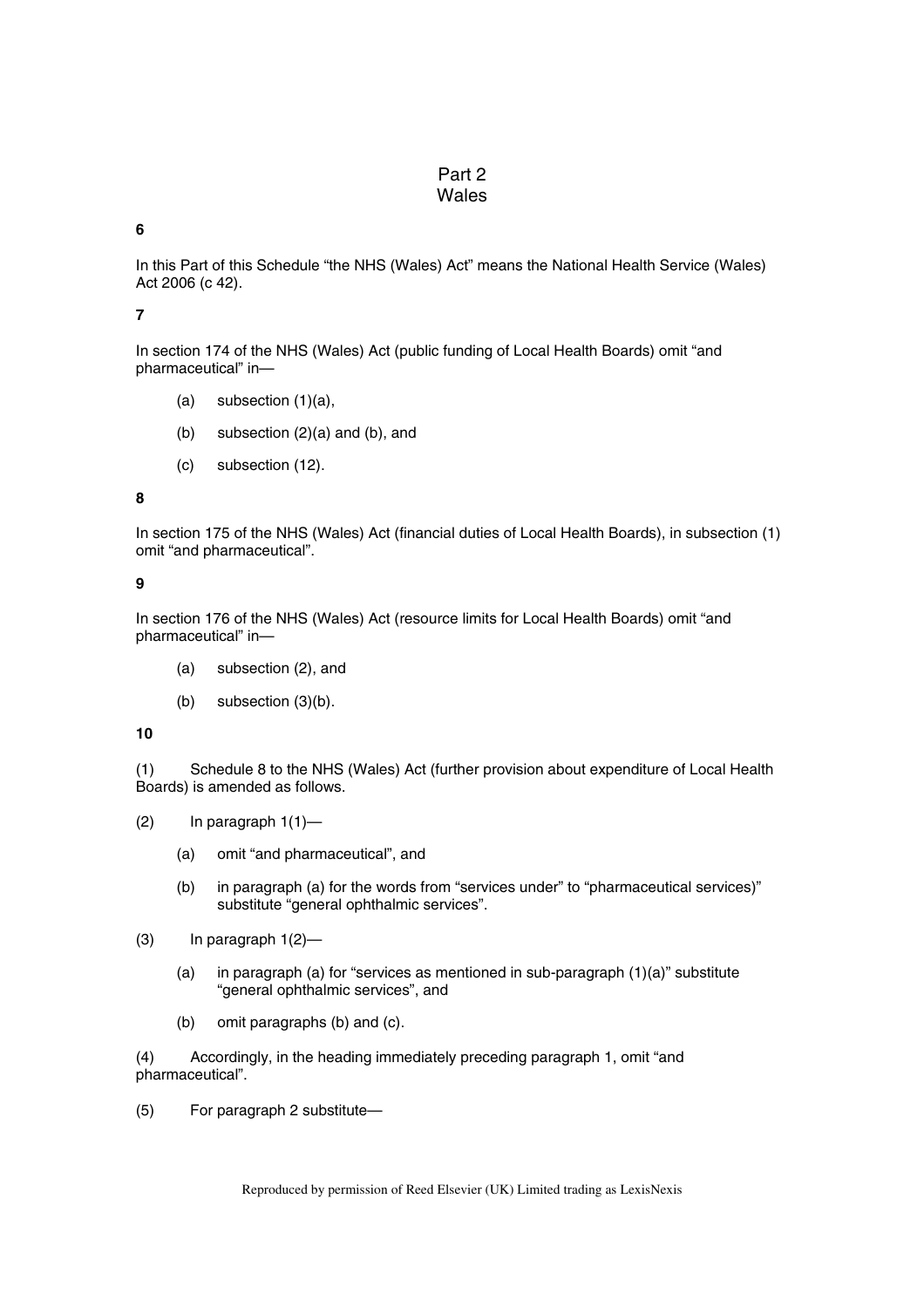## Part 2
## Wales

**6**

In this Part of this Schedule "the NHS (Wales) Act" means the National Health Service (Wales) Act 2006 (c 42).

**7**

In section 174 of the NHS (Wales) Act (public funding of Local Health Boards) omit "and pharmaceutical" in—

- (a) subsection (1)(a),
- (b) subsection (2)(a) and (b), and
- (c) subsection (12).

**8**

In section 175 of the NHS (Wales) Act (financial duties of Local Health Boards), in subsection (1) omit "and pharmaceutical".

**9**

In section 176 of the NHS (Wales) Act (resource limits for Local Health Boards) omit "and pharmaceutical" in—

- (a) subsection (2), and
- (b) subsection (3)(b).

**10**

(1) Schedule 8 to the NHS (Wales) Act (further provision about expenditure of Local Health Boards) is amended as follows.

(2) In paragraph 1(1)—

- (a) omit "and pharmaceutical", and
- (b) in paragraph (a) for the words from "services under" to "pharmaceutical services)" substitute "general ophthalmic services".

(3) In paragraph 1(2)—

- (a) in paragraph (a) for "services as mentioned in sub-paragraph (1)(a)" substitute "general ophthalmic services", and
- (b) omit paragraphs (b) and (c).

(4) Accordingly, in the heading immediately preceding paragraph 1, omit "and pharmaceutical".

(5) For paragraph 2 substitute—

Reproduced by permission of Reed Elsevier (UK) Limited trading as LexisNexis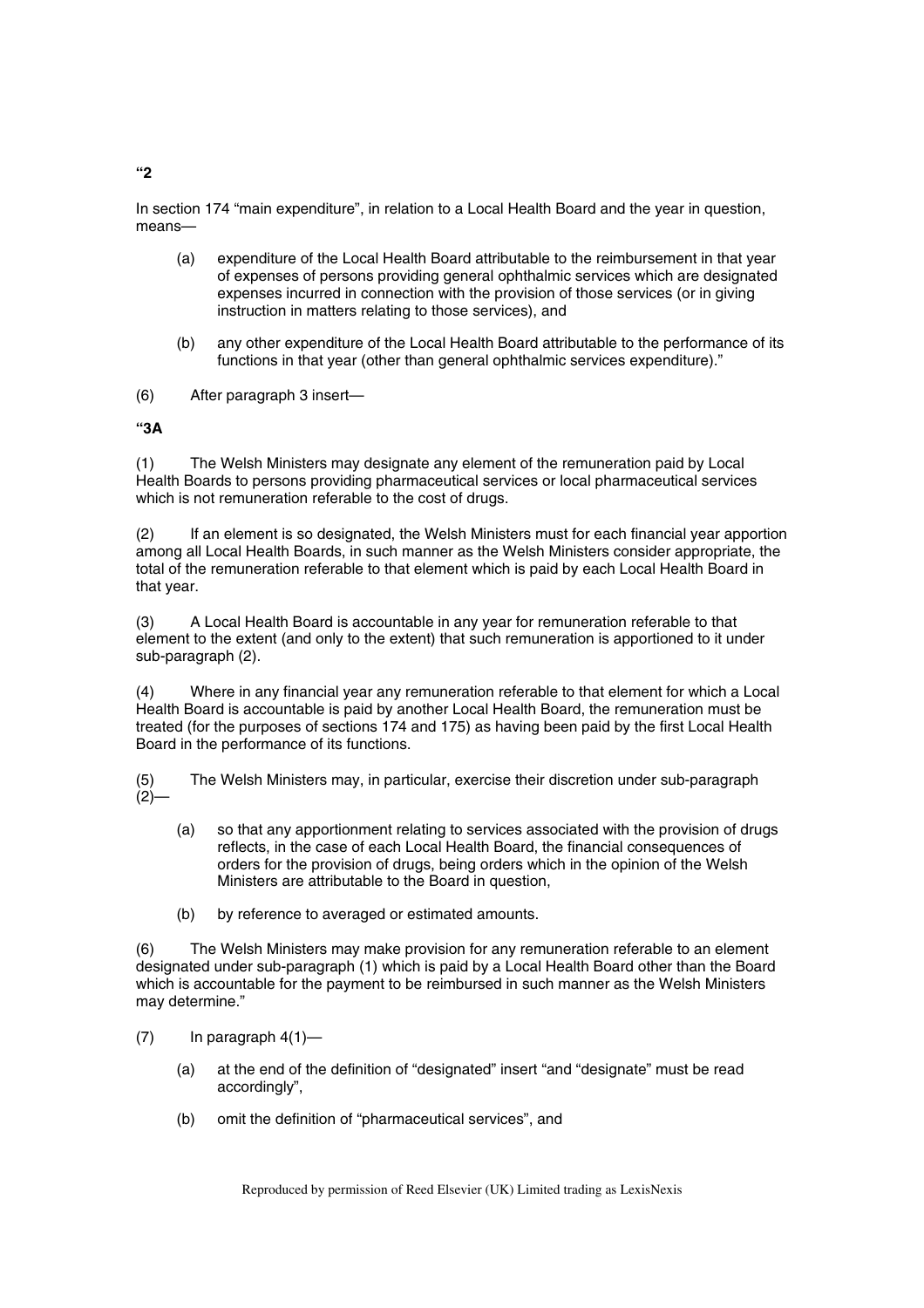**“2**

In section 174 “main expenditure”, in relation to a Local Health Board and the year in question, means—

- (a) expenditure of the Local Health Board attributable to the reimbursement in that year of expenses of persons providing general ophthalmic services which are designated expenses incurred in connection with the provision of those services (or in giving instruction in matters relating to those services), and
- (b) any other expenditure of the Local Health Board attributable to the performance of its functions in that year (other than general ophthalmic services expenditure).”

(6) After paragraph 3 insert—

**“3A**

(1) The Welsh Ministers may designate any element of the remuneration paid by Local Health Boards to persons providing pharmaceutical services or local pharmaceutical services which is not remuneration referable to the cost of drugs.

(2) If an element is so designated, the Welsh Ministers must for each financial year apportion among all Local Health Boards, in such manner as the Welsh Ministers consider appropriate, the total of the remuneration referable to that element which is paid by each Local Health Board in that year.

(3) A Local Health Board is accountable in any year for remuneration referable to that element to the extent (and only to the extent) that such remuneration is apportioned to it under sub-paragraph (2).

(4) Where in any financial year any remuneration referable to that element for which a Local Health Board is accountable is paid by another Local Health Board, the remuneration must be treated (for the purposes of sections 174 and 175) as having been paid by the first Local Health Board in the performance of its functions.

(5) The Welsh Ministers may, in particular, exercise their discretion under sub-paragraph (2)—

- (a) so that any apportionment relating to services associated with the provision of drugs reflects, in the case of each Local Health Board, the financial consequences of orders for the provision of drugs, being orders which in the opinion of the Welsh Ministers are attributable to the Board in question,
- (b) by reference to averaged or estimated amounts.

(6) The Welsh Ministers may make provision for any remuneration referable to an element designated under sub-paragraph (1) which is paid by a Local Health Board other than the Board which is accountable for the payment to be reimbursed in such manner as the Welsh Ministers may determine.”

(7) In paragraph 4(1)—

- (a) at the end of the definition of “designated” insert “and “designate” must be read accordingly”,
- (b) omit the definition of “pharmaceutical services”, and

Reproduced by permission of Reed Elsevier (UK) Limited trading as LexisNexis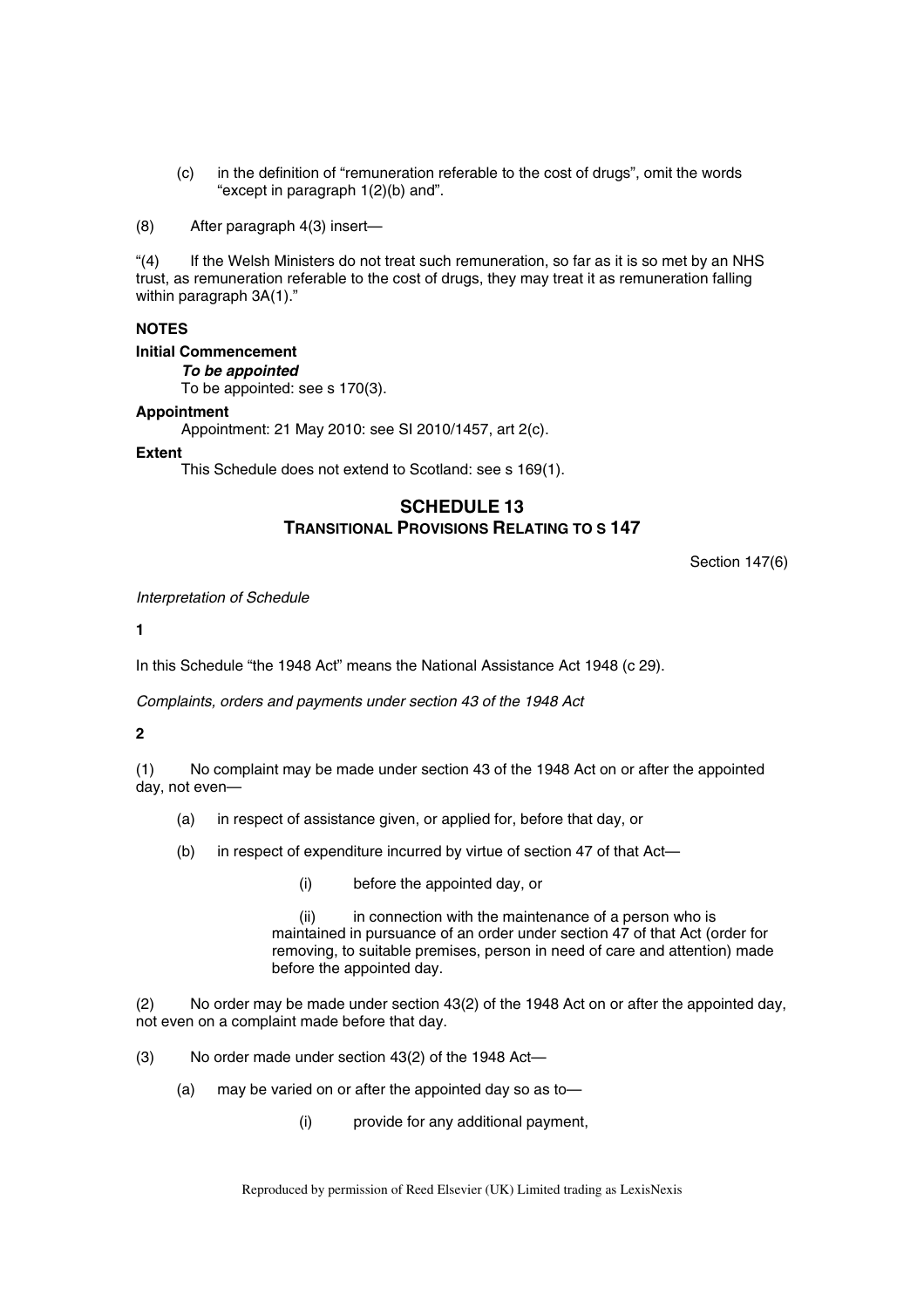(c) in the definition of "remuneration referable to the cost of drugs", omit the words "except in paragraph 1(2)(b) and".

(8) After paragraph 4(3) insert—

"(4) If the Welsh Ministers do not treat such remuneration, so far as it is so met by an NHS trust, as remuneration referable to the cost of drugs, they may treat it as remuneration falling within paragraph 3A(1)."

**NOTES**

**Initial Commencement**

***To be appointed***

To be appointed: see s 170(3).

**Appointment**

Appointment: 21 May 2010: see SI 2010/1457, art 2(c).

**Extent**

This Schedule does not extend to Scotland: see s 169(1).

## SCHEDULE 13
## TRANSITIONAL PROVISIONS RELATING TO S 147

Section 147(6)

*Interpretation of Schedule*

**1**

In this Schedule "the 1948 Act" means the National Assistance Act 1948 (c 29).

*Complaints, orders and payments under section 43 of the 1948 Act*

**2**

(1) No complaint may be made under section 43 of the 1948 Act on or after the appointed day, not even—

(a) in respect of assistance given, or applied for, before that day, or

(b) in respect of expenditure incurred by virtue of section 47 of that Act—

(i) before the appointed day, or

(ii) in connection with the maintenance of a person who is maintained in pursuance of an order under section 47 of that Act (order for removing, to suitable premises, person in need of care and attention) made before the appointed day.

(2) No order may be made under section 43(2) of the 1948 Act on or after the appointed day, not even on a complaint made before that day.

(3) No order made under section 43(2) of the 1948 Act—

(a) may be varied on or after the appointed day so as to—

(i) provide for any additional payment,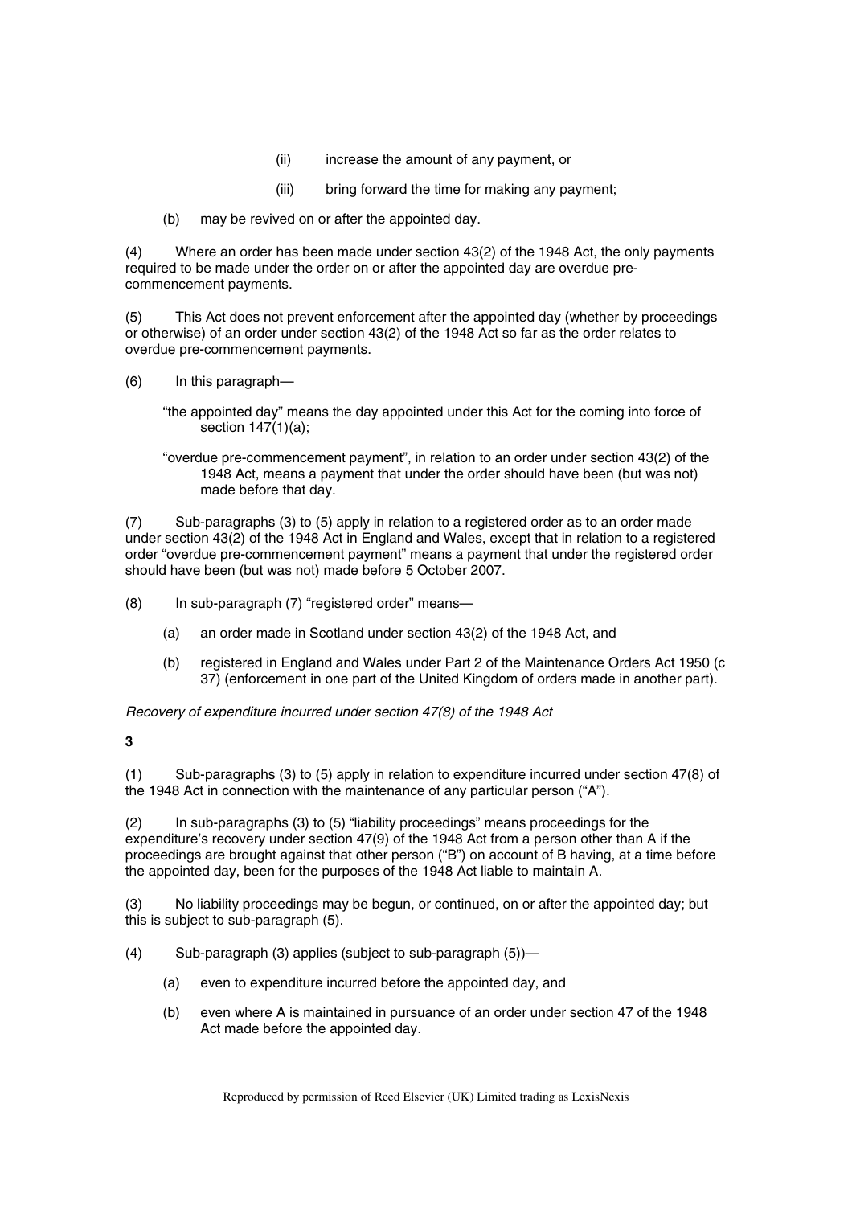(ii) increase the amount of any payment, or

(iii) bring forward the time for making any payment;

(b) may be revived on or after the appointed day.

(4) Where an order has been made under section 43(2) of the 1948 Act, the only payments required to be made under the order on or after the appointed day are overdue pre-commencement payments.

(5) This Act does not prevent enforcement after the appointed day (whether by proceedings or otherwise) of an order under section 43(2) of the 1948 Act so far as the order relates to overdue pre-commencement payments.

(6) In this paragraph—

"the appointed day" means the day appointed under this Act for the coming into force of section 147(1)(a);

"overdue pre-commencement payment", in relation to an order under section 43(2) of the 1948 Act, means a payment that under the order should have been (but was not) made before that day.

(7) Sub-paragraphs (3) to (5) apply in relation to a registered order as to an order made under section 43(2) of the 1948 Act in England and Wales, except that in relation to a registered order "overdue pre-commencement payment" means a payment that under the registered order should have been (but was not) made before 5 October 2007.

(8) In sub-paragraph (7) "registered order" means—

(a) an order made in Scotland under section 43(2) of the 1948 Act, and

(b) registered in England and Wales under Part 2 of the Maintenance Orders Act 1950 (c 37) (enforcement in one part of the United Kingdom of orders made in another part).

*Recovery of expenditure incurred under section 47(8) of the 1948 Act*

**3**

(1) Sub-paragraphs (3) to (5) apply in relation to expenditure incurred under section 47(8) of the 1948 Act in connection with the maintenance of any particular person ("A").

(2) In sub-paragraphs (3) to (5) "liability proceedings" means proceedings for the expenditure's recovery under section 47(9) of the 1948 Act from a person other than A if the proceedings are brought against that other person ("B") on account of B having, at a time before the appointed day, been for the purposes of the 1948 Act liable to maintain A.

(3) No liability proceedings may be begun, or continued, on or after the appointed day; but this is subject to sub-paragraph (5).

(4) Sub-paragraph (3) applies (subject to sub-paragraph (5))—

(a) even to expenditure incurred before the appointed day, and

(b) even where A is maintained in pursuance of an order under section 47 of the 1948 Act made before the appointed day.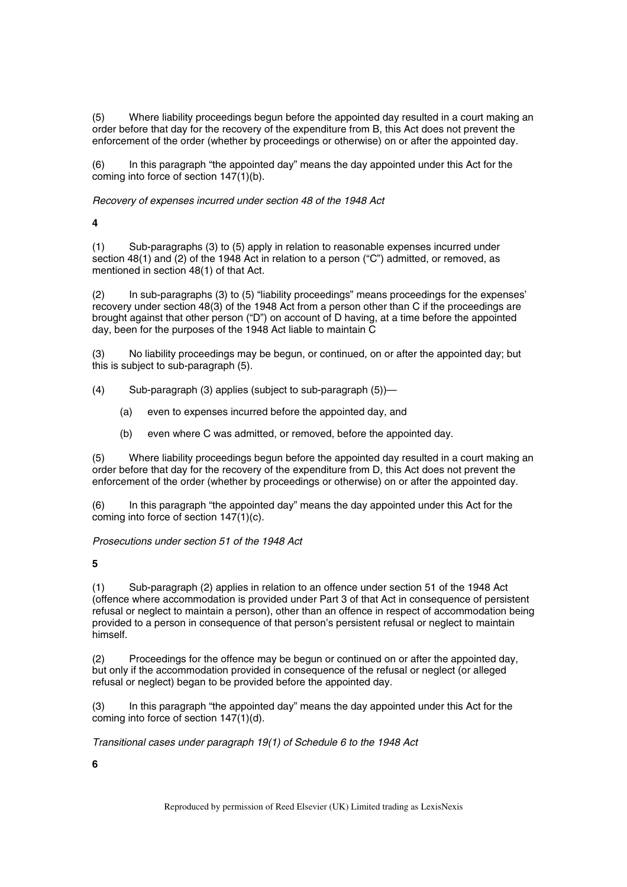(5) Where liability proceedings begun before the appointed day resulted in a court making an order before that day for the recovery of the expenditure from B, this Act does not prevent the enforcement of the order (whether by proceedings or otherwise) on or after the appointed day.

(6) In this paragraph "the appointed day" means the day appointed under this Act for the coming into force of section 147(1)(b).

*Recovery of expenses incurred under section 48 of the 1948 Act*

**4**

(1) Sub-paragraphs (3) to (5) apply in relation to reasonable expenses incurred under section 48(1) and (2) of the 1948 Act in relation to a person ("C") admitted, or removed, as mentioned in section 48(1) of that Act.

(2) In sub-paragraphs (3) to (5) "liability proceedings" means proceedings for the expenses' recovery under section 48(3) of the 1948 Act from a person other than C if the proceedings are brought against that other person ("D") on account of D having, at a time before the appointed day, been for the purposes of the 1948 Act liable to maintain C

(3) No liability proceedings may be begun, or continued, on or after the appointed day; but this is subject to sub-paragraph (5).

(4) Sub-paragraph (3) applies (subject to sub-paragraph (5))—

(a) even to expenses incurred before the appointed day, and

(b) even where C was admitted, or removed, before the appointed day.

(5) Where liability proceedings begun before the appointed day resulted in a court making an order before that day for the recovery of the expenditure from D, this Act does not prevent the enforcement of the order (whether by proceedings or otherwise) on or after the appointed day.

(6) In this paragraph "the appointed day" means the day appointed under this Act for the coming into force of section 147(1)(c).

*Prosecutions under section 51 of the 1948 Act*

**5**

(1) Sub-paragraph (2) applies in relation to an offence under section 51 of the 1948 Act (offence where accommodation is provided under Part 3 of that Act in consequence of persistent refusal or neglect to maintain a person), other than an offence in respect of accommodation being provided to a person in consequence of that person's persistent refusal or neglect to maintain himself.

(2) Proceedings for the offence may be begun or continued on or after the appointed day, but only if the accommodation provided in consequence of the refusal or neglect (or alleged refusal or neglect) began to be provided before the appointed day.

(3) In this paragraph "the appointed day" means the day appointed under this Act for the coming into force of section 147(1)(d).

*Transitional cases under paragraph 19(1) of Schedule 6 to the 1948 Act*

**6**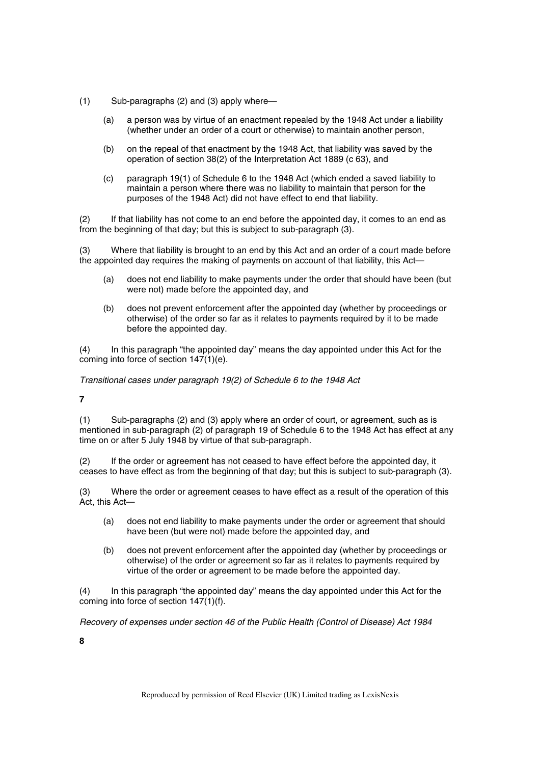(1) Sub-paragraphs (2) and (3) apply where—

(a) a person was by virtue of an enactment repealed by the 1948 Act under a liability (whether under an order of a court or otherwise) to maintain another person,

(b) on the repeal of that enactment by the 1948 Act, that liability was saved by the operation of section 38(2) of the Interpretation Act 1889 (c 63), and

(c) paragraph 19(1) of Schedule 6 to the 1948 Act (which ended a saved liability to maintain a person where there was no liability to maintain that person for the purposes of the 1948 Act) did not have effect to end that liability.

(2) If that liability has not come to an end before the appointed day, it comes to an end as from the beginning of that day; but this is subject to sub-paragraph (3).

(3) Where that liability is brought to an end by this Act and an order of a court made before the appointed day requires the making of payments on account of that liability, this Act—

(a) does not end liability to make payments under the order that should have been (but were not) made before the appointed day, and

(b) does not prevent enforcement after the appointed day (whether by proceedings or otherwise) of the order so far as it relates to payments required by it to be made before the appointed day.

(4) In this paragraph "the appointed day" means the day appointed under this Act for the coming into force of section 147(1)(e).

*Transitional cases under paragraph 19(2) of Schedule 6 to the 1948 Act*

**7**

(1) Sub-paragraphs (2) and (3) apply where an order of court, or agreement, such as is mentioned in sub-paragraph (2) of paragraph 19 of Schedule 6 to the 1948 Act has effect at any time on or after 5 July 1948 by virtue of that sub-paragraph.

(2) If the order or agreement has not ceased to have effect before the appointed day, it ceases to have effect as from the beginning of that day; but this is subject to sub-paragraph (3).

(3) Where the order or agreement ceases to have effect as a result of the operation of this Act, this Act—

(a) does not end liability to make payments under the order or agreement that should have been (but were not) made before the appointed day, and

(b) does not prevent enforcement after the appointed day (whether by proceedings or otherwise) of the order or agreement so far as it relates to payments required by virtue of the order or agreement to be made before the appointed day.

(4) In this paragraph "the appointed day" means the day appointed under this Act for the coming into force of section 147(1)(f).

*Recovery of expenses under section 46 of the Public Health (Control of Disease) Act 1984*

**8**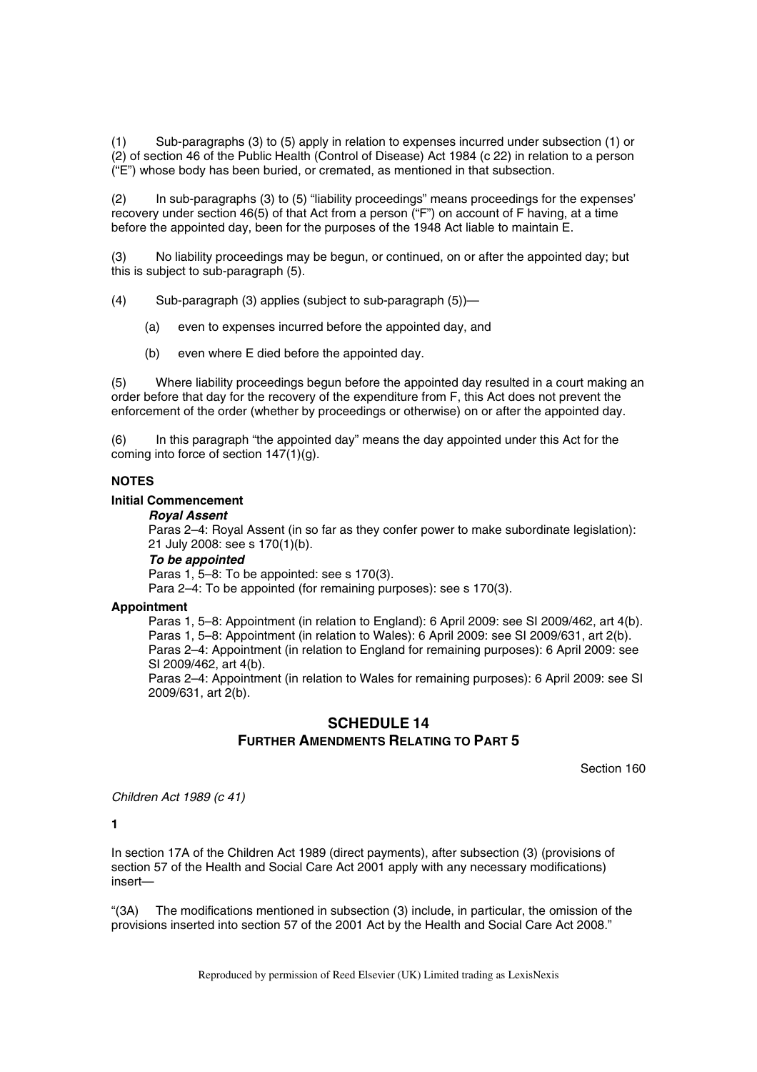(1) Sub-paragraphs (3) to (5) apply in relation to expenses incurred under subsection (1) or (2) of section 46 of the Public Health (Control of Disease) Act 1984 (c 22) in relation to a person ("E") whose body has been buried, or cremated, as mentioned in that subsection.

(2) In sub-paragraphs (3) to (5) "liability proceedings" means proceedings for the expenses' recovery under section 46(5) of that Act from a person ("F") on account of F having, at a time before the appointed day, been for the purposes of the 1948 Act liable to maintain E.

(3) No liability proceedings may be begun, or continued, on or after the appointed day; but this is subject to sub-paragraph (5).

(4) Sub-paragraph (3) applies (subject to sub-paragraph (5))—

- (a) even to expenses incurred before the appointed day, and
- (b) even where E died before the appointed day.

(5) Where liability proceedings begun before the appointed day resulted in a court making an order before that day for the recovery of the expenditure from F, this Act does not prevent the enforcement of the order (whether by proceedings or otherwise) on or after the appointed day.

(6) In this paragraph "the appointed day" means the day appointed under this Act for the coming into force of section 147(1)(g).

**NOTES**

**Initial Commencement**

***Royal Assent***

Paras 2–4: Royal Assent (in so far as they confer power to make subordinate legislation): 21 July 2008: see s 170(1)(b).

***To be appointed***

Paras 1, 5–8: To be appointed: see s 170(3).

Para 2–4: To be appointed (for remaining purposes): see s 170(3).

**Appointment**

Paras 1, 5–8: Appointment (in relation to England): 6 April 2009: see SI 2009/462, art 4(b).

Paras 1, 5–8: Appointment (in relation to Wales): 6 April 2009: see SI 2009/631, art 2(b).

Paras 2–4: Appointment (in relation to England for remaining purposes): 6 April 2009: see SI 2009/462, art 4(b).

Paras 2–4: Appointment (in relation to Wales for remaining purposes): 6 April 2009: see SI 2009/631, art 2(b).

## SCHEDULE 14
## FURTHER AMENDMENTS RELATING TO PART 5

Section 160

*Children Act 1989 (c 41)*

**1**

In section 17A of the Children Act 1989 (direct payments), after subsection (3) (provisions of section 57 of the Health and Social Care Act 2001 apply with any necessary modifications) insert—

"(3A) The modifications mentioned in subsection (3) include, in particular, the omission of the provisions inserted into section 57 of the 2001 Act by the Health and Social Care Act 2008."

Reproduced by permission of Reed Elsevier (UK) Limited trading as LexisNexis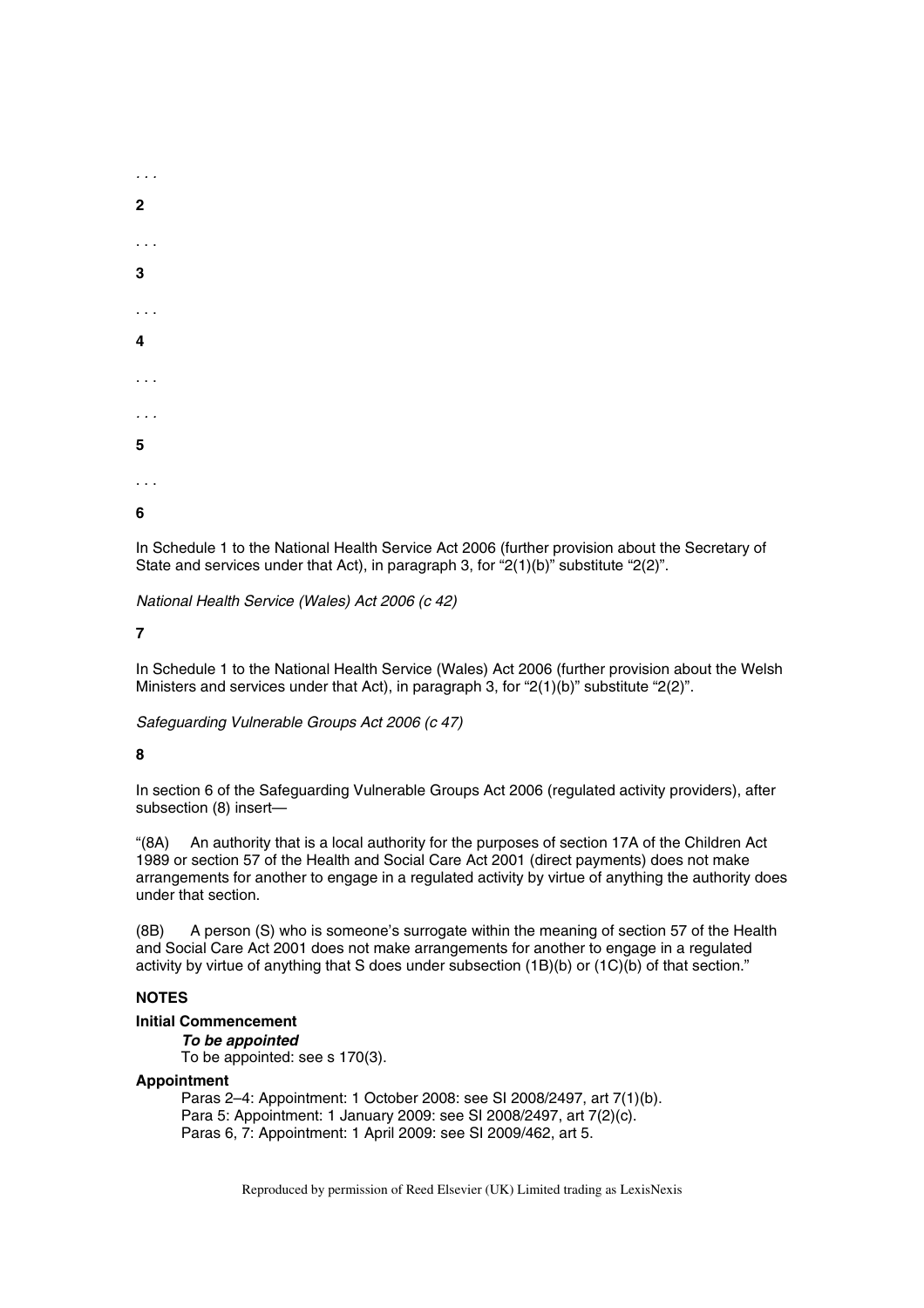. . .

**2**

. . .

**3**

. . .

**4**

. . .

. . .

**5**

. . .

**6**

In Schedule 1 to the National Health Service Act 2006 (further provision about the Secretary of State and services under that Act), in paragraph 3, for "2(1)(b)" substitute "2(2)".

*National Health Service (Wales) Act 2006 (c 42)*

**7**

In Schedule 1 to the National Health Service (Wales) Act 2006 (further provision about the Welsh Ministers and services under that Act), in paragraph 3, for "2(1)(b)" substitute "2(2)".

*Safeguarding Vulnerable Groups Act 2006 (c 47)*

**8**

In section 6 of the Safeguarding Vulnerable Groups Act 2006 (regulated activity providers), after subsection (8) insert—

"(8A) An authority that is a local authority for the purposes of section 17A of the Children Act 1989 or section 57 of the Health and Social Care Act 2001 (direct payments) does not make arrangements for another to engage in a regulated activity by virtue of anything the authority does under that section.

(8B) A person (S) who is someone's surrogate within the meaning of section 57 of the Health and Social Care Act 2001 does not make arrangements for another to engage in a regulated activity by virtue of anything that S does under subsection (1B)(b) or (1C)(b) of that section."

**NOTES**

**Initial Commencement**

***To be appointed***

To be appointed: see s 170(3).

**Appointment**

Paras 2–4: Appointment: 1 October 2008: see SI 2008/2497, art 7(1)(b).
Para 5: Appointment: 1 January 2009: see SI 2008/2497, art 7(2)(c).
Paras 6, 7: Appointment: 1 April 2009: see SI 2009/462, art 5.

Reproduced by permission of Reed Elsevier (UK) Limited trading as LexisNexis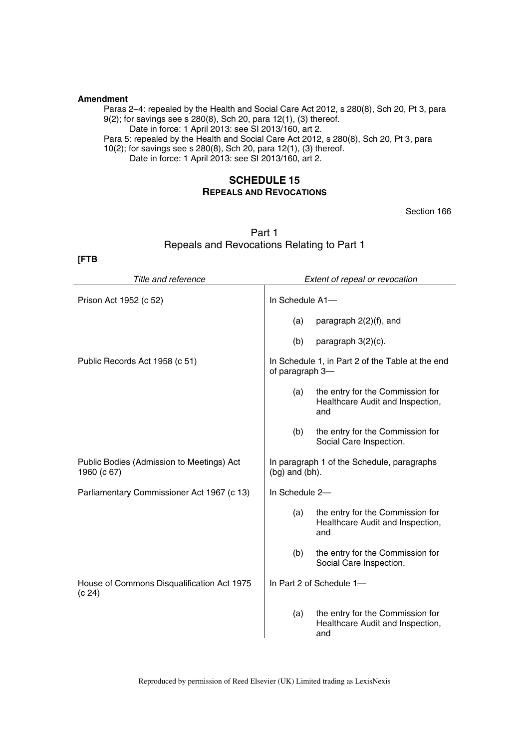**Amendment**

Paras 2–4: repealed by the Health and Social Care Act 2012, s 280(8), Sch 20, Pt 3, para 9(2); for savings see s 280(8), Sch 20, para 12(1), (3) thereof.

Date in force: 1 April 2013: see SI 2013/160, art 2.

Para 5: repealed by the Health and Social Care Act 2012, s 280(8), Sch 20, Pt 3, para 10(2); for savings see s 280(8), Sch 20, para 12(1), (3) thereof.

Date in force: 1 April 2013: see SI 2013/160, art 2.

## SCHEDULE 15
## REPEALS AND REVOCATIONS

Section 166

### Part 1
### Repeals and Revocations Relating to Part 1

**[FTB**

| *Title and reference* | *Extent of repeal or revocation* |
|---|---|
| Prison Act 1952 (c 52) | In Schedule A1— (a) paragraph 2(2)(f), and (b) paragraph 3(2)(c). |
| Public Records Act 1958 (c 51) | In Schedule 1, in Part 2 of the Table at the end of paragraph 3— (a) the entry for the Commission for Healthcare Audit and Inspection, and (b) the entry for the Commission for Social Care Inspection. |
| Public Bodies (Admission to Meetings) Act 1960 (c 67) | In paragraph 1 of the Schedule, paragraphs (bg) and (bh). |
| Parliamentary Commissioner Act 1967 (c 13) | In Schedule 2— (a) the entry for the Commission for Healthcare Audit and Inspection, and (b) the entry for the Commission for Social Care Inspection. |
| House of Commons Disqualification Act 1975 (c 24) | In Part 2 of Schedule 1— (a) the entry for the Commission for Healthcare Audit and Inspection, and |

Reproduced by permission of Reed Elsevier (UK) Limited trading as LexisNexis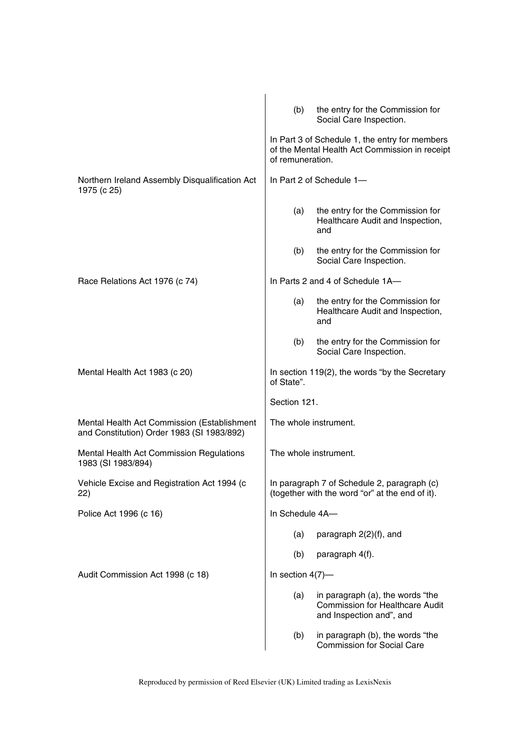| | |
|---|---|
| | (b) the entry for the Commission for Social Care Inspection. |
| | In Part 3 of Schedule 1, the entry for members of the Mental Health Act Commission in receipt of remuneration. |
| Northern Ireland Assembly Disqualification Act 1975 (c 25) | In Part 2 of Schedule 1— |
| | (a) the entry for the Commission for Healthcare Audit and Inspection, and |
| | (b) the entry for the Commission for Social Care Inspection. |
| Race Relations Act 1976 (c 74) | In Parts 2 and 4 of Schedule 1A— |
| | (a) the entry for the Commission for Healthcare Audit and Inspection, and |
| | (b) the entry for the Commission for Social Care Inspection. |
| Mental Health Act 1983 (c 20) | In section 119(2), the words "by the Secretary of State". |
| | Section 121. |
| Mental Health Act Commission (Establishment and Constitution) Order 1983 (SI 1983/892) | The whole instrument. |
| Mental Health Act Commission Regulations 1983 (SI 1983/894) | The whole instrument. |
| Vehicle Excise and Registration Act 1994 (c 22) | In paragraph 7 of Schedule 2, paragraph (c) (together with the word "or" at the end of it). |
| Police Act 1996 (c 16) | In Schedule 4A— |
| | (a) paragraph 2(2)(f), and |
| | (b) paragraph 4(f). |
| Audit Commission Act 1998 (c 18) | In section 4(7)— |
| | (a) in paragraph (a), the words "the Commission for Healthcare Audit and Inspection and", and |
| | (b) in paragraph (b), the words "the Commission for Social Care |

Reproduced by permission of Reed Elsevier (UK) Limited trading as LexisNexis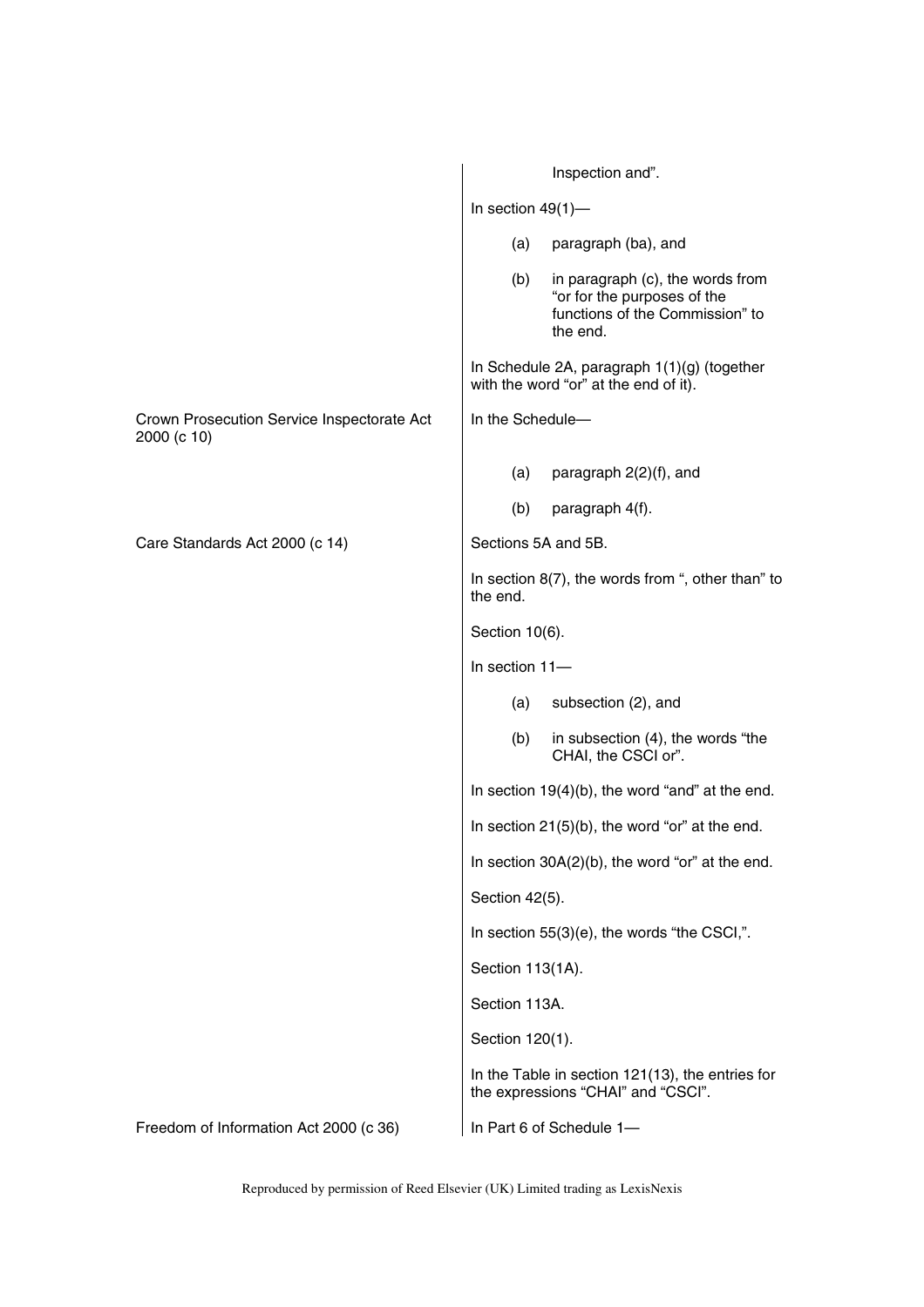| | |
|---|---|
| | Inspection and". |
| | In section 49(1)— |
| | (a) paragraph (ba), and |
| | (b) in paragraph (c), the words from "or for the purposes of the functions of the Commission" to the end. |
| | In Schedule 2A, paragraph 1(1)(g) (together with the word "or" at the end of it). |
| Crown Prosecution Service Inspectorate Act 2000 (c 10) | In the Schedule— |
| | (a) paragraph 2(2)(f), and |
| | (b) paragraph 4(f). |
| Care Standards Act 2000 (c 14) | Sections 5A and 5B. |
| | In section 8(7), the words from ", other than" to the end. |
| | Section 10(6). |
| | In section 11— |
| | (a) subsection (2), and |
| | (b) in subsection (4), the words "the CHAI, the CSCI or". |
| | In section 19(4)(b), the word "and" at the end. |
| | In section 21(5)(b), the word "or" at the end. |
| | In section 30A(2)(b), the word "or" at the end. |
| | Section 42(5). |
| | In section 55(3)(e), the words "the CSCI,". |
| | Section 113(1A). |
| | Section 113A. |
| | Section 120(1). |
| | In the Table in section 121(13), the entries for the expressions "CHAI" and "CSCI". |
| Freedom of Information Act 2000 (c 36) | In Part 6 of Schedule 1— |

Reproduced by permission of Reed Elsevier (UK) Limited trading as LexisNexis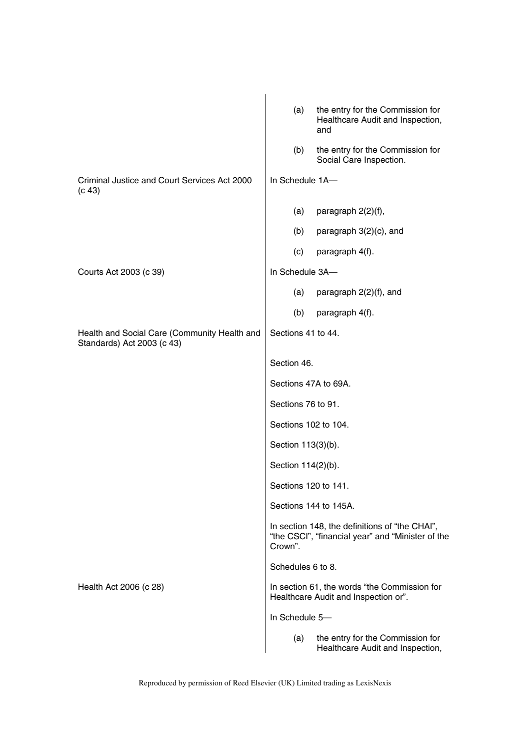| | |
|---|---|
| | (a) the entry for the Commission for Healthcare Audit and Inspection, and<br>(b) the entry for the Commission for Social Care Inspection. |
| Criminal Justice and Court Services Act 2000 (c 43) | In Schedule 1A—<br>(a) paragraph 2(2)(f),<br>(b) paragraph 3(2)(c), and<br>(c) paragraph 4(f). |
| Courts Act 2003 (c 39) | In Schedule 3A—<br>(a) paragraph 2(2)(f), and<br>(b) paragraph 4(f). |
| Health and Social Care (Community Health and Standards) Act 2003 (c 43) | Sections 41 to 44. |
| | Section 46. |
| | Sections 47A to 69A. |
| | Sections 76 to 91. |
| | Sections 102 to 104. |
| | Section 113(3)(b). |
| | Section 114(2)(b). |
| | Sections 120 to 141. |
| | Sections 144 to 145A. |
| | In section 148, the definitions of "the CHAI", "the CSCI", "financial year" and "Minister of the Crown". |
| | Schedules 6 to 8. |
| Health Act 2006 (c 28) | In section 61, the words "the Commission for Healthcare Audit and Inspection or". |
| | In Schedule 5—<br>(a) the entry for the Commission for Healthcare Audit and Inspection, |

Reproduced by permission of Reed Elsevier (UK) Limited trading as LexisNexis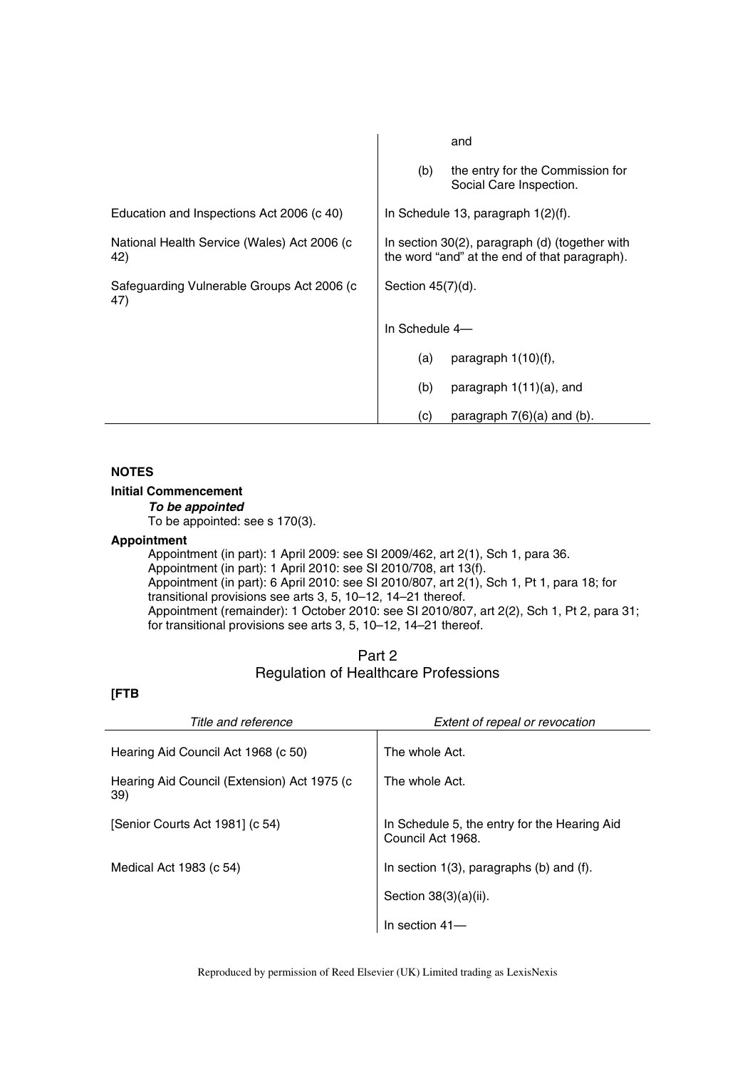| | |
|---|---|
| | and |
| | (b) the entry for the Commission for Social Care Inspection. |
| Education and Inspections Act 2006 (c 40) | In Schedule 13, paragraph 1(2)(f). |
| National Health Service (Wales) Act 2006 (c 42) | In section 30(2), paragraph (d) (together with the word "and" at the end of that paragraph). |
| Safeguarding Vulnerable Groups Act 2006 (c 47) | Section 45(7)(d). |
| | In Schedule 4— |
| | (a) paragraph 1(10)(f), |
| | (b) paragraph 1(11)(a), and |
| | (c) paragraph 7(6)(a) and (b). |

**NOTES**

**Initial Commencement**

***To be appointed***

To be appointed: see s 170(3).

**Appointment**

Appointment (in part): 1 April 2009: see SI 2009/462, art 2(1), Sch 1, para 36.
Appointment (in part): 1 April 2010: see SI 2010/708, art 13(f).
Appointment (in part): 6 April 2010: see SI 2010/807, art 2(1), Sch 1, Pt 1, para 18; for transitional provisions see arts 3, 5, 10–12, 14–21 thereof.
Appointment (remainder): 1 October 2010: see SI 2010/807, art 2(2), Sch 1, Pt 2, para 31; for transitional provisions see arts 3, 5, 10–12, 14–21 thereof.

## Part 2
## Regulation of Healthcare Professions

**[FTB**

| *Title and reference* | *Extent of repeal or revocation* |
|---|---|
| Hearing Aid Council Act 1968 (c 50) | The whole Act. |
| Hearing Aid Council (Extension) Act 1975 (c 39) | The whole Act. |
| [Senior Courts Act 1981] (c 54) | In Schedule 5, the entry for the Hearing Aid Council Act 1968. |
| Medical Act 1983 (c 54) | In section 1(3), paragraphs (b) and (f). |
| | Section 38(3)(a)(ii). |
| | In section 41— |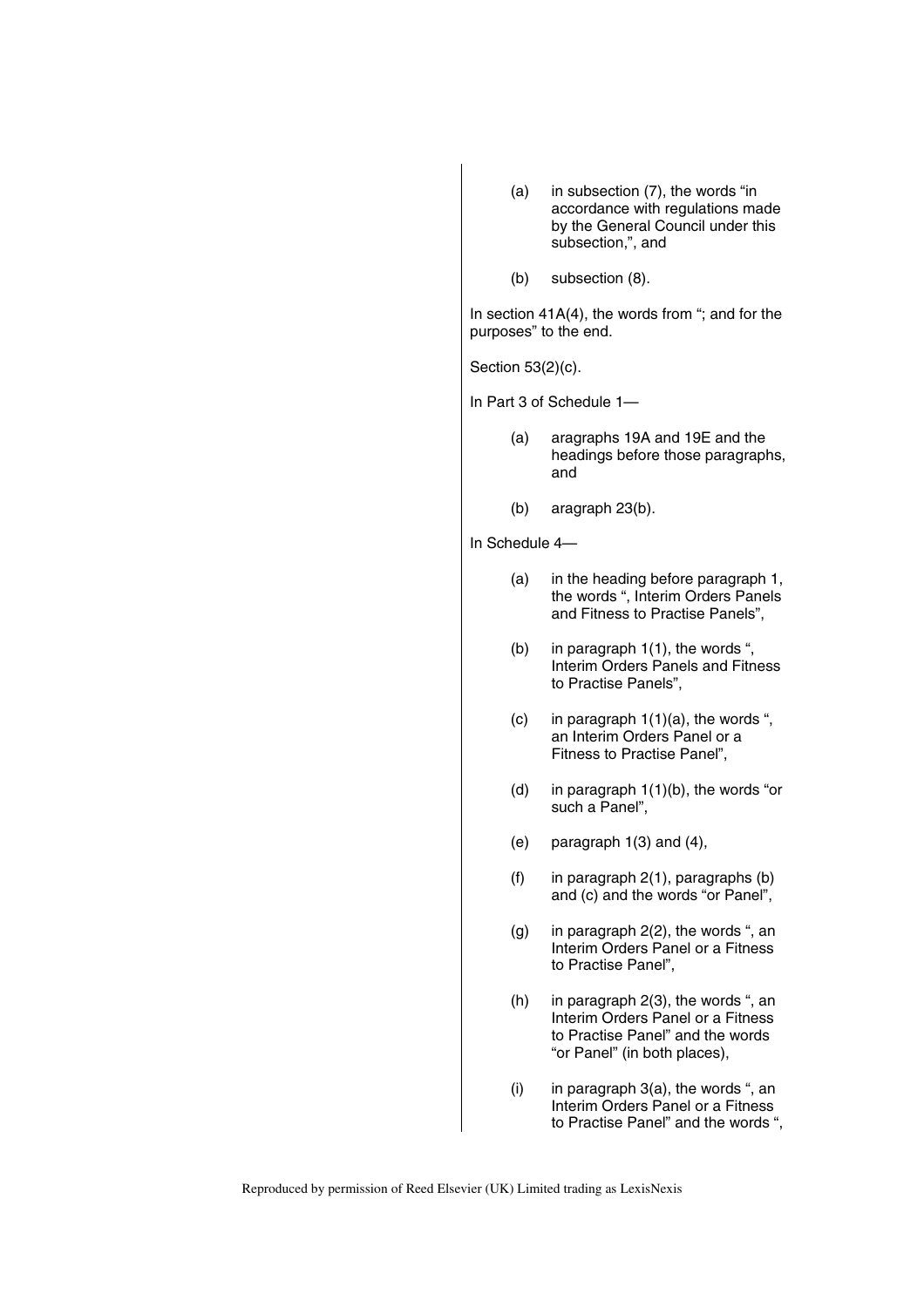(a) in subsection (7), the words "in accordance with regulations made by the General Council under this subsection,", and

(b) subsection (8).

In section 41A(4), the words from "; and for the purposes" to the end.

Section 53(2)(c).

In Part 3 of Schedule 1—

(a) aragraphs 19A and 19E and the headings before those paragraphs, and

(b) aragraph 23(b).

In Schedule 4—

(a) in the heading before paragraph 1, the words ", Interim Orders Panels and Fitness to Practise Panels",

(b) in paragraph 1(1), the words ", Interim Orders Panels and Fitness to Practise Panels",

(c) in paragraph 1(1)(a), the words ", an Interim Orders Panel or a Fitness to Practise Panel",

(d) in paragraph 1(1)(b), the words "or such a Panel",

(e) paragraph 1(3) and (4),

(f) in paragraph 2(1), paragraphs (b) and (c) and the words "or Panel",

(g) in paragraph 2(2), the words ", an Interim Orders Panel or a Fitness to Practise Panel",

(h) in paragraph 2(3), the words ", an Interim Orders Panel or a Fitness to Practise Panel" and the words "or Panel" (in both places),

(i) in paragraph 3(a), the words ", an Interim Orders Panel or a Fitness to Practise Panel" and the words ",

Reproduced by permission of Reed Elsevier (UK) Limited trading as LexisNexis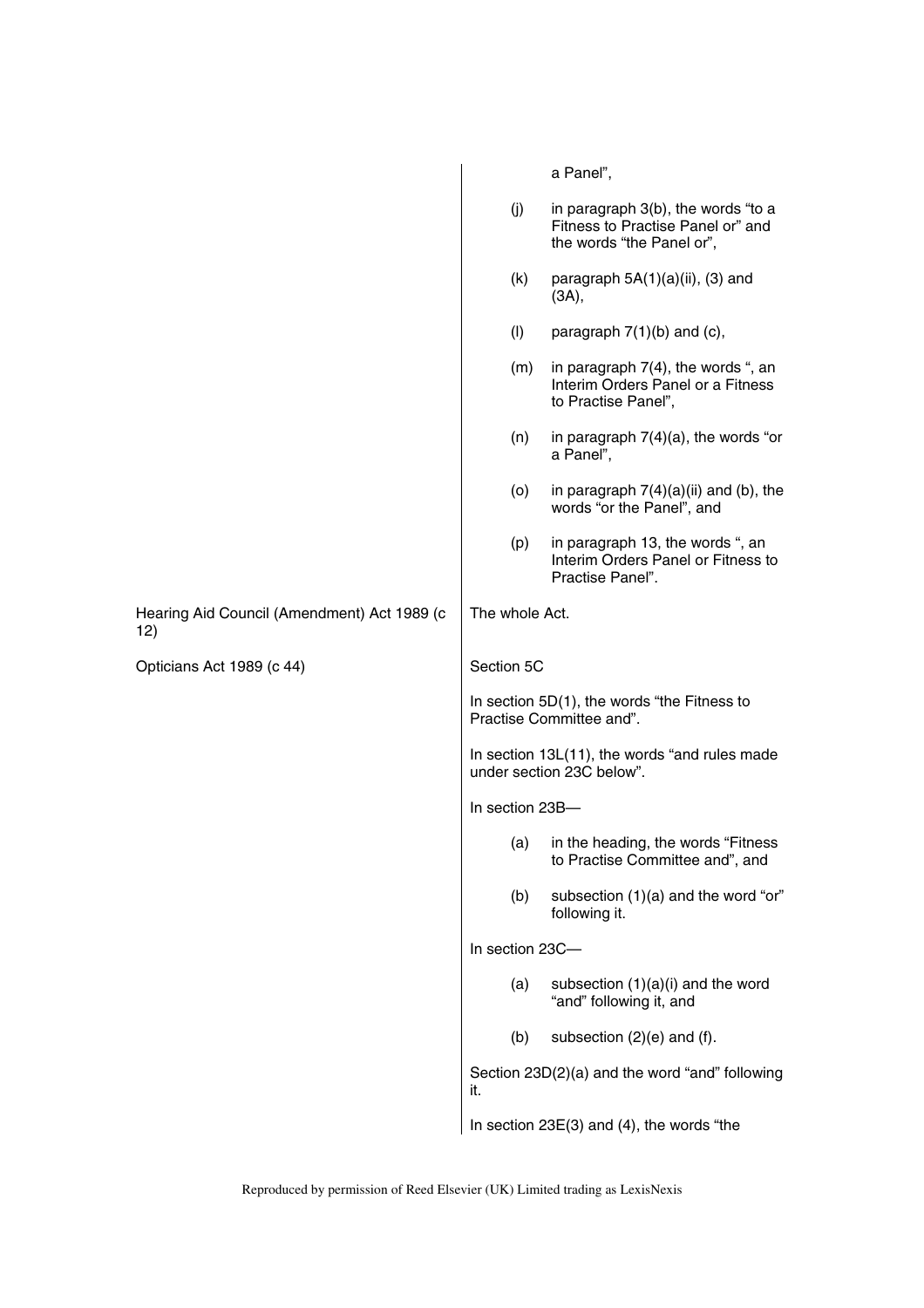| | |
|---|---|
| | a Panel", |
| | (j) in paragraph 3(b), the words "to a Fitness to Practise Panel or" and the words "the Panel or", |
| | (k) paragraph 5A(1)(a)(ii), (3) and (3A), |
| | (l) paragraph 7(1)(b) and (c), |
| | (m) in paragraph 7(4), the words ", an Interim Orders Panel or a Fitness to Practise Panel", |
| | (n) in paragraph 7(4)(a), the words "or a Panel", |
| | (o) in paragraph 7(4)(a)(ii) and (b), the words "or the Panel", and |
| | (p) in paragraph 13, the words ", an Interim Orders Panel or Fitness to Practise Panel". |
| Hearing Aid Council (Amendment) Act 1989 (c 12) | The whole Act. |
| Opticians Act 1989 (c 44) | Section 5C |
| | In section 5D(1), the words "the Fitness to Practise Committee and". |
| | In section 13L(11), the words "and rules made under section 23C below". |
| | In section 23B— |
| | (a) in the heading, the words "Fitness to Practise Committee and", and |
| | (b) subsection (1)(a) and the word "or" following it. |
| | In section 23C— |
| | (a) subsection (1)(a)(i) and the word "and" following it, and |
| | (b) subsection (2)(e) and (f). |
| | Section 23D(2)(a) and the word "and" following it. |
| | In section 23E(3) and (4), the words "the |

Reproduced by permission of Reed Elsevier (UK) Limited trading as LexisNexis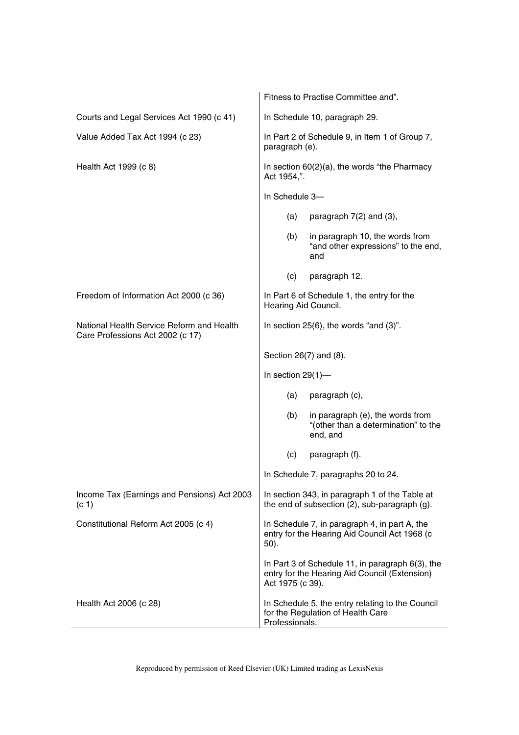| | |
|---|---|
| | Fitness to Practise Committee and". |
| Courts and Legal Services Act 1990 (c 41) | In Schedule 10, paragraph 29. |
| Value Added Tax Act 1994 (c 23) | In Part 2 of Schedule 9, in Item 1 of Group 7, paragraph (e). |
| Health Act 1999 (c 8) | In section 60(2)(a), the words "the Pharmacy Act 1954,". |
| | In Schedule 3— |
| | (a) paragraph 7(2) and (3), |
| | (b) in paragraph 10, the words from "and other expressions" to the end, and |
| | (c) paragraph 12. |
| Freedom of Information Act 2000 (c 36) | In Part 6 of Schedule 1, the entry for the Hearing Aid Council. |
| National Health Service Reform and Health Care Professions Act 2002 (c 17) | In section 25(6), the words "and (3)". |
| | Section 26(7) and (8). |
| | In section 29(1)— |
| | (a) paragraph (c), |
| | (b) in paragraph (e), the words from "(other than a determination" to the end, and |
| | (c) paragraph (f). |
| | In Schedule 7, paragraphs 20 to 24. |
| Income Tax (Earnings and Pensions) Act 2003 (c 1) | In section 343, in paragraph 1 of the Table at the end of subsection (2), sub-paragraph (g). |
| Constitutional Reform Act 2005 (c 4) | In Schedule 7, in paragraph 4, in part A, the entry for the Hearing Aid Council Act 1968 (c 50). |
| | In Part 3 of Schedule 11, in paragraph 6(3), the entry for the Hearing Aid Council (Extension) Act 1975 (c 39). |
| Health Act 2006 (c 28) | In Schedule 5, the entry relating to the Council for the Regulation of Health Care Professionals. |

Reproduced by permission of Reed Elsevier (UK) Limited trading as LexisNexis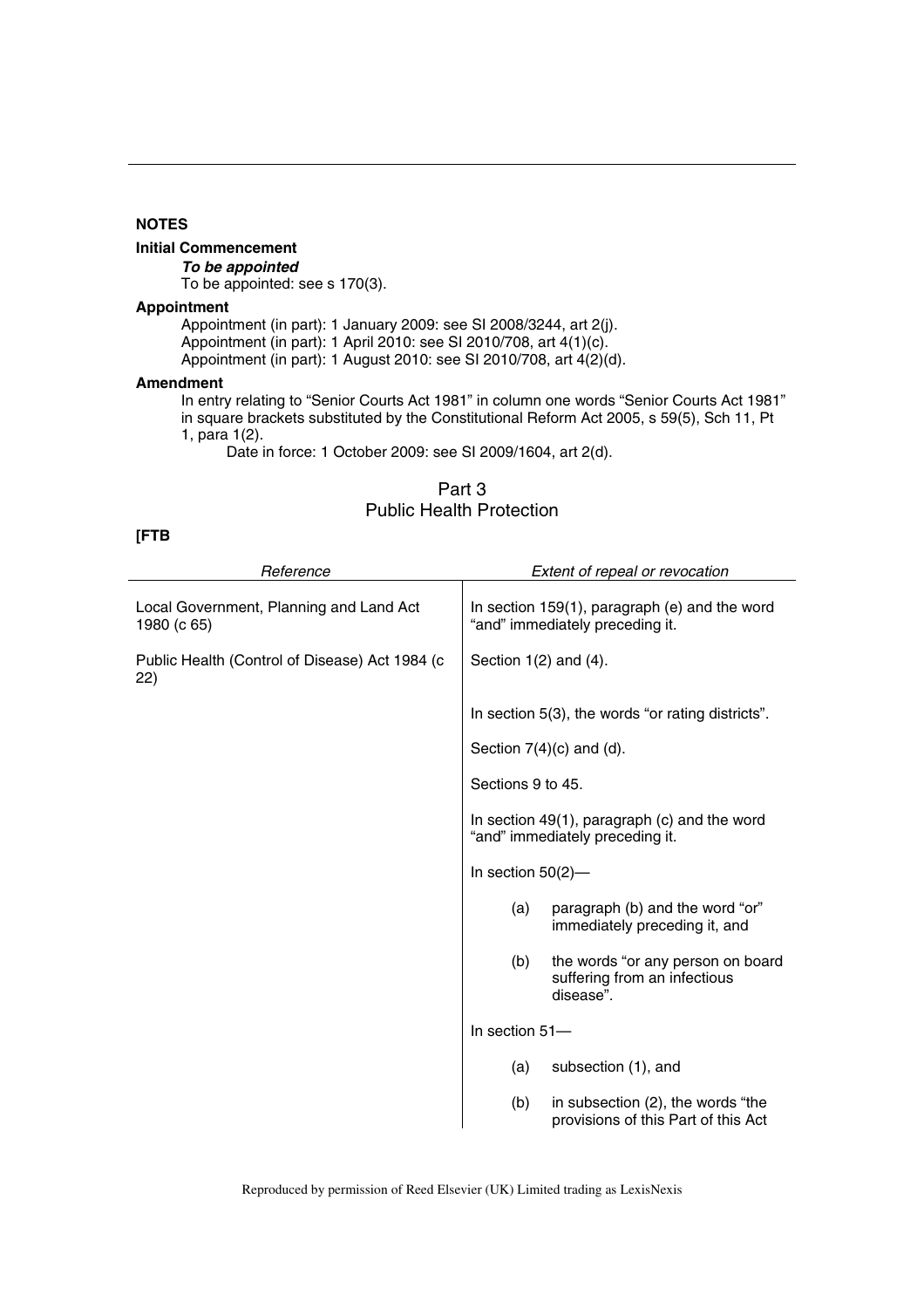## NOTES

**Initial Commencement**

***To be appointed***

To be appointed: see s 170(3).

**Appointment**

Appointment (in part): 1 January 2009: see SI 2008/3244, art 2(j).
Appointment (in part): 1 April 2010: see SI 2010/708, art 4(1)(c).
Appointment (in part): 1 August 2010: see SI 2010/708, art 4(2)(d).

**Amendment**

In entry relating to "Senior Courts Act 1981" in column one words "Senior Courts Act 1981" in square brackets substituted by the Constitutional Reform Act 2005, s 59(5), Sch 11, Pt 1, para 1(2).

Date in force: 1 October 2009: see SI 2009/1604, art 2(d).

## Part 3
## Public Health Protection

**[FTB**

| *Reference* | *Extent of repeal or revocation* |
|---|---|
| Local Government, Planning and Land Act 1980 (c 65) | In section 159(1), paragraph (e) and the word "and" immediately preceding it. |
| Public Health (Control of Disease) Act 1984 (c 22) | Section 1(2) and (4). |
| | In section 5(3), the words "or rating districts". |
| | Section 7(4)(c) and (d). |
| | Sections 9 to 45. |
| | In section 49(1), paragraph (c) and the word "and" immediately preceding it. |
| | In section 50(2)— |
| | (a) paragraph (b) and the word "or" immediately preceding it, and |
| | (b) the words "or any person on board suffering from an infectious disease". |
| | In section 51— |
| | (a) subsection (1), and |
| | (b) in subsection (2), the words "the provisions of this Part of this Act |

Reproduced by permission of Reed Elsevier (UK) Limited trading as LexisNexis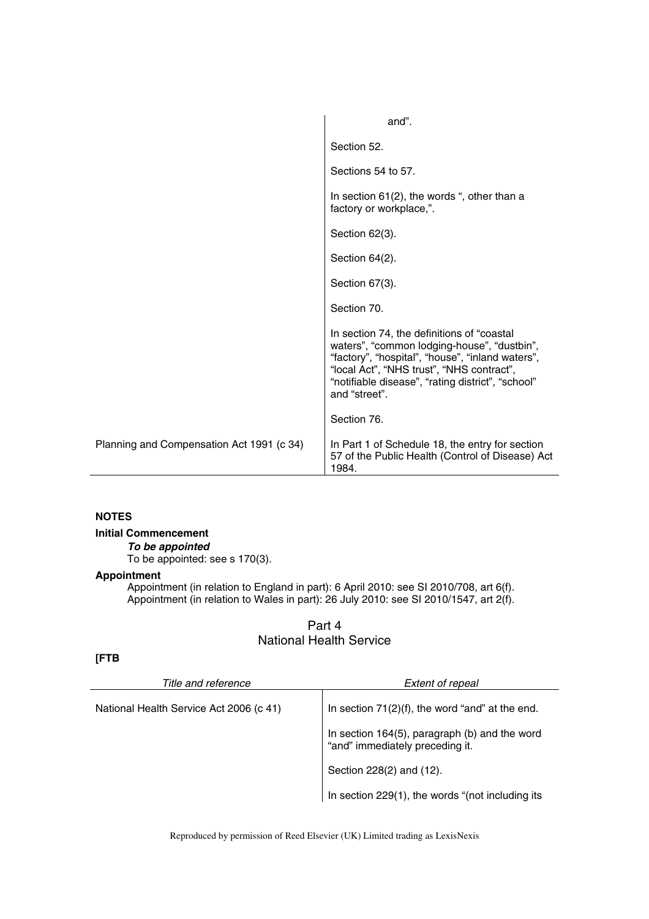| | |
|---|---|
| | and". |
| | Section 52. |
| | Sections 54 to 57. |
| | In section 61(2), the words ", other than a factory or workplace,". |
| | Section 62(3). |
| | Section 64(2). |
| | Section 67(3). |
| | Section 70. |
| | In section 74, the definitions of "coastal waters", "common lodging-house", "dustbin", "factory", "hospital", "house", "inland waters", "local Act", "NHS trust", "NHS contract", "notifiable disease", "rating district", "school" and "street". |
| | Section 76. |
| Planning and Compensation Act 1991 (c 34) | In Part 1 of Schedule 18, the entry for section 57 of the Public Health (Control of Disease) Act 1984. |

**NOTES**

**Initial Commencement**

***To be appointed***

To be appointed: see s 170(3).

**Appointment**

Appointment (in relation to England in part): 6 April 2010: see SI 2010/708, art 6(f).
Appointment (in relation to Wales in part): 26 July 2010: see SI 2010/1547, art 2(f).

## Part 4
## National Health Service

**[FTB**

| *Title and reference* | *Extent of repeal* |
|---|---|
| National Health Service Act 2006 (c 41) | In section 71(2)(f), the word "and" at the end. |
| | In section 164(5), paragraph (b) and the word "and" immediately preceding it. |
| | Section 228(2) and (12). |
| | In section 229(1), the words "(not including its |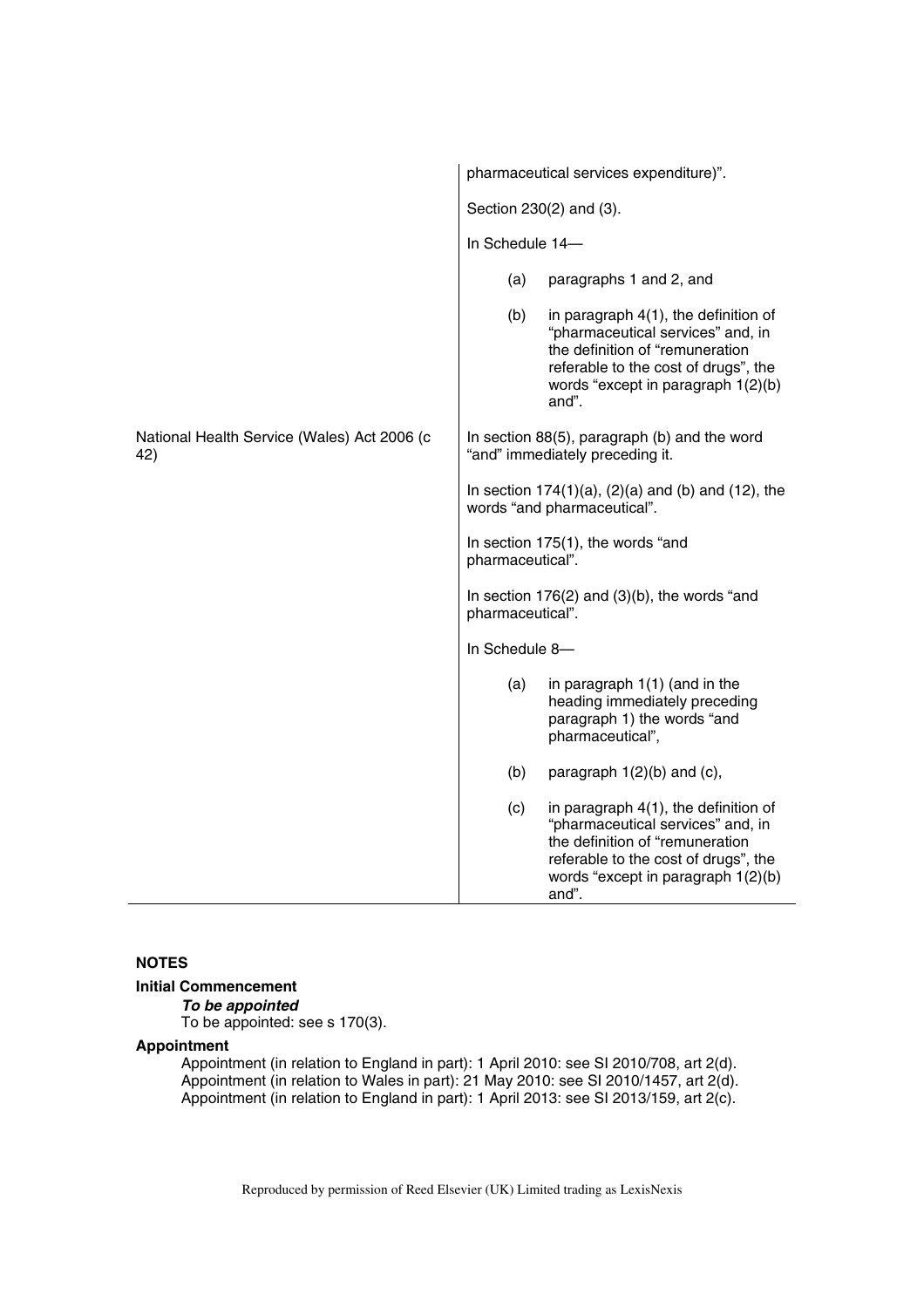| | |
|---|---|
| | pharmaceutical services expenditure)". |
| | Section 230(2) and (3). |
| | In Schedule 14— |
| | (a) paragraphs 1 and 2, and |
| | (b) in paragraph 4(1), the definition of "pharmaceutical services" and, in the definition of "remuneration referable to the cost of drugs", the words "except in paragraph 1(2)(b) and". |
| National Health Service (Wales) Act 2006 (c 42) | In section 88(5), paragraph (b) and the word "and" immediately preceding it. |
| | In section 174(1)(a), (2)(a) and (b) and (12), the words "and pharmaceutical". |
| | In section 175(1), the words "and pharmaceutical". |
| | In section 176(2) and (3)(b), the words "and pharmaceutical". |
| | In Schedule 8— |
| | (a) in paragraph 1(1) (and in the heading immediately preceding paragraph 1) the words "and pharmaceutical", |
| | (b) paragraph 1(2)(b) and (c), |
| | (c) in paragraph 4(1), the definition of "pharmaceutical services" and, in the definition of "remuneration referable to the cost of drugs", the words "except in paragraph 1(2)(b) and". |

**NOTES**

**Initial Commencement**

***To be appointed***

To be appointed: see s 170(3).

**Appointment**

Appointment (in relation to England in part): 1 April 2010: see SI 2010/708, art 2(d).
Appointment (in relation to Wales in part): 21 May 2010: see SI 2010/1457, art 2(d).
Appointment (in relation to England in part): 1 April 2013: see SI 2013/159, art 2(c).

Reproduced by permission of Reed Elsevier (UK) Limited trading as LexisNexis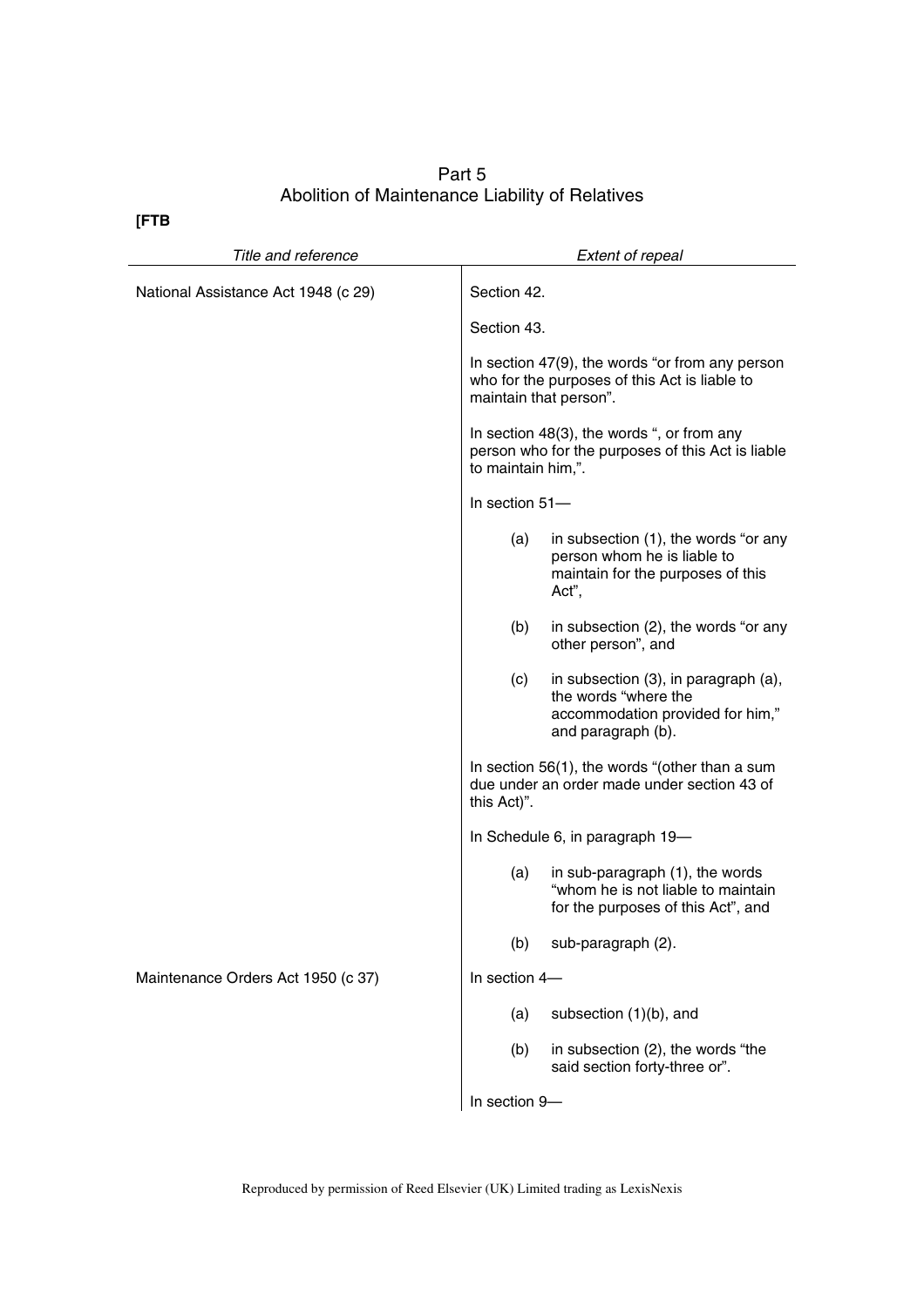## Part 5
## Abolition of Maintenance Liability of Relatives

**[FTB**

| *Title and reference* | *Extent of repeal* |
|---|---|
| National Assistance Act 1948 (c 29) | Section 42. |
| | Section 43. |
| | In section 47(9), the words "or from any person who for the purposes of this Act is liable to maintain that person". |
| | In section 48(3), the words ", or from any person who for the purposes of this Act is liable to maintain him,". |
| | In section 51— |
| | (a) in subsection (1), the words "or any person whom he is liable to maintain for the purposes of this Act", |
| | (b) in subsection (2), the words "or any other person", and |
| | (c) in subsection (3), in paragraph (a), the words "where the accommodation provided for him," and paragraph (b). |
| | In section 56(1), the words "(other than a sum due under an order made under section 43 of this Act)". |
| | In Schedule 6, in paragraph 19— |
| | (a) in sub-paragraph (1), the words "whom he is not liable to maintain for the purposes of this Act", and |
| | (b) sub-paragraph (2). |
| Maintenance Orders Act 1950 (c 37) | In section 4— |
| | (a) subsection (1)(b), and |
| | (b) in subsection (2), the words "the said section forty-three or". |
| | In section 9— |

Reproduced by permission of Reed Elsevier (UK) Limited trading as LexisNexis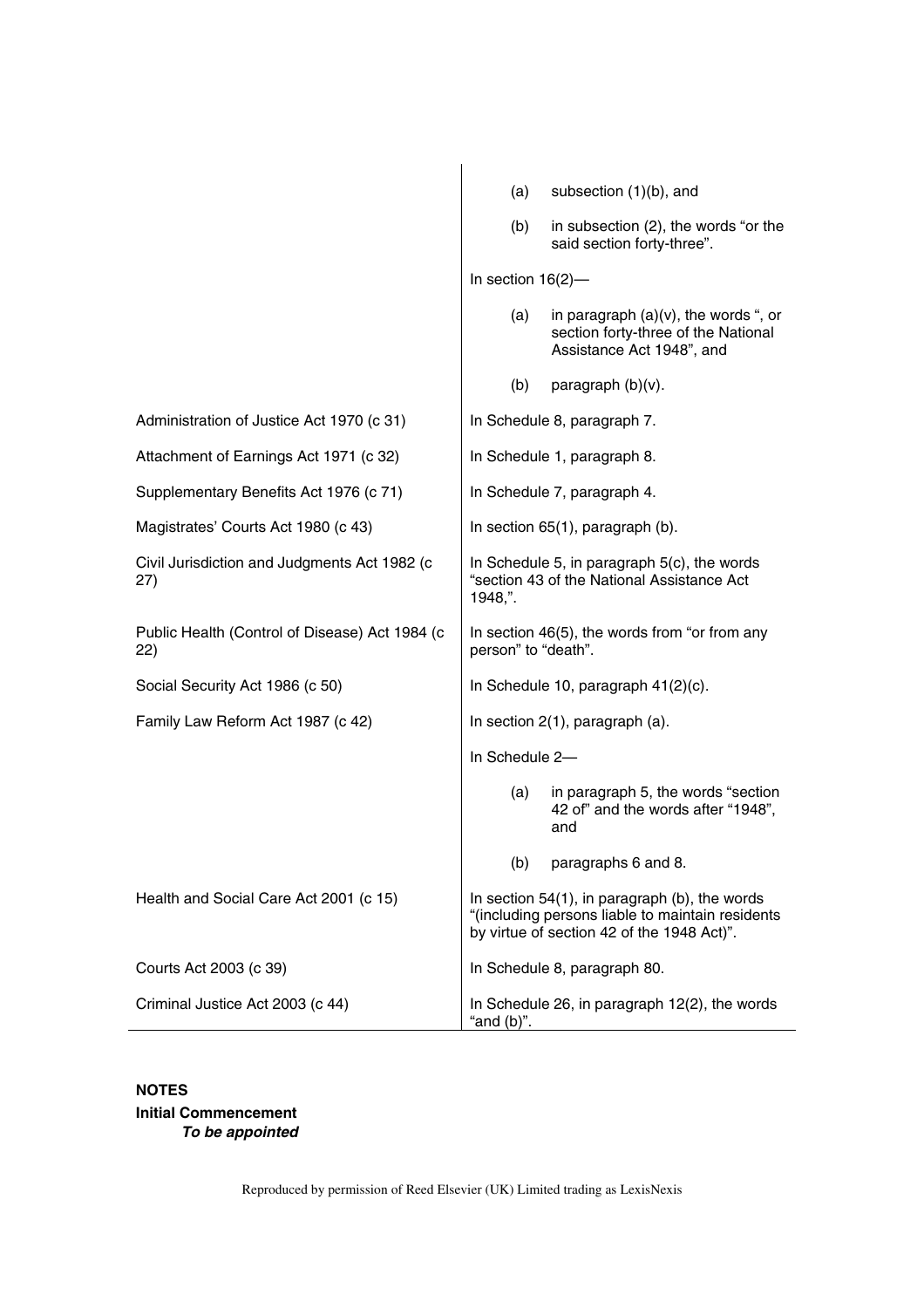| | |
|---|---|
| | (a) subsection (1)(b), and |
| | (b) in subsection (2), the words "or the said section forty-three". |
| | In section 16(2)— |
| | (a) in paragraph (a)(v), the words ", or section forty-three of the National Assistance Act 1948", and |
| | (b) paragraph (b)(v). |
| Administration of Justice Act 1970 (c 31) | In Schedule 8, paragraph 7. |
| Attachment of Earnings Act 1971 (c 32) | In Schedule 1, paragraph 8. |
| Supplementary Benefits Act 1976 (c 71) | In Schedule 7, paragraph 4. |
| Magistrates' Courts Act 1980 (c 43) | In section 65(1), paragraph (b). |
| Civil Jurisdiction and Judgments Act 1982 (c 27) | In Schedule 5, in paragraph 5(c), the words "section 43 of the National Assistance Act 1948,". |
| Public Health (Control of Disease) Act 1984 (c 22) | In section 46(5), the words from "or from any person" to "death". |
| Social Security Act 1986 (c 50) | In Schedule 10, paragraph 41(2)(c). |
| Family Law Reform Act 1987 (c 42) | In section 2(1), paragraph (a). |
| | In Schedule 2— |
| | (a) in paragraph 5, the words "section 42 of" and the words after "1948", and |
| | (b) paragraphs 6 and 8. |
| Health and Social Care Act 2001 (c 15) | In section 54(1), in paragraph (b), the words "(including persons liable to maintain residents by virtue of section 42 of the 1948 Act)". |
| Courts Act 2003 (c 39) | In Schedule 8, paragraph 80. |
| Criminal Justice Act 2003 (c 44) | In Schedule 26, in paragraph 12(2), the words "and (b)". |

**NOTES**

**Initial Commencement**

***To be appointed***

Reproduced by permission of Reed Elsevier (UK) Limited trading as LexisNexis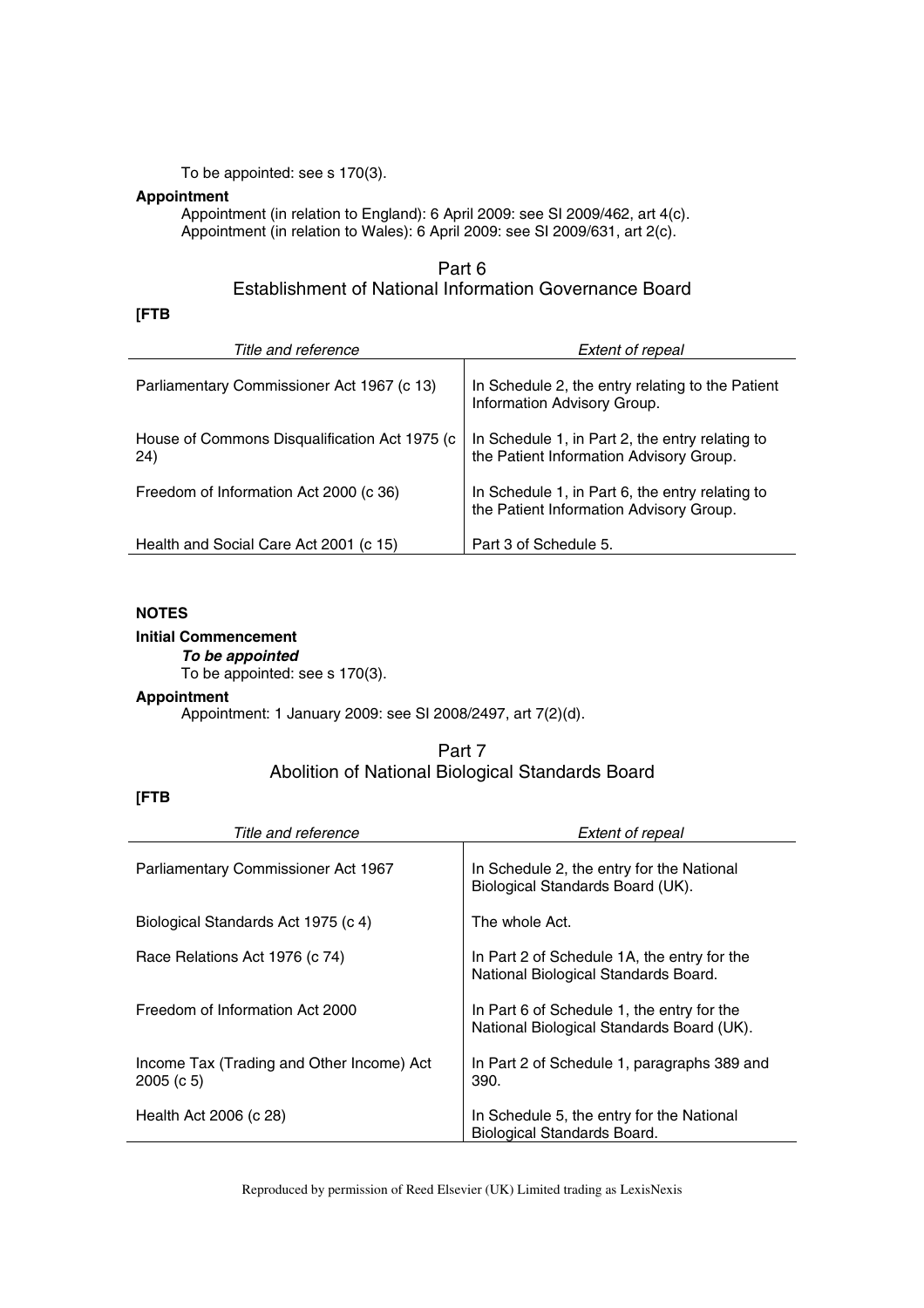To be appointed: see s 170(3).

**Appointment**

Appointment (in relation to England): 6 April 2009: see SI 2009/462, art 4(c).
Appointment (in relation to Wales): 6 April 2009: see SI 2009/631, art 2(c).

## Part 6
## Establishment of National Information Governance Board

**[FTB**

| *Title and reference* | *Extent of repeal* |
|---|---|
| Parliamentary Commissioner Act 1967 (c 13) | In Schedule 2, the entry relating to the Patient Information Advisory Group. |
| House of Commons Disqualification Act 1975 (c 24) | In Schedule 1, in Part 2, the entry relating to the Patient Information Advisory Group. |
| Freedom of Information Act 2000 (c 36) | In Schedule 1, in Part 6, the entry relating to the Patient Information Advisory Group. |
| Health and Social Care Act 2001 (c 15) | Part 3 of Schedule 5. |

**NOTES**

**Initial Commencement**

***To be appointed***

To be appointed: see s 170(3).

**Appointment**

Appointment: 1 January 2009: see SI 2008/2497, art 7(2)(d).

## Part 7
## Abolition of National Biological Standards Board

**[FTB**

| *Title and reference* | *Extent of repeal* |
|---|---|
| Parliamentary Commissioner Act 1967 | In Schedule 2, the entry for the National Biological Standards Board (UK). |
| Biological Standards Act 1975 (c 4) | The whole Act. |
| Race Relations Act 1976 (c 74) | In Part 2 of Schedule 1A, the entry for the National Biological Standards Board. |
| Freedom of Information Act 2000 | In Part 6 of Schedule 1, the entry for the National Biological Standards Board (UK). |
| Income Tax (Trading and Other Income) Act 2005 (c 5) | In Part 2 of Schedule 1, paragraphs 389 and 390. |
| Health Act 2006 (c 28) | In Schedule 5, the entry for the National Biological Standards Board. |

Reproduced by permission of Reed Elsevier (UK) Limited trading as LexisNexis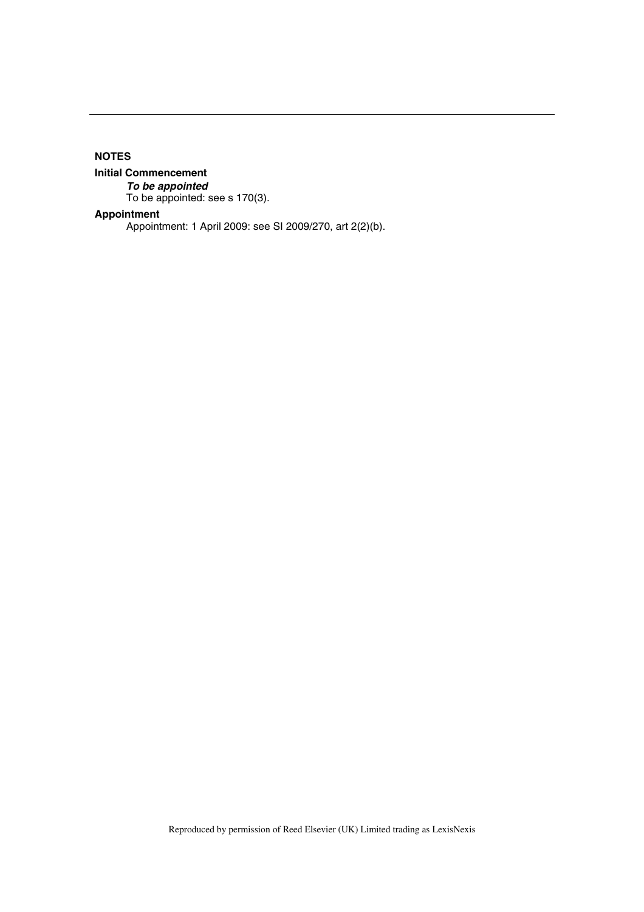**NOTES**

**Initial Commencement**

***To be appointed***

To be appointed: see s 170(3).

**Appointment**

Appointment: 1 April 2009: see SI 2009/270, art 2(2)(b).